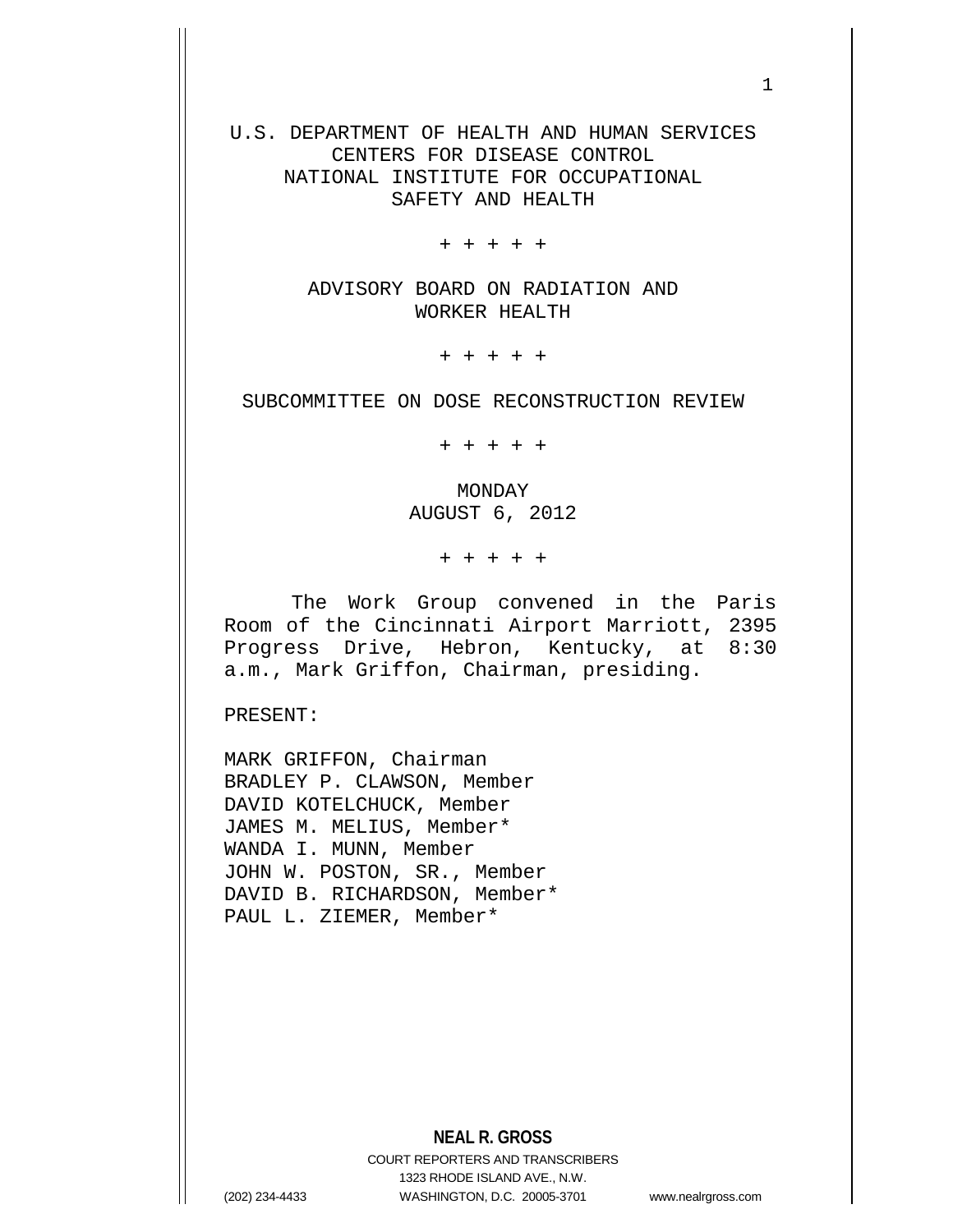U.S. DEPARTMENT OF HEALTH AND HUMAN SERVICES
CENTERS FOR DISEASE CONTROL
NATIONAL INSTITUTE FOR OCCUPATIONAL
SAFETY AND HEALTH

+ + + + +

ADVISORY BOARD ON RADIATION AND
WORKER HEALTH

+ + + + +

SUBCOMMITTEE ON DOSE RECONSTRUCTION REVIEW

+ + + + +

MONDAY
AUGUST 6, 2012

+ + + + +

The Work Group convened in the Paris Room of the Cincinnati Airport Marriott, 2395 Progress Drive, Hebron, Kentucky, at 8:30 a.m., Mark Griffon, Chairman, presiding.

PRESENT:

MARK GRIFFON, Chairman
BRADLEY P. CLAWSON, Member
DAVID KOTELCHUCK, Member
JAMES M. MELIUS, Member*
WANDA I. MUNN, Member
JOHN W. POSTON, SR., Member
DAVID B. RICHARDSON, Member*
PAUL L. ZIEMER, Member*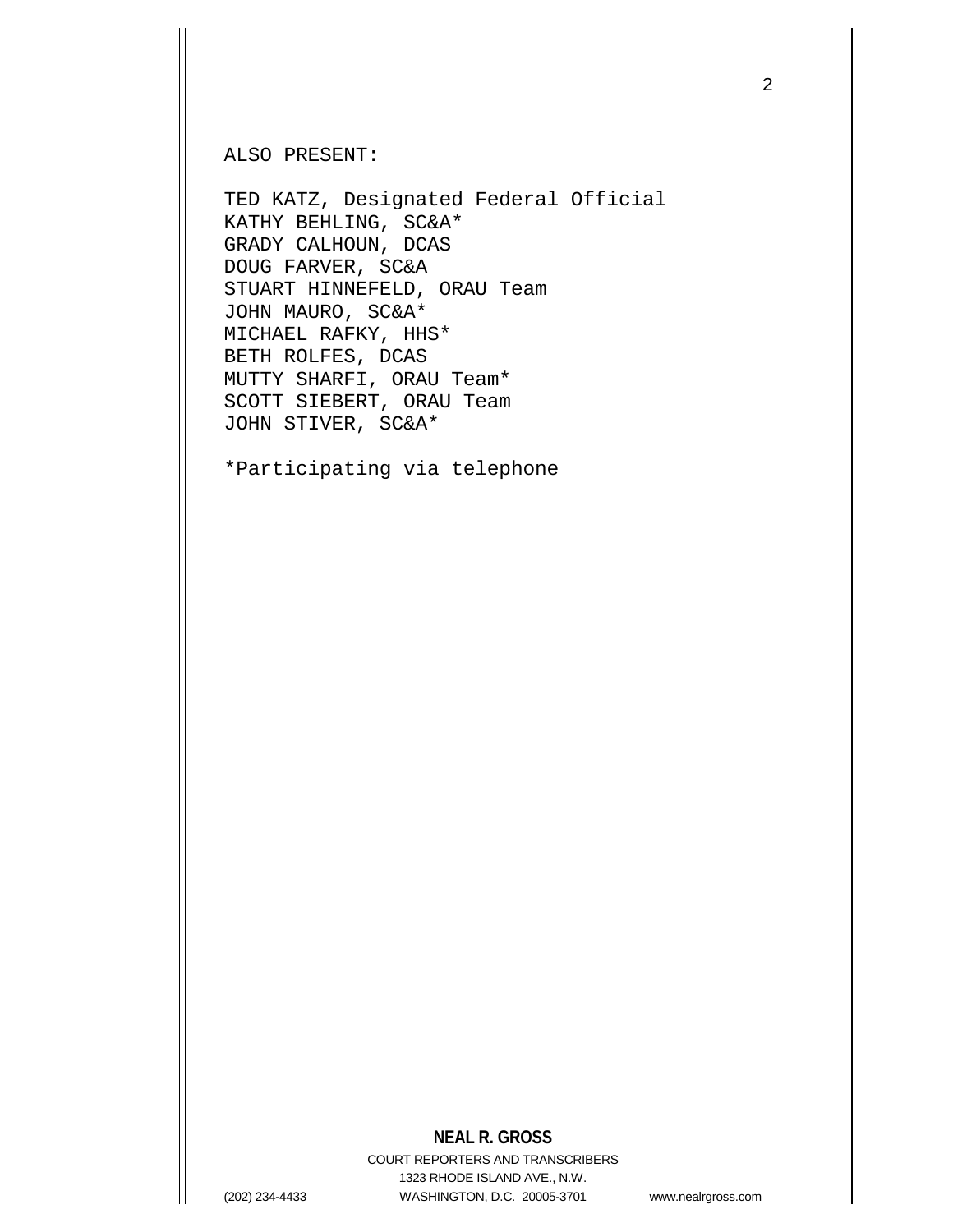ALSO PRESENT:

TED KATZ, Designated Federal Official
KATHY BEHLING, SC&A*
GRADY CALHOUN, DCAS
DOUG FARVER, SC&A
STUART HINNEFELD, ORAU Team
JOHN MAURO, SC&A*
MICHAEL RAFKY, HHS*
BETH ROLFES, DCAS
MUTTY SHARFI, ORAU Team*
SCOTT SIEBERT, ORAU Team
JOHN STIVER, SC&A*

*Participating via telephone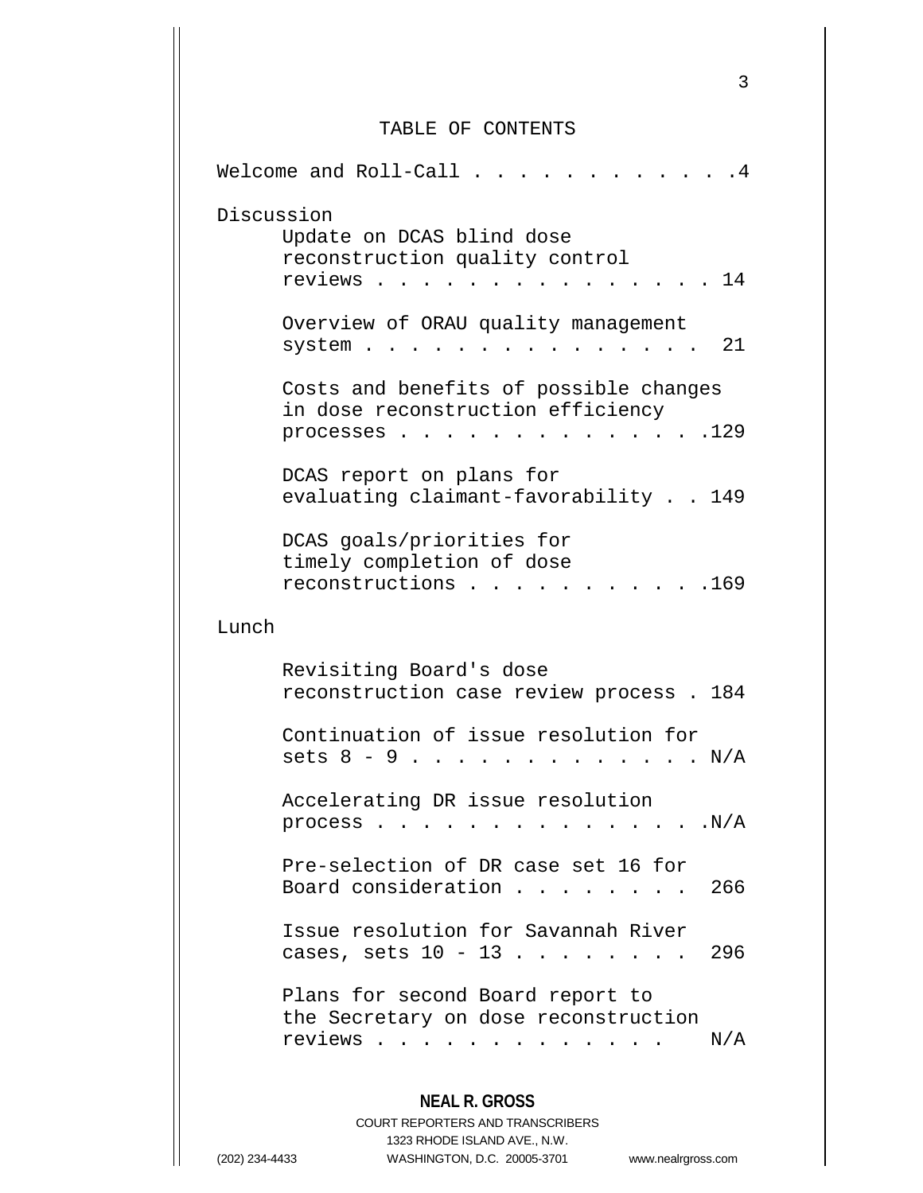# TABLE OF CONTENTS

Welcome and Roll-Call . . . . . . . . . . . .4

Discussion

- Update on DCAS blind dose reconstruction quality control reviews . . . . . . . . . . . . . . . 14
- Overview of ORAU quality management system . . . . . . . . . . . . . . . 21
- Costs and benefits of possible changes in dose reconstruction efficiency processes . . . . . . . . . . . . . .129
- DCAS report on plans for evaluating claimant-favorability . . 149
- DCAS goals/priorities for timely completion of dose reconstructions . . . . . . . . . . .169

Lunch

- Revisiting Board's dose reconstruction case review process . 184
- Continuation of issue resolution for sets 8 - 9 . . . . . . . . . . . . . . N/A
- Accelerating DR issue resolution process . . . . . . . . . . . . . . .N/A
- Pre-selection of DR case set 16 for Board consideration . . . . . . . . 266
- Issue resolution for Savannah River cases, sets 10 - 13 . . . . . . . . 296
- Plans for second Board report to the Secretary on dose reconstruction reviews . . . . . . . . . . . . . N/A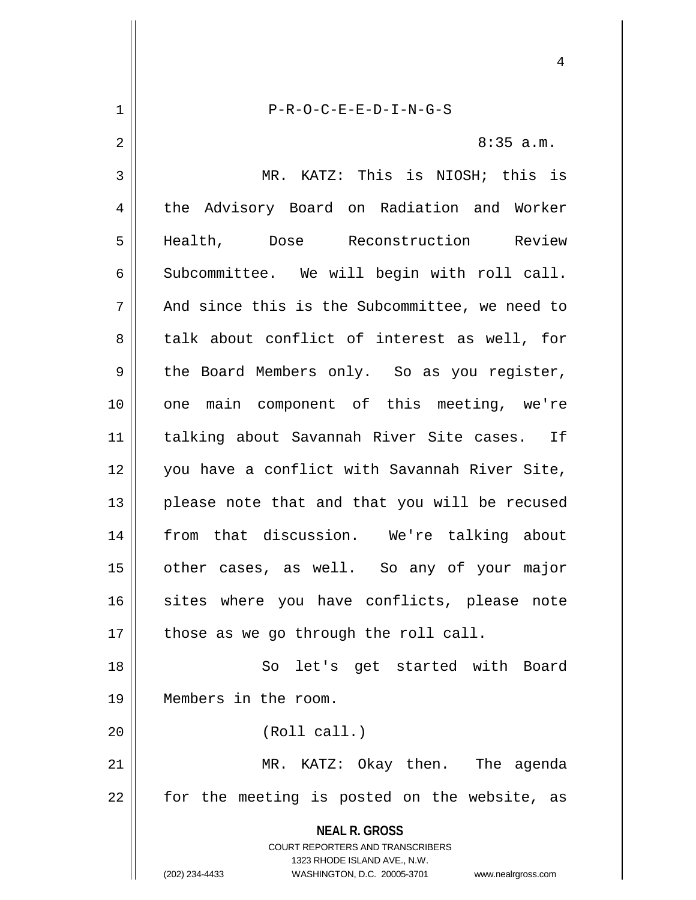P-R-O-C-E-E-D-I-N-G-S

8:35 a.m.

MR. KATZ: This is NIOSH; this is the Advisory Board on Radiation and Worker Health, Dose Reconstruction Review Subcommittee. We will begin with roll call. And since this is the Subcommittee, we need to talk about conflict of interest as well, for the Board Members only. So as you register, one main component of this meeting, we're talking about Savannah River Site cases. If you have a conflict with Savannah River Site, please note that and that you will be recused from that discussion. We're talking about other cases, as well. So any of your major sites where you have conflicts, please note those as we go through the roll call.

So let's get started with Board Members in the room.

(Roll call.)

MR. KATZ: Okay then. The agenda for the meeting is posted on the website, as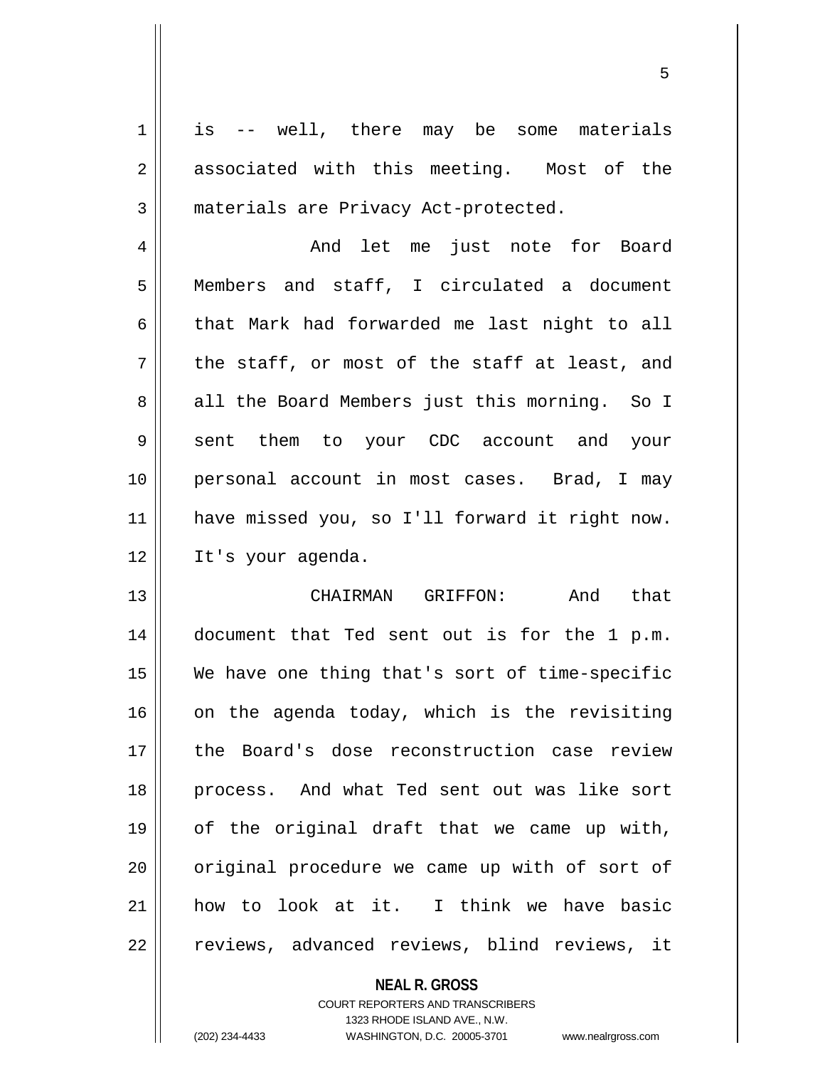is -- well, there may be some materials associated with this meeting. Most of the materials are Privacy Act-protected.

And let me just note for Board Members and staff, I circulated a document that Mark had forwarded me last night to all the staff, or most of the staff at least, and all the Board Members just this morning. So I sent them to your CDC account and your personal account in most cases. Brad, I may have missed you, so I'll forward it right now. It's your agenda.

CHAIRMAN GRIFFON: And that document that Ted sent out is for the 1 p.m. We have one thing that's sort of time-specific on the agenda today, which is the revisiting the Board's dose reconstruction case review process. And what Ted sent out was like sort of the original draft that we came up with, original procedure we came up with of sort of how to look at it. I think we have basic reviews, advanced reviews, blind reviews, it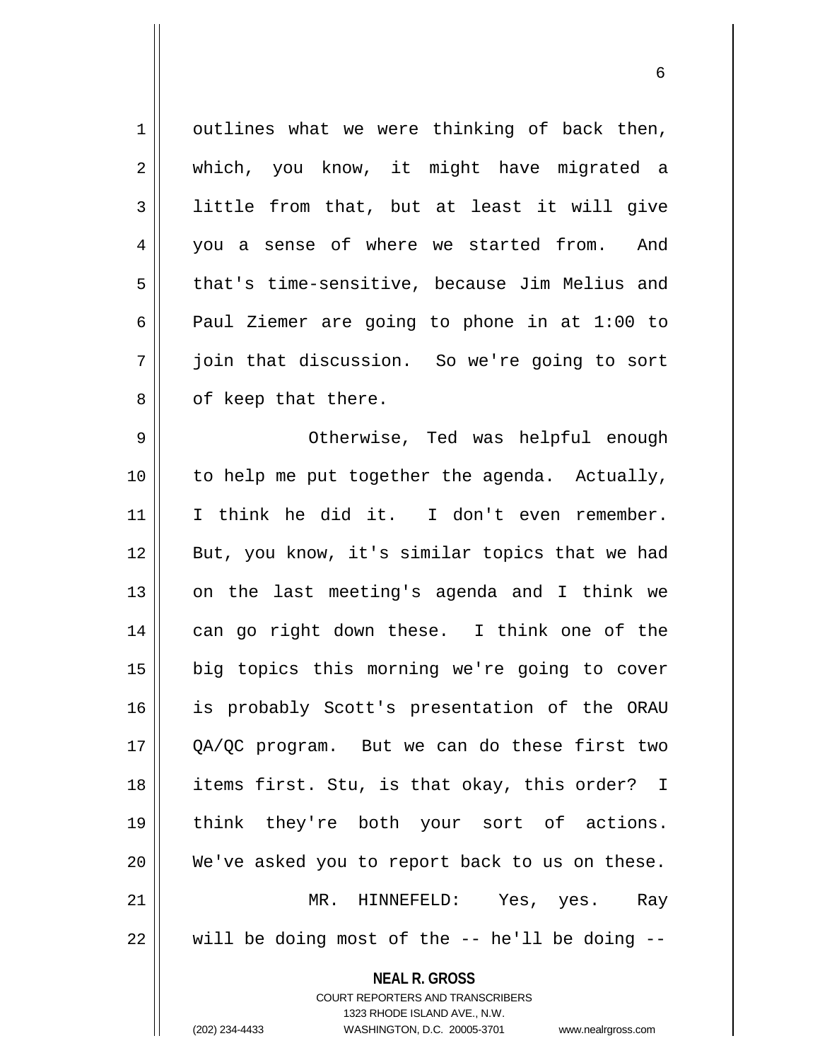outlines what we were thinking of back then, which, you know, it might have migrated a little from that, but at least it will give you a sense of where we started from. And that's time-sensitive, because Jim Melius and Paul Ziemer are going to phone in at 1:00 to join that discussion. So we're going to sort of keep that there.

Otherwise, Ted was helpful enough to help me put together the agenda. Actually, I think he did it. I don't even remember. But, you know, it's similar topics that we had on the last meeting's agenda and I think we can go right down these. I think one of the big topics this morning we're going to cover is probably Scott's presentation of the ORAU QA/QC program. But we can do these first two items first. Stu, is that okay, this order? I think they're both your sort of actions. We've asked you to report back to us on these.

MR. HINNEFELD: Yes, yes. Ray will be doing most of the -- he'll be doing --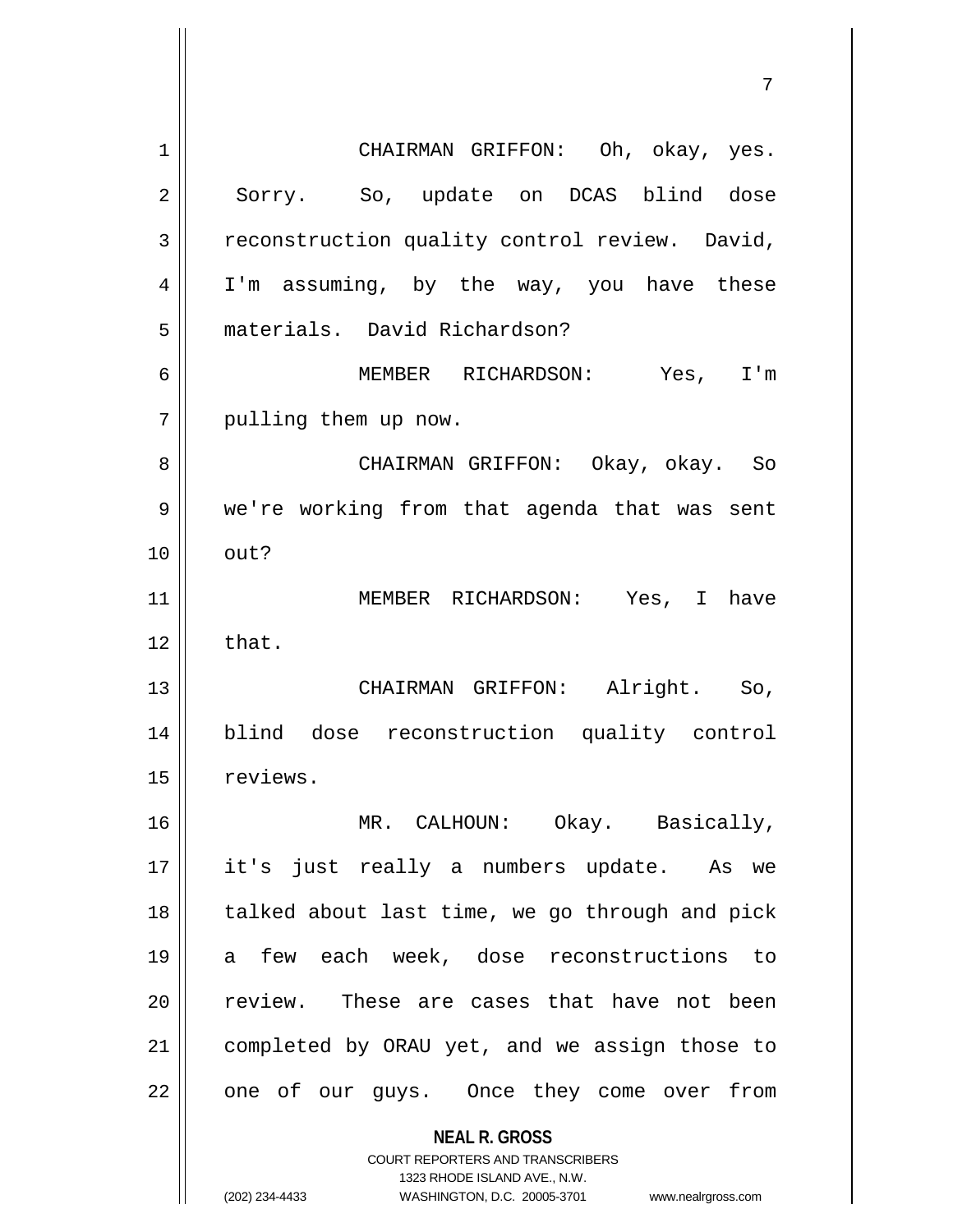CHAIRMAN GRIFFON: Oh, okay, yes. Sorry. So, update on DCAS blind dose reconstruction quality control review. David, I'm assuming, by the way, you have these materials. David Richardson?

MEMBER RICHARDSON: Yes, I'm pulling them up now.

CHAIRMAN GRIFFON: Okay, okay. So we're working from that agenda that was sent out?

MEMBER RICHARDSON: Yes, I have that.

CHAIRMAN GRIFFON: Alright. So, blind dose reconstruction quality control reviews.

MR. CALHOUN: Okay. Basically, it's just really a numbers update. As we talked about last time, we go through and pick a few each week, dose reconstructions to review. These are cases that have not been completed by ORAU yet, and we assign those to one of our guys. Once they come over from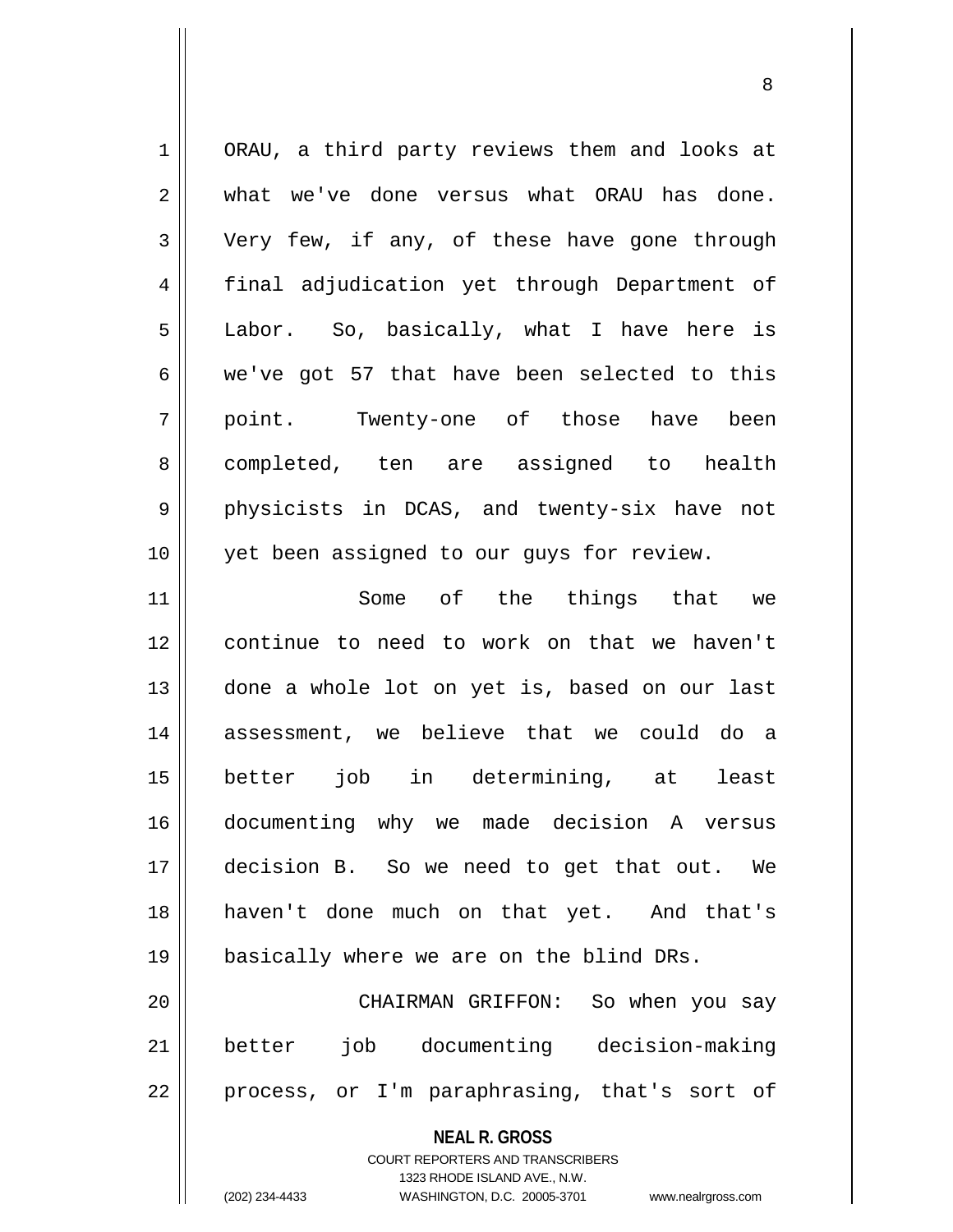ORAU, a third party reviews them and looks at what we've done versus what ORAU has done. Very few, if any, of these have gone through final adjudication yet through Department of Labor. So, basically, what I have here is we've got 57 that have been selected to this point. Twenty-one of those have been completed, ten are assigned to health physicists in DCAS, and twenty-six have not yet been assigned to our guys for review.

Some of the things that we continue to need to work on that we haven't done a whole lot on yet is, based on our last assessment, we believe that we could do a better job in determining, at least documenting why we made decision A versus decision B. So we need to get that out. We haven't done much on that yet. And that's basically where we are on the blind DRs.

CHAIRMAN GRIFFON: So when you say better job documenting decision-making process, or I'm paraphrasing, that's sort of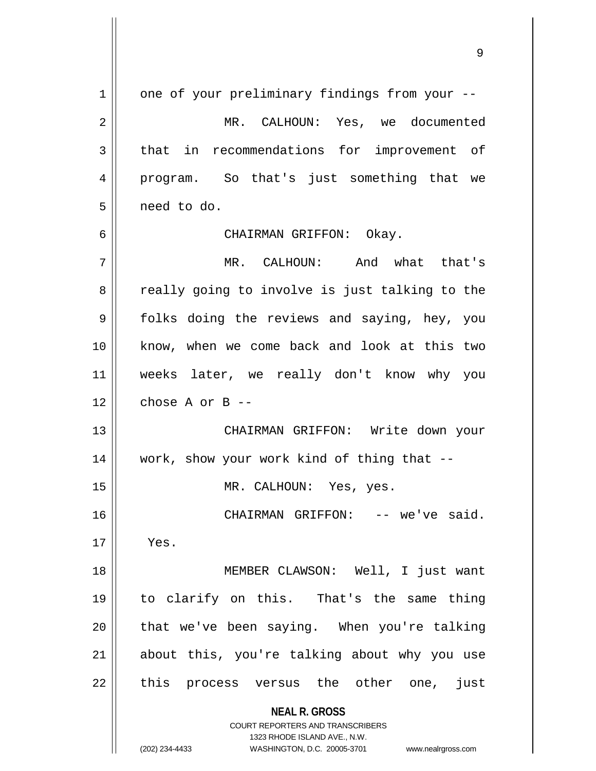one of your preliminary findings from your --

MR. CALHOUN: Yes, we documented that in recommendations for improvement of program. So that's just something that we need to do.

CHAIRMAN GRIFFON: Okay.

MR. CALHOUN: And what that's really going to involve is just talking to the folks doing the reviews and saying, hey, you know, when we come back and look at this two weeks later, we really don't know why you chose A or B --

CHAIRMAN GRIFFON: Write down your work, show your work kind of thing that --

MR. CALHOUN: Yes, yes.

CHAIRMAN GRIFFON: -- we've said. Yes.

MEMBER CLAWSON: Well, I just want to clarify on this. That's the same thing that we've been saying. When you're talking about this, you're talking about why you use this process versus the other one, just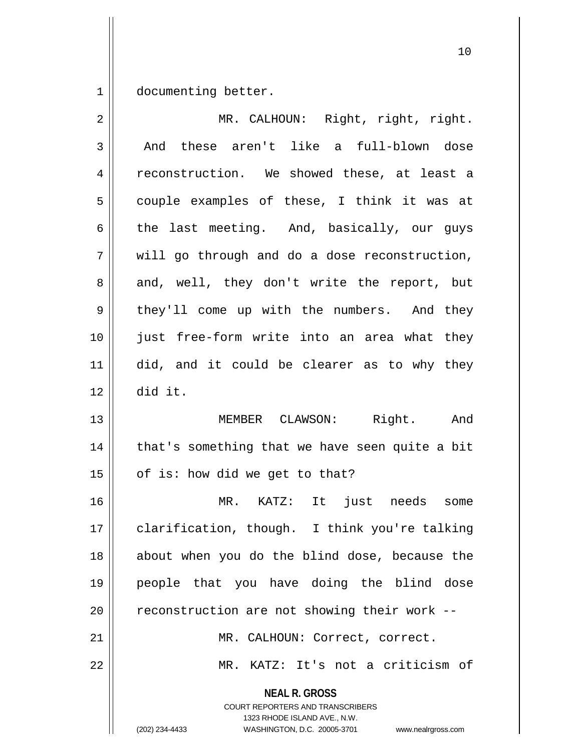documenting better.

MR. CALHOUN: Right, right, right. And these aren't like a full-blown dose reconstruction. We showed these, at least a couple examples of these, I think it was at the last meeting. And, basically, our guys will go through and do a dose reconstruction, and, well, they don't write the report, but they'll come up with the numbers. And they just free-form write into an area what they did, and it could be clearer as to why they did it.

MEMBER CLAWSON: Right. And that's something that we have seen quite a bit of is: how did we get to that?

MR. KATZ: It just needs some clarification, though. I think you're talking about when you do the blind dose, because the people that you have doing the blind dose reconstruction are not showing their work --

MR. CALHOUN: Correct, correct.

MR. KATZ: It's not a criticism of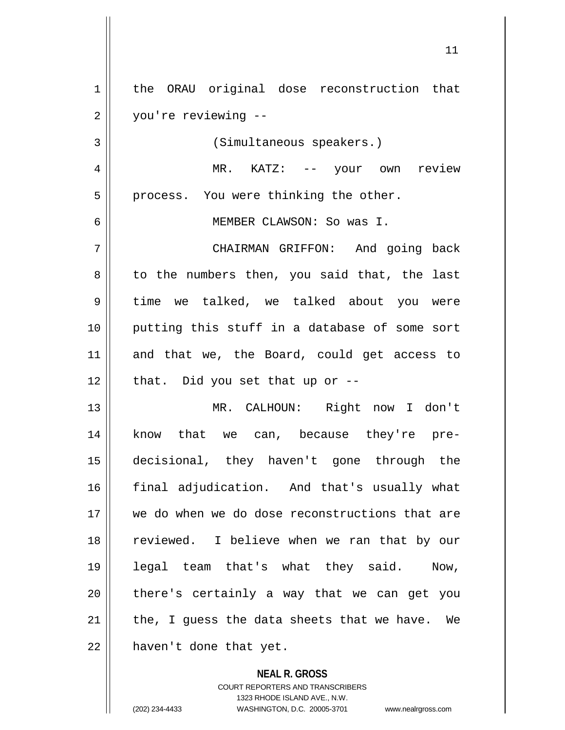the ORAU original dose reconstruction that you're reviewing --

(Simultaneous speakers.)

MR. KATZ: -- your own review process. You were thinking the other.

MEMBER CLAWSON: So was I.

CHAIRMAN GRIFFON: And going back to the numbers then, you said that, the last time we talked, we talked about you were putting this stuff in a database of some sort and that we, the Board, could get access to that. Did you set that up or --

MR. CALHOUN: Right now I don't know that we can, because they're pre-decisional, they haven't gone through the final adjudication. And that's usually what we do when we do dose reconstructions that are reviewed. I believe when we ran that by our legal team that's what they said. Now, there's certainly a way that we can get you the, I guess the data sheets that we have. We haven't done that yet.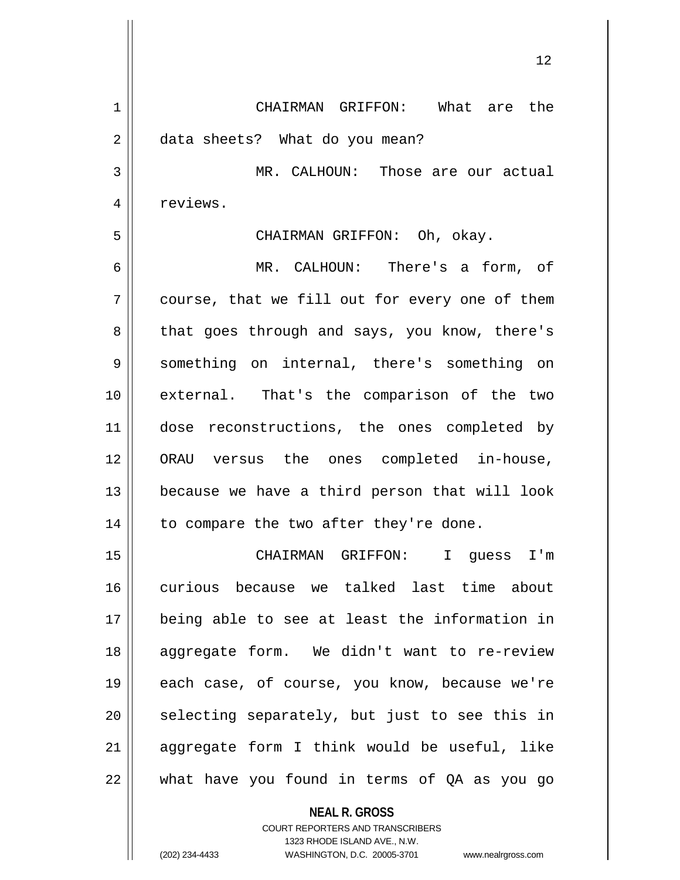CHAIRMAN GRIFFON: What are the data sheets? What do you mean?

MR. CALHOUN: Those are our actual reviews.

CHAIRMAN GRIFFON: Oh, okay.

MR. CALHOUN: There's a form, of course, that we fill out for every one of them that goes through and says, you know, there's something on internal, there's something on external. That's the comparison of the two dose reconstructions, the ones completed by ORAU versus the ones completed in-house, because we have a third person that will look to compare the two after they're done.

CHAIRMAN GRIFFON: I guess I'm curious because we talked last time about being able to see at least the information in aggregate form. We didn't want to re-review each case, of course, you know, because we're selecting separately, but just to see this in aggregate form I think would be useful, like what have you found in terms of QA as you go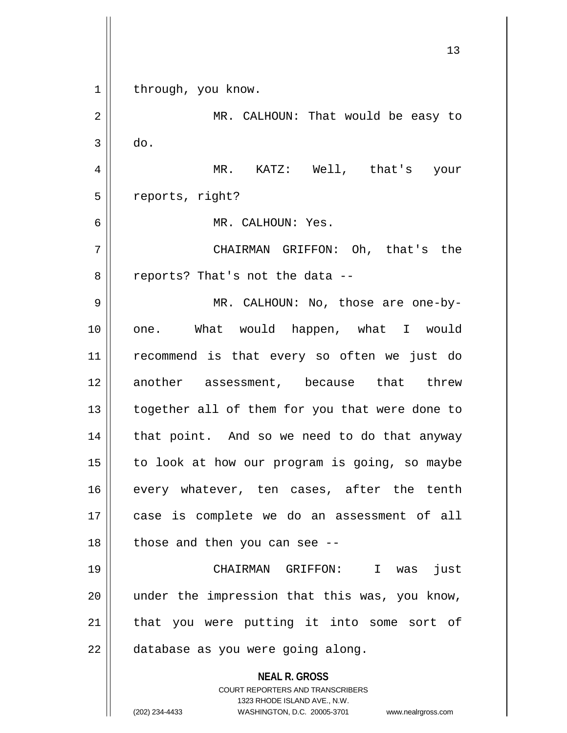through, you know.

MR. CALHOUN: That would be easy to do.

MR. KATZ: Well, that's your reports, right?

MR. CALHOUN: Yes.

CHAIRMAN GRIFFON: Oh, that's the reports? That's not the data --

MR. CALHOUN: No, those are one-by-one. What would happen, what I would recommend is that every so often we just do another assessment, because that threw together all of them for you that were done to that point. And so we need to do that anyway to look at how our program is going, so maybe every whatever, ten cases, after the tenth case is complete we do an assessment of all those and then you can see --

CHAIRMAN GRIFFON: I was just under the impression that this was, you know, that you were putting it into some sort of database as you were going along.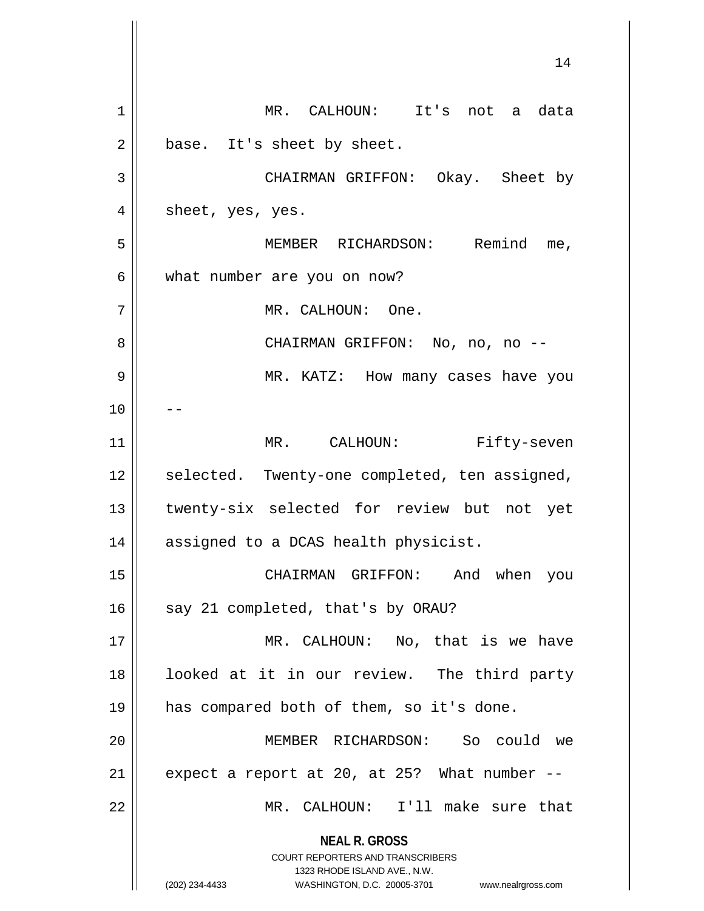MR. CALHOUN: It's not a data base. It's sheet by sheet.

CHAIRMAN GRIFFON: Okay. Sheet by sheet, yes, yes.

MEMBER RICHARDSON: Remind me, what number are you on now?

MR. CALHOUN: One.

CHAIRMAN GRIFFON: No, no, no --

MR. KATZ: How many cases have you --

MR. CALHOUN: Fifty-seven selected. Twenty-one completed, ten assigned, twenty-six selected for review but not yet assigned to a DCAS health physicist.

CHAIRMAN GRIFFON: And when you say 21 completed, that's by ORAU?

MR. CALHOUN: No, that is we have looked at it in our review. The third party has compared both of them, so it's done.

MEMBER RICHARDSON: So could we expect a report at 20, at 25? What number --

MR. CALHOUN: I'll make sure that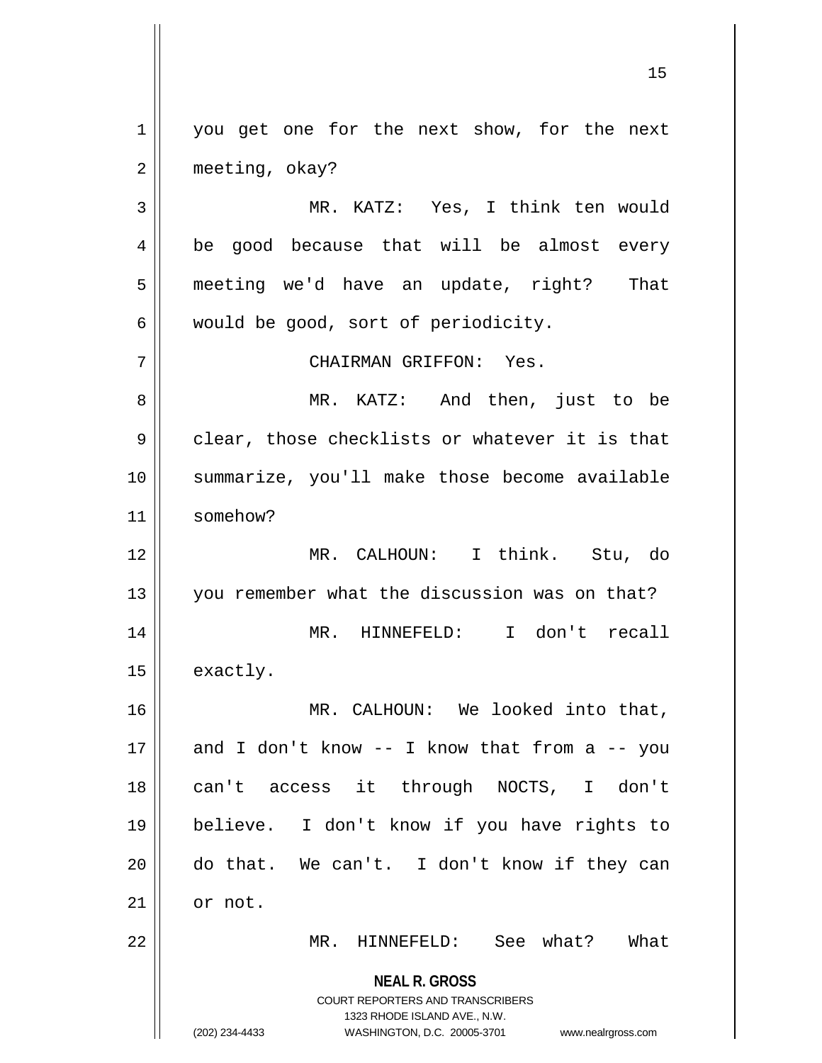you get one for the next show, for the next meeting, okay?

MR. KATZ: Yes, I think ten would be good because that will be almost every meeting we'd have an update, right? That would be good, sort of periodicity.

CHAIRMAN GRIFFON: Yes.

MR. KATZ: And then, just to be clear, those checklists or whatever it is that summarize, you'll make those become available somehow?

MR. CALHOUN: I think. Stu, do you remember what the discussion was on that?

MR. HINNEFELD: I don't recall exactly.

MR. CALHOUN: We looked into that, and I don't know -- I know that from a -- you can't access it through NOCTS, I don't believe. I don't know if you have rights to do that. We can't. I don't know if they can or not.

MR. HINNEFELD: See what? What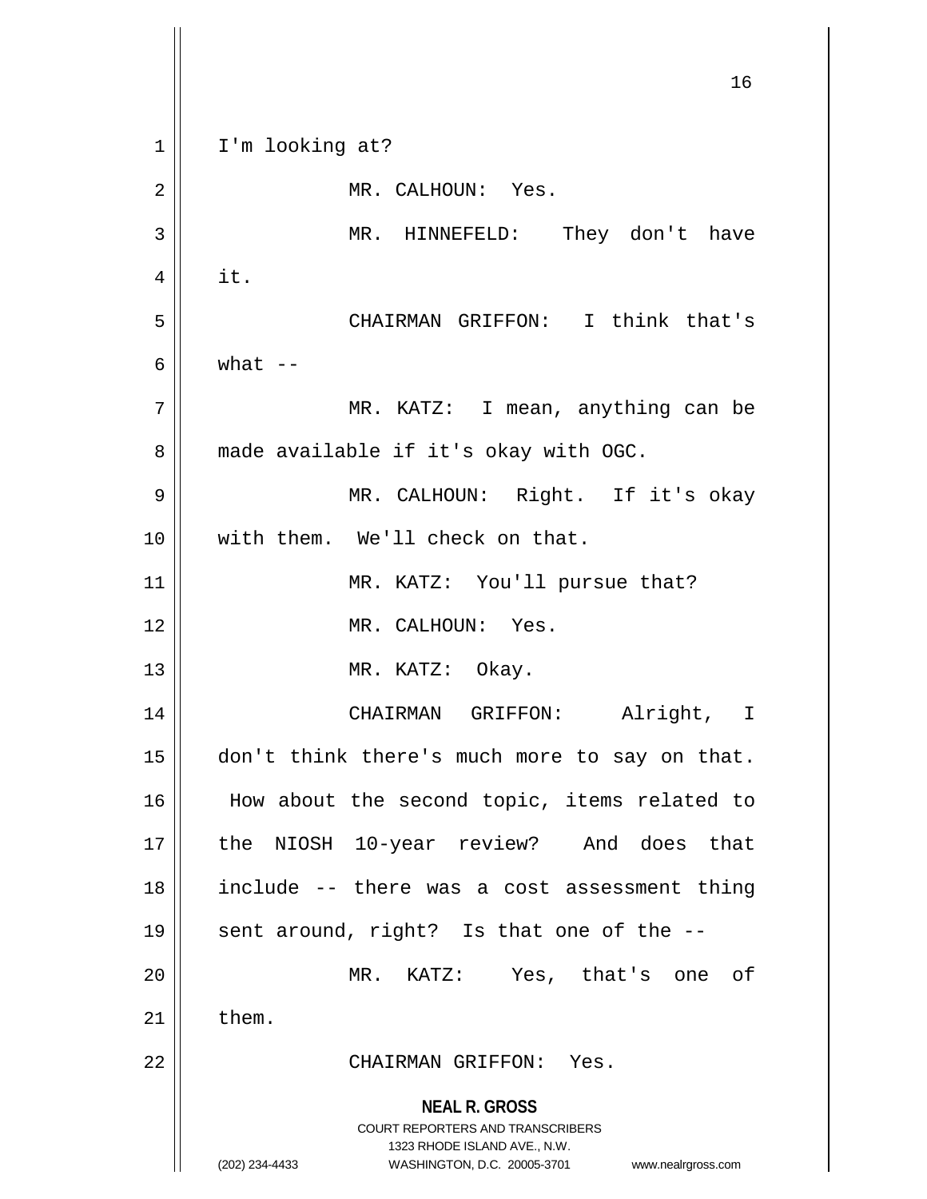I'm looking at?

MR. CALHOUN: Yes.

MR. HINNEFELD: They don't have it.

CHAIRMAN GRIFFON: I think that's what --

MR. KATZ: I mean, anything can be made available if it's okay with OGC.

MR. CALHOUN: Right. If it's okay with them. We'll check on that.

MR. KATZ: You'll pursue that?

MR. CALHOUN: Yes.

MR. KATZ: Okay.

CHAIRMAN GRIFFON: Alright, I don't think there's much more to say on that. How about the second topic, items related to the NIOSH 10-year review? And does that include -- there was a cost assessment thing sent around, right? Is that one of the --

MR. KATZ: Yes, that's one of them.

CHAIRMAN GRIFFON: Yes.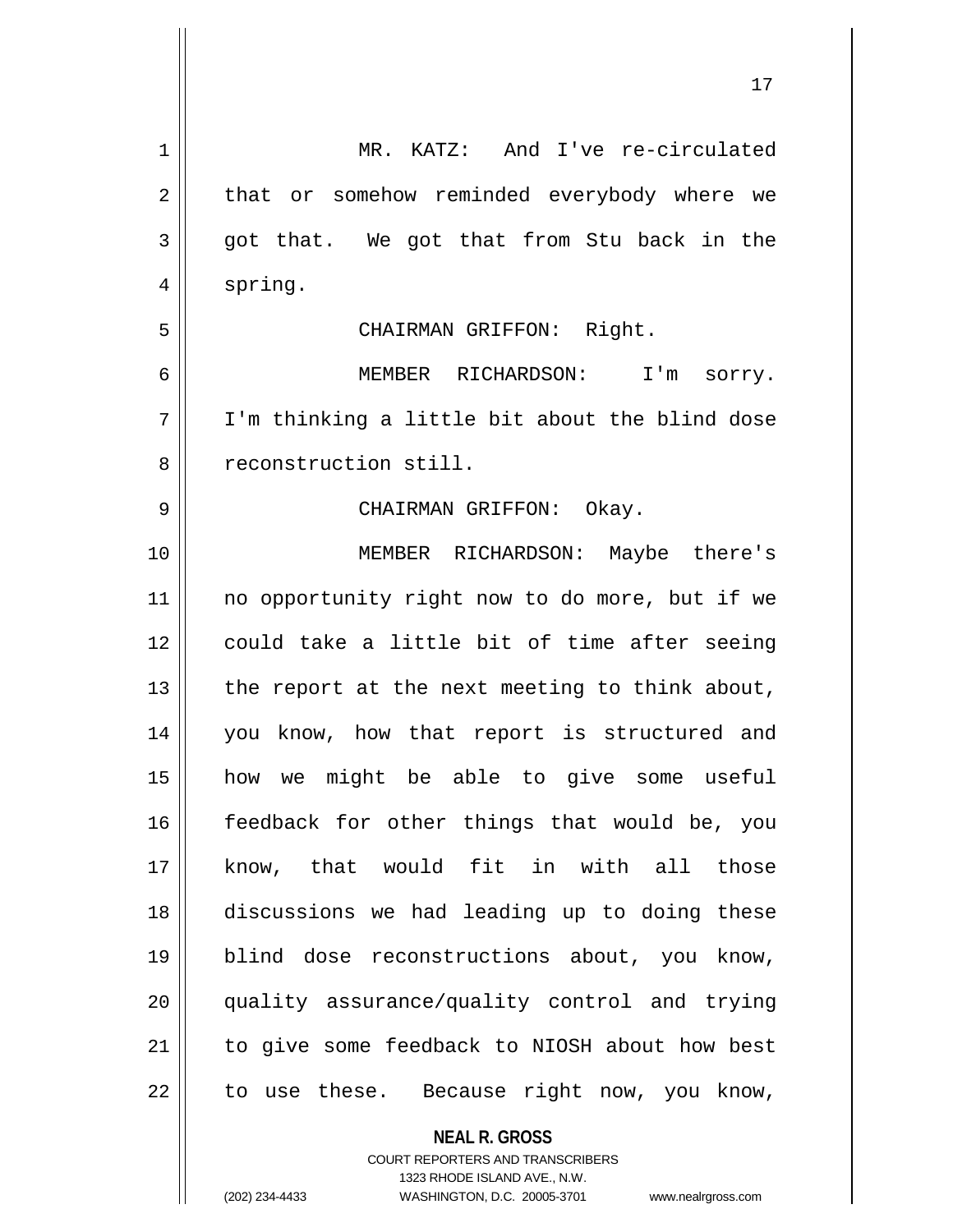MR. KATZ: And I've re-circulated that or somehow reminded everybody where we got that. We got that from Stu back in the spring.

CHAIRMAN GRIFFON: Right.

MEMBER RICHARDSON: I'm sorry. I'm thinking a little bit about the blind dose reconstruction still.

CHAIRMAN GRIFFON: Okay.

MEMBER RICHARDSON: Maybe there's no opportunity right now to do more, but if we could take a little bit of time after seeing the report at the next meeting to think about, you know, how that report is structured and how we might be able to give some useful feedback for other things that would be, you know, that would fit in with all those discussions we had leading up to doing these blind dose reconstructions about, you know, quality assurance/quality control and trying to give some feedback to NIOSH about how best to use these. Because right now, you know,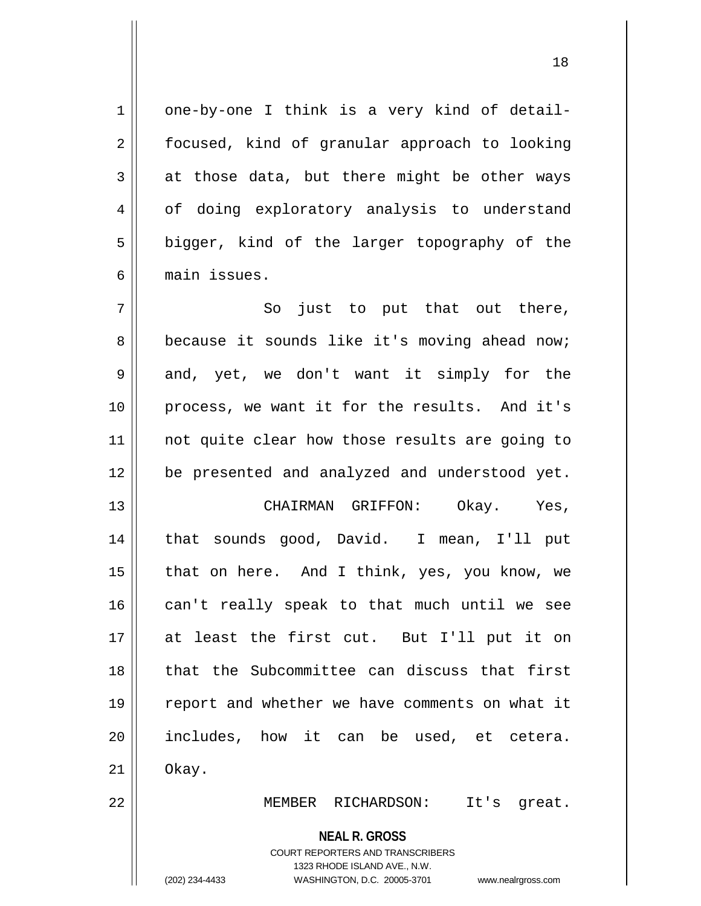one-by-one I think is a very kind of detail-focused, kind of granular approach to looking at those data, but there might be other ways of doing exploratory analysis to understand bigger, kind of the larger topography of the main issues.

So just to put that out there, because it sounds like it's moving ahead now; and, yet, we don't want it simply for the process, we want it for the results. And it's not quite clear how those results are going to be presented and analyzed and understood yet.

CHAIRMAN GRIFFON: Okay. Yes, that sounds good, David. I mean, I'll put that on here. And I think, yes, you know, we can't really speak to that much until we see at least the first cut. But I'll put it on that the Subcommittee can discuss that first report and whether we have comments on what it includes, how it can be used, et cetera. Okay.

MEMBER RICHARDSON: It's great.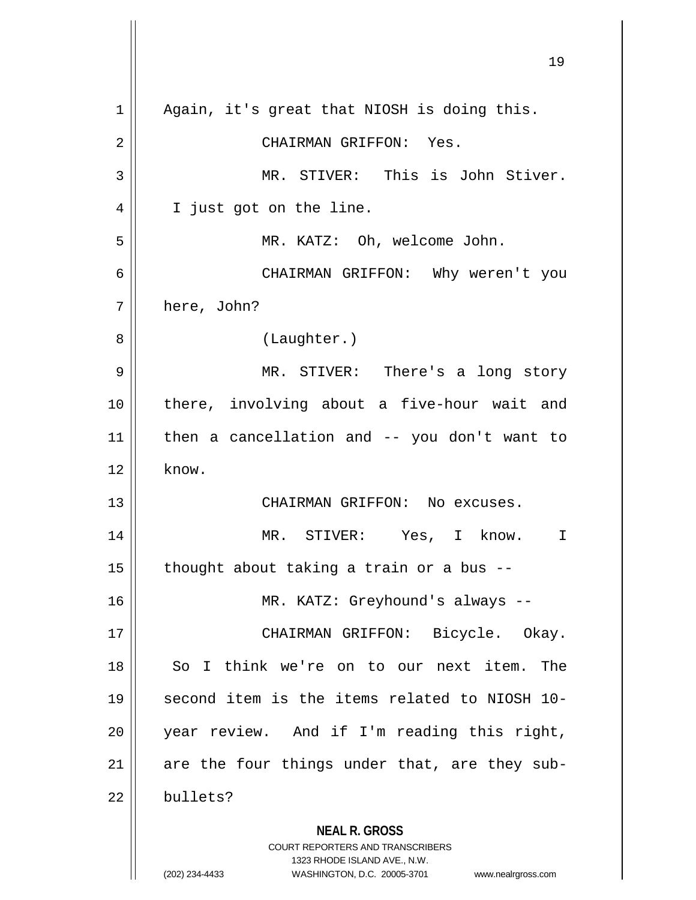Again, it's great that NIOSH is doing this.

CHAIRMAN GRIFFON: Yes.

MR. STIVER: This is John Stiver. I just got on the line.

MR. KATZ: Oh, welcome John.

CHAIRMAN GRIFFON: Why weren't you here, John?

(Laughter.)

MR. STIVER: There's a long story there, involving about a five-hour wait and then a cancellation and -- you don't want to know.

CHAIRMAN GRIFFON: No excuses.

MR. STIVER: Yes, I know. I thought about taking a train or a bus --

MR. KATZ: Greyhound's always --

CHAIRMAN GRIFFON: Bicycle. Okay. So I think we're on to our next item. The second item is the items related to NIOSH 10-year review. And if I'm reading this right, are the four things under that, are they sub-bullets?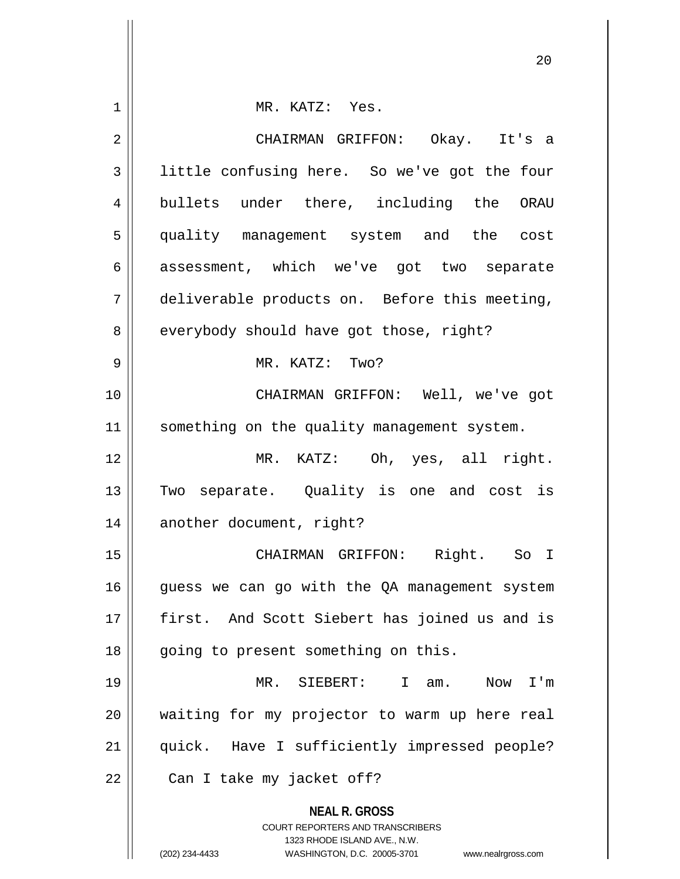MR. KATZ: Yes.

CHAIRMAN GRIFFON: Okay. It's a little confusing here. So we've got the four bullets under there, including the ORAU quality management system and the cost assessment, which we've got two separate deliverable products on. Before this meeting, everybody should have got those, right?

MR. KATZ: Two?

CHAIRMAN GRIFFON: Well, we've got something on the quality management system.

MR. KATZ: Oh, yes, all right. Two separate. Quality is one and cost is another document, right?

CHAIRMAN GRIFFON: Right. So I guess we can go with the QA management system first. And Scott Siebert has joined us and is going to present something on this.

MR. SIEBERT: I am. Now I'm waiting for my projector to warm up here real quick. Have I sufficiently impressed people? Can I take my jacket off?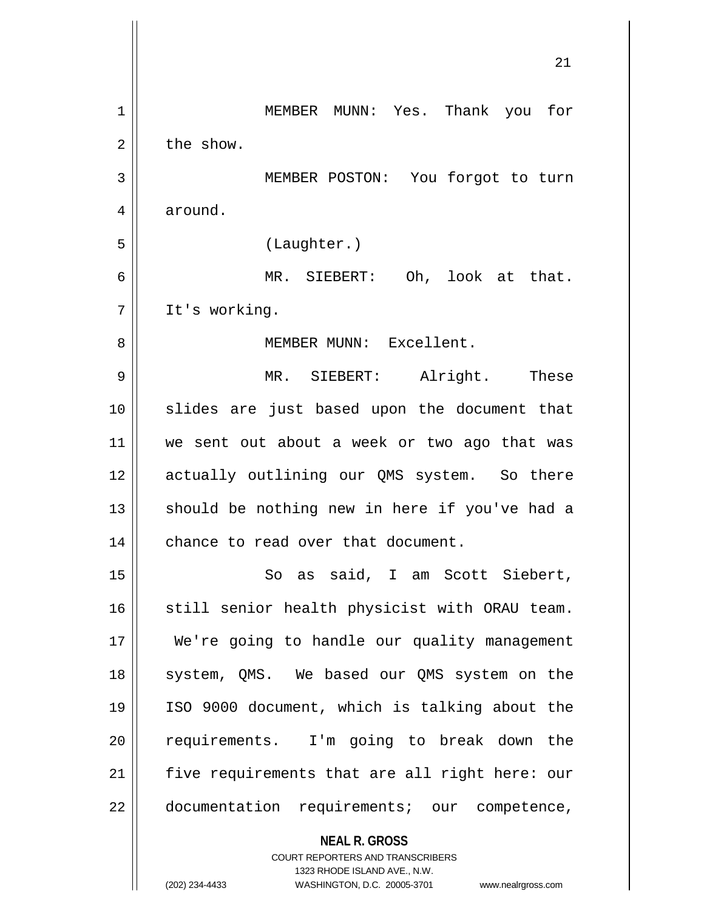MEMBER MUNN: Yes. Thank you for the show.

MEMBER POSTON: You forgot to turn around.

(Laughter.)

MR. SIEBERT: Oh, look at that. It's working.

MEMBER MUNN: Excellent.

MR. SIEBERT: Alright. These slides are just based upon the document that we sent out about a week or two ago that was actually outlining our QMS system. So there should be nothing new in here if you've had a chance to read over that document.

So as said, I am Scott Siebert, still senior health physicist with ORAU team. We're going to handle our quality management system, QMS. We based our QMS system on the ISO 9000 document, which is talking about the requirements. I'm going to break down the five requirements that are all right here: our documentation requirements; our competence,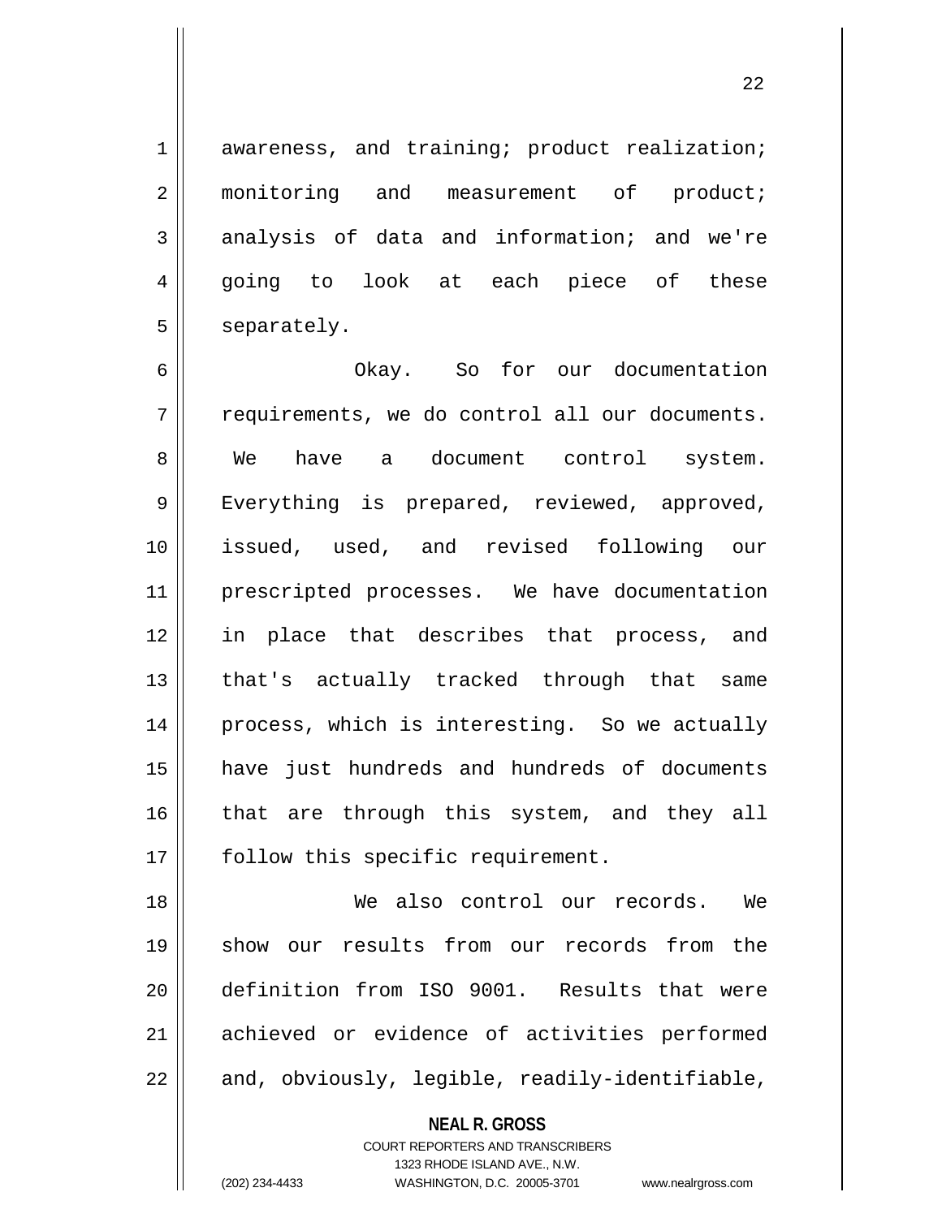awareness, and training; product realization; monitoring and measurement of product; analysis of data and information; and we're going to look at each piece of these separately.

Okay. So for our documentation requirements, we do control all our documents. We have a document control system. Everything is prepared, reviewed, approved, issued, used, and revised following our prescripted processes. We have documentation in place that describes that process, and that's actually tracked through that same process, which is interesting. So we actually have just hundreds and hundreds of documents that are through this system, and they all follow this specific requirement.

We also control our records. We show our results from our records from the definition from ISO 9001. Results that were achieved or evidence of activities performed and, obviously, legible, readily-identifiable,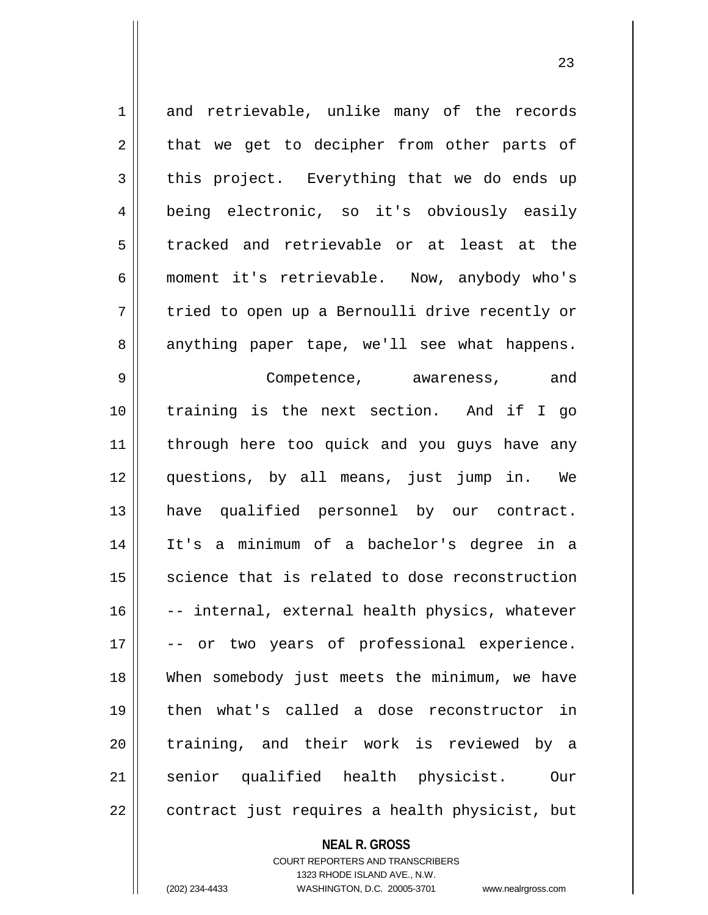and retrievable, unlike many of the records that we get to decipher from other parts of this project. Everything that we do ends up being electronic, so it's obviously easily tracked and retrievable or at least at the moment it's retrievable. Now, anybody who's tried to open up a Bernoulli drive recently or anything paper tape, we'll see what happens.

Competence, awareness, and training is the next section. And if I go through here too quick and you guys have any questions, by all means, just jump in. We have qualified personnel by our contract. It's a minimum of a bachelor's degree in a science that is related to dose reconstruction -- internal, external health physics, whatever -- or two years of professional experience. When somebody just meets the minimum, we have then what's called a dose reconstructor in training, and their work is reviewed by a senior qualified health physicist. Our contract just requires a health physicist, but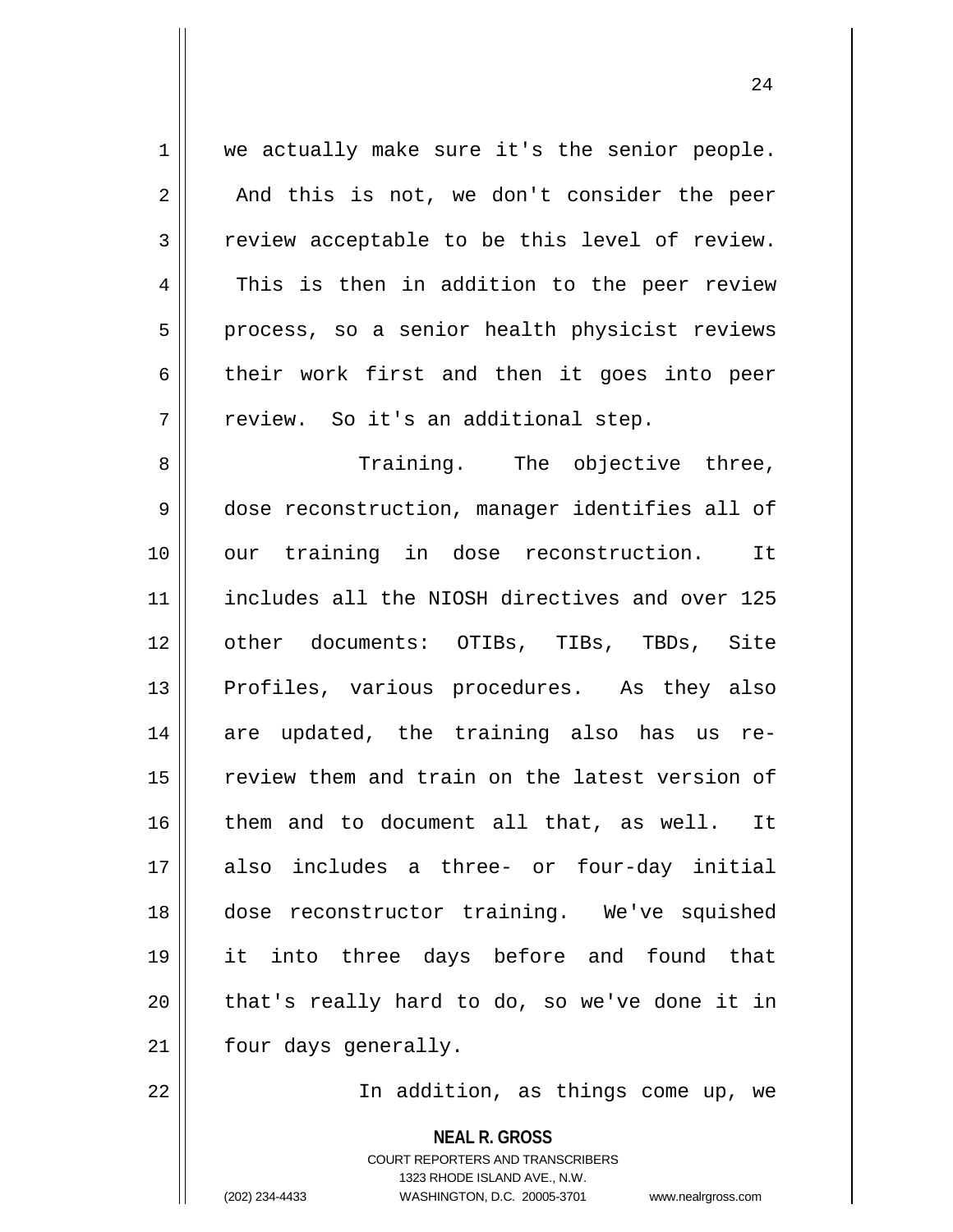we actually make sure it's the senior people. And this is not, we don't consider the peer review acceptable to be this level of review. This is then in addition to the peer review process, so a senior health physicist reviews their work first and then it goes into peer review. So it's an additional step.

Training. The objective three, dose reconstruction, manager identifies all of our training in dose reconstruction. It includes all the NIOSH directives and over 125 other documents: OTIBs, TIBs, TBDs, Site Profiles, various procedures. As they also are updated, the training also has us re-review them and train on the latest version of them and to document all that, as well. It also includes a three- or four-day initial dose reconstructor training. We've squished it into three days before and found that that's really hard to do, so we've done it in four days generally.

In addition, as things come up, we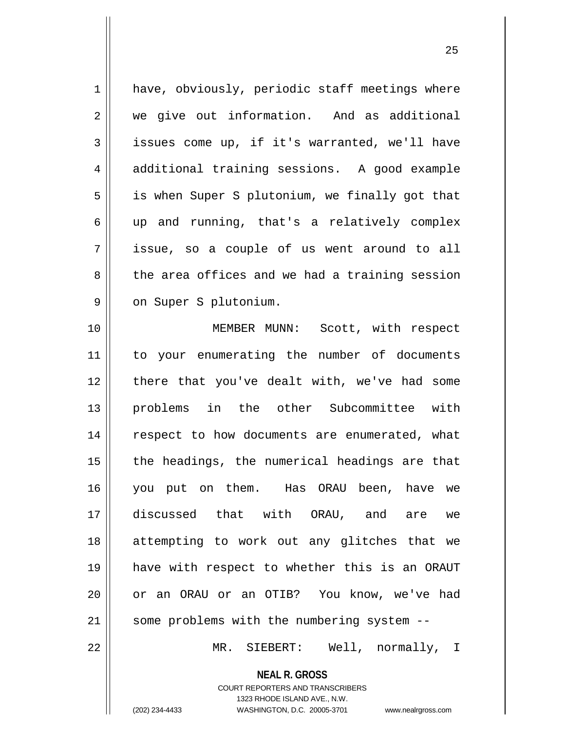have, obviously, periodic staff meetings where we give out information. And as additional issues come up, if it's warranted, we'll have additional training sessions. A good example is when Super S plutonium, we finally got that up and running, that's a relatively complex issue, so a couple of us went around to all the area offices and we had a training session on Super S plutonium.

MEMBER MUNN: Scott, with respect to your enumerating the number of documents there that you've dealt with, we've had some problems in the other Subcommittee with respect to how documents are enumerated, what the headings, the numerical headings are that you put on them. Has ORAU been, have we discussed that with ORAU, and are we attempting to work out any glitches that we have with respect to whether this is an ORAUT or an ORAU or an OTIB? You know, we've had some problems with the numbering system --

MR. SIEBERT: Well, normally, I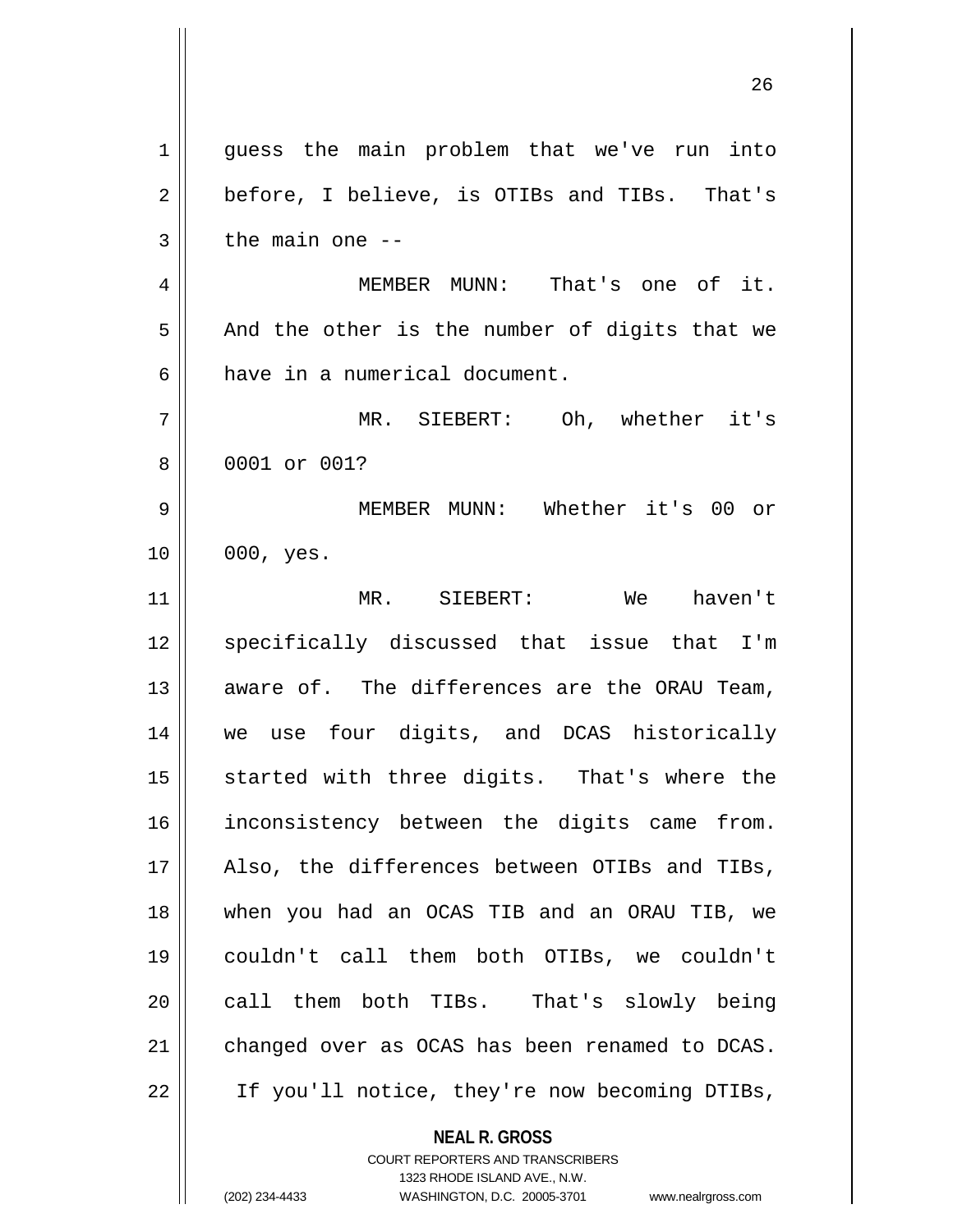guess the main problem that we've run into before, I believe, is OTIBs and TIBs. That's the main one --

MEMBER MUNN: That's one of it. And the other is the number of digits that we have in a numerical document.

MR. SIEBERT: Oh, whether it's 0001 or 001?

MEMBER MUNN: Whether it's 00 or 000, yes.

MR. SIEBERT: We haven't specifically discussed that issue that I'm aware of. The differences are the ORAU Team, we use four digits, and DCAS historically started with three digits. That's where the inconsistency between the digits came from. Also, the differences between OTIBs and TIBs, when you had an OCAS TIB and an ORAU TIB, we couldn't call them both OTIBs, we couldn't call them both TIBs. That's slowly being changed over as OCAS has been renamed to DCAS. If you'll notice, they're now becoming DTIBs,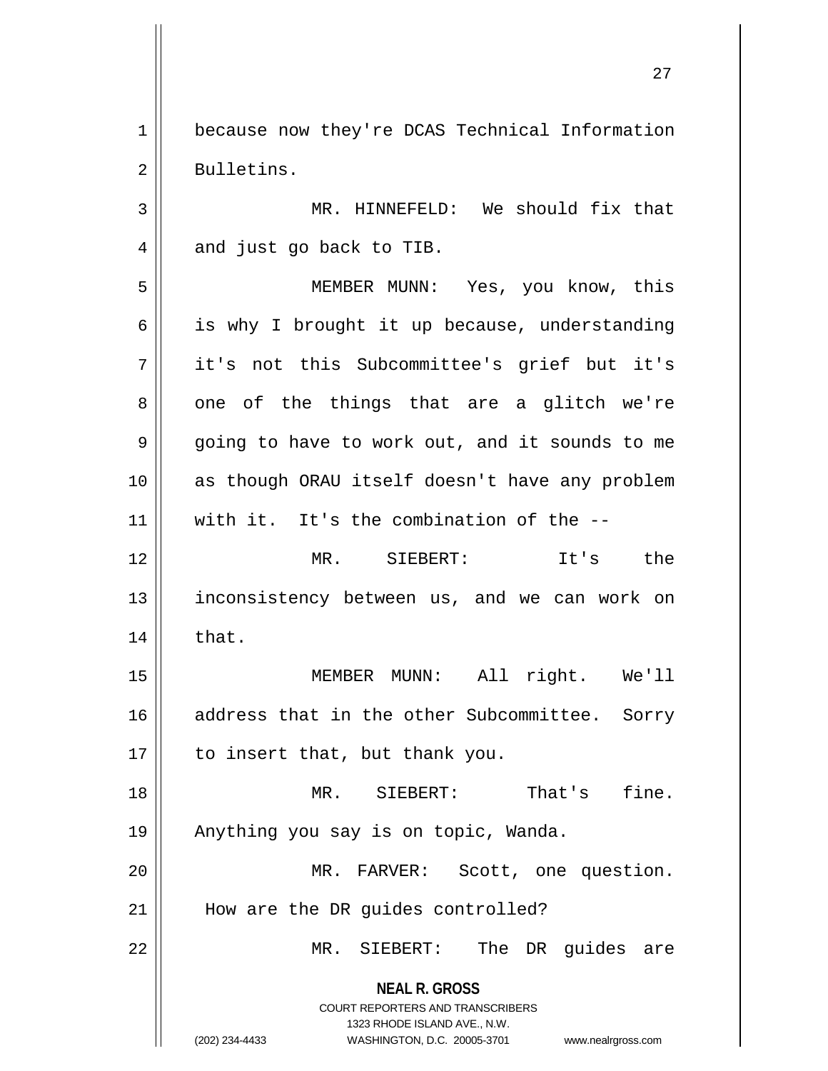because now they're DCAS Technical Information Bulletins.

MR. HINNEFELD: We should fix that and just go back to TIB.

MEMBER MUNN: Yes, you know, this is why I brought it up because, understanding it's not this Subcommittee's grief but it's one of the things that are a glitch we're going to have to work out, and it sounds to me as though ORAU itself doesn't have any problem with it. It's the combination of the --

MR. SIEBERT: It's the inconsistency between us, and we can work on that.

MEMBER MUNN: All right. We'll address that in the other Subcommittee. Sorry to insert that, but thank you.

MR. SIEBERT: That's fine. Anything you say is on topic, Wanda.

MR. FARVER: Scott, one question. How are the DR guides controlled?

MR. SIEBERT: The DR guides are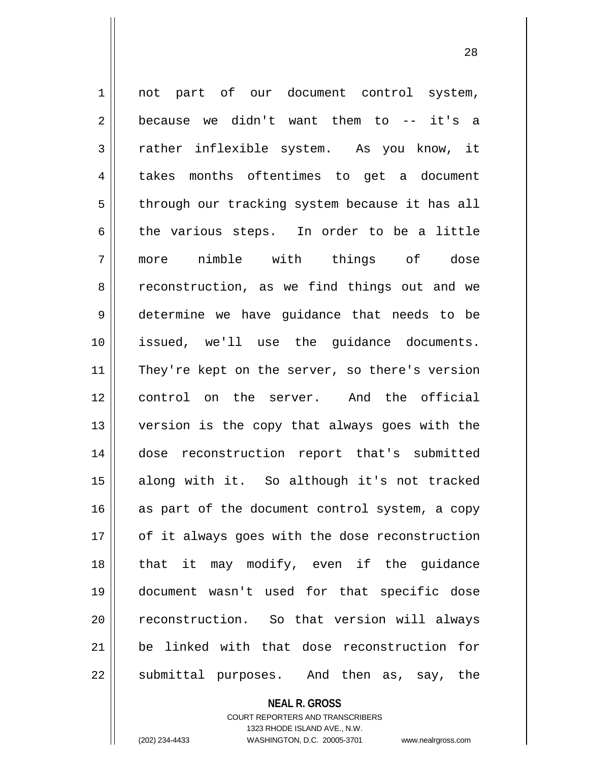not part of our document control system, because we didn't want them to -- it's a rather inflexible system. As you know, it takes months oftentimes to get a document through our tracking system because it has all the various steps. In order to be a little more nimble with things of dose reconstruction, as we find things out and we determine we have guidance that needs to be issued, we'll use the guidance documents. They're kept on the server, so there's version control on the server. And the official version is the copy that always goes with the dose reconstruction report that's submitted along with it. So although it's not tracked as part of the document control system, a copy of it always goes with the dose reconstruction that it may modify, even if the guidance document wasn't used for that specific dose reconstruction. So that version will always be linked with that dose reconstruction for submittal purposes. And then as, say, the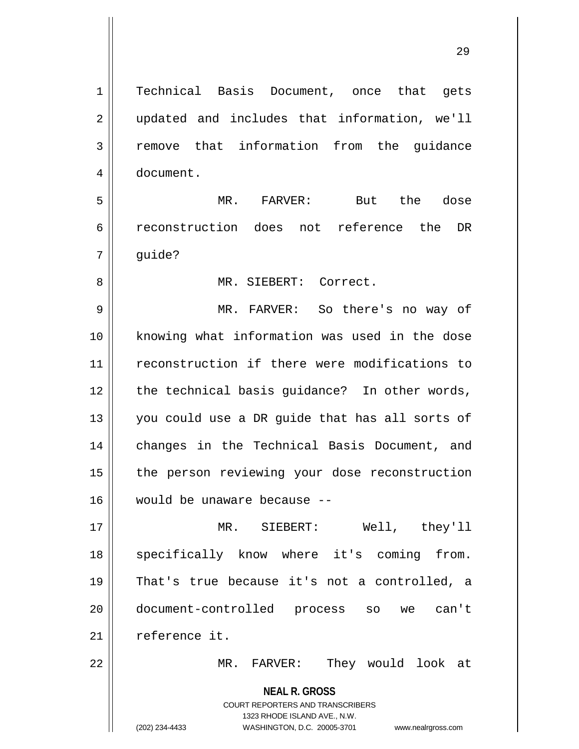Technical Basis Document, once that gets updated and includes that information, we'll remove that information from the guidance document.

MR. FARVER: But the dose reconstruction does not reference the DR guide?

MR. SIEBERT: Correct.

MR. FARVER: So there's no way of knowing what information was used in the dose reconstruction if there were modifications to the technical basis guidance? In other words, you could use a DR guide that has all sorts of changes in the Technical Basis Document, and the person reviewing your dose reconstruction would be unaware because --

MR. SIEBERT: Well, they'll specifically know where it's coming from. That's true because it's not a controlled, a document-controlled process so we can't reference it.

MR. FARVER: They would look at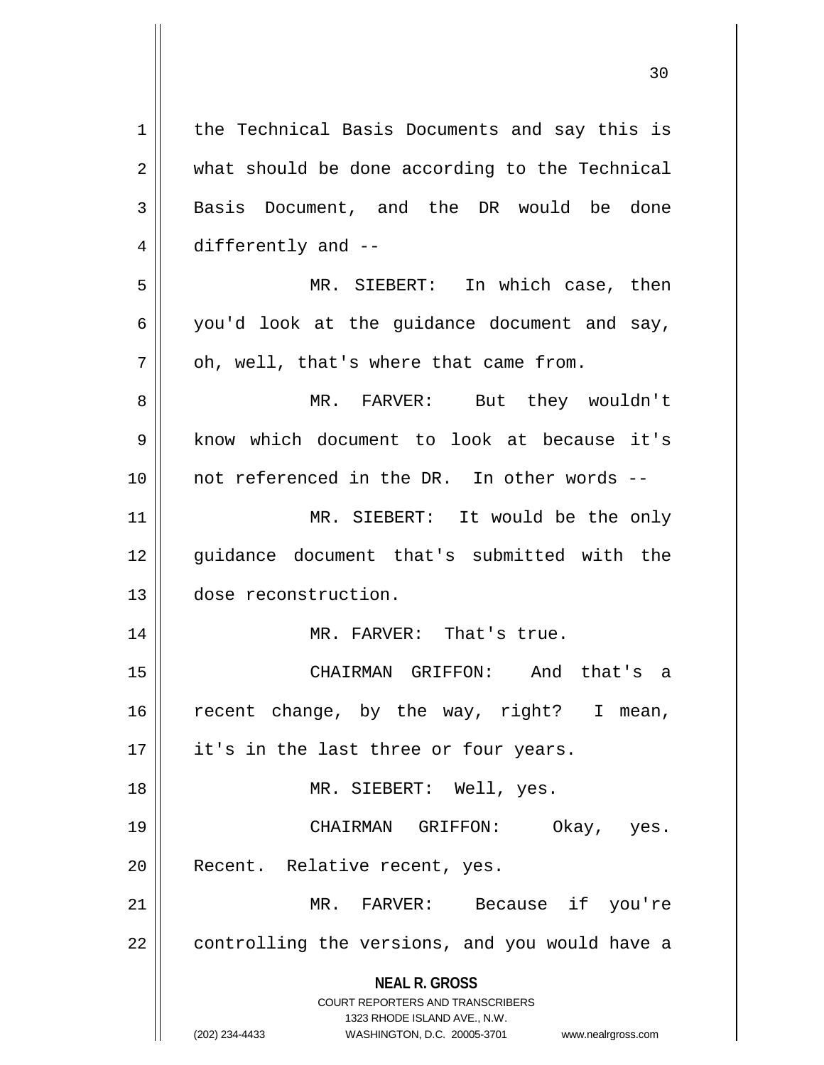the Technical Basis Documents and say this is what should be done according to the Technical Basis Document, and the DR would be done differently and --

MR. SIEBERT: In which case, then you'd look at the guidance document and say, oh, well, that's where that came from.

MR. FARVER: But they wouldn't know which document to look at because it's not referenced in the DR. In other words --

MR. SIEBERT: It would be the only guidance document that's submitted with the dose reconstruction.

MR. FARVER: That's true.

CHAIRMAN GRIFFON: And that's a recent change, by the way, right? I mean, it's in the last three or four years.

MR. SIEBERT: Well, yes.

CHAIRMAN GRIFFON: Okay, yes. Recent. Relative recent, yes.

MR. FARVER: Because if you're controlling the versions, and you would have a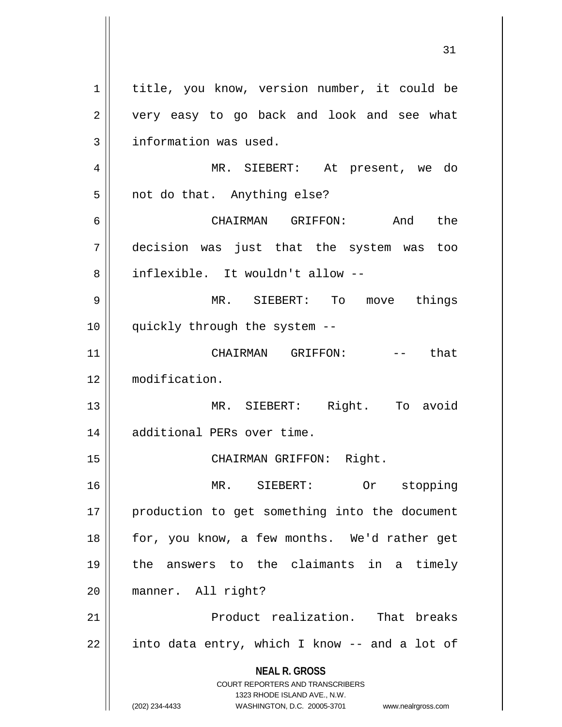title, you know, version number, it could be very easy to go back and look and see what information was used.

MR. SIEBERT: At present, we do not do that. Anything else?

CHAIRMAN GRIFFON: And the decision was just that the system was too inflexible. It wouldn't allow --

MR. SIEBERT: To move things quickly through the system --

CHAIRMAN GRIFFON: -- that modification.

MR. SIEBERT: Right. To avoid additional PERs over time.

CHAIRMAN GRIFFON: Right.

MR. SIEBERT: Or stopping production to get something into the document for, you know, a few months. We'd rather get the answers to the claimants in a timely manner. All right?

Product realization. That breaks into data entry, which I know -- and a lot of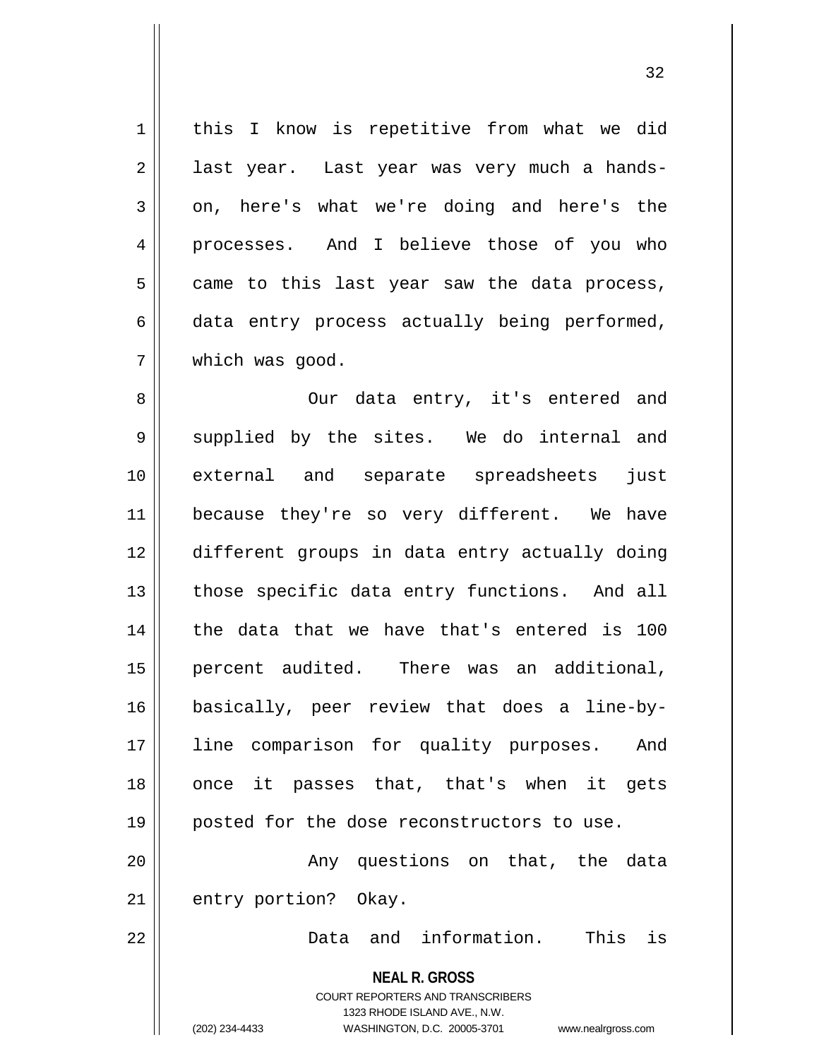this I know is repetitive from what we did last year. Last year was very much a hands-on, here's what we're doing and here's the processes. And I believe those of you who came to this last year saw the data process, data entry process actually being performed, which was good.

Our data entry, it's entered and supplied by the sites. We do internal and external and separate spreadsheets just because they're so very different. We have different groups in data entry actually doing those specific data entry functions. And all the data that we have that's entered is 100 percent audited. There was an additional, basically, peer review that does a line-by-line comparison for quality purposes. And once it passes that, that's when it gets posted for the dose reconstructors to use.

Any questions on that, the data entry portion? Okay.

Data and information. This is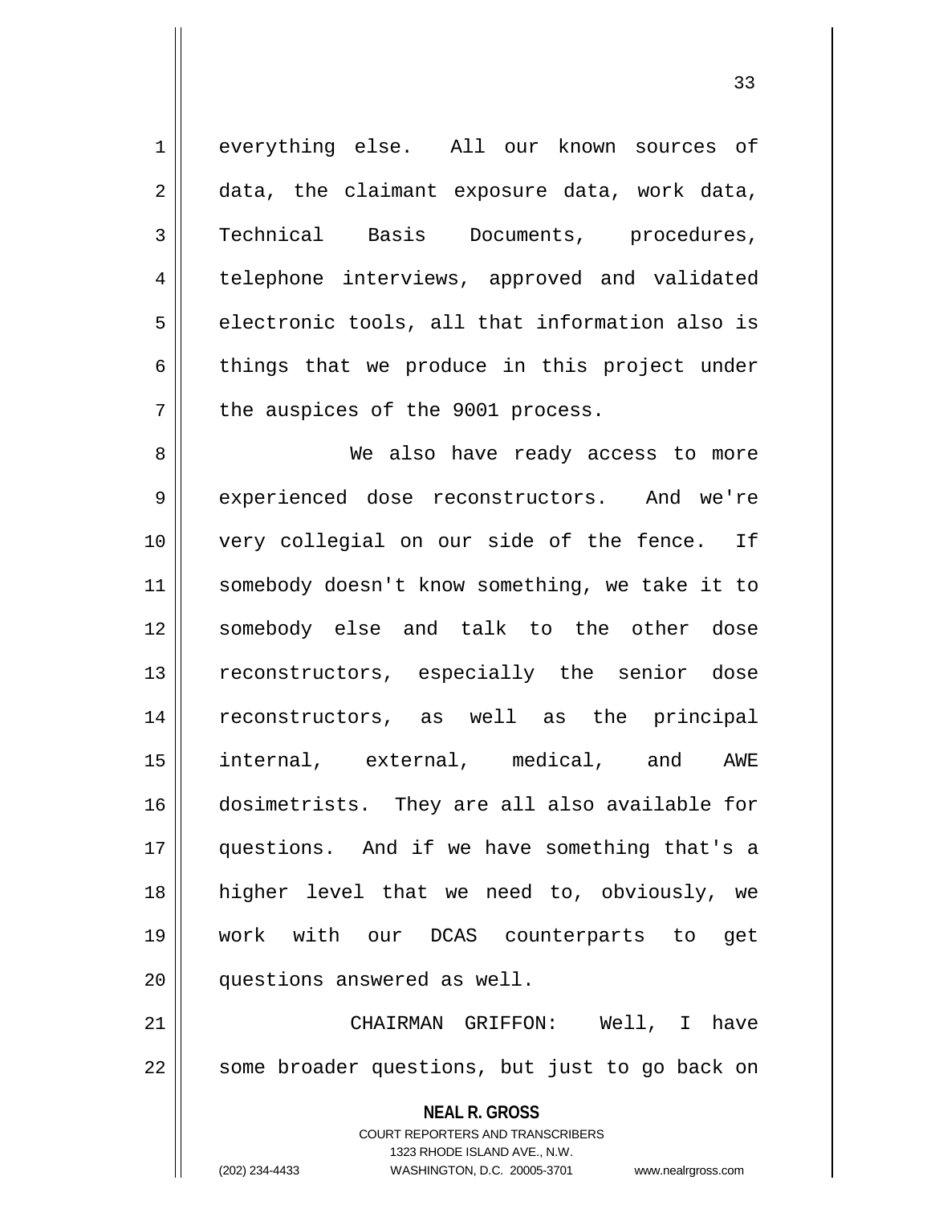everything else. All our known sources of data, the claimant exposure data, work data, Technical Basis Documents, procedures, telephone interviews, approved and validated electronic tools, all that information also is things that we produce in this project under the auspices of the 9001 process.

We also have ready access to more experienced dose reconstructors. And we're very collegial on our side of the fence. If somebody doesn't know something, we take it to somebody else and talk to the other dose reconstructors, especially the senior dose reconstructors, as well as the principal internal, external, medical, and AWE dosimetrists. They are all also available for questions. And if we have something that's a higher level that we need to, obviously, we work with our DCAS counterparts to get questions answered as well.

CHAIRMAN GRIFFON: Well, I have some broader questions, but just to go back on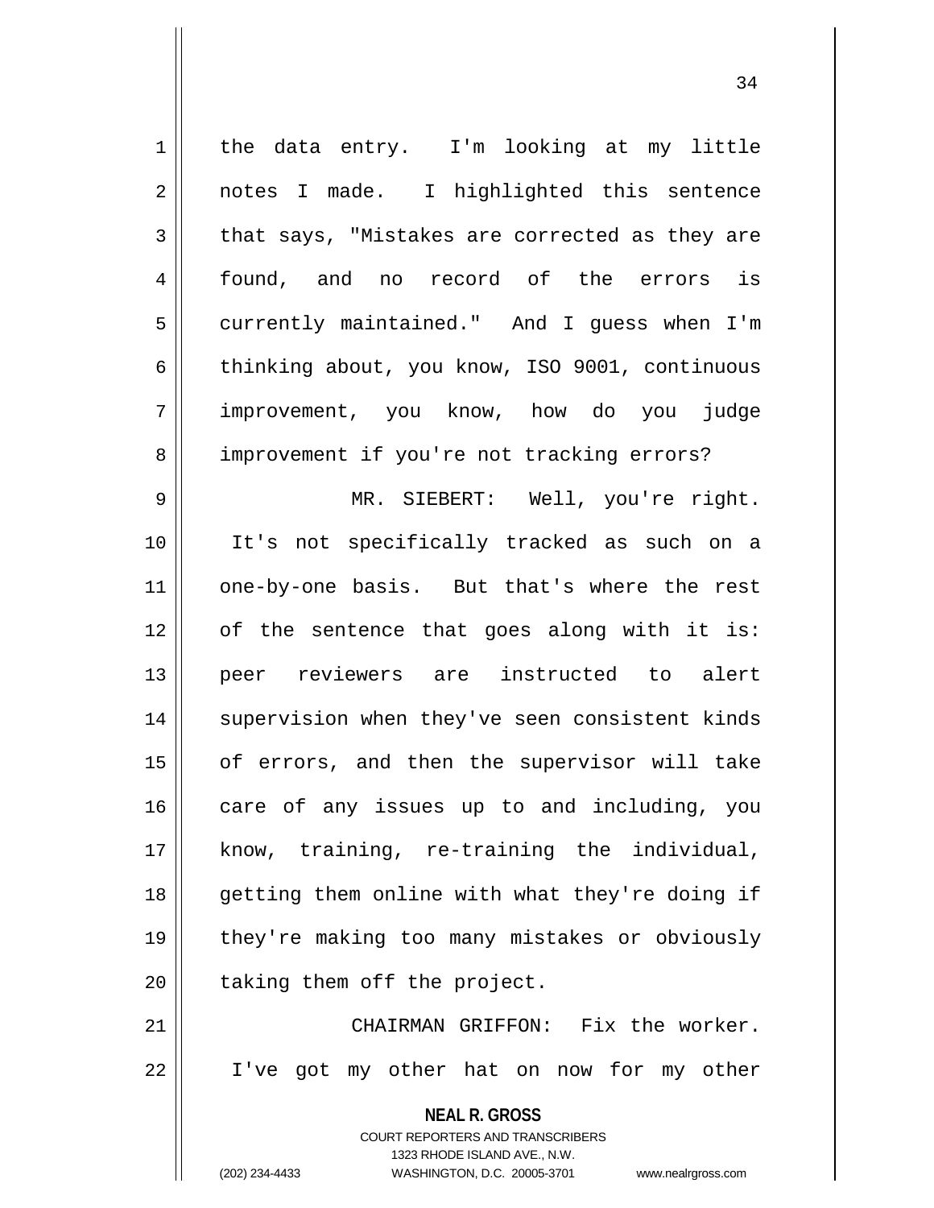the data entry. I'm looking at my little notes I made. I highlighted this sentence that says, "Mistakes are corrected as they are found, and no record of the errors is currently maintained." And I guess when I'm thinking about, you know, ISO 9001, continuous improvement, you know, how do you judge improvement if you're not tracking errors?

MR. SIEBERT: Well, you're right. It's not specifically tracked as such on a one-by-one basis. But that's where the rest of the sentence that goes along with it is: peer reviewers are instructed to alert supervision when they've seen consistent kinds of errors, and then the supervisor will take care of any issues up to and including, you know, training, re-training the individual, getting them online with what they're doing if they're making too many mistakes or obviously taking them off the project.

CHAIRMAN GRIFFON: Fix the worker. I've got my other hat on now for my other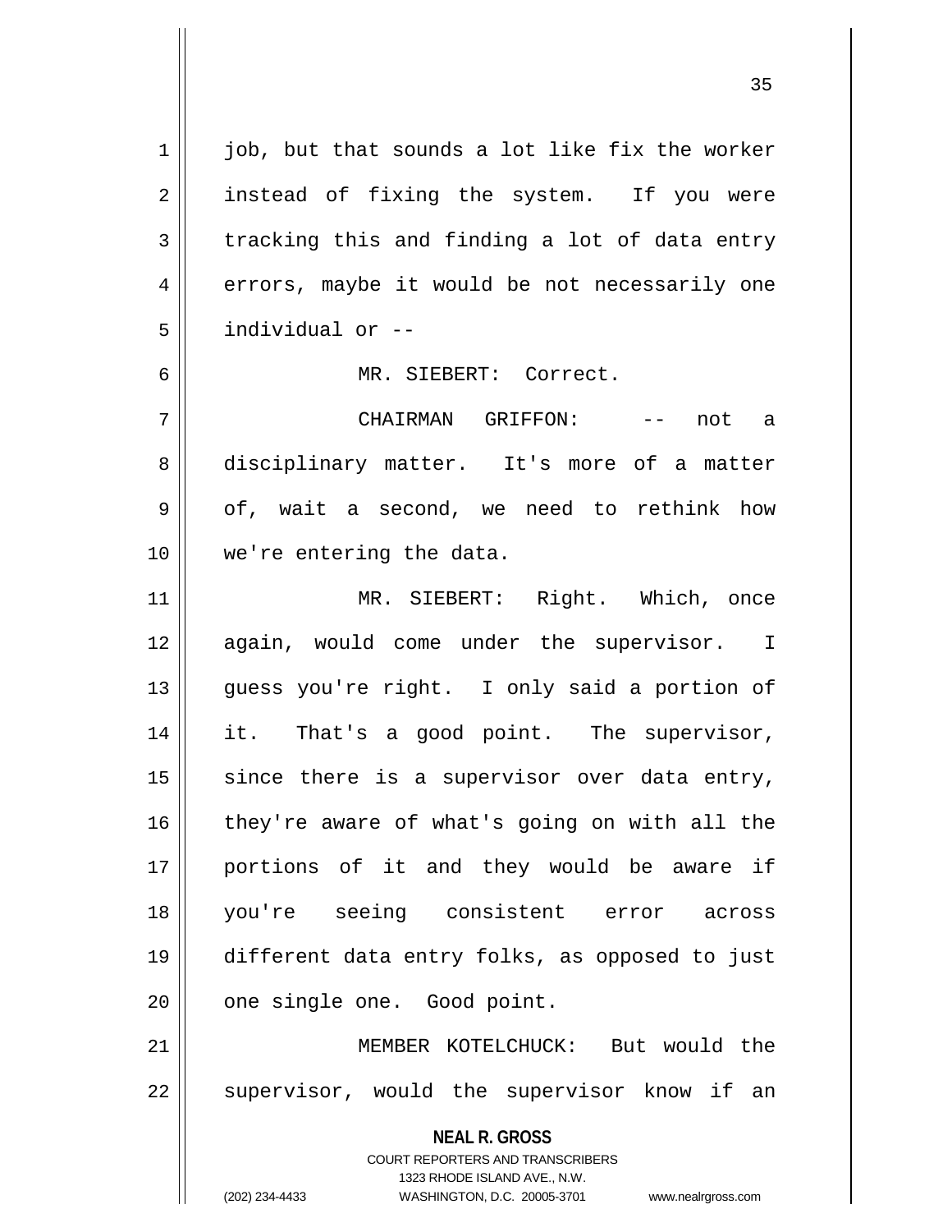job, but that sounds a lot like fix the worker instead of fixing the system. If you were tracking this and finding a lot of data entry errors, maybe it would be not necessarily one individual or --

MR. SIEBERT: Correct.

CHAIRMAN GRIFFON: -- not a disciplinary matter. It's more of a matter of, wait a second, we need to rethink how we're entering the data.

MR. SIEBERT: Right. Which, once again, would come under the supervisor. I guess you're right. I only said a portion of it. That's a good point. The supervisor, since there is a supervisor over data entry, they're aware of what's going on with all the portions of it and they would be aware if you're seeing consistent error across different data entry folks, as opposed to just one single one. Good point.

MEMBER KOTELCHUCK: But would the supervisor, would the supervisor know if an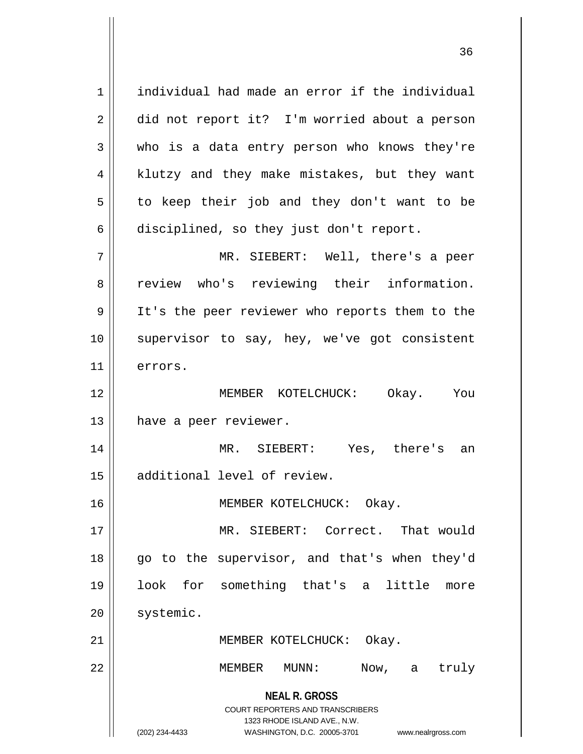individual had made an error if the individual did not report it? I'm worried about a person who is a data entry person who knows they're klutzy and they make mistakes, but they want to keep their job and they don't want to be disciplined, so they just don't report.

MR. SIEBERT: Well, there's a peer review who's reviewing their information. It's the peer reviewer who reports them to the supervisor to say, hey, we've got consistent errors.

MEMBER KOTELCHUCK: Okay. You have a peer reviewer.

MR. SIEBERT: Yes, there's an additional level of review.

MEMBER KOTELCHUCK: Okay.

MR. SIEBERT: Correct. That would go to the supervisor, and that's when they'd look for something that's a little more systemic.

MEMBER KOTELCHUCK: Okay.

MEMBER MUNN: Now, a truly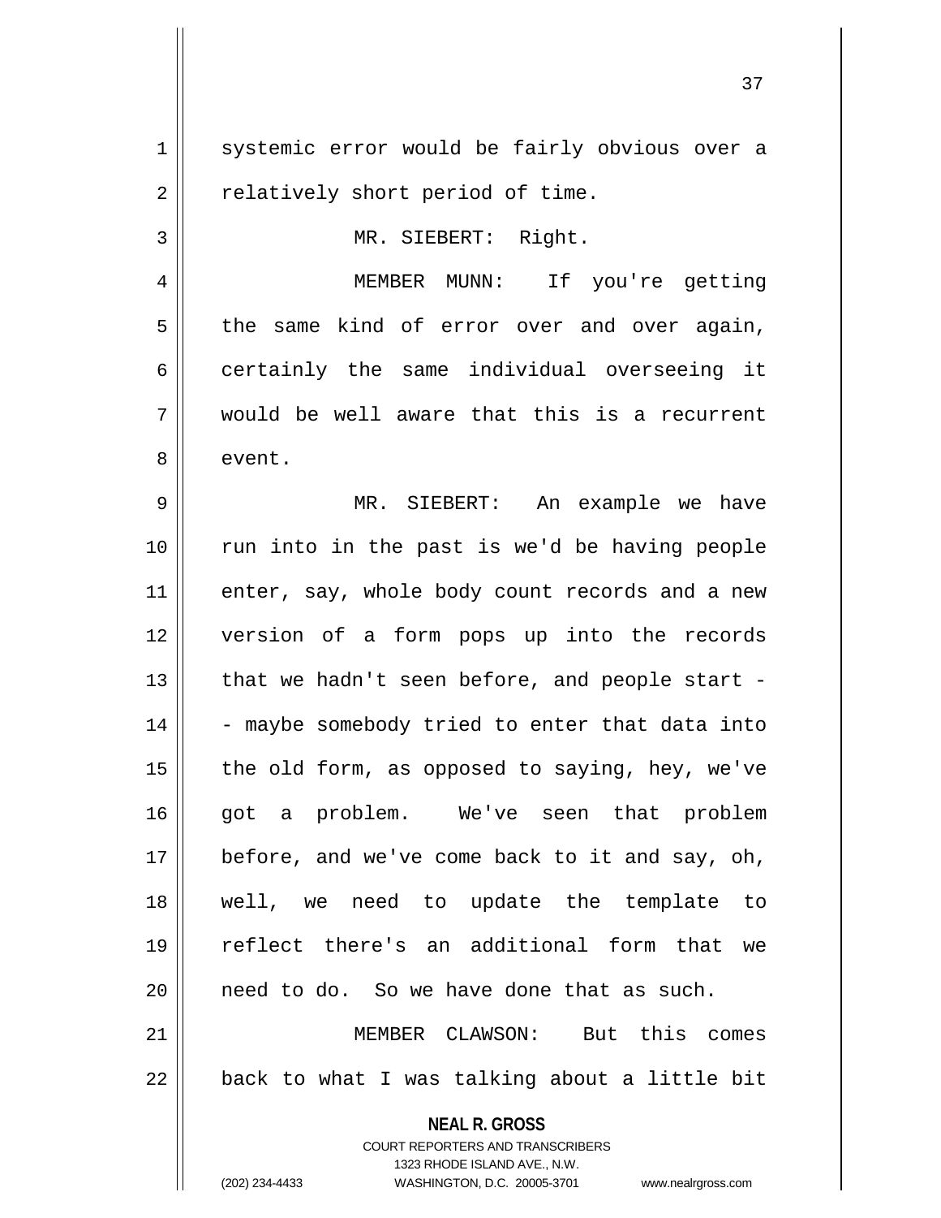systemic error would be fairly obvious over a relatively short period of time.

MR. SIEBERT: Right.

MEMBER MUNN: If you're getting the same kind of error over and over again, certainly the same individual overseeing it would be well aware that this is a recurrent event.

MR. SIEBERT: An example we have run into in the past is we'd be having people enter, say, whole body count records and a new version of a form pops up into the records that we hadn't seen before, and people start -- maybe somebody tried to enter that data into the old form, as opposed to saying, hey, we've got a problem. We've seen that problem before, and we've come back to it and say, oh, well, we need to update the template to reflect there's an additional form that we need to do. So we have done that as such.

MEMBER CLAWSON: But this comes back to what I was talking about a little bit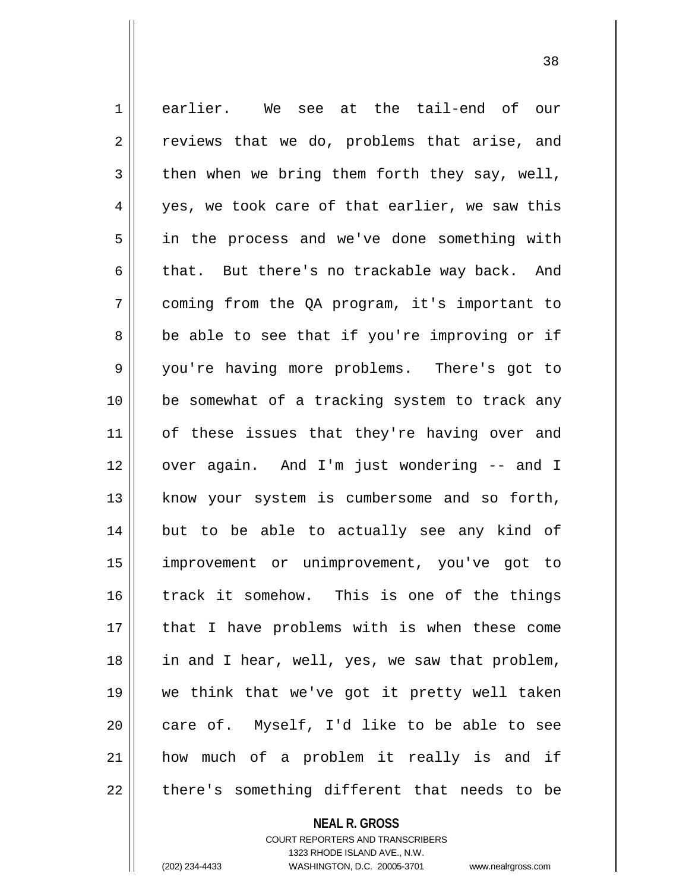earlier. We see at the tail-end of our reviews that we do, problems that arise, and then when we bring them forth they say, well, yes, we took care of that earlier, we saw this in the process and we've done something with that. But there's no trackable way back. And coming from the QA program, it's important to be able to see that if you're improving or if you're having more problems. There's got to be somewhat of a tracking system to track any of these issues that they're having over and over again. And I'm just wondering -- and I know your system is cumbersome and so forth, but to be able to actually see any kind of improvement or unimprovement, you've got to track it somehow. This is one of the things that I have problems with is when these come in and I hear, well, yes, we saw that problem, we think that we've got it pretty well taken care of. Myself, I'd like to be able to see how much of a problem it really is and if there's something different that needs to be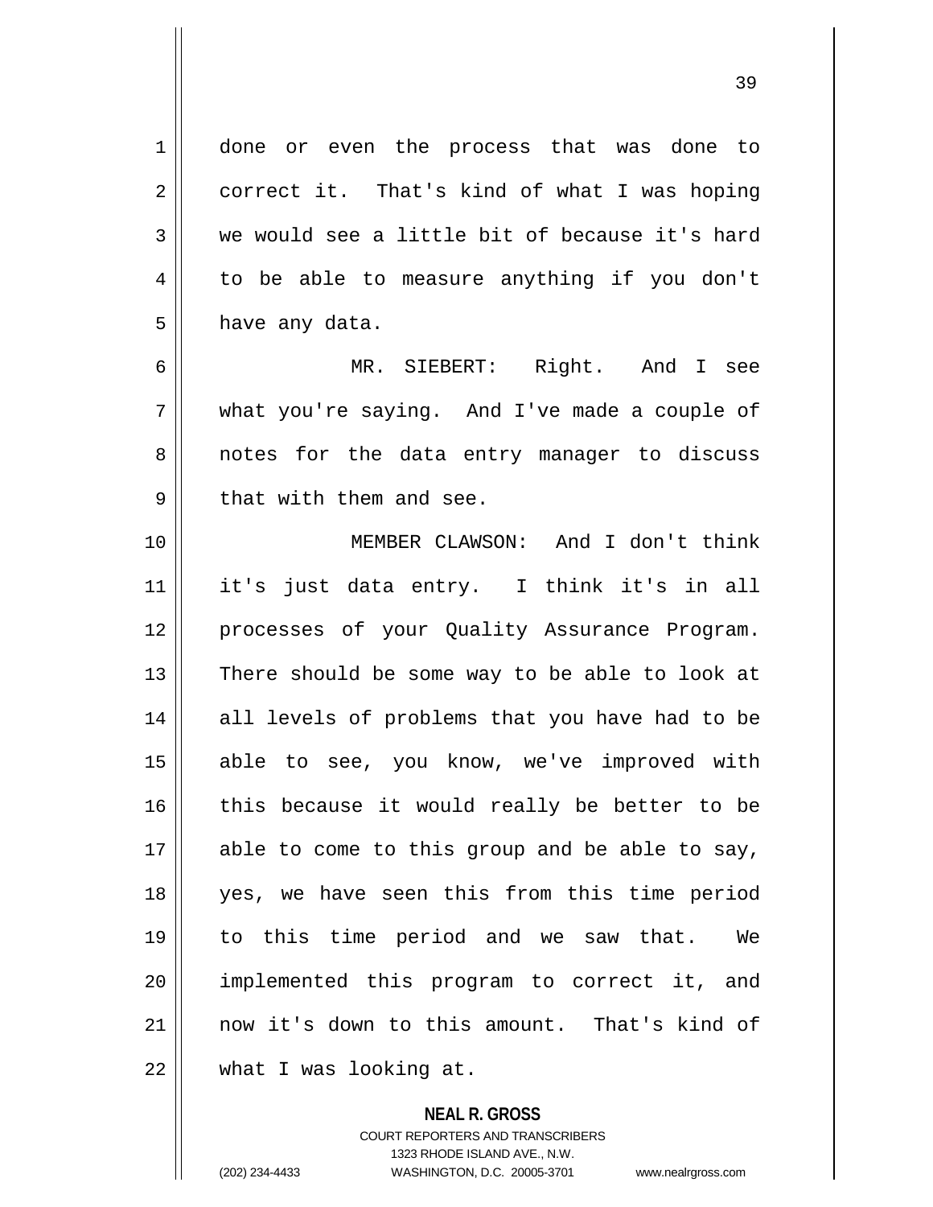done or even the process that was done to correct it. That's kind of what I was hoping we would see a little bit of because it's hard to be able to measure anything if you don't have any data.

MR. SIEBERT: Right. And I see what you're saying. And I've made a couple of notes for the data entry manager to discuss that with them and see.

MEMBER CLAWSON: And I don't think it's just data entry. I think it's in all processes of your Quality Assurance Program. There should be some way to be able to look at all levels of problems that you have had to be able to see, you know, we've improved with this because it would really be better to be able to come to this group and be able to say, yes, we have seen this from this time period to this time period and we saw that. We implemented this program to correct it, and now it's down to this amount. That's kind of what I was looking at.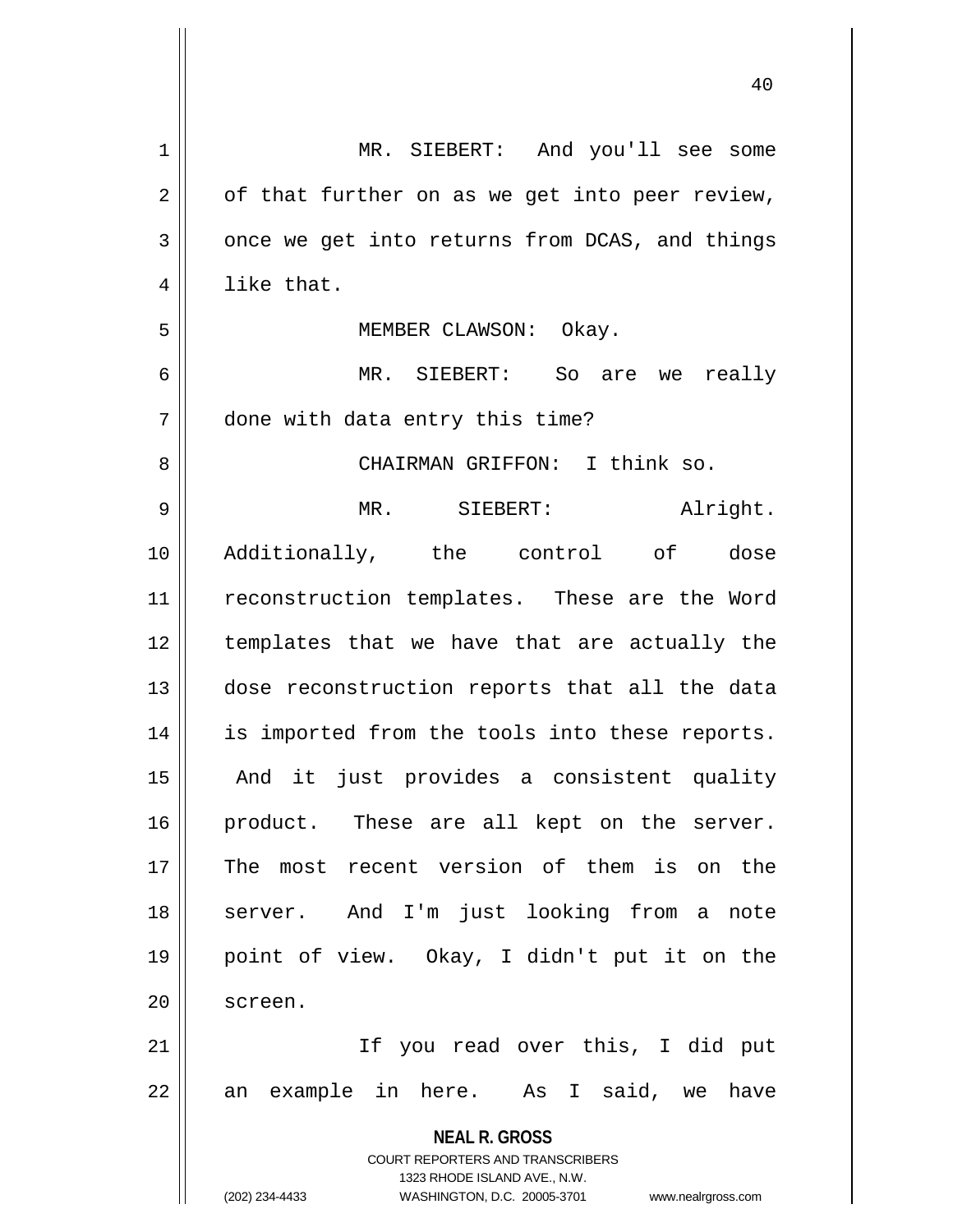MR. SIEBERT: And you'll see some of that further on as we get into peer review, once we get into returns from DCAS, and things like that.

MEMBER CLAWSON: Okay.

MR. SIEBERT: So are we really done with data entry this time?

CHAIRMAN GRIFFON: I think so.

MR. SIEBERT: Alright. Additionally, the control of dose reconstruction templates. These are the Word templates that we have that are actually the dose reconstruction reports that all the data is imported from the tools into these reports. And it just provides a consistent quality product. These are all kept on the server. The most recent version of them is on the server. And I'm just looking from a note point of view. Okay, I didn't put it on the screen.

If you read over this, I did put an example in here. As I said, we have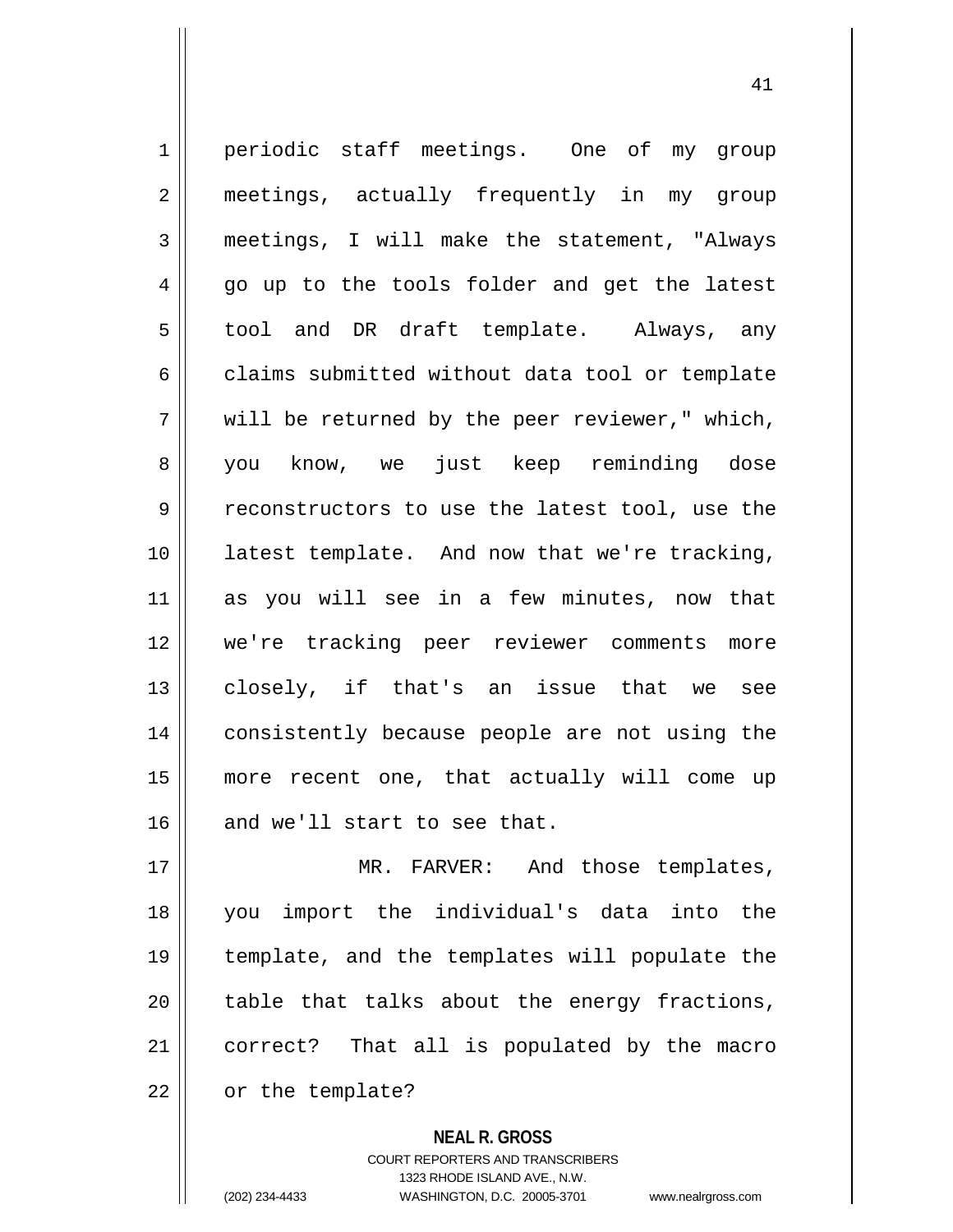periodic staff meetings. One of my group meetings, actually frequently in my group meetings, I will make the statement, "Always go up to the tools folder and get the latest tool and DR draft template. Always, any claims submitted without data tool or template will be returned by the peer reviewer," which, you know, we just keep reminding dose reconstructors to use the latest tool, use the latest template. And now that we're tracking, as you will see in a few minutes, now that we're tracking peer reviewer comments more closely, if that's an issue that we see consistently because people are not using the more recent one, that actually will come up and we'll start to see that.

MR. FARVER: And those templates, you import the individual's data into the template, and the templates will populate the table that talks about the energy fractions, correct? That all is populated by the macro or the template?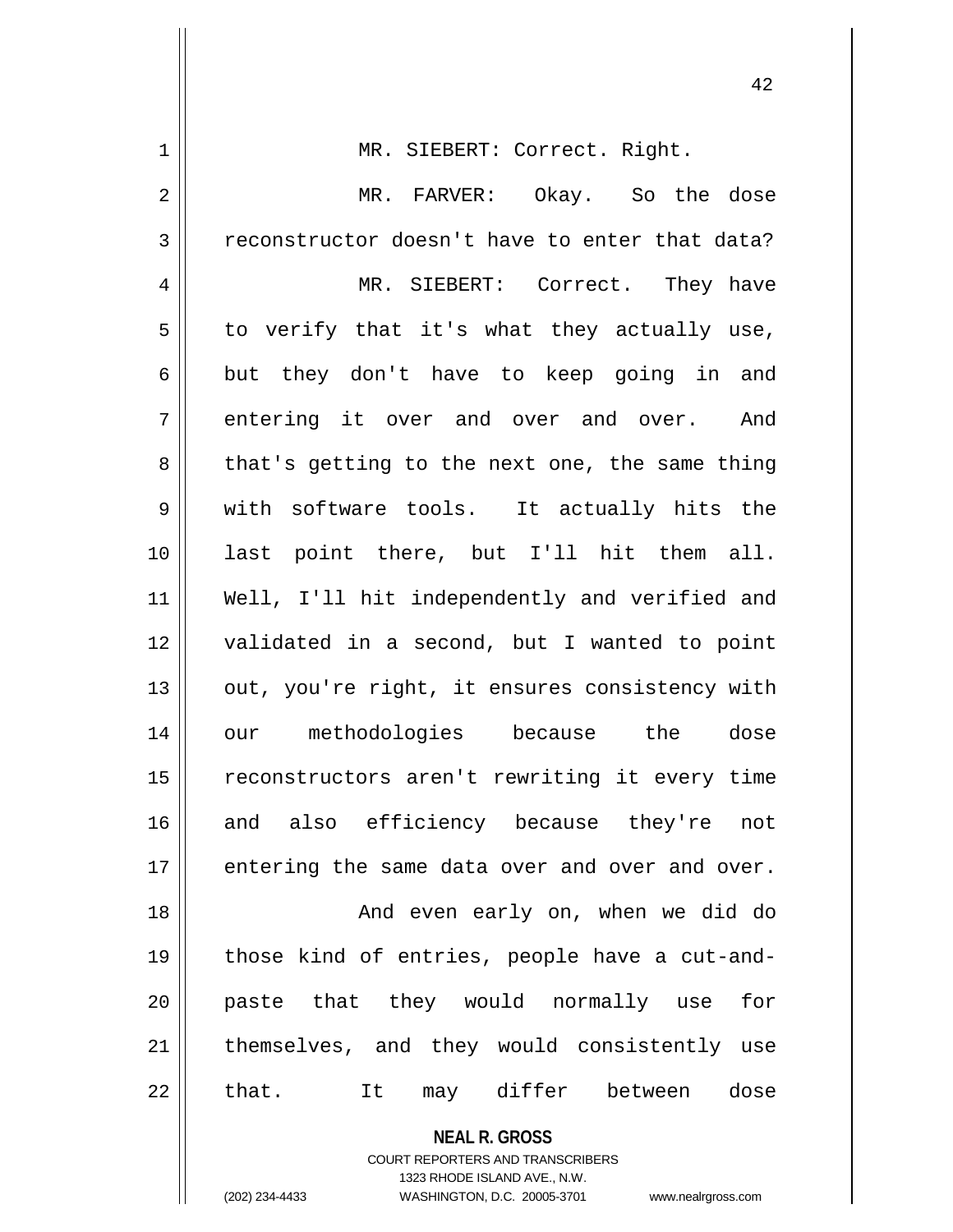MR. SIEBERT: Correct. Right.

MR. FARVER: Okay. So the dose reconstructor doesn't have to enter that data?

MR. SIEBERT: Correct. They have to verify that it's what they actually use, but they don't have to keep going in and entering it over and over and over. And that's getting to the next one, the same thing with software tools. It actually hits the last point there, but I'll hit them all. Well, I'll hit independently and verified and validated in a second, but I wanted to point out, you're right, it ensures consistency with our methodologies because the dose reconstructors aren't rewriting it every time and also efficiency because they're not entering the same data over and over and over.

And even early on, when we did do those kind of entries, people have a cut-and-paste that they would normally use for themselves, and they would consistently use that. It may differ between dose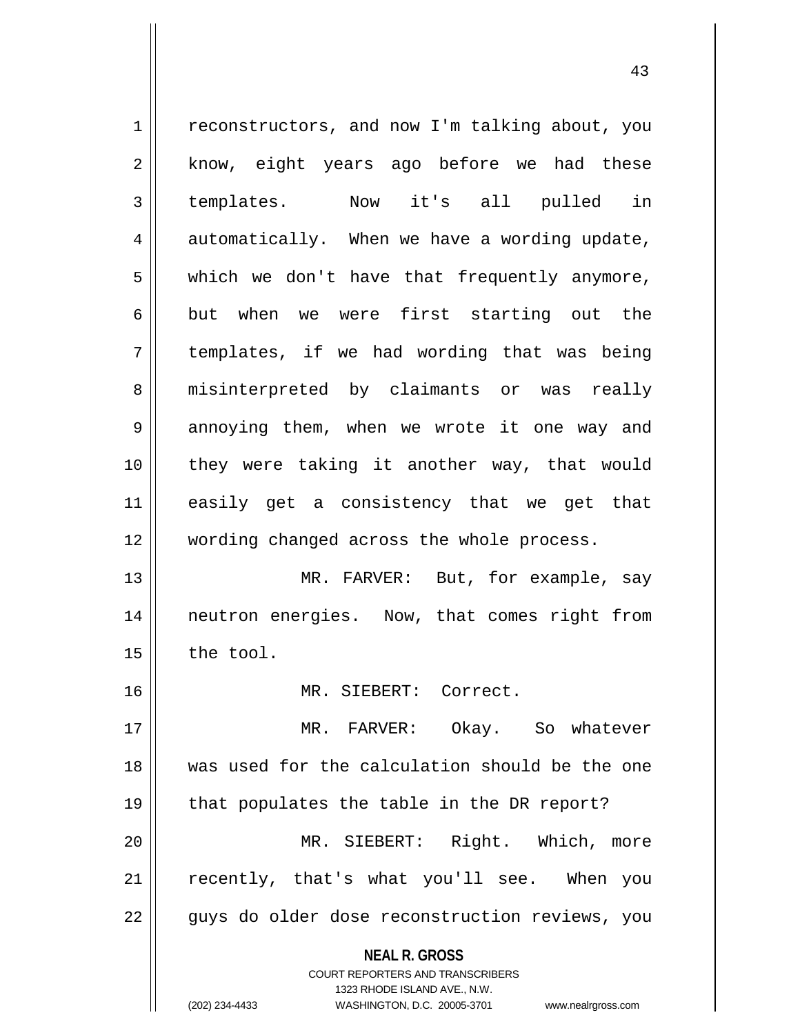reconstructors, and now I'm talking about, you know, eight years ago before we had these templates. Now it's all pulled in automatically. When we have a wording update, which we don't have that frequently anymore, but when we were first starting out the templates, if we had wording that was being misinterpreted by claimants or was really annoying them, when we wrote it one way and they were taking it another way, that would easily get a consistency that we get that wording changed across the whole process.

MR. FARVER: But, for example, say neutron energies. Now, that comes right from the tool.

MR. SIEBERT: Correct.

MR. FARVER: Okay. So whatever was used for the calculation should be the one that populates the table in the DR report?

MR. SIEBERT: Right. Which, more recently, that's what you'll see. When you guys do older dose reconstruction reviews, you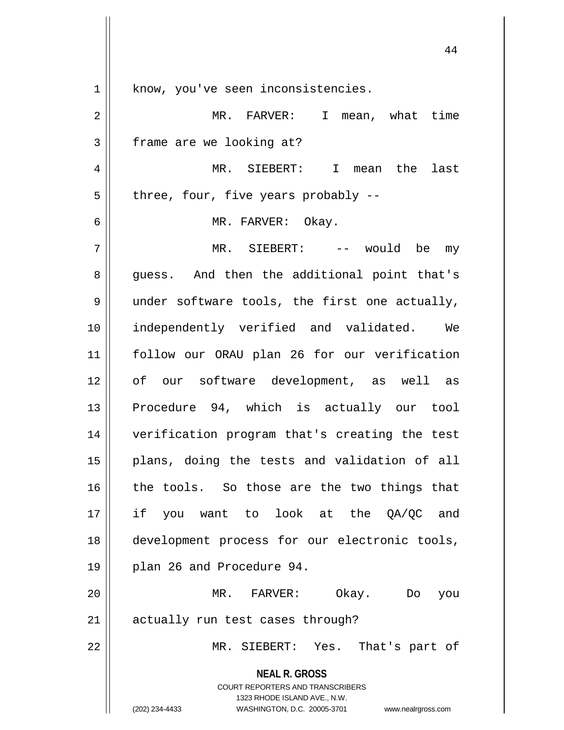know, you've seen inconsistencies.

MR. FARVER: I mean, what time frame are we looking at?

MR. SIEBERT: I mean the last three, four, five years probably --

MR. FARVER: Okay.

MR. SIEBERT: -- would be my guess. And then the additional point that's under software tools, the first one actually, independently verified and validated. We follow our ORAU plan 26 for our verification of our software development, as well as Procedure 94, which is actually our tool verification program that's creating the test plans, doing the tests and validation of all the tools. So those are the two things that if you want to look at the QA/QC and development process for our electronic tools, plan 26 and Procedure 94.

MR. FARVER: Okay. Do you actually run test cases through?

MR. SIEBERT: Yes. That's part of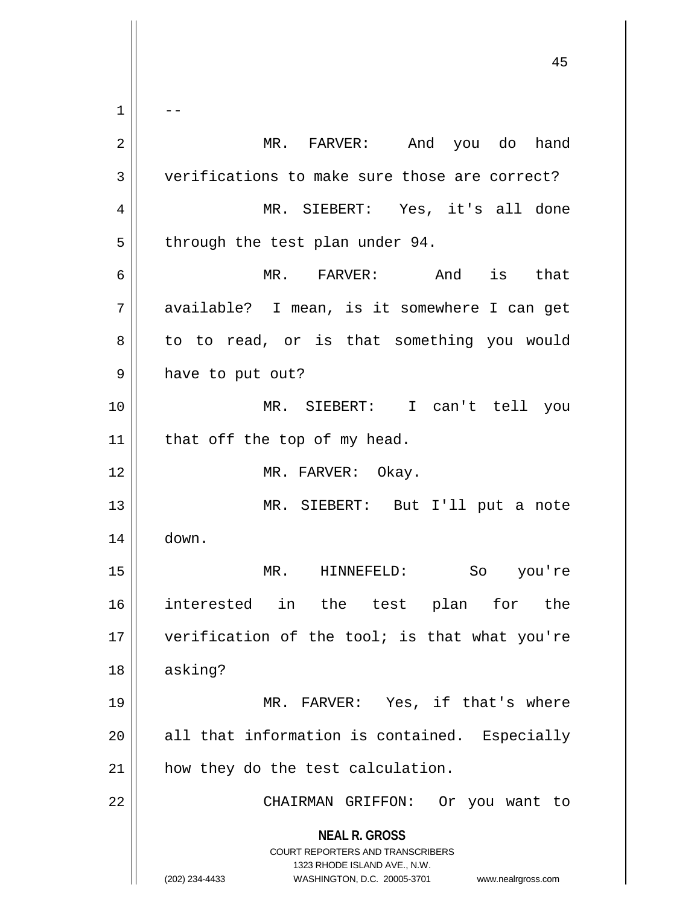--

MR. FARVER: And you do hand verifications to make sure those are correct?

MR. SIEBERT: Yes, it's all done through the test plan under 94.

MR. FARVER: And is that available? I mean, is it somewhere I can get to to read, or is that something you would have to put out?

MR. SIEBERT: I can't tell you that off the top of my head.

MR. FARVER: Okay.

MR. SIEBERT: But I'll put a note down.

MR. HINNEFELD: So you're interested in the test plan for the verification of the tool; is that what you're asking?

MR. FARVER: Yes, if that's where all that information is contained. Especially how they do the test calculation.

CHAIRMAN GRIFFON: Or you want to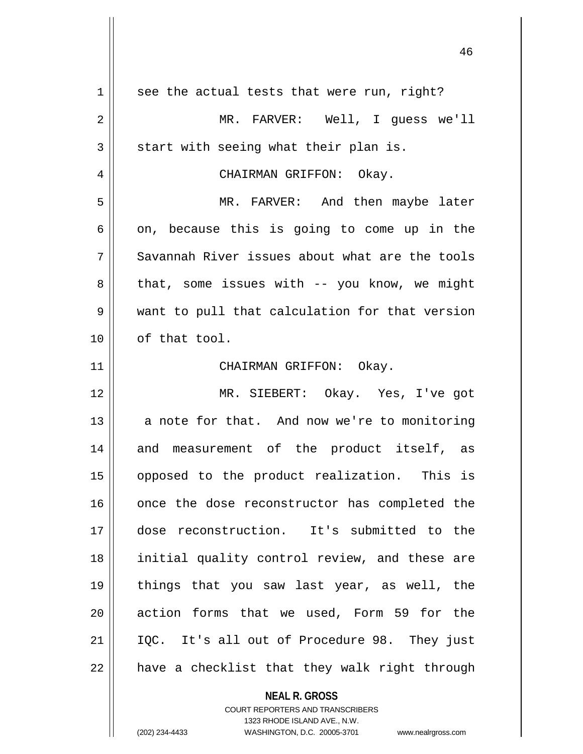see the actual tests that were run, right?

MR. FARVER: Well, I guess we'll start with seeing what their plan is.

CHAIRMAN GRIFFON: Okay.

MR. FARVER: And then maybe later on, because this is going to come up in the Savannah River issues about what are the tools that, some issues with -- you know, we might want to pull that calculation for that version of that tool.

CHAIRMAN GRIFFON: Okay.

MR. SIEBERT: Okay. Yes, I've got a note for that. And now we're to monitoring and measurement of the product itself, as opposed to the product realization. This is once the dose reconstructor has completed the dose reconstruction. It's submitted to the initial quality control review, and these are things that you saw last year, as well, the action forms that we used, Form 59 for the IQC. It's all out of Procedure 98. They just have a checklist that they walk right through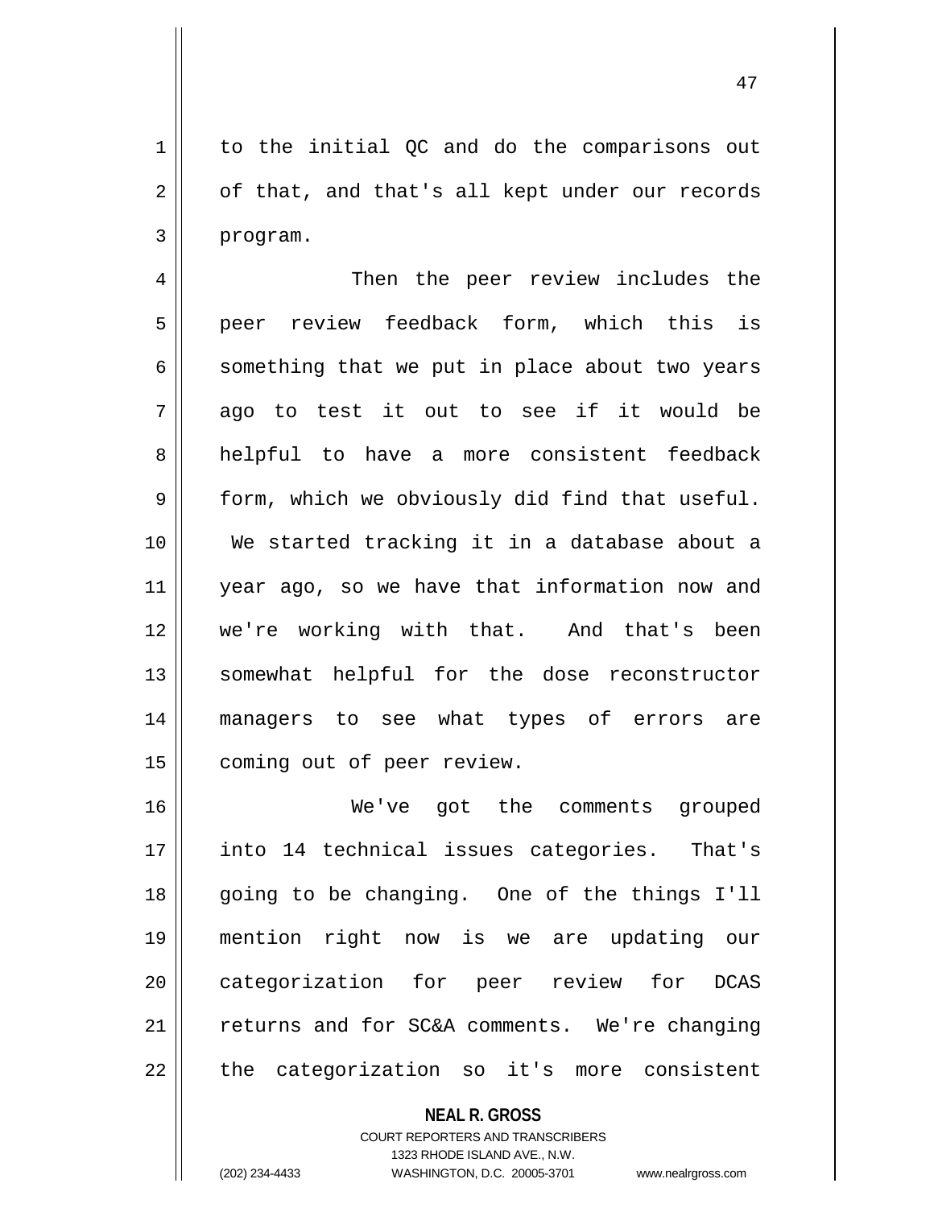to the initial QC and do the comparisons out of that, and that's all kept under our records program.

Then the peer review includes the peer review feedback form, which this is something that we put in place about two years ago to test it out to see if it would be helpful to have a more consistent feedback form, which we obviously did find that useful. We started tracking it in a database about a year ago, so we have that information now and we're working with that. And that's been somewhat helpful for the dose reconstructor managers to see what types of errors are coming out of peer review.

We've got the comments grouped into 14 technical issues categories. That's going to be changing. One of the things I'll mention right now is we are updating our categorization for peer review for DCAS returns and for SC&A comments. We're changing the categorization so it's more consistent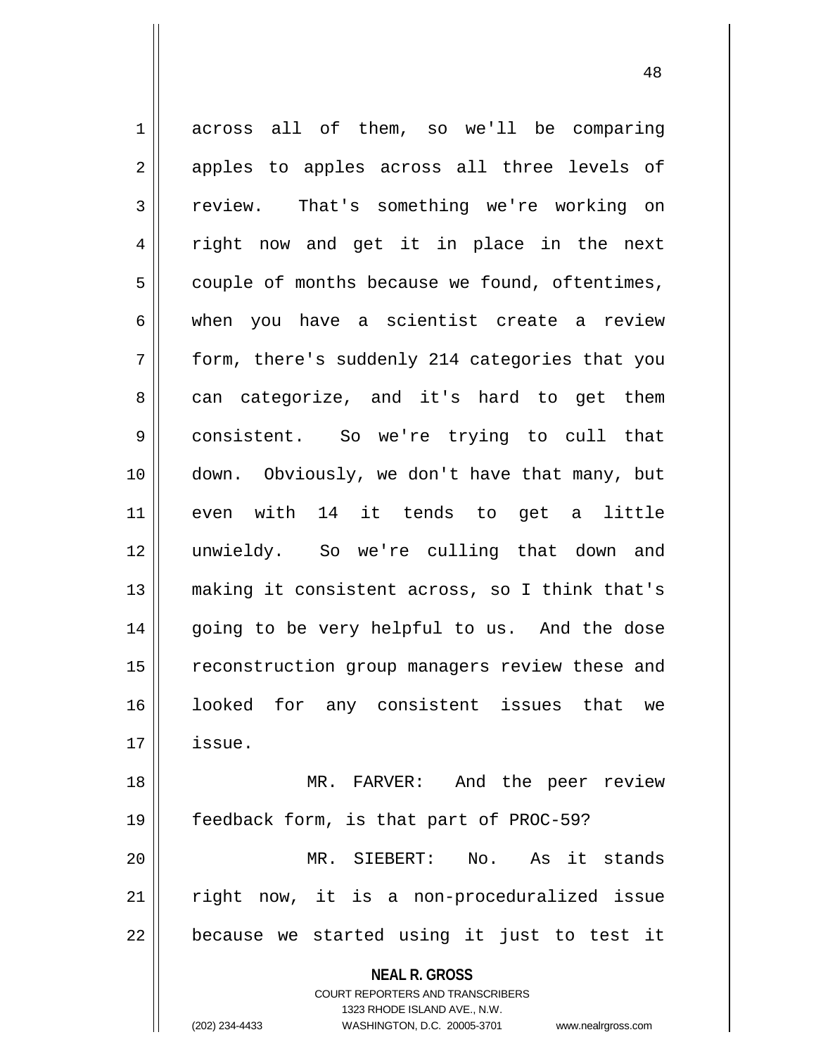across all of them, so we'll be comparing apples to apples across all three levels of review. That's something we're working on right now and get it in place in the next couple of months because we found, oftentimes, when you have a scientist create a review form, there's suddenly 214 categories that you can categorize, and it's hard to get them consistent. So we're trying to cull that down. Obviously, we don't have that many, but even with 14 it tends to get a little unwieldy. So we're culling that down and making it consistent across, so I think that's going to be very helpful to us. And the dose reconstruction group managers review these and looked for any consistent issues that we issue.

MR. FARVER: And the peer review feedback form, is that part of PROC-59?

MR. SIEBERT: No. As it stands right now, it is a non-proceduralized issue because we started using it just to test it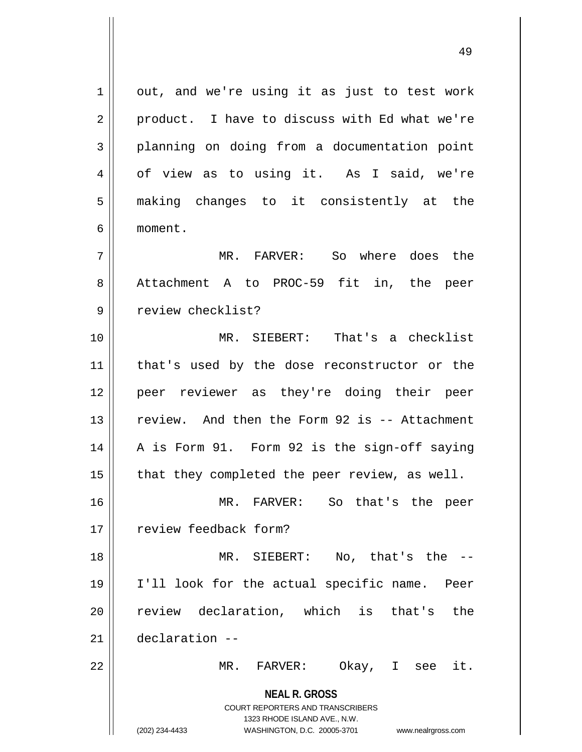out, and we're using it as just to test work product. I have to discuss with Ed what we're planning on doing from a documentation point of view as to using it. As I said, we're making changes to it consistently at the moment.

MR. FARVER: So where does the Attachment A to PROC-59 fit in, the peer review checklist?

MR. SIEBERT: That's a checklist that's used by the dose reconstructor or the peer reviewer as they're doing their peer review. And then the Form 92 is -- Attachment A is Form 91. Form 92 is the sign-off saying that they completed the peer review, as well.

MR. FARVER: So that's the peer review feedback form?

MR. SIEBERT: No, that's the -- I'll look for the actual specific name. Peer review declaration, which is that's the declaration --

MR. FARVER: Okay, I see it.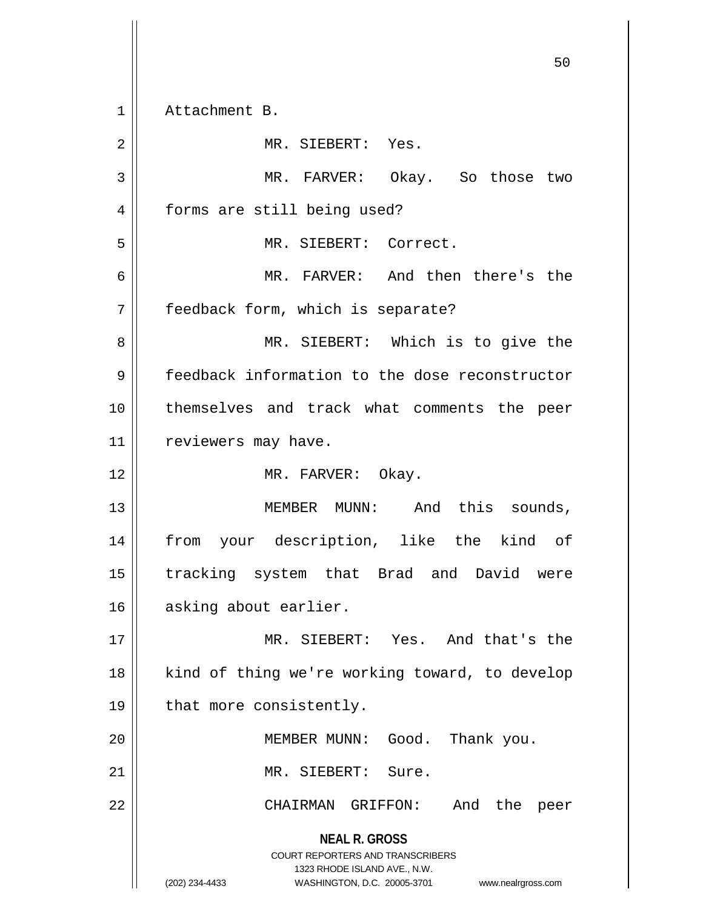Attachment B.

MR. SIEBERT: Yes.

MR. FARVER: Okay. So those two forms are still being used?

MR. SIEBERT: Correct.

MR. FARVER: And then there's the feedback form, which is separate?

MR. SIEBERT: Which is to give the feedback information to the dose reconstructor themselves and track what comments the peer reviewers may have.

MR. FARVER: Okay.

MEMBER MUNN: And this sounds, from your description, like the kind of tracking system that Brad and David were asking about earlier.

MR. SIEBERT: Yes. And that's the kind of thing we're working toward, to develop that more consistently.

MEMBER MUNN: Good. Thank you.

MR. SIEBERT: Sure.

CHAIRMAN GRIFFON: And the peer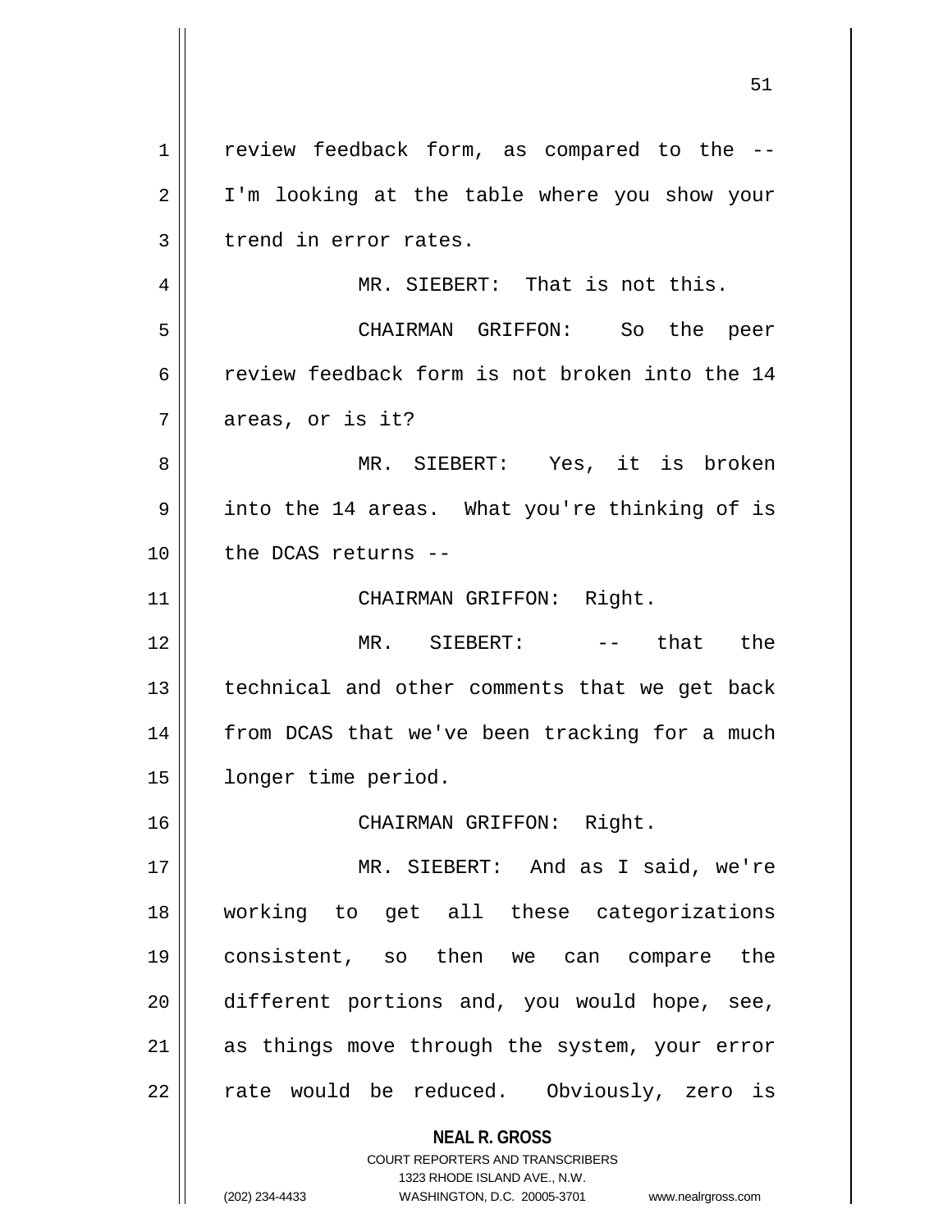review feedback form, as compared to the -- I'm looking at the table where you show your trend in error rates.

MR. SIEBERT: That is not this.

CHAIRMAN GRIFFON: So the peer review feedback form is not broken into the 14 areas, or is it?

MR. SIEBERT: Yes, it is broken into the 14 areas. What you're thinking of is the DCAS returns --

CHAIRMAN GRIFFON: Right.

MR. SIEBERT: -- that the technical and other comments that we get back from DCAS that we've been tracking for a much longer time period.

CHAIRMAN GRIFFON: Right.

MR. SIEBERT: And as I said, we're working to get all these categorizations consistent, so then we can compare the different portions and, you would hope, see, as things move through the system, your error rate would be reduced. Obviously, zero is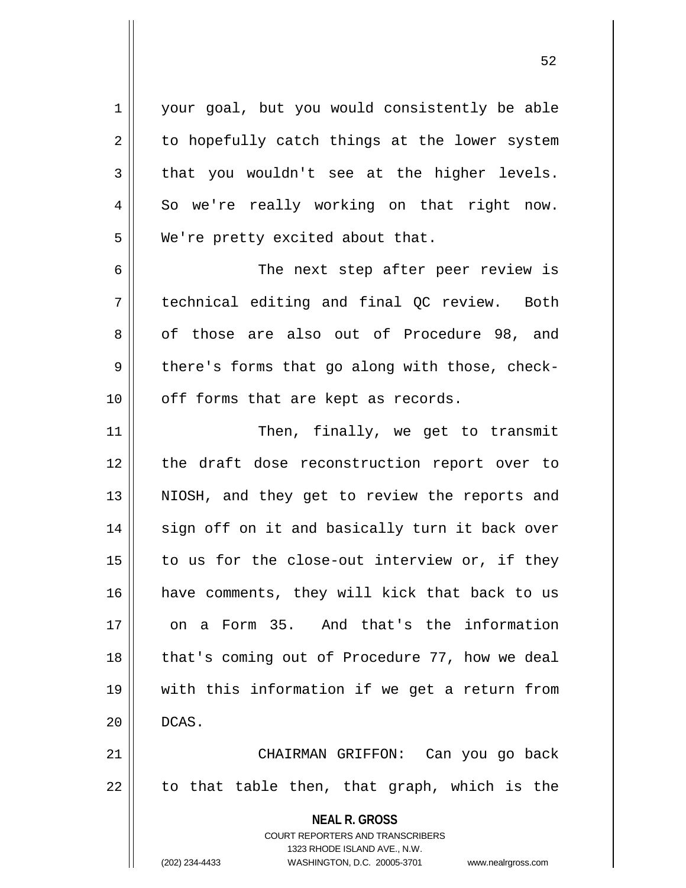your goal, but you would consistently be able to hopefully catch things at the lower system that you wouldn't see at the higher levels. So we're really working on that right now. We're pretty excited about that.

The next step after peer review is technical editing and final QC review. Both of those are also out of Procedure 98, and there's forms that go along with those, check-off forms that are kept as records.

Then, finally, we get to transmit the draft dose reconstruction report over to NIOSH, and they get to review the reports and sign off on it and basically turn it back over to us for the close-out interview or, if they have comments, they will kick that back to us on a Form 35. And that's the information that's coming out of Procedure 77, how we deal with this information if we get a return from DCAS.

CHAIRMAN GRIFFON: Can you go back to that table then, that graph, which is the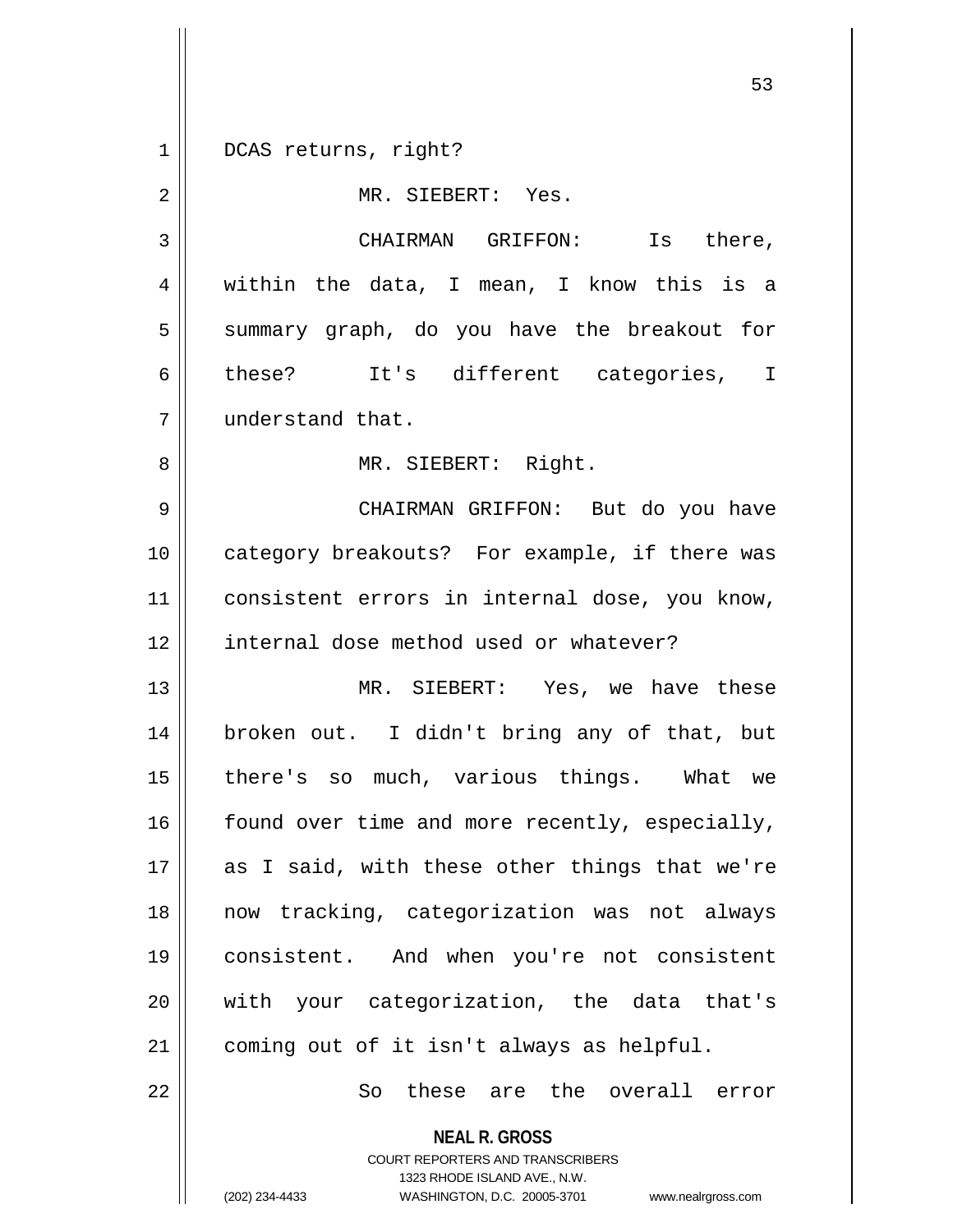DCAS returns, right?

MR. SIEBERT: Yes.

CHAIRMAN GRIFFON: Is there, within the data, I mean, I know this is a summary graph, do you have the breakout for these? It's different categories, I understand that.

MR. SIEBERT: Right.

CHAIRMAN GRIFFON: But do you have category breakouts? For example, if there was consistent errors in internal dose, you know, internal dose method used or whatever?

MR. SIEBERT: Yes, we have these broken out. I didn't bring any of that, but there's so much, various things. What we found over time and more recently, especially, as I said, with these other things that we're now tracking, categorization was not always consistent. And when you're not consistent with your categorization, the data that's coming out of it isn't always as helpful.

So these are the overall error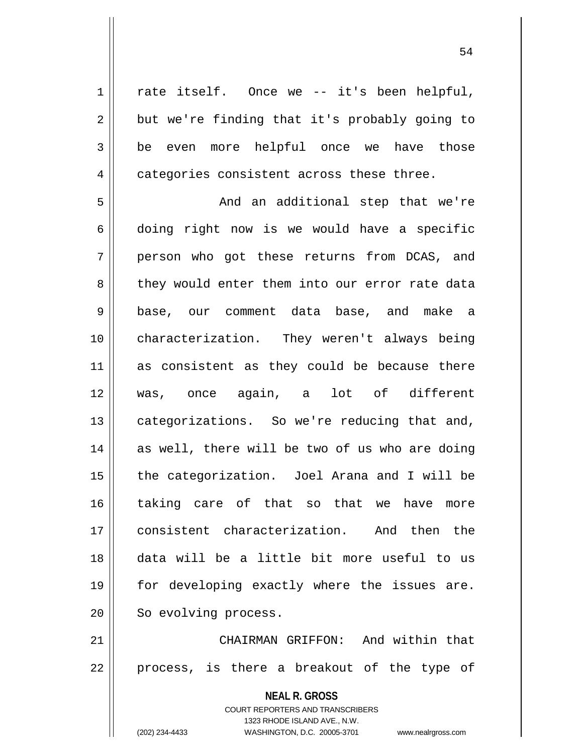rate itself. Once we -- it's been helpful, but we're finding that it's probably going to be even more helpful once we have those categories consistent across these three.

And an additional step that we're doing right now is we would have a specific person who got these returns from DCAS, and they would enter them into our error rate data base, our comment data base, and make a characterization. They weren't always being as consistent as they could be because there was, once again, a lot of different categorizations. So we're reducing that and, as well, there will be two of us who are doing the categorization. Joel Arana and I will be taking care of that so that we have more consistent characterization. And then the data will be a little bit more useful to us for developing exactly where the issues are. So evolving process.

CHAIRMAN GRIFFON: And within that process, is there a breakout of the type of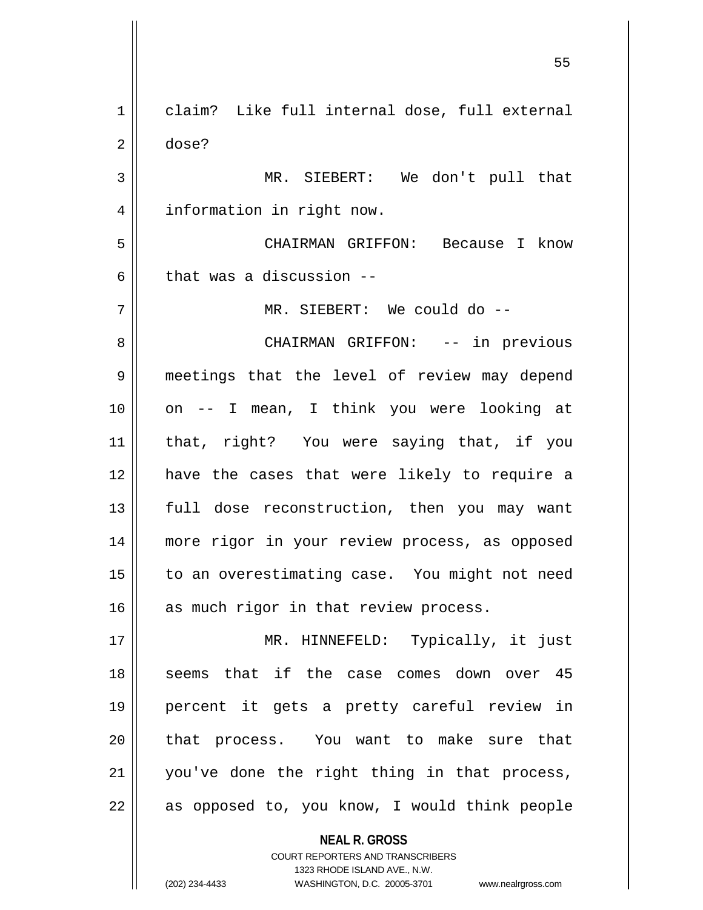claim? Like full internal dose, full external dose?

MR. SIEBERT: We don't pull that information in right now.

CHAIRMAN GRIFFON: Because I know that was a discussion --

MR. SIEBERT: We could do --

CHAIRMAN GRIFFON: -- in previous meetings that the level of review may depend on -- I mean, I think you were looking at that, right? You were saying that, if you have the cases that were likely to require a full dose reconstruction, then you may want more rigor in your review process, as opposed to an overestimating case. You might not need as much rigor in that review process.

MR. HINNEFELD: Typically, it just seems that if the case comes down over 45 percent it gets a pretty careful review in that process. You want to make sure that you've done the right thing in that process, as opposed to, you know, I would think people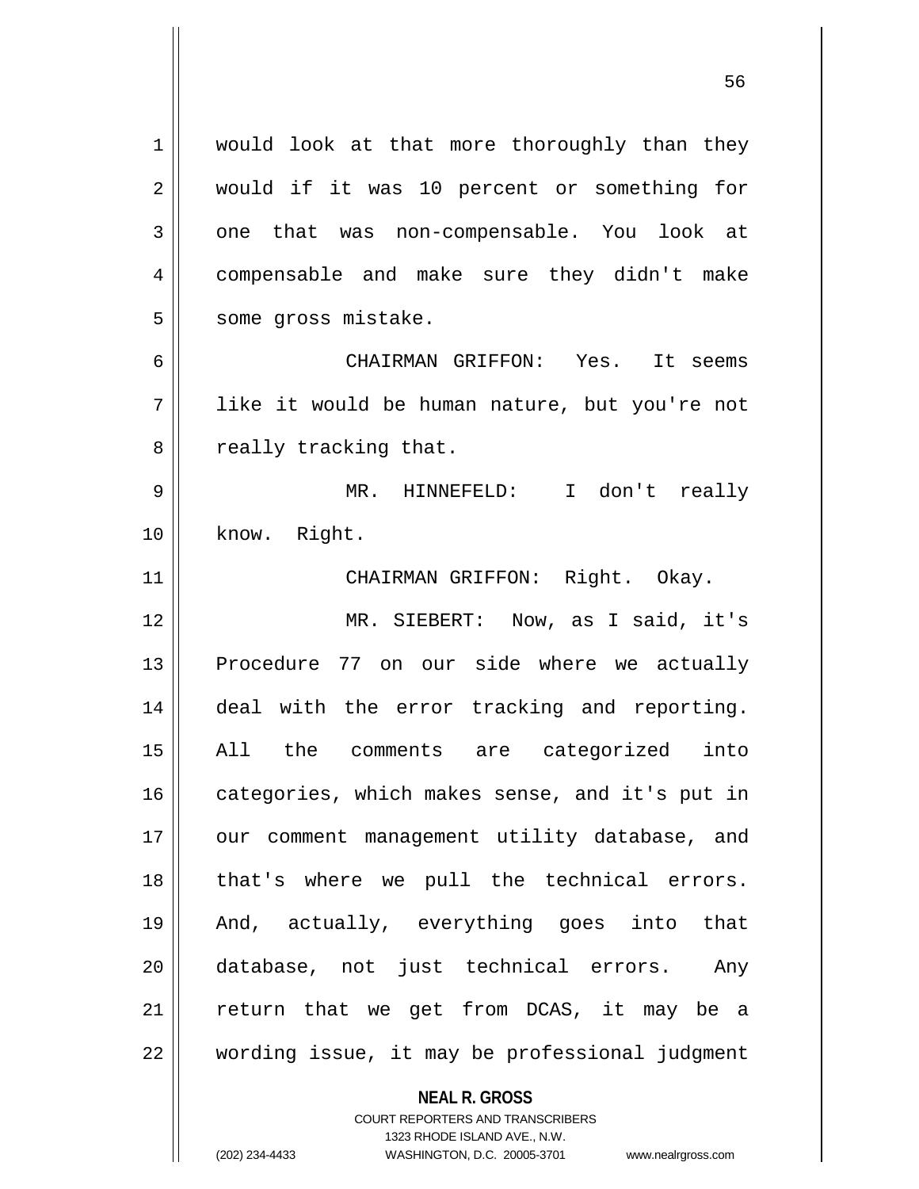would look at that more thoroughly than they would if it was 10 percent or something for one that was non-compensable. You look at compensable and make sure they didn't make some gross mistake.

CHAIRMAN GRIFFON: Yes. It seems like it would be human nature, but you're not really tracking that.

MR. HINNEFELD: I don't really know. Right.

CHAIRMAN GRIFFON: Right. Okay.

MR. SIEBERT: Now, as I said, it's Procedure 77 on our side where we actually deal with the error tracking and reporting. All the comments are categorized into categories, which makes sense, and it's put in our comment management utility database, and that's where we pull the technical errors. And, actually, everything goes into that database, not just technical errors. Any return that we get from DCAS, it may be a wording issue, it may be professional judgment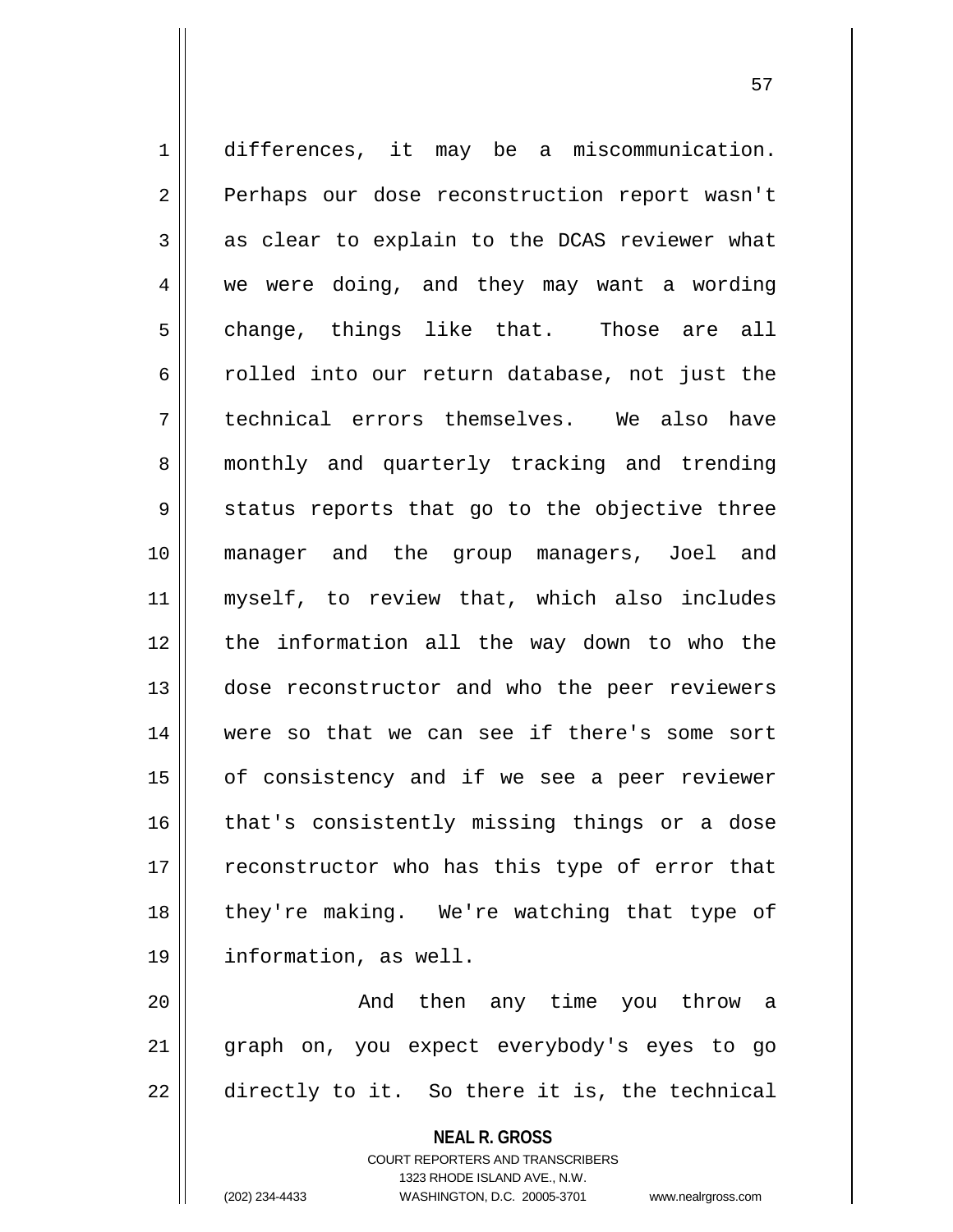differences, it may be a miscommunication. Perhaps our dose reconstruction report wasn't as clear to explain to the DCAS reviewer what we were doing, and they may want a wording change, things like that. Those are all rolled into our return database, not just the technical errors themselves. We also have monthly and quarterly tracking and trending status reports that go to the objective three manager and the group managers, Joel and myself, to review that, which also includes the information all the way down to who the dose reconstructor and who the peer reviewers were so that we can see if there's some sort of consistency and if we see a peer reviewer that's consistently missing things or a dose reconstructor who has this type of error that they're making. We're watching that type of information, as well.

And then any time you throw a graph on, you expect everybody's eyes to go directly to it. So there it is, the technical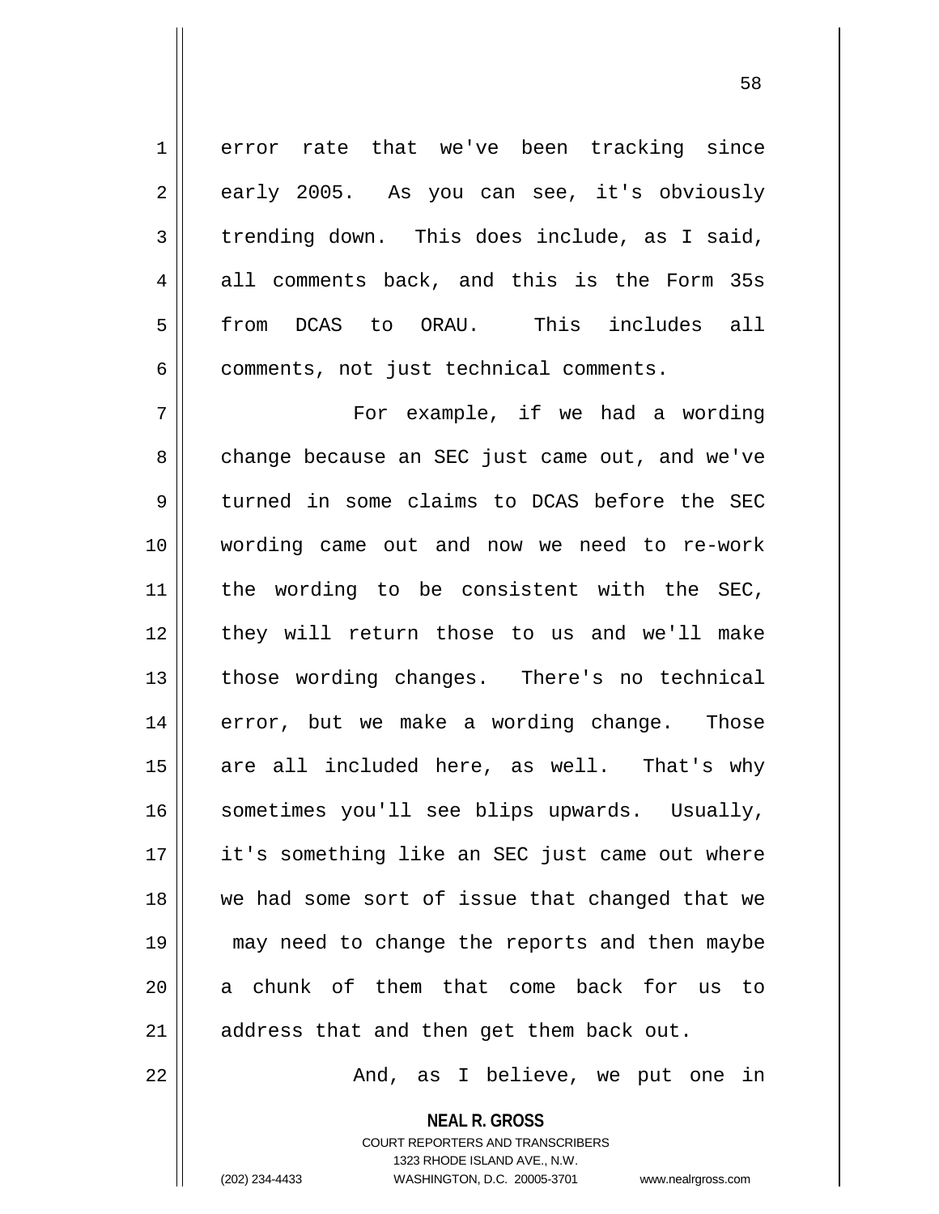error rate that we've been tracking since early 2005. As you can see, it's obviously trending down. This does include, as I said, all comments back, and this is the Form 35s from DCAS to ORAU. This includes all comments, not just technical comments.

For example, if we had a wording change because an SEC just came out, and we've turned in some claims to DCAS before the SEC wording came out and now we need to re-work the wording to be consistent with the SEC, they will return those to us and we'll make those wording changes. There's no technical error, but we make a wording change. Those are all included here, as well. That's why sometimes you'll see blips upwards. Usually, it's something like an SEC just came out where we had some sort of issue that changed that we may need to change the reports and then maybe a chunk of them that come back for us to address that and then get them back out.

And, as I believe, we put one in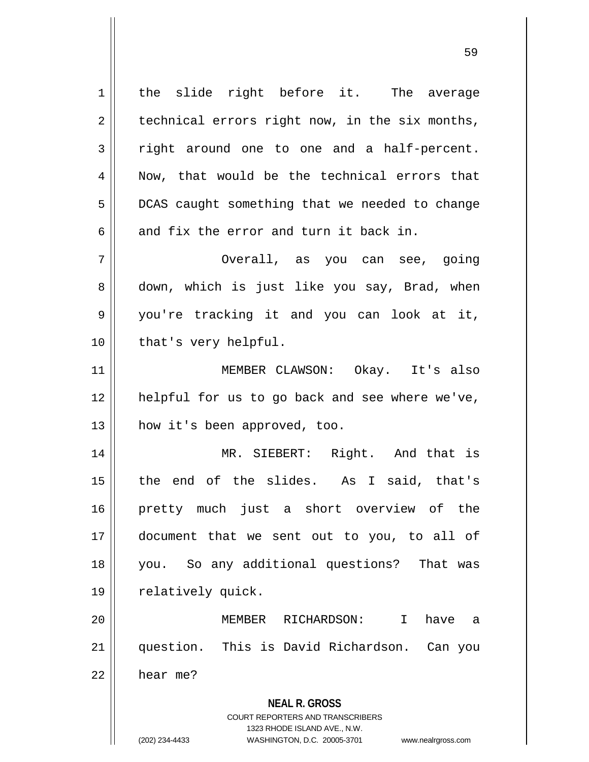the slide right before it. The average technical errors right now, in the six months, right around one to one and a half-percent. Now, that would be the technical errors that DCAS caught something that we needed to change and fix the error and turn it back in.

Overall, as you can see, going down, which is just like you say, Brad, when you're tracking it and you can look at it, that's very helpful.

MEMBER CLAWSON: Okay. It's also helpful for us to go back and see where we've, how it's been approved, too.

MR. SIEBERT: Right. And that is the end of the slides. As I said, that's pretty much just a short overview of the document that we sent out to you, to all of you. So any additional questions? That was relatively quick.

MEMBER RICHARDSON: I have a question. This is David Richardson. Can you hear me?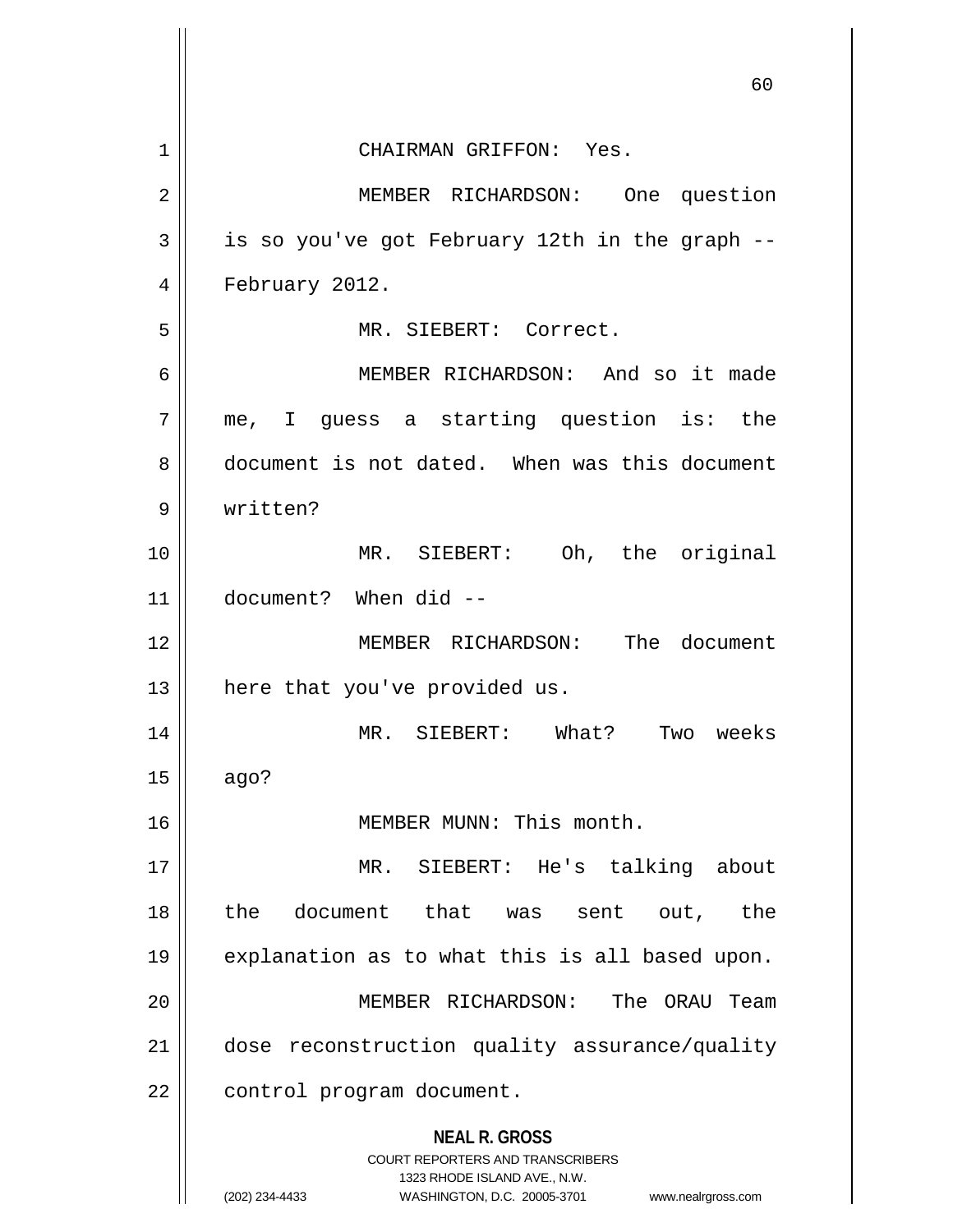CHAIRMAN GRIFFON: Yes.

MEMBER RICHARDSON: One question is so you've got February 12th in the graph -- February 2012.

MR. SIEBERT: Correct.

MEMBER RICHARDSON: And so it made me, I guess a starting question is: the document is not dated. When was this document written?

MR. SIEBERT: Oh, the original document? When did --

MEMBER RICHARDSON: The document here that you've provided us.

MR. SIEBERT: What? Two weeks ago?

MEMBER MUNN: This month.

MR. SIEBERT: He's talking about the document that was sent out, the explanation as to what this is all based upon.

MEMBER RICHARDSON: The ORAU Team dose reconstruction quality assurance/quality control program document.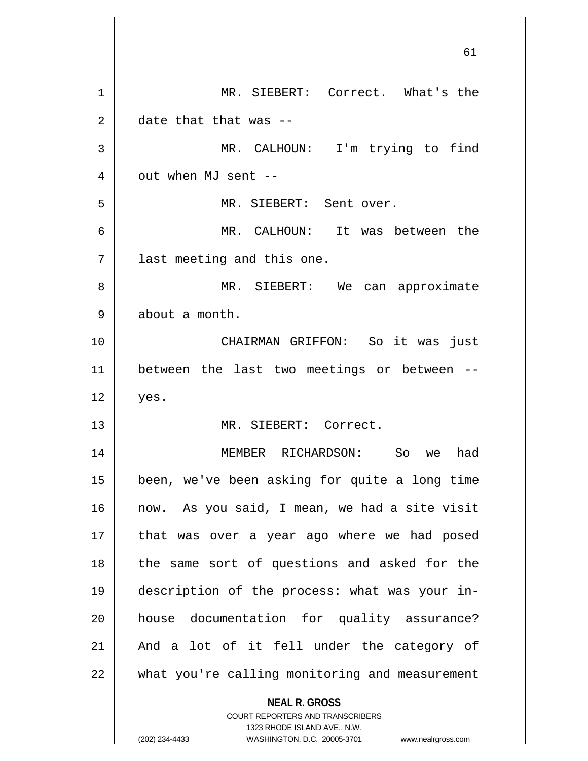MR. SIEBERT: Correct. What's the date that that was --

MR. CALHOUN: I'm trying to find out when MJ sent --

MR. SIEBERT: Sent over.

MR. CALHOUN: It was between the last meeting and this one.

MR. SIEBERT: We can approximate about a month.

CHAIRMAN GRIFFON: So it was just between the last two meetings or between -- yes.

MR. SIEBERT: Correct.

MEMBER RICHARDSON: So we had been, we've been asking for quite a long time now. As you said, I mean, we had a site visit that was over a year ago where we had posed the same sort of questions and asked for the description of the process: what was your in-house documentation for quality assurance? And a lot of it fell under the category of what you're calling monitoring and measurement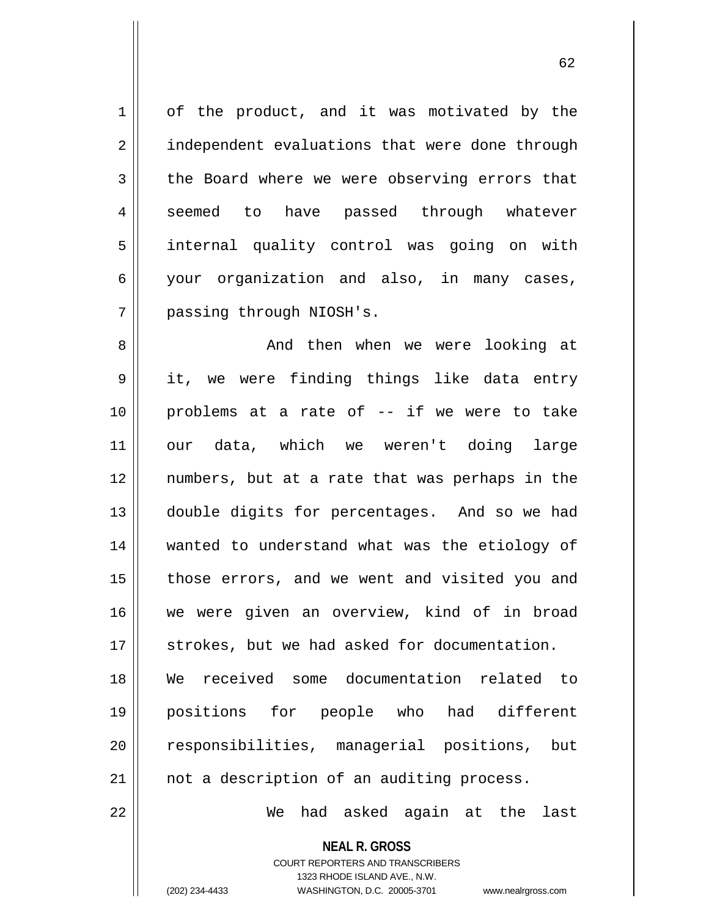of the product, and it was motivated by the independent evaluations that were done through the Board where we were observing errors that seemed to have passed through whatever internal quality control was going on with your organization and also, in many cases, passing through NIOSH's.

And then when we were looking at it, we were finding things like data entry problems at a rate of -- if we were to take our data, which we weren't doing large numbers, but at a rate that was perhaps in the double digits for percentages. And so we had wanted to understand what was the etiology of those errors, and we went and visited you and we were given an overview, kind of in broad strokes, but we had asked for documentation. We received some documentation related to positions for people who had different responsibilities, managerial positions, but not a description of an auditing process.

We had asked again at the last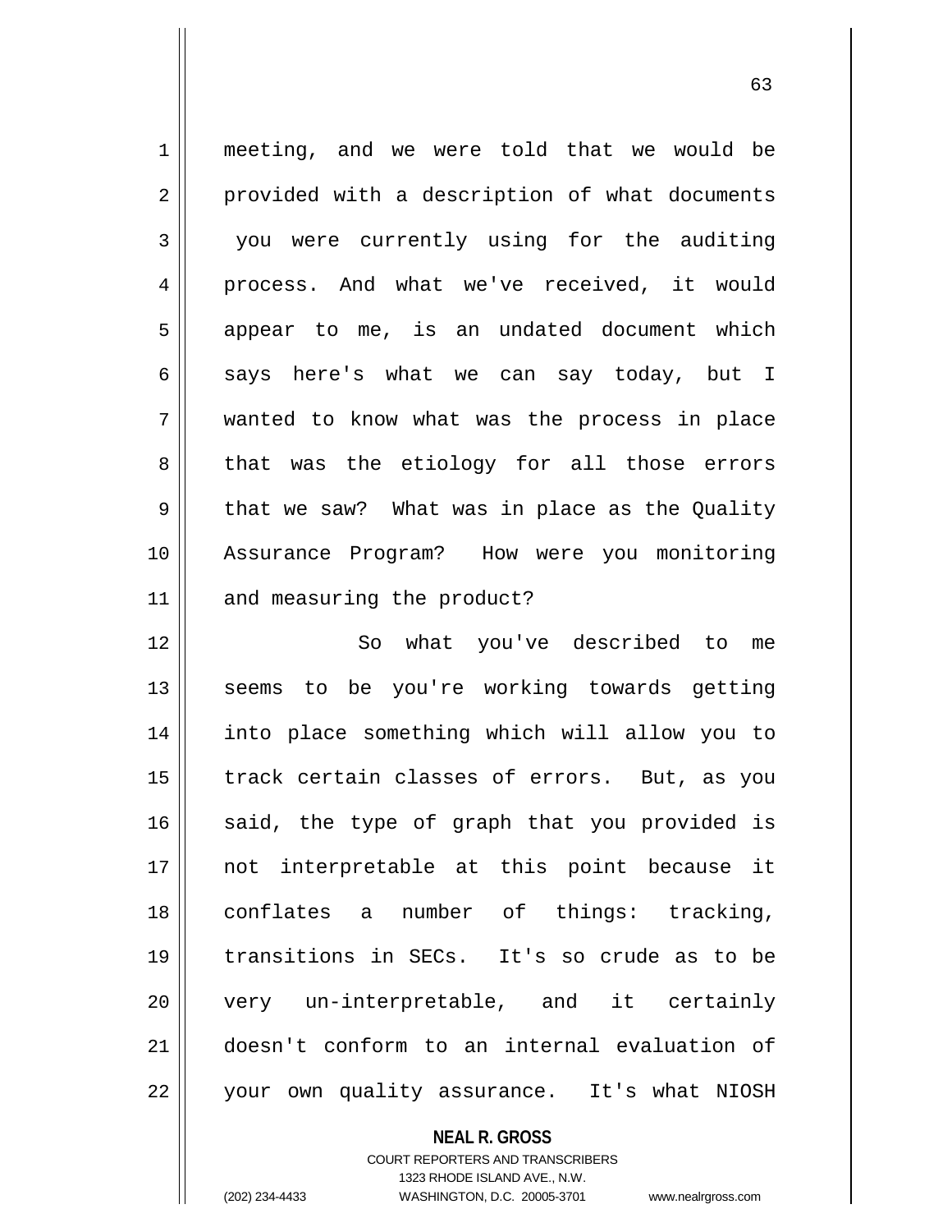meeting, and we were told that we would be provided with a description of what documents you were currently using for the auditing process. And what we've received, it would appear to me, is an undated document which says here's what we can say today, but I wanted to know what was the process in place that was the etiology for all those errors that we saw? What was in place as the Quality Assurance Program? How were you monitoring and measuring the product?

So what you've described to me seems to be you're working towards getting into place something which will allow you to track certain classes of errors. But, as you said, the type of graph that you provided is not interpretable at this point because it conflates a number of things: tracking, transitions in SECs. It's so crude as to be very un-interpretable, and it certainly doesn't conform to an internal evaluation of your own quality assurance. It's what NIOSH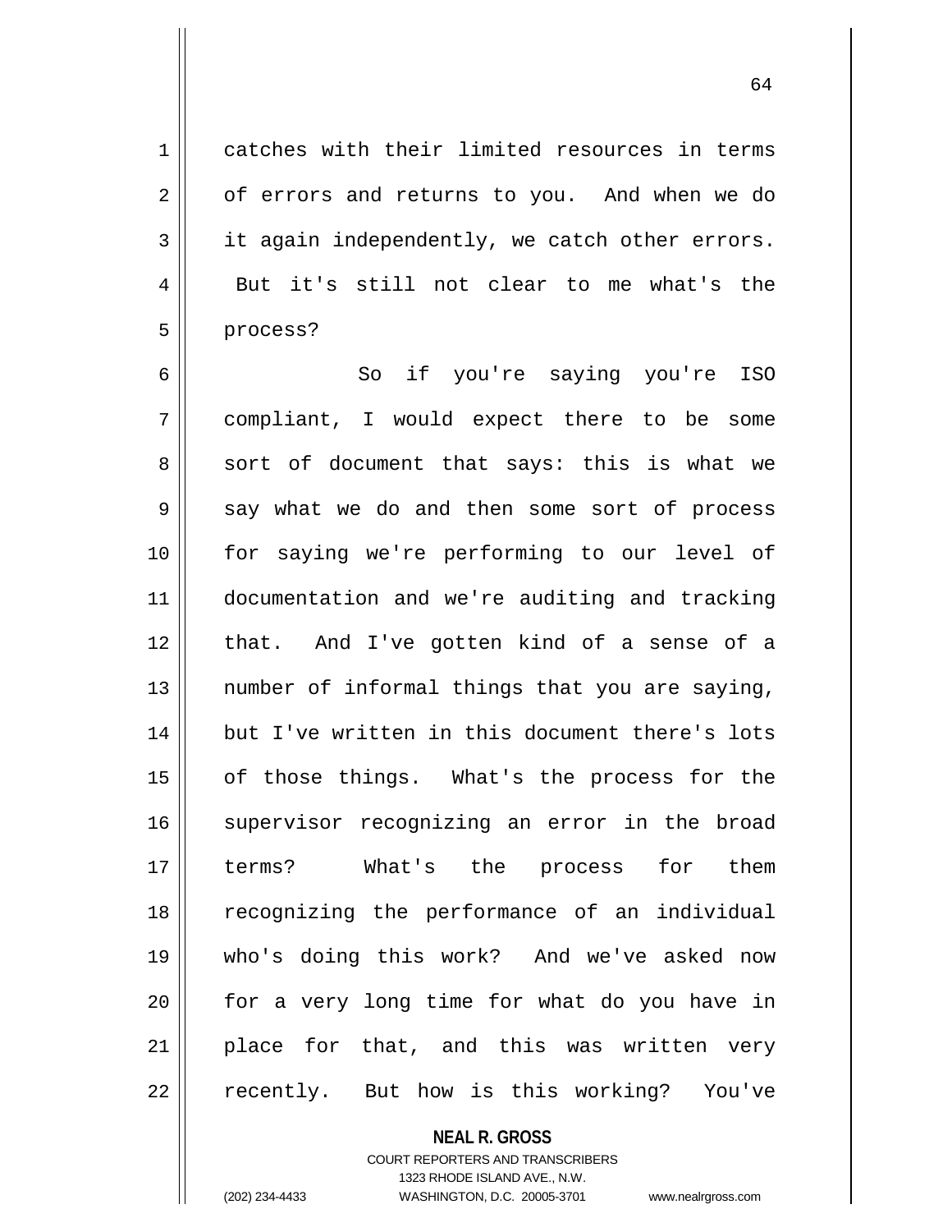catches with their limited resources in terms of errors and returns to you. And when we do it again independently, we catch other errors. But it's still not clear to me what's the process?

So if you're saying you're ISO compliant, I would expect there to be some sort of document that says: this is what we say what we do and then some sort of process for saying we're performing to our level of documentation and we're auditing and tracking that. And I've gotten kind of a sense of a number of informal things that you are saying, but I've written in this document there's lots of those things. What's the process for the supervisor recognizing an error in the broad terms? What's the process for them recognizing the performance of an individual who's doing this work? And we've asked now for a very long time for what do you have in place for that, and this was written very recently. But how is this working? You've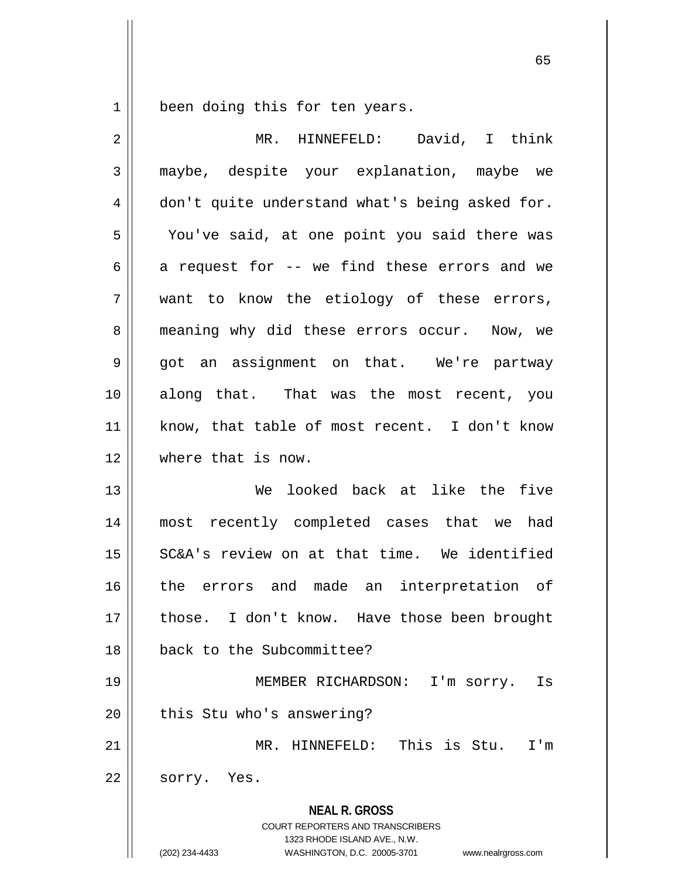been doing this for ten years.

MR. HINNEFELD: David, I think maybe, despite your explanation, maybe we don't quite understand what's being asked for. You've said, at one point you said there was a request for -- we find these errors and we want to know the etiology of these errors, meaning why did these errors occur. Now, we got an assignment on that. We're partway along that. That was the most recent, you know, that table of most recent. I don't know where that is now.

We looked back at like the five most recently completed cases that we had SC&A's review on at that time. We identified the errors and made an interpretation of those. I don't know. Have those been brought back to the Subcommittee?

MEMBER RICHARDSON: I'm sorry. Is this Stu who's answering?

MR. HINNEFELD: This is Stu. I'm sorry. Yes.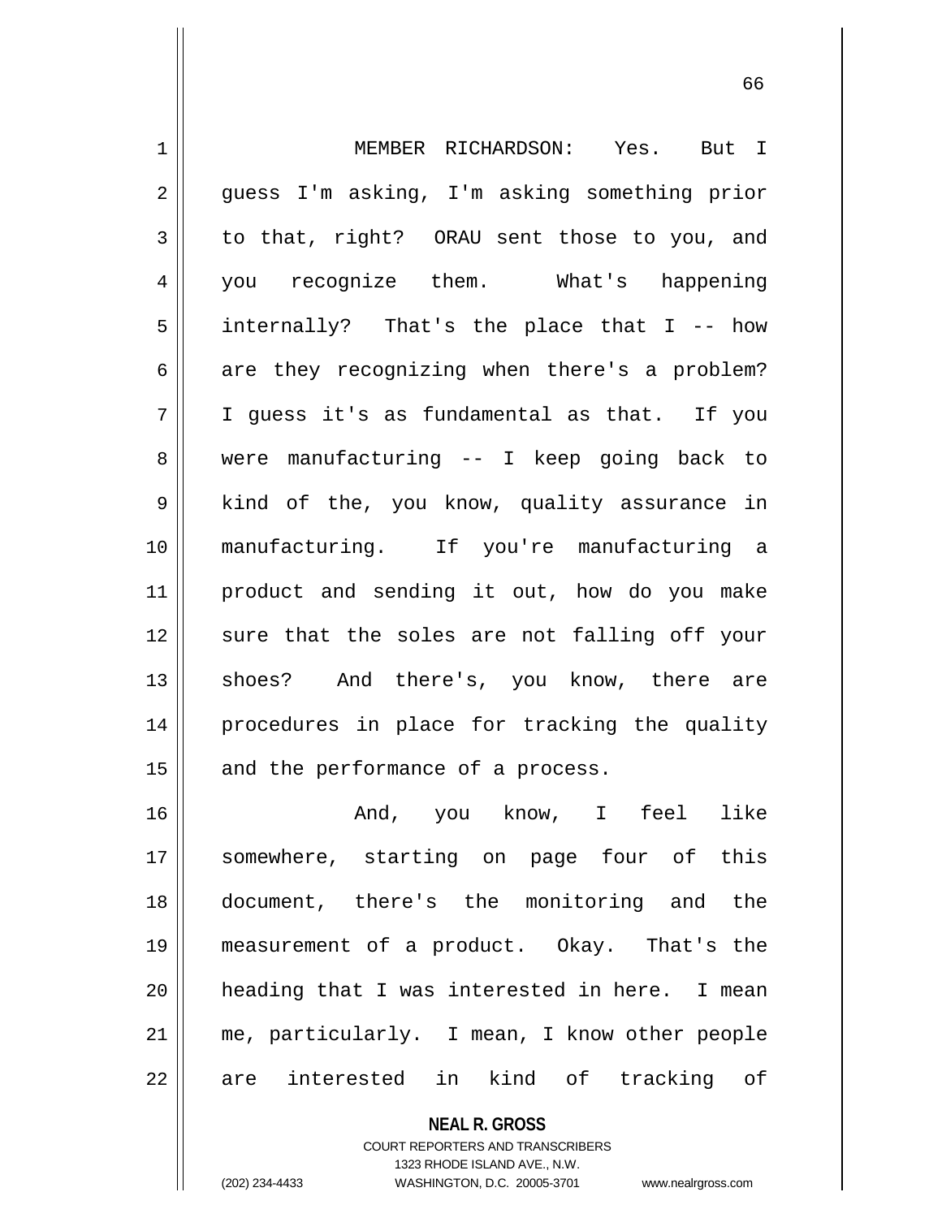MEMBER RICHARDSON: Yes. But I guess I'm asking, I'm asking something prior to that, right? ORAU sent those to you, and you recognize them. What's happening internally? That's the place that I -- how are they recognizing when there's a problem? I guess it's as fundamental as that. If you were manufacturing -- I keep going back to kind of the, you know, quality assurance in manufacturing. If you're manufacturing a product and sending it out, how do you make sure that the soles are not falling off your shoes? And there's, you know, there are procedures in place for tracking the quality and the performance of a process.

And, you know, I feel like somewhere, starting on page four of this document, there's the monitoring and the measurement of a product. Okay. That's the heading that I was interested in here. I mean me, particularly. I mean, I know other people are interested in kind of tracking of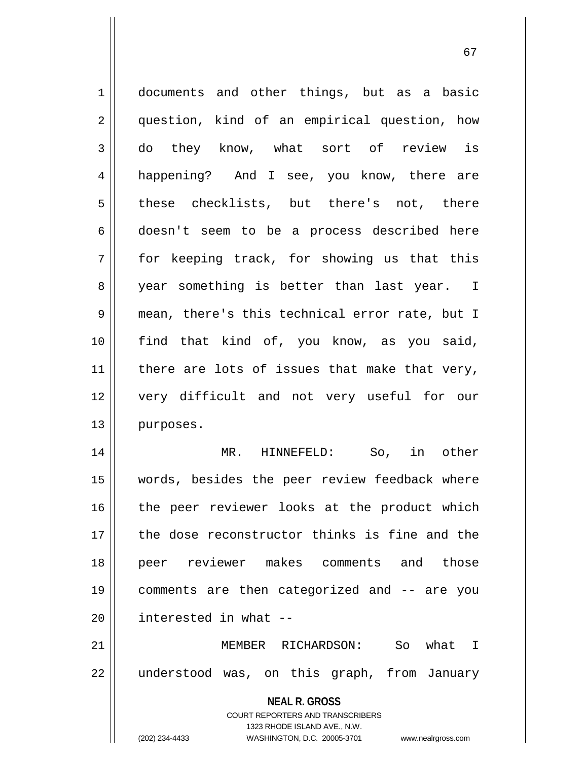documents and other things, but as a basic question, kind of an empirical question, how do they know, what sort of review is happening? And I see, you know, there are these checklists, but there's not, there doesn't seem to be a process described here for keeping track, for showing us that this year something is better than last year. I mean, there's this technical error rate, but I find that kind of, you know, as you said, there are lots of issues that make that very, very difficult and not very useful for our purposes.

MR. HINNEFELD: So, in other words, besides the peer review feedback where the peer reviewer looks at the product which the dose reconstructor thinks is fine and the peer reviewer makes comments and those comments are then categorized and -- are you interested in what --

MEMBER RICHARDSON: So what I understood was, on this graph, from January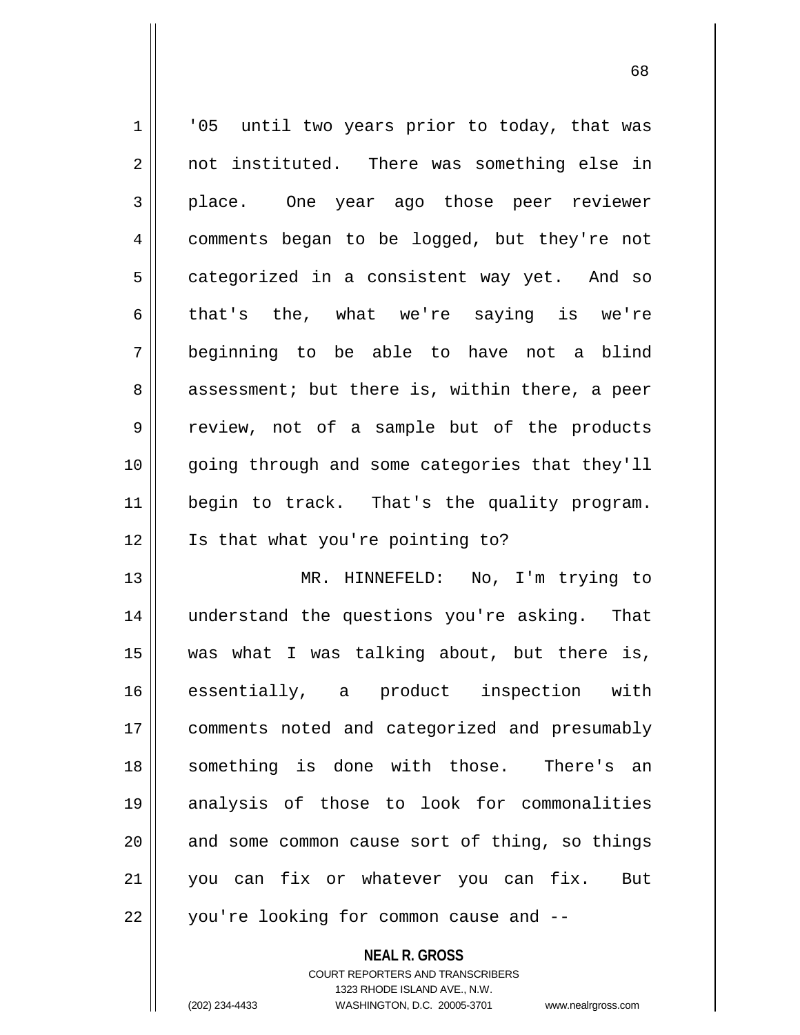'05 until two years prior to today, that was not instituted. There was something else in place. One year ago those peer reviewer comments began to be logged, but they're not categorized in a consistent way yet. And so that's the, what we're saying is we're beginning to be able to have not a blind assessment; but there is, within there, a peer review, not of a sample but of the products going through and some categories that they'll begin to track. That's the quality program. Is that what you're pointing to?

MR. HINNEFELD: No, I'm trying to understand the questions you're asking. That was what I was talking about, but there is, essentially, a product inspection with comments noted and categorized and presumably something is done with those. There's an analysis of those to look for commonalities and some common cause sort of thing, so things you can fix or whatever you can fix. But you're looking for common cause and --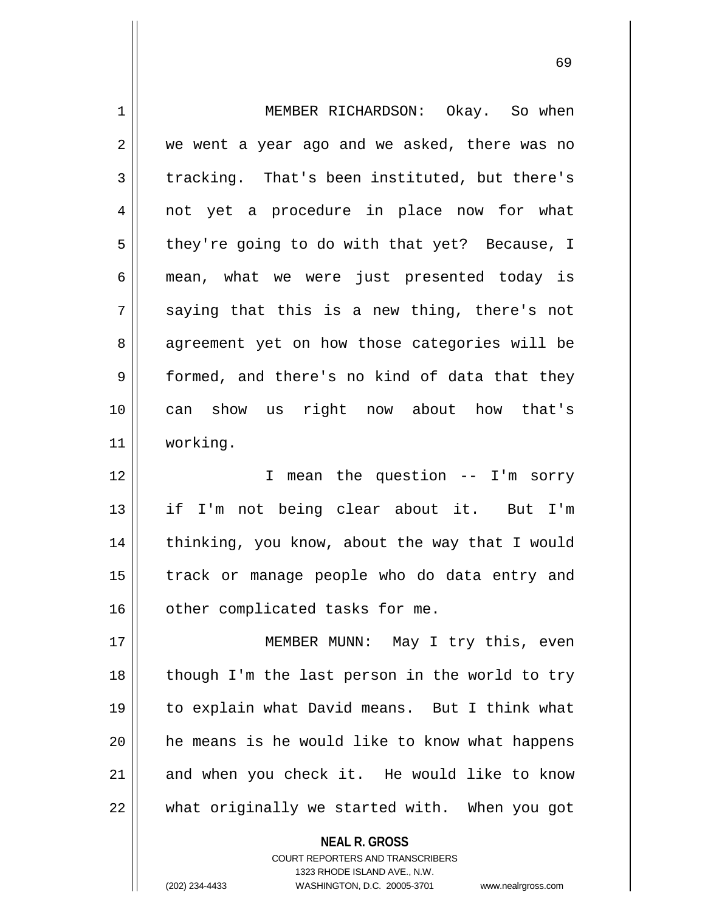MEMBER RICHARDSON: Okay. So when we went a year ago and we asked, there was no tracking. That's been instituted, but there's not yet a procedure in place now for what they're going to do with that yet? Because, I mean, what we were just presented today is saying that this is a new thing, there's not agreement yet on how those categories will be formed, and there's no kind of data that they can show us right now about how that's working.

I mean the question -- I'm sorry if I'm not being clear about it. But I'm thinking, you know, about the way that I would track or manage people who do data entry and other complicated tasks for me.

MEMBER MUNN: May I try this, even though I'm the last person in the world to try to explain what David means. But I think what he means is he would like to know what happens and when you check it. He would like to know what originally we started with. When you got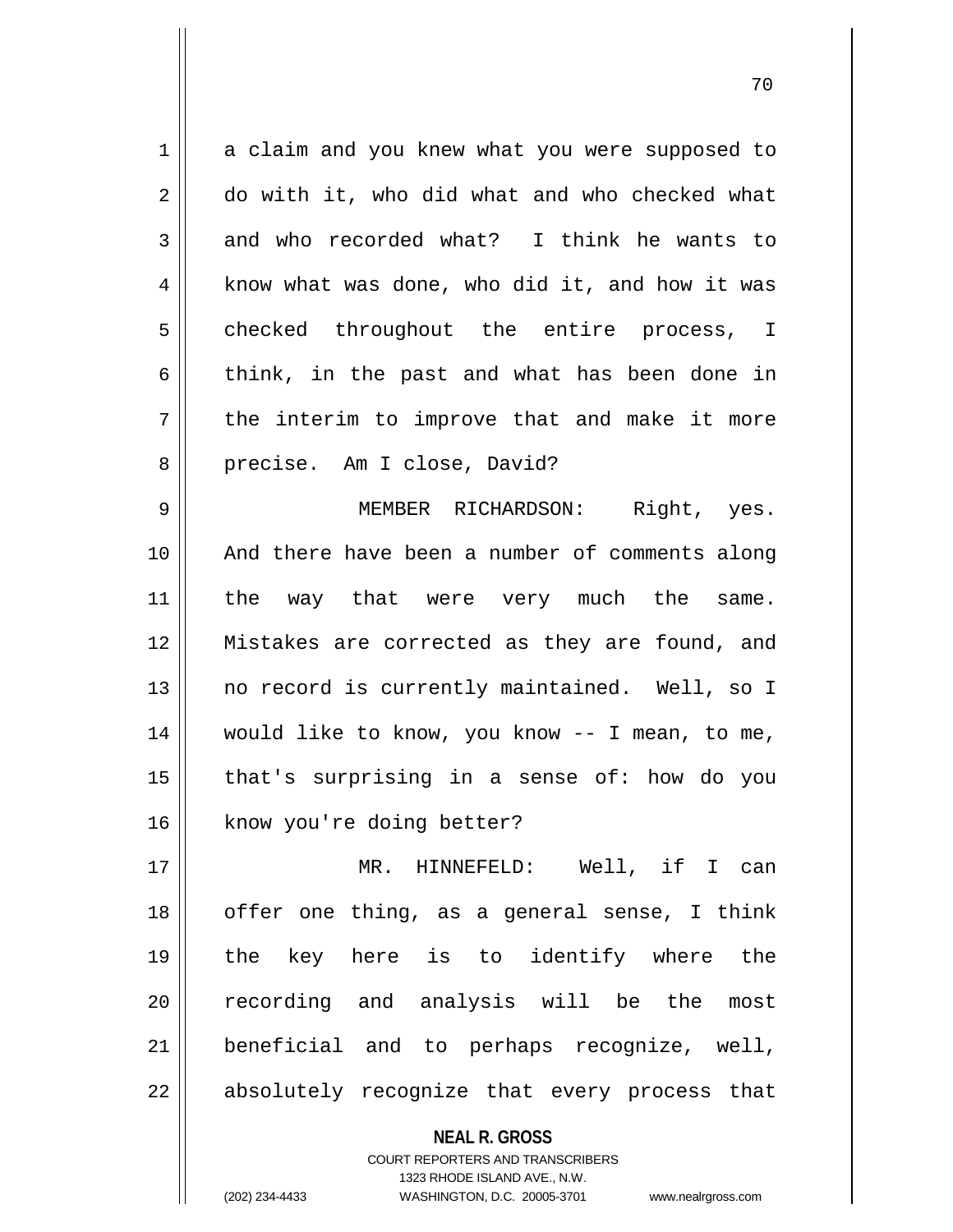a claim and you knew what you were supposed to do with it, who did what and who checked what and who recorded what? I think he wants to know what was done, who did it, and how it was checked throughout the entire process, I think, in the past and what has been done in the interim to improve that and make it more precise. Am I close, David?

MEMBER RICHARDSON: Right, yes. And there have been a number of comments along the way that were very much the same. Mistakes are corrected as they are found, and no record is currently maintained. Well, so I would like to know, you know -- I mean, to me, that's surprising in a sense of: how do you know you're doing better?

MR. HINNEFELD: Well, if I can offer one thing, as a general sense, I think the key here is to identify where the recording and analysis will be the most beneficial and to perhaps recognize, well, absolutely recognize that every process that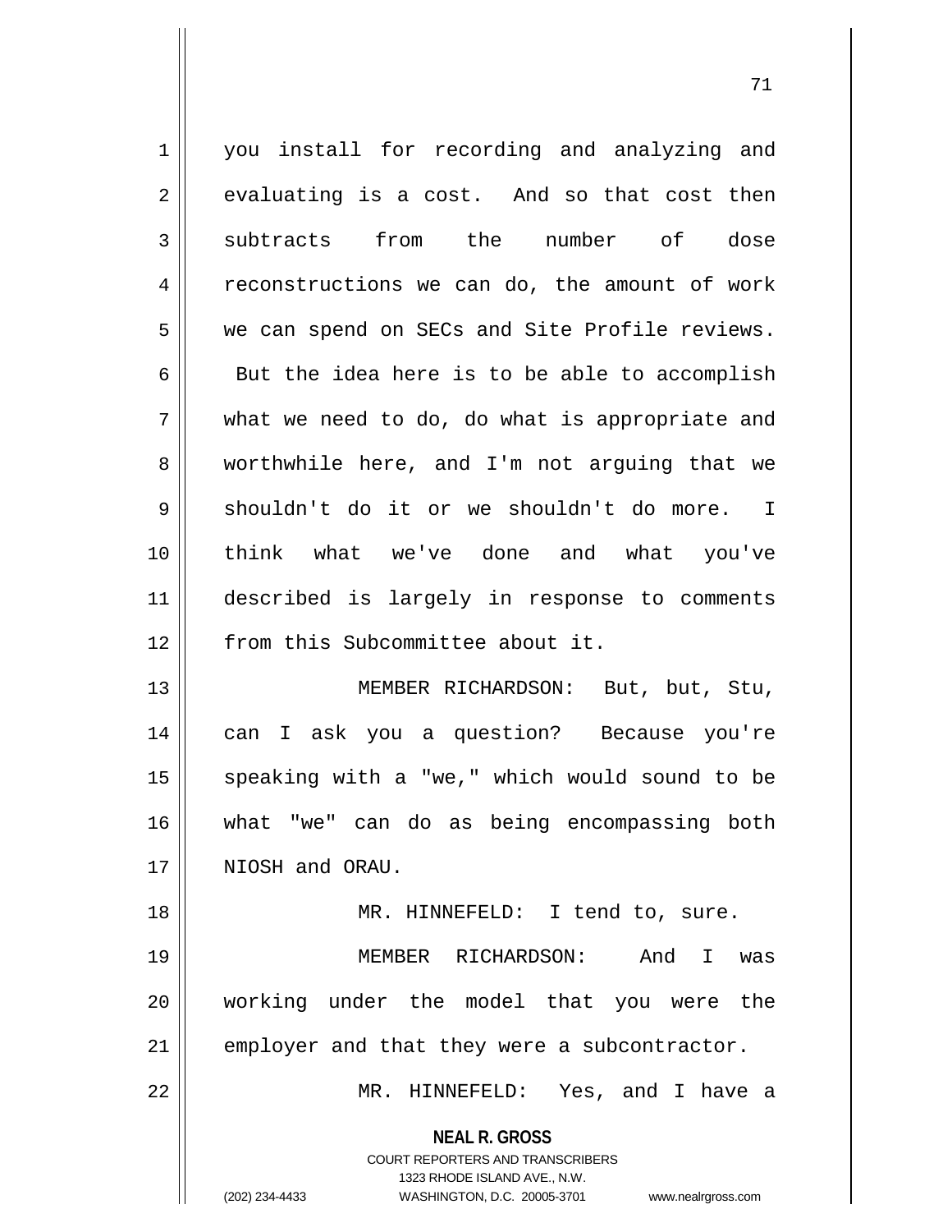you install for recording and analyzing and evaluating is a cost. And so that cost then subtracts from the number of dose reconstructions we can do, the amount of work we can spend on SECs and Site Profile reviews. But the idea here is to be able to accomplish what we need to do, do what is appropriate and worthwhile here, and I'm not arguing that we shouldn't do it or we shouldn't do more. I think what we've done and what you've described is largely in response to comments from this Subcommittee about it.

MEMBER RICHARDSON: But, but, Stu, can I ask you a question? Because you're speaking with a "we," which would sound to be what "we" can do as being encompassing both NIOSH and ORAU.

MR. HINNEFELD: I tend to, sure.

MEMBER RICHARDSON: And I was working under the model that you were the employer and that they were a subcontractor.

MR. HINNEFELD: Yes, and I have a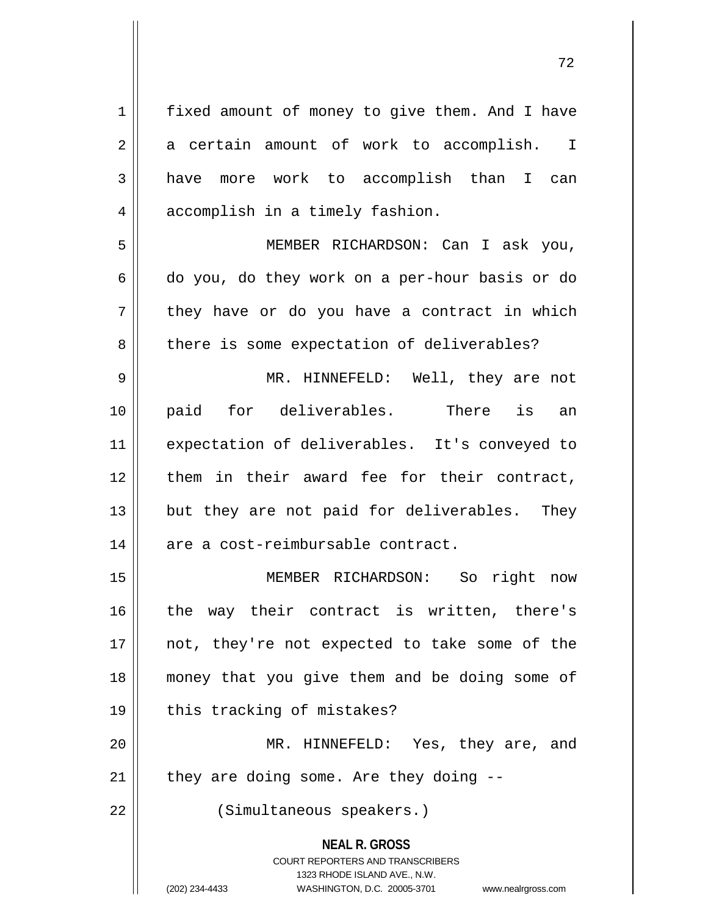fixed amount of money to give them. And I have a certain amount of work to accomplish. I have more work to accomplish than I can accomplish in a timely fashion.

MEMBER RICHARDSON: Can I ask you, do you, do they work on a per-hour basis or do they have or do you have a contract in which there is some expectation of deliverables?

MR. HINNEFELD: Well, they are not paid for deliverables. There is an expectation of deliverables. It's conveyed to them in their award fee for their contract, but they are not paid for deliverables. They are a cost-reimbursable contract.

MEMBER RICHARDSON: So right now the way their contract is written, there's not, they're not expected to take some of the money that you give them and be doing some of this tracking of mistakes?

MR. HINNEFELD: Yes, they are, and they are doing some. Are they doing --

(Simultaneous speakers.)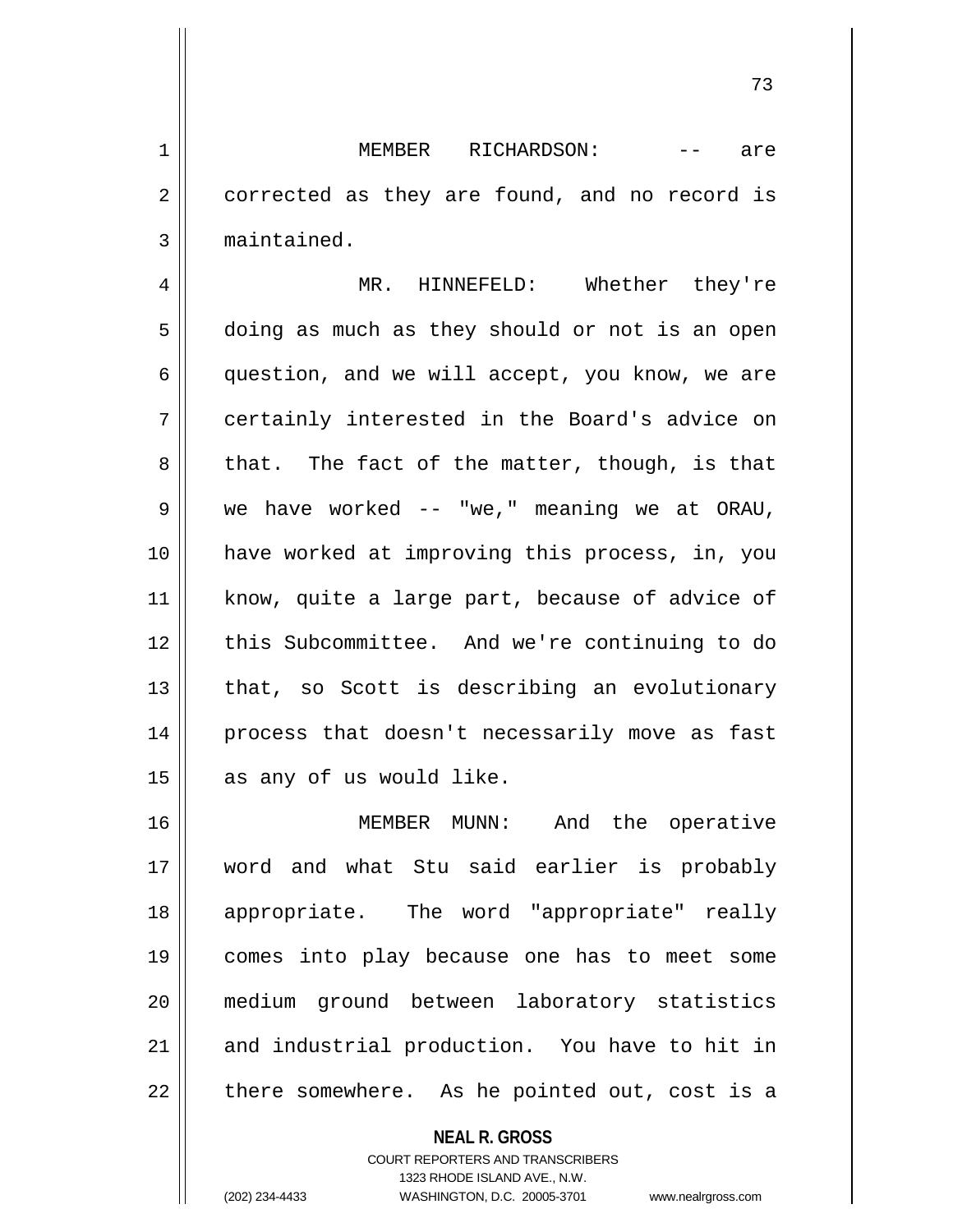MEMBER RICHARDSON: -- are corrected as they are found, and no record is maintained.

MR. HINNEFELD: Whether they're doing as much as they should or not is an open question, and we will accept, you know, we are certainly interested in the Board's advice on that. The fact of the matter, though, is that we have worked -- "we," meaning we at ORAU, have worked at improving this process, in, you know, quite a large part, because of advice of this Subcommittee. And we're continuing to do that, so Scott is describing an evolutionary process that doesn't necessarily move as fast as any of us would like.

MEMBER MUNN: And the operative word and what Stu said earlier is probably appropriate. The word "appropriate" really comes into play because one has to meet some medium ground between laboratory statistics and industrial production. You have to hit in there somewhere. As he pointed out, cost is a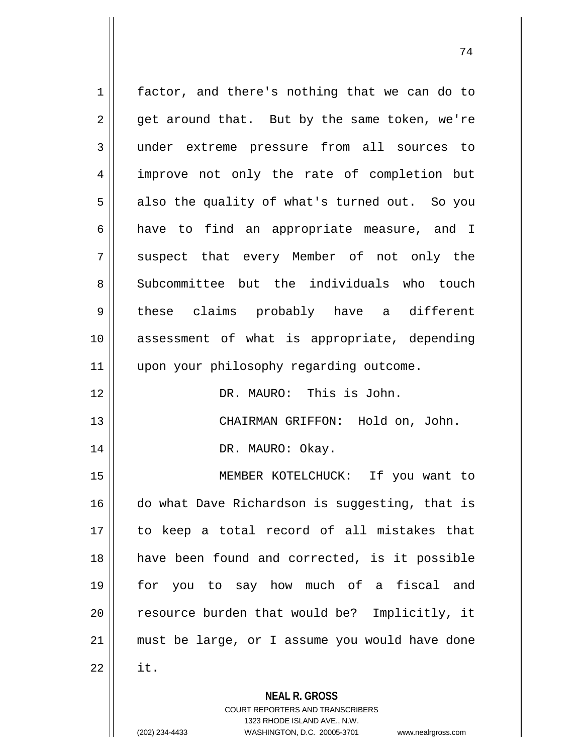factor, and there's nothing that we can do to get around that. But by the same token, we're under extreme pressure from all sources to improve not only the rate of completion but also the quality of what's turned out. So you have to find an appropriate measure, and I suspect that every Member of not only the Subcommittee but the individuals who touch these claims probably have a different assessment of what is appropriate, depending upon your philosophy regarding outcome.

DR. MAURO: This is John.

CHAIRMAN GRIFFON: Hold on, John.

DR. MAURO: Okay.

MEMBER KOTELCHUCK: If you want to do what Dave Richardson is suggesting, that is to keep a total record of all mistakes that have been found and corrected, is it possible for you to say how much of a fiscal and resource burden that would be? Implicitly, it must be large, or I assume you would have done it.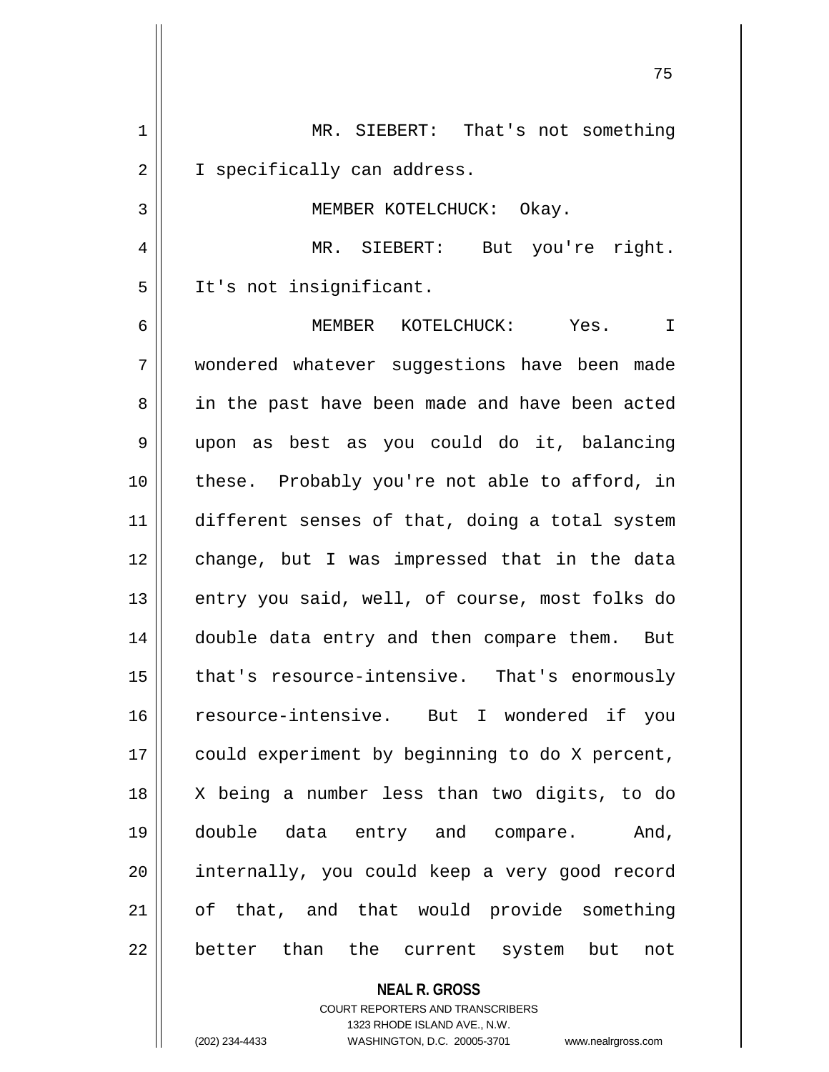MR. SIEBERT: That's not something I specifically can address.

MEMBER KOTELCHUCK: Okay.

MR. SIEBERT: But you're right. It's not insignificant.

MEMBER KOTELCHUCK: Yes. I wondered whatever suggestions have been made in the past have been made and have been acted upon as best as you could do it, balancing these. Probably you're not able to afford, in different senses of that, doing a total system change, but I was impressed that in the data entry you said, well, of course, most folks do double data entry and then compare them. But that's resource-intensive. That's enormously resource-intensive. But I wondered if you could experiment by beginning to do X percent, X being a number less than two digits, to do double data entry and compare. And, internally, you could keep a very good record of that, and that would provide something better than the current system but not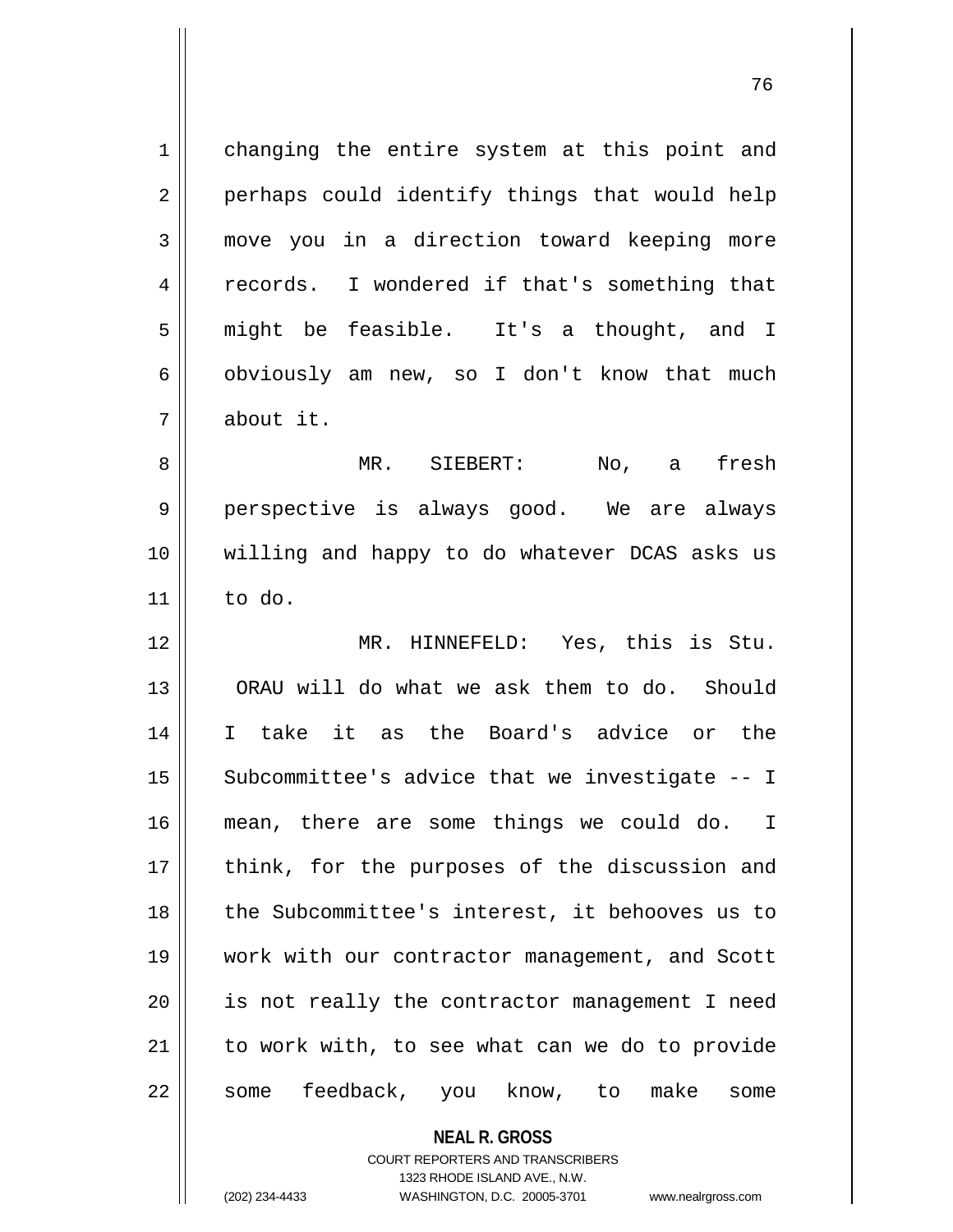changing the entire system at this point and perhaps could identify things that would help move you in a direction toward keeping more records. I wondered if that's something that might be feasible. It's a thought, and I obviously am new, so I don't know that much about it.

MR. SIEBERT: No, a fresh perspective is always good. We are always willing and happy to do whatever DCAS asks us to do.

MR. HINNEFELD: Yes, this is Stu. ORAU will do what we ask them to do. Should I take it as the Board's advice or the Subcommittee's advice that we investigate -- I mean, there are some things we could do. I think, for the purposes of the discussion and the Subcommittee's interest, it behooves us to work with our contractor management, and Scott is not really the contractor management I need to work with, to see what can we do to provide some feedback, you know, to make some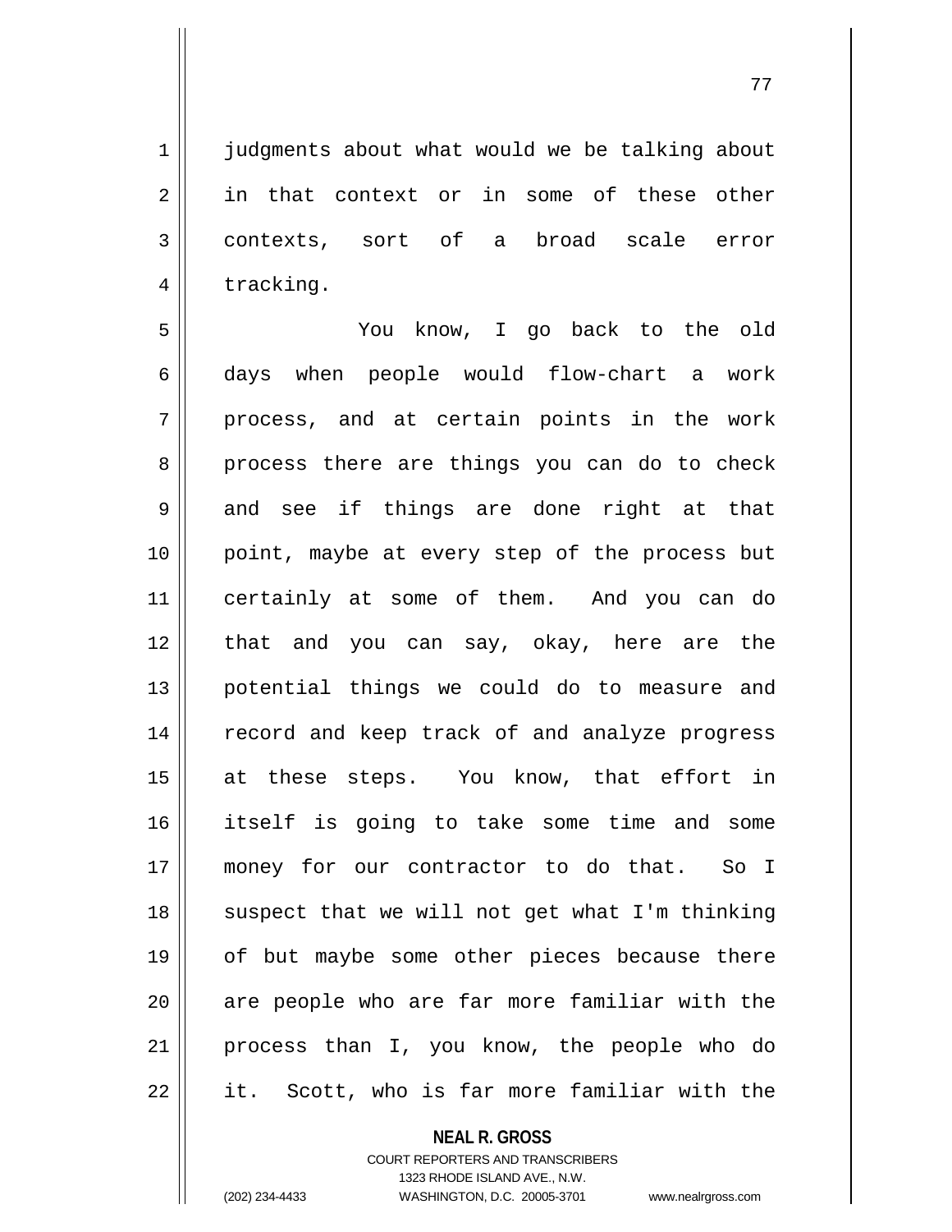judgments about what would we be talking about in that context or in some of these other contexts, sort of a broad scale error tracking.

You know, I go back to the old days when people would flow-chart a work process, and at certain points in the work process there are things you can do to check and see if things are done right at that point, maybe at every step of the process but certainly at some of them. And you can do that and you can say, okay, here are the potential things we could do to measure and record and keep track of and analyze progress at these steps. You know, that effort in itself is going to take some time and some money for our contractor to do that. So I suspect that we will not get what I'm thinking of but maybe some other pieces because there are people who are far more familiar with the process than I, you know, the people who do it. Scott, who is far more familiar with the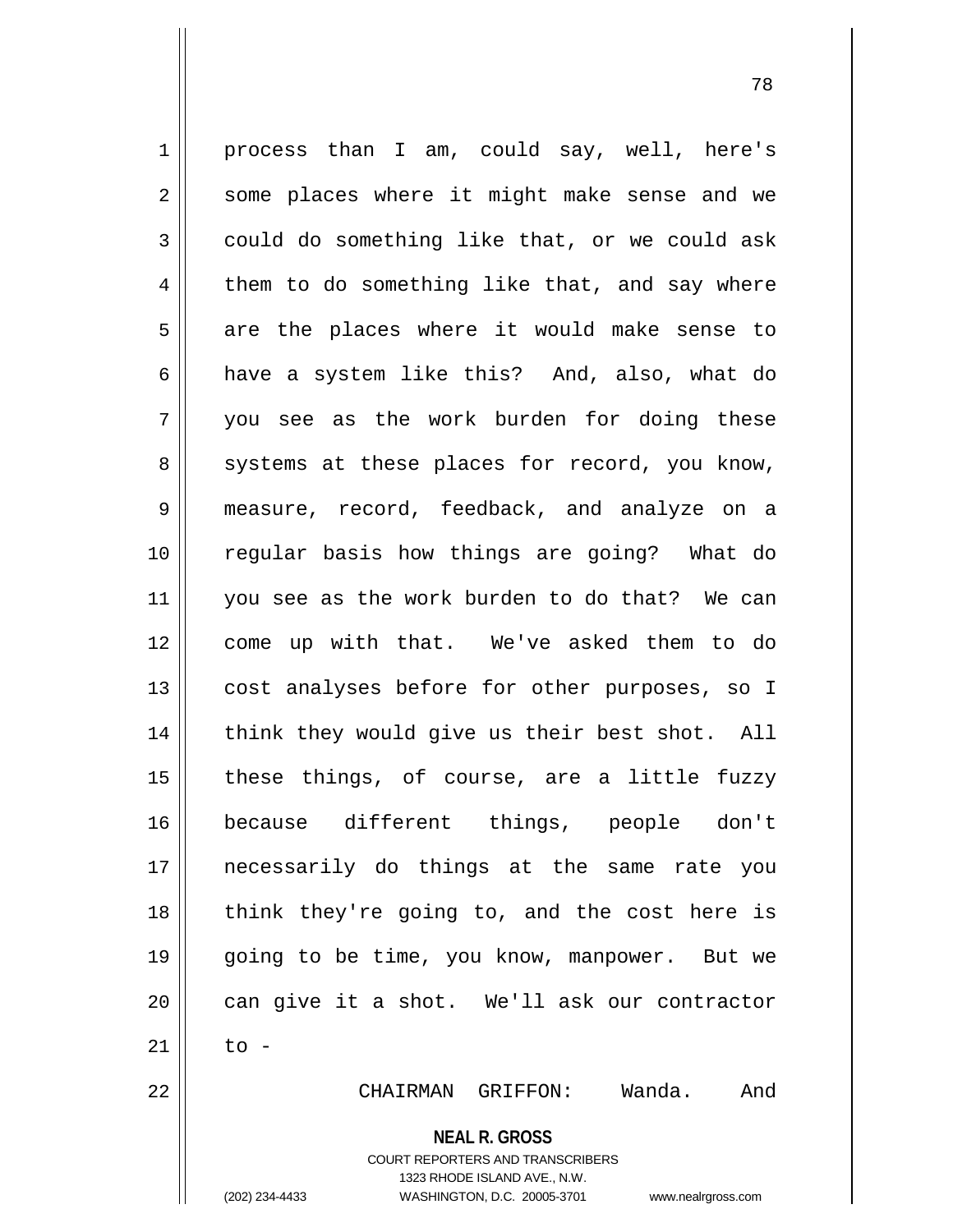process than I am, could say, well, here's some places where it might make sense and we could do something like that, or we could ask them to do something like that, and say where are the places where it would make sense to have a system like this? And, also, what do you see as the work burden for doing these systems at these places for record, you know, measure, record, feedback, and analyze on a regular basis how things are going? What do you see as the work burden to do that? We can come up with that. We've asked them to do cost analyses before for other purposes, so I think they would give us their best shot. All these things, of course, are a little fuzzy because different things, people don't necessarily do things at the same rate you think they're going to, and the cost here is going to be time, you know, manpower. But we can give it a shot. We'll ask our contractor to -

CHAIRMAN GRIFFON: Wanda. And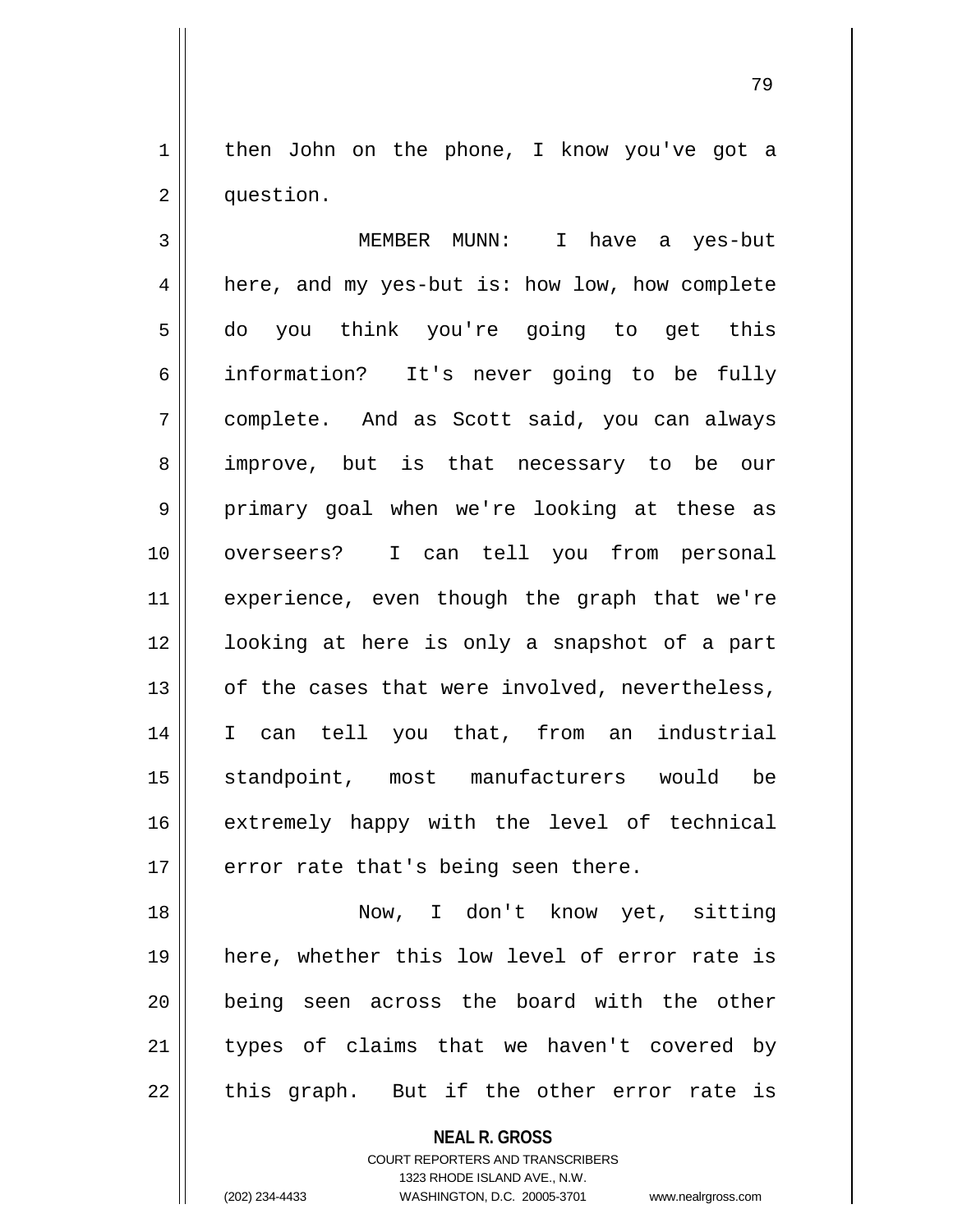then John on the phone, I know you've got a question.

MEMBER MUNN: I have a yes-but here, and my yes-but is: how low, how complete do you think you're going to get this information? It's never going to be fully complete. And as Scott said, you can always improve, but is that necessary to be our primary goal when we're looking at these as overseers? I can tell you from personal experience, even though the graph that we're looking at here is only a snapshot of a part of the cases that were involved, nevertheless, I can tell you that, from an industrial standpoint, most manufacturers would be extremely happy with the level of technical error rate that's being seen there.

Now, I don't know yet, sitting here, whether this low level of error rate is being seen across the board with the other types of claims that we haven't covered by this graph. But if the other error rate is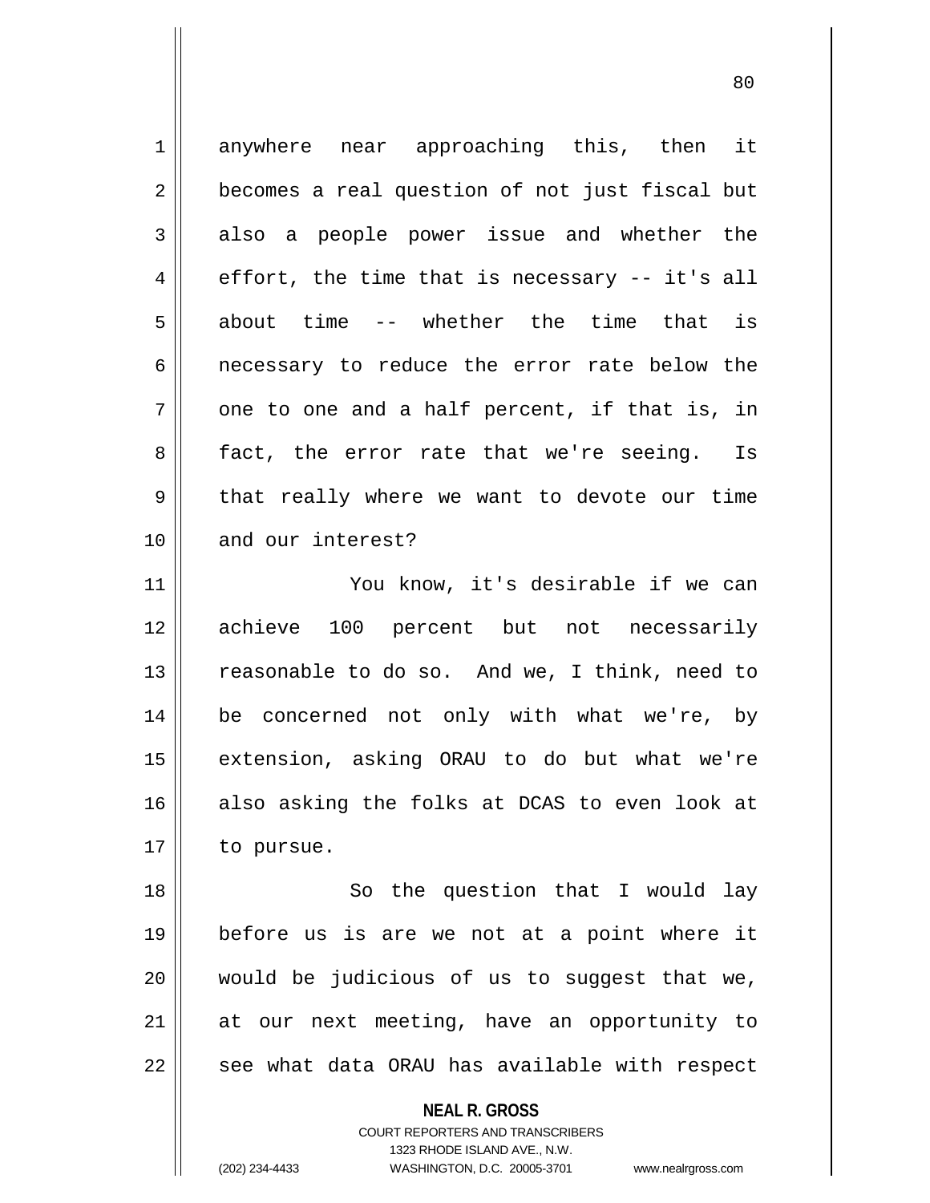anywhere near approaching this, then it becomes a real question of not just fiscal but also a people power issue and whether the effort, the time that is necessary -- it's all about time -- whether the time that is necessary to reduce the error rate below the one to one and a half percent, if that is, in fact, the error rate that we're seeing. Is that really where we want to devote our time and our interest?

You know, it's desirable if we can achieve 100 percent but not necessarily reasonable to do so. And we, I think, need to be concerned not only with what we're, by extension, asking ORAU to do but what we're also asking the folks at DCAS to even look at to pursue.

So the question that I would lay before us is are we not at a point where it would be judicious of us to suggest that we, at our next meeting, have an opportunity to see what data ORAU has available with respect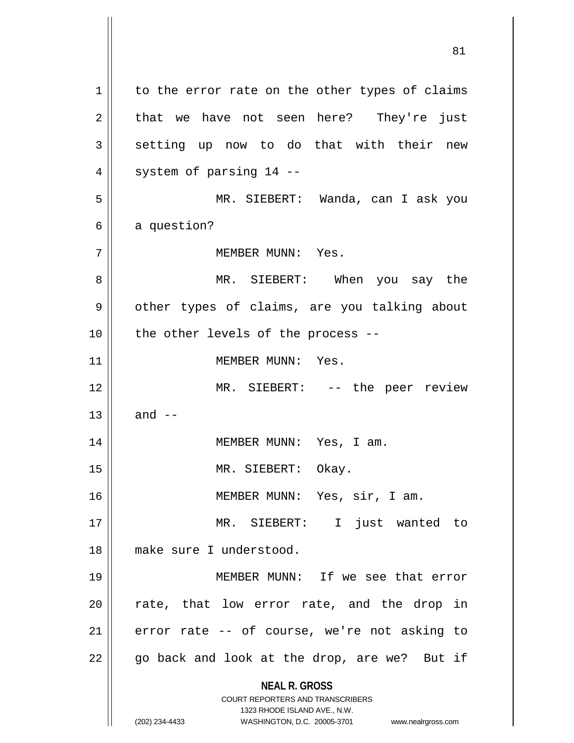to the error rate on the other types of claims that we have not seen here? They're just setting up now to do that with their new system of parsing 14 --

MR. SIEBERT: Wanda, can I ask you a question?

MEMBER MUNN: Yes.

MR. SIEBERT: When you say the other types of claims, are you talking about the other levels of the process --

MEMBER MUNN: Yes.

MR. SIEBERT: -- the peer review and --

MEMBER MUNN: Yes, I am.

MR. SIEBERT: Okay.

MEMBER MUNN: Yes, sir, I am.

MR. SIEBERT: I just wanted to make sure I understood.

MEMBER MUNN: If we see that error rate, that low error rate, and the drop in error rate -- of course, we're not asking to go back and look at the drop, are we? But if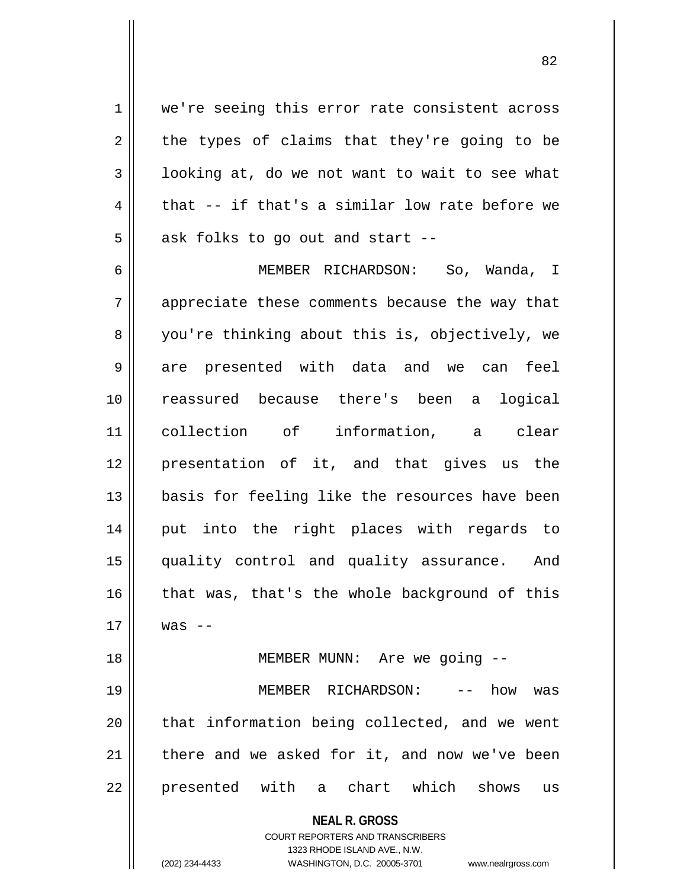we're seeing this error rate consistent across the types of claims that they're going to be looking at, do we not want to wait to see what that -- if that's a similar low rate before we ask folks to go out and start --

MEMBER RICHARDSON: So, Wanda, I appreciate these comments because the way that you're thinking about this is, objectively, we are presented with data and we can feel reassured because there's been a logical collection of information, a clear presentation of it, and that gives us the basis for feeling like the resources have been put into the right places with regards to quality control and quality assurance. And that was, that's the whole background of this was --

MEMBER MUNN: Are we going --

MEMBER RICHARDSON: -- how was that information being collected, and we went there and we asked for it, and now we've been presented with a chart which shows us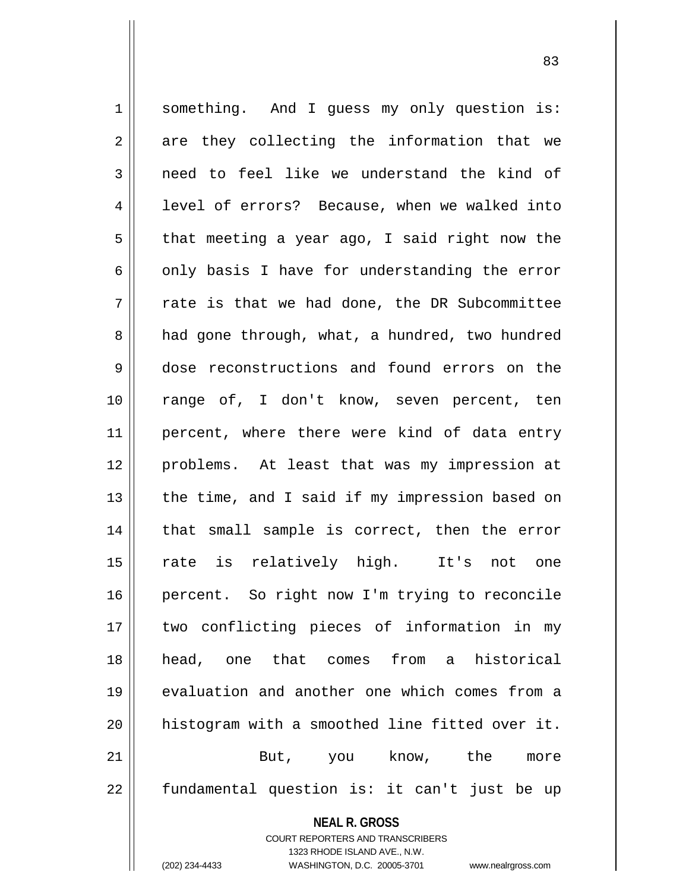something. And I guess my only question is: are they collecting the information that we need to feel like we understand the kind of level of errors? Because, when we walked into that meeting a year ago, I said right now the only basis I have for understanding the error rate is that we had done, the DR Subcommittee had gone through, what, a hundred, two hundred dose reconstructions and found errors on the range of, I don't know, seven percent, ten percent, where there were kind of data entry problems. At least that was my impression at the time, and I said if my impression based on that small sample is correct, then the error rate is relatively high. It's not one percent. So right now I'm trying to reconcile two conflicting pieces of information in my head, one that comes from a historical evaluation and another one which comes from a histogram with a smoothed line fitted over it.

But, you know, the more fundamental question is: it can't just be up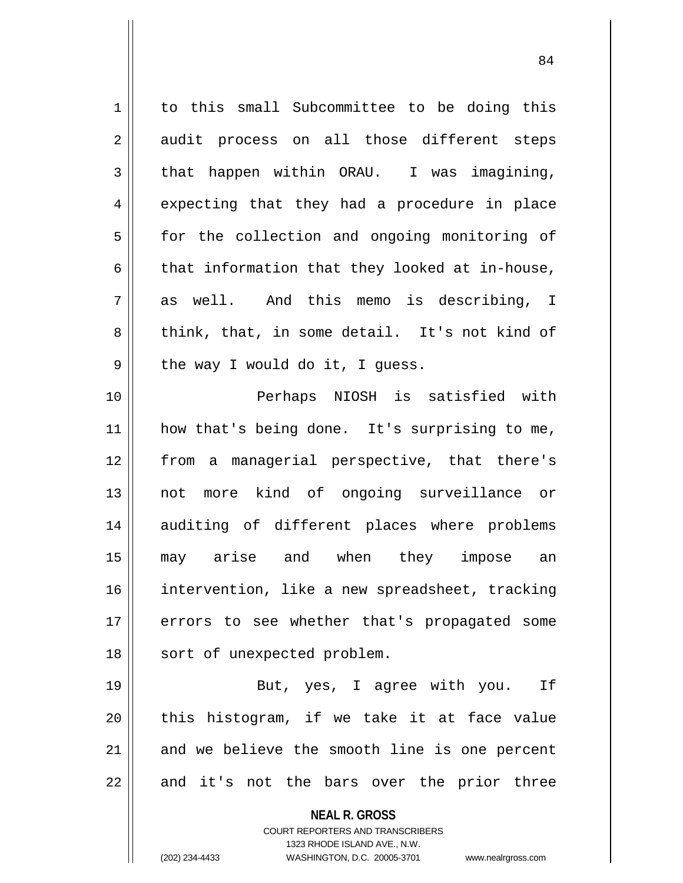to this small Subcommittee to be doing this audit process on all those different steps that happen within ORAU. I was imagining, expecting that they had a procedure in place for the collection and ongoing monitoring of that information that they looked at in-house, as well. And this memo is describing, I think, that, in some detail. It's not kind of the way I would do it, I guess.

Perhaps NIOSH is satisfied with how that's being done. It's surprising to me, from a managerial perspective, that there's not more kind of ongoing surveillance or auditing of different places where problems may arise and when they impose an intervention, like a new spreadsheet, tracking errors to see whether that's propagated some sort of unexpected problem.

But, yes, I agree with you. If this histogram, if we take it at face value and we believe the smooth line is one percent and it's not the bars over the prior three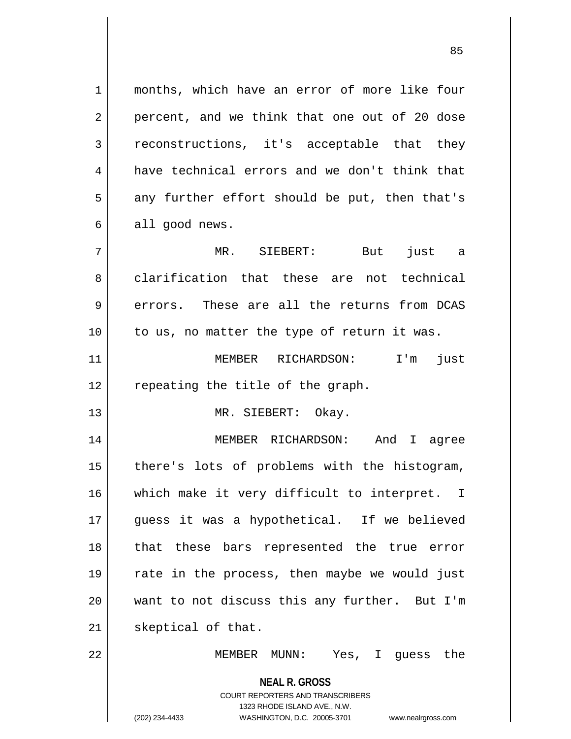months, which have an error of more like four percent, and we think that one out of 20 dose reconstructions, it's acceptable that they have technical errors and we don't think that any further effort should be put, then that's all good news.

MR. SIEBERT: But just a clarification that these are not technical errors. These are all the returns from DCAS to us, no matter the type of return it was.

MEMBER RICHARDSON: I'm just repeating the title of the graph.

MR. SIEBERT: Okay.

MEMBER RICHARDSON: And I agree there's lots of problems with the histogram, which make it very difficult to interpret. I guess it was a hypothetical. If we believed that these bars represented the true error rate in the process, then maybe we would just want to not discuss this any further. But I'm skeptical of that.

MEMBER MUNN: Yes, I guess the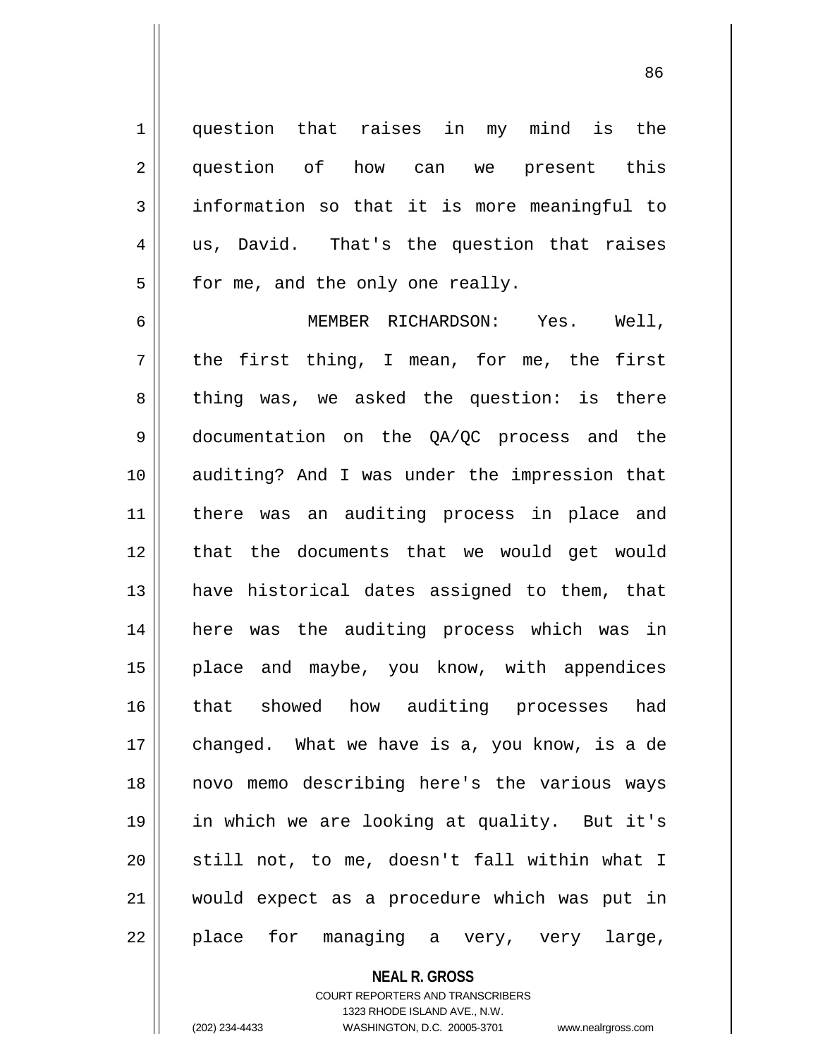question that raises in my mind is the question of how can we present this information so that it is more meaningful to us, David. That's the question that raises for me, and the only one really.

MEMBER RICHARDSON: Yes. Well, the first thing, I mean, for me, the first thing was, we asked the question: is there documentation on the QA/QC process and the auditing? And I was under the impression that there was an auditing process in place and that the documents that we would get would have historical dates assigned to them, that here was the auditing process which was in place and maybe, you know, with appendices that showed how auditing processes had changed. What we have is a, you know, is a de novo memo describing here's the various ways in which we are looking at quality. But it's still not, to me, doesn't fall within what I would expect as a procedure which was put in place for managing a very, very large,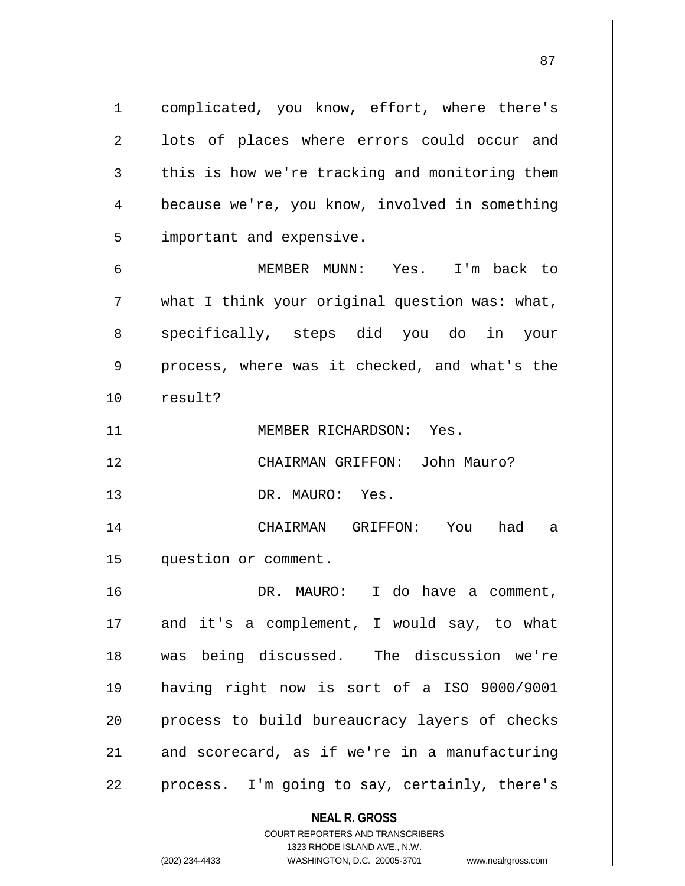complicated, you know, effort, where there's lots of places where errors could occur and this is how we're tracking and monitoring them because we're, you know, involved in something important and expensive.

MEMBER MUNN: Yes. I'm back to what I think your original question was: what, specifically, steps did you do in your process, where was it checked, and what's the result?

MEMBER RICHARDSON: Yes.

CHAIRMAN GRIFFON: John Mauro?

DR. MAURO: Yes.

CHAIRMAN GRIFFON: You had a question or comment.

DR. MAURO: I do have a comment, and it's a complement, I would say, to what was being discussed. The discussion we're having right now is sort of a ISO 9000/9001 process to build bureaucracy layers of checks and scorecard, as if we're in a manufacturing process. I'm going to say, certainly, there's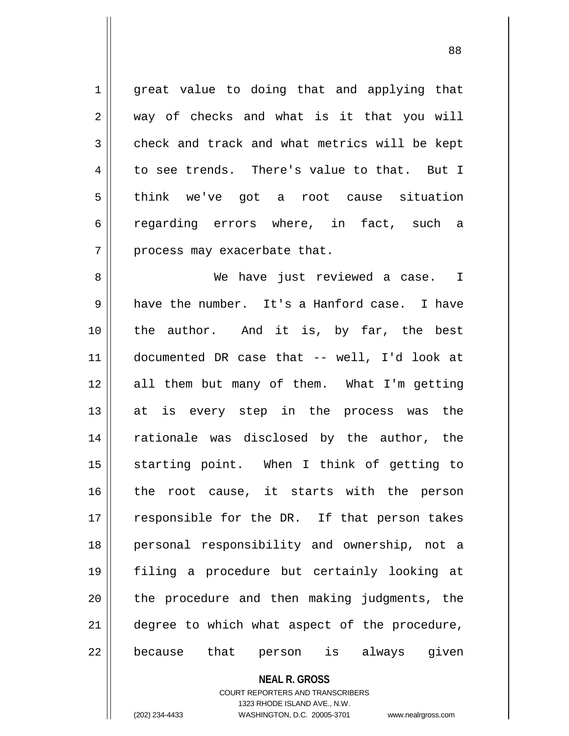great value to doing that and applying that way of checks and what is it that you will check and track and what metrics will be kept to see trends. There's value to that. But I think we've got a root cause situation regarding errors where, in fact, such a process may exacerbate that.

We have just reviewed a case. I have the number. It's a Hanford case. I have the author. And it is, by far, the best documented DR case that -- well, I'd look at all them but many of them. What I'm getting at is every step in the process was the rationale was disclosed by the author, the starting point. When I think of getting to the root cause, it starts with the person responsible for the DR. If that person takes personal responsibility and ownership, not a filing a procedure but certainly looking at the procedure and then making judgments, the degree to which what aspect of the procedure, because that person is always given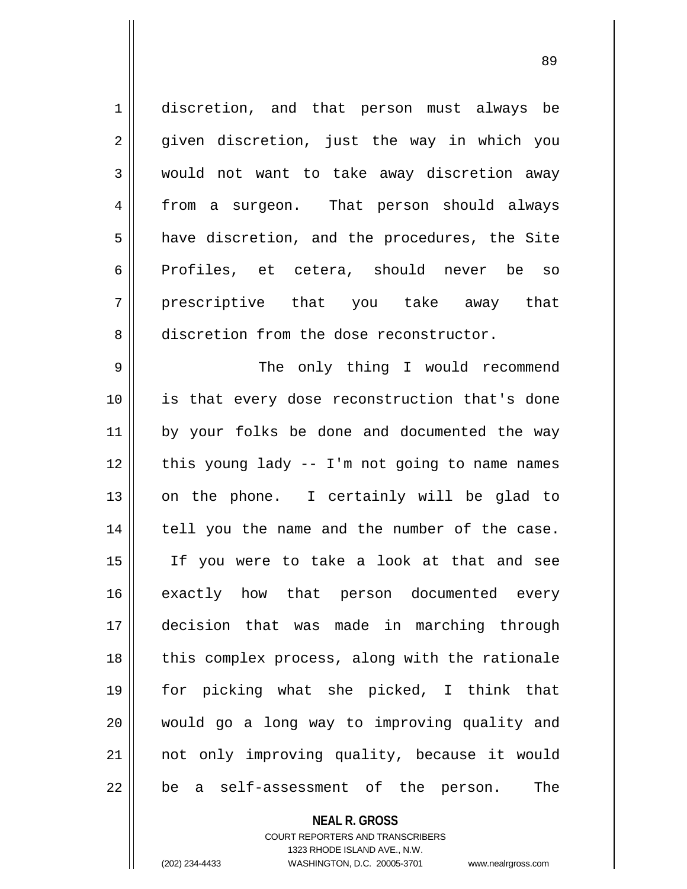discretion, and that person must always be given discretion, just the way in which you would not want to take away discretion away from a surgeon. That person should always have discretion, and the procedures, the Site Profiles, et cetera, should never be so prescriptive that you take away that discretion from the dose reconstructor.

The only thing I would recommend is that every dose reconstruction that's done by your folks be done and documented the way this young lady -- I'm not going to name names on the phone. I certainly will be glad to tell you the name and the number of the case. If you were to take a look at that and see exactly how that person documented every decision that was made in marching through this complex process, along with the rationale for picking what she picked, I think that would go a long way to improving quality and not only improving quality, because it would be a self-assessment of the person. The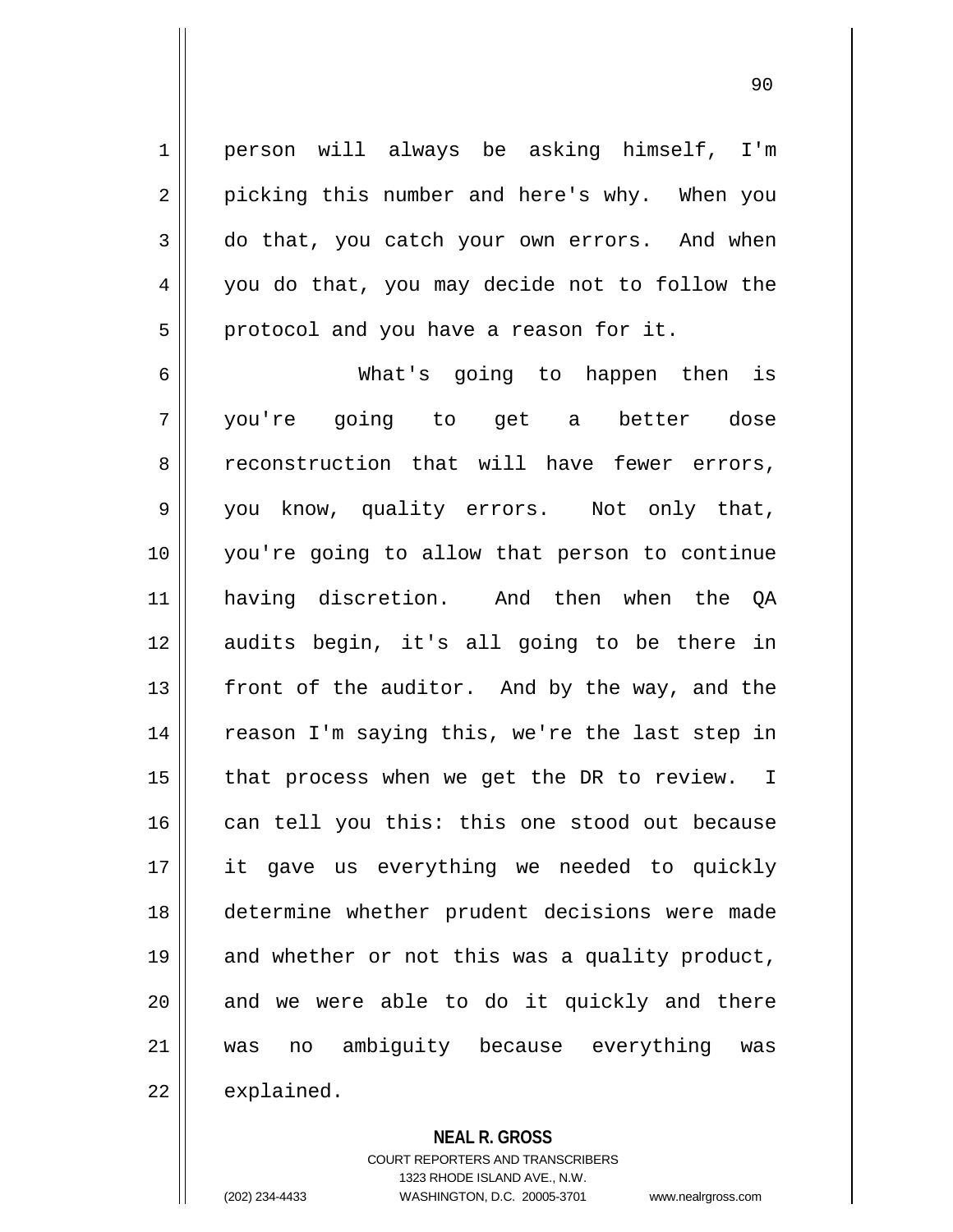person will always be asking himself, I'm picking this number and here's why. When you do that, you catch your own errors. And when you do that, you may decide not to follow the protocol and you have a reason for it.

What's going to happen then is you're going to get a better dose reconstruction that will have fewer errors, you know, quality errors. Not only that, you're going to allow that person to continue having discretion. And then when the QA audits begin, it's all going to be there in front of the auditor. And by the way, and the reason I'm saying this, we're the last step in that process when we get the DR to review. I can tell you this: this one stood out because it gave us everything we needed to quickly determine whether prudent decisions were made and whether or not this was a quality product, and we were able to do it quickly and there was no ambiguity because everything was explained.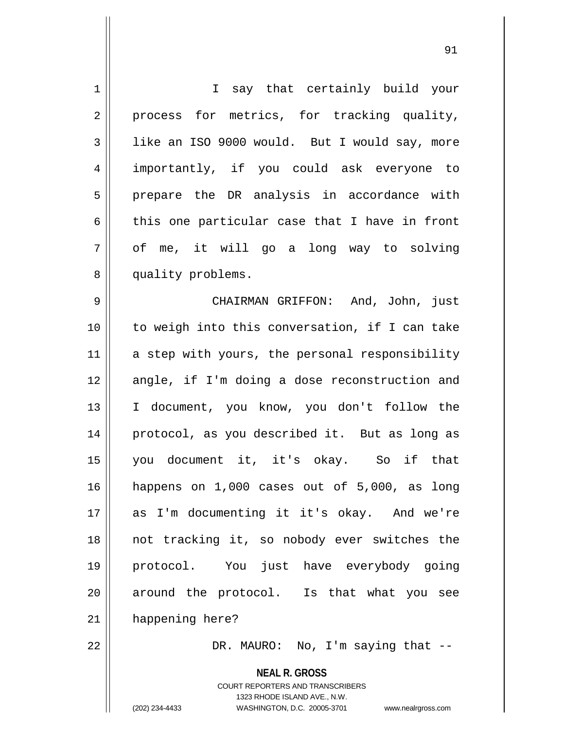I say that certainly build your process for metrics, for tracking quality, like an ISO 9000 would. But I would say, more importantly, if you could ask everyone to prepare the DR analysis in accordance with this one particular case that I have in front of me, it will go a long way to solving quality problems.

CHAIRMAN GRIFFON: And, John, just to weigh into this conversation, if I can take a step with yours, the personal responsibility angle, if I'm doing a dose reconstruction and I document, you know, you don't follow the protocol, as you described it. But as long as you document it, it's okay. So if that happens on 1,000 cases out of 5,000, as long as I'm documenting it it's okay. And we're not tracking it, so nobody ever switches the protocol. You just have everybody going around the protocol. Is that what you see happening here?

DR. MAURO: No, I'm saying that --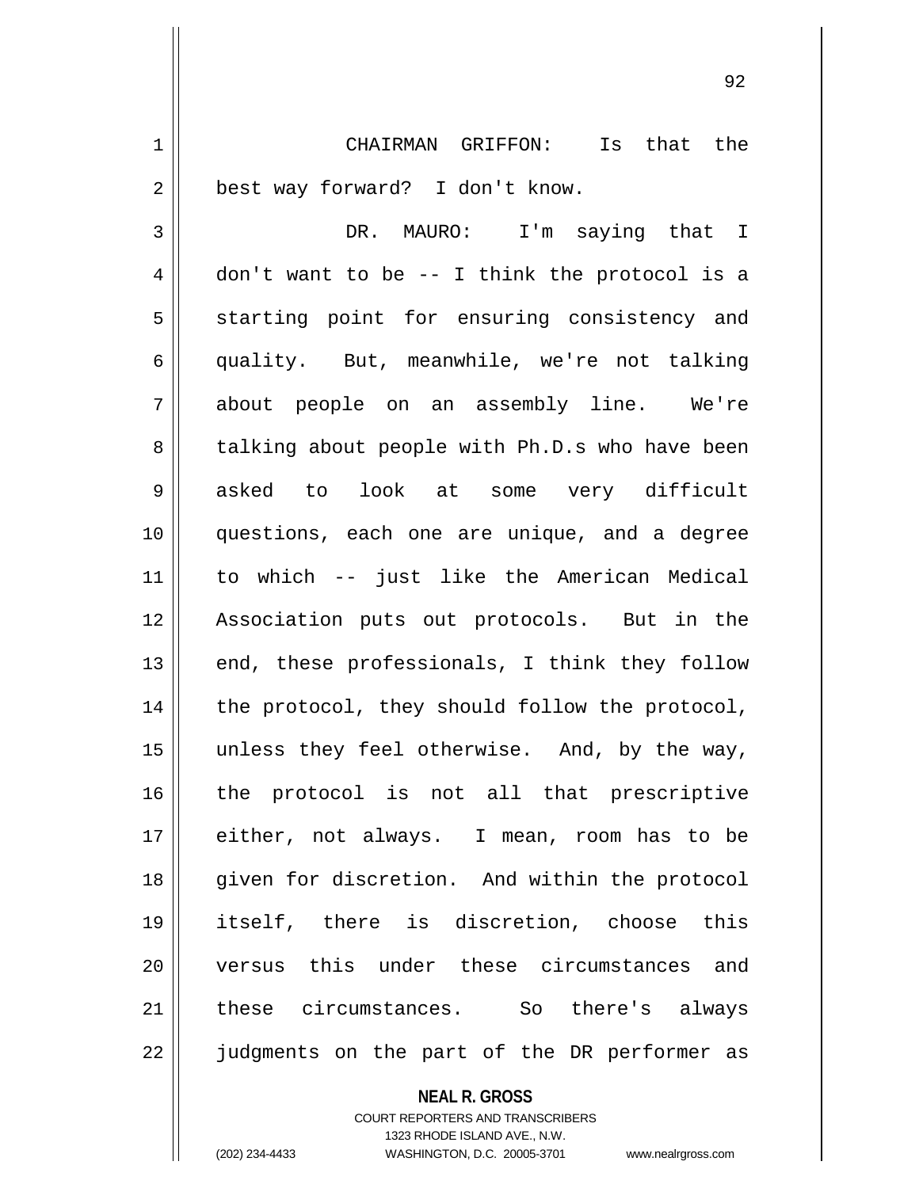CHAIRMAN GRIFFON: Is that the best way forward? I don't know.

DR. MAURO: I'm saying that I don't want to be -- I think the protocol is a starting point for ensuring consistency and quality. But, meanwhile, we're not talking about people on an assembly line. We're talking about people with Ph.D.s who have been asked to look at some very difficult questions, each one are unique, and a degree to which -- just like the American Medical Association puts out protocols. But in the end, these professionals, I think they follow the protocol, they should follow the protocol, unless they feel otherwise. And, by the way, the protocol is not all that prescriptive either, not always. I mean, room has to be given for discretion. And within the protocol itself, there is discretion, choose this versus this under these circumstances and these circumstances. So there's always judgments on the part of the DR performer as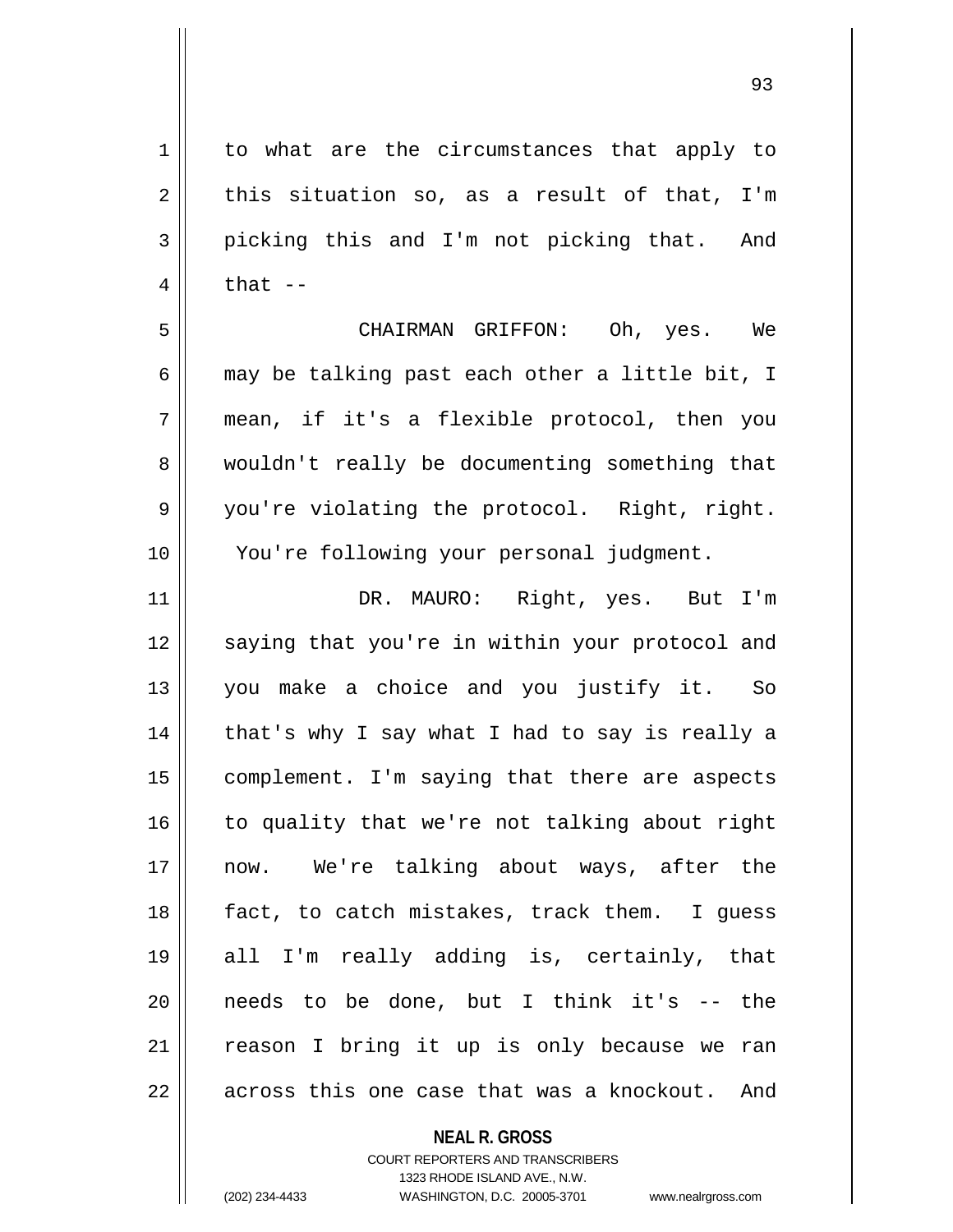to what are the circumstances that apply to this situation so, as a result of that, I'm picking this and I'm not picking that. And that --

CHAIRMAN GRIFFON: Oh, yes. We may be talking past each other a little bit, I mean, if it's a flexible protocol, then you wouldn't really be documenting something that you're violating the protocol. Right, right. You're following your personal judgment.

DR. MAURO: Right, yes. But I'm saying that you're in within your protocol and you make a choice and you justify it. So that's why I say what I had to say is really a complement. I'm saying that there are aspects to quality that we're not talking about right now. We're talking about ways, after the fact, to catch mistakes, track them. I guess all I'm really adding is, certainly, that needs to be done, but I think it's -- the reason I bring it up is only because we ran across this one case that was a knockout. And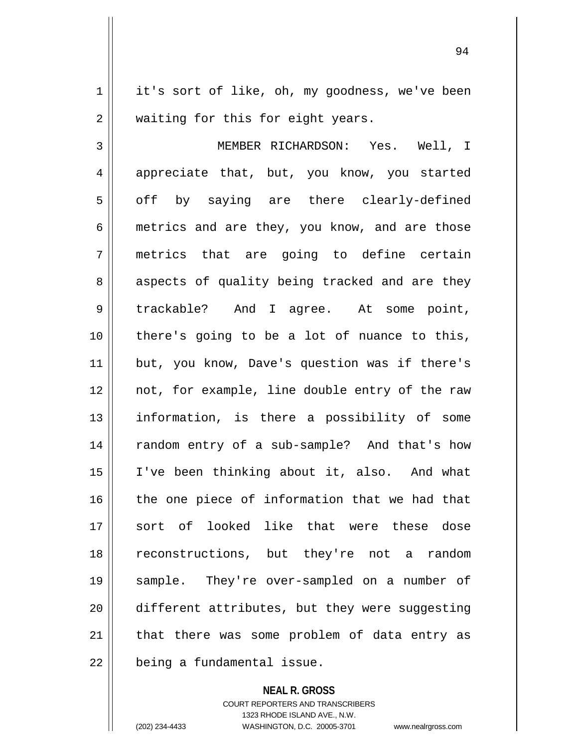it's sort of like, oh, my goodness, we've been waiting for this for eight years.

MEMBER RICHARDSON: Yes. Well, I appreciate that, but, you know, you started off by saying are there clearly-defined metrics and are they, you know, and are those metrics that are going to define certain aspects of quality being tracked and are they trackable? And I agree. At some point, there's going to be a lot of nuance to this, but, you know, Dave's question was if there's not, for example, line double entry of the raw information, is there a possibility of some random entry of a sub-sample? And that's how I've been thinking about it, also. And what the one piece of information that we had that sort of looked like that were these dose reconstructions, but they're not a random sample. They're over-sampled on a number of different attributes, but they were suggesting that there was some problem of data entry as being a fundamental issue.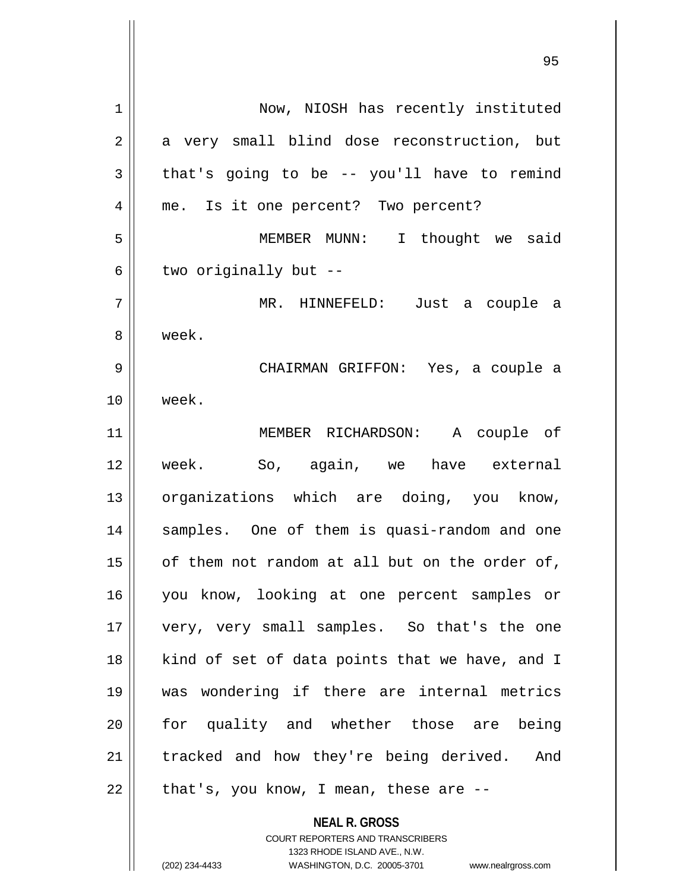Now, NIOSH has recently instituted a very small blind dose reconstruction, but that's going to be -- you'll have to remind me. Is it one percent? Two percent?

MEMBER MUNN: I thought we said two originally but --

MR. HINNEFELD: Just a couple a week.

CHAIRMAN GRIFFON: Yes, a couple a week.

MEMBER RICHARDSON: A couple of week. So, again, we have external organizations which are doing, you know, samples. One of them is quasi-random and one of them not random at all but on the order of, you know, looking at one percent samples or very, very small samples. So that's the one kind of set of data points that we have, and I was wondering if there are internal metrics for quality and whether those are being tracked and how they're being derived. And that's, you know, I mean, these are --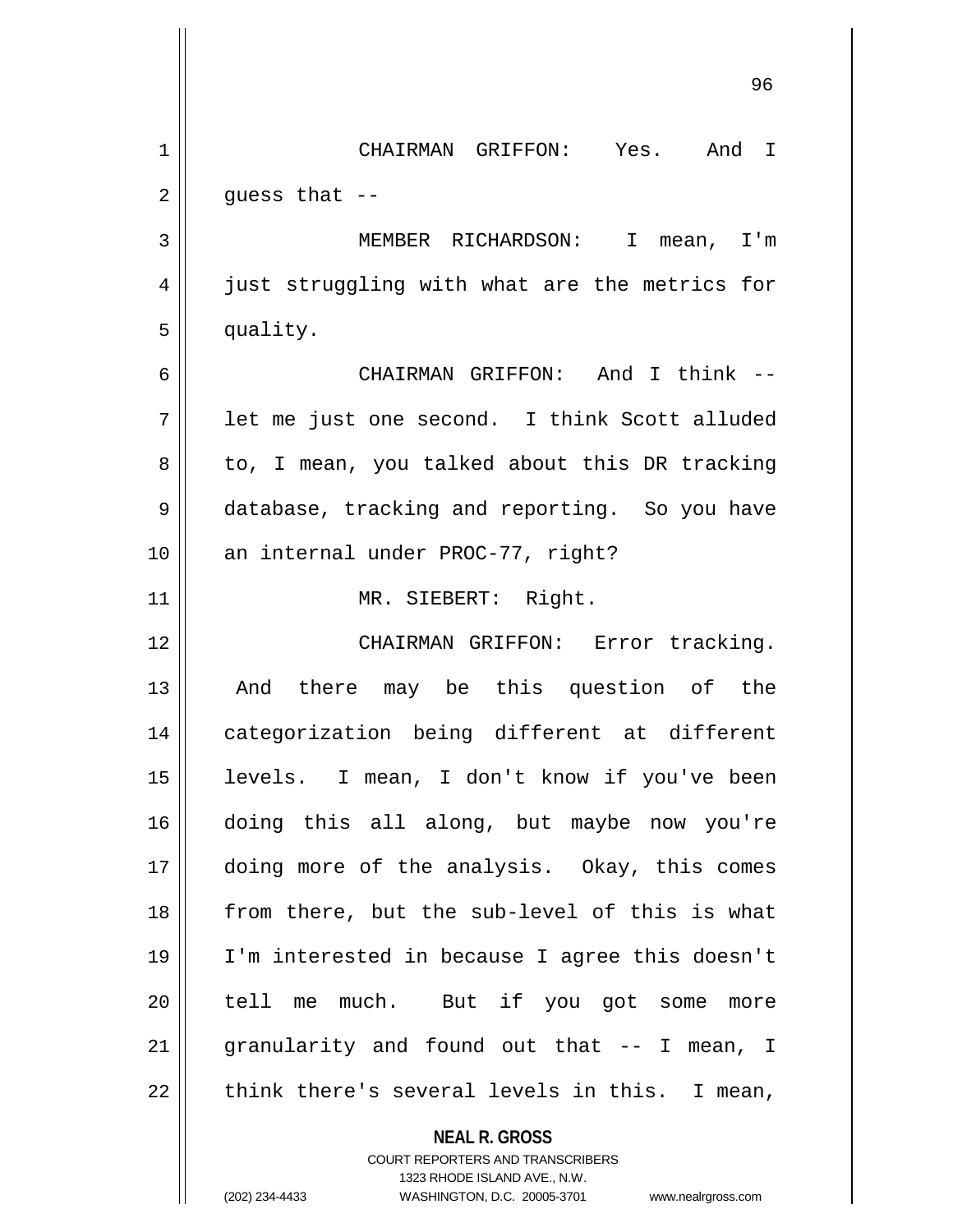CHAIRMAN GRIFFON: Yes. And I guess that --

MEMBER RICHARDSON: I mean, I'm just struggling with what are the metrics for quality.

CHAIRMAN GRIFFON: And I think -- let me just one second. I think Scott alluded to, I mean, you talked about this DR tracking database, tracking and reporting. So you have an internal under PROC-77, right?

MR. SIEBERT: Right.

CHAIRMAN GRIFFON: Error tracking. And there may be this question of the categorization being different at different levels. I mean, I don't know if you've been doing this all along, but maybe now you're doing more of the analysis. Okay, this comes from there, but the sub-level of this is what I'm interested in because I agree this doesn't tell me much. But if you got some more granularity and found out that -- I mean, I think there's several levels in this. I mean,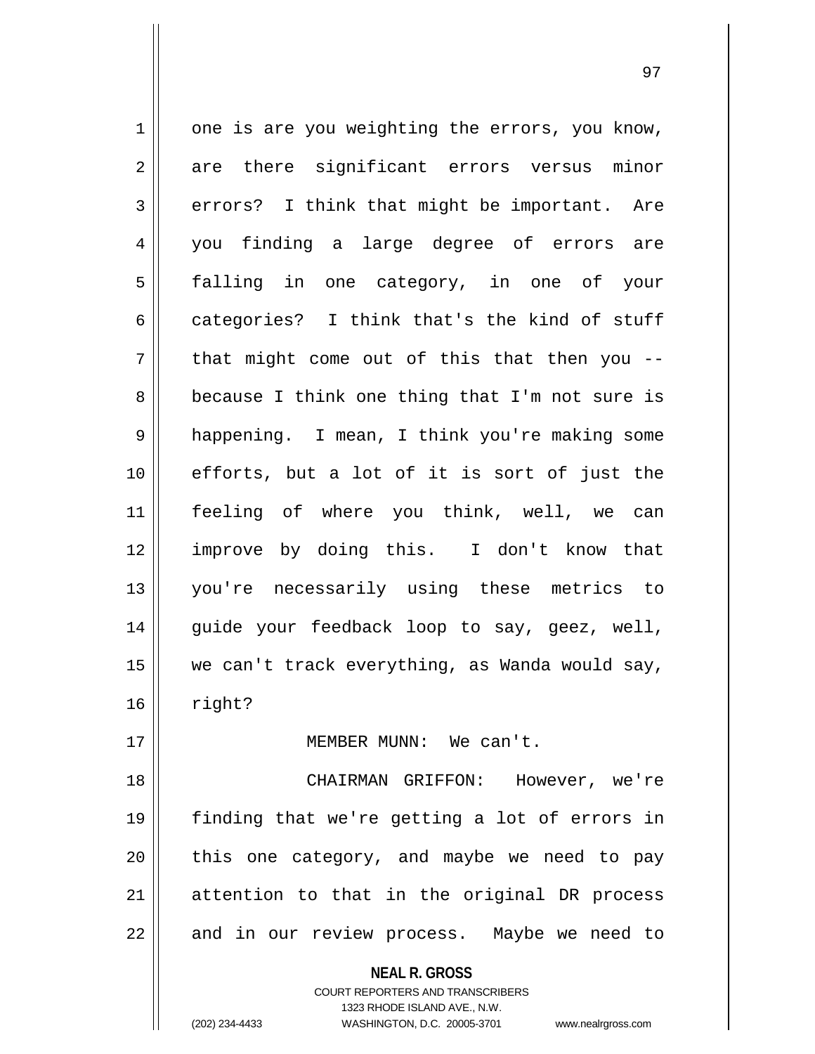one is are you weighting the errors, you know, are there significant errors versus minor errors? I think that might be important. Are you finding a large degree of errors are falling in one category, in one of your categories? I think that's the kind of stuff that might come out of this that then you -- because I think one thing that I'm not sure is happening. I mean, I think you're making some efforts, but a lot of it is sort of just the feeling of where you think, well, we can improve by doing this. I don't know that you're necessarily using these metrics to guide your feedback loop to say, geez, well, we can't track everything, as Wanda would say, right?

MEMBER MUNN: We can't.

CHAIRMAN GRIFFON: However, we're finding that we're getting a lot of errors in this one category, and maybe we need to pay attention to that in the original DR process and in our review process. Maybe we need to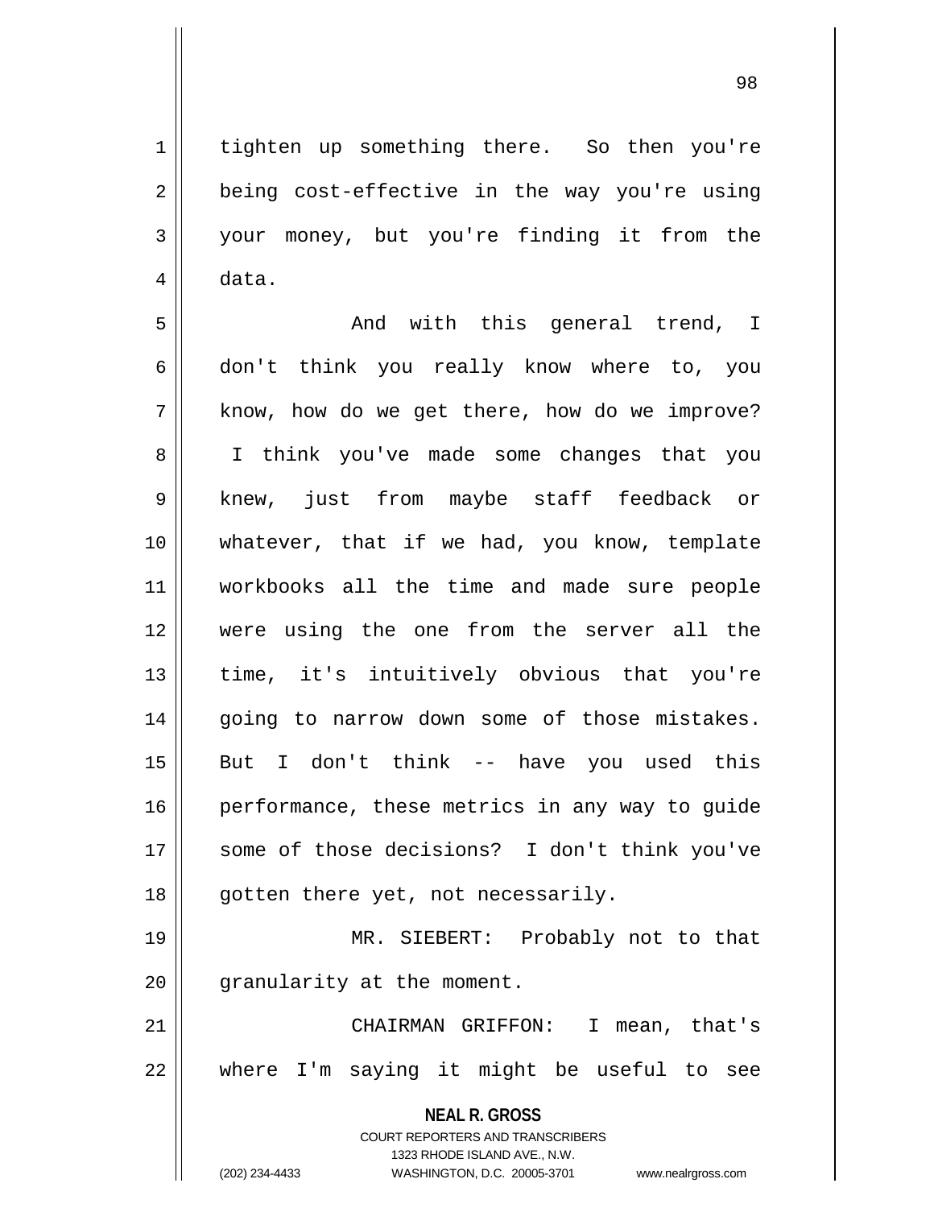tighten up something there. So then you're being cost-effective in the way you're using your money, but you're finding it from the data.

And with this general trend, I don't think you really know where to, you know, how do we get there, how do we improve? I think you've made some changes that you knew, just from maybe staff feedback or whatever, that if we had, you know, template workbooks all the time and made sure people were using the one from the server all the time, it's intuitively obvious that you're going to narrow down some of those mistakes. But I don't think -- have you used this performance, these metrics in any way to guide some of those decisions? I don't think you've gotten there yet, not necessarily.

MR. SIEBERT: Probably not to that granularity at the moment.

CHAIRMAN GRIFFON: I mean, that's where I'm saying it might be useful to see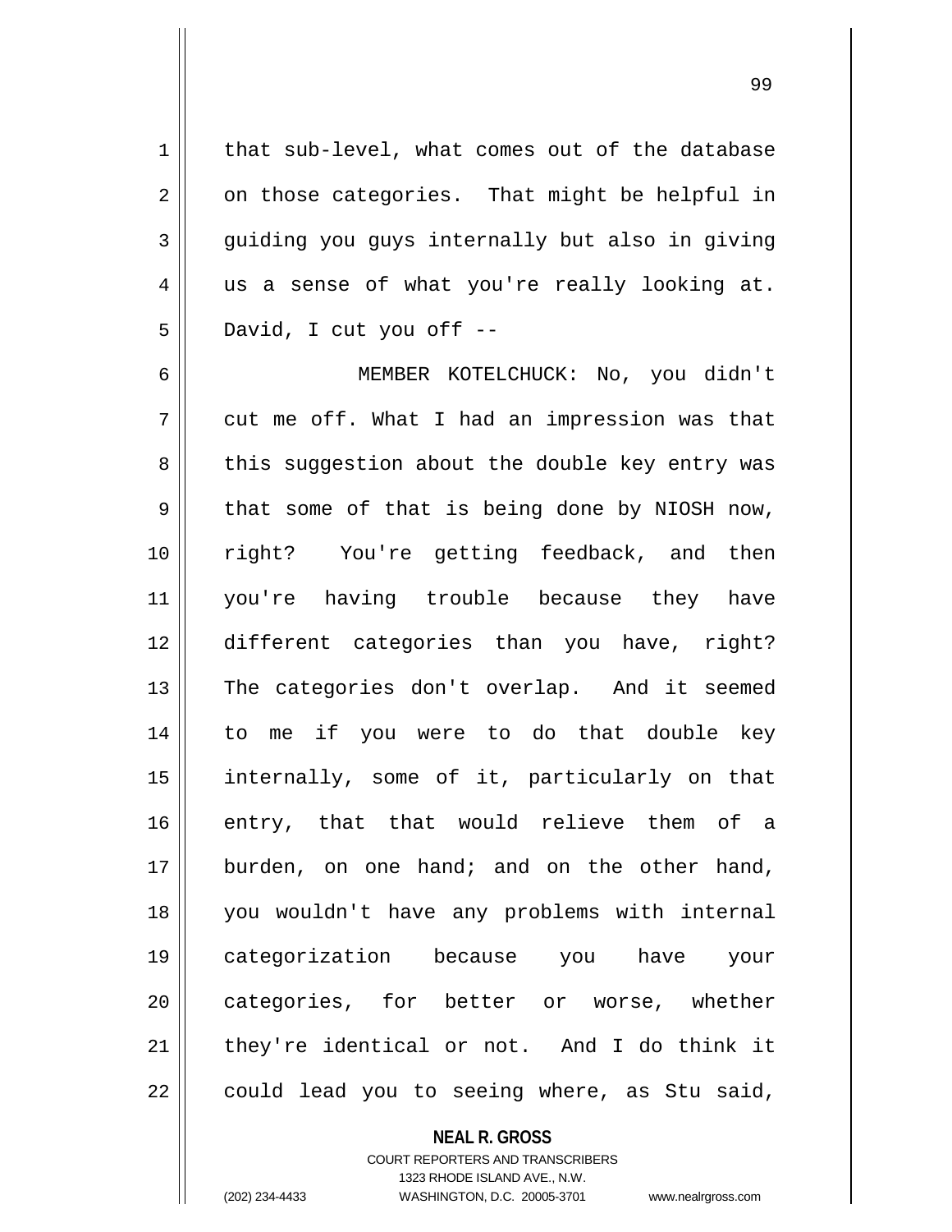that sub-level, what comes out of the database on those categories. That might be helpful in guiding you guys internally but also in giving us a sense of what you're really looking at. David, I cut you off --

MEMBER KOTELCHUCK: No, you didn't cut me off. What I had an impression was that this suggestion about the double key entry was that some of that is being done by NIOSH now, right? You're getting feedback, and then you're having trouble because they have different categories than you have, right? The categories don't overlap. And it seemed to me if you were to do that double key internally, some of it, particularly on that entry, that that would relieve them of a burden, on one hand; and on the other hand, you wouldn't have any problems with internal categorization because you have your categories, for better or worse, whether they're identical or not. And I do think it could lead you to seeing where, as Stu said,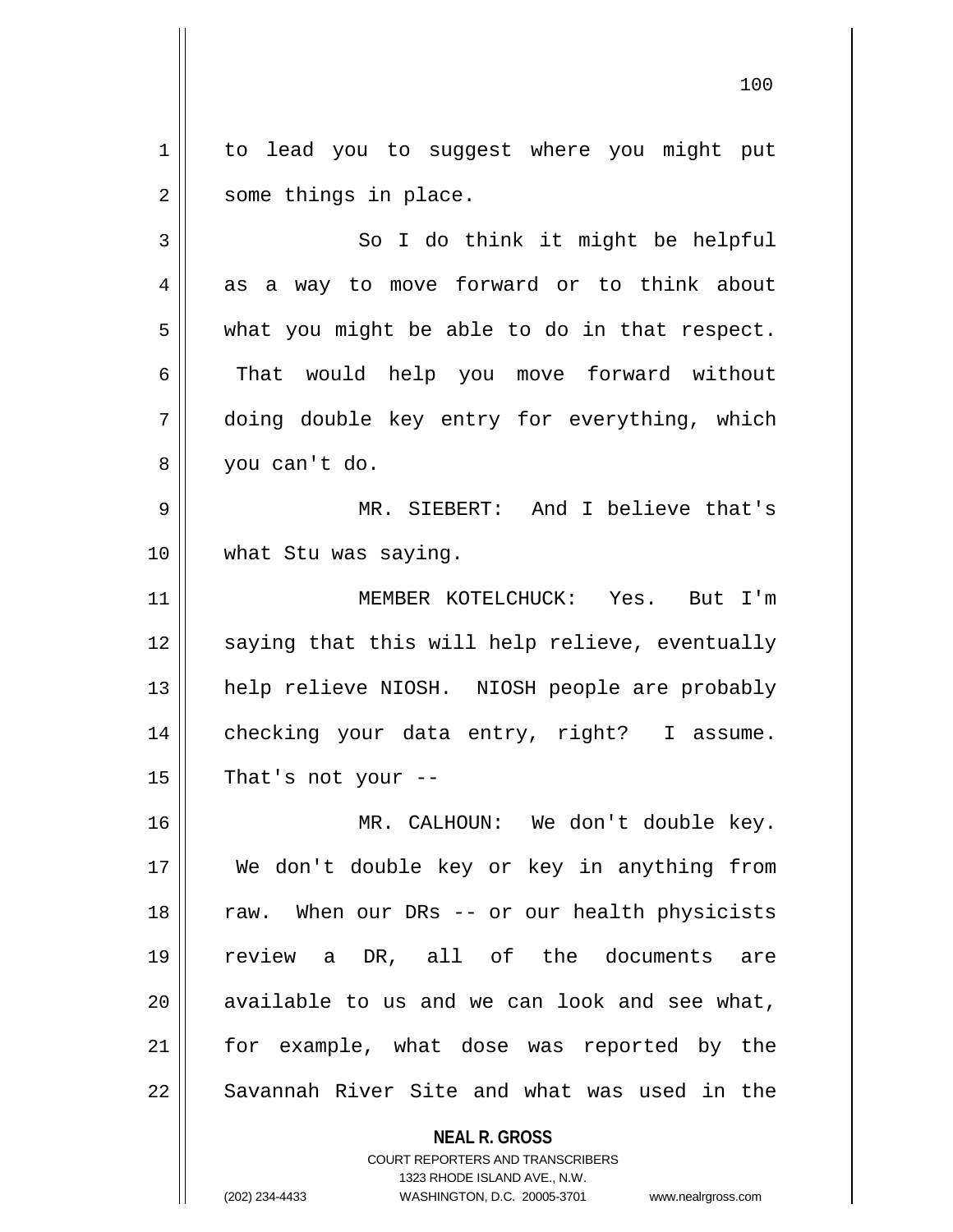to lead you to suggest where you might put some things in place.

So I do think it might be helpful as a way to move forward or to think about what you might be able to do in that respect. That would help you move forward without doing double key entry for everything, which you can't do.

MR. SIEBERT: And I believe that's what Stu was saying.

MEMBER KOTELCHUCK: Yes. But I'm saying that this will help relieve, eventually help relieve NIOSH. NIOSH people are probably checking your data entry, right? I assume. That's not your --

MR. CALHOUN: We don't double key. We don't double key or key in anything from raw. When our DRs -- or our health physicists review a DR, all of the documents are available to us and we can look and see what, for example, what dose was reported by the Savannah River Site and what was used in the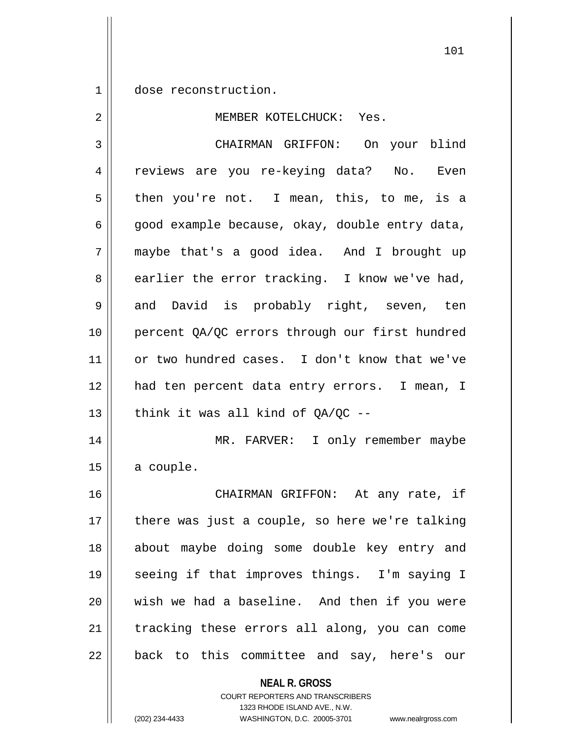dose reconstruction.

MEMBER KOTELCHUCK: Yes.

CHAIRMAN GRIFFON: On your blind reviews are you re-keying data? No. Even then you're not. I mean, this, to me, is a good example because, okay, double entry data, maybe that's a good idea. And I brought up earlier the error tracking. I know we've had, and David is probably right, seven, ten percent QA/QC errors through our first hundred or two hundred cases. I don't know that we've had ten percent data entry errors. I mean, I think it was all kind of QA/QC --

MR. FARVER: I only remember maybe a couple.

CHAIRMAN GRIFFON: At any rate, if there was just a couple, so here we're talking about maybe doing some double key entry and seeing if that improves things. I'm saying I wish we had a baseline. And then if you were tracking these errors all along, you can come back to this committee and say, here's our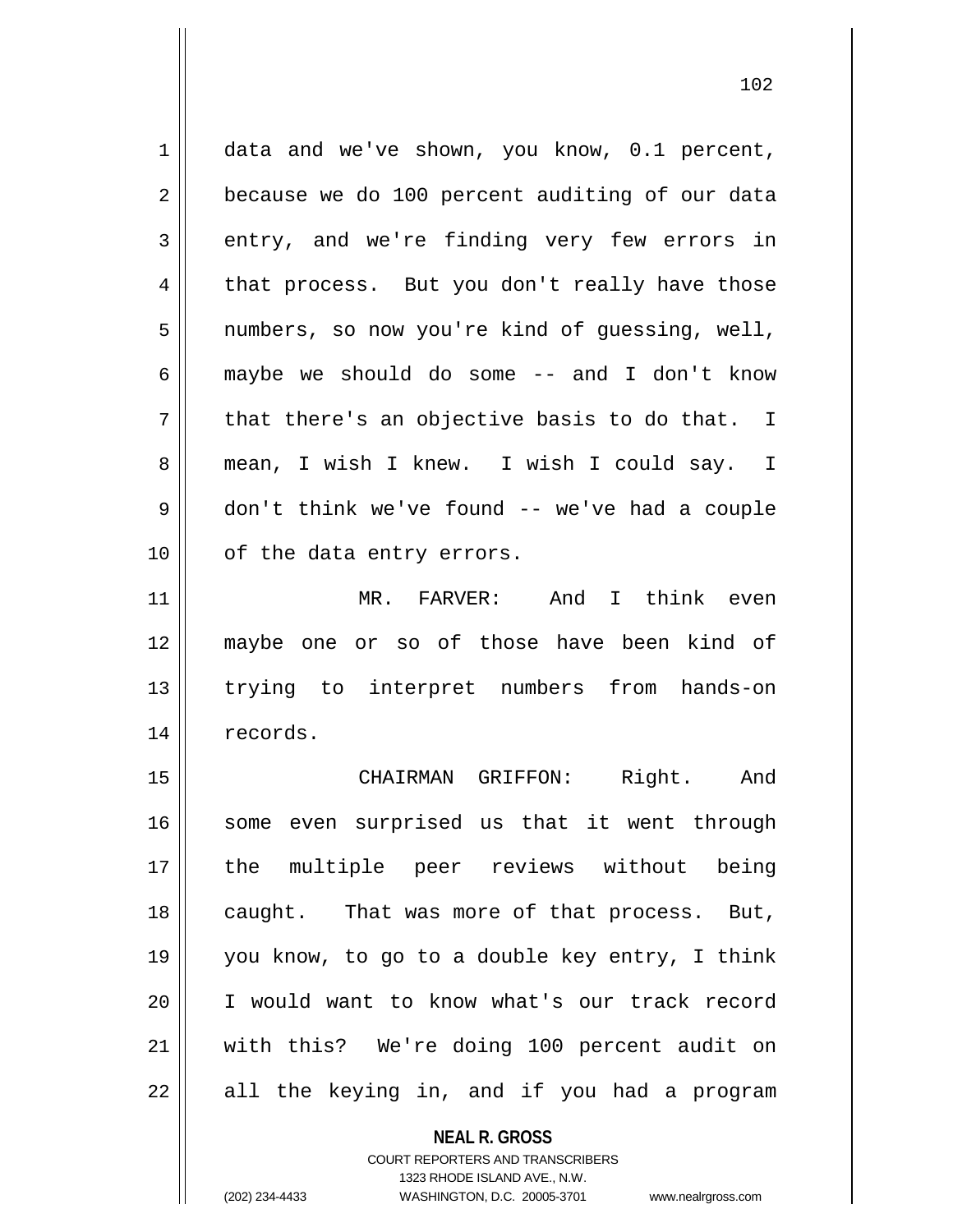data and we've shown, you know, 0.1 percent, because we do 100 percent auditing of our data entry, and we're finding very few errors in that process. But you don't really have those numbers, so now you're kind of guessing, well, maybe we should do some -- and I don't know that there's an objective basis to do that. I mean, I wish I knew. I wish I could say. I don't think we've found -- we've had a couple of the data entry errors.

MR. FARVER: And I think even maybe one or so of those have been kind of trying to interpret numbers from hands-on records.

CHAIRMAN GRIFFON: Right. And some even surprised us that it went through the multiple peer reviews without being caught. That was more of that process. But, you know, to go to a double key entry, I think I would want to know what's our track record with this? We're doing 100 percent audit on all the keying in, and if you had a program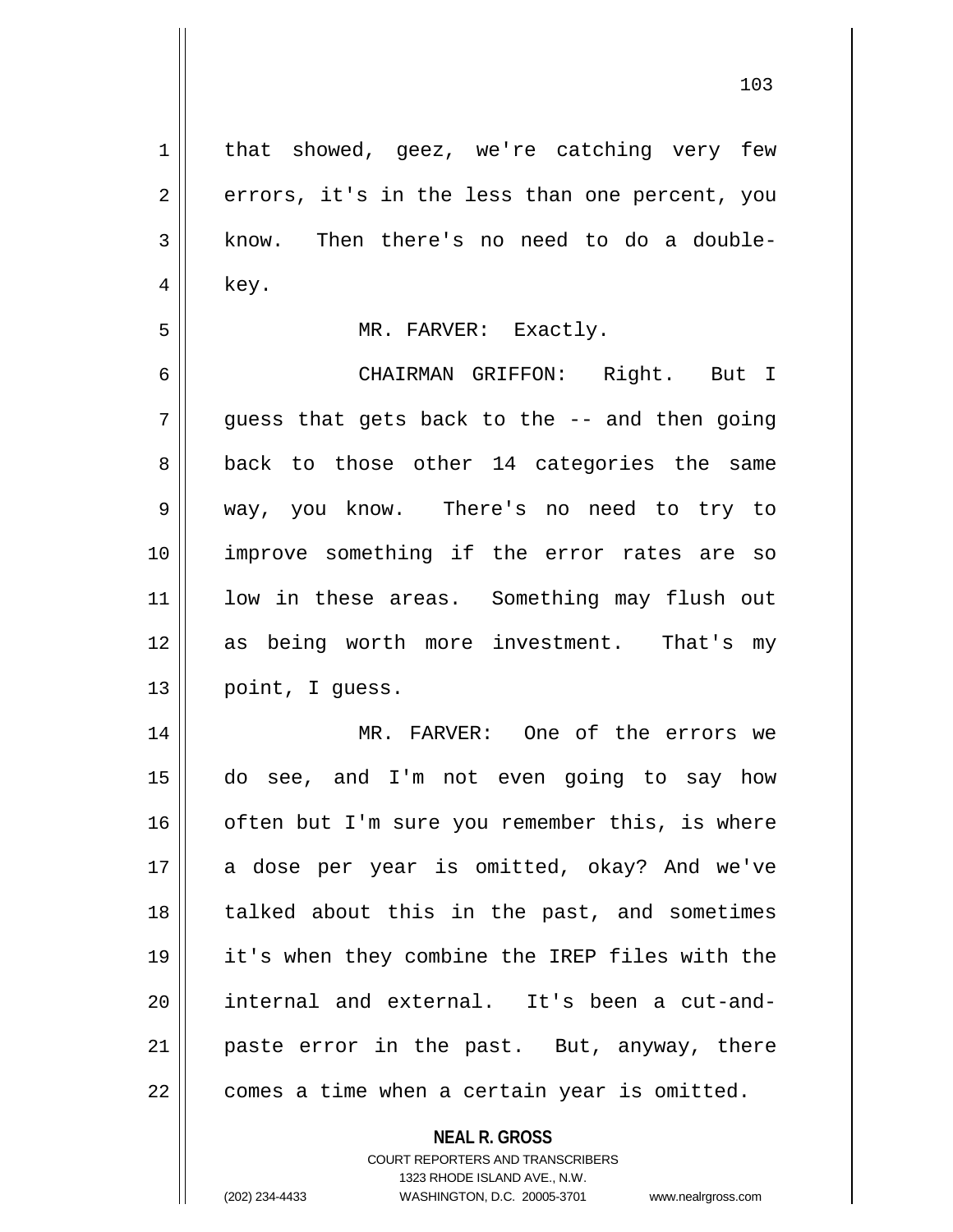that showed, geez, we're catching very few errors, it's in the less than one percent, you know. Then there's no need to do a double-key.

MR. FARVER: Exactly.

CHAIRMAN GRIFFON: Right. But I guess that gets back to the -- and then going back to those other 14 categories the same way, you know. There's no need to try to improve something if the error rates are so low in these areas. Something may flush out as being worth more investment. That's my point, I guess.

MR. FARVER: One of the errors we do see, and I'm not even going to say how often but I'm sure you remember this, is where a dose per year is omitted, okay? And we've talked about this in the past, and sometimes it's when they combine the IREP files with the internal and external. It's been a cut-and-paste error in the past. But, anyway, there comes a time when a certain year is omitted.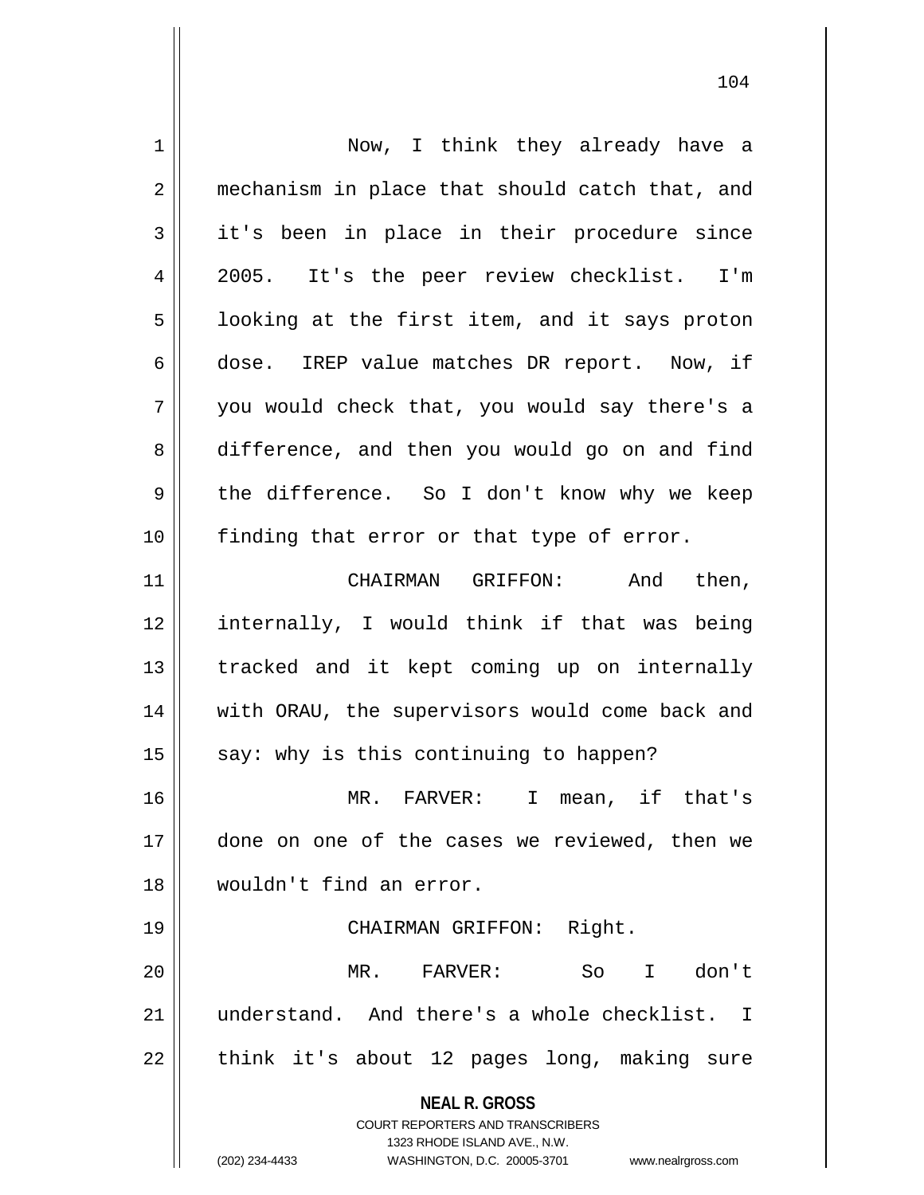Now, I think they already have a mechanism in place that should catch that, and it's been in place in their procedure since 2005. It's the peer review checklist. I'm looking at the first item, and it says proton dose. IREP value matches DR report. Now, if you would check that, you would say there's a difference, and then you would go on and find the difference. So I don't know why we keep finding that error or that type of error.

CHAIRMAN GRIFFON: And then, internally, I would think if that was being tracked and it kept coming up on internally with ORAU, the supervisors would come back and say: why is this continuing to happen?

MR. FARVER: I mean, if that's done on one of the cases we reviewed, then we wouldn't find an error.

CHAIRMAN GRIFFON: Right.

MR. FARVER: So I don't understand. And there's a whole checklist. I think it's about 12 pages long, making sure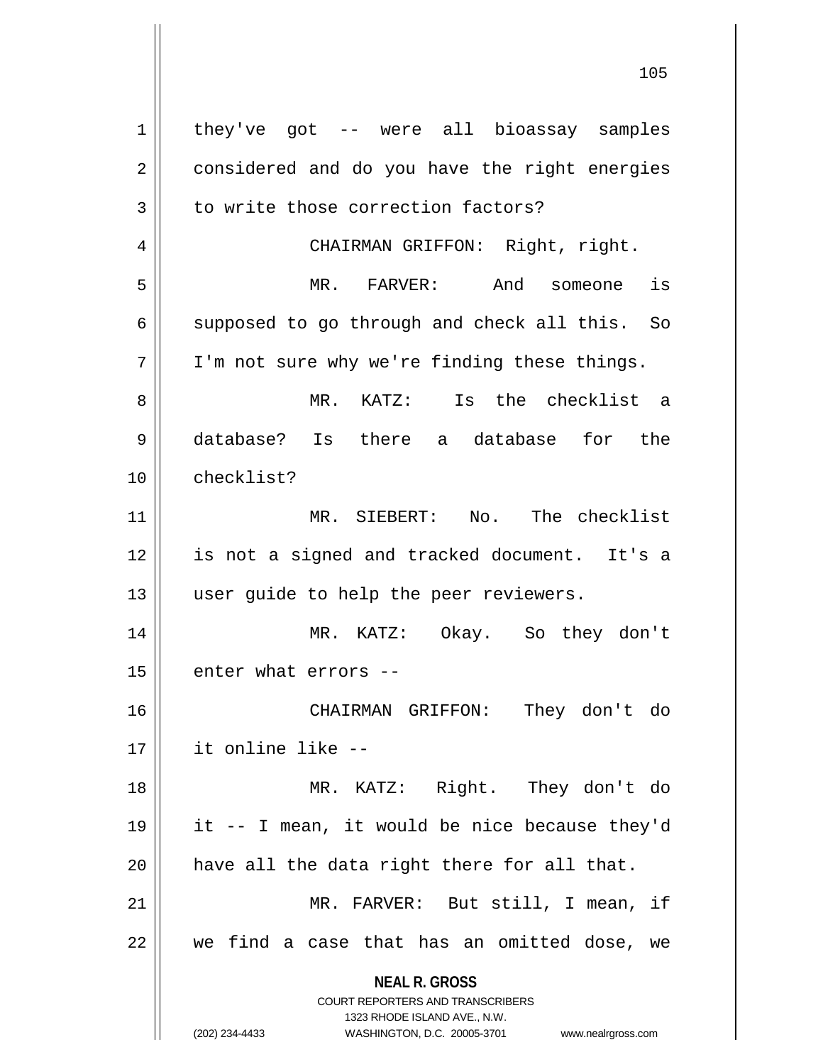they've got -- were all bioassay samples considered and do you have the right energies to write those correction factors?

CHAIRMAN GRIFFON: Right, right.

MR. FARVER: And someone is supposed to go through and check all this. So I'm not sure why we're finding these things.

MR. KATZ: Is the checklist a database? Is there a database for the checklist?

MR. SIEBERT: No. The checklist is not a signed and tracked document. It's a user guide to help the peer reviewers.

MR. KATZ: Okay. So they don't enter what errors --

CHAIRMAN GRIFFON: They don't do it online like --

MR. KATZ: Right. They don't do it -- I mean, it would be nice because they'd have all the data right there for all that.

MR. FARVER: But still, I mean, if we find a case that has an omitted dose, we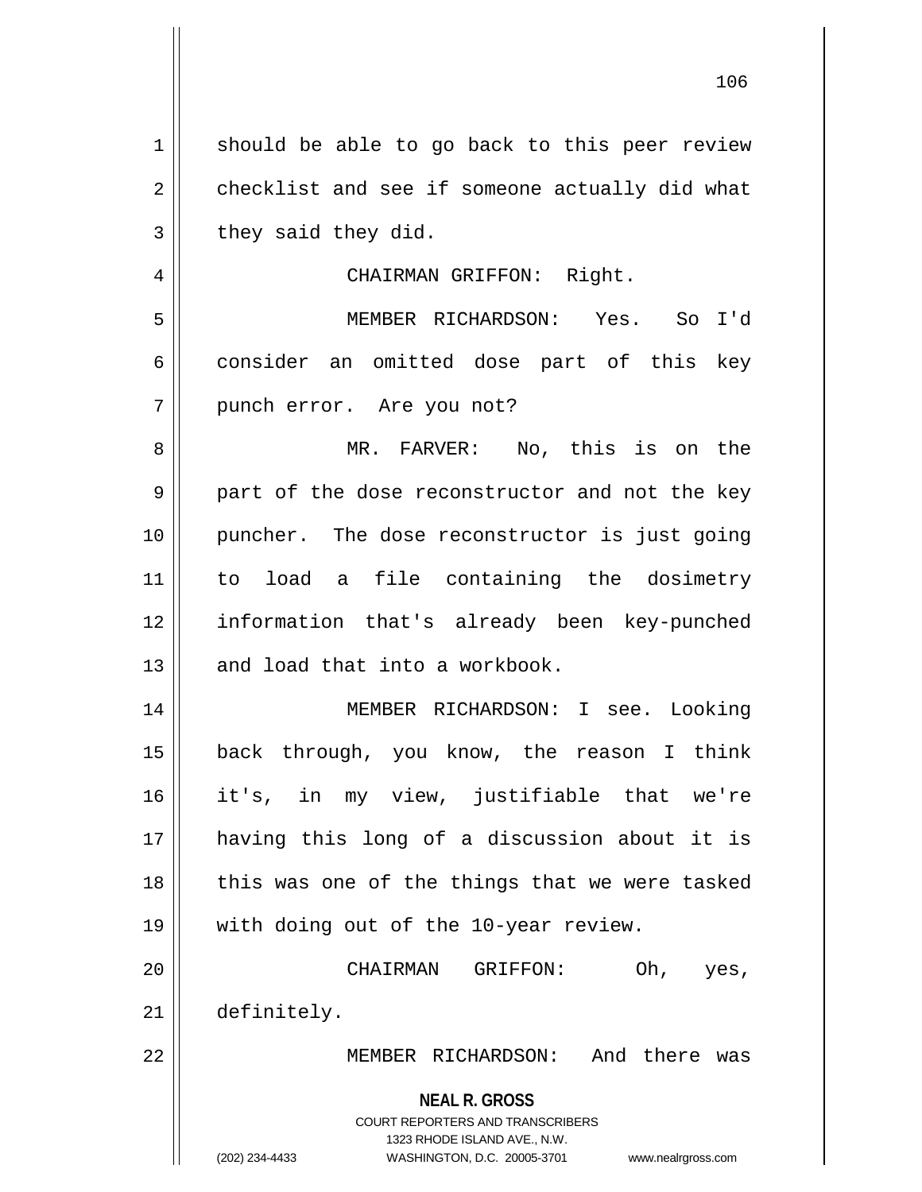should be able to go back to this peer review checklist and see if someone actually did what they said they did.

CHAIRMAN GRIFFON: Right.

MEMBER RICHARDSON: Yes. So I'd consider an omitted dose part of this key punch error. Are you not?

MR. FARVER: No, this is on the part of the dose reconstructor and not the key puncher. The dose reconstructor is just going to load a file containing the dosimetry information that's already been key-punched and load that into a workbook.

MEMBER RICHARDSON: I see. Looking back through, you know, the reason I think it's, in my view, justifiable that we're having this long of a discussion about it is this was one of the things that we were tasked with doing out of the 10-year review.

CHAIRMAN GRIFFON: Oh, yes, definitely.

MEMBER RICHARDSON: And there was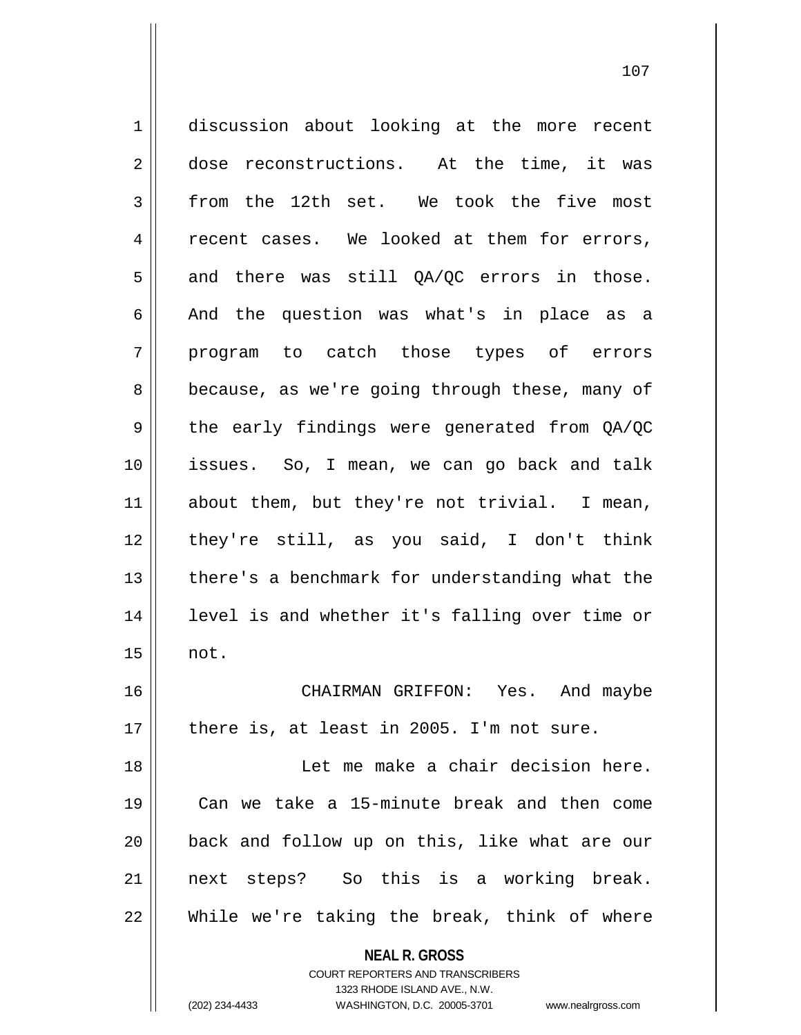discussion about looking at the more recent dose reconstructions. At the time, it was from the 12th set. We took the five most recent cases. We looked at them for errors, and there was still QA/QC errors in those. And the question was what's in place as a program to catch those types of errors because, as we're going through these, many of the early findings were generated from QA/QC issues. So, I mean, we can go back and talk about them, but they're not trivial. I mean, they're still, as you said, I don't think there's a benchmark for understanding what the level is and whether it's falling over time or not.

CHAIRMAN GRIFFON: Yes. And maybe there is, at least in 2005. I'm not sure.

Let me make a chair decision here. Can we take a 15-minute break and then come back and follow up on this, like what are our next steps? So this is a working break. While we're taking the break, think of where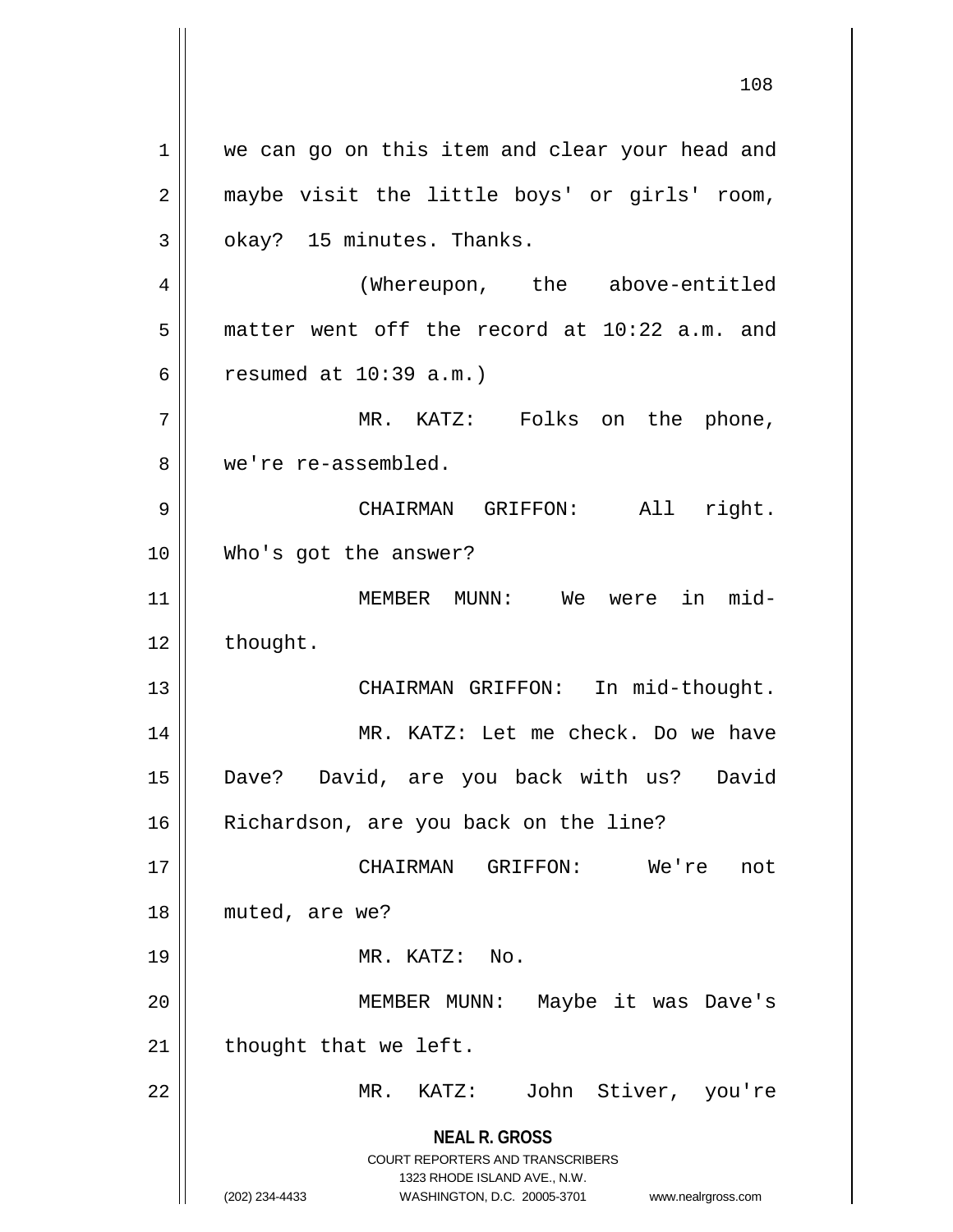we can go on this item and clear your head and maybe visit the little boys' or girls' room, okay? 15 minutes. Thanks.

(Whereupon, the above-entitled matter went off the record at 10:22 a.m. and resumed at 10:39 a.m.)

MR. KATZ: Folks on the phone, we're re-assembled.

CHAIRMAN GRIFFON: All right. Who's got the answer?

MEMBER MUNN: We were in mid-thought.

CHAIRMAN GRIFFON: In mid-thought.

MR. KATZ: Let me check. Do we have Dave? David, are you back with us? David Richardson, are you back on the line?

CHAIRMAN GRIFFON: We're not muted, are we?

MR. KATZ: No.

MEMBER MUNN: Maybe it was Dave's thought that we left.

MR. KATZ: John Stiver, you're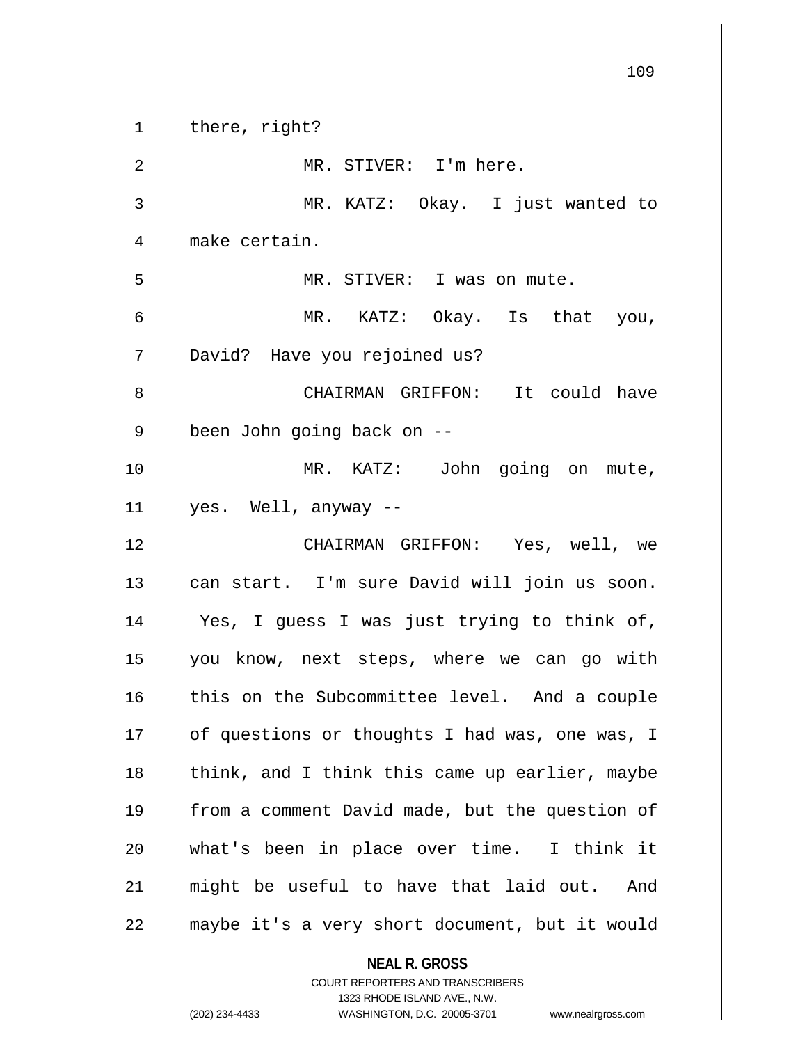there, right?

MR. STIVER: I'm here.

MR. KATZ: Okay. I just wanted to make certain.

MR. STIVER: I was on mute.

MR. KATZ: Okay. Is that you, David? Have you rejoined us?

CHAIRMAN GRIFFON: It could have been John going back on --

MR. KATZ: John going on mute, yes. Well, anyway --

CHAIRMAN GRIFFON: Yes, well, we can start. I'm sure David will join us soon. Yes, I guess I was just trying to think of, you know, next steps, where we can go with this on the Subcommittee level. And a couple of questions or thoughts I had was, one was, I think, and I think this came up earlier, maybe from a comment David made, but the question of what's been in place over time. I think it might be useful to have that laid out. And maybe it's a very short document, but it would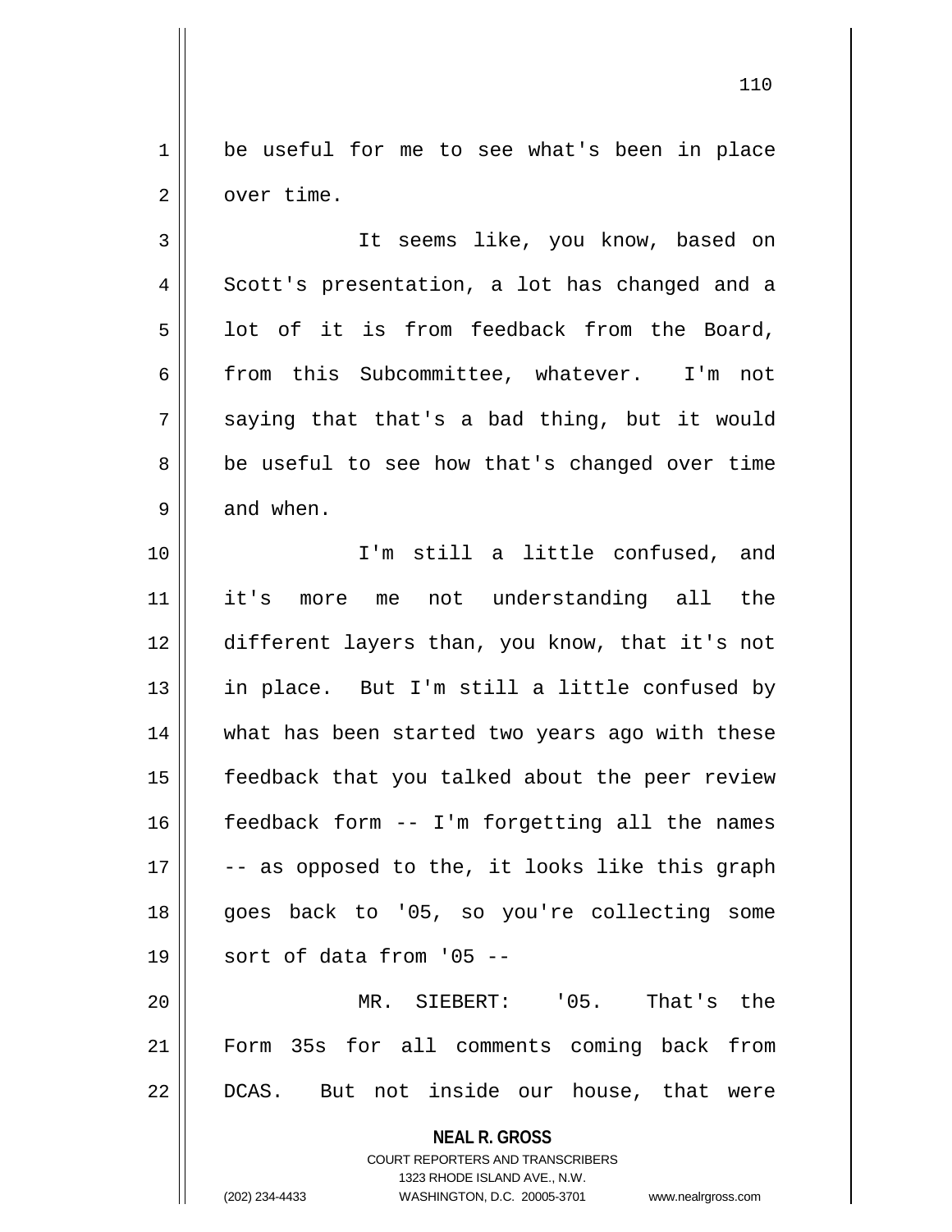be useful for me to see what's been in place over time.

It seems like, you know, based on Scott's presentation, a lot has changed and a lot of it is from feedback from the Board, from this Subcommittee, whatever. I'm not saying that that's a bad thing, but it would be useful to see how that's changed over time and when.

I'm still a little confused, and it's more me not understanding all the different layers than, you know, that it's not in place. But I'm still a little confused by what has been started two years ago with these feedback that you talked about the peer review feedback form -- I'm forgetting all the names -- as opposed to the, it looks like this graph goes back to '05, so you're collecting some sort of data from '05 --

MR. SIEBERT: '05. That's the Form 35s for all comments coming back from DCAS. But not inside our house, that were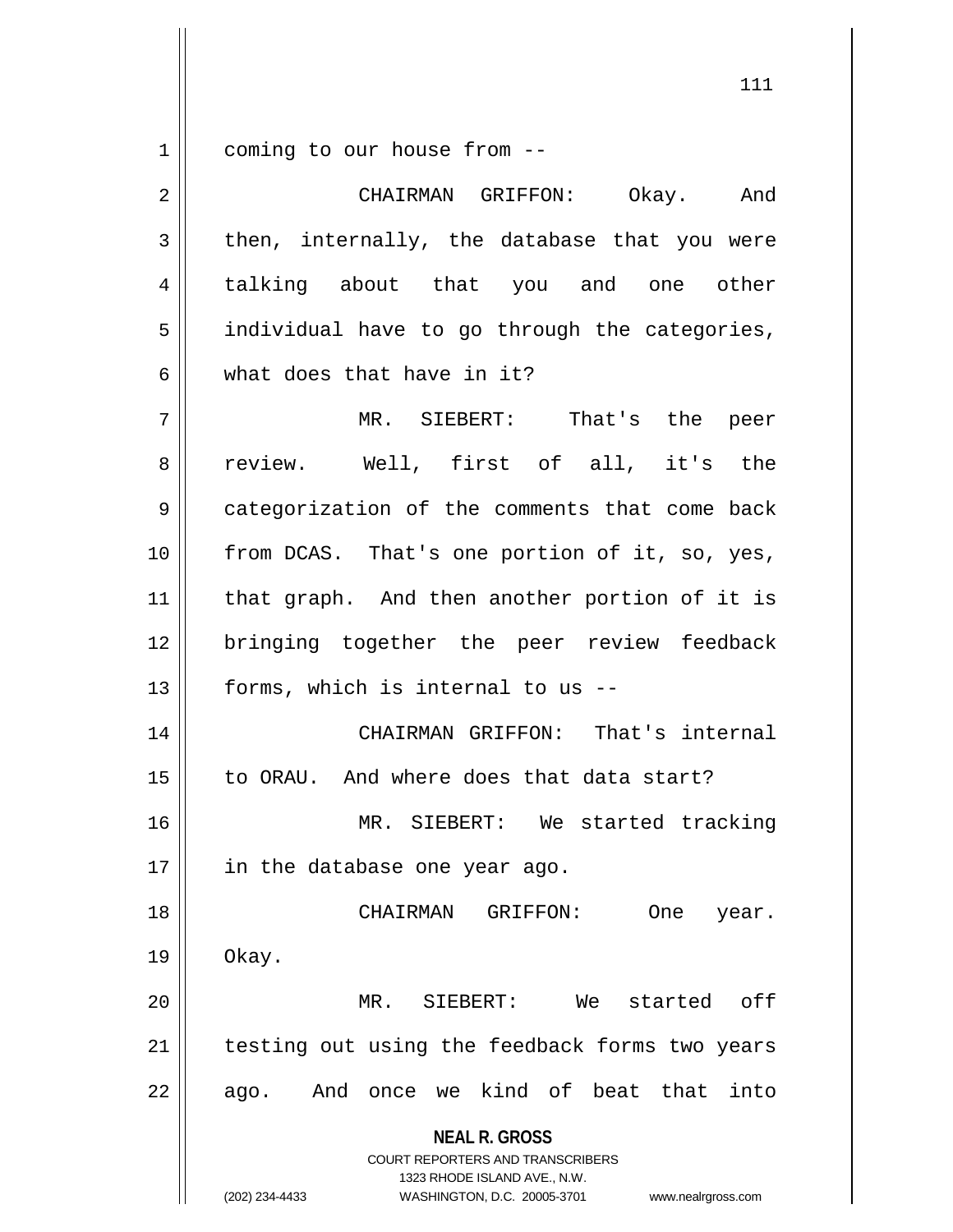coming to our house from --

CHAIRMAN GRIFFON: Okay. And then, internally, the database that you were talking about that you and one other individual have to go through the categories, what does that have in it?

MR. SIEBERT: That's the peer review. Well, first of all, it's the categorization of the comments that come back from DCAS. That's one portion of it, so, yes, that graph. And then another portion of it is bringing together the peer review feedback forms, which is internal to us --

CHAIRMAN GRIFFON: That's internal to ORAU. And where does that data start?

MR. SIEBERT: We started tracking in the database one year ago.

CHAIRMAN GRIFFON: One year. Okay.

MR. SIEBERT: We started off testing out using the feedback forms two years ago. And once we kind of beat that into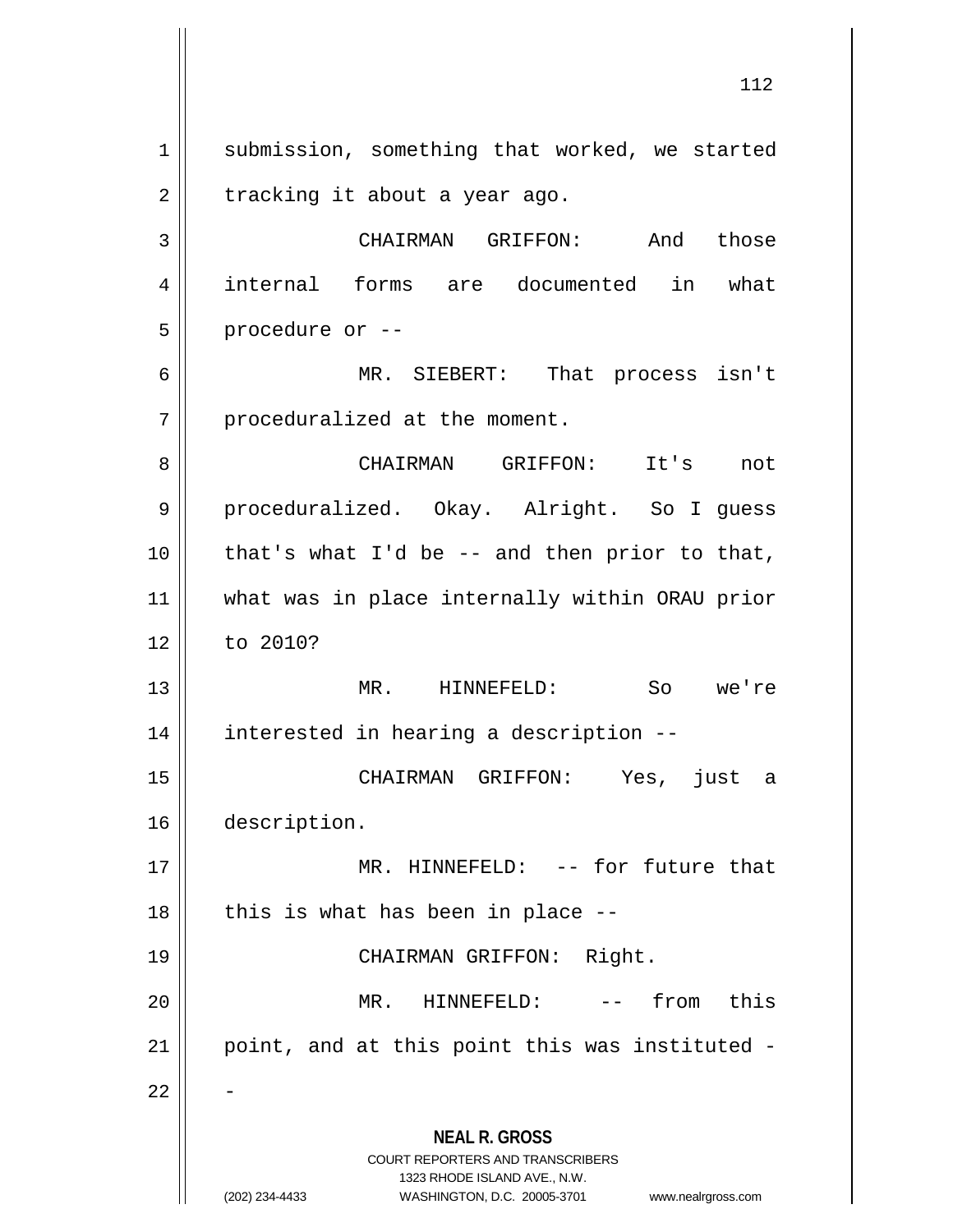submission, something that worked, we started tracking it about a year ago.

CHAIRMAN GRIFFON: And those internal forms are documented in what procedure or --

MR. SIEBERT: That process isn't proceduralized at the moment.

CHAIRMAN GRIFFON: It's not proceduralized. Okay. Alright. So I guess that's what I'd be -- and then prior to that, what was in place internally within ORAU prior to 2010?

MR. HINNEFELD: So we're interested in hearing a description --

CHAIRMAN GRIFFON: Yes, just a description.

MR. HINNEFELD: -- for future that this is what has been in place --

CHAIRMAN GRIFFON: Right.

MR. HINNEFELD: -- from this point, and at this point this was instituted --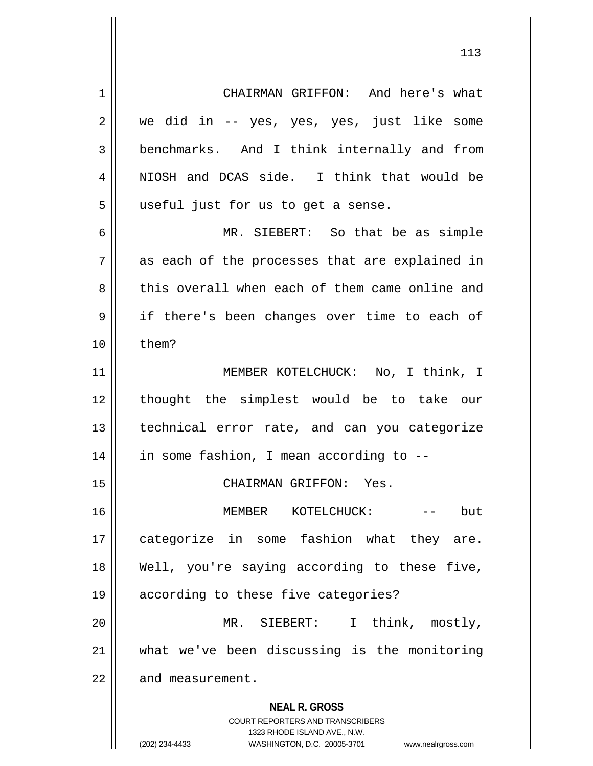CHAIRMAN GRIFFON: And here's what we did in -- yes, yes, yes, just like some benchmarks. And I think internally and from NIOSH and DCAS side. I think that would be useful just for us to get a sense.

MR. SIEBERT: So that be as simple as each of the processes that are explained in this overall when each of them came online and if there's been changes over time to each of them?

MEMBER KOTELCHUCK: No, I think, I thought the simplest would be to take our technical error rate, and can you categorize in some fashion, I mean according to --

CHAIRMAN GRIFFON: Yes.

MEMBER KOTELCHUCK: -- but categorize in some fashion what they are. Well, you're saying according to these five, according to these five categories?

MR. SIEBERT: I think, mostly, what we've been discussing is the monitoring and measurement.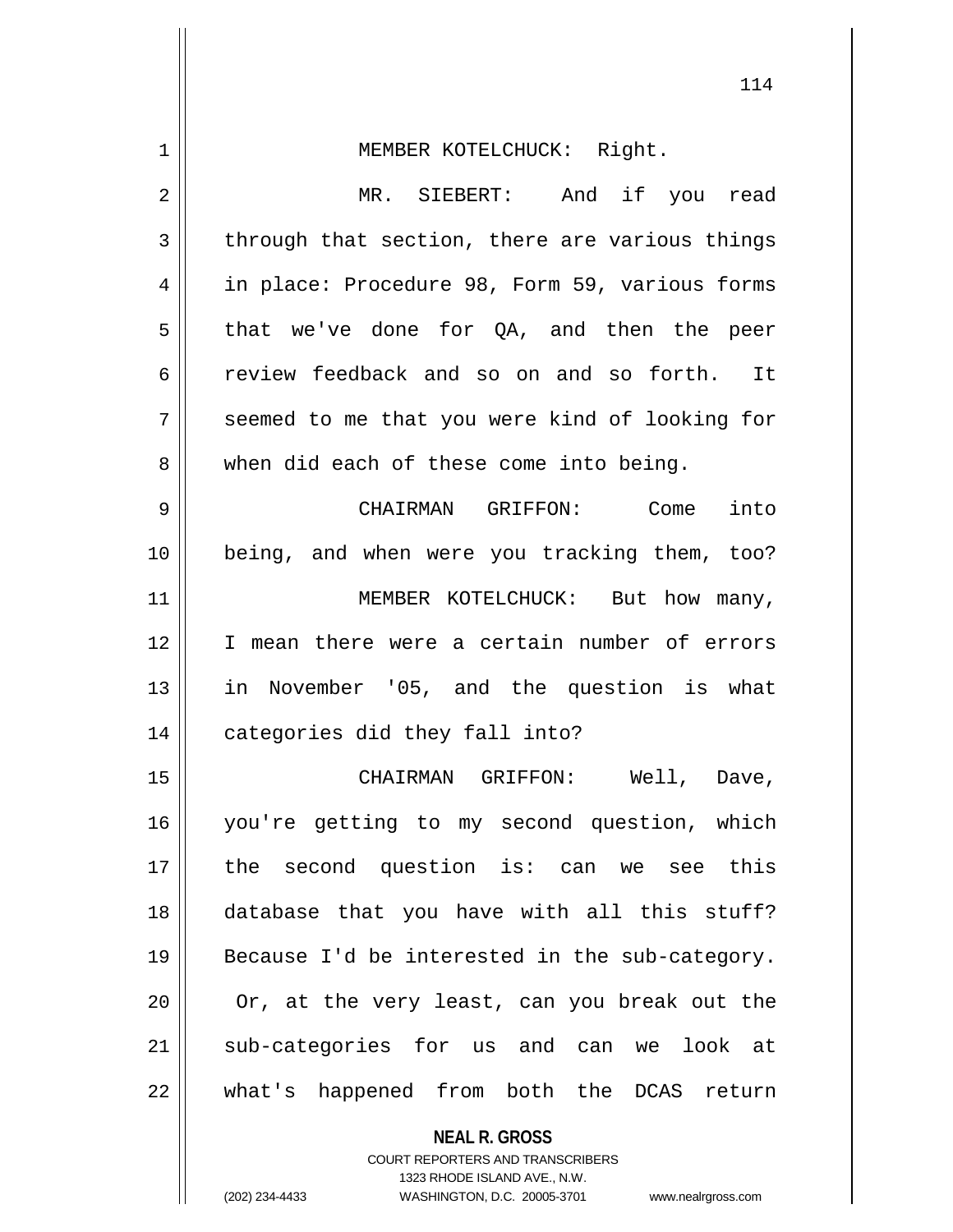MEMBER KOTELCHUCK: Right.

MR. SIEBERT: And if you read through that section, there are various things in place: Procedure 98, Form 59, various forms that we've done for QA, and then the peer review feedback and so on and so forth. It seemed to me that you were kind of looking for when did each of these come into being.

CHAIRMAN GRIFFON: Come into being, and when were you tracking them, too?

MEMBER KOTELCHUCK: But how many, I mean there were a certain number of errors in November '05, and the question is what categories did they fall into?

CHAIRMAN GRIFFON: Well, Dave, you're getting to my second question, which the second question is: can we see this database that you have with all this stuff? Because I'd be interested in the sub-category. Or, at the very least, can you break out the sub-categories for us and can we look at what's happened from both the DCAS return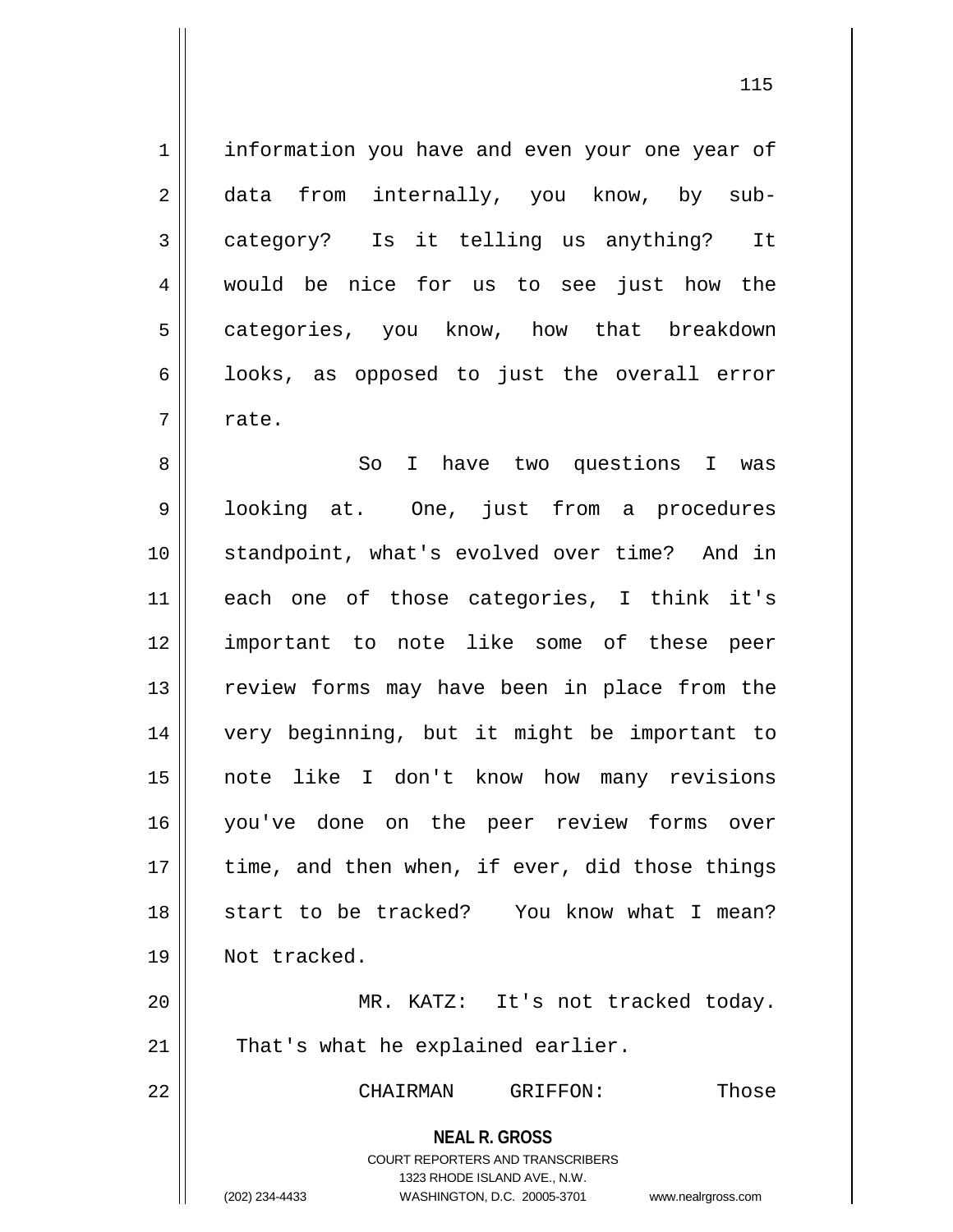information you have and even your one year of data from internally, you know, by sub-category? Is it telling us anything? It would be nice for us to see just how the categories, you know, how that breakdown looks, as opposed to just the overall error rate.

So I have two questions I was looking at. One, just from a procedures standpoint, what's evolved over time? And in each one of those categories, I think it's important to note like some of these peer review forms may have been in place from the very beginning, but it might be important to note like I don't know how many revisions you've done on the peer review forms over time, and then when, if ever, did those things start to be tracked? You know what I mean? Not tracked.

MR. KATZ: It's not tracked today. That's what he explained earlier.

CHAIRMAN GRIFFON: Those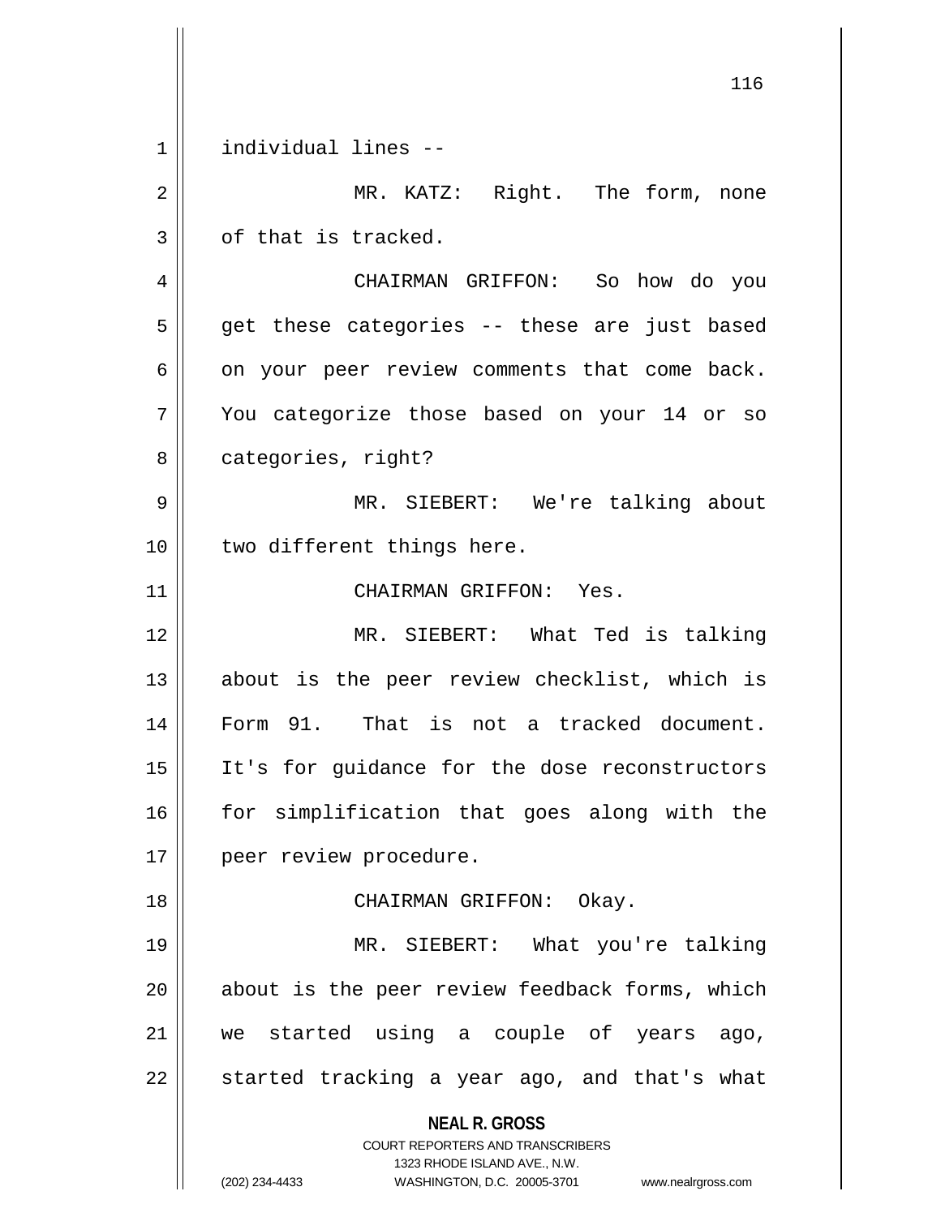individual lines --

MR. KATZ: Right. The form, none of that is tracked.

CHAIRMAN GRIFFON: So how do you get these categories -- these are just based on your peer review comments that come back. You categorize those based on your 14 or so categories, right?

MR. SIEBERT: We're talking about two different things here.

CHAIRMAN GRIFFON: Yes.

MR. SIEBERT: What Ted is talking about is the peer review checklist, which is Form 91. That is not a tracked document. It's for guidance for the dose reconstructors for simplification that goes along with the peer review procedure.

CHAIRMAN GRIFFON: Okay.

MR. SIEBERT: What you're talking about is the peer review feedback forms, which we started using a couple of years ago, started tracking a year ago, and that's what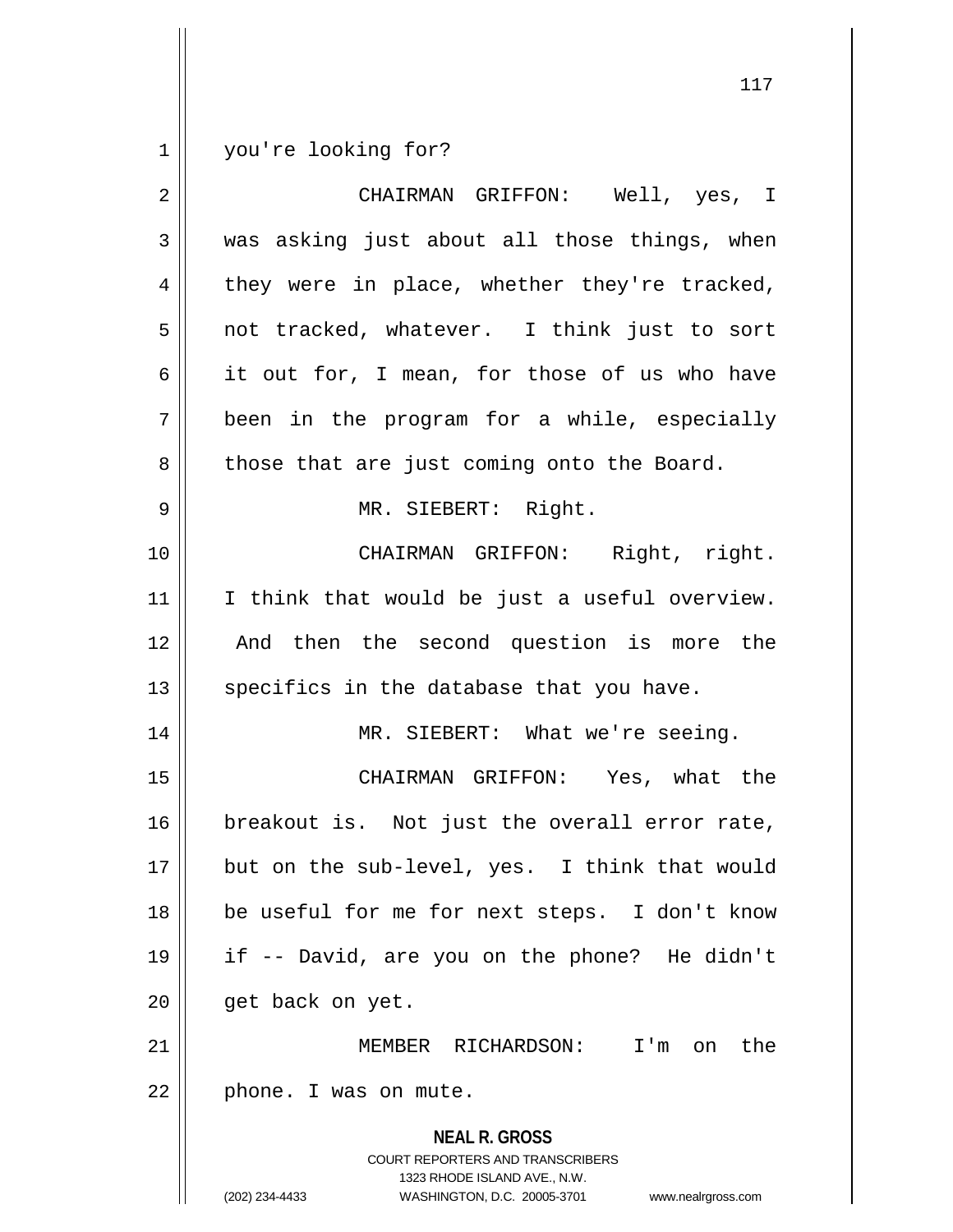you're looking for?

CHAIRMAN GRIFFON: Well, yes, I was asking just about all those things, when they were in place, whether they're tracked, not tracked, whatever. I think just to sort it out for, I mean, for those of us who have been in the program for a while, especially those that are just coming onto the Board.

MR. SIEBERT: Right.

CHAIRMAN GRIFFON: Right, right. I think that would be just a useful overview. And then the second question is more the specifics in the database that you have.

MR. SIEBERT: What we're seeing.

CHAIRMAN GRIFFON: Yes, what the breakout is. Not just the overall error rate, but on the sub-level, yes. I think that would be useful for me for next steps. I don't know if -- David, are you on the phone? He didn't get back on yet.

MEMBER RICHARDSON: I'm on the phone. I was on mute.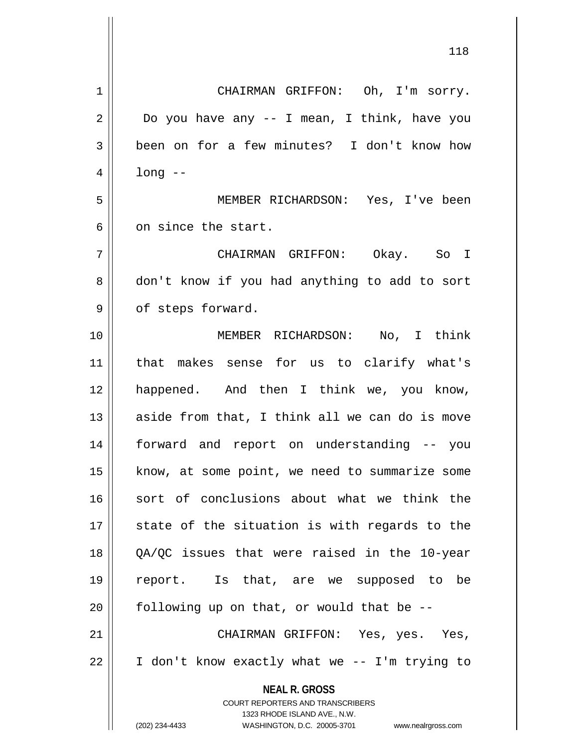CHAIRMAN GRIFFON: Oh, I'm sorry. Do you have any -- I mean, I think, have you been on for a few minutes? I don't know how long --

MEMBER RICHARDSON: Yes, I've been on since the start.

CHAIRMAN GRIFFON: Okay. So I don't know if you had anything to add to sort of steps forward.

MEMBER RICHARDSON: No, I think that makes sense for us to clarify what's happened. And then I think we, you know, aside from that, I think all we can do is move forward and report on understanding -- you know, at some point, we need to summarize some sort of conclusions about what we think the state of the situation is with regards to the QA/QC issues that were raised in the 10-year report. Is that, are we supposed to be following up on that, or would that be --

CHAIRMAN GRIFFON: Yes, yes. Yes, I don't know exactly what we -- I'm trying to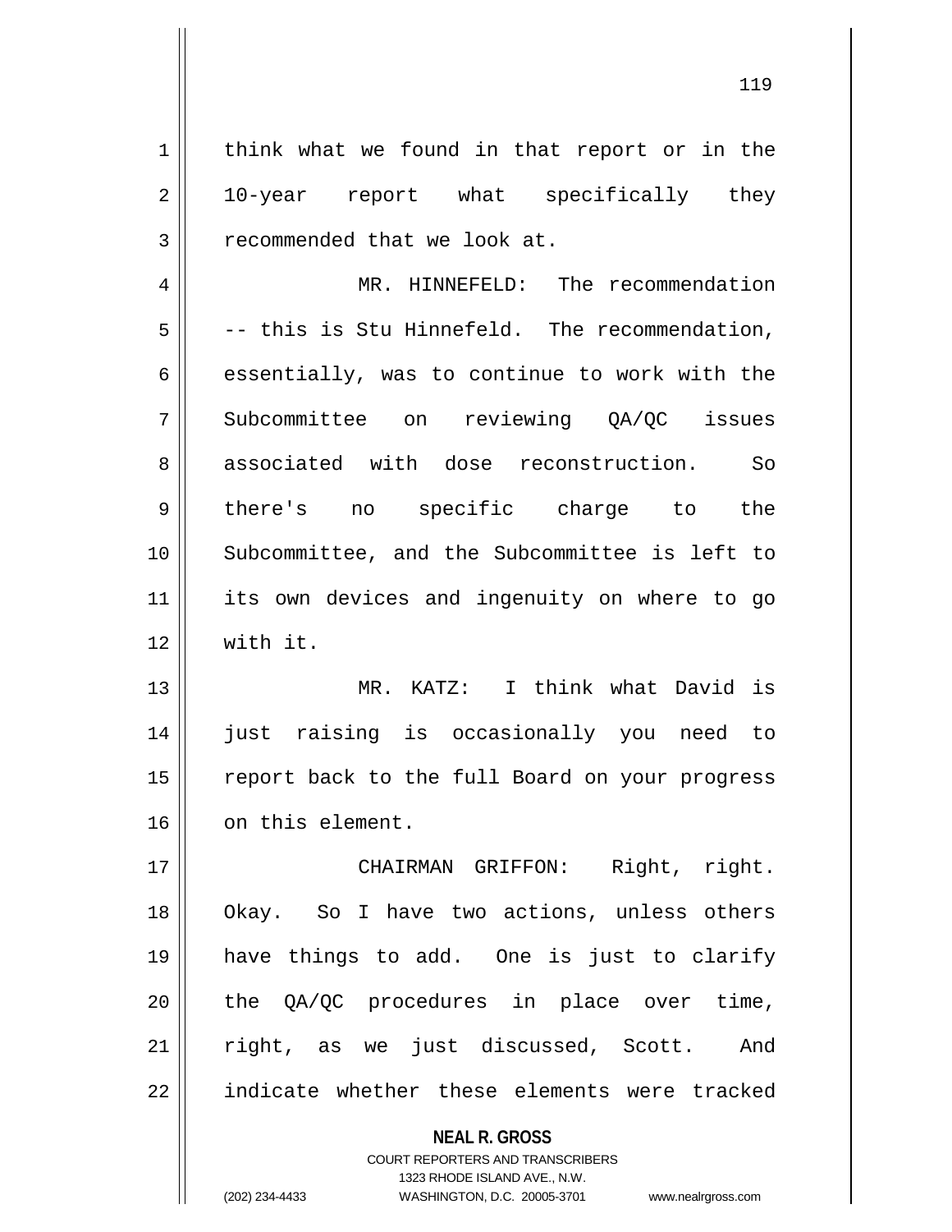think what we found in that report or in the 10-year report what specifically they recommended that we look at.

MR. HINNEFELD: The recommendation -- this is Stu Hinnefeld. The recommendation, essentially, was to continue to work with the Subcommittee on reviewing QA/QC issues associated with dose reconstruction. So there's no specific charge to the Subcommittee, and the Subcommittee is left to its own devices and ingenuity on where to go with it.

MR. KATZ: I think what David is just raising is occasionally you need to report back to the full Board on your progress on this element.

CHAIRMAN GRIFFON: Right, right. Okay. So I have two actions, unless others have things to add. One is just to clarify the QA/QC procedures in place over time, right, as we just discussed, Scott. And indicate whether these elements were tracked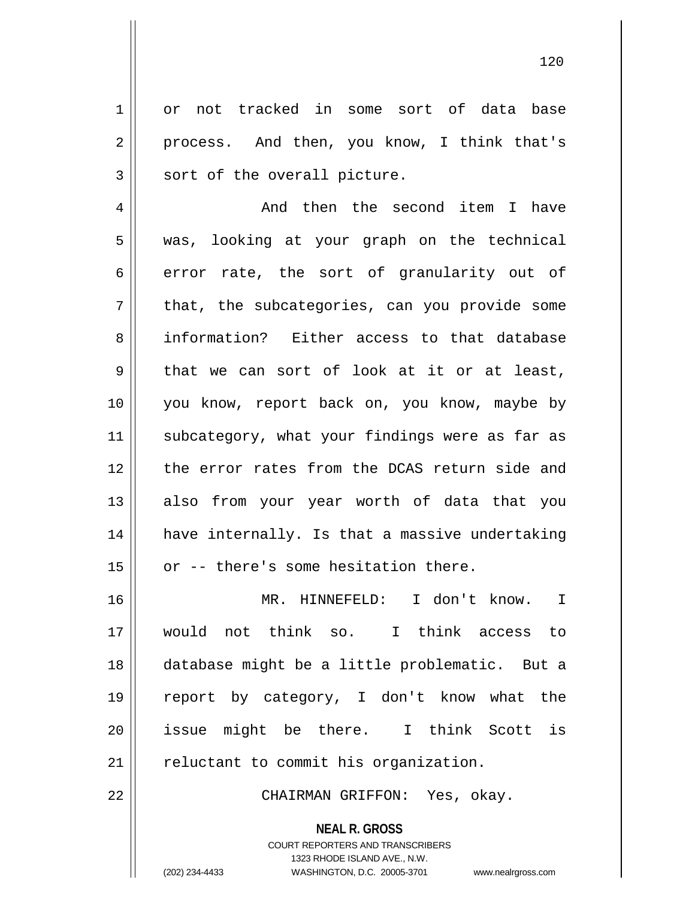or not tracked in some sort of data base process. And then, you know, I think that's sort of the overall picture.

And then the second item I have was, looking at your graph on the technical error rate, the sort of granularity out of that, the subcategories, can you provide some information? Either access to that database that we can sort of look at it or at least, you know, report back on, you know, maybe by subcategory, what your findings were as far as the error rates from the DCAS return side and also from your year worth of data that you have internally. Is that a massive undertaking or -- there's some hesitation there.

MR. HINNEFELD: I don't know. I would not think so. I think access to database might be a little problematic. But a report by category, I don't know what the issue might be there. I think Scott is reluctant to commit his organization.

CHAIRMAN GRIFFON: Yes, okay.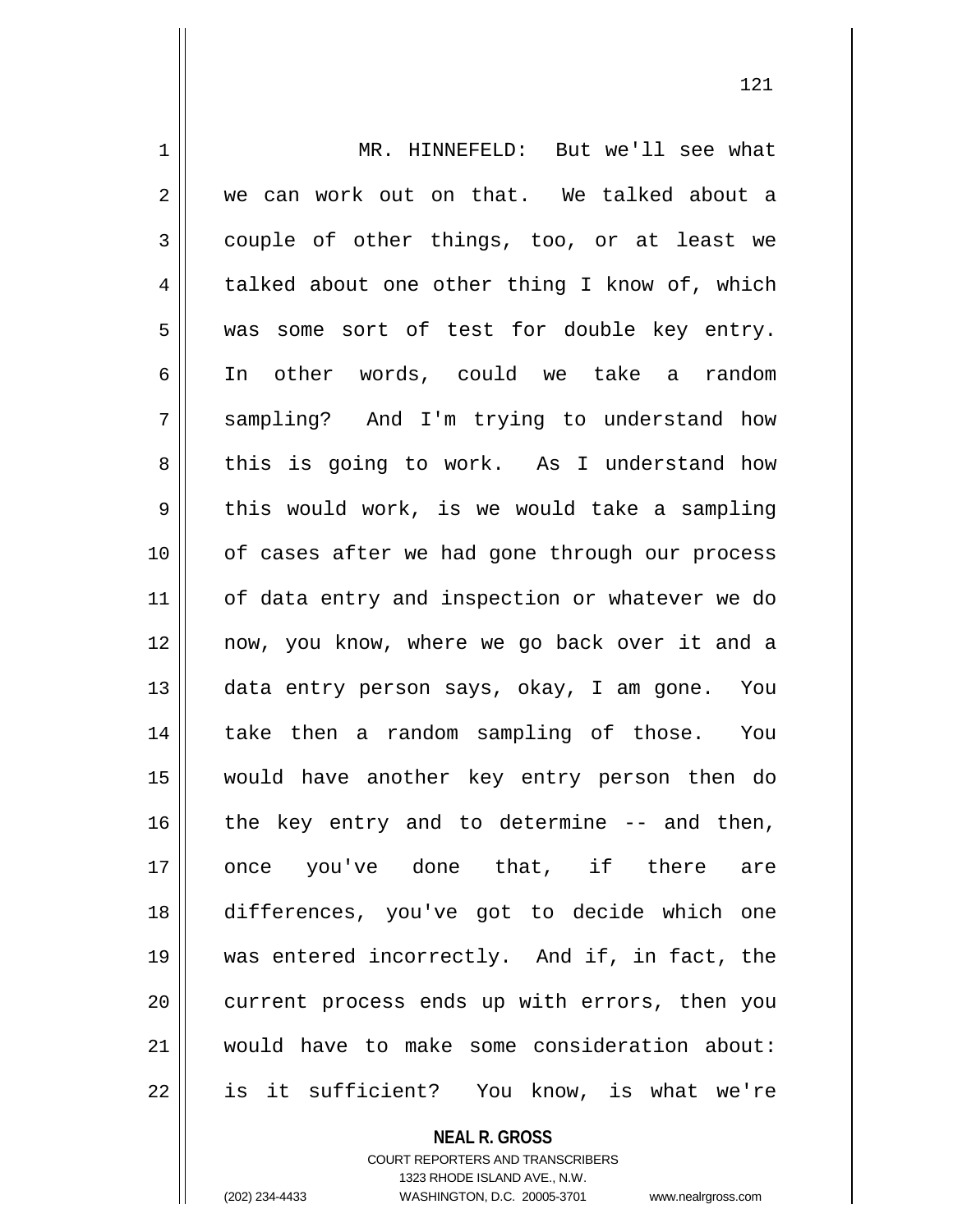MR. HINNEFELD: But we'll see what we can work out on that. We talked about a couple of other things, too, or at least we talked about one other thing I know of, which was some sort of test for double key entry. In other words, could we take a random sampling? And I'm trying to understand how this is going to work. As I understand how this would work, is we would take a sampling of cases after we had gone through our process of data entry and inspection or whatever we do now, you know, where we go back over it and a data entry person says, okay, I am gone. You take then a random sampling of those. You would have another key entry person then do the key entry and to determine -- and then, once you've done that, if there are differences, you've got to decide which one was entered incorrectly. And if, in fact, the current process ends up with errors, then you would have to make some consideration about: is it sufficient? You know, is what we're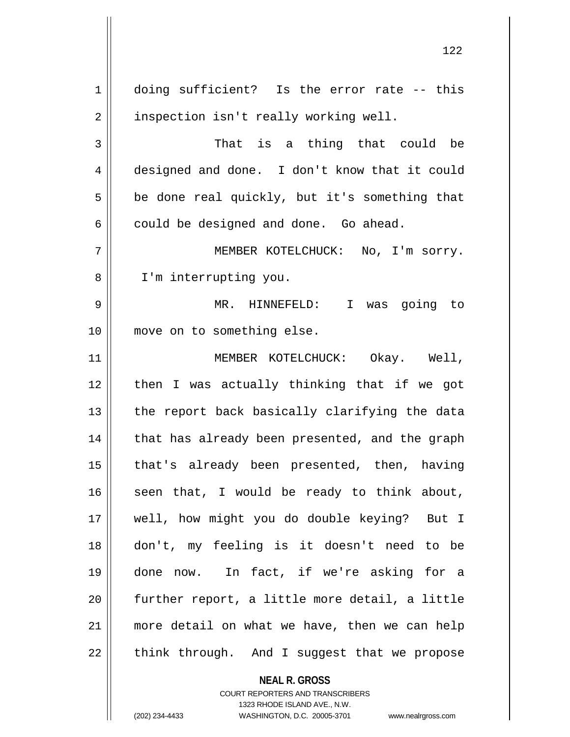doing sufficient? Is the error rate -- this inspection isn't really working well.

That is a thing that could be designed and done. I don't know that it could be done real quickly, but it's something that could be designed and done. Go ahead.

MEMBER KOTELCHUCK: No, I'm sorry. I'm interrupting you.

MR. HINNEFELD: I was going to move on to something else.

MEMBER KOTELCHUCK: Okay. Well, then I was actually thinking that if we got the report back basically clarifying the data that has already been presented, and the graph that's already been presented, then, having seen that, I would be ready to think about, well, how might you do double keying? But I don't, my feeling is it doesn't need to be done now. In fact, if we're asking for a further report, a little more detail, a little more detail on what we have, then we can help think through. And I suggest that we propose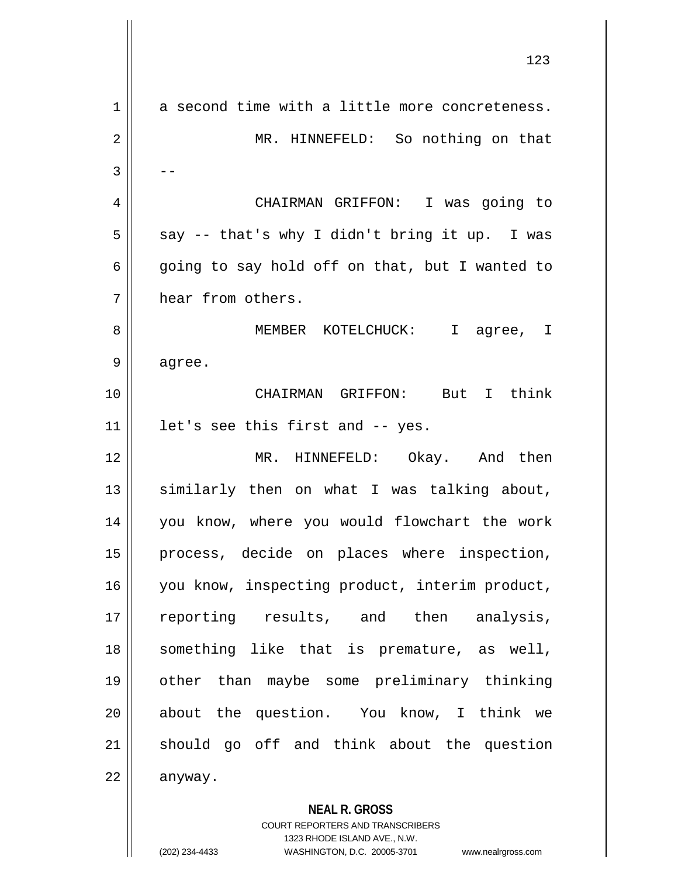a second time with a little more concreteness.

MR. HINNEFELD: So nothing on that --

CHAIRMAN GRIFFON: I was going to say -- that's why I didn't bring it up. I was going to say hold off on that, but I wanted to hear from others.

MEMBER KOTELCHUCK: I agree, I agree.

CHAIRMAN GRIFFON: But I think let's see this first and -- yes.

MR. HINNEFELD: Okay. And then similarly then on what I was talking about, you know, where you would flowchart the work process, decide on places where inspection, you know, inspecting product, interim product, reporting results, and then analysis, something like that is premature, as well, other than maybe some preliminary thinking about the question. You know, I think we should go off and think about the question anyway.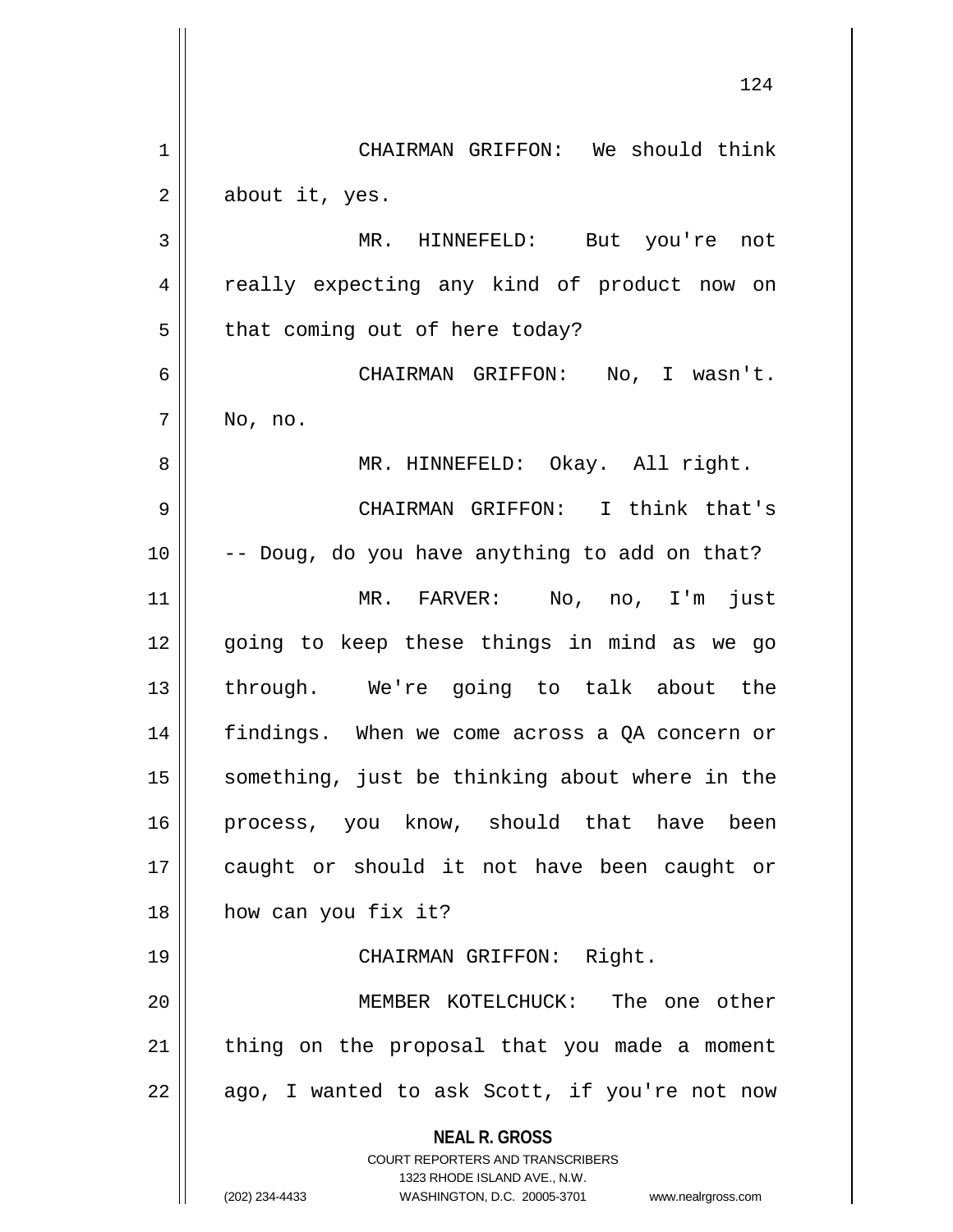CHAIRMAN GRIFFON: We should think about it, yes.

MR. HINNEFELD: But you're not really expecting any kind of product now on that coming out of here today?

CHAIRMAN GRIFFON: No, I wasn't. No, no.

MR. HINNEFELD: Okay. All right.

CHAIRMAN GRIFFON: I think that's -- Doug, do you have anything to add on that?

MR. FARVER: No, no, I'm just going to keep these things in mind as we go through. We're going to talk about the findings. When we come across a QA concern or something, just be thinking about where in the process, you know, should that have been caught or should it not have been caught or how can you fix it?

CHAIRMAN GRIFFON: Right.

MEMBER KOTELCHUCK: The one other thing on the proposal that you made a moment ago, I wanted to ask Scott, if you're not now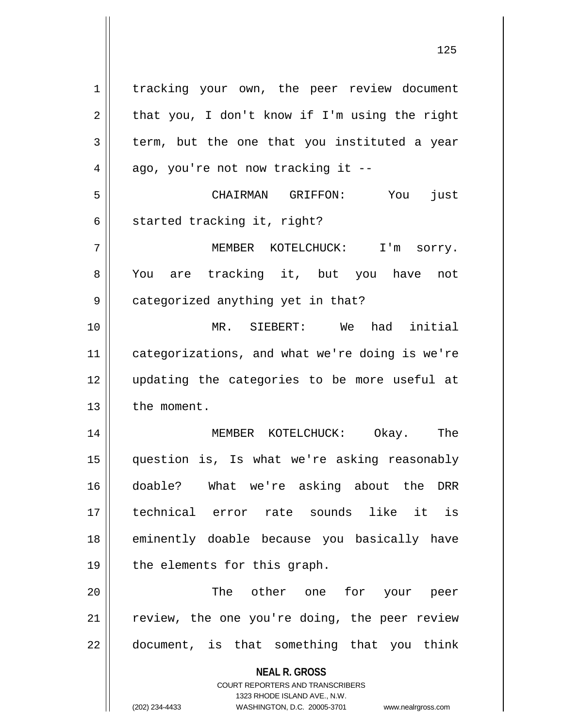tracking your own, the peer review document that you, I don't know if I'm using the right term, but the one that you instituted a year ago, you're not now tracking it --

CHAIRMAN GRIFFON: You just started tracking it, right?

MEMBER KOTELCHUCK: I'm sorry. You are tracking it, but you have not categorized anything yet in that?

MR. SIEBERT: We had initial categorizations, and what we're doing is we're updating the categories to be more useful at the moment.

MEMBER KOTELCHUCK: Okay. The question is, Is what we're asking reasonably doable? What we're asking about the DRR technical error rate sounds like it is eminently doable because you basically have the elements for this graph.

The other one for your peer review, the one you're doing, the peer review document, is that something that you think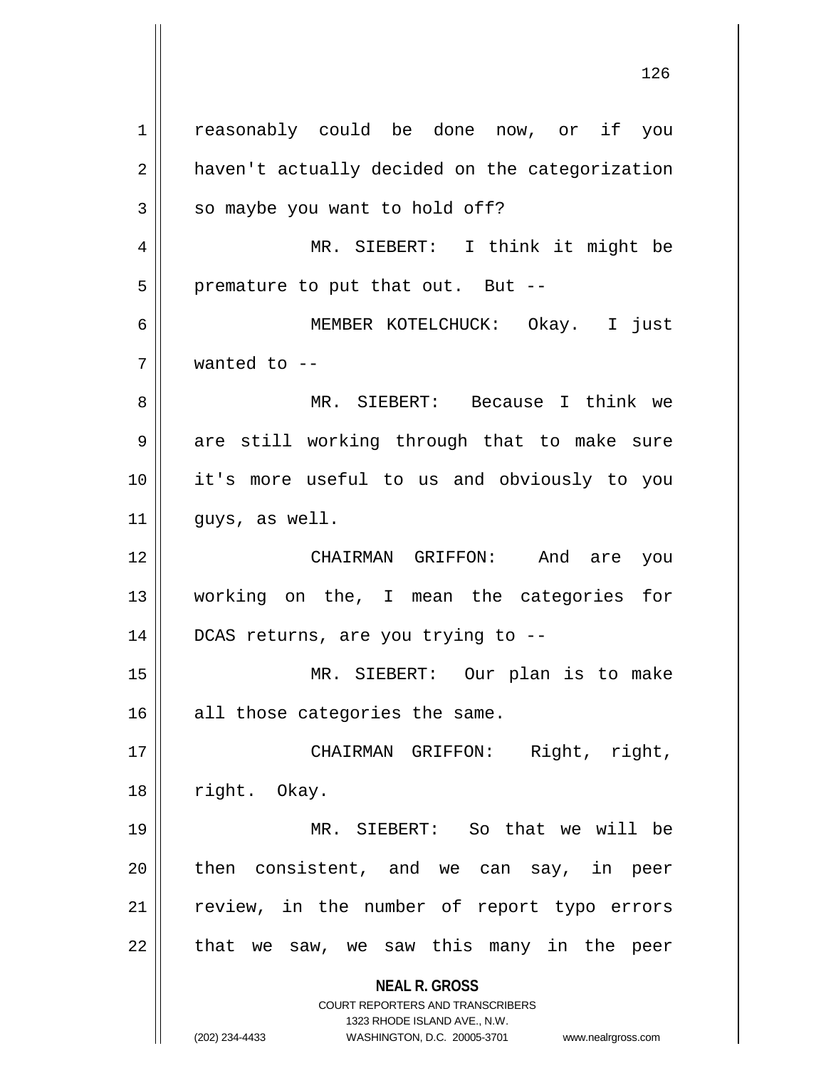reasonably could be done now, or if you haven't actually decided on the categorization so maybe you want to hold off?

MR. SIEBERT: I think it might be premature to put that out. But --

MEMBER KOTELCHUCK: Okay. I just wanted to --

MR. SIEBERT: Because I think we are still working through that to make sure it's more useful to us and obviously to you guys, as well.

CHAIRMAN GRIFFON: And are you working on the, I mean the categories for DCAS returns, are you trying to --

MR. SIEBERT: Our plan is to make all those categories the same.

CHAIRMAN GRIFFON: Right, right, right. Okay.

MR. SIEBERT: So that we will be then consistent, and we can say, in peer review, in the number of report typo errors that we saw, we saw this many in the peer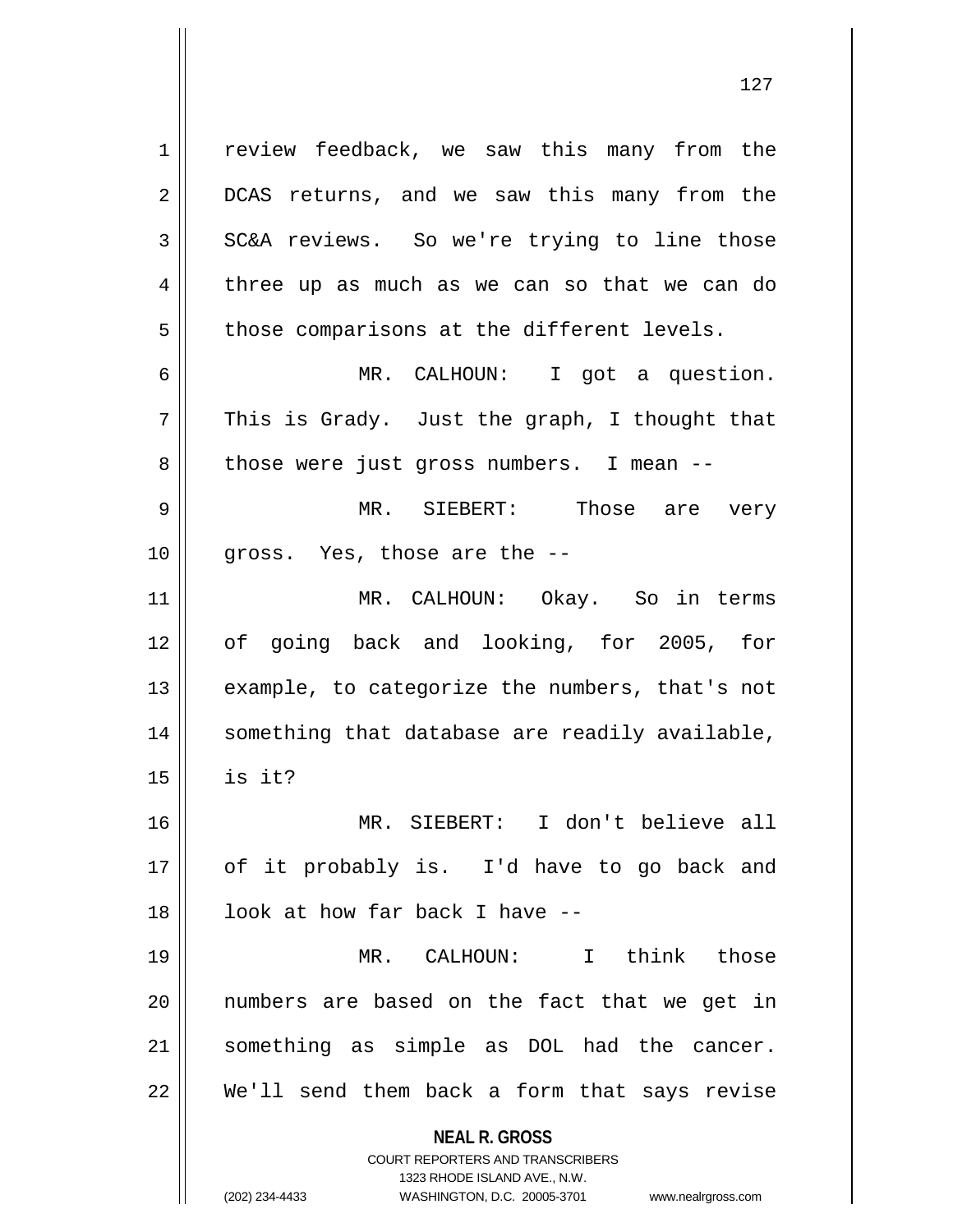review feedback, we saw this many from the DCAS returns, and we saw this many from the SC&A reviews. So we're trying to line those three up as much as we can so that we can do those comparisons at the different levels.

MR. CALHOUN: I got a question. This is Grady. Just the graph, I thought that those were just gross numbers. I mean --

MR. SIEBERT: Those are very gross. Yes, those are the --

MR. CALHOUN: Okay. So in terms of going back and looking, for 2005, for example, to categorize the numbers, that's not something that database are readily available, is it?

MR. SIEBERT: I don't believe all of it probably is. I'd have to go back and look at how far back I have --

MR. CALHOUN: I think those numbers are based on the fact that we get in something as simple as DOL had the cancer. We'll send them back a form that says revise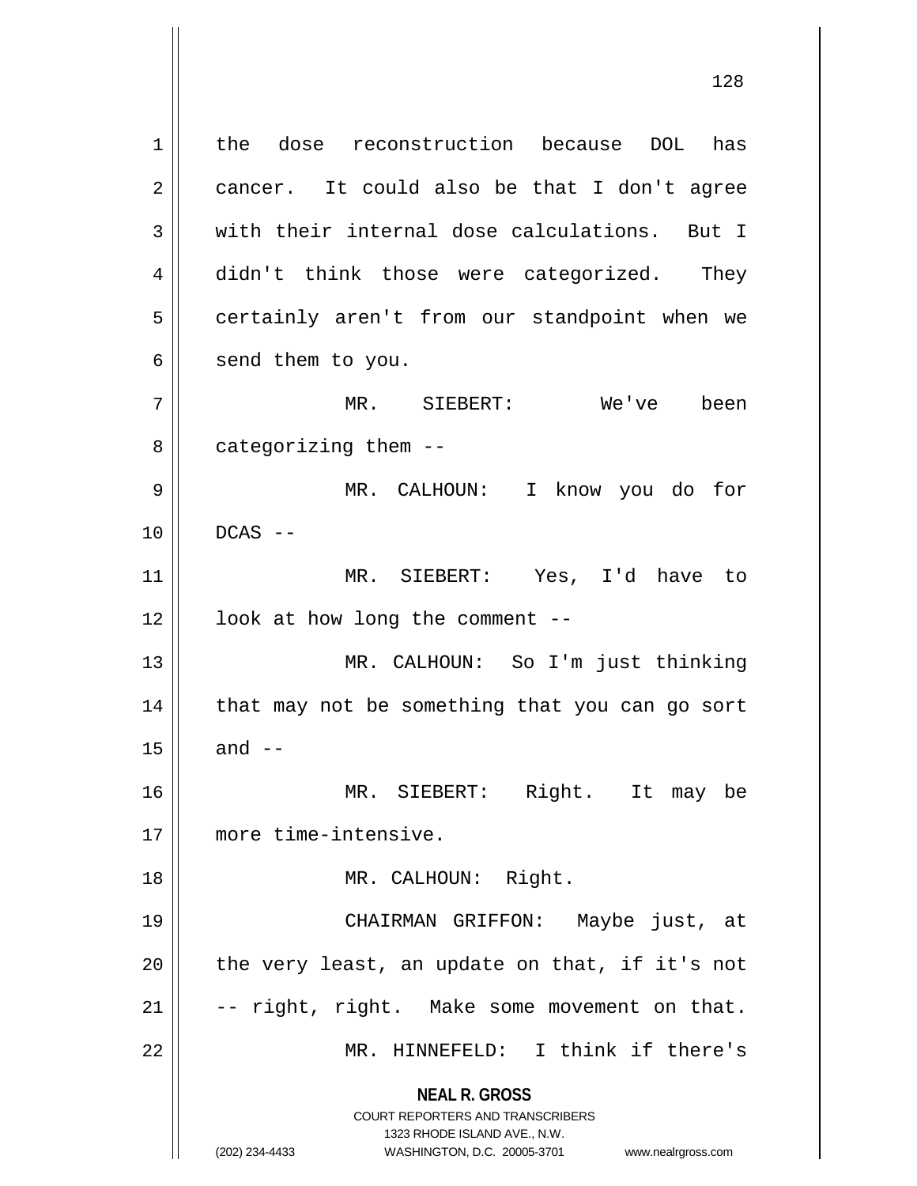the dose reconstruction because DOL has cancer. It could also be that I don't agree with their internal dose calculations. But I didn't think those were categorized. They certainly aren't from our standpoint when we send them to you.

MR. SIEBERT: We've been categorizing them --

MR. CALHOUN: I know you do for DCAS --

MR. SIEBERT: Yes, I'd have to look at how long the comment --

MR. CALHOUN: So I'm just thinking that may not be something that you can go sort and --

MR. SIEBERT: Right. It may be more time-intensive.

MR. CALHOUN: Right.

CHAIRMAN GRIFFON: Maybe just, at the very least, an update on that, if it's not -- right, right. Make some movement on that.

MR. HINNEFELD: I think if there's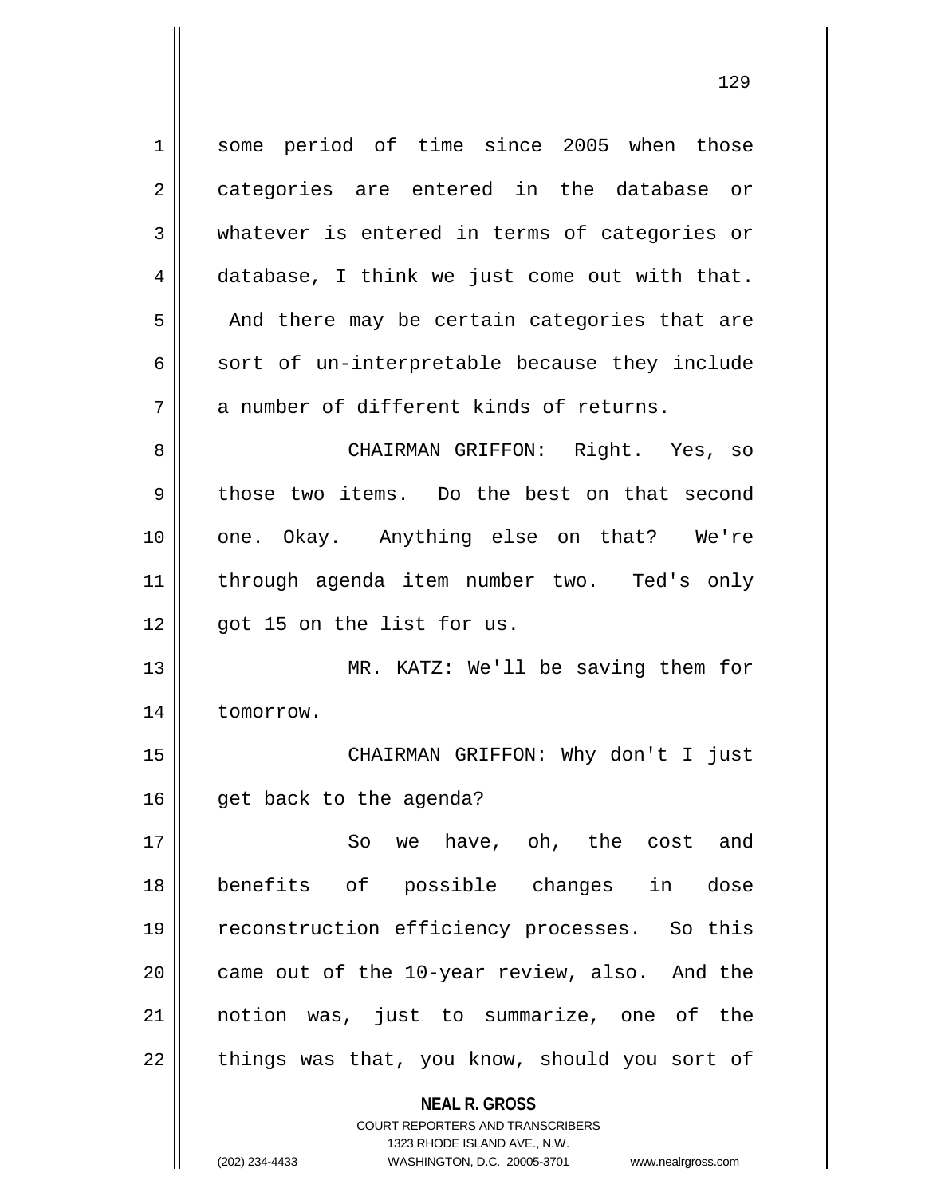some period of time since 2005 when those categories are entered in the database or whatever is entered in terms of categories or database, I think we just come out with that. And there may be certain categories that are sort of un-interpretable because they include a number of different kinds of returns.

CHAIRMAN GRIFFON: Right. Yes, so those two items. Do the best on that second one. Okay. Anything else on that? We're through agenda item number two. Ted's only got 15 on the list for us.

MR. KATZ: We'll be saving them for tomorrow.

CHAIRMAN GRIFFON: Why don't I just get back to the agenda?

So we have, oh, the cost and benefits of possible changes in dose reconstruction efficiency processes. So this came out of the 10-year review, also. And the notion was, just to summarize, one of the things was that, you know, should you sort of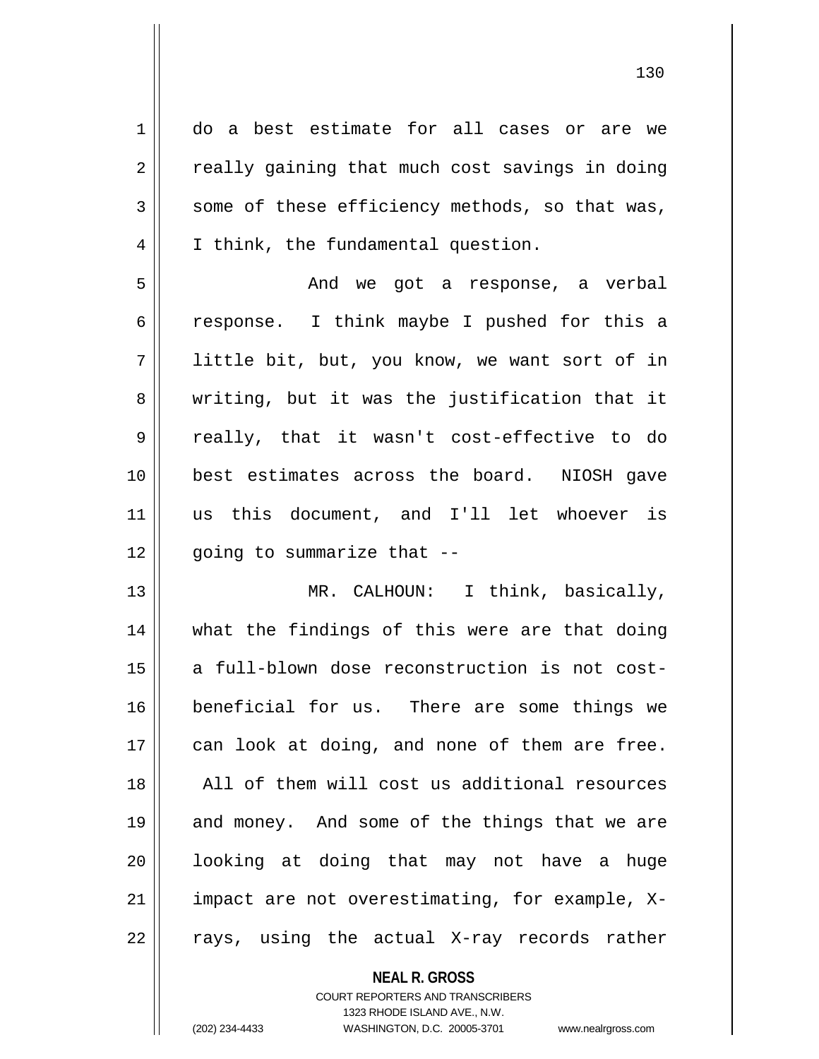do a best estimate for all cases or are we really gaining that much cost savings in doing some of these efficiency methods, so that was, I think, the fundamental question.

And we got a response, a verbal response. I think maybe I pushed for this a little bit, but, you know, we want sort of in writing, but it was the justification that it really, that it wasn't cost-effective to do best estimates across the board. NIOSH gave us this document, and I'll let whoever is going to summarize that --

MR. CALHOUN: I think, basically, what the findings of this were are that doing a full-blown dose reconstruction is not cost-beneficial for us. There are some things we can look at doing, and none of them are free. All of them will cost us additional resources and money. And some of the things that we are looking at doing that may not have a huge impact are not overestimating, for example, X-rays, using the actual X-ray records rather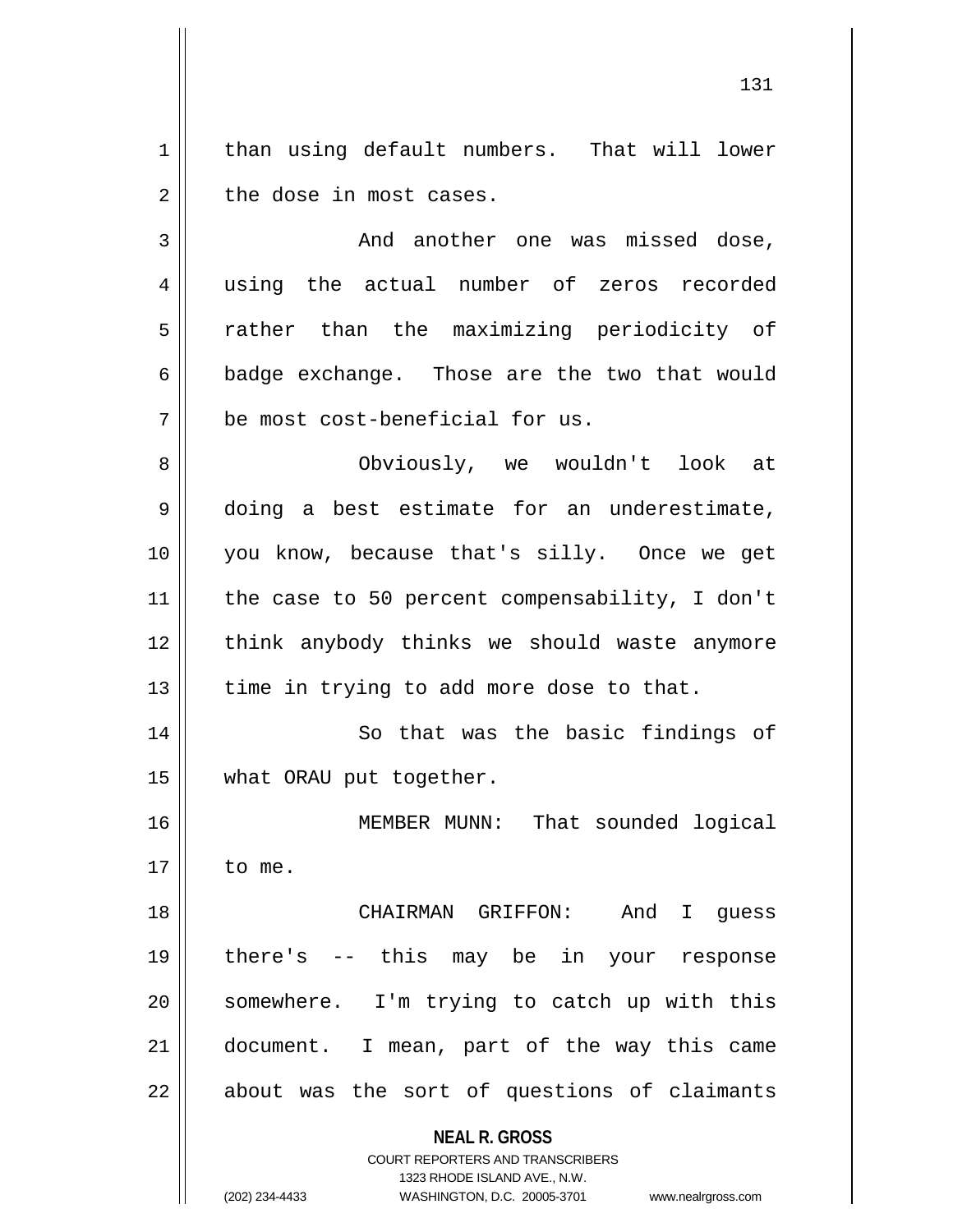than using default numbers. That will lower the dose in most cases.

And another one was missed dose, using the actual number of zeros recorded rather than the maximizing periodicity of badge exchange. Those are the two that would be most cost-beneficial for us.

Obviously, we wouldn't look at doing a best estimate for an underestimate, you know, because that's silly. Once we get the case to 50 percent compensability, I don't think anybody thinks we should waste anymore time in trying to add more dose to that.

So that was the basic findings of what ORAU put together.

MEMBER MUNN: That sounded logical to me.

CHAIRMAN GRIFFON: And I guess there's -- this may be in your response somewhere. I'm trying to catch up with this document. I mean, part of the way this came about was the sort of questions of claimants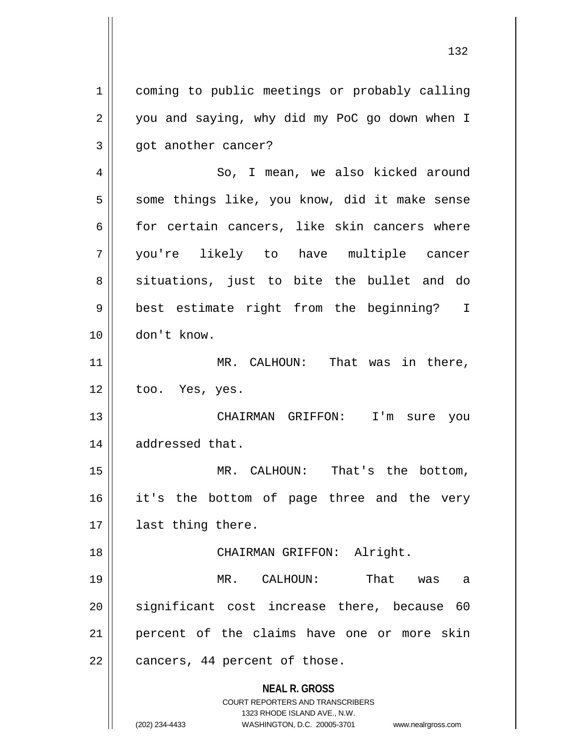coming to public meetings or probably calling you and saying, why did my PoC go down when I got another cancer?

So, I mean, we also kicked around some things like, you know, did it make sense for certain cancers, like skin cancers where you're likely to have multiple cancer situations, just to bite the bullet and do best estimate right from the beginning? I don't know.

MR. CALHOUN: That was in there, too. Yes, yes.

CHAIRMAN GRIFFON: I'm sure you addressed that.

MR. CALHOUN: That's the bottom, it's the bottom of page three and the very last thing there.

CHAIRMAN GRIFFON: Alright.

MR. CALHOUN: That was a significant cost increase there, because 60 percent of the claims have one or more skin cancers, 44 percent of those.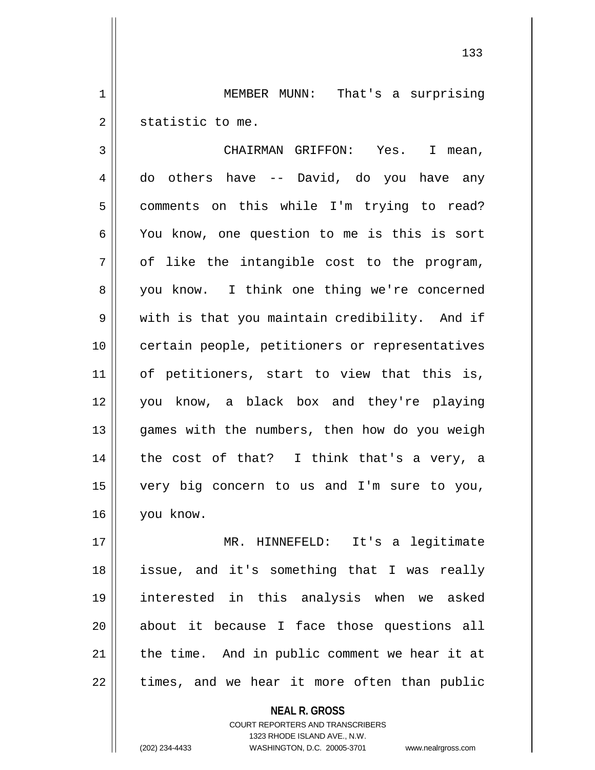MEMBER MUNN: That's a surprising statistic to me.

CHAIRMAN GRIFFON: Yes. I mean, do others have -- David, do you have any comments on this while I'm trying to read? You know, one question to me is this is sort of like the intangible cost to the program, you know. I think one thing we're concerned with is that you maintain credibility. And if certain people, petitioners or representatives of petitioners, start to view that this is, you know, a black box and they're playing games with the numbers, then how do you weigh the cost of that? I think that's a very, a very big concern to us and I'm sure to you, you know.

MR. HINNEFELD: It's a legitimate issue, and it's something that I was really interested in this analysis when we asked about it because I face those questions all the time. And in public comment we hear it at times, and we hear it more often than public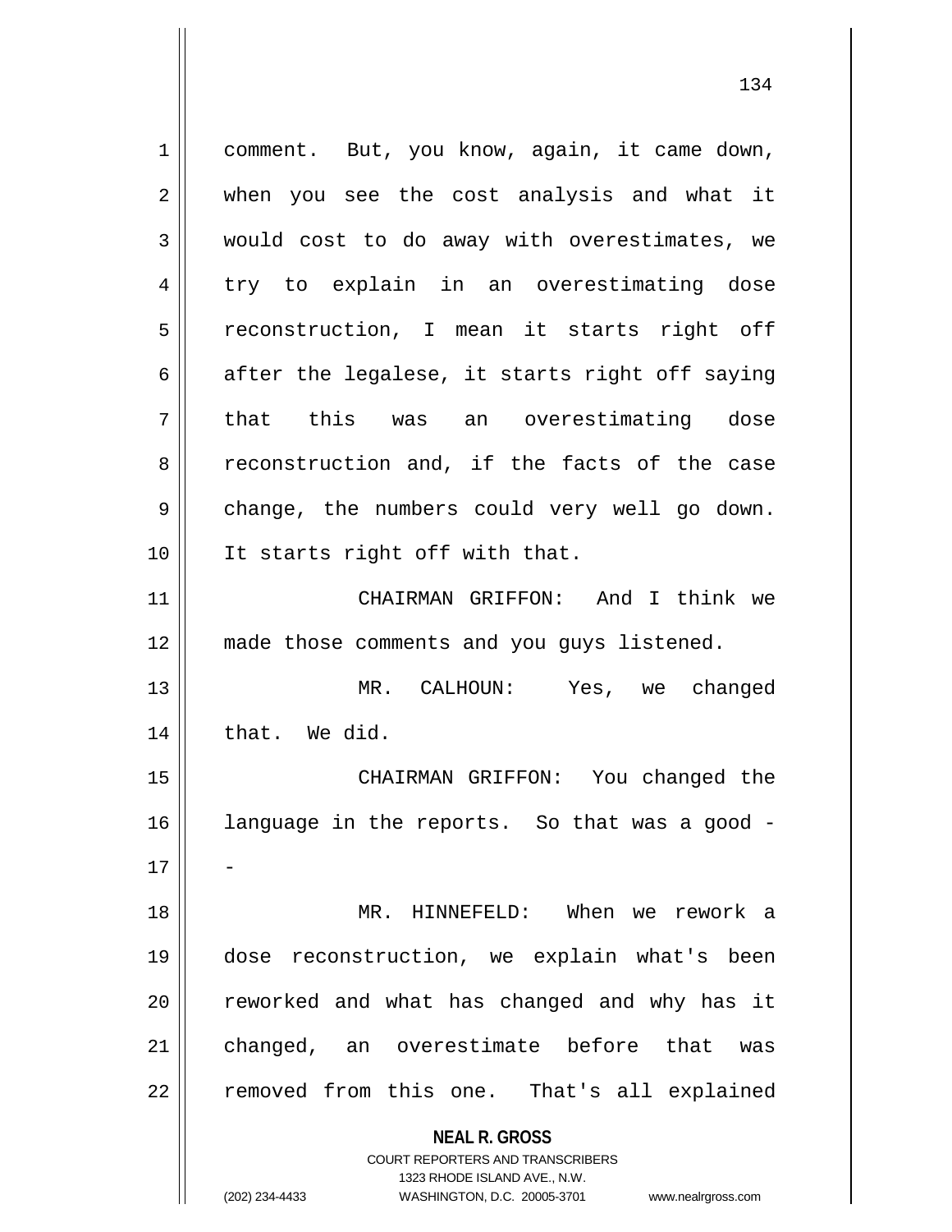comment. But, you know, again, it came down, when you see the cost analysis and what it would cost to do away with overestimates, we try to explain in an overestimating dose reconstruction, I mean it starts right off after the legalese, it starts right off saying that this was an overestimating dose reconstruction and, if the facts of the case change, the numbers could very well go down. It starts right off with that.

CHAIRMAN GRIFFON: And I think we made those comments and you guys listened.

MR. CALHOUN: Yes, we changed that. We did.

CHAIRMAN GRIFFON: You changed the language in the reports. So that was a good --

MR. HINNEFELD: When we rework a dose reconstruction, we explain what's been reworked and what has changed and why has it changed, an overestimate before that was removed from this one. That's all explained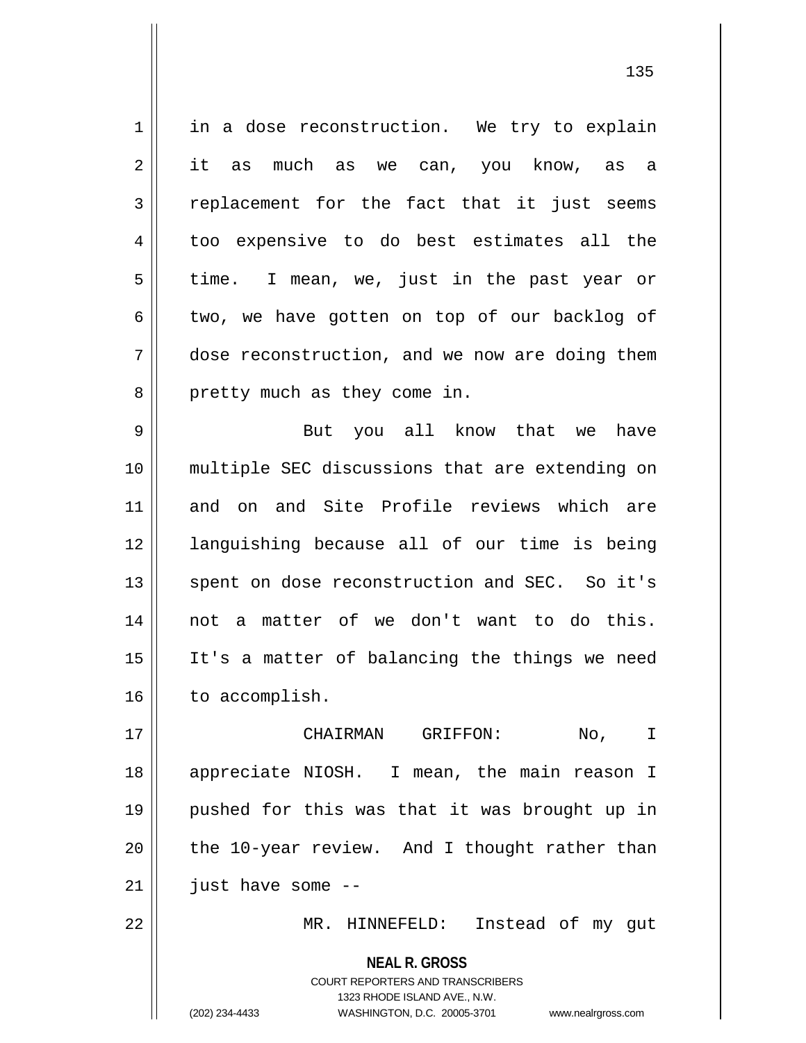in a dose reconstruction. We try to explain it as much as we can, you know, as a replacement for the fact that it just seems too expensive to do best estimates all the time. I mean, we, just in the past year or two, we have gotten on top of our backlog of dose reconstruction, and we now are doing them pretty much as they come in.

But you all know that we have multiple SEC discussions that are extending on and on and Site Profile reviews which are languishing because all of our time is being spent on dose reconstruction and SEC. So it's not a matter of we don't want to do this. It's a matter of balancing the things we need to accomplish.

CHAIRMAN GRIFFON: No, I appreciate NIOSH. I mean, the main reason I pushed for this was that it was brought up in the 10-year review. And I thought rather than just have some --

MR. HINNEFELD: Instead of my gut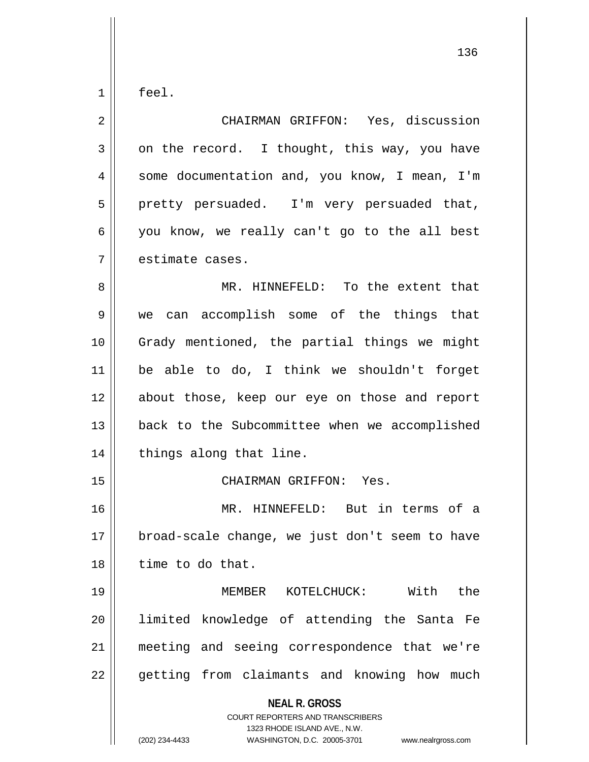feel.

CHAIRMAN GRIFFON: Yes, discussion on the record. I thought, this way, you have some documentation and, you know, I mean, I'm pretty persuaded. I'm very persuaded that, you know, we really can't go to the all best estimate cases.

MR. HINNEFELD: To the extent that we can accomplish some of the things that Grady mentioned, the partial things we might be able to do, I think we shouldn't forget about those, keep our eye on those and report back to the Subcommittee when we accomplished things along that line.

CHAIRMAN GRIFFON: Yes.

MR. HINNEFELD: But in terms of a broad-scale change, we just don't seem to have time to do that.

MEMBER KOTELCHUCK: With the limited knowledge of attending the Santa Fe meeting and seeing correspondence that we're getting from claimants and knowing how much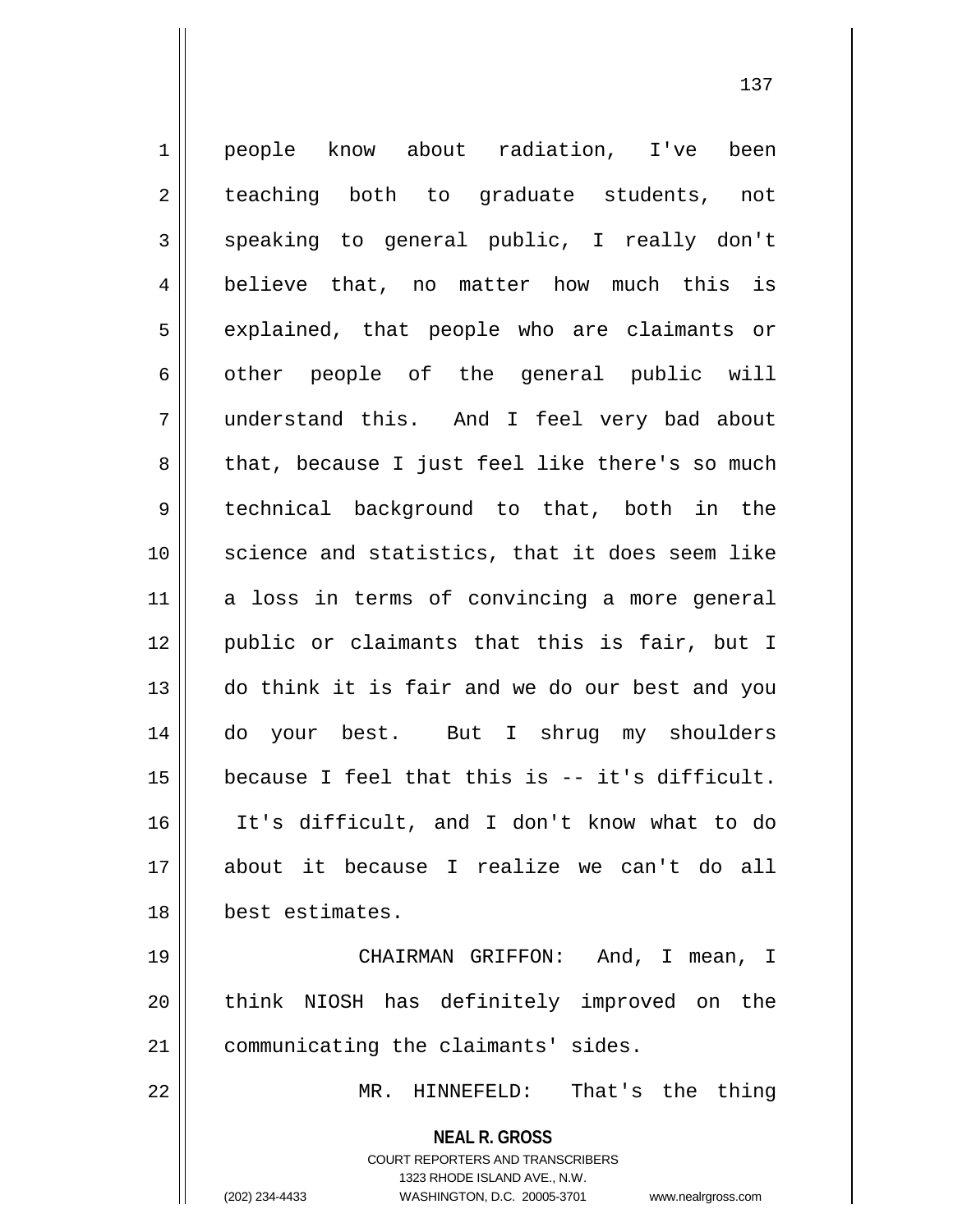people know about radiation, I've been teaching both to graduate students, not speaking to general public, I really don't believe that, no matter how much this is explained, that people who are claimants or other people of the general public will understand this. And I feel very bad about that, because I just feel like there's so much technical background to that, both in the science and statistics, that it does seem like a loss in terms of convincing a more general public or claimants that this is fair, but I do think it is fair and we do our best and you do your best. But I shrug my shoulders because I feel that this is -- it's difficult. It's difficult, and I don't know what to do about it because I realize we can't do all best estimates.

CHAIRMAN GRIFFON: And, I mean, I think NIOSH has definitely improved on the communicating the claimants' sides.

MR. HINNEFELD: That's the thing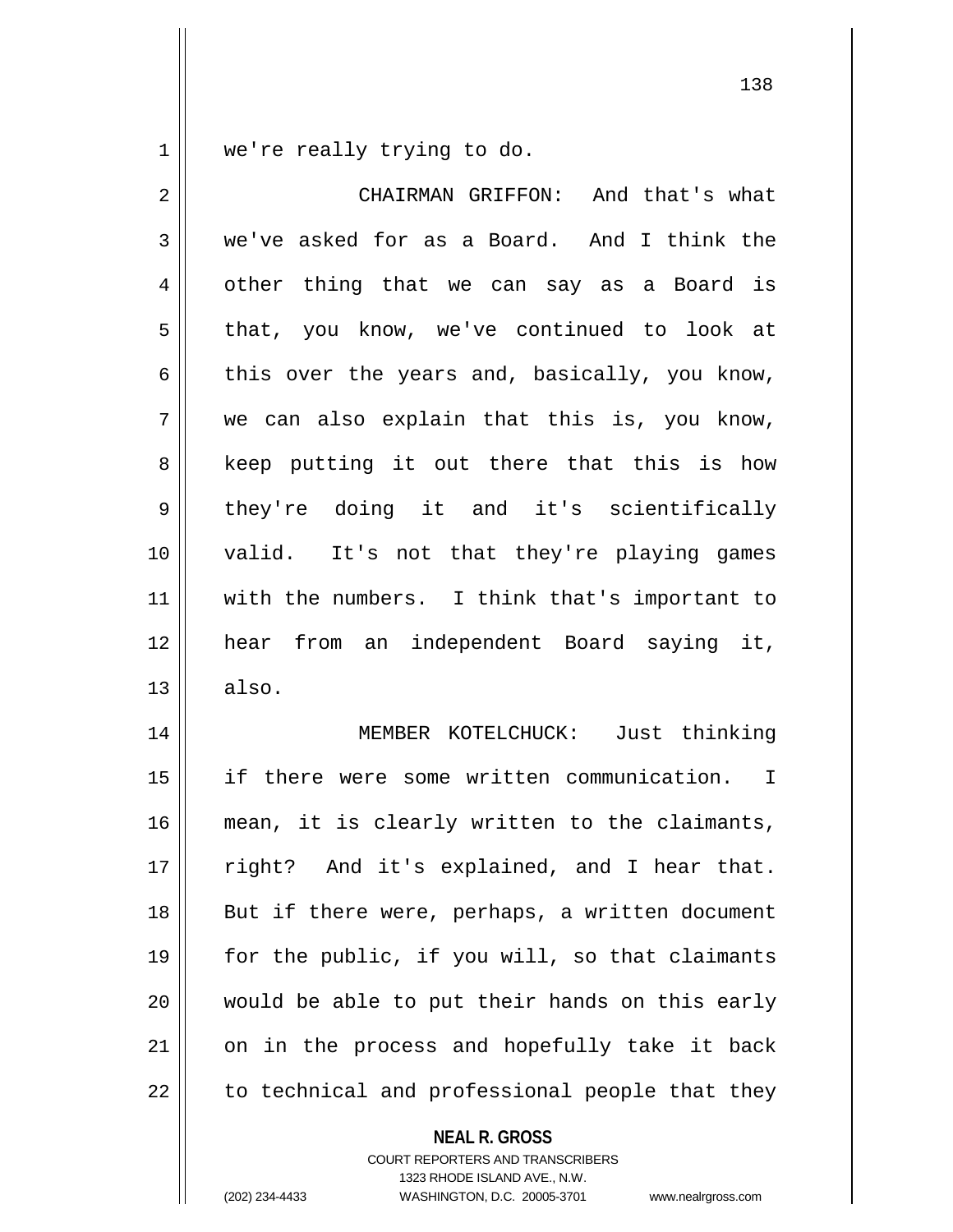we're really trying to do.

CHAIRMAN GRIFFON: And that's what we've asked for as a Board. And I think the other thing that we can say as a Board is that, you know, we've continued to look at this over the years and, basically, you know, we can also explain that this is, you know, keep putting it out there that this is how they're doing it and it's scientifically valid. It's not that they're playing games with the numbers. I think that's important to hear from an independent Board saying it, also.

MEMBER KOTELCHUCK: Just thinking if there were some written communication. I mean, it is clearly written to the claimants, right? And it's explained, and I hear that. But if there were, perhaps, a written document for the public, if you will, so that claimants would be able to put their hands on this early on in the process and hopefully take it back to technical and professional people that they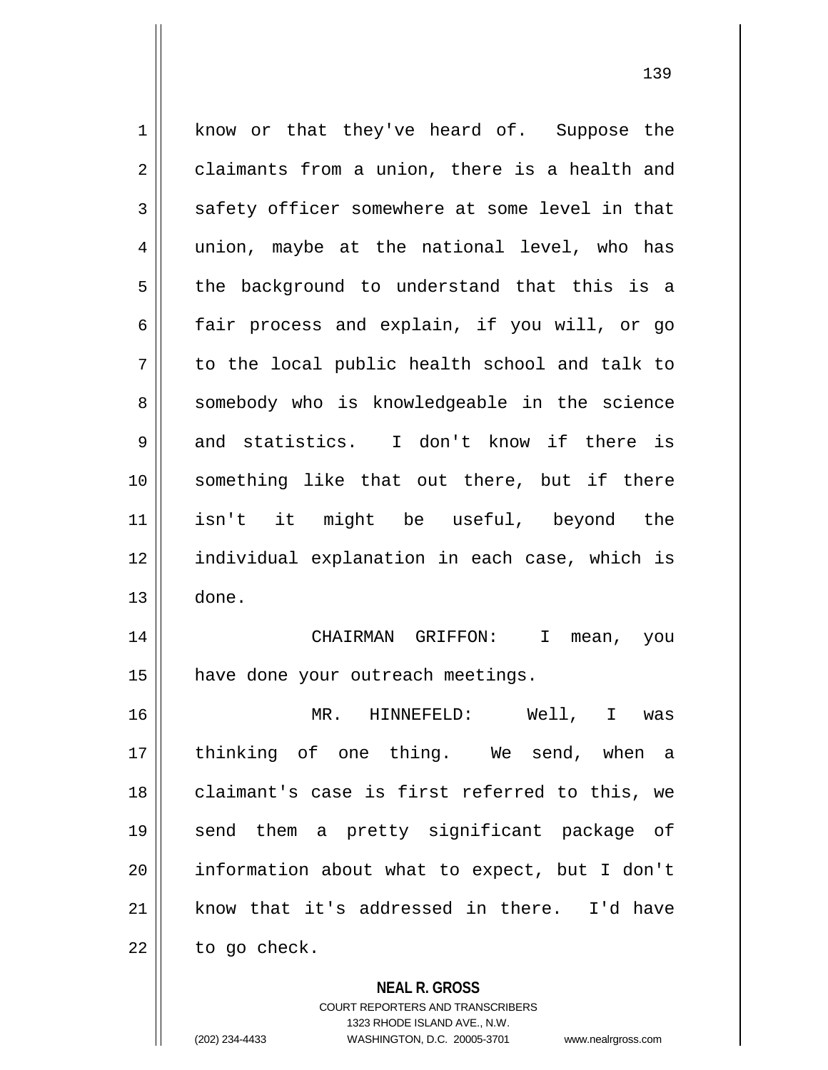know or that they've heard of. Suppose the claimants from a union, there is a health and safety officer somewhere at some level in that union, maybe at the national level, who has the background to understand that this is a fair process and explain, if you will, or go to the local public health school and talk to somebody who is knowledgeable in the science and statistics. I don't know if there is something like that out there, but if there isn't it might be useful, beyond the individual explanation in each case, which is done.

CHAIRMAN GRIFFON: I mean, you have done your outreach meetings.

MR. HINNEFELD: Well, I was thinking of one thing. We send, when a claimant's case is first referred to this, we send them a pretty significant package of information about what to expect, but I don't know that it's addressed in there. I'd have to go check.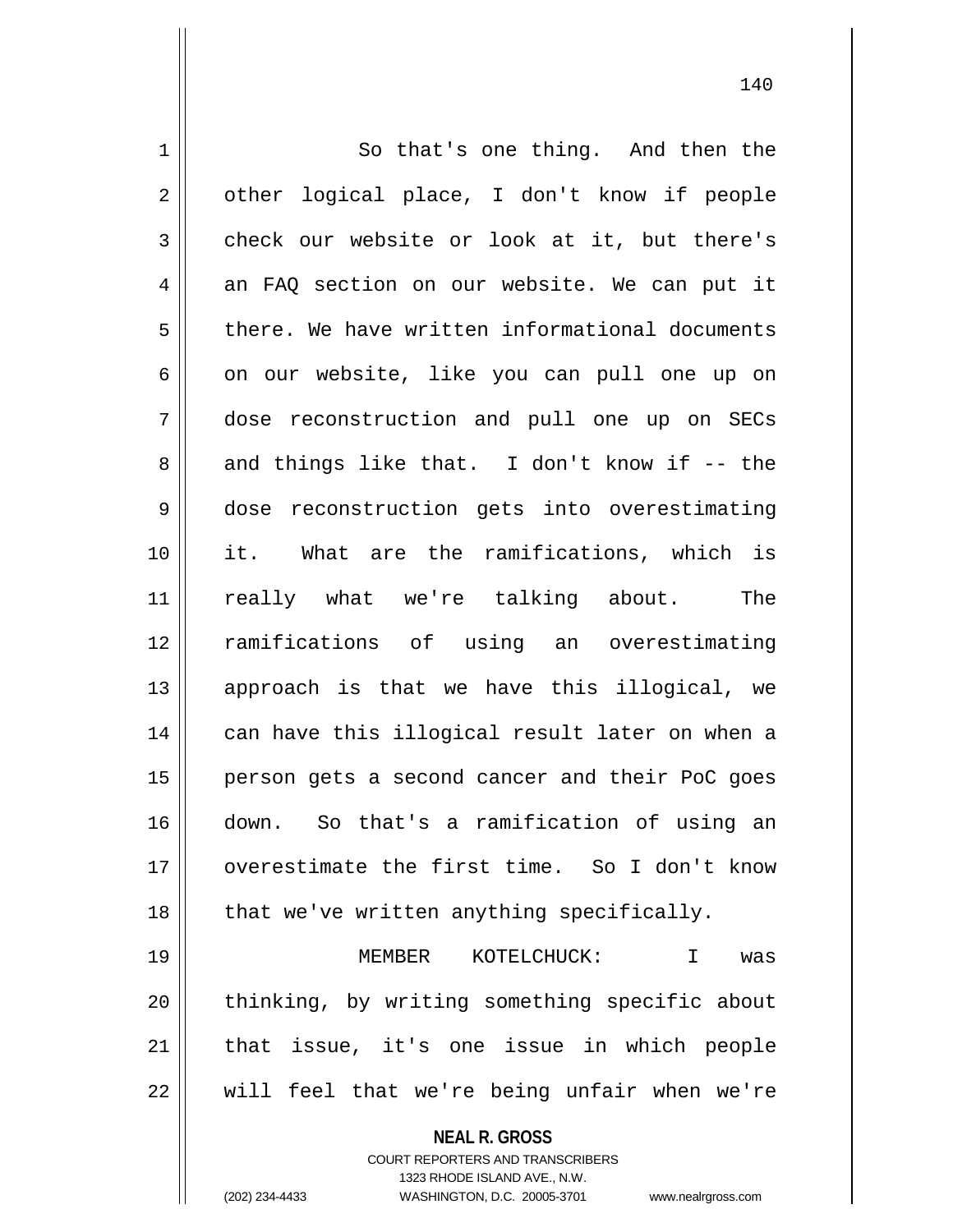So that's one thing. And then the other logical place, I don't know if people check our website or look at it, but there's an FAQ section on our website. We can put it there. We have written informational documents on our website, like you can pull one up on dose reconstruction and pull one up on SECs and things like that. I don't know if -- the dose reconstruction gets into overestimating it. What are the ramifications, which is really what we're talking about. The ramifications of using an overestimating approach is that we have this illogical, we can have this illogical result later on when a person gets a second cancer and their PoC goes down. So that's a ramification of using an overestimate the first time. So I don't know that we've written anything specifically.

MEMBER KOTELCHUCK: I was thinking, by writing something specific about that issue, it's one issue in which people will feel that we're being unfair when we're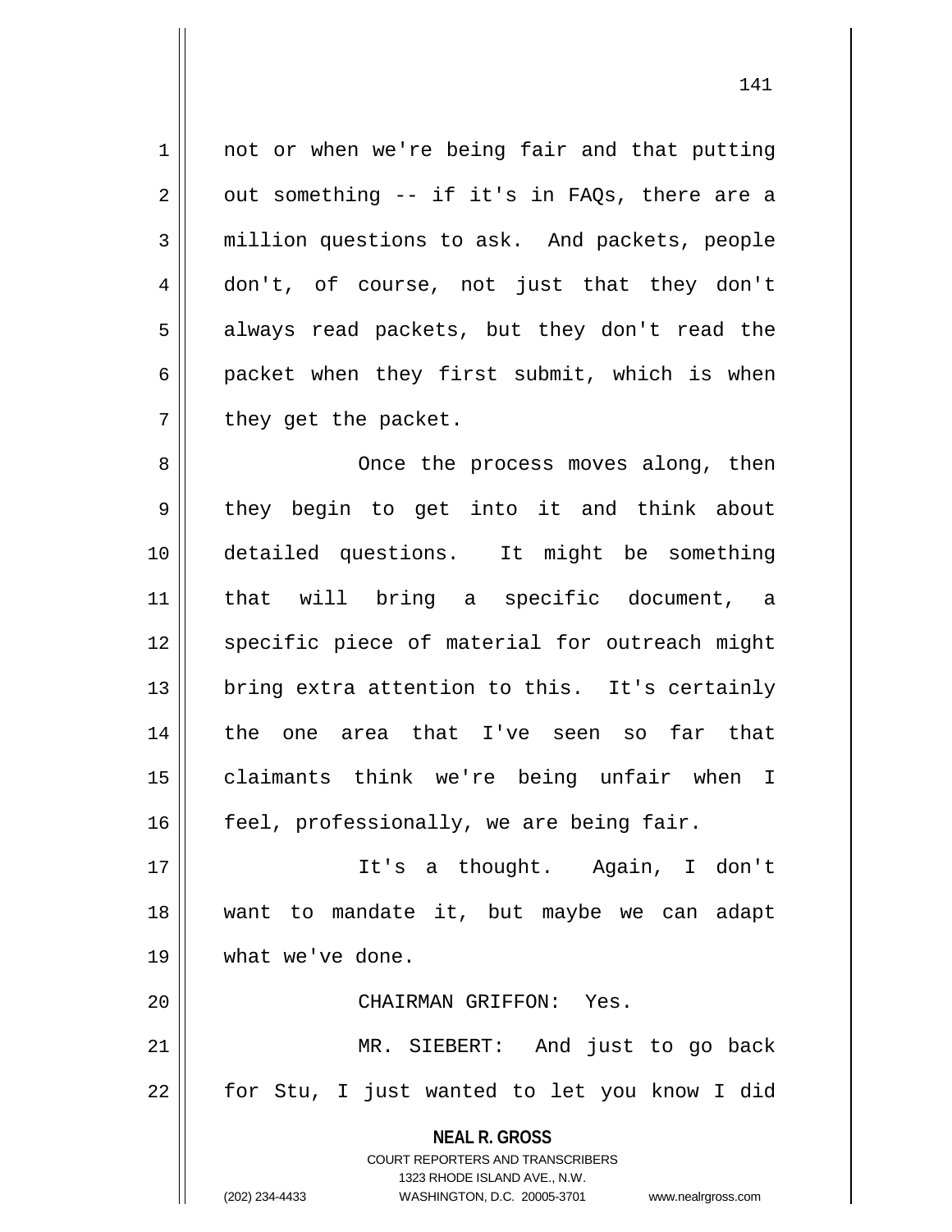not or when we're being fair and that putting out something -- if it's in FAQs, there are a million questions to ask. And packets, people don't, of course, not just that they don't always read packets, but they don't read the packet when they first submit, which is when they get the packet.

Once the process moves along, then they begin to get into it and think about detailed questions. It might be something that will bring a specific document, a specific piece of material for outreach might bring extra attention to this. It's certainly the one area that I've seen so far that claimants think we're being unfair when I feel, professionally, we are being fair.

It's a thought. Again, I don't want to mandate it, but maybe we can adapt what we've done.

CHAIRMAN GRIFFON: Yes.

MR. SIEBERT: And just to go back for Stu, I just wanted to let you know I did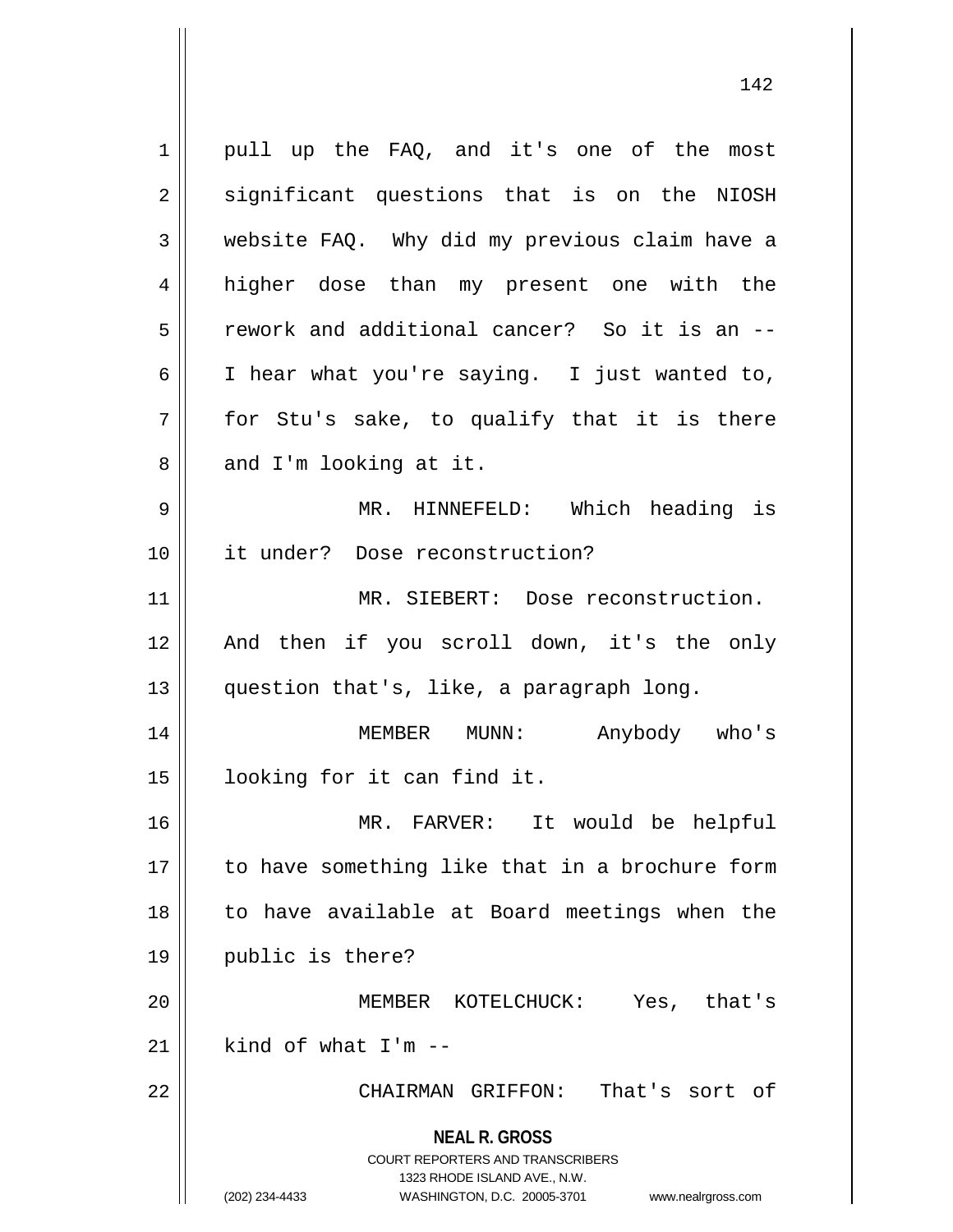pull up the FAQ, and it's one of the most significant questions that is on the NIOSH website FAQ. Why did my previous claim have a higher dose than my present one with the rework and additional cancer? So it is an -- I hear what you're saying. I just wanted to, for Stu's sake, to qualify that it is there and I'm looking at it.

MR. HINNEFELD: Which heading is it under? Dose reconstruction?

MR. SIEBERT: Dose reconstruction. And then if you scroll down, it's the only question that's, like, a paragraph long.

MEMBER MUNN: Anybody who's looking for it can find it.

MR. FARVER: It would be helpful to have something like that in a brochure form to have available at Board meetings when the public is there?

MEMBER KOTELCHUCK: Yes, that's kind of what I'm --

CHAIRMAN GRIFFON: That's sort of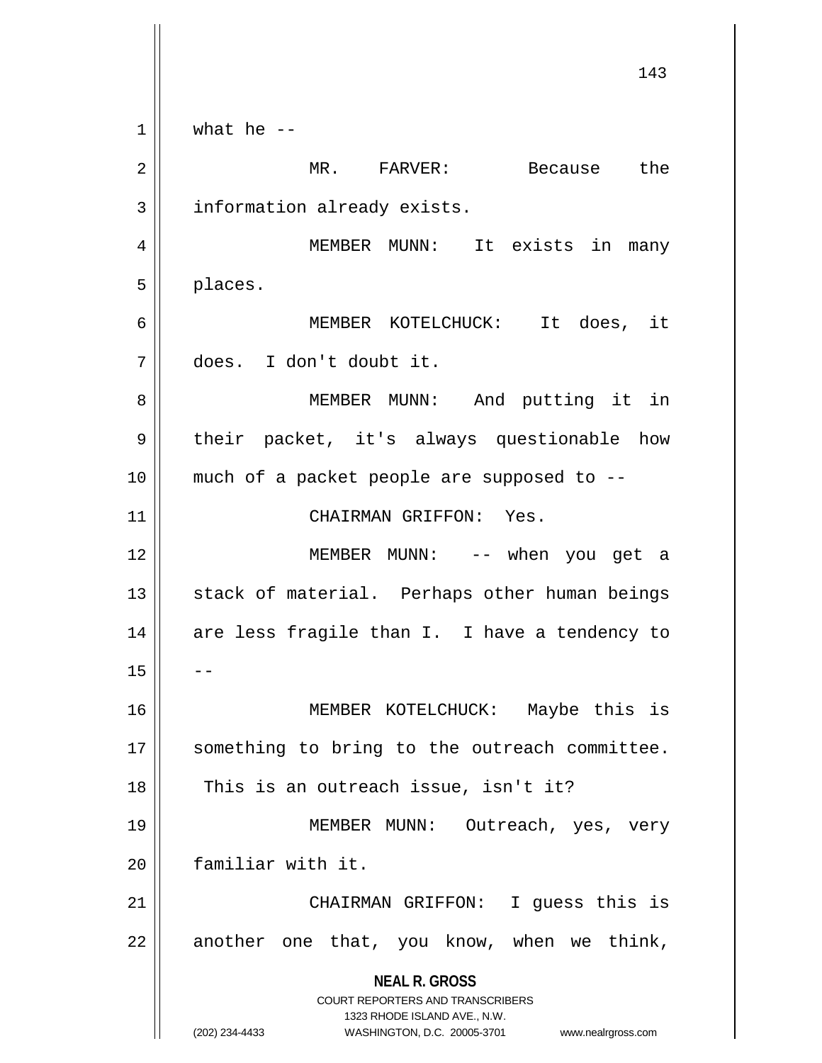what he --

MR. FARVER: Because the information already exists.

MEMBER MUNN: It exists in many places.

MEMBER KOTELCHUCK: It does, it does. I don't doubt it.

MEMBER MUNN: And putting it in their packet, it's always questionable how much of a packet people are supposed to --

CHAIRMAN GRIFFON: Yes.

MEMBER MUNN: -- when you get a stack of material. Perhaps other human beings are less fragile than I. I have a tendency to --

MEMBER KOTELCHUCK: Maybe this is something to bring to the outreach committee. This is an outreach issue, isn't it?

MEMBER MUNN: Outreach, yes, very familiar with it.

CHAIRMAN GRIFFON: I guess this is another one that, you know, when we think,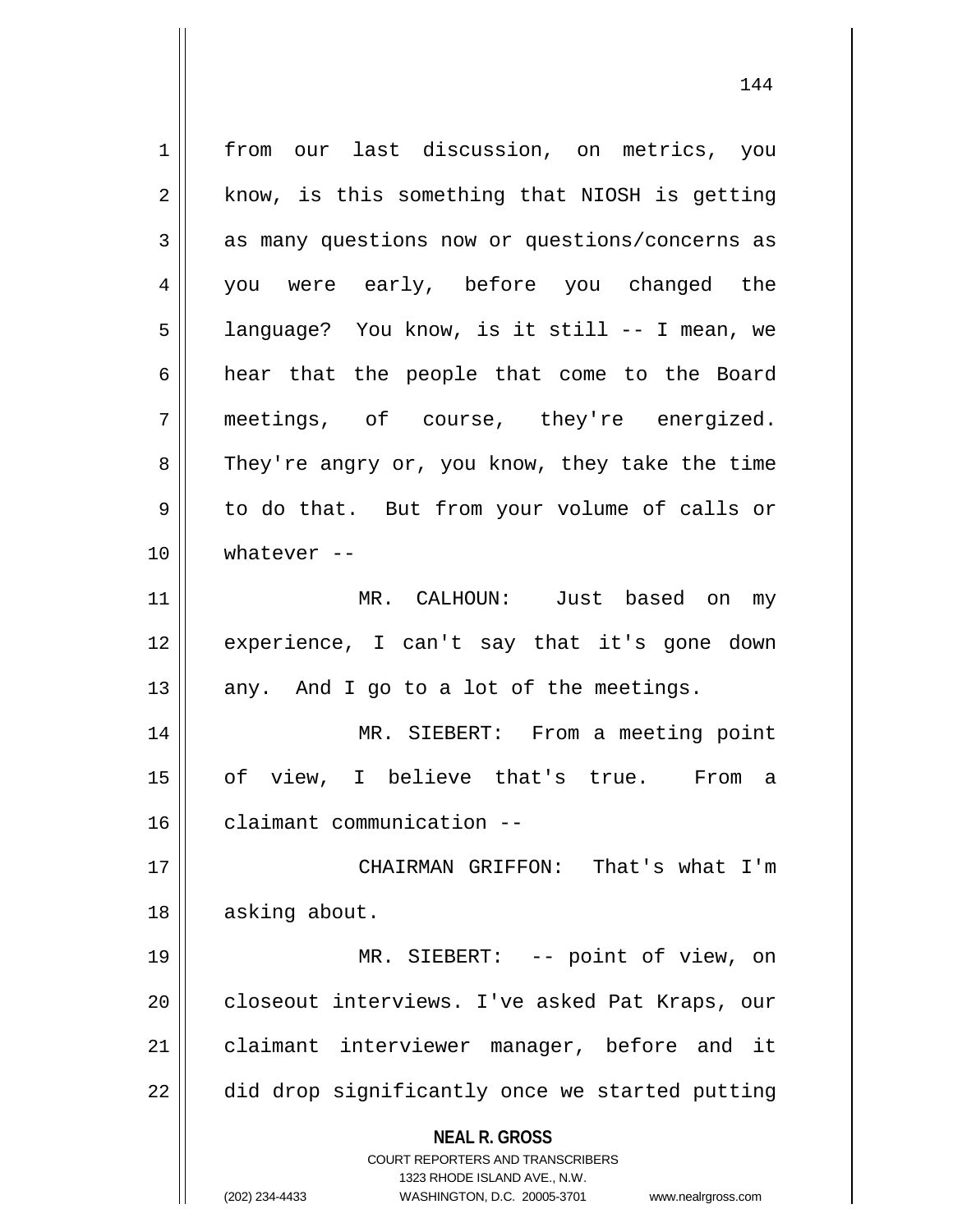from our last discussion, on metrics, you know, is this something that NIOSH is getting as many questions now or questions/concerns as you were early, before you changed the language? You know, is it still -- I mean, we hear that the people that come to the Board meetings, of course, they're energized. They're angry or, you know, they take the time to do that. But from your volume of calls or whatever --

MR. CALHOUN: Just based on my experience, I can't say that it's gone down any. And I go to a lot of the meetings.

MR. SIEBERT: From a meeting point of view, I believe that's true. From a claimant communication --

CHAIRMAN GRIFFON: That's what I'm asking about.

MR. SIEBERT: -- point of view, on closeout interviews. I've asked Pat Kraps, our claimant interviewer manager, before and it did drop significantly once we started putting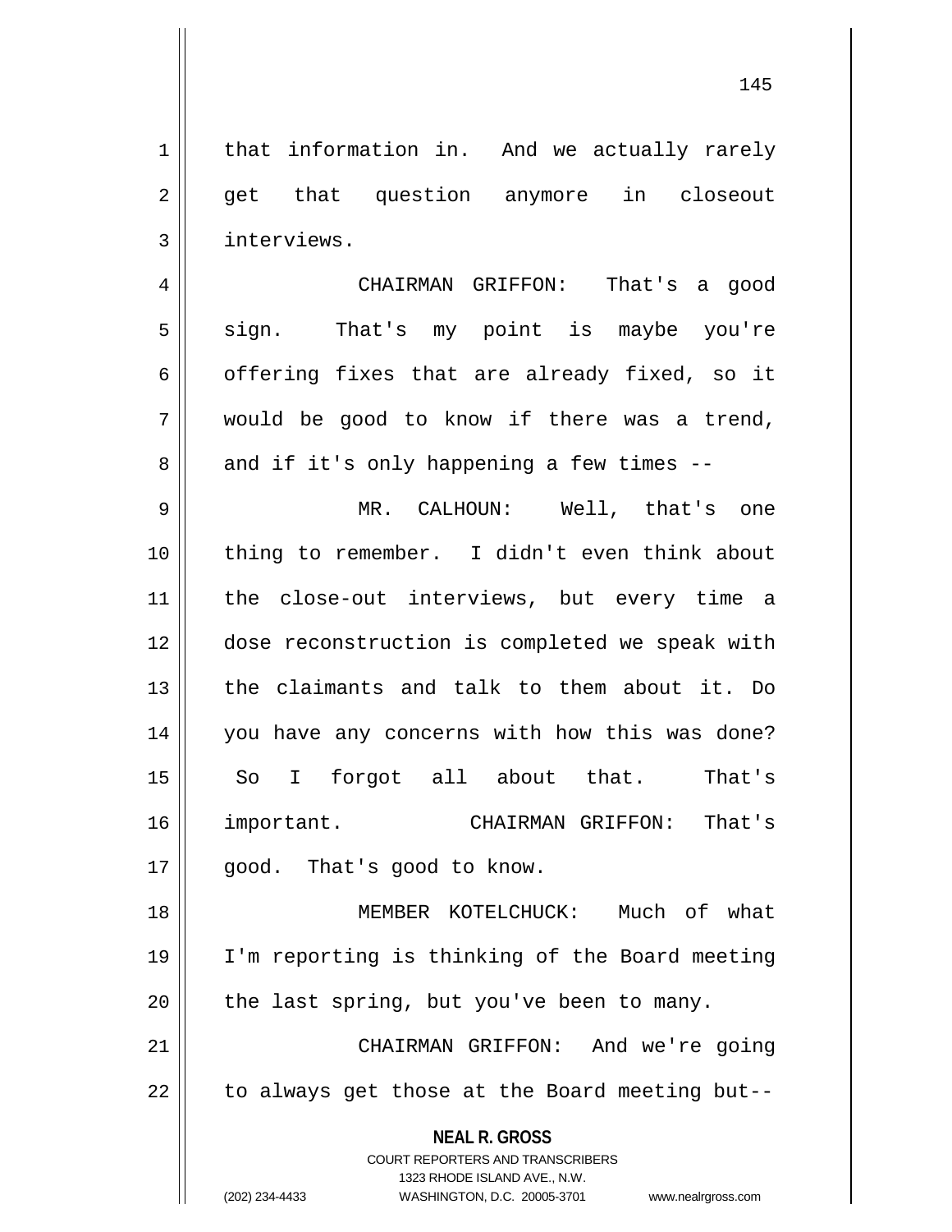that information in. And we actually rarely get that question anymore in closeout interviews.

CHAIRMAN GRIFFON: That's a good sign. That's my point is maybe you're offering fixes that are already fixed, so it would be good to know if there was a trend, and if it's only happening a few times --

MR. CALHOUN: Well, that's one thing to remember. I didn't even think about the close-out interviews, but every time a dose reconstruction is completed we speak with the claimants and talk to them about it. Do you have any concerns with how this was done? So I forgot all about that. That's important. CHAIRMAN GRIFFON: That's good. That's good to know.

MEMBER KOTELCHUCK: Much of what I'm reporting is thinking of the Board meeting the last spring, but you've been to many.

CHAIRMAN GRIFFON: And we're going to always get those at the Board meeting but--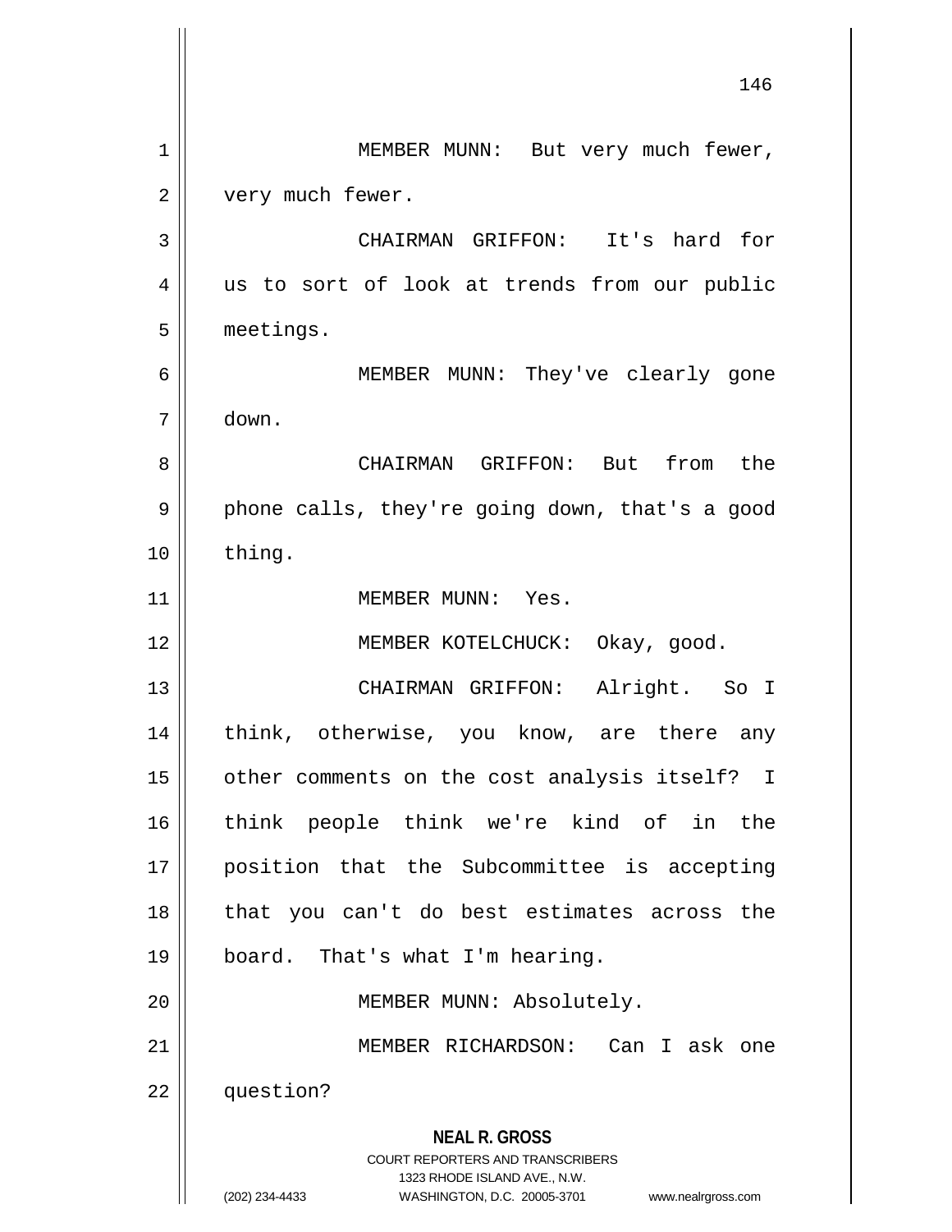MEMBER MUNN: But very much fewer, very much fewer.

CHAIRMAN GRIFFON: It's hard for us to sort of look at trends from our public meetings.

MEMBER MUNN: They've clearly gone down.

CHAIRMAN GRIFFON: But from the phone calls, they're going down, that's a good thing.

MEMBER MUNN: Yes.

MEMBER KOTELCHUCK: Okay, good.

CHAIRMAN GRIFFON: Alright. So I think, otherwise, you know, are there any other comments on the cost analysis itself? I think people think we're kind of in the position that the Subcommittee is accepting that you can't do best estimates across the board. That's what I'm hearing.

MEMBER MUNN: Absolutely.

MEMBER RICHARDSON: Can I ask one question?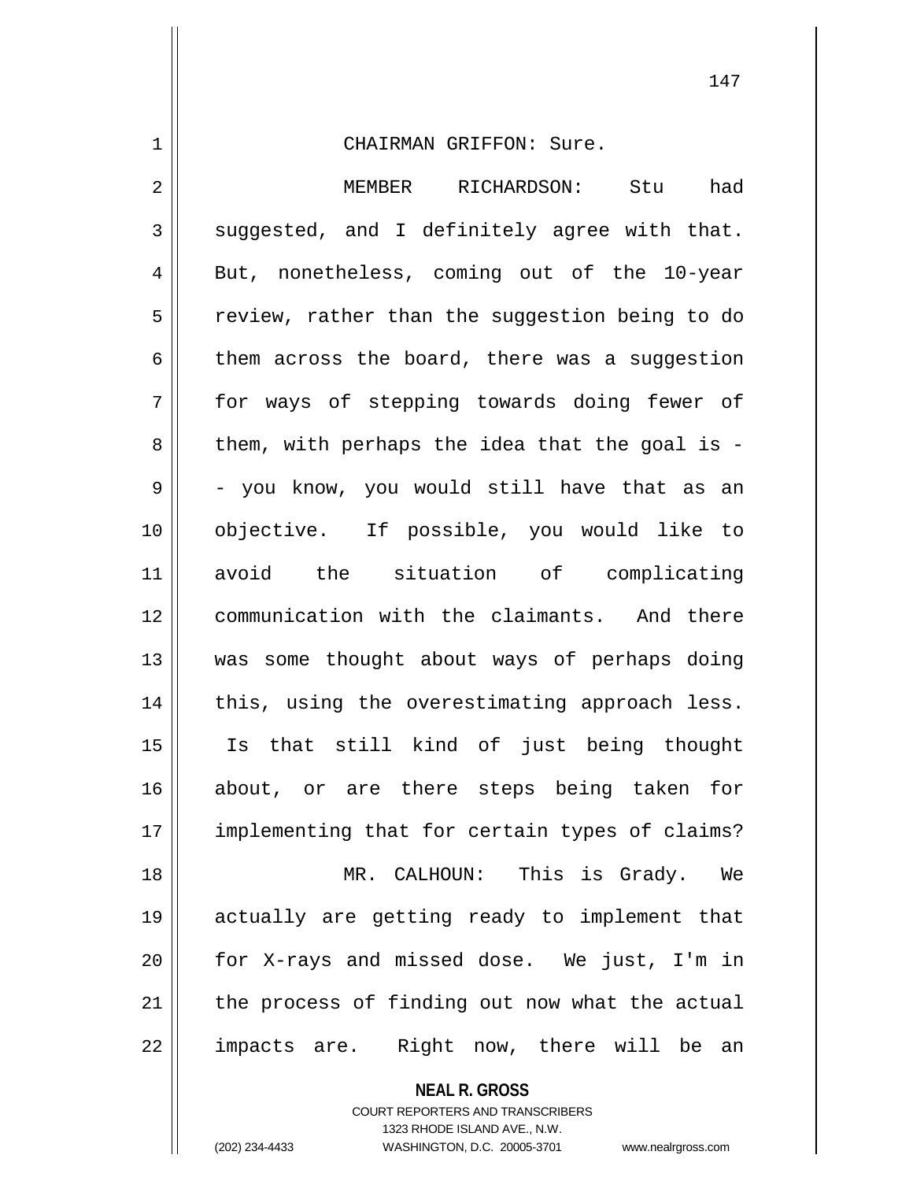CHAIRMAN GRIFFON: Sure.

MEMBER RICHARDSON: Stu had suggested, and I definitely agree with that. But, nonetheless, coming out of the 10-year review, rather than the suggestion being to do them across the board, there was a suggestion for ways of stepping towards doing fewer of them, with perhaps the idea that the goal is -- you know, you would still have that as an objective. If possible, you would like to avoid the situation of complicating communication with the claimants. And there was some thought about ways of perhaps doing this, using the overestimating approach less. Is that still kind of just being thought about, or are there steps being taken for implementing that for certain types of claims?

MR. CALHOUN: This is Grady. We actually are getting ready to implement that for X-rays and missed dose. We just, I'm in the process of finding out now what the actual impacts are. Right now, there will be an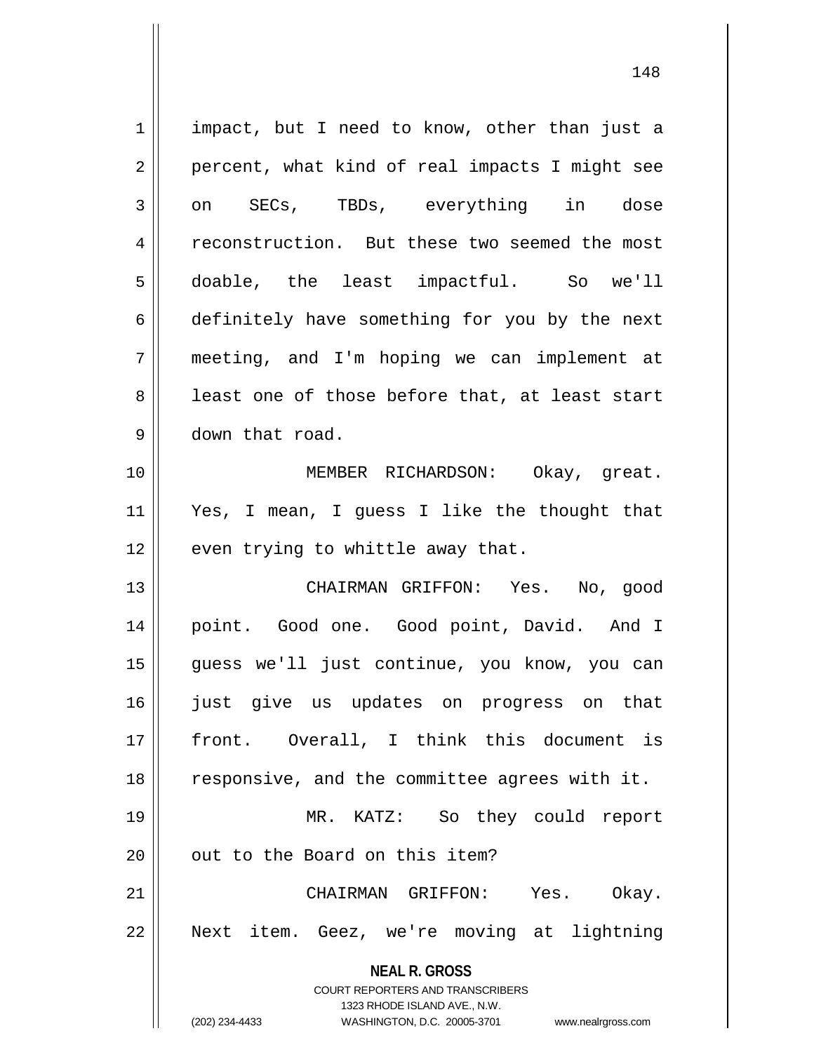impact, but I need to know, other than just a percent, what kind of real impacts I might see on SECs, TBDs, everything in dose reconstruction. But these two seemed the most doable, the least impactful. So we'll definitely have something for you by the next meeting, and I'm hoping we can implement at least one of those before that, at least start down that road.

MEMBER RICHARDSON: Okay, great. Yes, I mean, I guess I like the thought that even trying to whittle away that.

CHAIRMAN GRIFFON: Yes. No, good point. Good one. Good point, David. And I guess we'll just continue, you know, you can just give us updates on progress on that front. Overall, I think this document is responsive, and the committee agrees with it.

MR. KATZ: So they could report out to the Board on this item?

CHAIRMAN GRIFFON: Yes. Okay. Next item. Geez, we're moving at lightning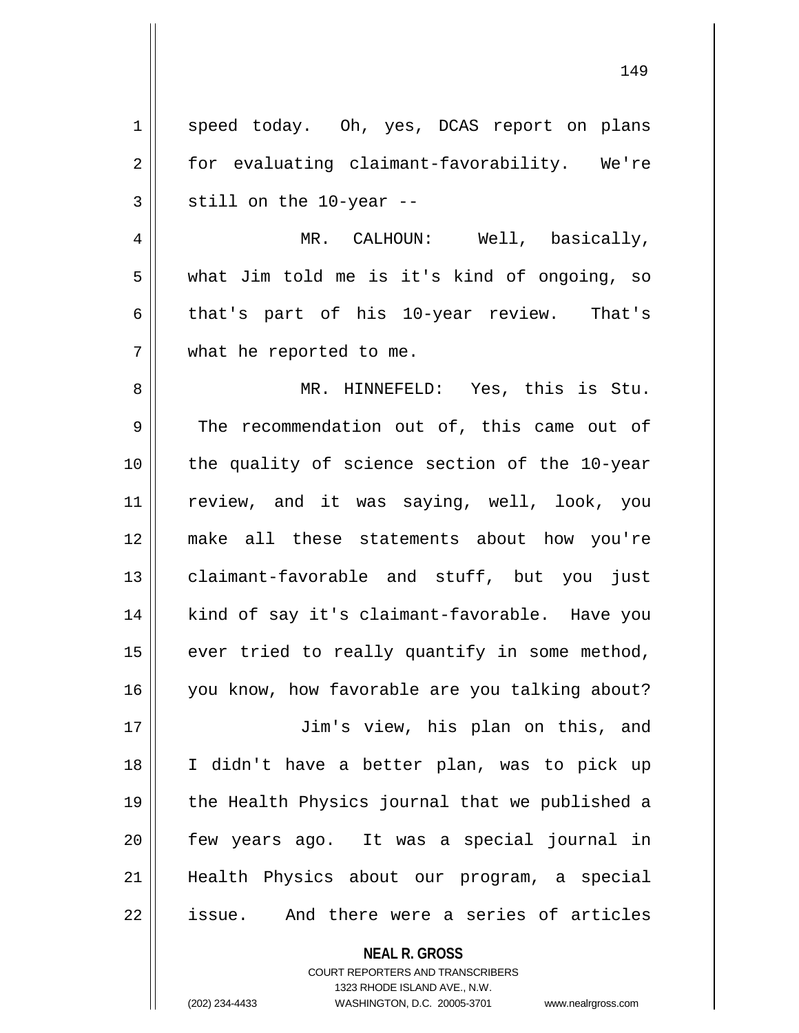speed today. Oh, yes, DCAS report on plans for evaluating claimant-favorability. We're still on the 10-year --

MR. CALHOUN: Well, basically, what Jim told me is it's kind of ongoing, so that's part of his 10-year review. That's what he reported to me.

MR. HINNEFELD: Yes, this is Stu. The recommendation out of, this came out of the quality of science section of the 10-year review, and it was saying, well, look, you make all these statements about how you're claimant-favorable and stuff, but you just kind of say it's claimant-favorable. Have you ever tried to really quantify in some method, you know, how favorable are you talking about?

Jim's view, his plan on this, and I didn't have a better plan, was to pick up the Health Physics journal that we published a few years ago. It was a special journal in Health Physics about our program, a special issue. And there were a series of articles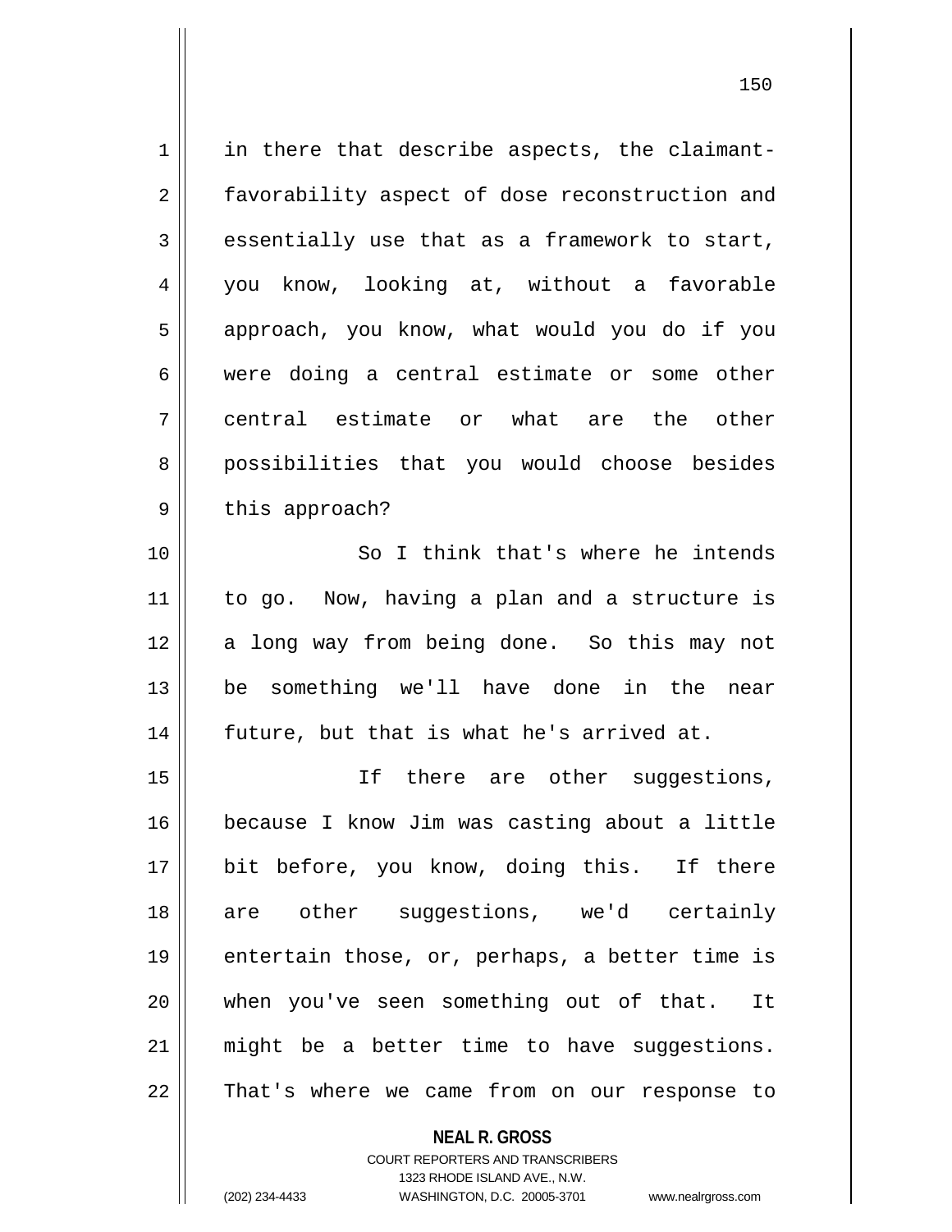in there that describe aspects, the claimant-favorability aspect of dose reconstruction and essentially use that as a framework to start, you know, looking at, without a favorable approach, you know, what would you do if you were doing a central estimate or some other central estimate or what are the other possibilities that you would choose besides this approach?

So I think that's where he intends to go. Now, having a plan and a structure is a long way from being done. So this may not be something we'll have done in the near future, but that is what he's arrived at.

If there are other suggestions, because I know Jim was casting about a little bit before, you know, doing this. If there are other suggestions, we'd certainly entertain those, or, perhaps, a better time is when you've seen something out of that. It might be a better time to have suggestions. That's where we came from on our response to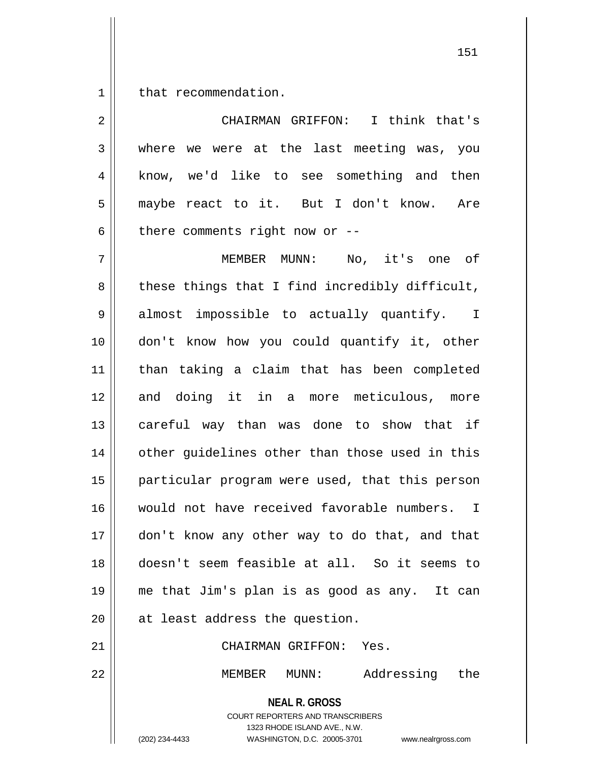that recommendation.

CHAIRMAN GRIFFON: I think that's where we were at the last meeting was, you know, we'd like to see something and then maybe react to it. But I don't know. Are there comments right now or --

MEMBER MUNN: No, it's one of these things that I find incredibly difficult, almost impossible to actually quantify. I don't know how you could quantify it, other than taking a claim that has been completed and doing it in a more meticulous, more careful way than was done to show that if other guidelines other than those used in this particular program were used, that this person would not have received favorable numbers. I don't know any other way to do that, and that doesn't seem feasible at all. So it seems to me that Jim's plan is as good as any. It can at least address the question.

CHAIRMAN GRIFFON: Yes.

MEMBER MUNN: Addressing the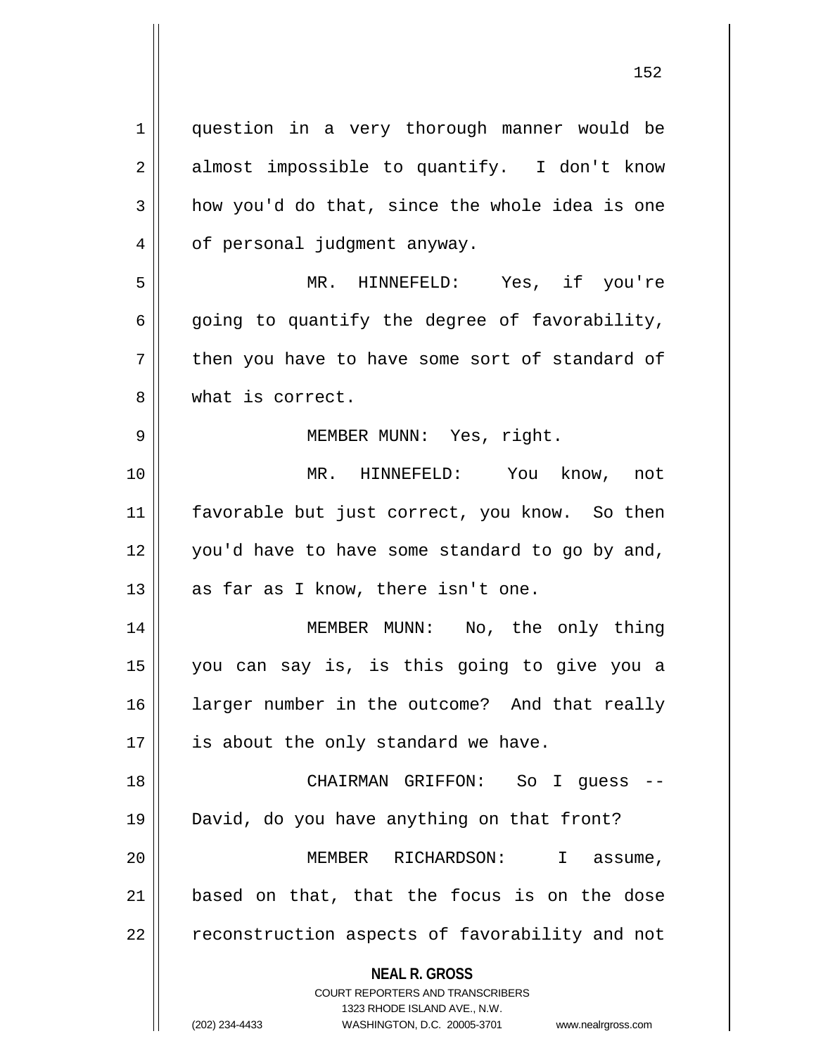question in a very thorough manner would be almost impossible to quantify. I don't know how you'd do that, since the whole idea is one of personal judgment anyway.

MR. HINNEFELD: Yes, if you're going to quantify the degree of favorability, then you have to have some sort of standard of what is correct.

MEMBER MUNN: Yes, right.

MR. HINNEFELD: You know, not favorable but just correct, you know. So then you'd have to have some standard to go by and, as far as I know, there isn't one.

MEMBER MUNN: No, the only thing you can say is, is this going to give you a larger number in the outcome? And that really is about the only standard we have.

CHAIRMAN GRIFFON: So I guess -- David, do you have anything on that front?

MEMBER RICHARDSON: I assume, based on that, that the focus is on the dose reconstruction aspects of favorability and not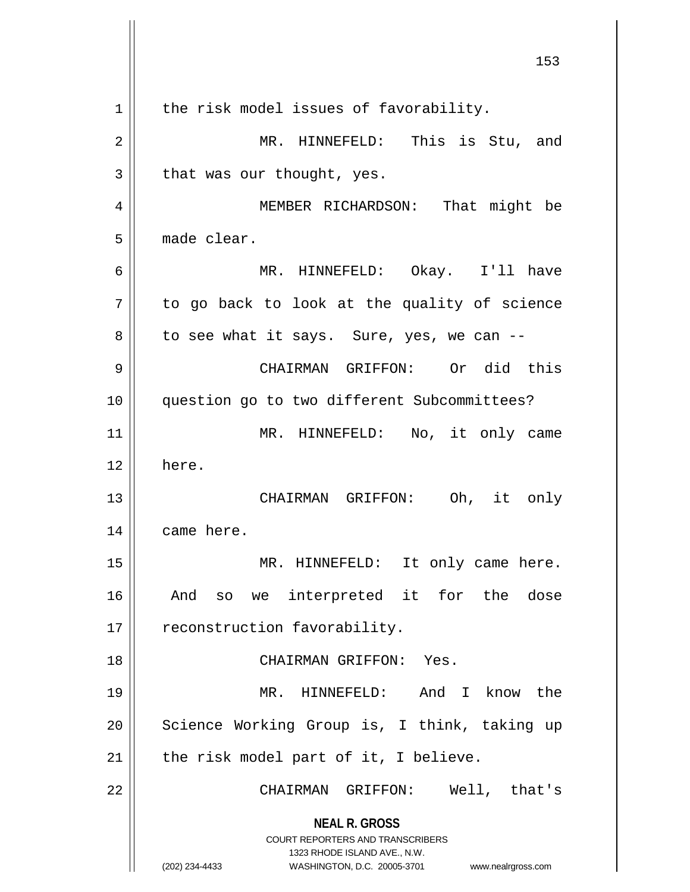the risk model issues of favorability.

MR. HINNEFELD: This is Stu, and that was our thought, yes.

MEMBER RICHARDSON: That might be made clear.

MR. HINNEFELD: Okay. I'll have to go back to look at the quality of science to see what it says. Sure, yes, we can --

CHAIRMAN GRIFFON: Or did this question go to two different Subcommittees?

MR. HINNEFELD: No, it only came here.

CHAIRMAN GRIFFON: Oh, it only came here.

MR. HINNEFELD: It only came here. And so we interpreted it for the dose reconstruction favorability.

CHAIRMAN GRIFFON: Yes.

MR. HINNEFELD: And I know the Science Working Group is, I think, taking up the risk model part of it, I believe.

CHAIRMAN GRIFFON: Well, that's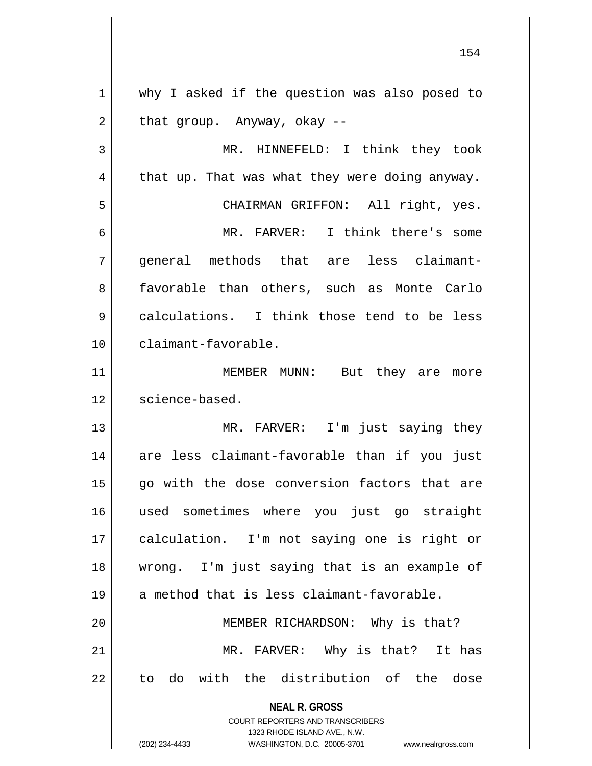why I asked if the question was also posed to that group. Anyway, okay --

MR. HINNEFELD: I think they took that up. That was what they were doing anyway.

CHAIRMAN GRIFFON: All right, yes.

MR. FARVER: I think there's some general methods that are less claimant-favorable than others, such as Monte Carlo calculations. I think those tend to be less claimant-favorable.

MEMBER MUNN: But they are more science-based.

MR. FARVER: I'm just saying they are less claimant-favorable than if you just go with the dose conversion factors that are used sometimes where you just go straight calculation. I'm not saying one is right or wrong. I'm just saying that is an example of a method that is less claimant-favorable.

MEMBER RICHARDSON: Why is that?

MR. FARVER: Why is that? It has to do with the distribution of the dose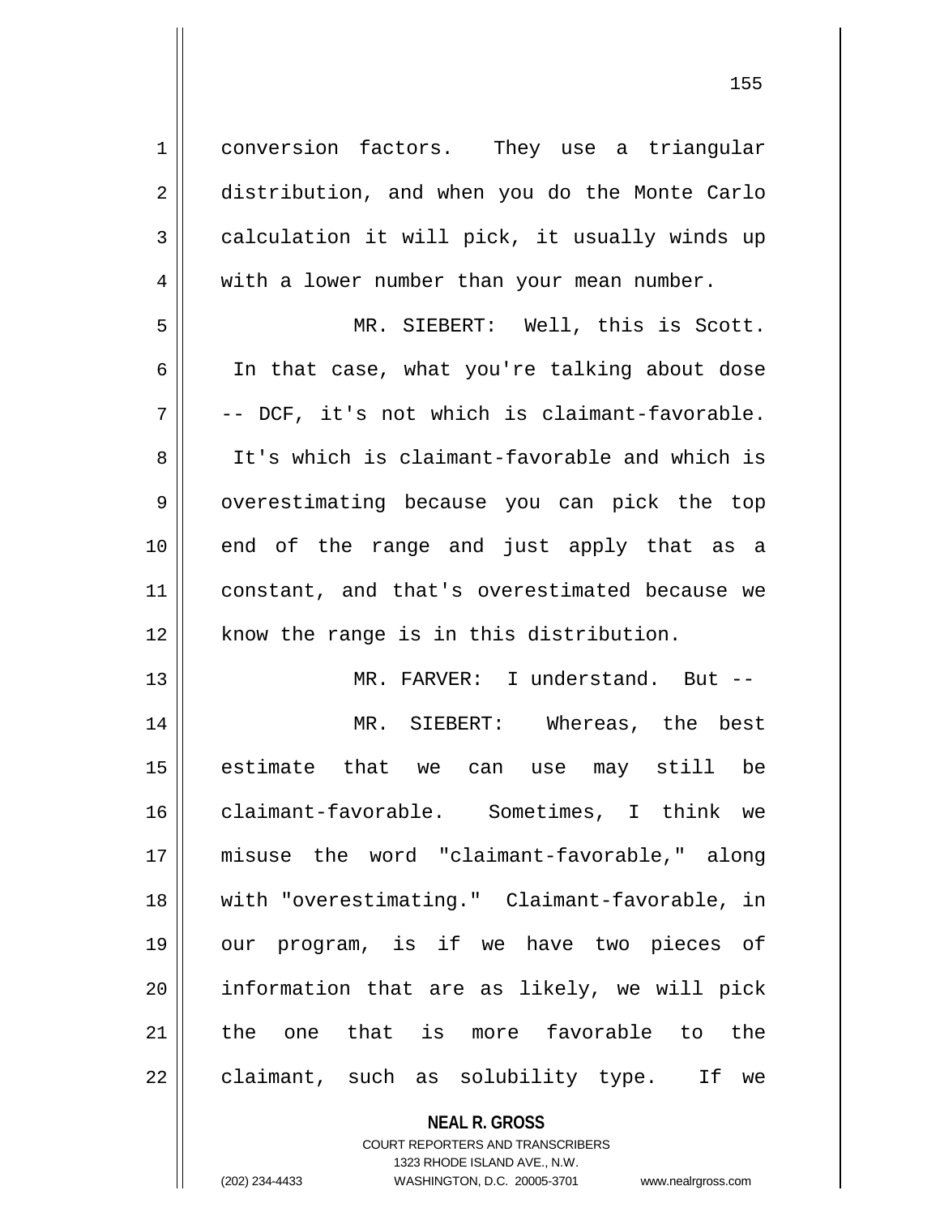conversion factors. They use a triangular distribution, and when you do the Monte Carlo calculation it will pick, it usually winds up with a lower number than your mean number.

MR. SIEBERT: Well, this is Scott. In that case, what you're talking about dose -- DCF, it's not which is claimant-favorable. It's which is claimant-favorable and which is overestimating because you can pick the top end of the range and just apply that as a constant, and that's overestimated because we know the range is in this distribution.

MR. FARVER: I understand. But --

MR. SIEBERT: Whereas, the best estimate that we can use may still be claimant-favorable. Sometimes, I think we misuse the word "claimant-favorable," along with "overestimating." Claimant-favorable, in our program, is if we have two pieces of information that are as likely, we will pick the one that is more favorable to the claimant, such as solubility type. If we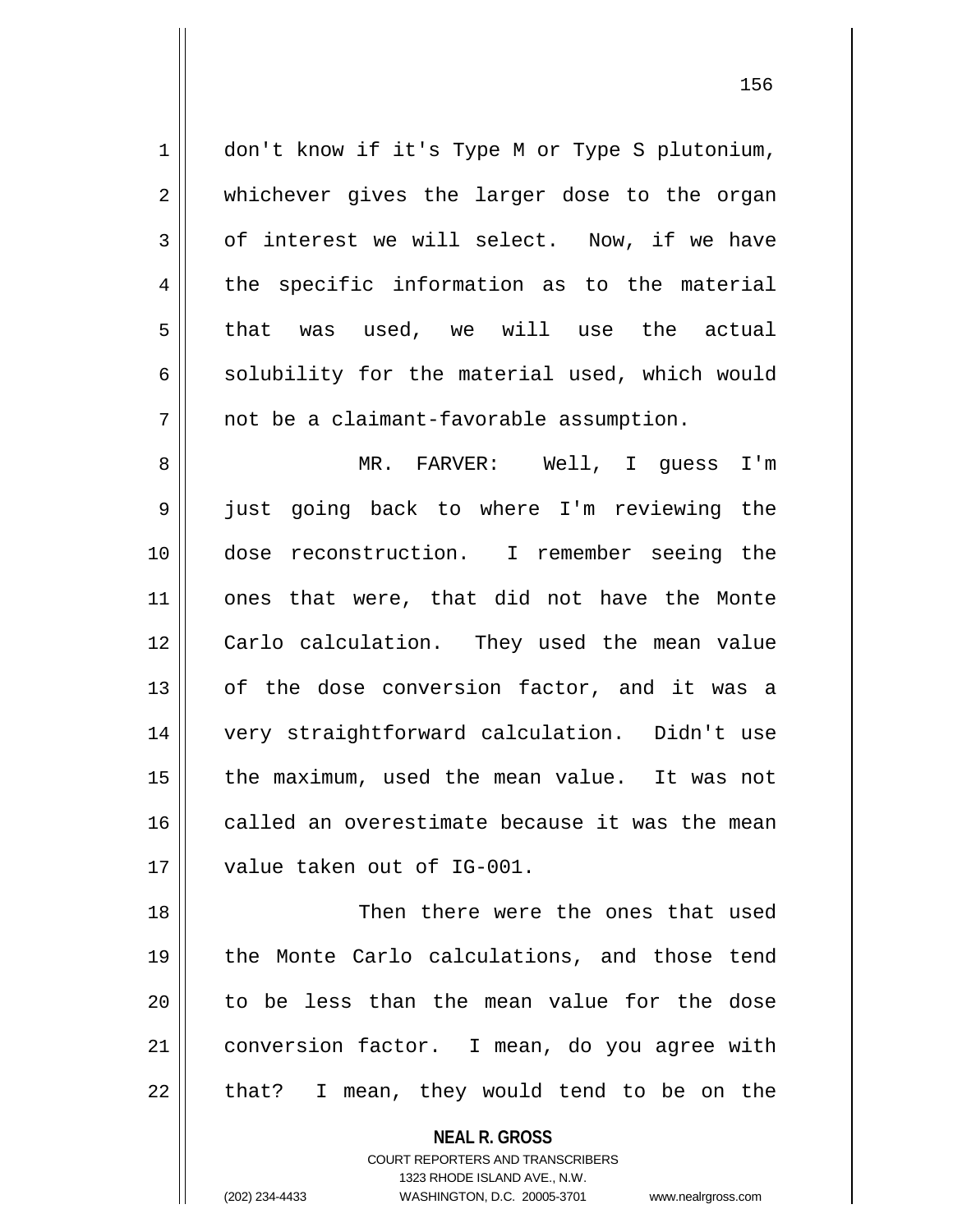don't know if it's Type M or Type S plutonium, whichever gives the larger dose to the organ of interest we will select. Now, if we have the specific information as to the material that was used, we will use the actual solubility for the material used, which would not be a claimant-favorable assumption.

MR. FARVER: Well, I guess I'm just going back to where I'm reviewing the dose reconstruction. I remember seeing the ones that were, that did not have the Monte Carlo calculation. They used the mean value of the dose conversion factor, and it was a very straightforward calculation. Didn't use the maximum, used the mean value. It was not called an overestimate because it was the mean value taken out of IG-001.

Then there were the ones that used the Monte Carlo calculations, and those tend to be less than the mean value for the dose conversion factor. I mean, do you agree with that? I mean, they would tend to be on the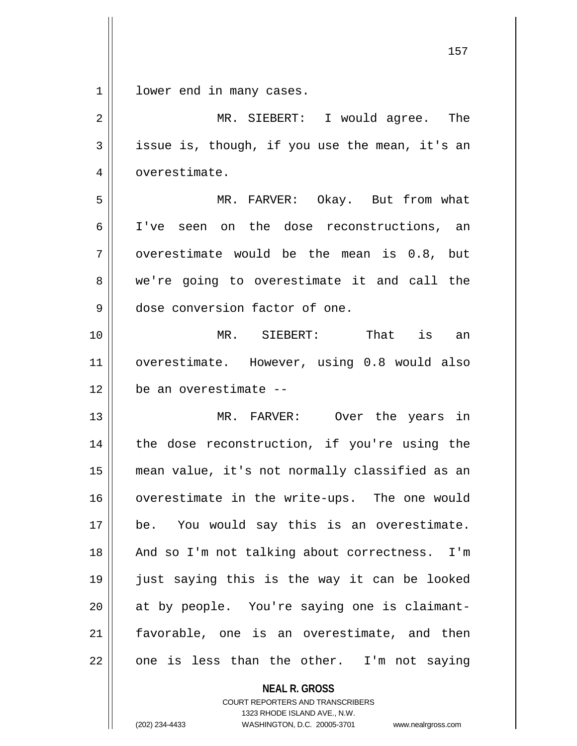lower end in many cases.

MR. SIEBERT: I would agree. The issue is, though, if you use the mean, it's an overestimate.

MR. FARVER: Okay. But from what I've seen on the dose reconstructions, an overestimate would be the mean is 0.8, but we're going to overestimate it and call the dose conversion factor of one.

MR. SIEBERT: That is an overestimate. However, using 0.8 would also be an overestimate --

MR. FARVER: Over the years in the dose reconstruction, if you're using the mean value, it's not normally classified as an overestimate in the write-ups. The one would be. You would say this is an overestimate. And so I'm not talking about correctness. I'm just saying this is the way it can be looked at by people. You're saying one is claimant-favorable, one is an overestimate, and then one is less than the other. I'm not saying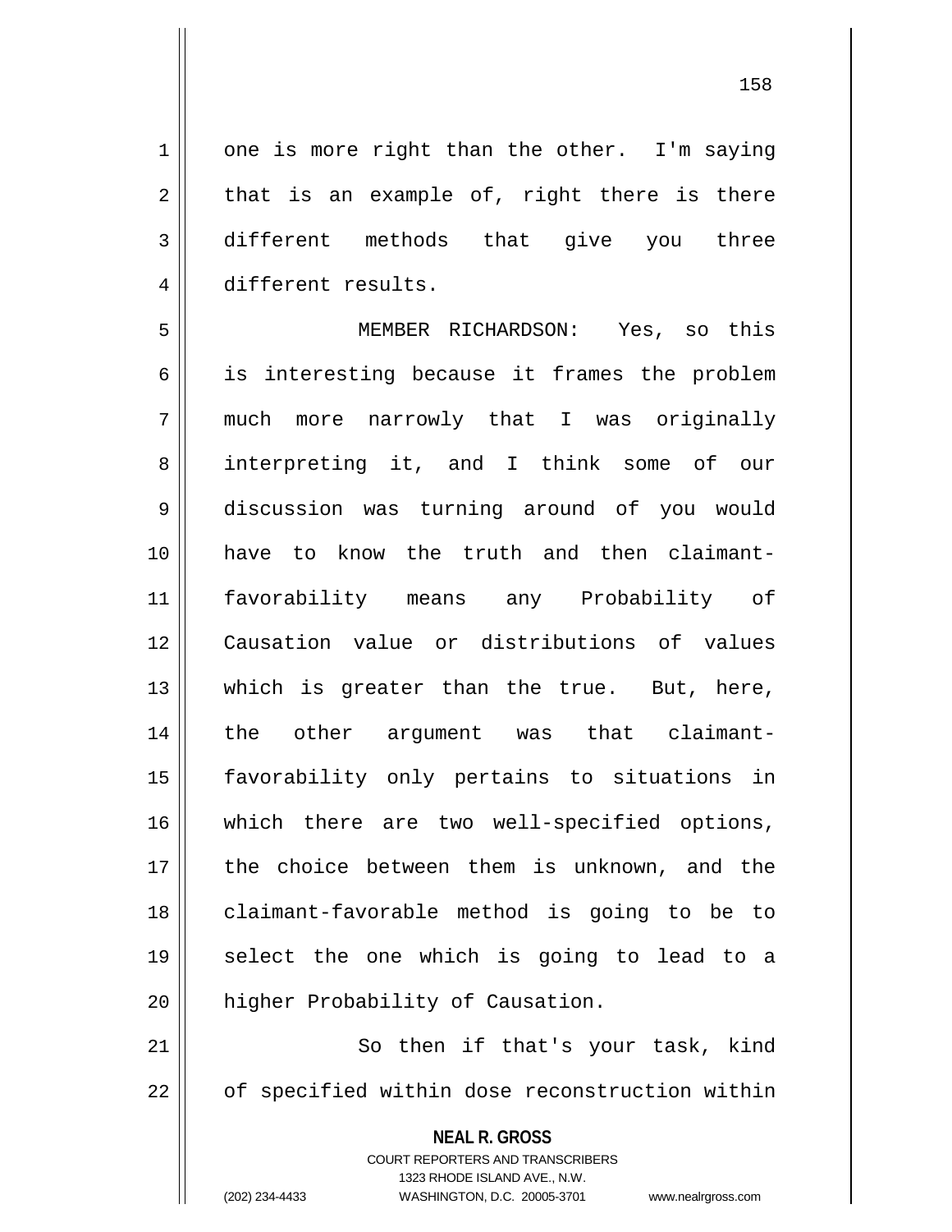one is more right than the other. I'm saying that is an example of, right there is there different methods that give you three different results.

MEMBER RICHARDSON: Yes, so this is interesting because it frames the problem much more narrowly that I was originally interpreting it, and I think some of our discussion was turning around of you would have to know the truth and then claimant-favorability means any Probability of Causation value or distributions of values which is greater than the true. But, here, the other argument was that claimant-favorability only pertains to situations in which there are two well-specified options, the choice between them is unknown, and the claimant-favorable method is going to be to select the one which is going to lead to a higher Probability of Causation.

So then if that's your task, kind of specified within dose reconstruction within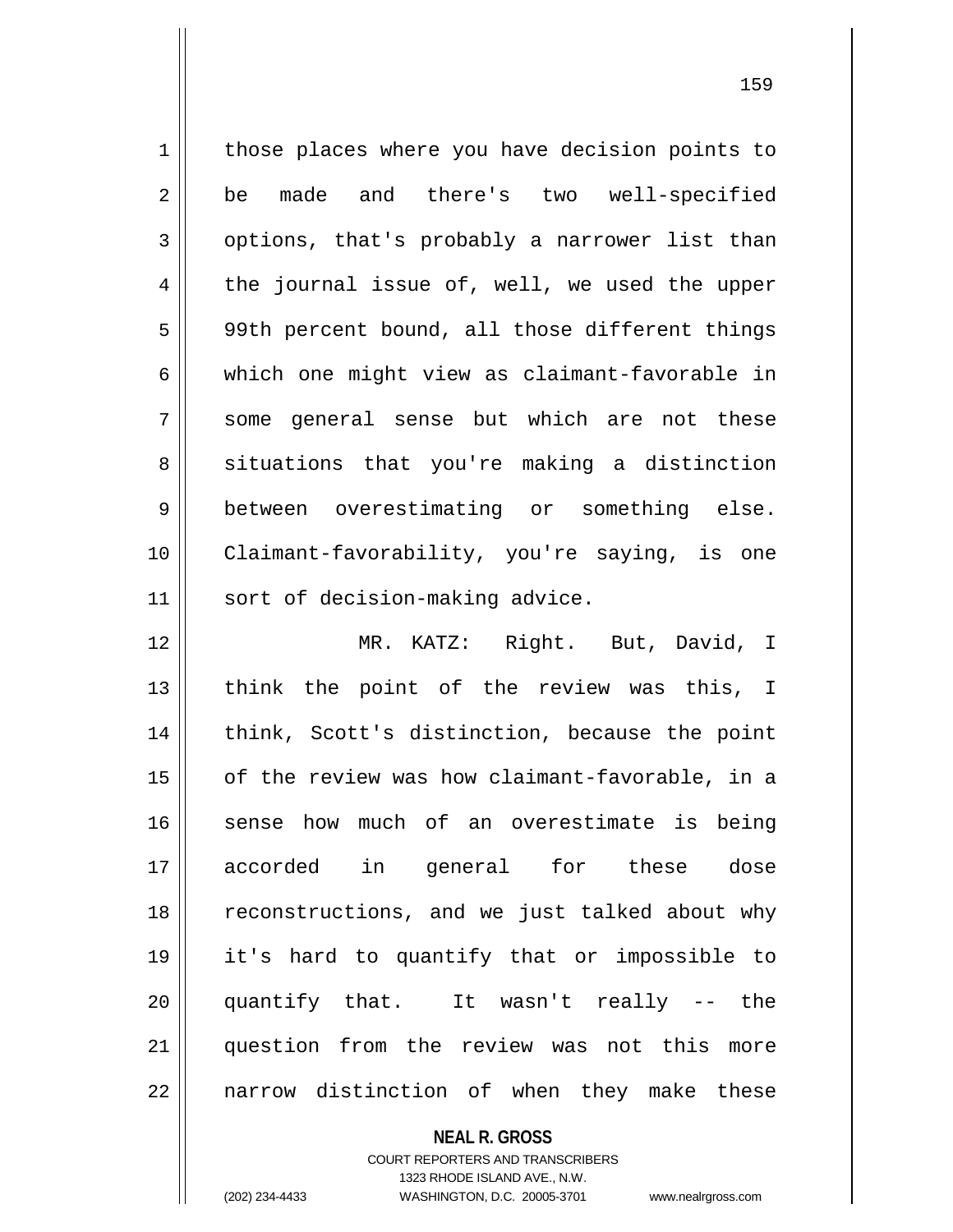those places where you have decision points to be made and there's two well-specified options, that's probably a narrower list than the journal issue of, well, we used the upper 99th percent bound, all those different things which one might view as claimant-favorable in some general sense but which are not these situations that you're making a distinction between overestimating or something else. Claimant-favorability, you're saying, is one sort of decision-making advice.

MR. KATZ: Right. But, David, I think the point of the review was this, I think, Scott's distinction, because the point of the review was how claimant-favorable, in a sense how much of an overestimate is being accorded in general for these dose reconstructions, and we just talked about why it's hard to quantify that or impossible to quantify that. It wasn't really -- the question from the review was not this more narrow distinction of when they make these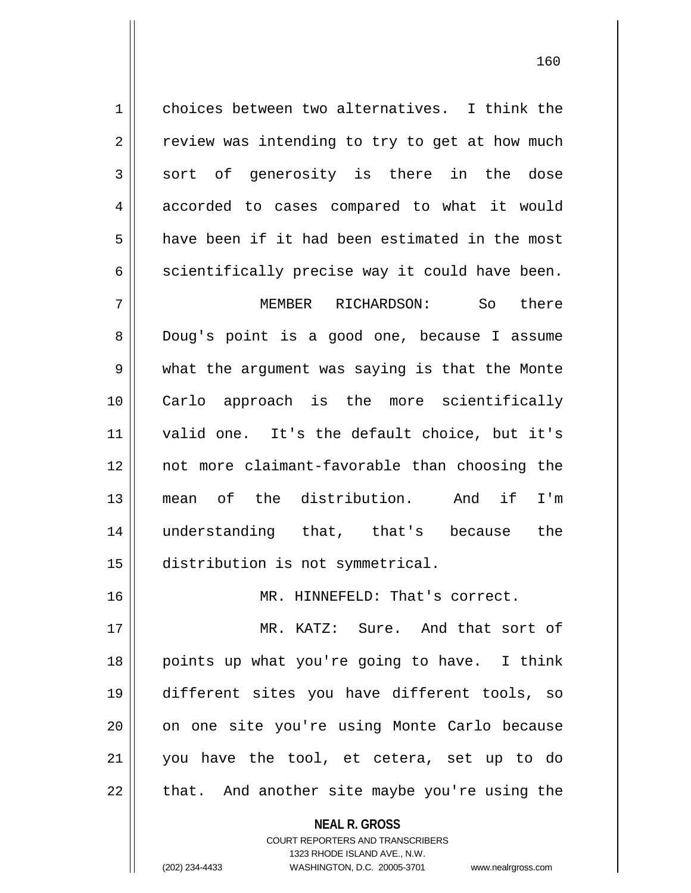choices between two alternatives. I think the review was intending to try to get at how much sort of generosity is there in the dose accorded to cases compared to what it would have been if it had been estimated in the most scientifically precise way it could have been.

MEMBER RICHARDSON: So there Doug's point is a good one, because I assume what the argument was saying is that the Monte Carlo approach is the more scientifically valid one. It's the default choice, but it's not more claimant-favorable than choosing the mean of the distribution. And if I'm understanding that, that's because the distribution is not symmetrical.

MR. HINNEFELD: That's correct.

MR. KATZ: Sure. And that sort of points up what you're going to have. I think different sites you have different tools, so on one site you're using Monte Carlo because you have the tool, et cetera, set up to do that. And another site maybe you're using the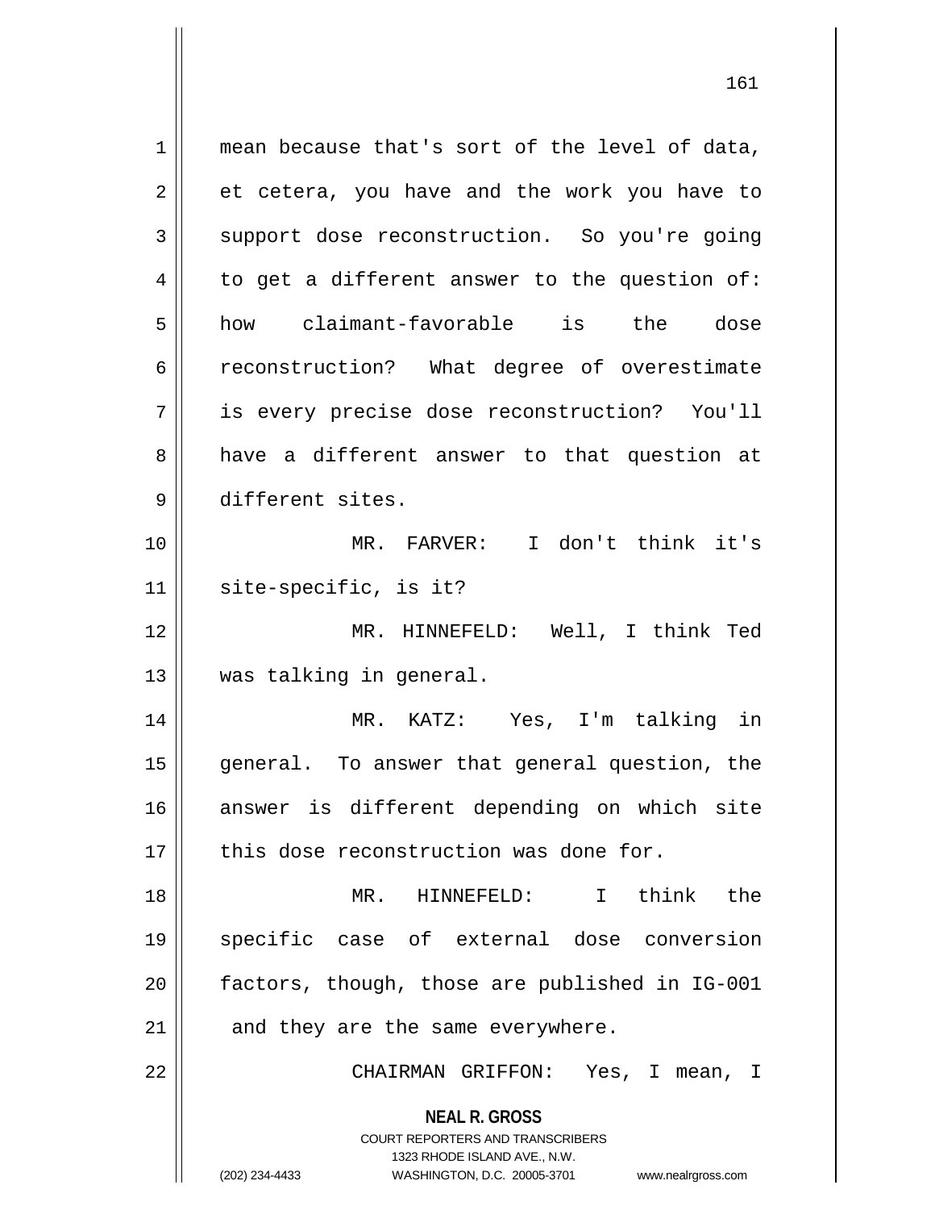mean because that's sort of the level of data, et cetera, you have and the work you have to support dose reconstruction. So you're going to get a different answer to the question of: how claimant-favorable is the dose reconstruction? What degree of overestimate is every precise dose reconstruction? You'll have a different answer to that question at different sites.

MR. FARVER: I don't think it's site-specific, is it?

MR. HINNEFELD: Well, I think Ted was talking in general.

MR. KATZ: Yes, I'm talking in general. To answer that general question, the answer is different depending on which site this dose reconstruction was done for.

MR. HINNEFELD: I think the specific case of external dose conversion factors, though, those are published in IG-001 and they are the same everywhere.

CHAIRMAN GRIFFON: Yes, I mean, I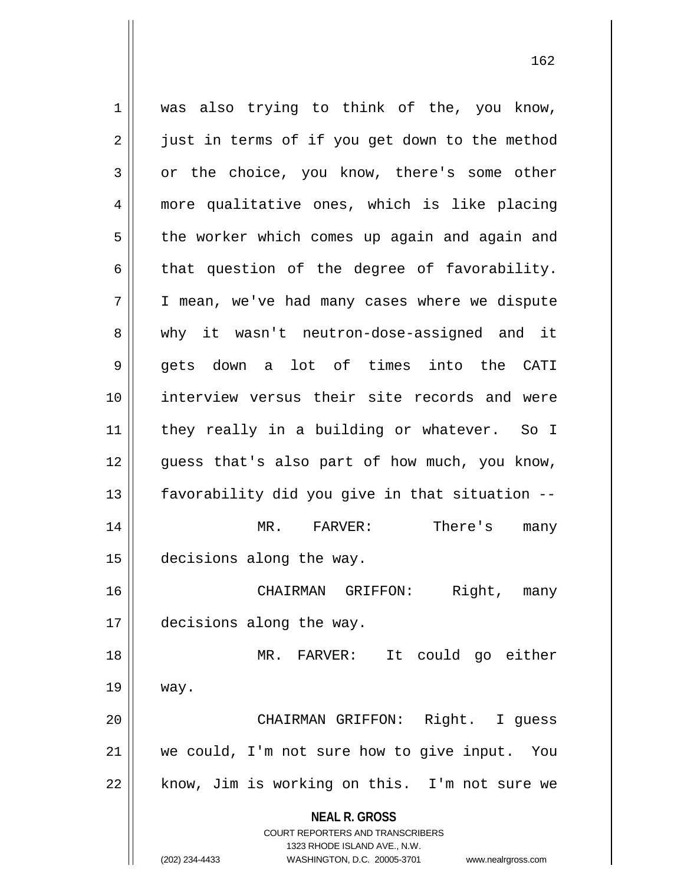was also trying to think of the, you know, just in terms of if you get down to the method or the choice, you know, there's some other more qualitative ones, which is like placing the worker which comes up again and again and that question of the degree of favorability. I mean, we've had many cases where we dispute why it wasn't neutron-dose-assigned and it gets down a lot of times into the CATI interview versus their site records and were they really in a building or whatever. So I guess that's also part of how much, you know, favorability did you give in that situation --

MR. FARVER: There's many decisions along the way.

CHAIRMAN GRIFFON: Right, many decisions along the way.

MR. FARVER: It could go either way.

CHAIRMAN GRIFFON: Right. I guess we could, I'm not sure how to give input. You know, Jim is working on this. I'm not sure we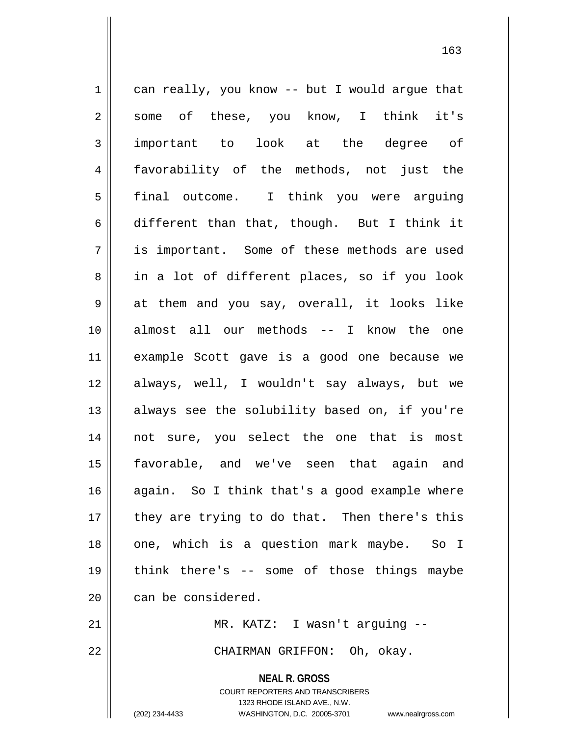can really, you know -- but I would argue that some of these, you know, I think it's important to look at the degree of favorability of the methods, not just the final outcome. I think you were arguing different than that, though. But I think it is important. Some of these methods are used in a lot of different places, so if you look at them and you say, overall, it looks like almost all our methods -- I know the one example Scott gave is a good one because we always, well, I wouldn't say always, but we always see the solubility based on, if you're not sure, you select the one that is most favorable, and we've seen that again and again. So I think that's a good example where they are trying to do that. Then there's this one, which is a question mark maybe. So I think there's -- some of those things maybe can be considered.

MR. KATZ: I wasn't arguing --

CHAIRMAN GRIFFON: Oh, okay.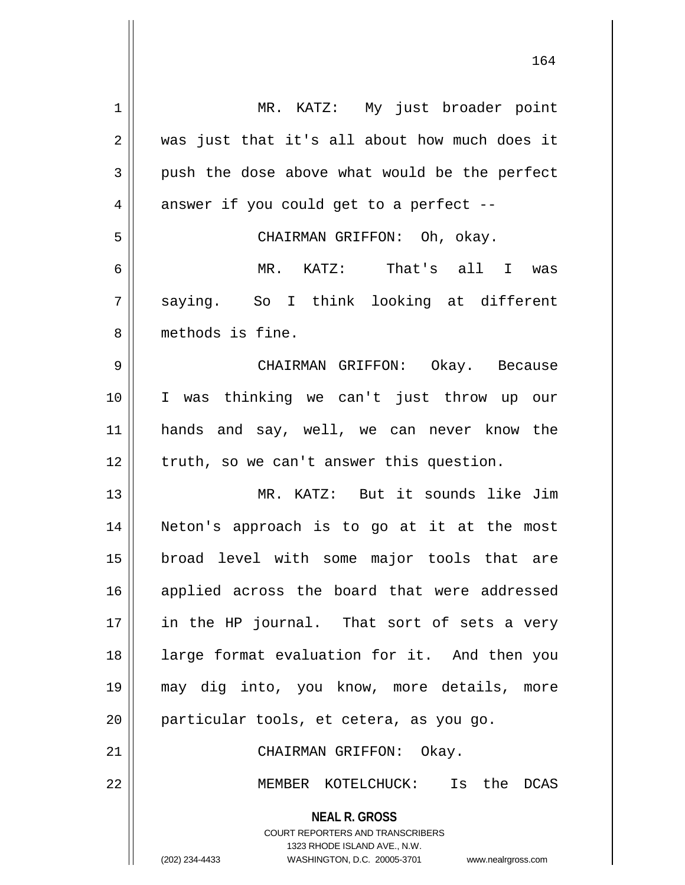MR. KATZ: My just broader point was just that it's all about how much does it push the dose above what would be the perfect answer if you could get to a perfect --

CHAIRMAN GRIFFON: Oh, okay.

MR. KATZ: That's all I was saying. So I think looking at different methods is fine.

CHAIRMAN GRIFFON: Okay. Because I was thinking we can't just throw up our hands and say, well, we can never know the truth, so we can't answer this question.

MR. KATZ: But it sounds like Jim Neton's approach is to go at it at the most broad level with some major tools that are applied across the board that were addressed in the HP journal. That sort of sets a very large format evaluation for it. And then you may dig into, you know, more details, more particular tools, et cetera, as you go.

CHAIRMAN GRIFFON: Okay.

MEMBER KOTELCHUCK: Is the DCAS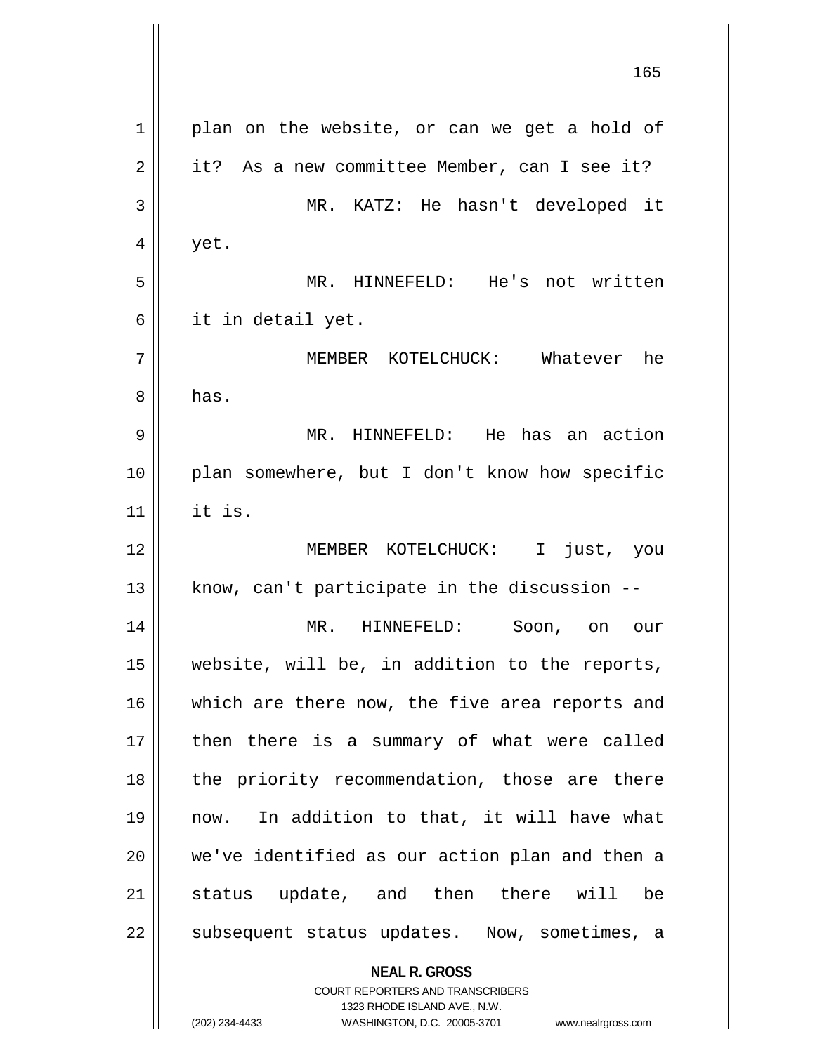plan on the website, or can we get a hold of it? As a new committee Member, can I see it?

MR. KATZ: He hasn't developed it yet.

MR. HINNEFELD: He's not written it in detail yet.

MEMBER KOTELCHUCK: Whatever he has.

MR. HINNEFELD: He has an action plan somewhere, but I don't know how specific it is.

MEMBER KOTELCHUCK: I just, you know, can't participate in the discussion --

MR. HINNEFELD: Soon, on our website, will be, in addition to the reports, which are there now, the five area reports and then there is a summary of what were called the priority recommendation, those are there now. In addition to that, it will have what we've identified as our action plan and then a status update, and then there will be subsequent status updates. Now, sometimes, a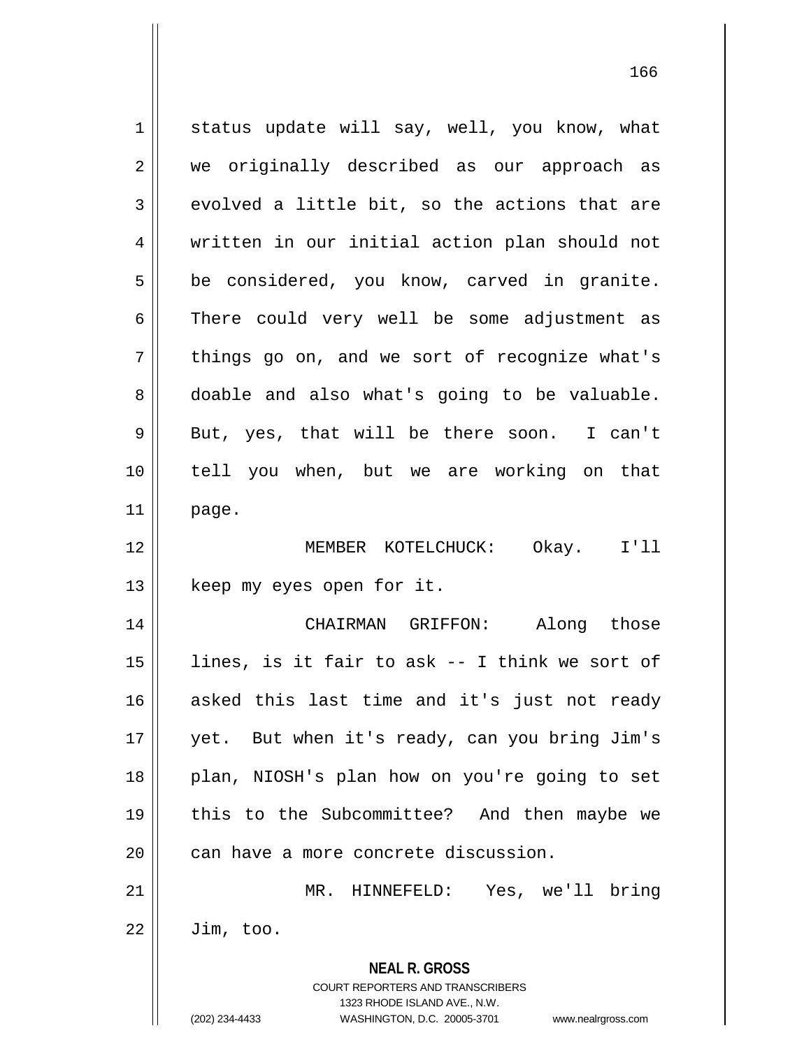status update will say, well, you know, what we originally described as our approach as evolved a little bit, so the actions that are written in our initial action plan should not be considered, you know, carved in granite. There could very well be some adjustment as things go on, and we sort of recognize what's doable and also what's going to be valuable. But, yes, that will be there soon. I can't tell you when, but we are working on that page.

MEMBER KOTELCHUCK: Okay. I'll keep my eyes open for it.

CHAIRMAN GRIFFON: Along those lines, is it fair to ask -- I think we sort of asked this last time and it's just not ready yet. But when it's ready, can you bring Jim's plan, NIOSH's plan how on you're going to set this to the Subcommittee? And then maybe we can have a more concrete discussion.

MR. HINNEFELD: Yes, we'll bring Jim, too.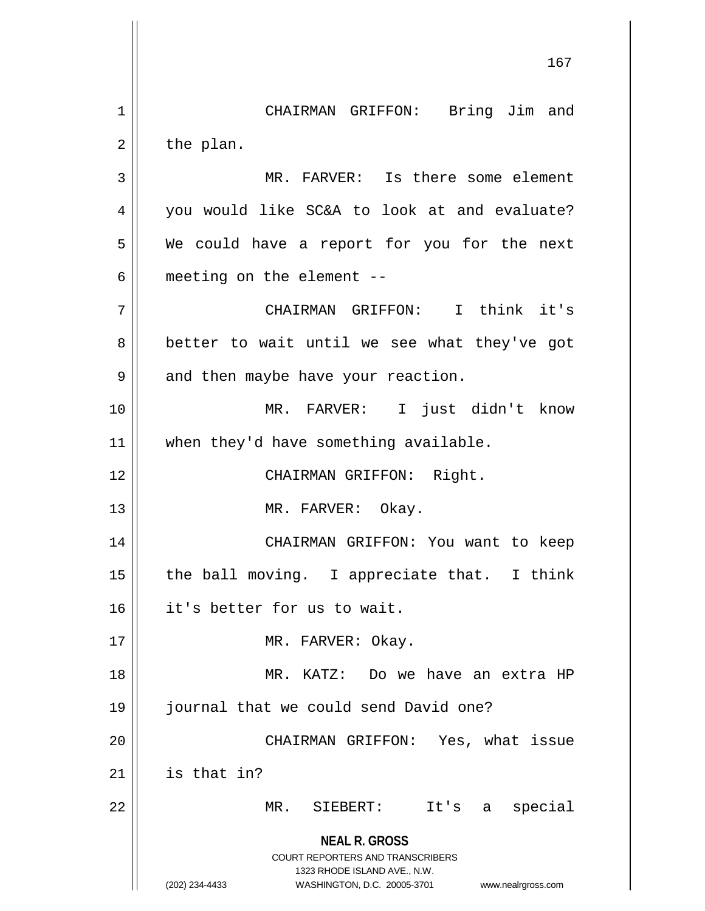CHAIRMAN GRIFFON: Bring Jim and the plan.

MR. FARVER: Is there some element you would like SC&A to look at and evaluate? We could have a report for you for the next meeting on the element --

CHAIRMAN GRIFFON: I think it's better to wait until we see what they've got and then maybe have your reaction.

MR. FARVER: I just didn't know when they'd have something available.

CHAIRMAN GRIFFON: Right.

MR. FARVER: Okay.

CHAIRMAN GRIFFON: You want to keep the ball moving. I appreciate that. I think it's better for us to wait.

MR. FARVER: Okay.

MR. KATZ: Do we have an extra HP journal that we could send David one?

CHAIRMAN GRIFFON: Yes, what issue is that in?

MR. SIEBERT: It's a special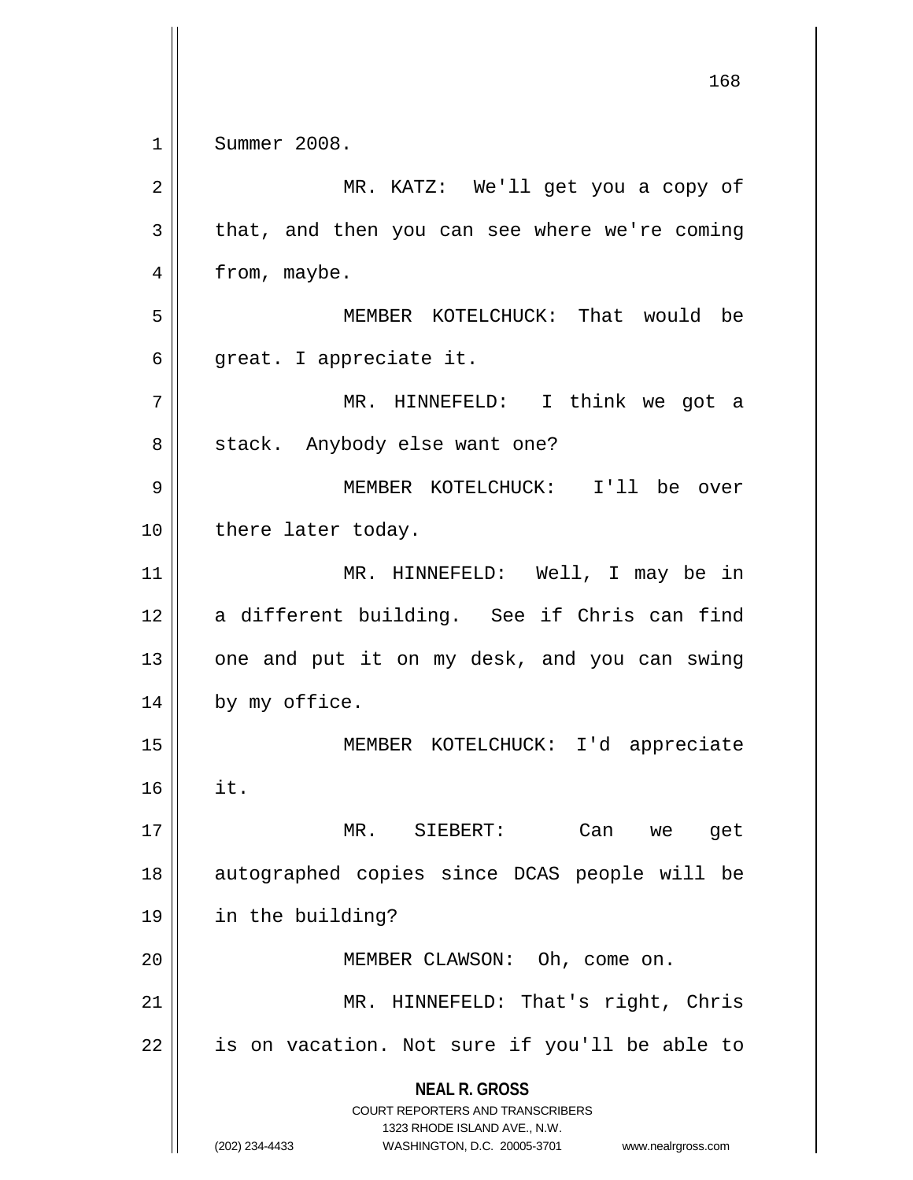Summer 2008.

MR. KATZ: We'll get you a copy of that, and then you can see where we're coming from, maybe.

MEMBER KOTELCHUCK: That would be great. I appreciate it.

MR. HINNEFELD: I think we got a stack. Anybody else want one?

MEMBER KOTELCHUCK: I'll be over there later today.

MR. HINNEFELD: Well, I may be in a different building. See if Chris can find one and put it on my desk, and you can swing by my office.

MEMBER KOTELCHUCK: I'd appreciate it.

MR. SIEBERT: Can we get autographed copies since DCAS people will be in the building?

MEMBER CLAWSON: Oh, come on.

MR. HINNEFELD: That's right, Chris is on vacation. Not sure if you'll be able to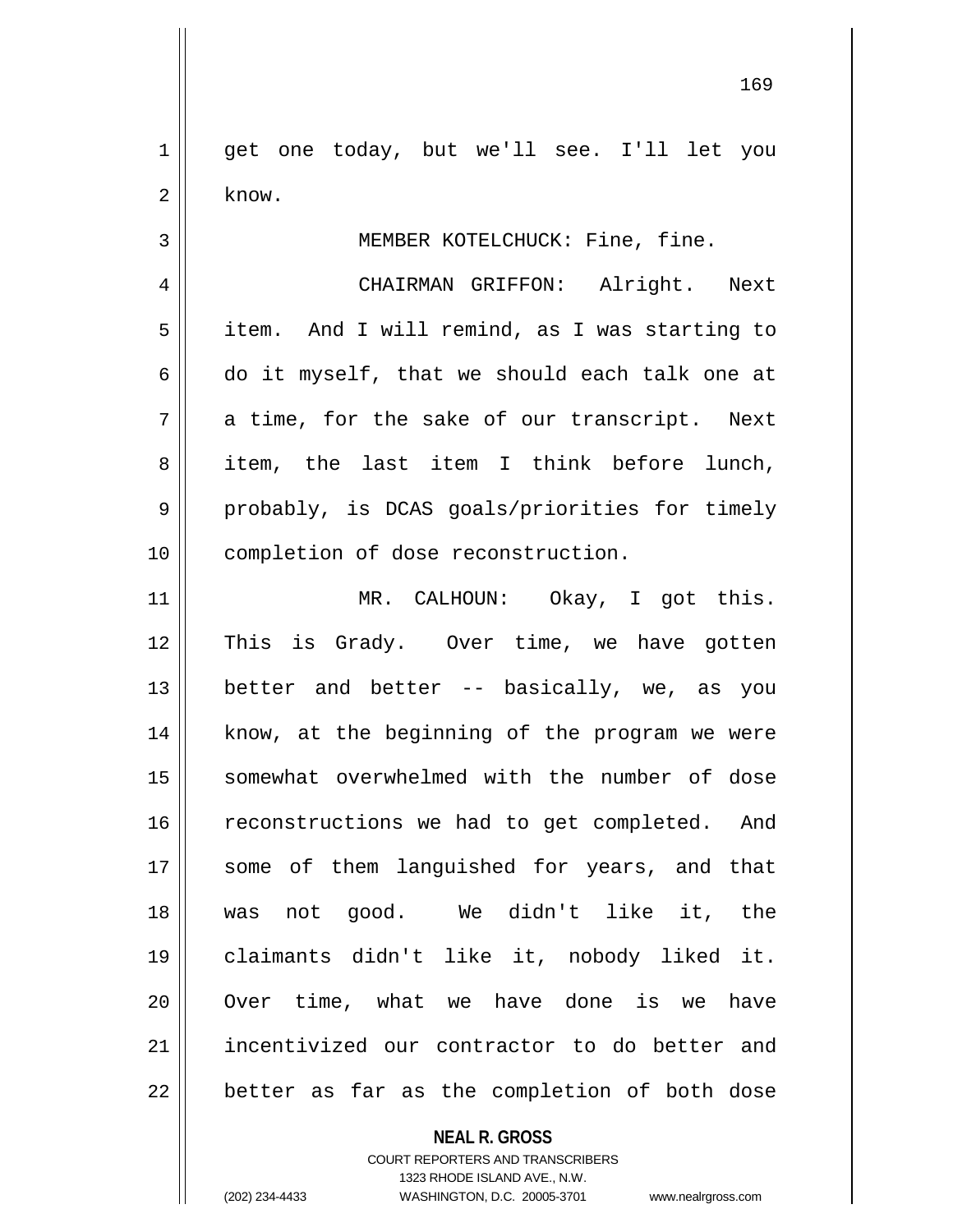get one today, but we'll see. I'll let you know.

MEMBER KOTELCHUCK: Fine, fine.

CHAIRMAN GRIFFON: Alright. Next item. And I will remind, as I was starting to do it myself, that we should each talk one at a time, for the sake of our transcript. Next item, the last item I think before lunch, probably, is DCAS goals/priorities for timely completion of dose reconstruction.

MR. CALHOUN: Okay, I got this. This is Grady. Over time, we have gotten better and better -- basically, we, as you know, at the beginning of the program we were somewhat overwhelmed with the number of dose reconstructions we had to get completed. And some of them languished for years, and that was not good. We didn't like it, the claimants didn't like it, nobody liked it. Over time, what we have done is we have incentivized our contractor to do better and better as far as the completion of both dose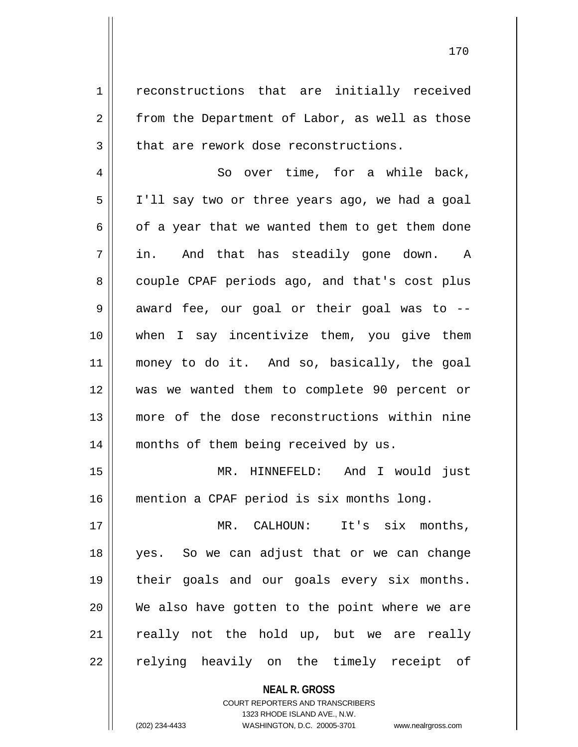reconstructions that are initially received from the Department of Labor, as well as those that are rework dose reconstructions.

So over time, for a while back, I'll say two or three years ago, we had a goal of a year that we wanted them to get them done in. And that has steadily gone down. A couple CPAF periods ago, and that's cost plus award fee, our goal or their goal was to -- when I say incentivize them, you give them money to do it. And so, basically, the goal was we wanted them to complete 90 percent or more of the dose reconstructions within nine months of them being received by us.

MR. HINNEFELD: And I would just mention a CPAF period is six months long.

MR. CALHOUN: It's six months, yes. So we can adjust that or we can change their goals and our goals every six months. We also have gotten to the point where we are really not the hold up, but we are really relying heavily on the timely receipt of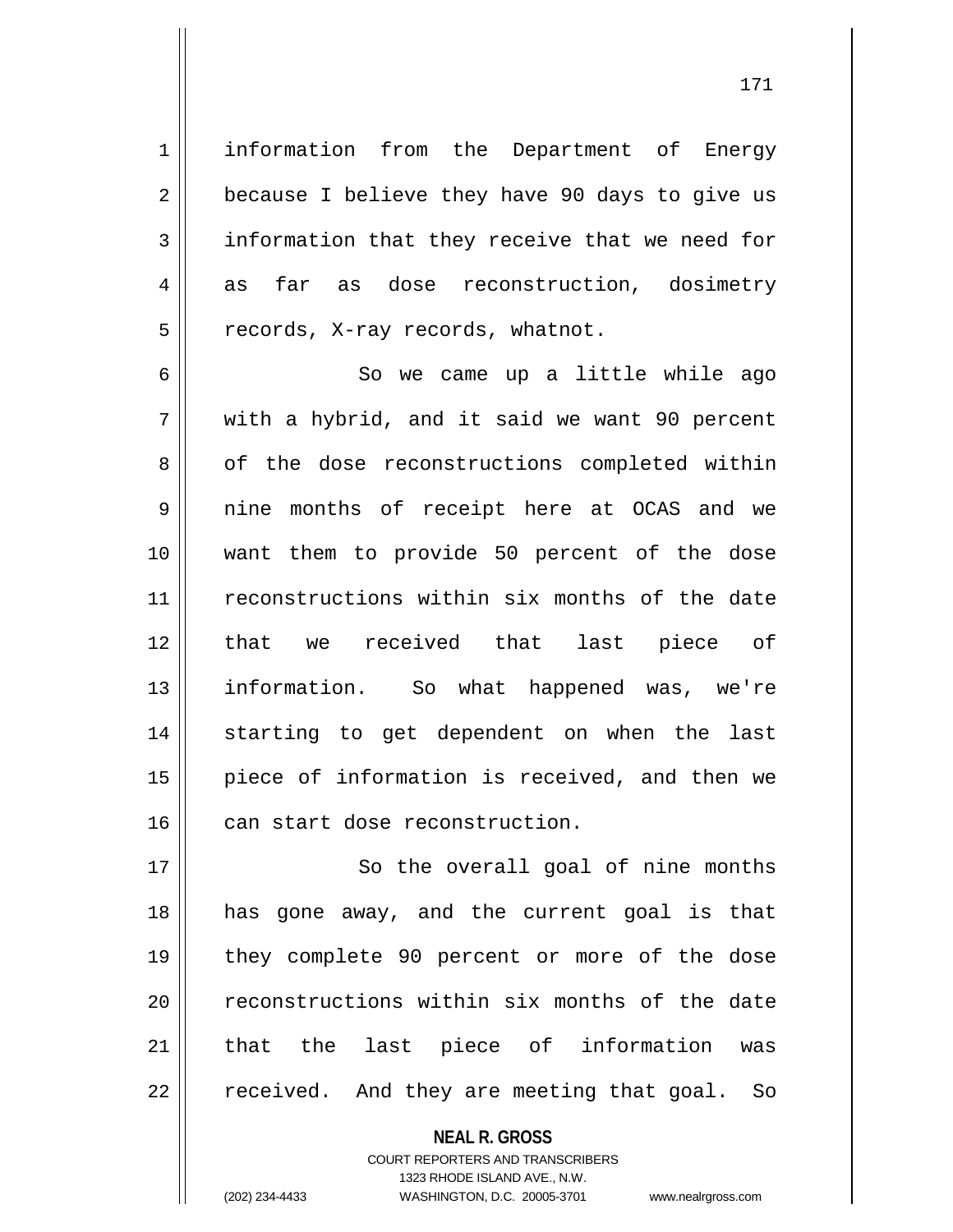information from the Department of Energy because I believe they have 90 days to give us information that they receive that we need for as far as dose reconstruction, dosimetry records, X-ray records, whatnot.

So we came up a little while ago with a hybrid, and it said we want 90 percent of the dose reconstructions completed within nine months of receipt here at OCAS and we want them to provide 50 percent of the dose reconstructions within six months of the date that we received that last piece of information. So what happened was, we're starting to get dependent on when the last piece of information is received, and then we can start dose reconstruction.

So the overall goal of nine months has gone away, and the current goal is that they complete 90 percent or more of the dose reconstructions within six months of the date that the last piece of information was received. And they are meeting that goal. So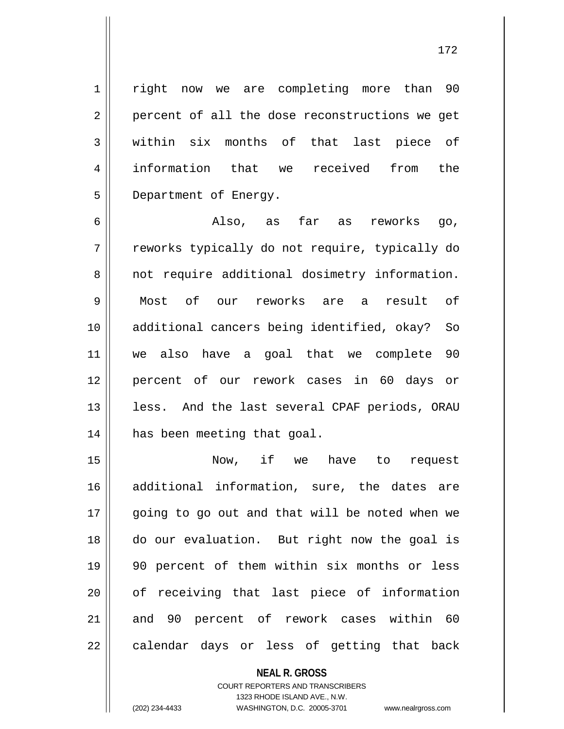right now we are completing more than 90 percent of all the dose reconstructions we get within six months of that last piece of information that we received from the Department of Energy.

Also, as far as reworks go, reworks typically do not require, typically do not require additional dosimetry information. Most of our reworks are a result of additional cancers being identified, okay? So we also have a goal that we complete 90 percent of our rework cases in 60 days or less. And the last several CPAF periods, ORAU has been meeting that goal.

Now, if we have to request additional information, sure, the dates are going to go out and that will be noted when we do our evaluation. But right now the goal is 90 percent of them within six months or less of receiving that last piece of information and 90 percent of rework cases within 60 calendar days or less of getting that back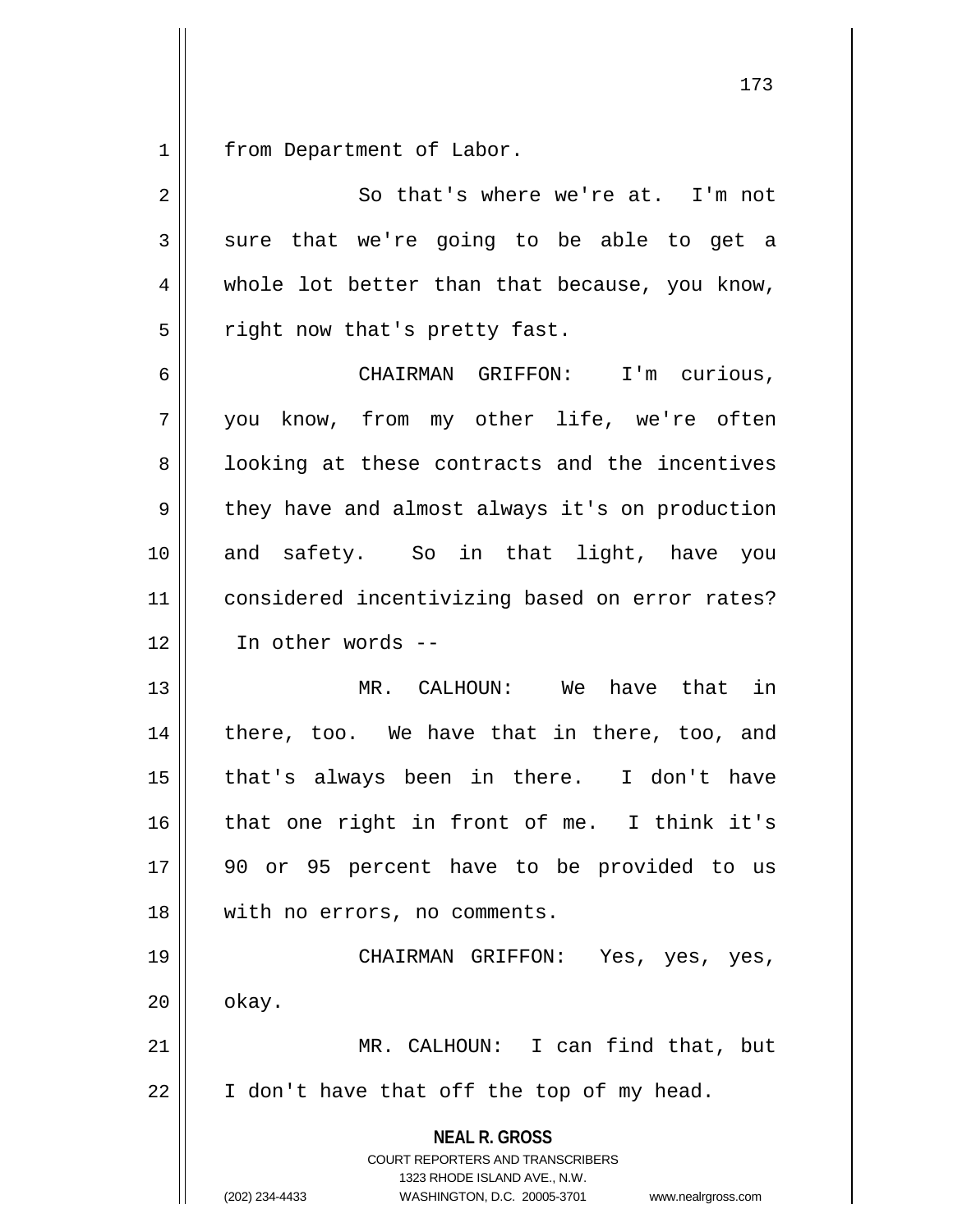from Department of Labor.

So that's where we're at. I'm not sure that we're going to be able to get a whole lot better than that because, you know, right now that's pretty fast.

CHAIRMAN GRIFFON: I'm curious, you know, from my other life, we're often looking at these contracts and the incentives they have and almost always it's on production and safety. So in that light, have you considered incentivizing based on error rates? In other words --

MR. CALHOUN: We have that in there, too. We have that in there, too, and that's always been in there. I don't have that one right in front of me. I think it's 90 or 95 percent have to be provided to us with no errors, no comments.

CHAIRMAN GRIFFON: Yes, yes, yes, okay.

MR. CALHOUN: I can find that, but I don't have that off the top of my head.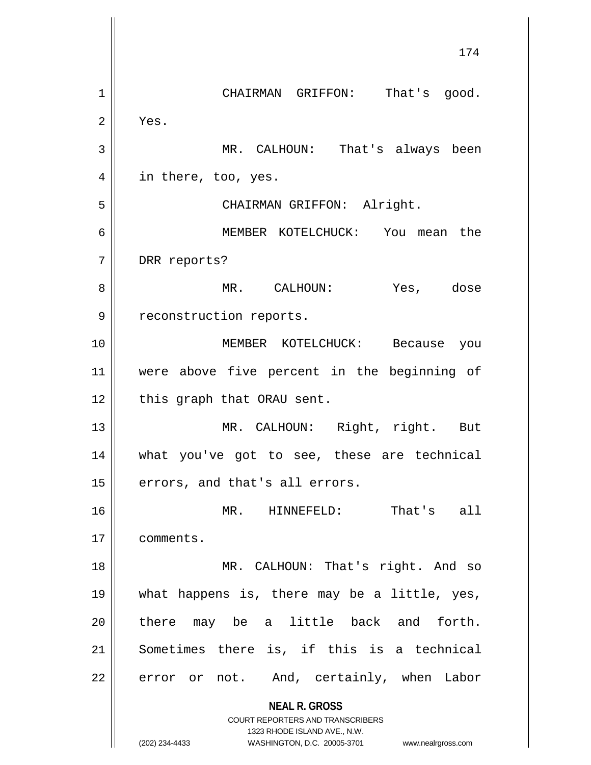CHAIRMAN GRIFFON: That's good. Yes.

MR. CALHOUN: That's always been in there, too, yes.

CHAIRMAN GRIFFON: Alright.

MEMBER KOTELCHUCK: You mean the DRR reports?

MR. CALHOUN: Yes, dose reconstruction reports.

MEMBER KOTELCHUCK: Because you were above five percent in the beginning of this graph that ORAU sent.

MR. CALHOUN: Right, right. But what you've got to see, these are technical errors, and that's all errors.

MR. HINNEFELD: That's all comments.

MR. CALHOUN: That's right. And so what happens is, there may be a little, yes, there may be a little back and forth. Sometimes there is, if this is a technical error or not. And, certainly, when Labor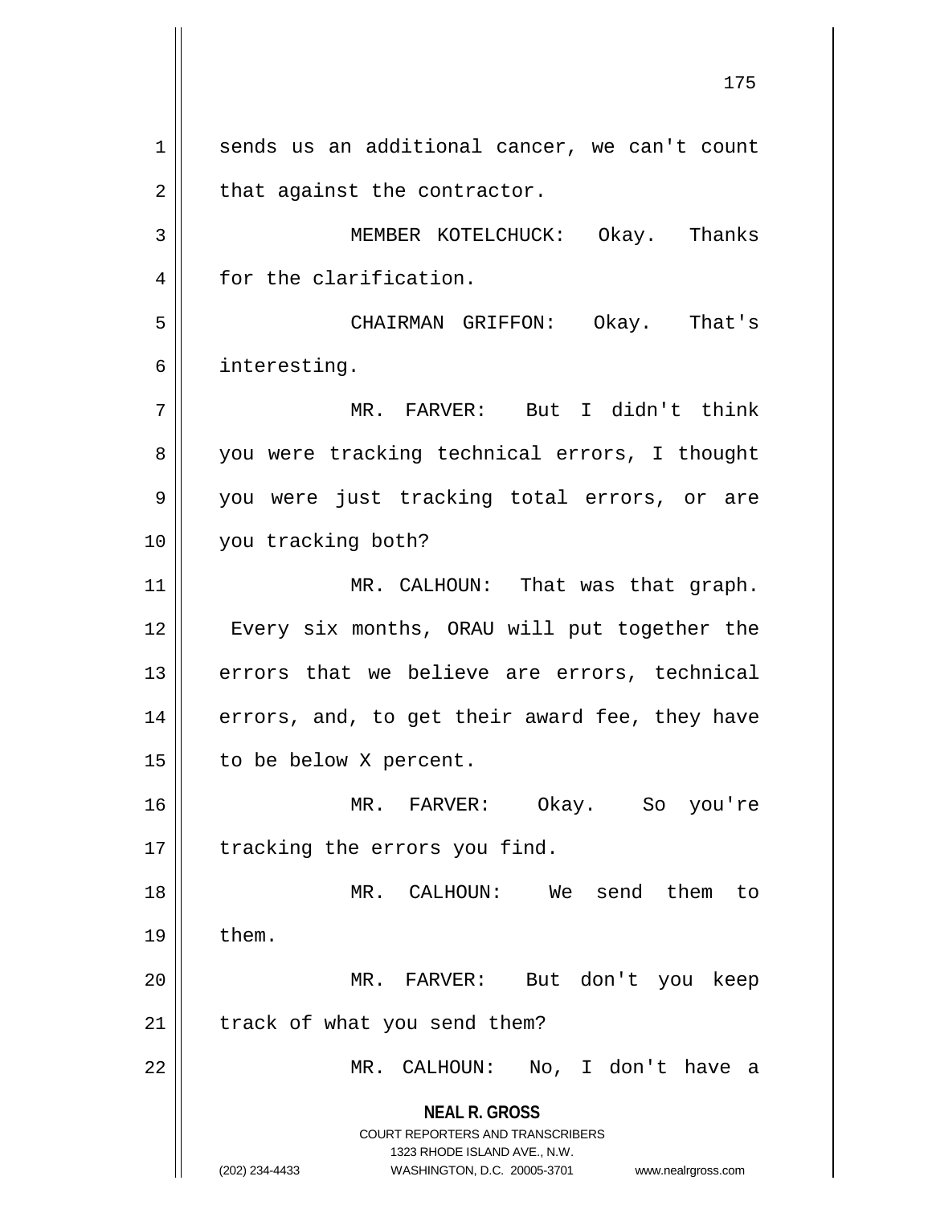sends us an additional cancer, we can't count that against the contractor.

MEMBER KOTELCHUCK: Okay. Thanks for the clarification.

CHAIRMAN GRIFFON: Okay. That's interesting.

MR. FARVER: But I didn't think you were tracking technical errors, I thought you were just tracking total errors, or are you tracking both?

MR. CALHOUN: That was that graph. Every six months, ORAU will put together the errors that we believe are errors, technical errors, and, to get their award fee, they have to be below X percent.

MR. FARVER: Okay. So you're tracking the errors you find.

MR. CALHOUN: We send them to them.

MR. FARVER: But don't you keep track of what you send them?

MR. CALHOUN: No, I don't have a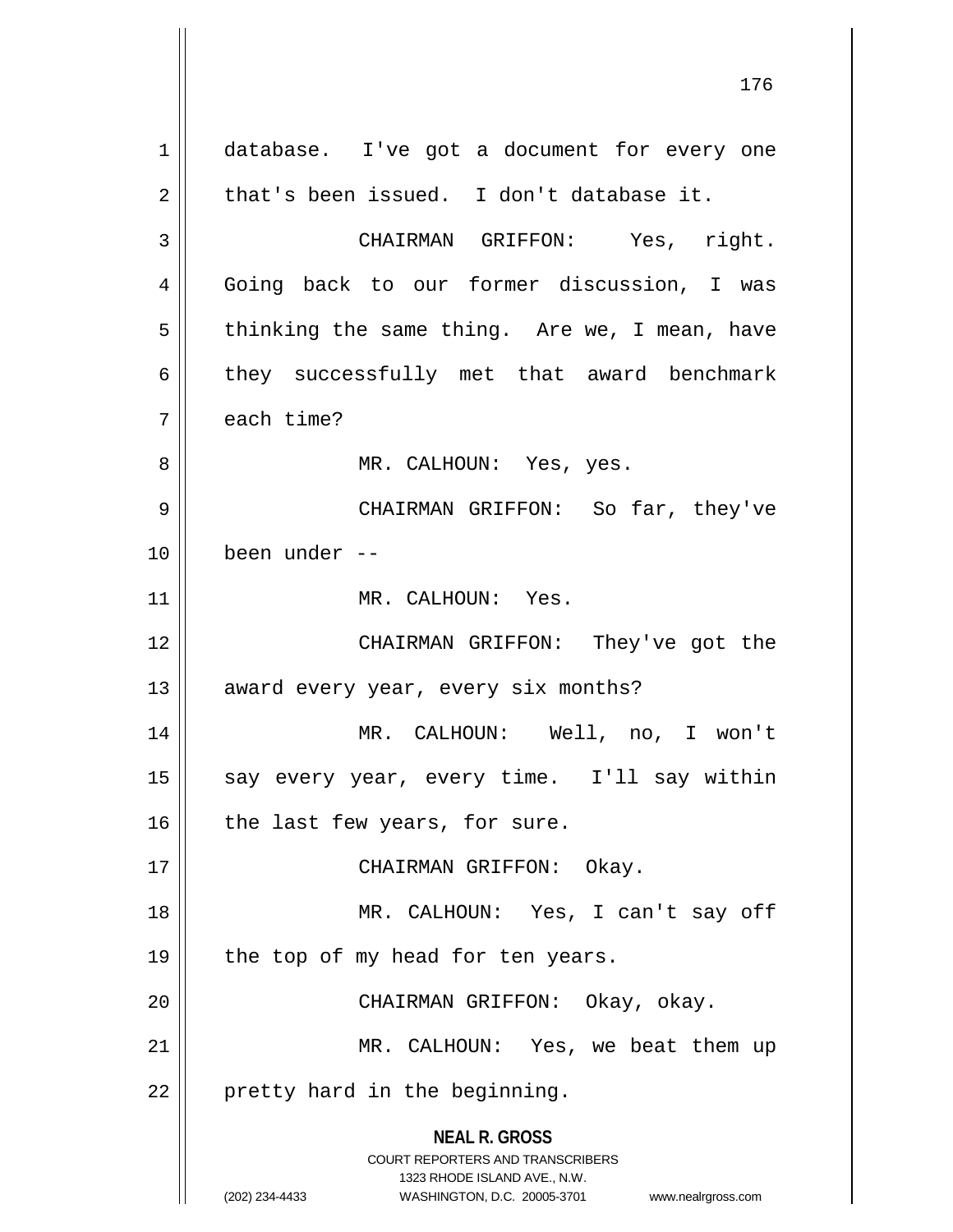database. I've got a document for every one that's been issued. I don't database it.

CHAIRMAN GRIFFON: Yes, right. Going back to our former discussion, I was thinking the same thing. Are we, I mean, have they successfully met that award benchmark each time?

MR. CALHOUN: Yes, yes.

CHAIRMAN GRIFFON: So far, they've been under --

MR. CALHOUN: Yes.

CHAIRMAN GRIFFON: They've got the award every year, every six months?

MR. CALHOUN: Well, no, I won't say every year, every time. I'll say within the last few years, for sure.

CHAIRMAN GRIFFON: Okay.

MR. CALHOUN: Yes, I can't say off the top of my head for ten years.

CHAIRMAN GRIFFON: Okay, okay.

MR. CALHOUN: Yes, we beat them up pretty hard in the beginning.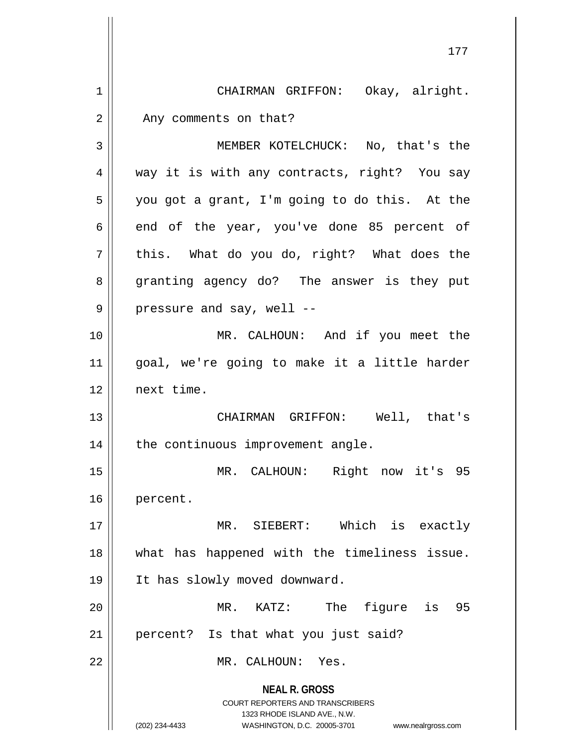CHAIRMAN GRIFFON: Okay, alright. Any comments on that?

MEMBER KOTELCHUCK: No, that's the way it is with any contracts, right? You say you got a grant, I'm going to do this. At the end of the year, you've done 85 percent of this. What do you do, right? What does the granting agency do? The answer is they put pressure and say, well --

MR. CALHOUN: And if you meet the goal, we're going to make it a little harder next time.

CHAIRMAN GRIFFON: Well, that's the continuous improvement angle.

MR. CALHOUN: Right now it's 95 percent.

MR. SIEBERT: Which is exactly what has happened with the timeliness issue. It has slowly moved downward.

MR. KATZ: The figure is 95 percent? Is that what you just said?

MR. CALHOUN: Yes.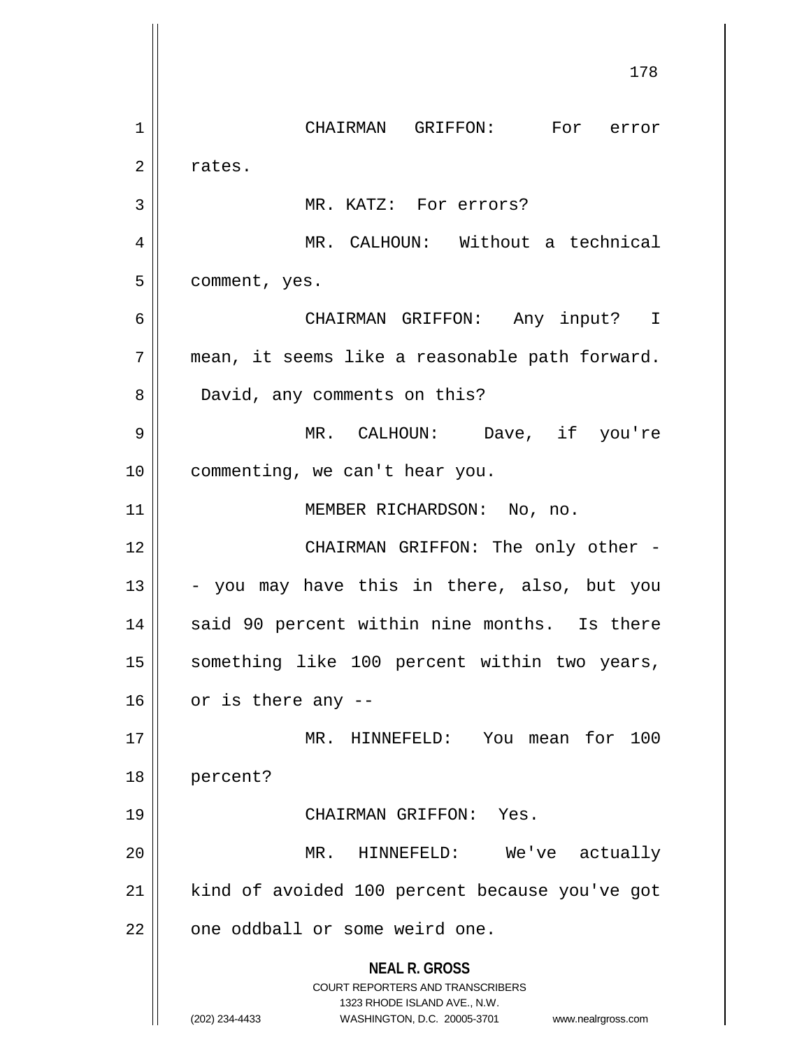CHAIRMAN GRIFFON: For error rates.

MR. KATZ: For errors?

MR. CALHOUN: Without a technical comment, yes.

CHAIRMAN GRIFFON: Any input? I mean, it seems like a reasonable path forward. David, any comments on this?

MR. CALHOUN: Dave, if you're commenting, we can't hear you.

MEMBER RICHARDSON: No, no.

CHAIRMAN GRIFFON: The only other -- you may have this in there, also, but you said 90 percent within nine months. Is there something like 100 percent within two years, or is there any --

MR. HINNEFELD: You mean for 100 percent?

CHAIRMAN GRIFFON: Yes.

MR. HINNEFELD: We've actually kind of avoided 100 percent because you've got one oddball or some weird one.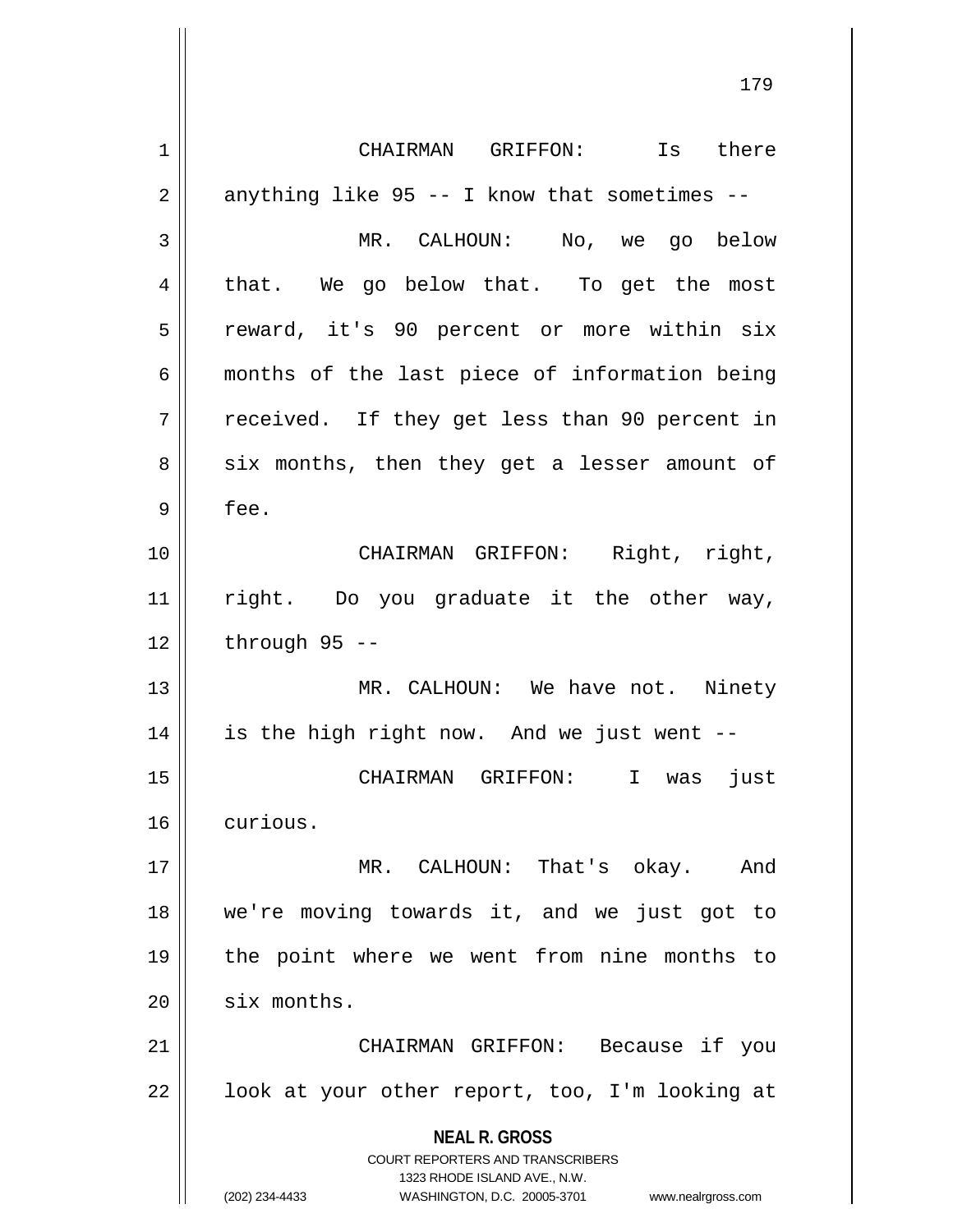CHAIRMAN GRIFFON: Is there anything like 95 -- I know that sometimes --

MR. CALHOUN: No, we go below that. We go below that. To get the most reward, it's 90 percent or more within six months of the last piece of information being received. If they get less than 90 percent in six months, then they get a lesser amount of fee.

CHAIRMAN GRIFFON: Right, right, right. Do you graduate it the other way, through 95 --

MR. CALHOUN: We have not. Ninety is the high right now. And we just went --

CHAIRMAN GRIFFON: I was just curious.

MR. CALHOUN: That's okay. And we're moving towards it, and we just got to the point where we went from nine months to six months.

CHAIRMAN GRIFFON: Because if you look at your other report, too, I'm looking at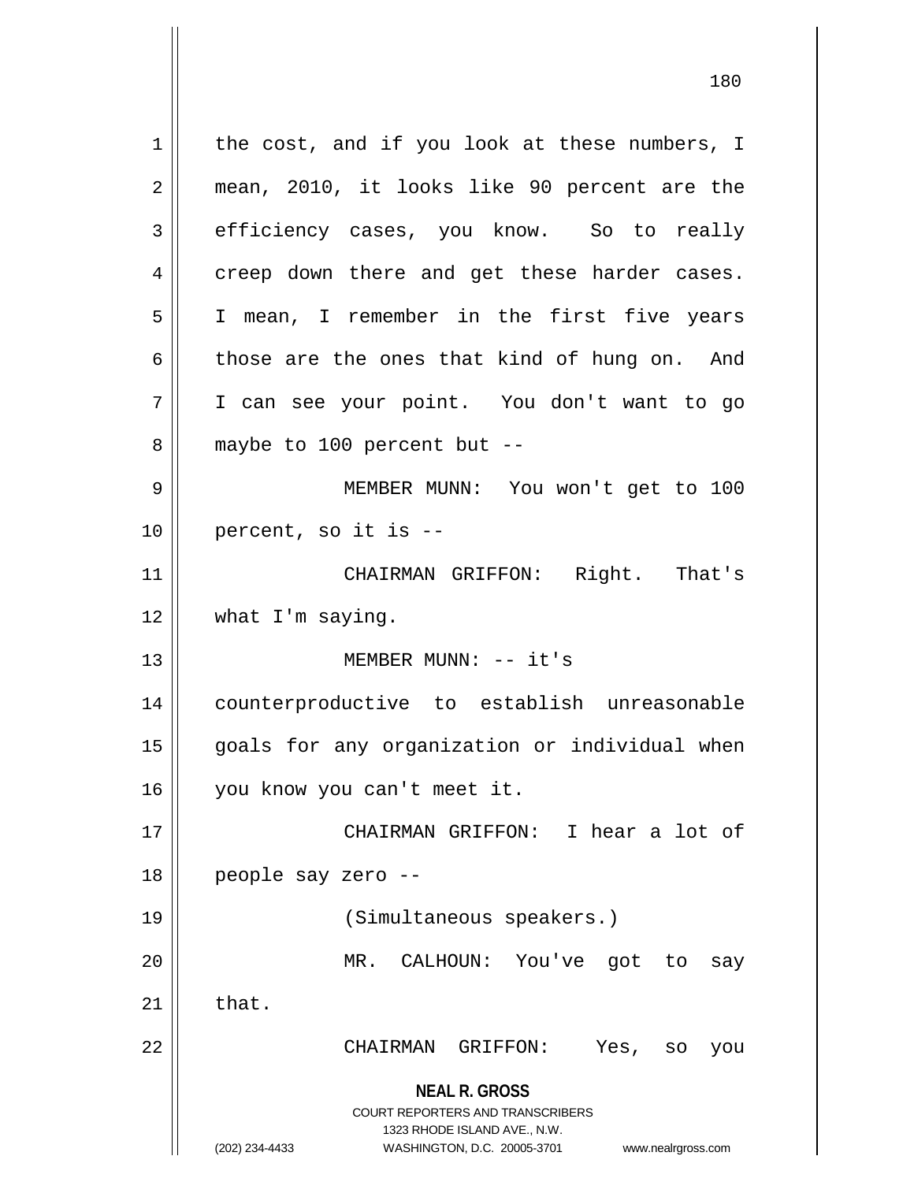the cost, and if you look at these numbers, I mean, 2010, it looks like 90 percent are the efficiency cases, you know. So to really creep down there and get these harder cases. I mean, I remember in the first five years those are the ones that kind of hung on. And I can see your point. You don't want to go maybe to 100 percent but --

MEMBER MUNN: You won't get to 100 percent, so it is --

CHAIRMAN GRIFFON: Right. That's what I'm saying.

MEMBER MUNN: -- it's counterproductive to establish unreasonable goals for any organization or individual when you know you can't meet it.

CHAIRMAN GRIFFON: I hear a lot of people say zero --

(Simultaneous speakers.)

MR. CALHOUN: You've got to say that.

CHAIRMAN GRIFFON: Yes, so you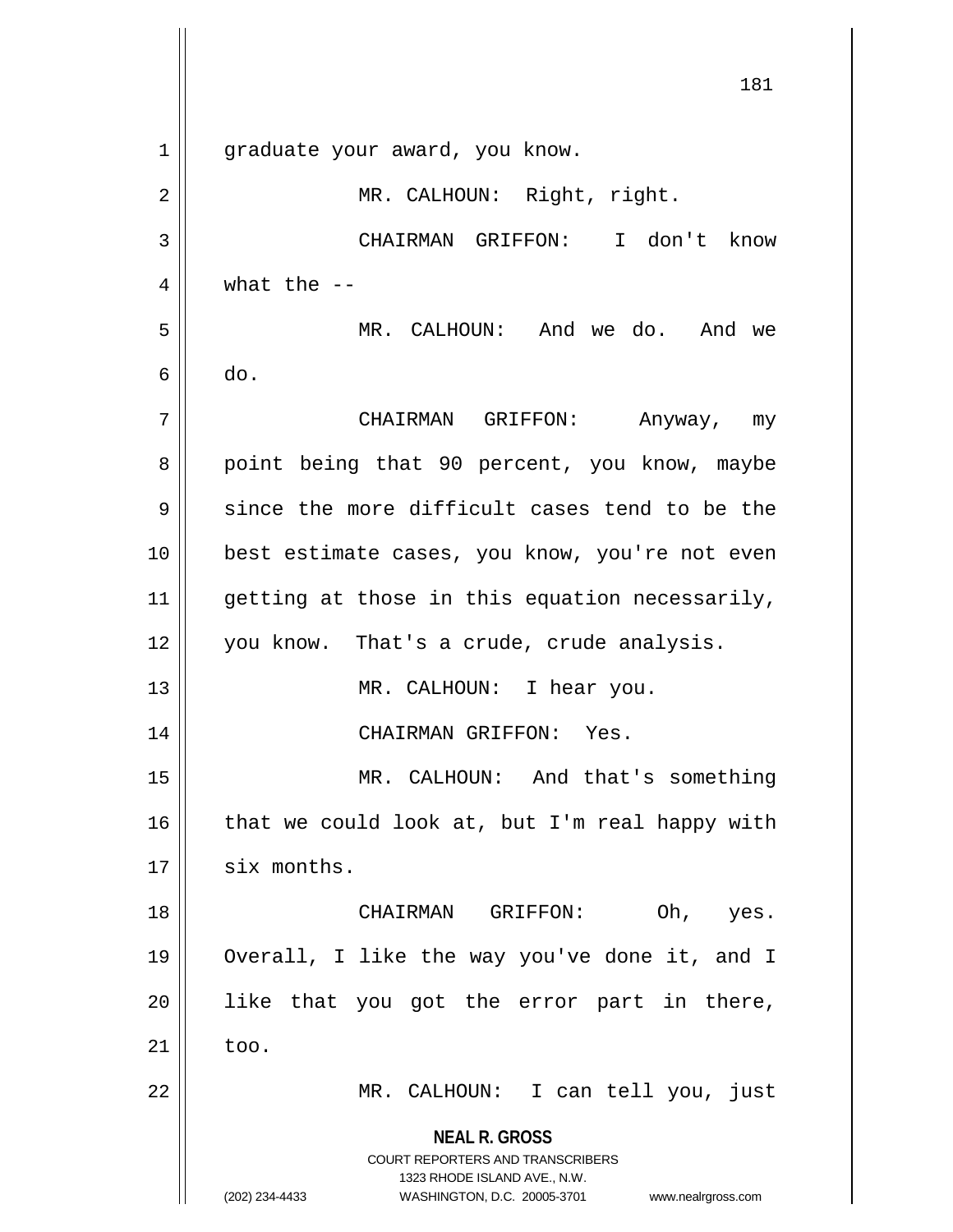graduate your award, you know.

MR. CALHOUN: Right, right.

CHAIRMAN GRIFFON: I don't know what the --

MR. CALHOUN: And we do. And we do.

CHAIRMAN GRIFFON: Anyway, my point being that 90 percent, you know, maybe since the more difficult cases tend to be the best estimate cases, you know, you're not even getting at those in this equation necessarily, you know. That's a crude, crude analysis.

MR. CALHOUN: I hear you.

CHAIRMAN GRIFFON: Yes.

MR. CALHOUN: And that's something that we could look at, but I'm real happy with six months.

CHAIRMAN GRIFFON: Oh, yes. Overall, I like the way you've done it, and I like that you got the error part in there, too.

MR. CALHOUN: I can tell you, just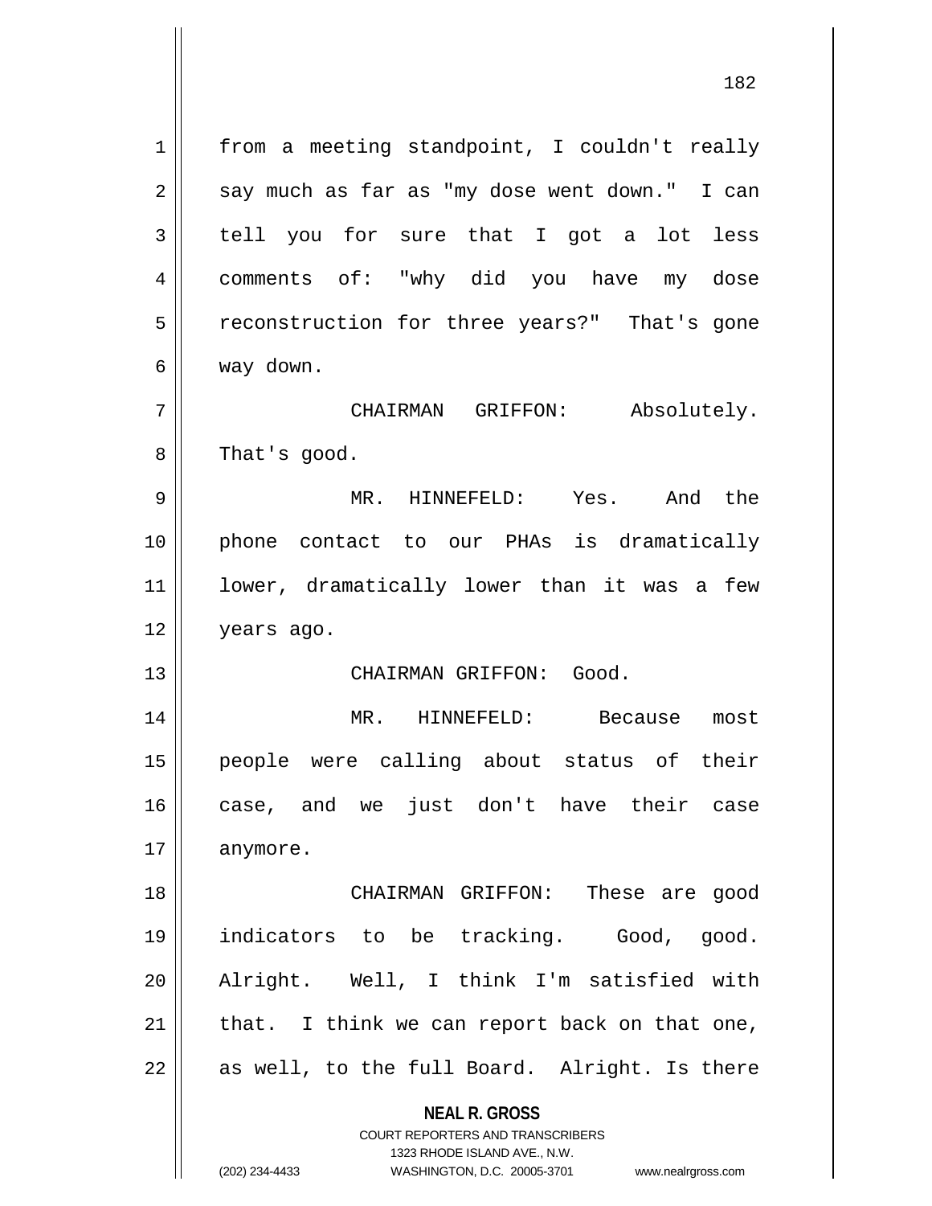from a meeting standpoint, I couldn't really say much as far as "my dose went down." I can tell you for sure that I got a lot less comments of: "why did you have my dose reconstruction for three years?" That's gone way down.

CHAIRMAN GRIFFON: Absolutely. That's good.

MR. HINNEFELD: Yes. And the phone contact to our PHAs is dramatically lower, dramatically lower than it was a few years ago.

CHAIRMAN GRIFFON: Good.

MR. HINNEFELD: Because most people were calling about status of their case, and we just don't have their case anymore.

CHAIRMAN GRIFFON: These are good indicators to be tracking. Good, good. Alright. Well, I think I'm satisfied with that. I think we can report back on that one, as well, to the full Board. Alright. Is there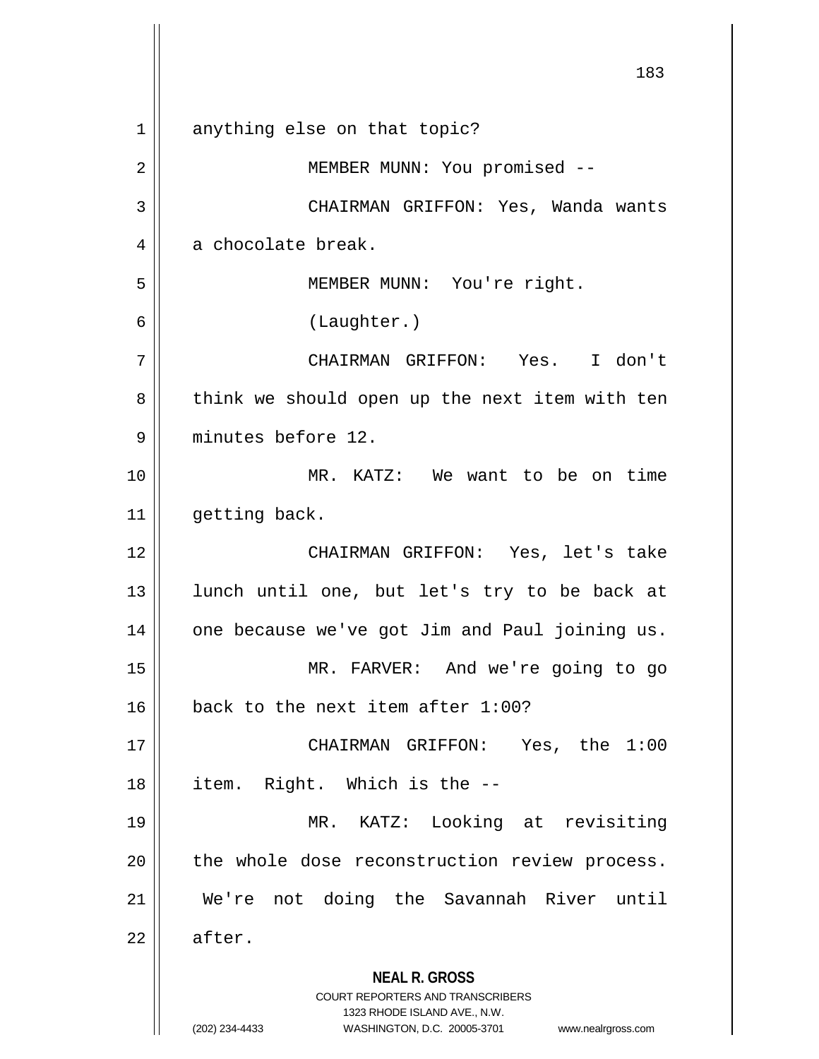anything else on that topic?

MEMBER MUNN: You promised --

CHAIRMAN GRIFFON: Yes, Wanda wants a chocolate break.

MEMBER MUNN: You're right.

(Laughter.)

CHAIRMAN GRIFFON: Yes. I don't think we should open up the next item with ten minutes before 12.

MR. KATZ: We want to be on time getting back.

CHAIRMAN GRIFFON: Yes, let's take lunch until one, but let's try to be back at one because we've got Jim and Paul joining us.

MR. FARVER: And we're going to go back to the next item after 1:00?

CHAIRMAN GRIFFON: Yes, the 1:00 item. Right. Which is the --

MR. KATZ: Looking at revisiting the whole dose reconstruction review process. We're not doing the Savannah River until after.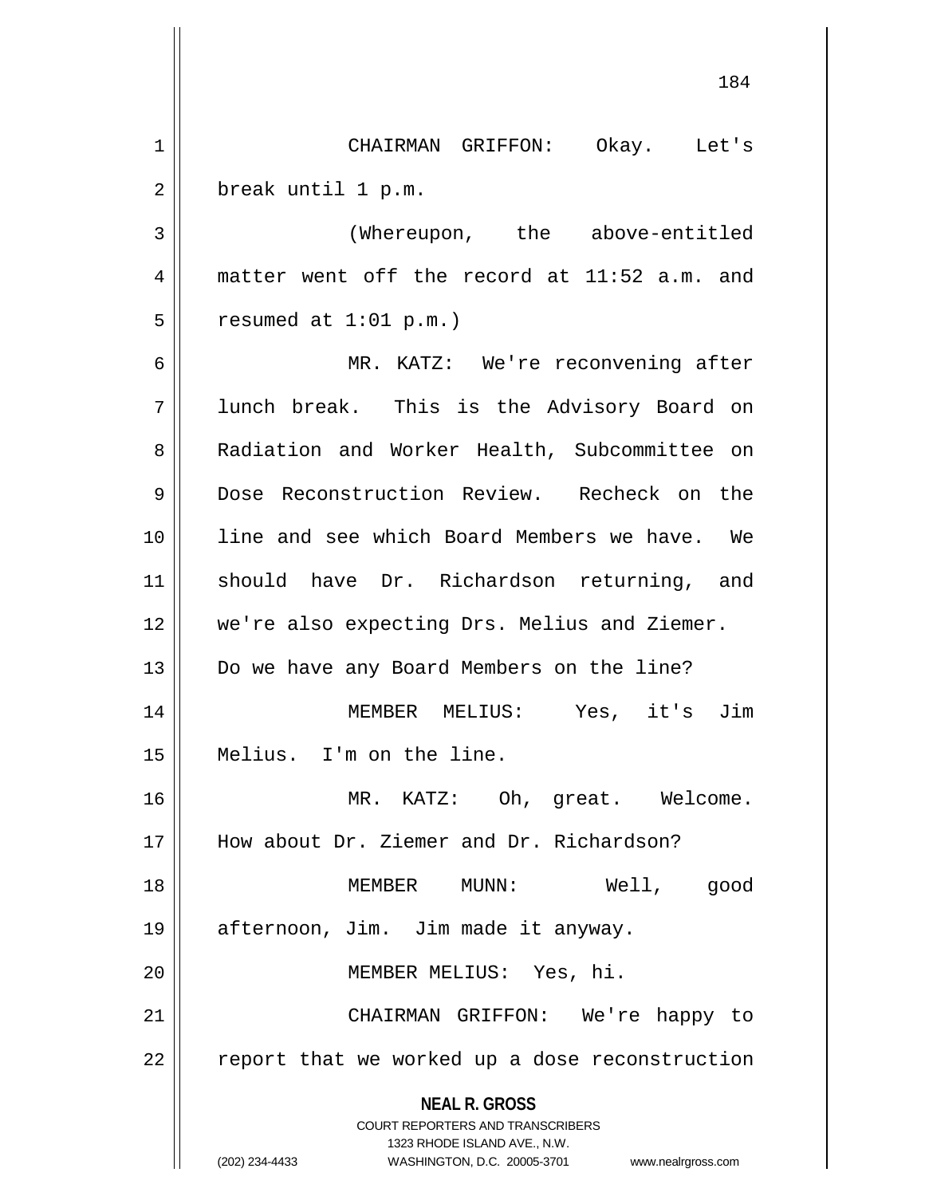CHAIRMAN GRIFFON: Okay. Let's break until 1 p.m.

(Whereupon, the above-entitled matter went off the record at 11:52 a.m. and resumed at 1:01 p.m.)

MR. KATZ: We're reconvening after lunch break. This is the Advisory Board on Radiation and Worker Health, Subcommittee on Dose Reconstruction Review. Recheck on the line and see which Board Members we have. We should have Dr. Richardson returning, and we're also expecting Drs. Melius and Ziemer. Do we have any Board Members on the line?

MEMBER MELIUS: Yes, it's Jim Melius. I'm on the line.

MR. KATZ: Oh, great. Welcome. How about Dr. Ziemer and Dr. Richardson?

MEMBER MUNN: Well, good afternoon, Jim. Jim made it anyway.

MEMBER MELIUS: Yes, hi.

CHAIRMAN GRIFFON: We're happy to report that we worked up a dose reconstruction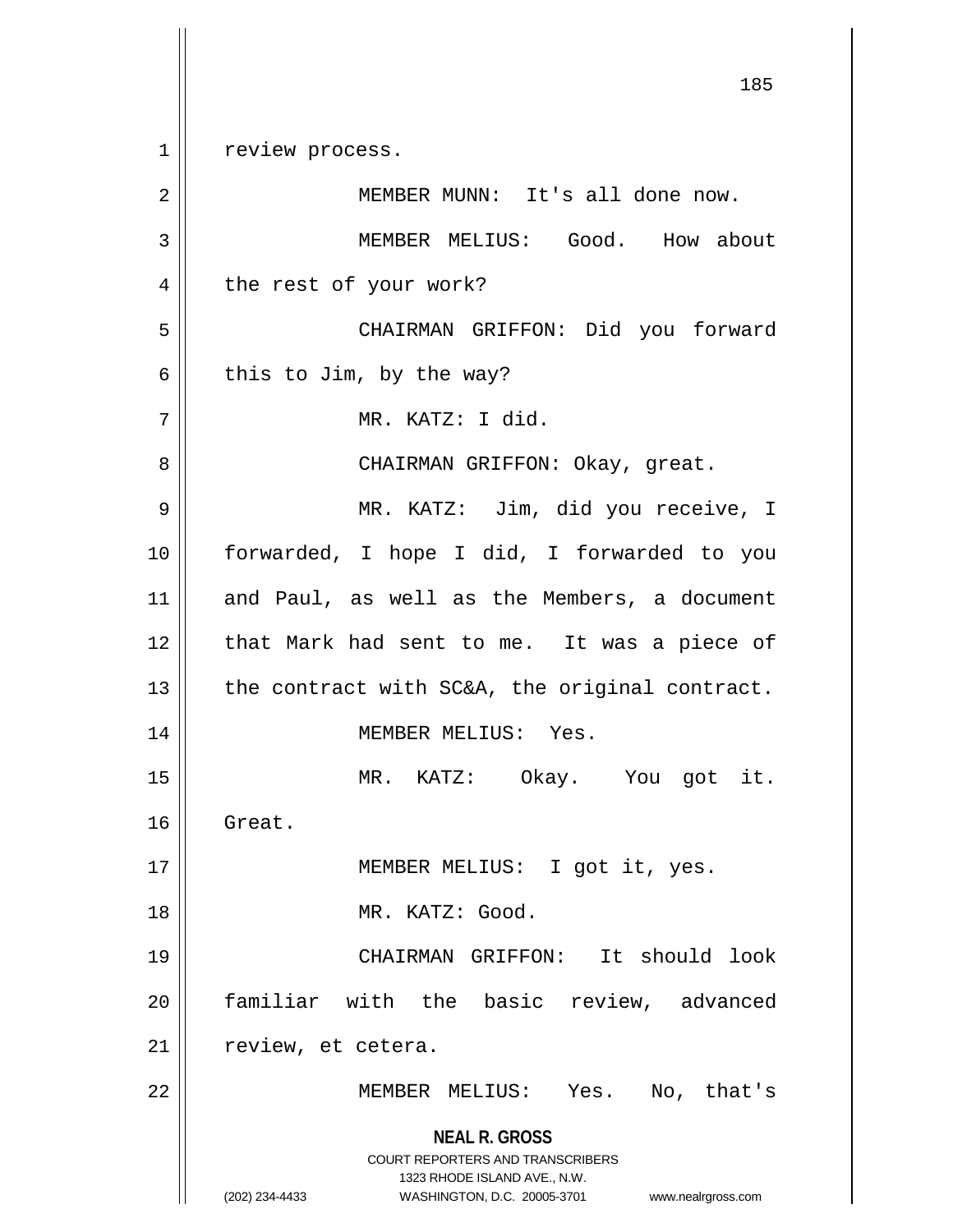review process.

MEMBER MUNN: It's all done now.

MEMBER MELIUS: Good. How about the rest of your work?

CHAIRMAN GRIFFON: Did you forward this to Jim, by the way?

MR. KATZ: I did.

CHAIRMAN GRIFFON: Okay, great.

MR. KATZ: Jim, did you receive, I forwarded, I hope I did, I forwarded to you and Paul, as well as the Members, a document that Mark had sent to me. It was a piece of the contract with SC&A, the original contract.

MEMBER MELIUS: Yes.

MR. KATZ: Okay. You got it. Great.

MEMBER MELIUS: I got it, yes.

MR. KATZ: Good.

CHAIRMAN GRIFFON: It should look familiar with the basic review, advanced review, et cetera.

MEMBER MELIUS: Yes. No, that's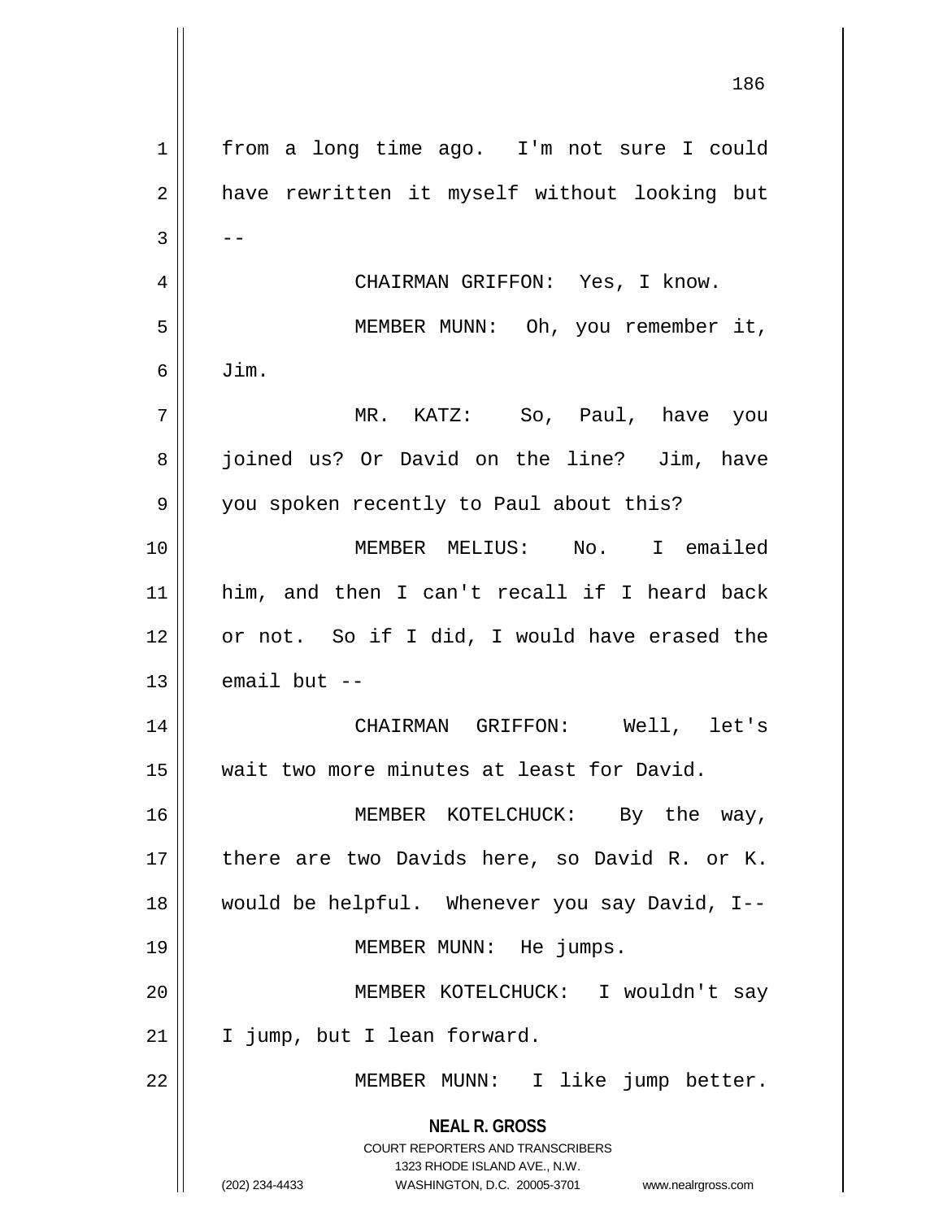from a long time ago. I'm not sure I could have rewritten it myself without looking but --

CHAIRMAN GRIFFON: Yes, I know.

MEMBER MUNN: Oh, you remember it, Jim.

MR. KATZ: So, Paul, have you joined us? Or David on the line? Jim, have you spoken recently to Paul about this?

MEMBER MELIUS: No. I emailed him, and then I can't recall if I heard back or not. So if I did, I would have erased the email but --

CHAIRMAN GRIFFON: Well, let's wait two more minutes at least for David.

MEMBER KOTELCHUCK: By the way, there are two Davids here, so David R. or K. would be helpful. Whenever you say David, I--

MEMBER MUNN: He jumps.

MEMBER KOTELCHUCK: I wouldn't say I jump, but I lean forward.

MEMBER MUNN: I like jump better.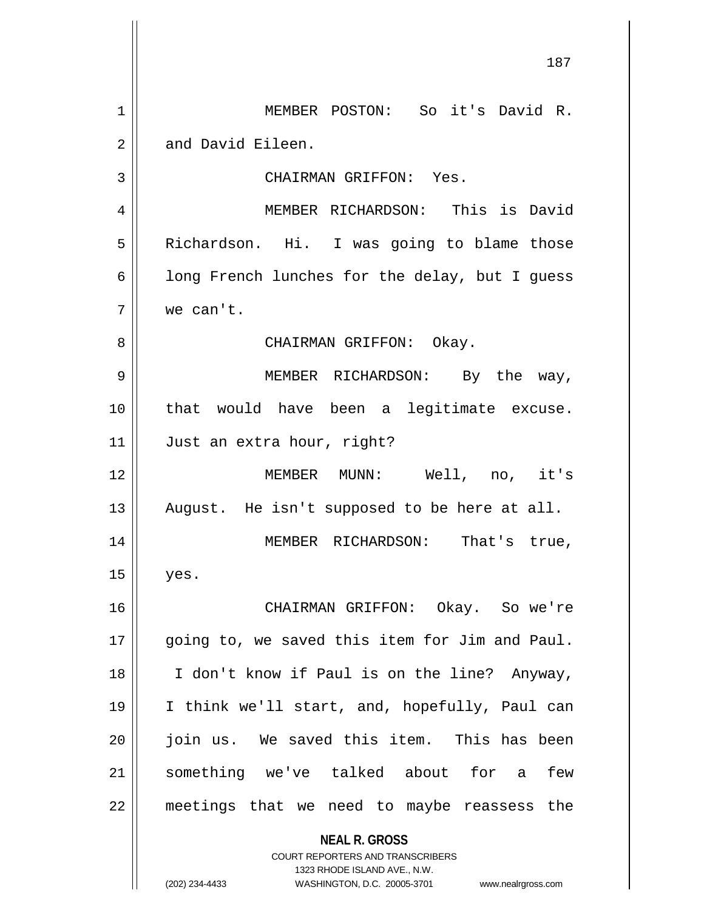MEMBER POSTON: So it's David R. and David Eileen.

CHAIRMAN GRIFFON: Yes.

MEMBER RICHARDSON: This is David Richardson. Hi. I was going to blame those long French lunches for the delay, but I guess we can't.

CHAIRMAN GRIFFON: Okay.

MEMBER RICHARDSON: By the way, that would have been a legitimate excuse. Just an extra hour, right?

MEMBER MUNN: Well, no, it's August. He isn't supposed to be here at all.

MEMBER RICHARDSON: That's true, yes.

CHAIRMAN GRIFFON: Okay. So we're going to, we saved this item for Jim and Paul. I don't know if Paul is on the line? Anyway, I think we'll start, and, hopefully, Paul can join us. We saved this item. This has been something we've talked about for a few meetings that we need to maybe reassess the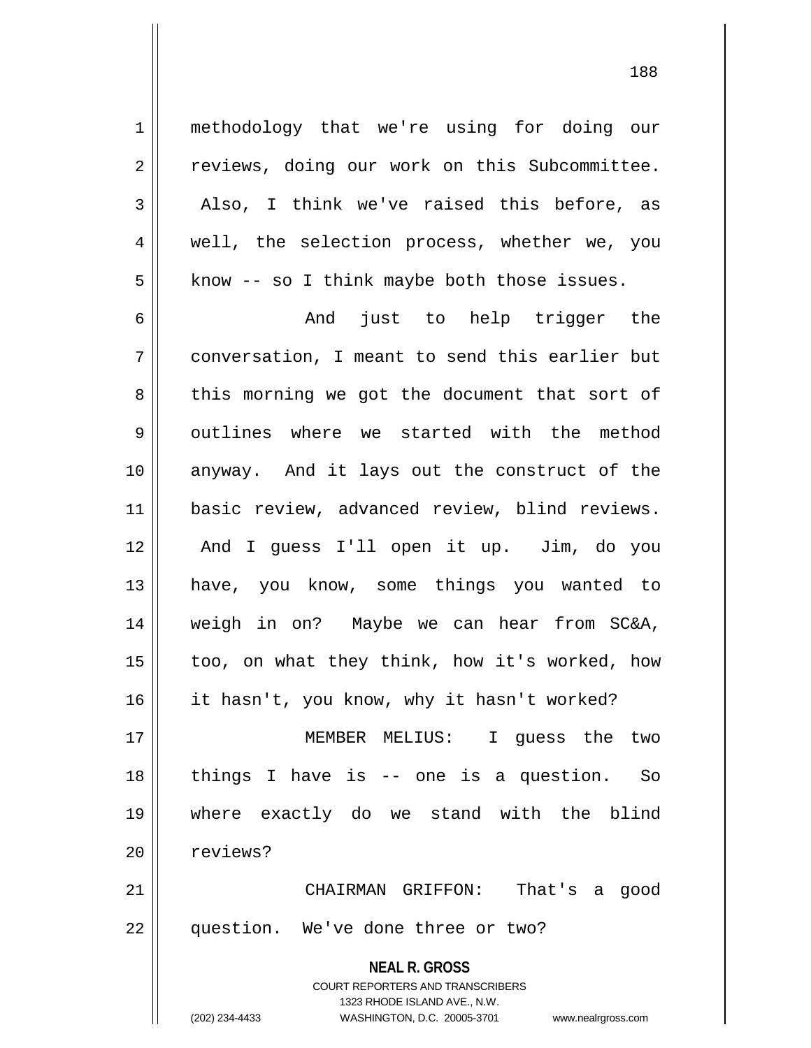methodology that we're using for doing our reviews, doing our work on this Subcommittee. Also, I think we've raised this before, as well, the selection process, whether we, you know -- so I think maybe both those issues.

And just to help trigger the conversation, I meant to send this earlier but this morning we got the document that sort of outlines where we started with the method anyway. And it lays out the construct of the basic review, advanced review, blind reviews. And I guess I'll open it up. Jim, do you have, you know, some things you wanted to weigh in on? Maybe we can hear from SC&A, too, on what they think, how it's worked, how it hasn't, you know, why it hasn't worked?

MEMBER MELIUS: I guess the two things I have is -- one is a question. So where exactly do we stand with the blind reviews?

CHAIRMAN GRIFFON: That's a good question. We've done three or two?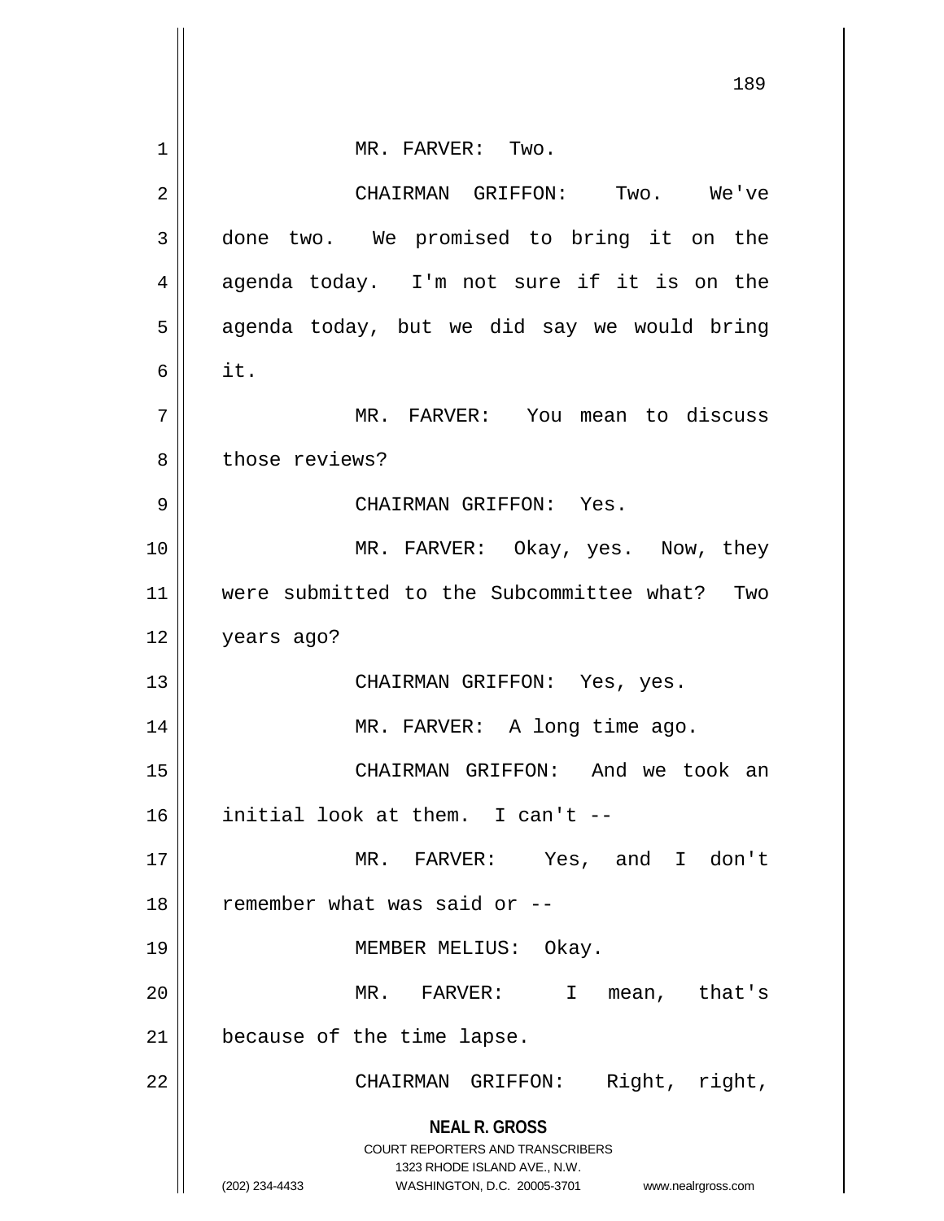MR. FARVER: Two.

CHAIRMAN GRIFFON: Two. We've done two. We promised to bring it on the agenda today. I'm not sure if it is on the agenda today, but we did say we would bring it.

MR. FARVER: You mean to discuss those reviews?

CHAIRMAN GRIFFON: Yes.

MR. FARVER: Okay, yes. Now, they were submitted to the Subcommittee what? Two years ago?

CHAIRMAN GRIFFON: Yes, yes.

MR. FARVER: A long time ago.

CHAIRMAN GRIFFON: And we took an initial look at them. I can't --

MR. FARVER: Yes, and I don't remember what was said or --

MEMBER MELIUS: Okay.

MR. FARVER: I mean, that's because of the time lapse.

CHAIRMAN GRIFFON: Right, right,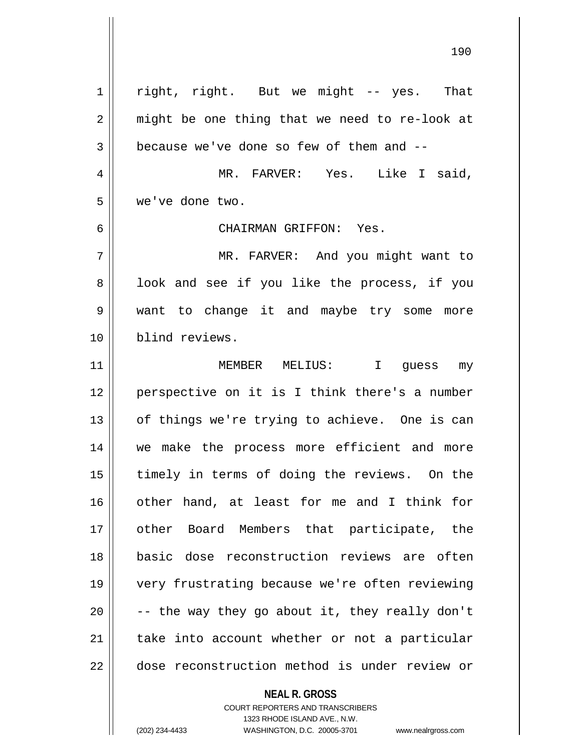right, right. But we might -- yes. That might be one thing that we need to re-look at because we've done so few of them and --

MR. FARVER: Yes. Like I said, we've done two.

CHAIRMAN GRIFFON: Yes.

MR. FARVER: And you might want to look and see if you like the process, if you want to change it and maybe try some more blind reviews.

MEMBER MELIUS: I guess my perspective on it is I think there's a number of things we're trying to achieve. One is can we make the process more efficient and more timely in terms of doing the reviews. On the other hand, at least for me and I think for other Board Members that participate, the basic dose reconstruction reviews are often very frustrating because we're often reviewing -- the way they go about it, they really don't take into account whether or not a particular dose reconstruction method is under review or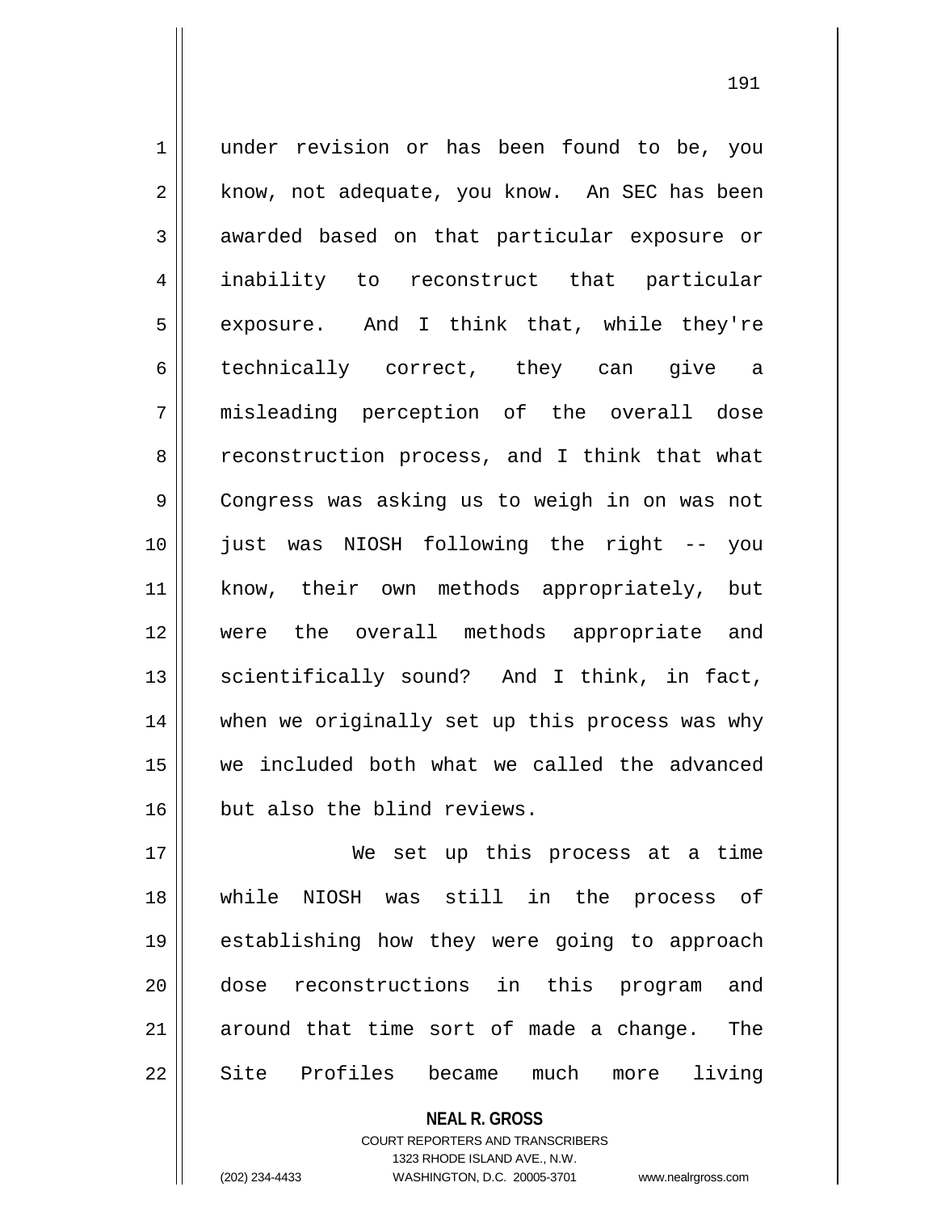under revision or has been found to be, you know, not adequate, you know. An SEC has been awarded based on that particular exposure or inability to reconstruct that particular exposure. And I think that, while they're technically correct, they can give a misleading perception of the overall dose reconstruction process, and I think that what Congress was asking us to weigh in on was not just was NIOSH following the right -- you know, their own methods appropriately, but were the overall methods appropriate and scientifically sound? And I think, in fact, when we originally set up this process was why we included both what we called the advanced but also the blind reviews.

We set up this process at a time while NIOSH was still in the process of establishing how they were going to approach dose reconstructions in this program and around that time sort of made a change. The Site Profiles became much more living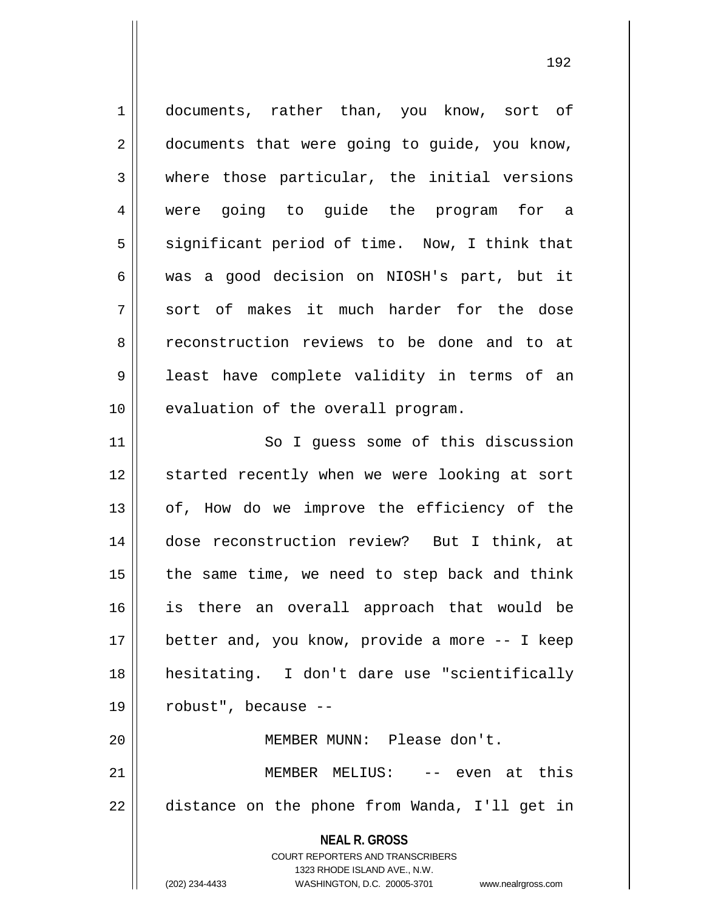documents, rather than, you know, sort of documents that were going to guide, you know, where those particular, the initial versions were going to guide the program for a significant period of time. Now, I think that was a good decision on NIOSH's part, but it sort of makes it much harder for the dose reconstruction reviews to be done and to at least have complete validity in terms of an evaluation of the overall program.

So I guess some of this discussion started recently when we were looking at sort of, How do we improve the efficiency of the dose reconstruction review? But I think, at the same time, we need to step back and think is there an overall approach that would be better and, you know, provide a more -- I keep hesitating. I don't dare use "scientifically robust", because --

MEMBER MUNN: Please don't.

MEMBER MELIUS: -- even at this distance on the phone from Wanda, I'll get in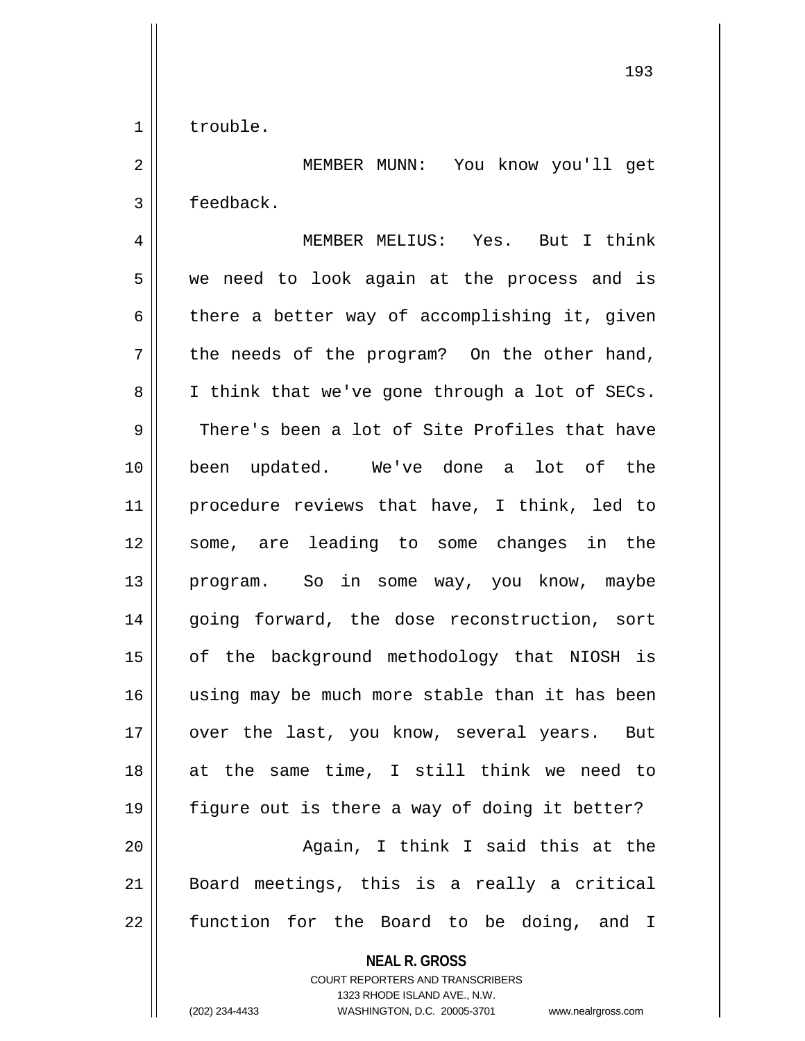trouble.

MEMBER MUNN: You know you'll get feedback.

MEMBER MELIUS: Yes. But I think we need to look again at the process and is there a better way of accomplishing it, given the needs of the program? On the other hand, I think that we've gone through a lot of SECs. There's been a lot of Site Profiles that have been updated. We've done a lot of the procedure reviews that have, I think, led to some, are leading to some changes in the program. So in some way, you know, maybe going forward, the dose reconstruction, sort of the background methodology that NIOSH is using may be much more stable than it has been over the last, you know, several years. But at the same time, I still think we need to figure out is there a way of doing it better?

Again, I think I said this at the Board meetings, this is a really a critical function for the Board to be doing, and I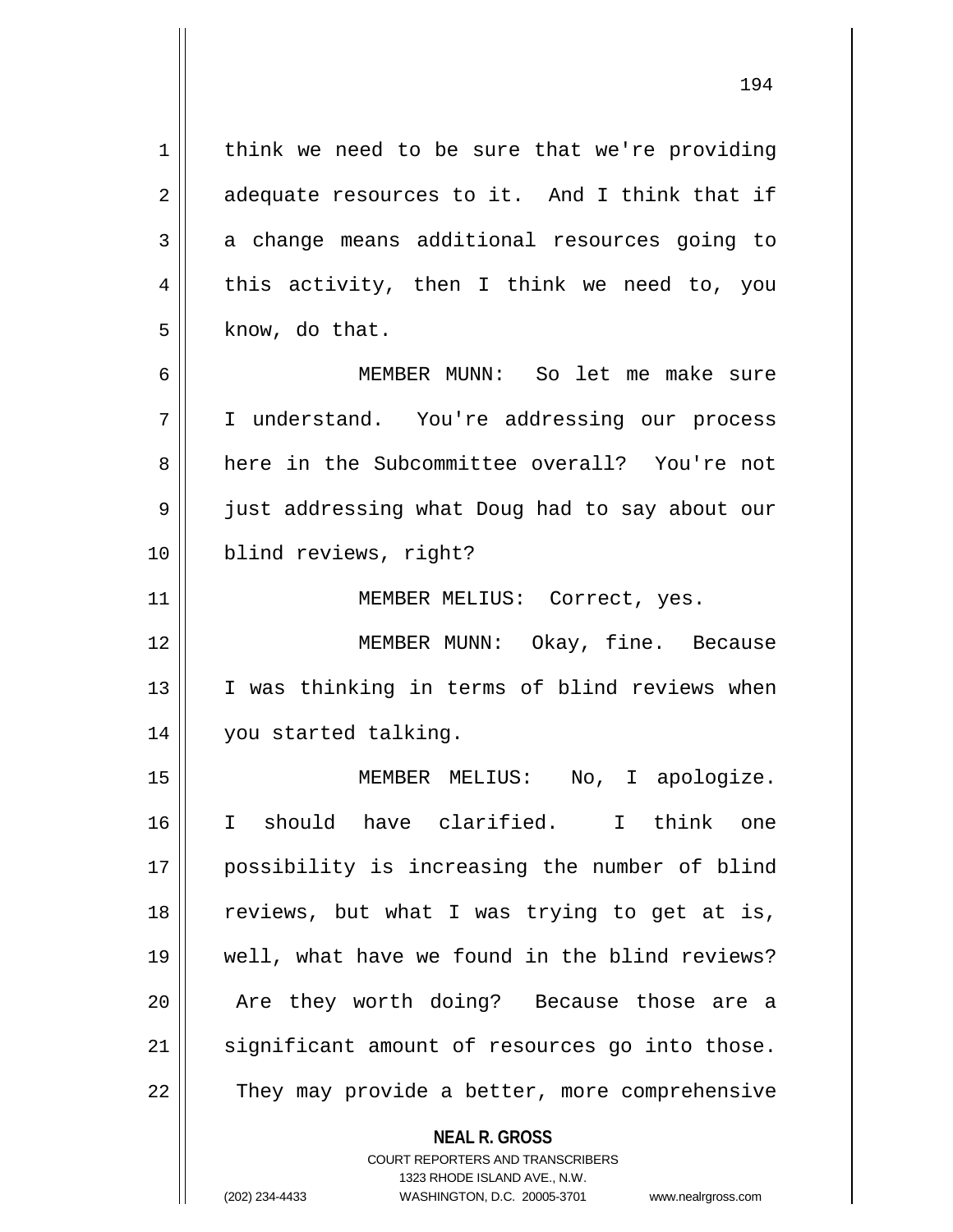think we need to be sure that we're providing adequate resources to it. And I think that if a change means additional resources going to this activity, then I think we need to, you know, do that.

MEMBER MUNN: So let me make sure I understand. You're addressing our process here in the Subcommittee overall? You're not just addressing what Doug had to say about our blind reviews, right?

MEMBER MELIUS: Correct, yes.

MEMBER MUNN: Okay, fine. Because I was thinking in terms of blind reviews when you started talking.

MEMBER MELIUS: No, I apologize. I should have clarified. I think one possibility is increasing the number of blind reviews, but what I was trying to get at is, well, what have we found in the blind reviews? Are they worth doing? Because those are a significant amount of resources go into those. They may provide a better, more comprehensive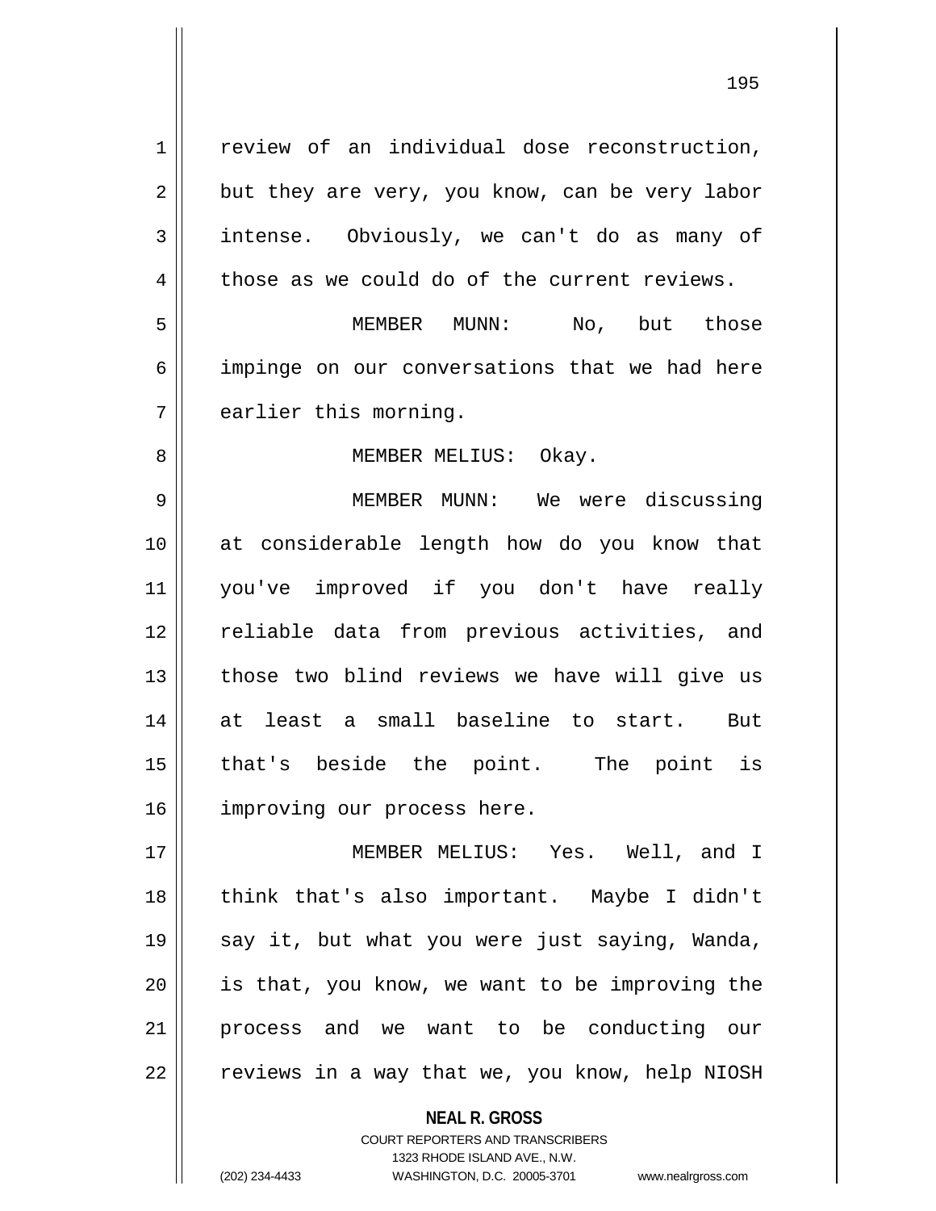review of an individual dose reconstruction, but they are very, you know, can be very labor intense. Obviously, we can't do as many of those as we could do of the current reviews.

MEMBER MUNN: No, but those impinge on our conversations that we had here earlier this morning.

MEMBER MELIUS: Okay.

MEMBER MUNN: We were discussing at considerable length how do you know that you've improved if you don't have really reliable data from previous activities, and those two blind reviews we have will give us at least a small baseline to start. But that's beside the point. The point is improving our process here.

MEMBER MELIUS: Yes. Well, and I think that's also important. Maybe I didn't say it, but what you were just saying, Wanda, is that, you know, we want to be improving the process and we want to be conducting our reviews in a way that we, you know, help NIOSH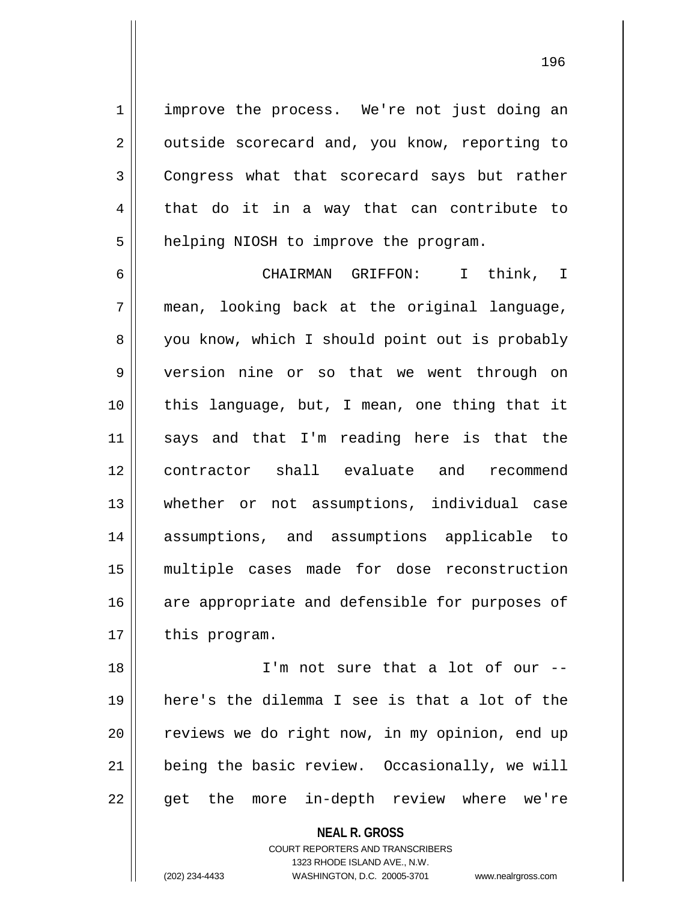improve the process. We're not just doing an outside scorecard and, you know, reporting to Congress what that scorecard says but rather that do it in a way that can contribute to helping NIOSH to improve the program.

CHAIRMAN GRIFFON: I think, I mean, looking back at the original language, you know, which I should point out is probably version nine or so that we went through on this language, but, I mean, one thing that it says and that I'm reading here is that the contractor shall evaluate and recommend whether or not assumptions, individual case assumptions, and assumptions applicable to multiple cases made for dose reconstruction are appropriate and defensible for purposes of this program.

I'm not sure that a lot of our -- here's the dilemma I see is that a lot of the reviews we do right now, in my opinion, end up being the basic review. Occasionally, we will get the more in-depth review where we're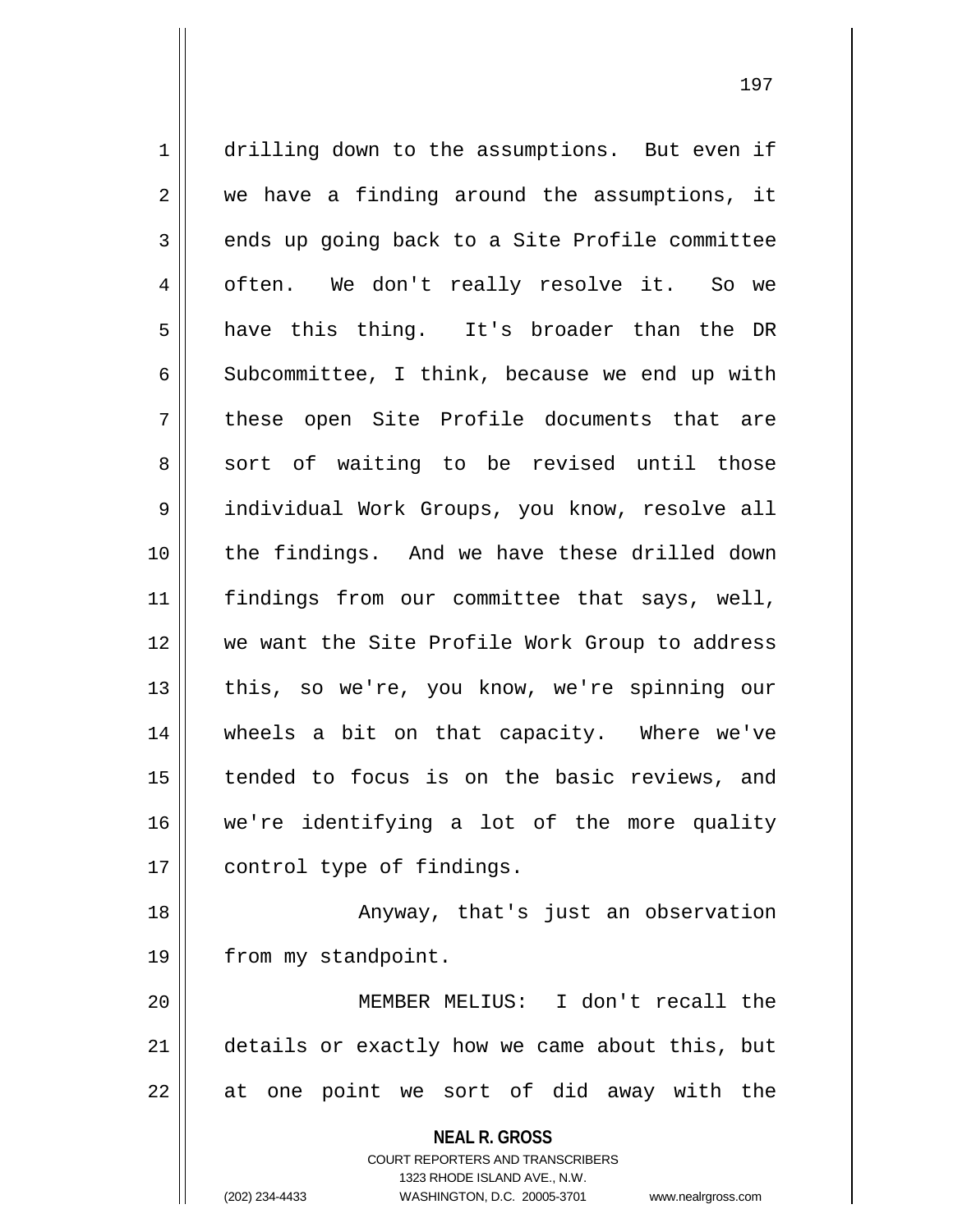drilling down to the assumptions. But even if we have a finding around the assumptions, it ends up going back to a Site Profile committee often. We don't really resolve it. So we have this thing. It's broader than the DR Subcommittee, I think, because we end up with these open Site Profile documents that are sort of waiting to be revised until those individual Work Groups, you know, resolve all the findings. And we have these drilled down findings from our committee that says, well, we want the Site Profile Work Group to address this, so we're, you know, we're spinning our wheels a bit on that capacity. Where we've tended to focus is on the basic reviews, and we're identifying a lot of the more quality control type of findings.

Anyway, that's just an observation from my standpoint.

MEMBER MELIUS: I don't recall the details or exactly how we came about this, but at one point we sort of did away with the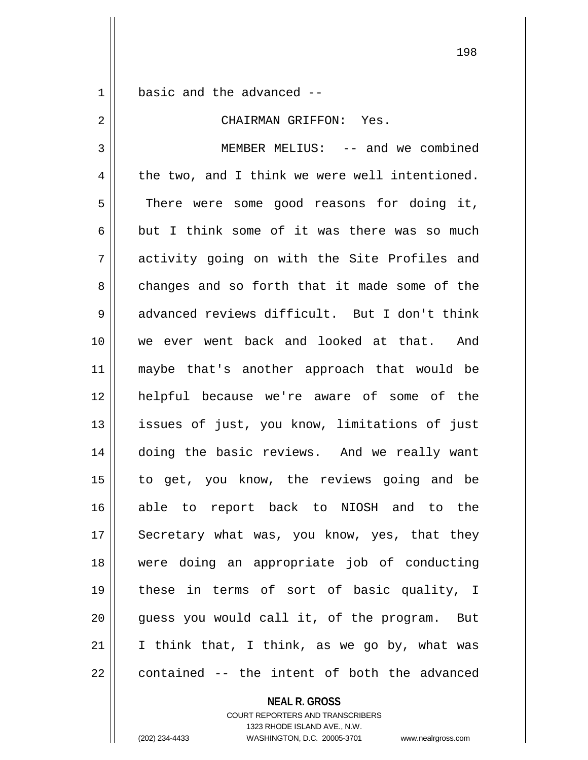basic and the advanced --

CHAIRMAN GRIFFON: Yes.

MEMBER MELIUS: -- and we combined the two, and I think we were well intentioned. There were some good reasons for doing it, but I think some of it was there was so much activity going on with the Site Profiles and changes and so forth that it made some of the advanced reviews difficult. But I don't think we ever went back and looked at that. And maybe that's another approach that would be helpful because we're aware of some of the issues of just, you know, limitations of just doing the basic reviews. And we really want to get, you know, the reviews going and be able to report back to NIOSH and to the Secretary what was, you know, yes, that they were doing an appropriate job of conducting these in terms of sort of basic quality, I guess you would call it, of the program. But I think that, I think, as we go by, what was contained -- the intent of both the advanced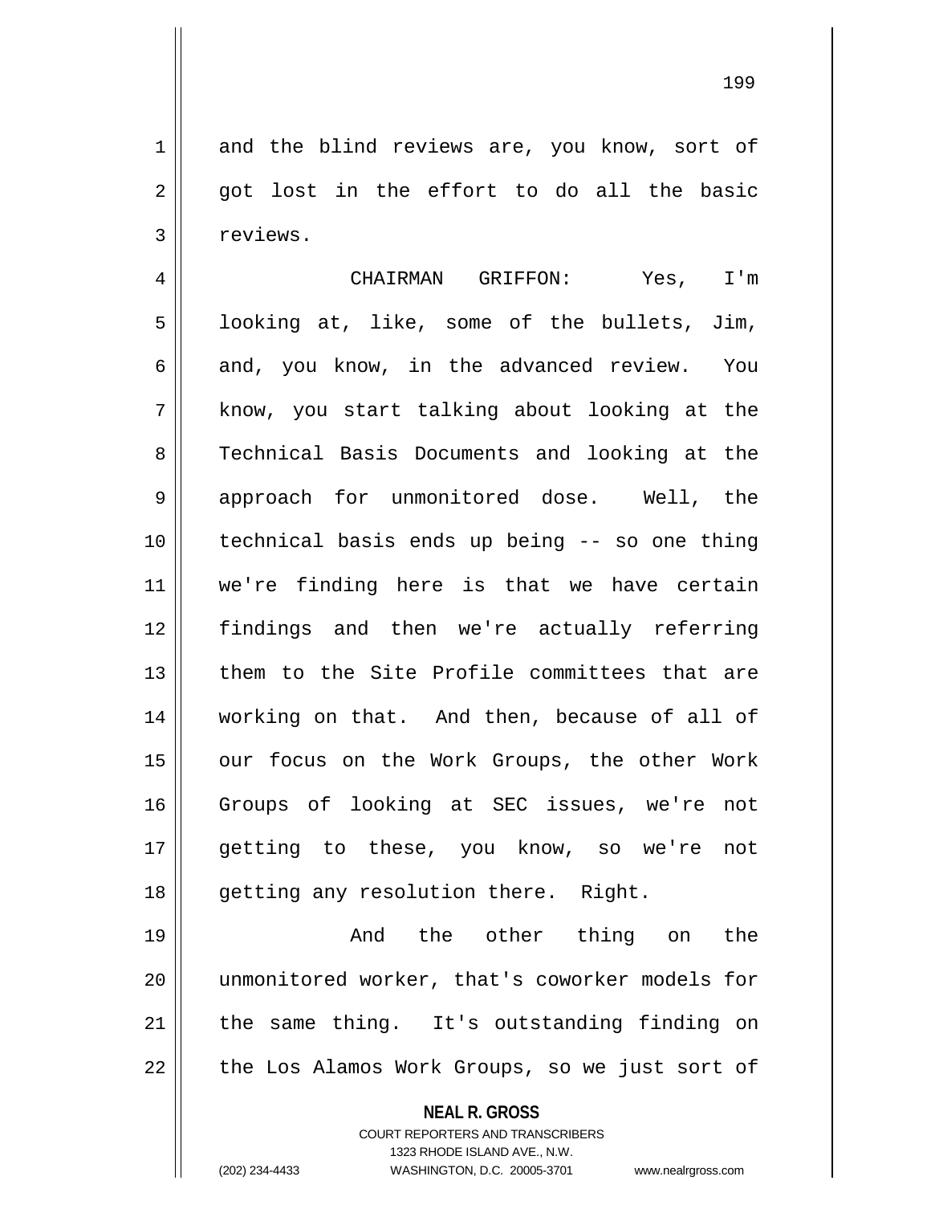and the blind reviews are, you know, sort of got lost in the effort to do all the basic reviews.

CHAIRMAN GRIFFON: Yes, I'm looking at, like, some of the bullets, Jim, and, you know, in the advanced review. You know, you start talking about looking at the Technical Basis Documents and looking at the approach for unmonitored dose. Well, the technical basis ends up being -- so one thing we're finding here is that we have certain findings and then we're actually referring them to the Site Profile committees that are working on that. And then, because of all of our focus on the Work Groups, the other Work Groups of looking at SEC issues, we're not getting to these, you know, so we're not getting any resolution there. Right.

And the other thing on the unmonitored worker, that's coworker models for the same thing. It's outstanding finding on the Los Alamos Work Groups, so we just sort of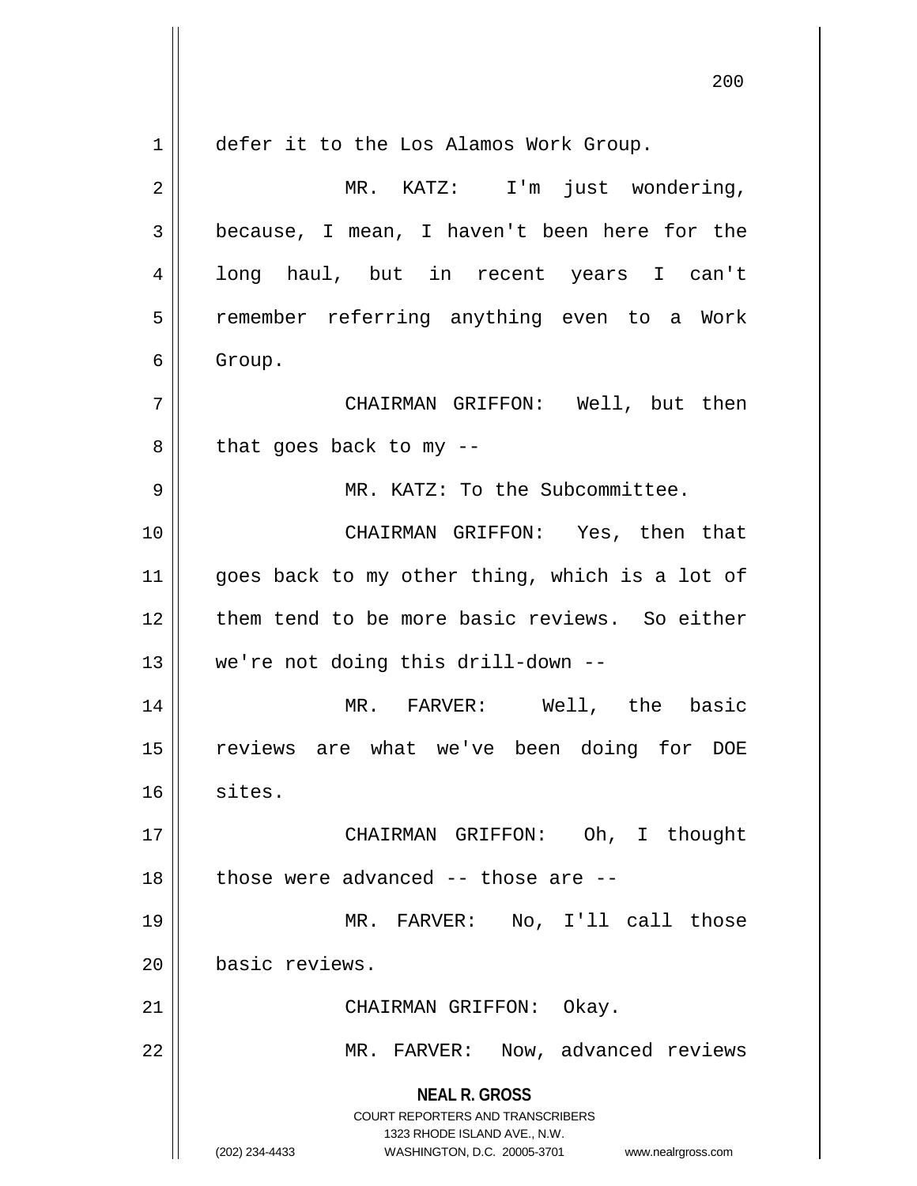defer it to the Los Alamos Work Group.

MR. KATZ: I'm just wondering, because, I mean, I haven't been here for the long haul, but in recent years I can't remember referring anything even to a Work Group.

CHAIRMAN GRIFFON: Well, but then that goes back to my --

MR. KATZ: To the Subcommittee.

CHAIRMAN GRIFFON: Yes, then that goes back to my other thing, which is a lot of them tend to be more basic reviews. So either we're not doing this drill-down --

MR. FARVER: Well, the basic reviews are what we've been doing for DOE sites.

CHAIRMAN GRIFFON: Oh, I thought those were advanced -- those are --

MR. FARVER: No, I'll call those basic reviews.

CHAIRMAN GRIFFON: Okay.

MR. FARVER: Now, advanced reviews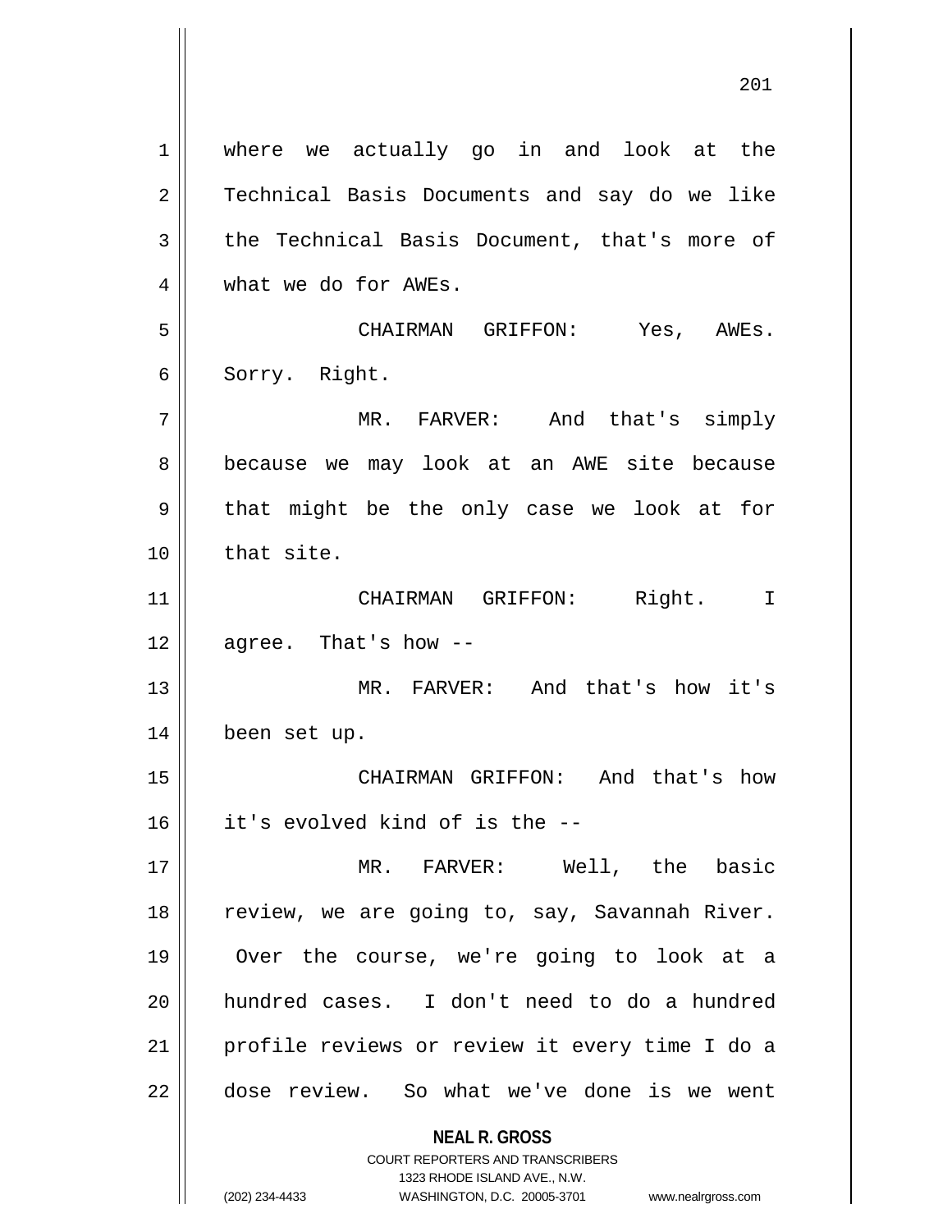where we actually go in and look at the Technical Basis Documents and say do we like the Technical Basis Document, that's more of what we do for AWEs.

CHAIRMAN GRIFFON: Yes, AWEs. Sorry. Right.

MR. FARVER: And that's simply because we may look at an AWE site because that might be the only case we look at for that site.

CHAIRMAN GRIFFON: Right. I agree. That's how --

MR. FARVER: And that's how it's been set up.

CHAIRMAN GRIFFON: And that's how it's evolved kind of is the --

MR. FARVER: Well, the basic review, we are going to, say, Savannah River. Over the course, we're going to look at a hundred cases. I don't need to do a hundred profile reviews or review it every time I do a dose review. So what we've done is we went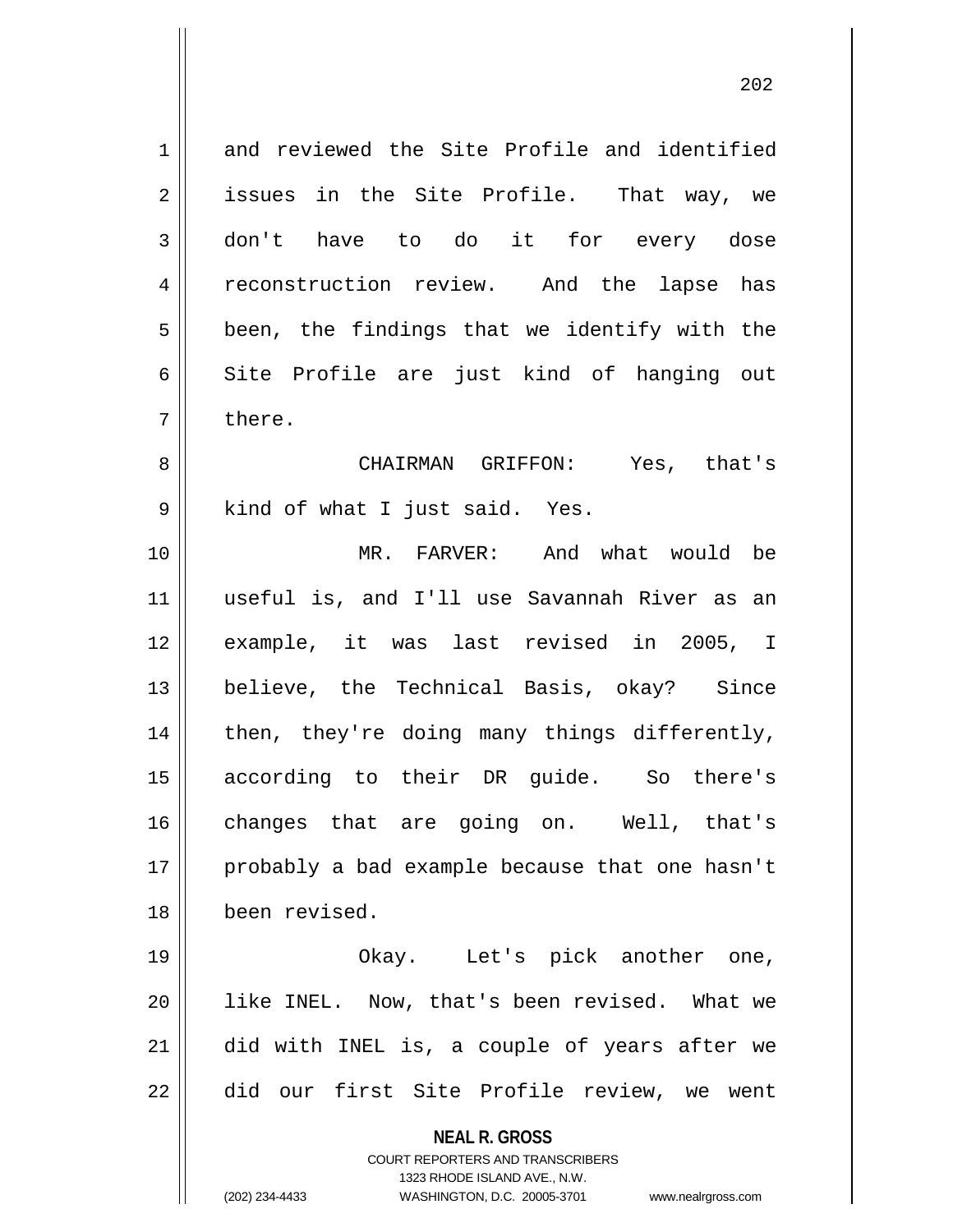and reviewed the Site Profile and identified issues in the Site Profile. That way, we don't have to do it for every dose reconstruction review. And the lapse has been, the findings that we identify with the Site Profile are just kind of hanging out there.

CHAIRMAN GRIFFON: Yes, that's kind of what I just said. Yes.

MR. FARVER: And what would be useful is, and I'll use Savannah River as an example, it was last revised in 2005, I believe, the Technical Basis, okay? Since then, they're doing many things differently, according to their DR guide. So there's changes that are going on. Well, that's probably a bad example because that one hasn't been revised.

Okay. Let's pick another one, like INEL. Now, that's been revised. What we did with INEL is, a couple of years after we did our first Site Profile review, we went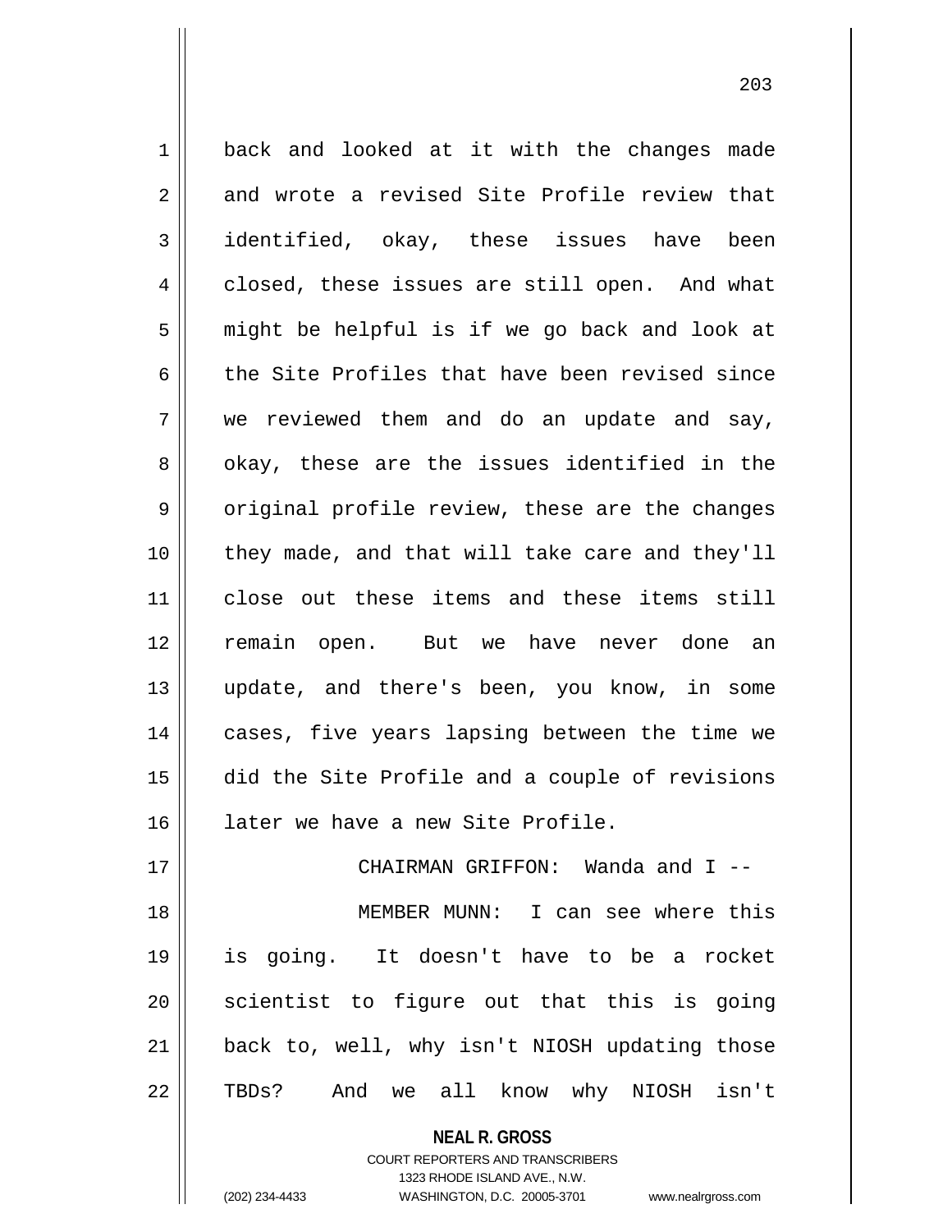back and looked at it with the changes made and wrote a revised Site Profile review that identified, okay, these issues have been closed, these issues are still open. And what might be helpful is if we go back and look at the Site Profiles that have been revised since we reviewed them and do an update and say, okay, these are the issues identified in the original profile review, these are the changes they made, and that will take care and they'll close out these items and these items still remain open. But we have never done an update, and there's been, you know, in some cases, five years lapsing between the time we did the Site Profile and a couple of revisions later we have a new Site Profile.

CHAIRMAN GRIFFON: Wanda and I --

MEMBER MUNN: I can see where this is going. It doesn't have to be a rocket scientist to figure out that this is going back to, well, why isn't NIOSH updating those TBDs? And we all know why NIOSH isn't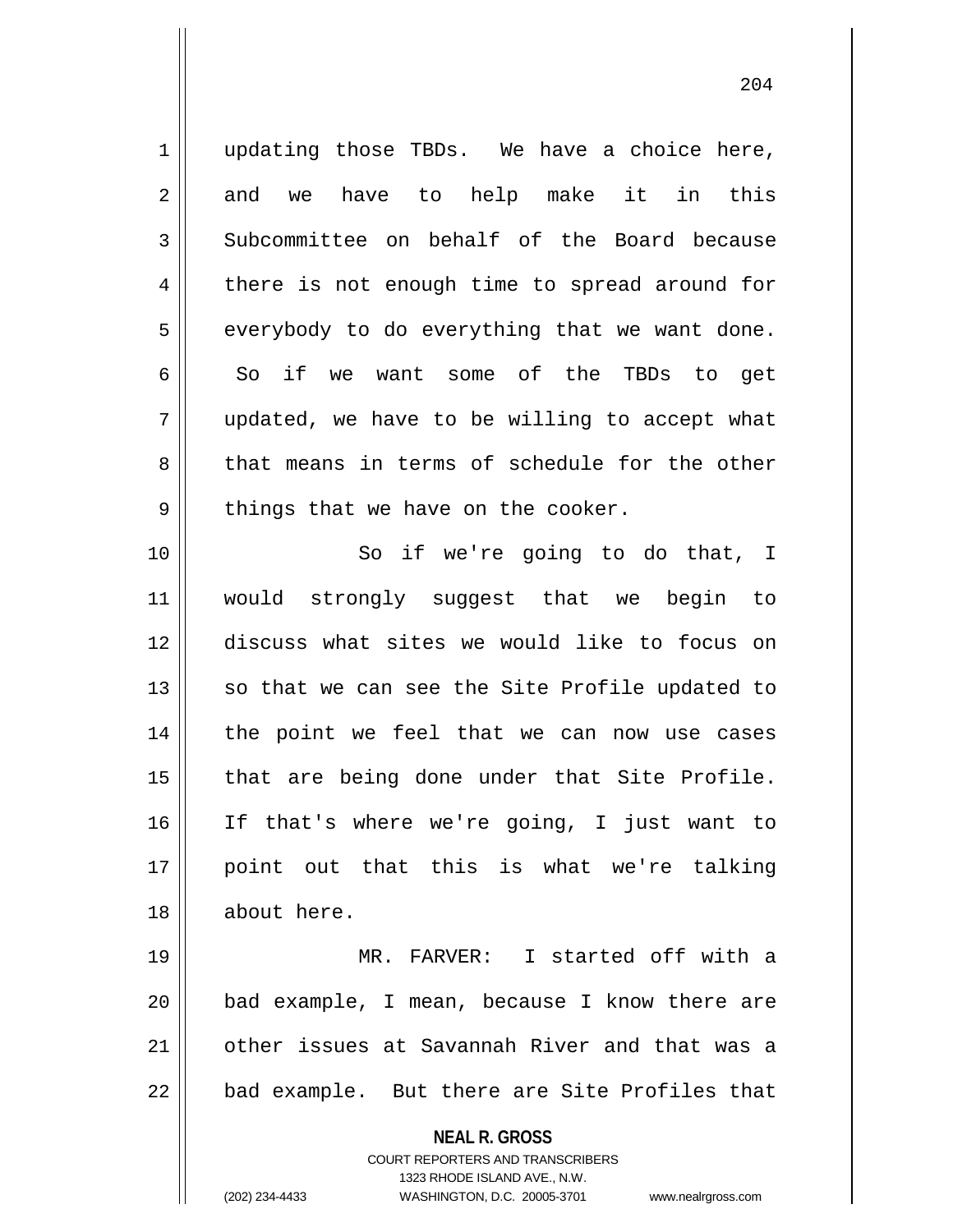updating those TBDs. We have a choice here, and we have to help make it in this Subcommittee on behalf of the Board because there is not enough time to spread around for everybody to do everything that we want done. So if we want some of the TBDs to get updated, we have to be willing to accept what that means in terms of schedule for the other things that we have on the cooker.

So if we're going to do that, I would strongly suggest that we begin to discuss what sites we would like to focus on so that we can see the Site Profile updated to the point we feel that we can now use cases that are being done under that Site Profile. If that's where we're going, I just want to point out that this is what we're talking about here.

MR. FARVER: I started off with a bad example, I mean, because I know there are other issues at Savannah River and that was a bad example. But there are Site Profiles that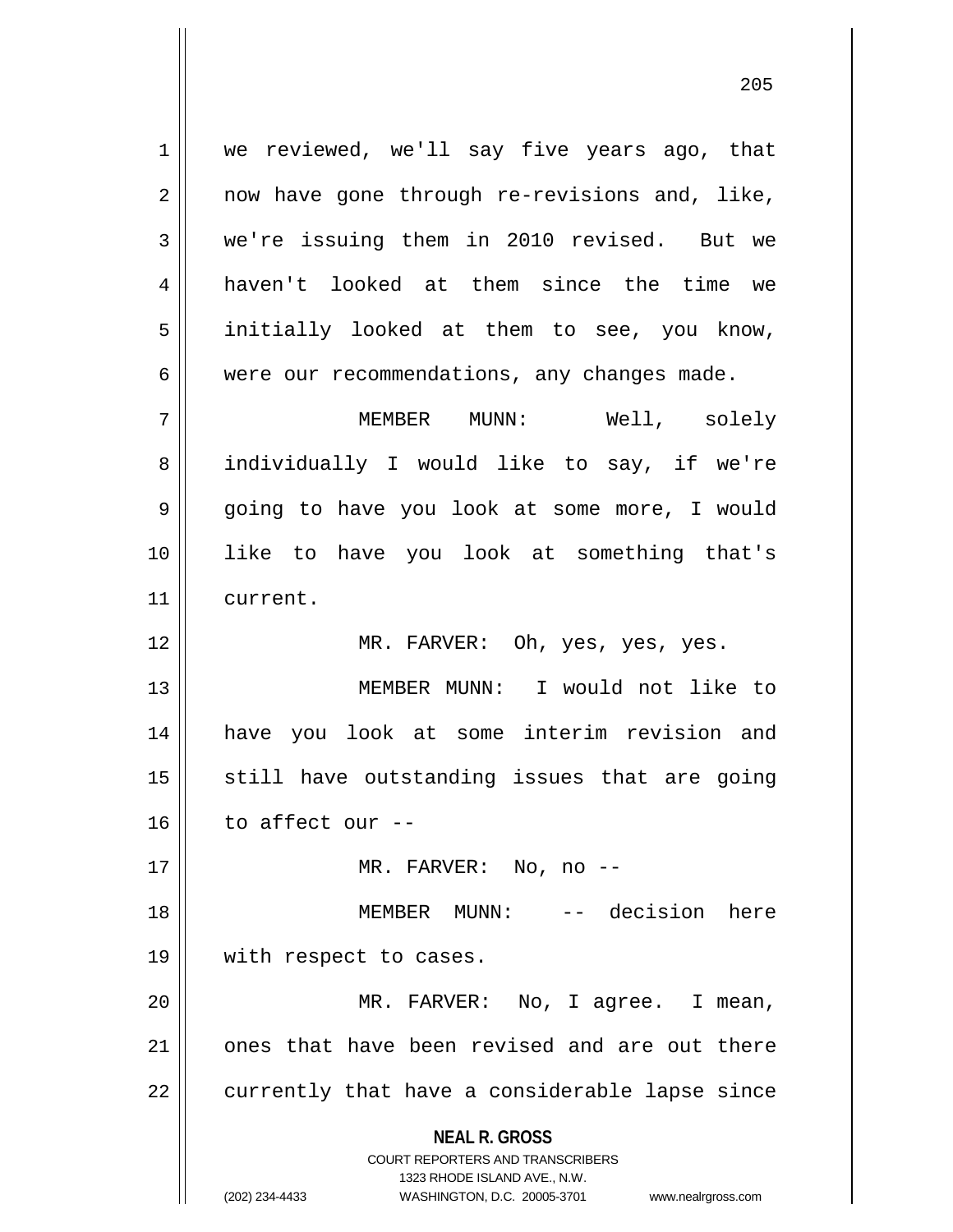we reviewed, we'll say five years ago, that now have gone through re-revisions and, like, we're issuing them in 2010 revised. But we haven't looked at them since the time we initially looked at them to see, you know, were our recommendations, any changes made.

MEMBER MUNN: Well, solely individually I would like to say, if we're going to have you look at some more, I would like to have you look at something that's current.

MR. FARVER: Oh, yes, yes, yes.

MEMBER MUNN: I would not like to have you look at some interim revision and still have outstanding issues that are going to affect our --

MR. FARVER: No, no --

MEMBER MUNN: -- decision here with respect to cases.

MR. FARVER: No, I agree. I mean, ones that have been revised and are out there currently that have a considerable lapse since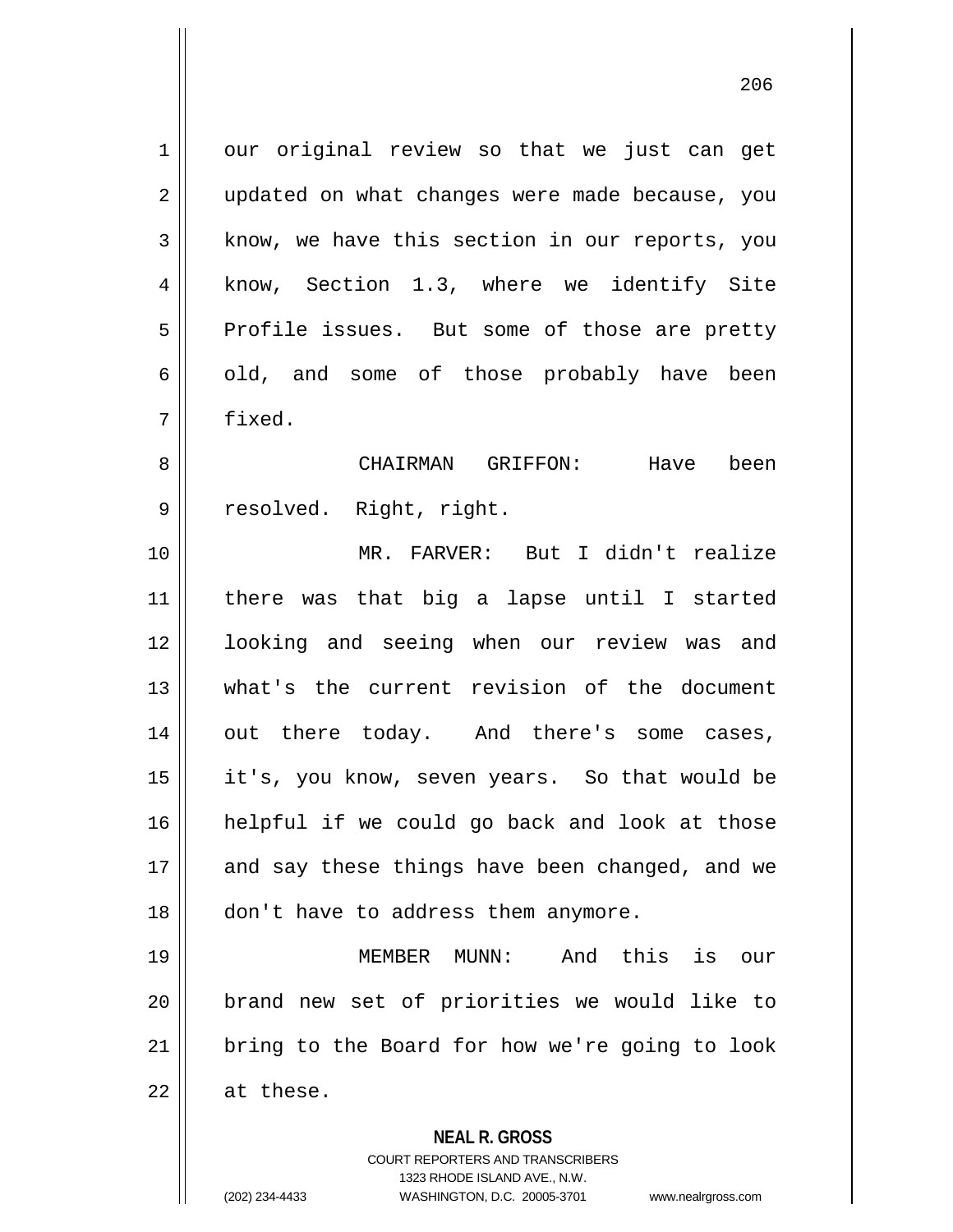our original review so that we just can get updated on what changes were made because, you know, we have this section in our reports, you know, Section 1.3, where we identify Site Profile issues. But some of those are pretty old, and some of those probably have been fixed.

CHAIRMAN GRIFFON: Have been resolved. Right, right.

MR. FARVER: But I didn't realize there was that big a lapse until I started looking and seeing when our review was and what's the current revision of the document out there today. And there's some cases, it's, you know, seven years. So that would be helpful if we could go back and look at those and say these things have been changed, and we don't have to address them anymore.

MEMBER MUNN: And this is our brand new set of priorities we would like to bring to the Board for how we're going to look at these.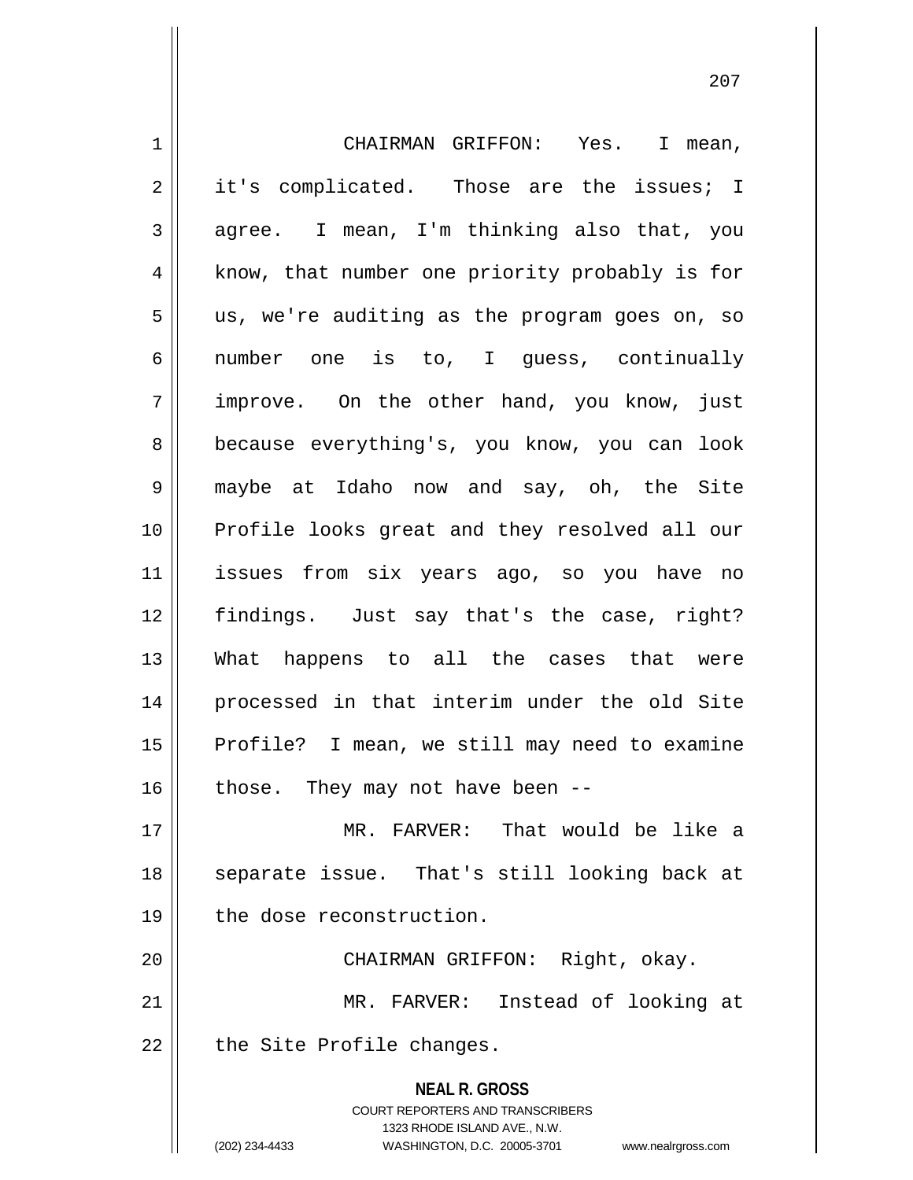CHAIRMAN GRIFFON: Yes. I mean, it's complicated. Those are the issues; I agree. I mean, I'm thinking also that, you know, that number one priority probably is for us, we're auditing as the program goes on, so number one is to, I guess, continually improve. On the other hand, you know, just because everything's, you know, you can look maybe at Idaho now and say, oh, the Site Profile looks great and they resolved all our issues from six years ago, so you have no findings. Just say that's the case, right? What happens to all the cases that were processed in that interim under the old Site Profile? I mean, we still may need to examine those. They may not have been --

MR. FARVER: That would be like a separate issue. That's still looking back at the dose reconstruction.

CHAIRMAN GRIFFON: Right, okay.

MR. FARVER: Instead of looking at the Site Profile changes.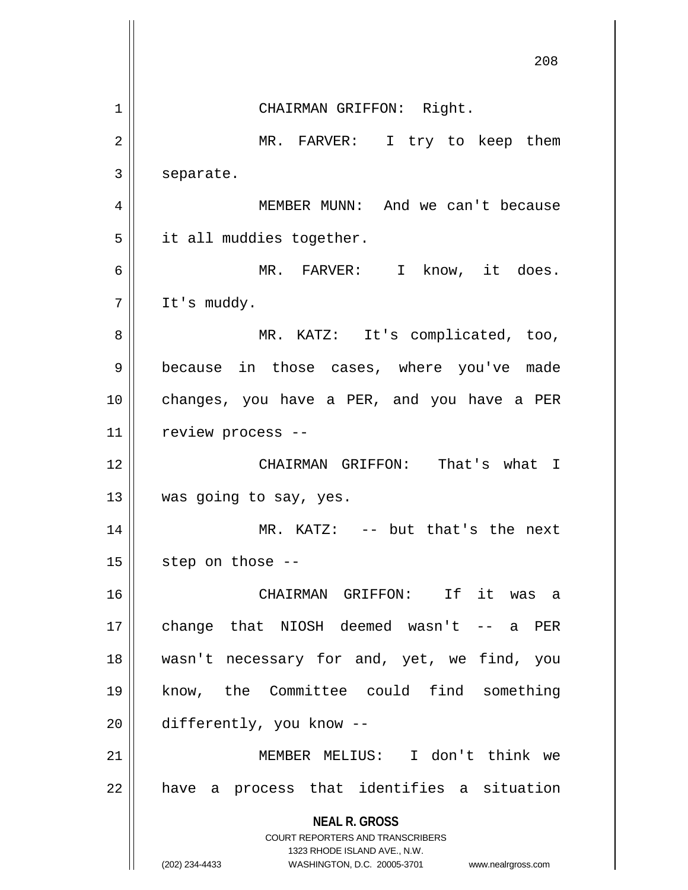CHAIRMAN GRIFFON: Right.

MR. FARVER: I try to keep them separate.

MEMBER MUNN: And we can't because it all muddies together.

MR. FARVER: I know, it does. It's muddy.

MR. KATZ: It's complicated, too, because in those cases, where you've made changes, you have a PER, and you have a PER review process --

CHAIRMAN GRIFFON: That's what I was going to say, yes.

MR. KATZ: -- but that's the next step on those --

CHAIRMAN GRIFFON: If it was a change that NIOSH deemed wasn't -- a PER wasn't necessary for and, yet, we find, you know, the Committee could find something differently, you know --

MEMBER MELIUS: I don't think we have a process that identifies a situation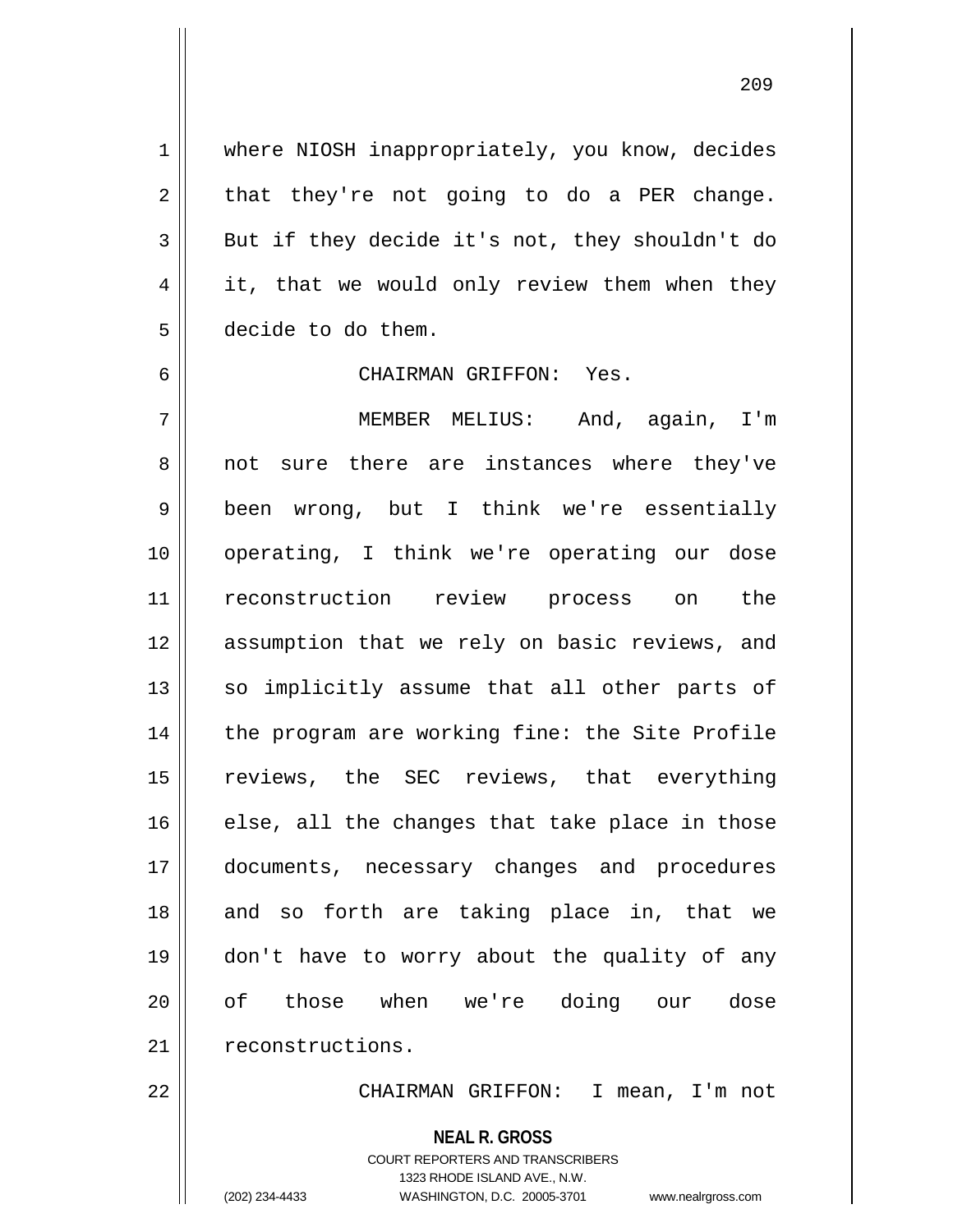where NIOSH inappropriately, you know, decides that they're not going to do a PER change. But if they decide it's not, they shouldn't do it, that we would only review them when they decide to do them.

CHAIRMAN GRIFFON: Yes.

MEMBER MELIUS: And, again, I'm not sure there are instances where they've been wrong, but I think we're essentially operating, I think we're operating our dose reconstruction review process on the assumption that we rely on basic reviews, and so implicitly assume that all other parts of the program are working fine: the Site Profile reviews, the SEC reviews, that everything else, all the changes that take place in those documents, necessary changes and procedures and so forth are taking place in, that we don't have to worry about the quality of any of those when we're doing our dose reconstructions.

CHAIRMAN GRIFFON: I mean, I'm not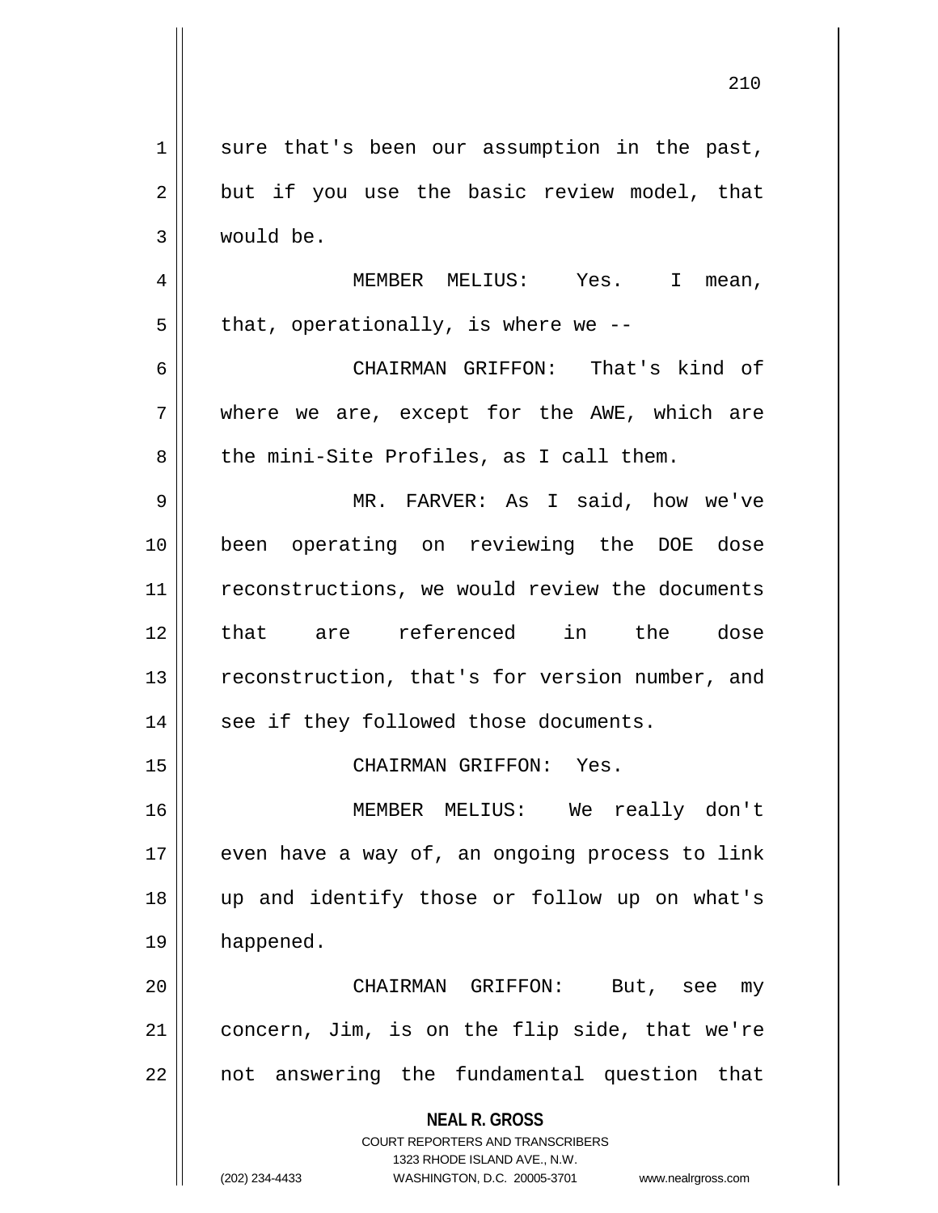sure that's been our assumption in the past, but if you use the basic review model, that would be.

MEMBER MELIUS: Yes. I mean, that, operationally, is where we --

CHAIRMAN GRIFFON: That's kind of where we are, except for the AWE, which are the mini-Site Profiles, as I call them.

MR. FARVER: As I said, how we've been operating on reviewing the DOE dose reconstructions, we would review the documents that are referenced in the dose reconstruction, that's for version number, and see if they followed those documents.

CHAIRMAN GRIFFON: Yes.

MEMBER MELIUS: We really don't even have a way of, an ongoing process to link up and identify those or follow up on what's happened.

CHAIRMAN GRIFFON: But, see my concern, Jim, is on the flip side, that we're not answering the fundamental question that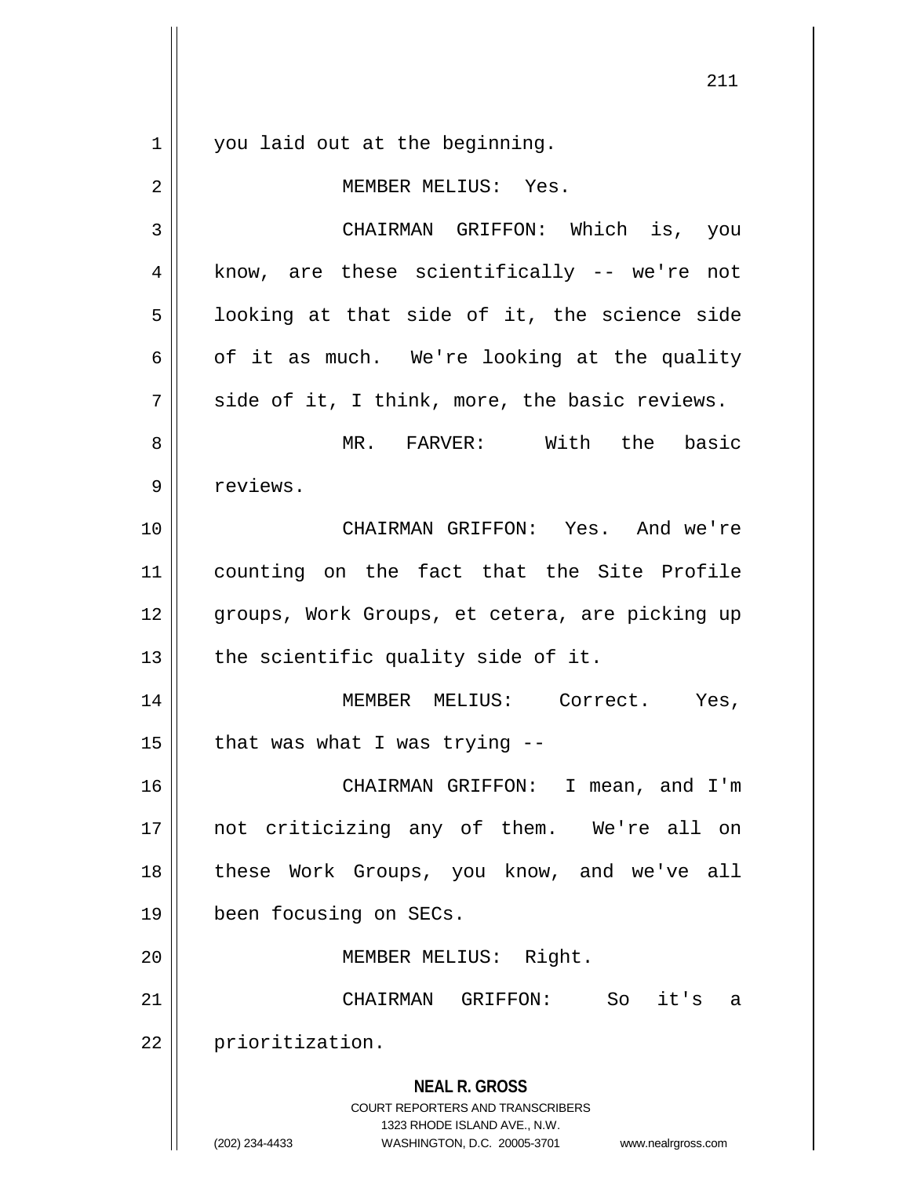you laid out at the beginning.

MEMBER MELIUS: Yes.

CHAIRMAN GRIFFON: Which is, you know, are these scientifically -- we're not looking at that side of it, the science side of it as much. We're looking at the quality side of it, I think, more, the basic reviews.

MR. FARVER: With the basic reviews.

CHAIRMAN GRIFFON: Yes. And we're counting on the fact that the Site Profile groups, Work Groups, et cetera, are picking up the scientific quality side of it.

MEMBER MELIUS: Correct. Yes, that was what I was trying --

CHAIRMAN GRIFFON: I mean, and I'm not criticizing any of them. We're all on these Work Groups, you know, and we've all been focusing on SECs.

MEMBER MELIUS: Right.

CHAIRMAN GRIFFON: So it's a prioritization.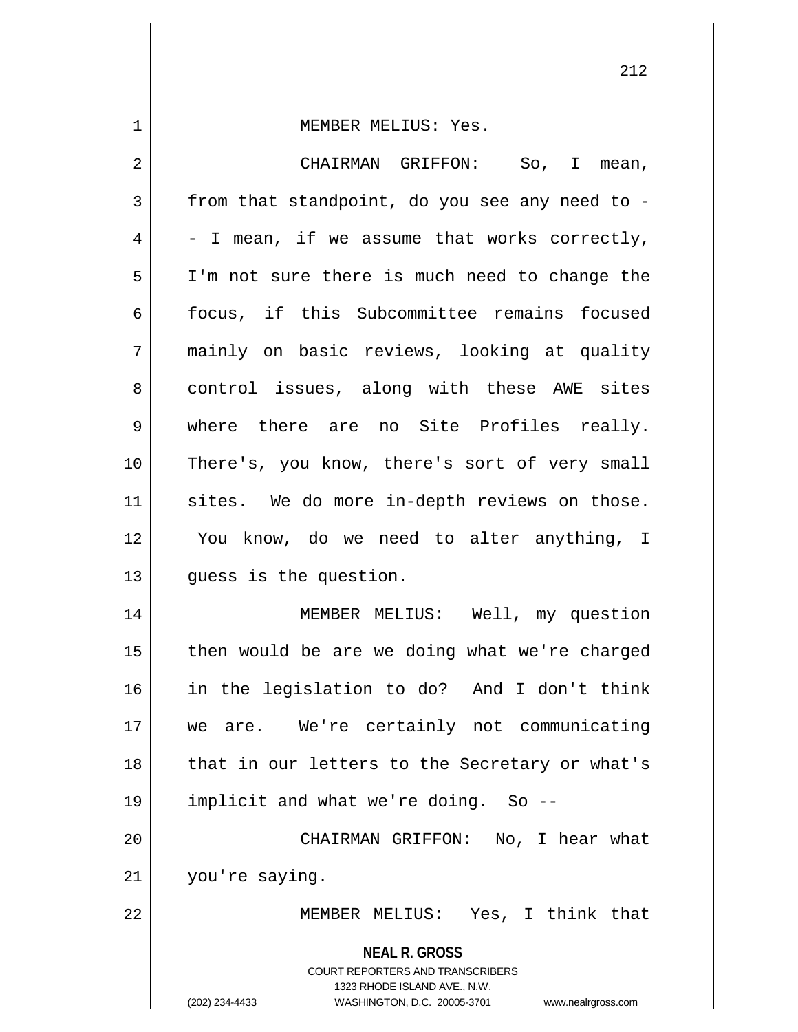MEMBER MELIUS: Yes.

CHAIRMAN GRIFFON: So, I mean, from that standpoint, do you see any need to -- I mean, if we assume that works correctly, I'm not sure there is much need to change the focus, if this Subcommittee remains focused mainly on basic reviews, looking at quality control issues, along with these AWE sites where there are no Site Profiles really. There's, you know, there's sort of very small sites. We do more in-depth reviews on those. You know, do we need to alter anything, I guess is the question.

MEMBER MELIUS: Well, my question then would be are we doing what we're charged in the legislation to do? And I don't think we are. We're certainly not communicating that in our letters to the Secretary or what's implicit and what we're doing. So --

CHAIRMAN GRIFFON: No, I hear what you're saying.

MEMBER MELIUS: Yes, I think that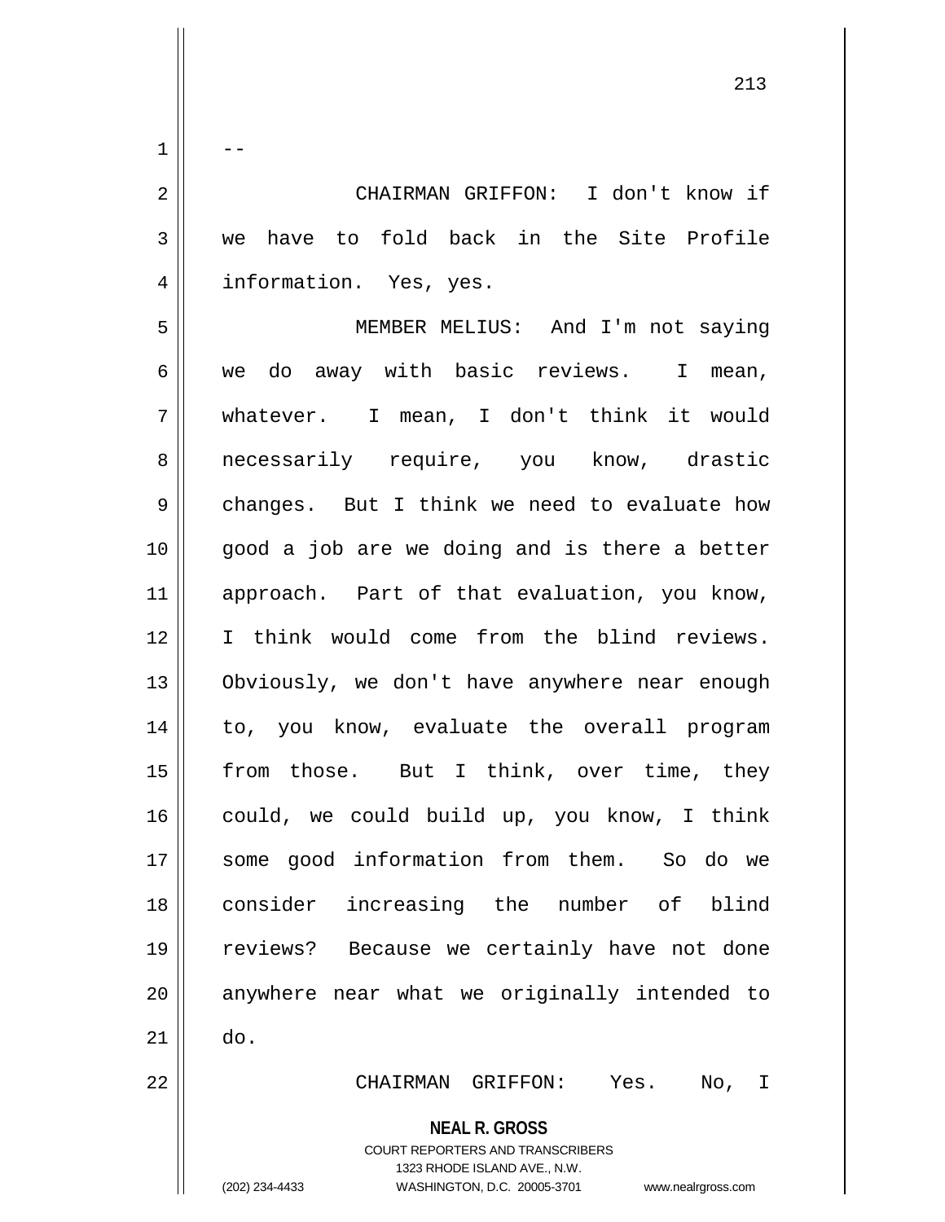--

CHAIRMAN GRIFFON: I don't know if we have to fold back in the Site Profile information. Yes, yes.

MEMBER MELIUS: And I'm not saying we do away with basic reviews. I mean, whatever. I mean, I don't think it would necessarily require, you know, drastic changes. But I think we need to evaluate how good a job are we doing and is there a better approach. Part of that evaluation, you know, I think would come from the blind reviews. Obviously, we don't have anywhere near enough to, you know, evaluate the overall program from those. But I think, over time, they could, we could build up, you know, I think some good information from them. So do we consider increasing the number of blind reviews? Because we certainly have not done anywhere near what we originally intended to do.

CHAIRMAN GRIFFON: Yes. No, I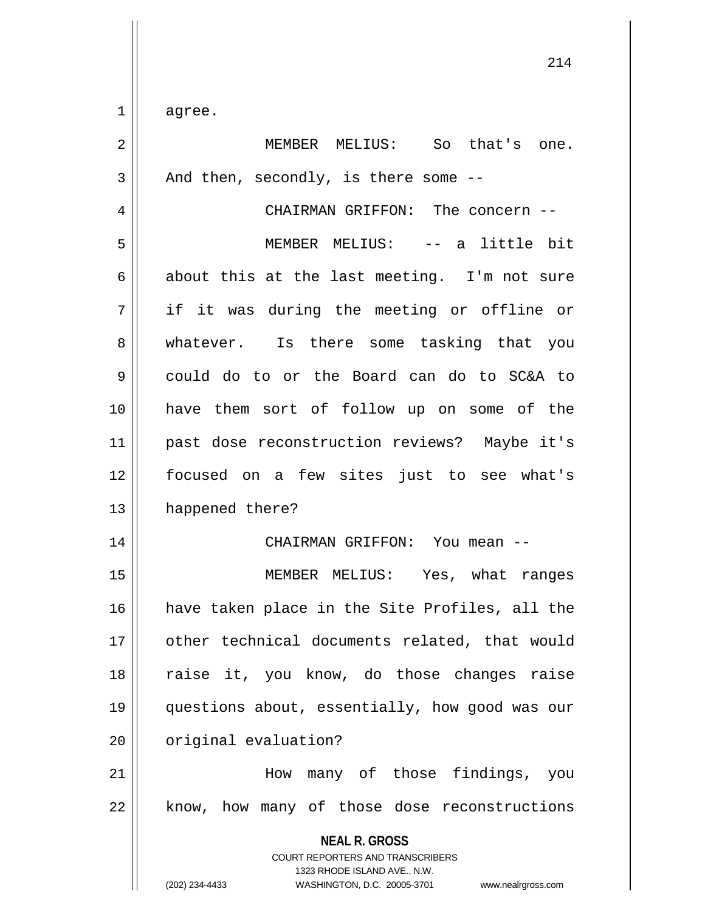agree.

MEMBER MELIUS: So that's one. And then, secondly, is there some --

CHAIRMAN GRIFFON: The concern --

MEMBER MELIUS: -- a little bit about this at the last meeting. I'm not sure if it was during the meeting or offline or whatever. Is there some tasking that you could do to or the Board can do to SC&A to have them sort of follow up on some of the past dose reconstruction reviews? Maybe it's focused on a few sites just to see what's happened there?

CHAIRMAN GRIFFON: You mean --

MEMBER MELIUS: Yes, what ranges have taken place in the Site Profiles, all the other technical documents related, that would raise it, you know, do those changes raise questions about, essentially, how good was our original evaluation?

How many of those findings, you know, how many of those dose reconstructions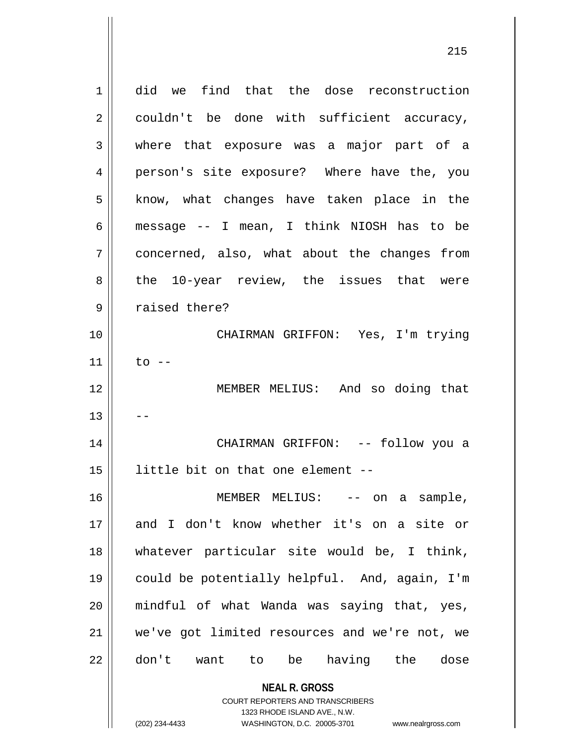did we find that the dose reconstruction couldn't be done with sufficient accuracy, where that exposure was a major part of a person's site exposure? Where have the, you know, what changes have taken place in the message -- I mean, I think NIOSH has to be concerned, also, what about the changes from the 10-year review, the issues that were raised there?

CHAIRMAN GRIFFON: Yes, I'm trying to --

MEMBER MELIUS: And so doing that --

CHAIRMAN GRIFFON: -- follow you a little bit on that one element --

MEMBER MELIUS: -- on a sample, and I don't know whether it's on a site or whatever particular site would be, I think, could be potentially helpful. And, again, I'm mindful of what Wanda was saying that, yes, we've got limited resources and we're not, we don't want to be having the dose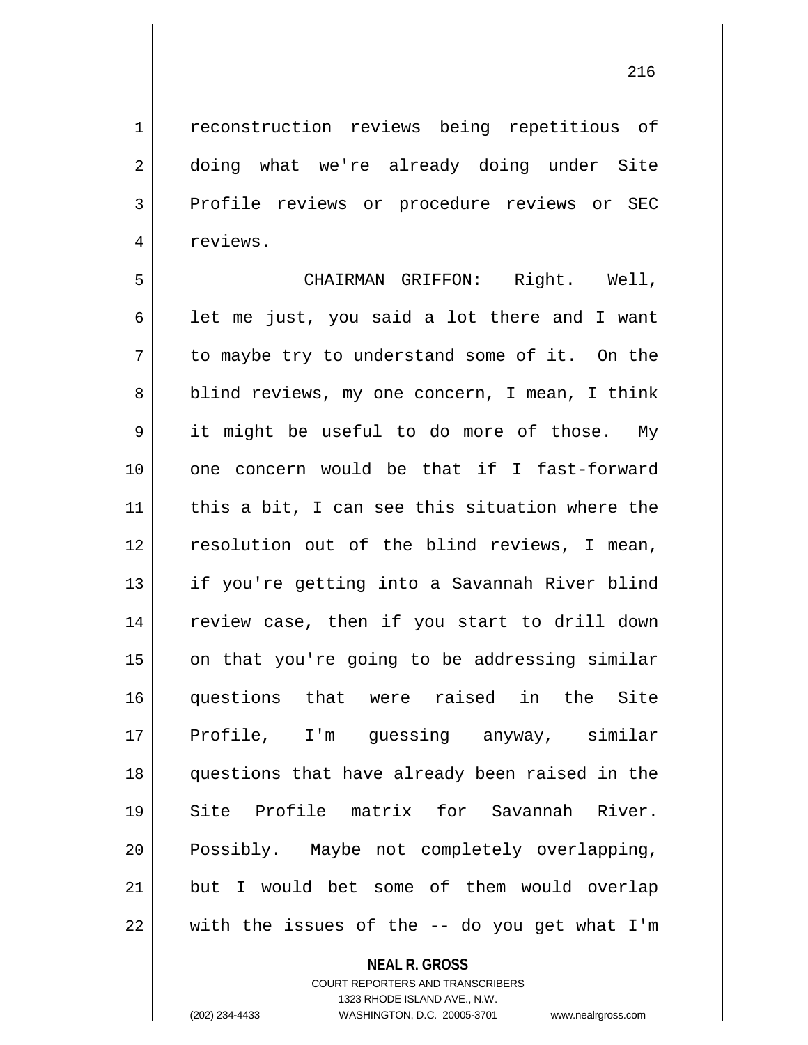reconstruction reviews being repetitious of doing what we're already doing under Site Profile reviews or procedure reviews or SEC reviews.

CHAIRMAN GRIFFON: Right. Well, let me just, you said a lot there and I want to maybe try to understand some of it. On the blind reviews, my one concern, I mean, I think it might be useful to do more of those. My one concern would be that if I fast-forward this a bit, I can see this situation where the resolution out of the blind reviews, I mean, if you're getting into a Savannah River blind review case, then if you start to drill down on that you're going to be addressing similar questions that were raised in the Site Profile, I'm guessing anyway, similar questions that have already been raised in the Site Profile matrix for Savannah River. Possibly. Maybe not completely overlapping, but I would bet some of them would overlap with the issues of the -- do you get what I'm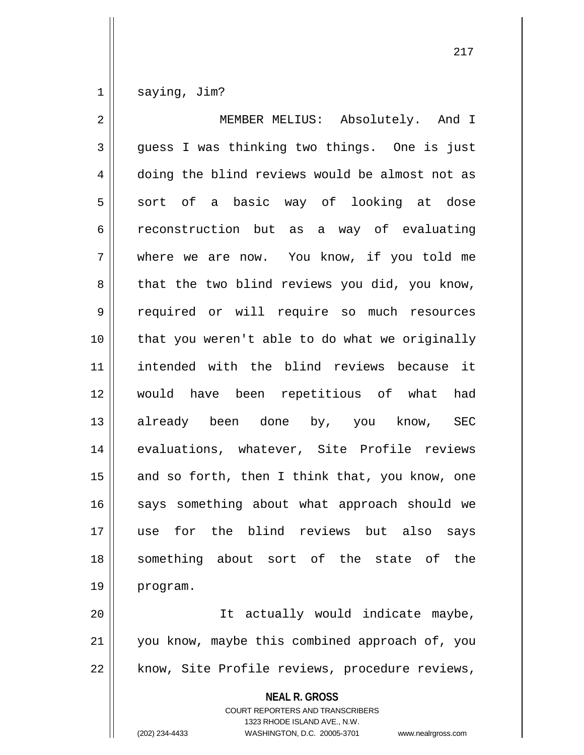saying, Jim?

MEMBER MELIUS: Absolutely. And I guess I was thinking two things. One is just doing the blind reviews would be almost not as sort of a basic way of looking at dose reconstruction but as a way of evaluating where we are now. You know, if you told me that the two blind reviews you did, you know, required or will require so much resources that you weren't able to do what we originally intended with the blind reviews because it would have been repetitious of what had already been done by, you know, SEC evaluations, whatever, Site Profile reviews and so forth, then I think that, you know, one says something about what approach should we use for the blind reviews but also says something about sort of the state of the program.

It actually would indicate maybe, you know, maybe this combined approach of, you know, Site Profile reviews, procedure reviews,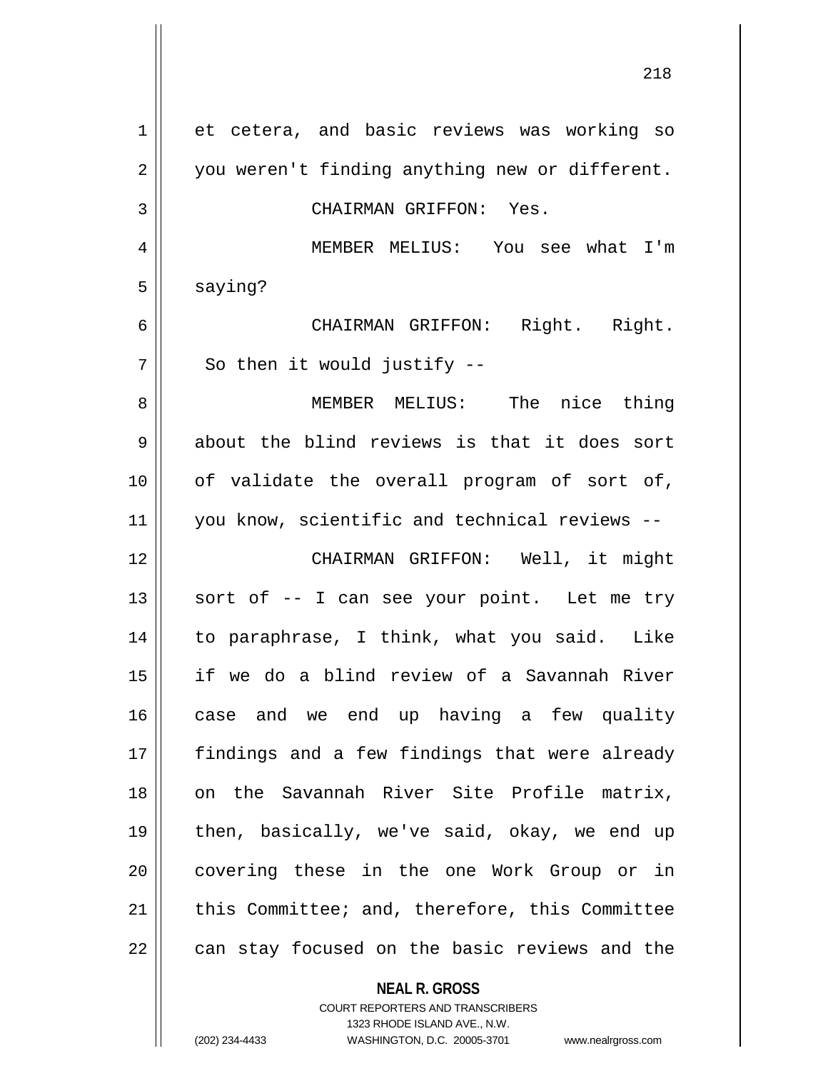et cetera, and basic reviews was working so you weren't finding anything new or different.

CHAIRMAN GRIFFON: Yes.

MEMBER MELIUS: You see what I'm saying?

CHAIRMAN GRIFFON: Right. Right. So then it would justify --

MEMBER MELIUS: The nice thing about the blind reviews is that it does sort of validate the overall program of sort of, you know, scientific and technical reviews --

CHAIRMAN GRIFFON: Well, it might sort of -- I can see your point. Let me try to paraphrase, I think, what you said. Like if we do a blind review of a Savannah River case and we end up having a few quality findings and a few findings that were already on the Savannah River Site Profile matrix, then, basically, we've said, okay, we end up covering these in the one Work Group or in this Committee; and, therefore, this Committee can stay focused on the basic reviews and the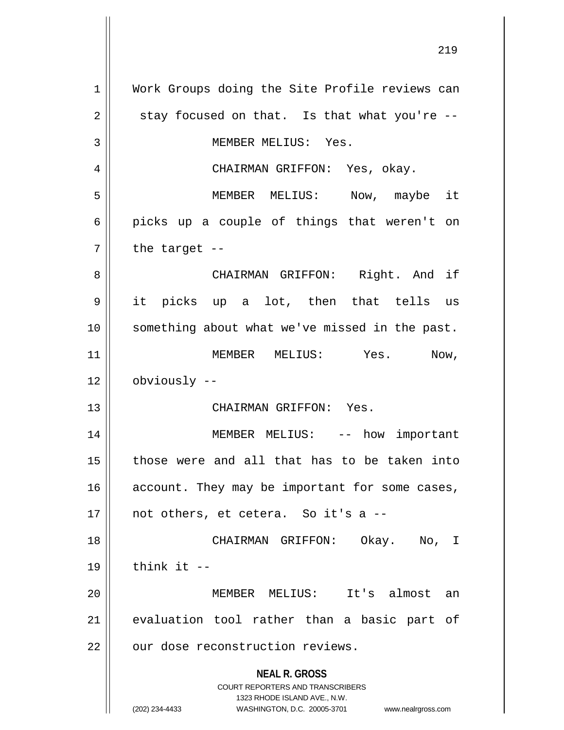Work Groups doing the Site Profile reviews can stay focused on that. Is that what you're --

MEMBER MELIUS: Yes.

CHAIRMAN GRIFFON: Yes, okay.

MEMBER MELIUS: Now, maybe it picks up a couple of things that weren't on the target --

CHAIRMAN GRIFFON: Right. And if it picks up a lot, then that tells us something about what we've missed in the past.

MEMBER MELIUS: Yes. Now, obviously --

CHAIRMAN GRIFFON: Yes.

MEMBER MELIUS: -- how important those were and all that has to be taken into account. They may be important for some cases, not others, et cetera. So it's a --

CHAIRMAN GRIFFON: Okay. No, I think it --

MEMBER MELIUS: It's almost an evaluation tool rather than a basic part of our dose reconstruction reviews.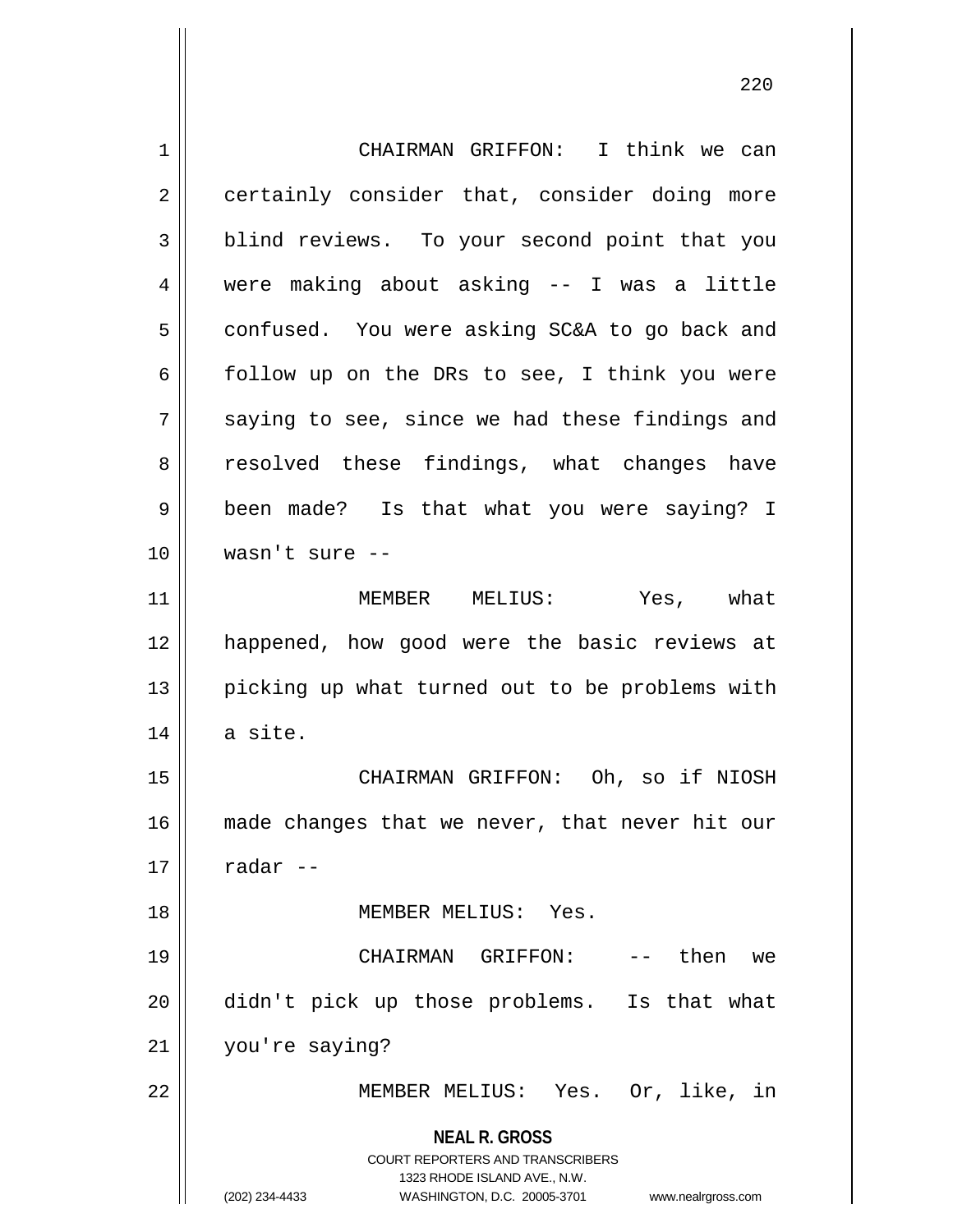CHAIRMAN GRIFFON: I think we can certainly consider that, consider doing more blind reviews. To your second point that you were making about asking -- I was a little confused. You were asking SC&A to go back and follow up on the DRs to see, I think you were saying to see, since we had these findings and resolved these findings, what changes have been made? Is that what you were saying? I wasn't sure --

MEMBER MELIUS: Yes, what happened, how good were the basic reviews at picking up what turned out to be problems with a site.

CHAIRMAN GRIFFON: Oh, so if NIOSH made changes that we never, that never hit our radar --

MEMBER MELIUS: Yes.

CHAIRMAN GRIFFON: -- then we didn't pick up those problems. Is that what you're saying?

MEMBER MELIUS: Yes. Or, like, in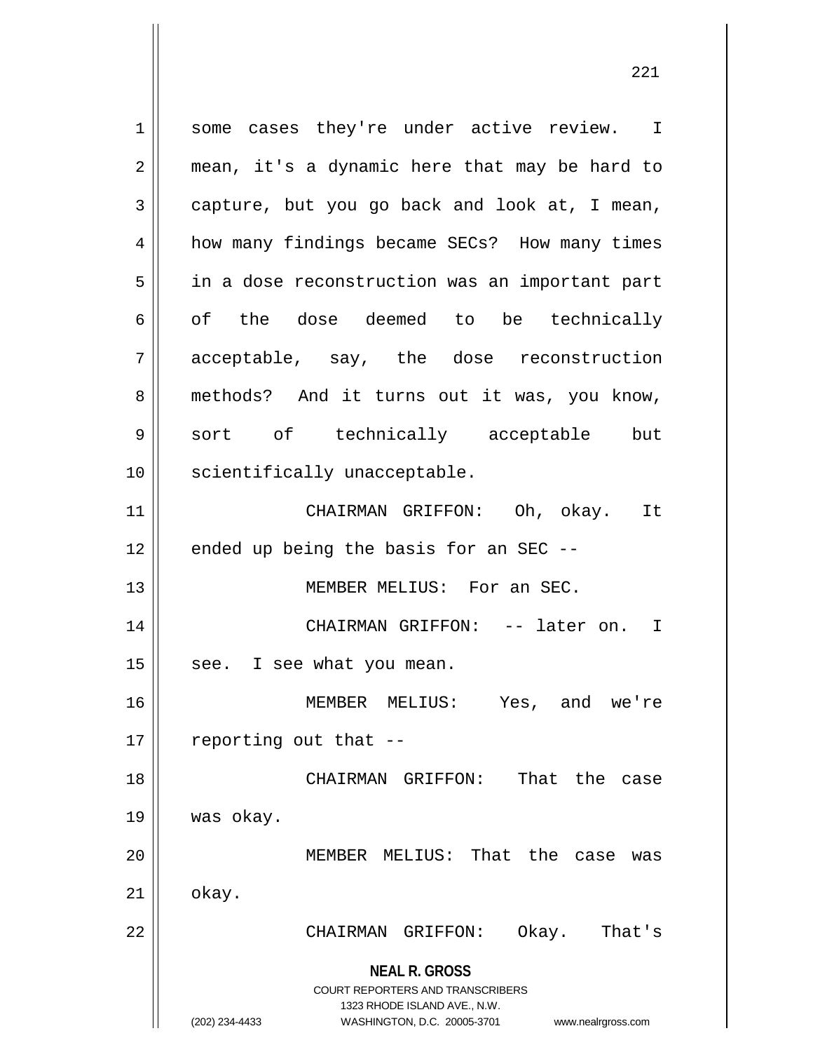some cases they're under active review. I mean, it's a dynamic here that may be hard to capture, but you go back and look at, I mean, how many findings became SECs? How many times in a dose reconstruction was an important part of the dose deemed to be technically acceptable, say, the dose reconstruction methods? And it turns out it was, you know, sort of technically acceptable but scientifically unacceptable.

CHAIRMAN GRIFFON: Oh, okay. It ended up being the basis for an SEC --

MEMBER MELIUS: For an SEC.

CHAIRMAN GRIFFON: -- later on. I see. I see what you mean.

MEMBER MELIUS: Yes, and we're reporting out that --

CHAIRMAN GRIFFON: That the case was okay.

MEMBER MELIUS: That the case was okay.

CHAIRMAN GRIFFON: Okay. That's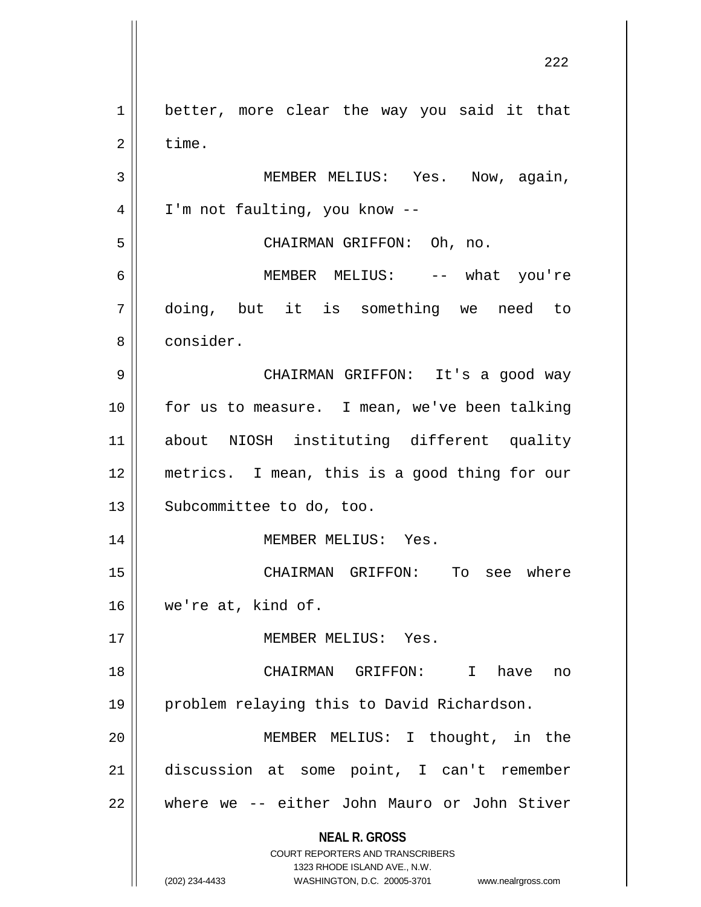better, more clear the way you said it that time.

MEMBER MELIUS: Yes. Now, again, I'm not faulting, you know --

CHAIRMAN GRIFFON: Oh, no.

MEMBER MELIUS: -- what you're doing, but it is something we need to consider.

CHAIRMAN GRIFFON: It's a good way for us to measure. I mean, we've been talking about NIOSH instituting different quality metrics. I mean, this is a good thing for our Subcommittee to do, too.

MEMBER MELIUS: Yes.

CHAIRMAN GRIFFON: To see where we're at, kind of.

MEMBER MELIUS: Yes.

CHAIRMAN GRIFFON: I have no problem relaying this to David Richardson.

MEMBER MELIUS: I thought, in the discussion at some point, I can't remember where we -- either John Mauro or John Stiver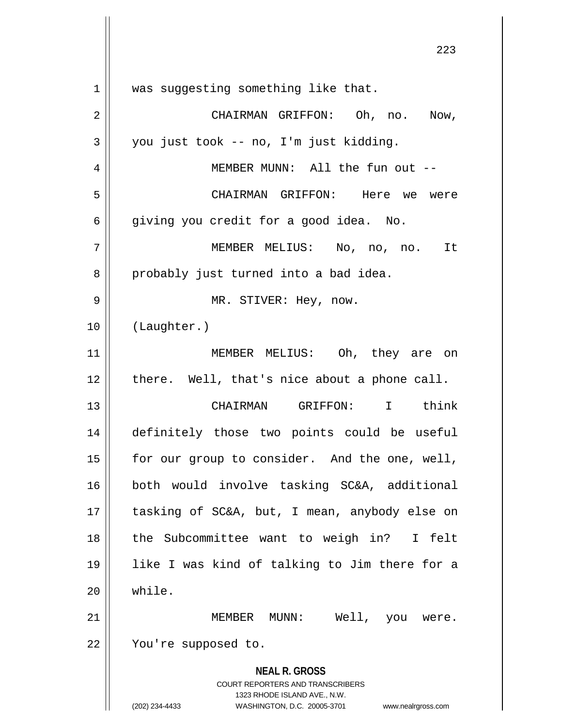was suggesting something like that.

CHAIRMAN GRIFFON: Oh, no. Now, you just took -- no, I'm just kidding.

MEMBER MUNN: All the fun out --

CHAIRMAN GRIFFON: Here we were giving you credit for a good idea. No.

MEMBER MELIUS: No, no, no. It probably just turned into a bad idea.

MR. STIVER: Hey, now.

(Laughter.)

MEMBER MELIUS: Oh, they are on there. Well, that's nice about a phone call.

CHAIRMAN GRIFFON: I think definitely those two points could be useful for our group to consider. And the one, well, both would involve tasking SC&A, additional tasking of SC&A, but, I mean, anybody else on the Subcommittee want to weigh in? I felt like I was kind of talking to Jim there for a while.

MEMBER MUNN: Well, you were. You're supposed to.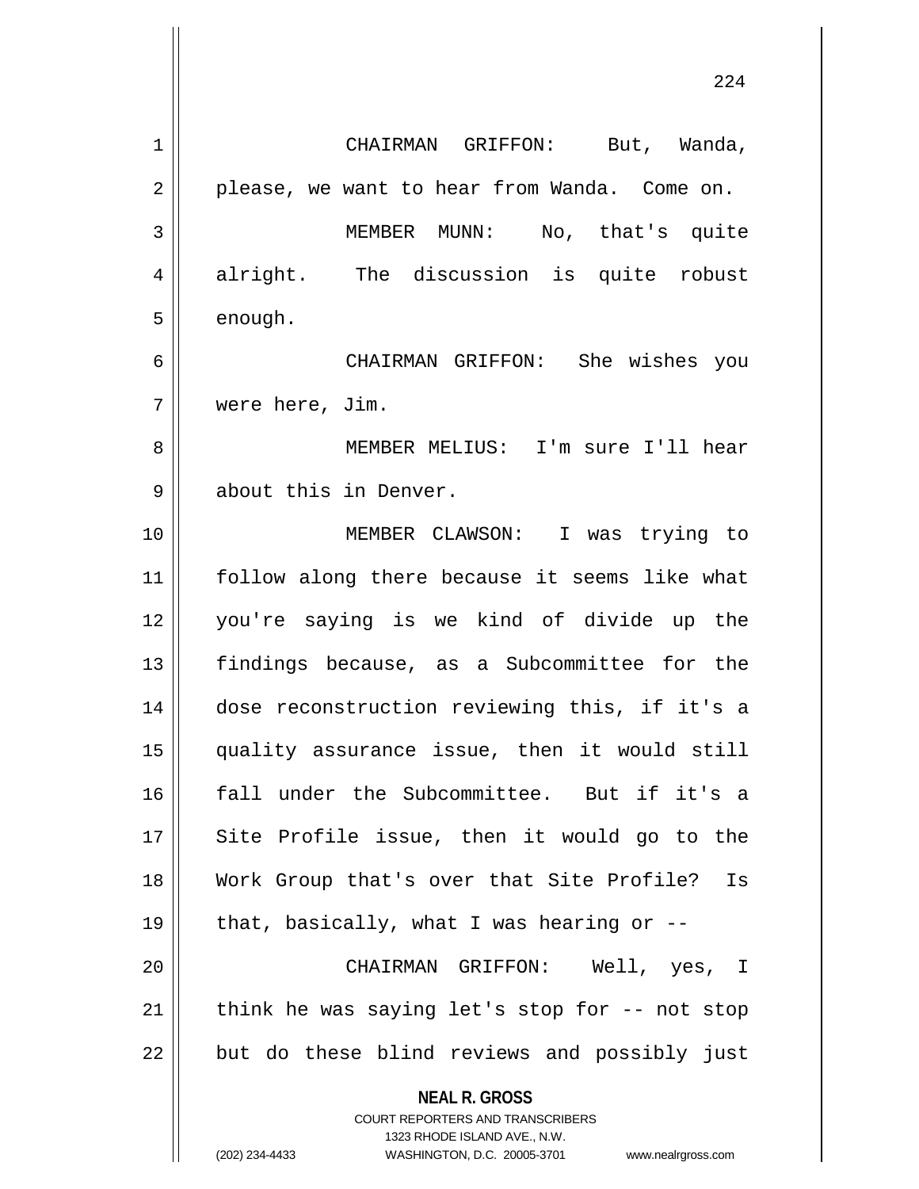CHAIRMAN GRIFFON: But, Wanda, please, we want to hear from Wanda. Come on.

MEMBER MUNN: No, that's quite alright. The discussion is quite robust enough.

CHAIRMAN GRIFFON: She wishes you were here, Jim.

MEMBER MELIUS: I'm sure I'll hear about this in Denver.

MEMBER CLAWSON: I was trying to follow along there because it seems like what you're saying is we kind of divide up the findings because, as a Subcommittee for the dose reconstruction reviewing this, if it's a quality assurance issue, then it would still fall under the Subcommittee. But if it's a Site Profile issue, then it would go to the Work Group that's over that Site Profile? Is that, basically, what I was hearing or --

CHAIRMAN GRIFFON: Well, yes, I think he was saying let's stop for -- not stop but do these blind reviews and possibly just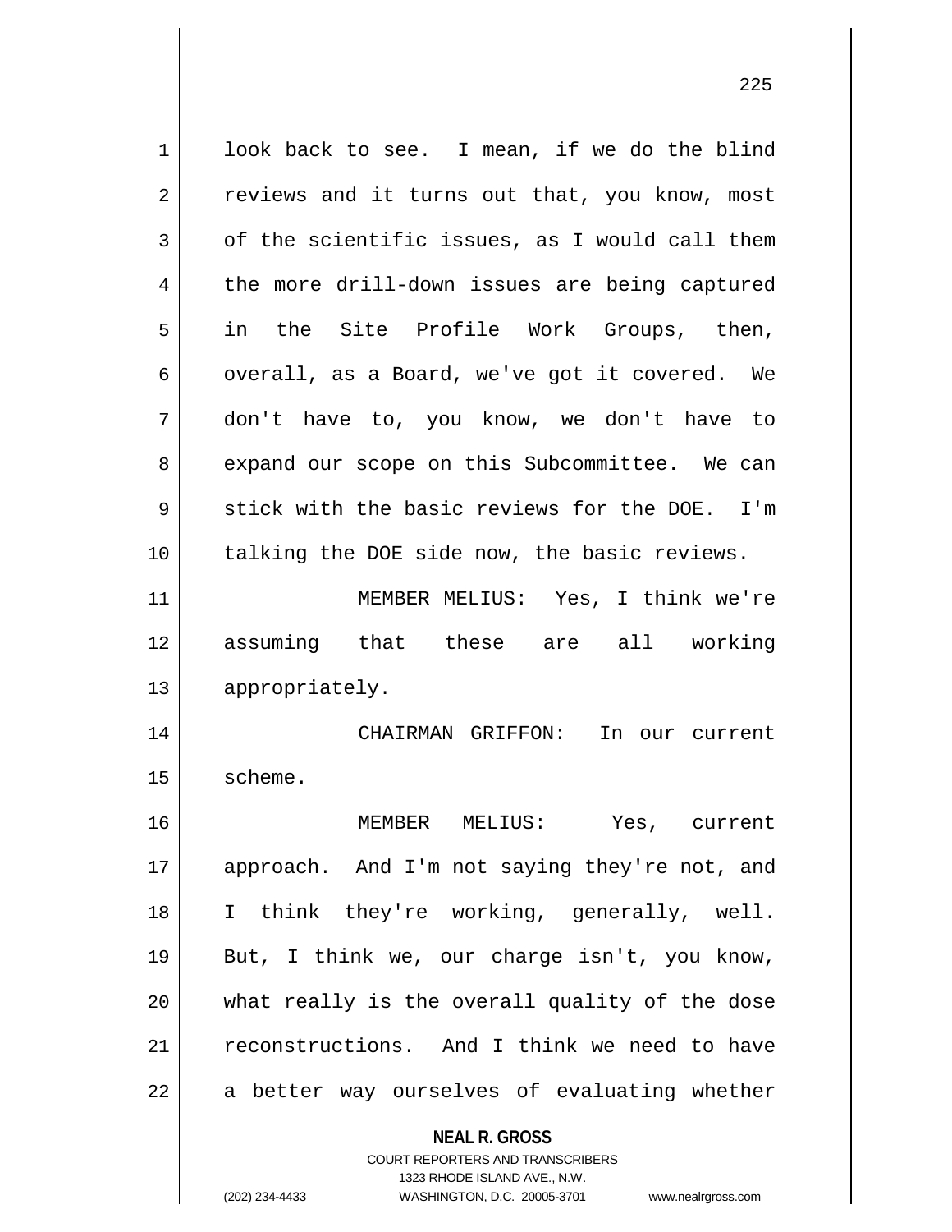look back to see. I mean, if we do the blind reviews and it turns out that, you know, most of the scientific issues, as I would call them the more drill-down issues are being captured in the Site Profile Work Groups, then, overall, as a Board, we've got it covered. We don't have to, you know, we don't have to expand our scope on this Subcommittee. We can stick with the basic reviews for the DOE. I'm talking the DOE side now, the basic reviews.

MEMBER MELIUS: Yes, I think we're assuming that these are all working appropriately.

CHAIRMAN GRIFFON: In our current scheme.

MEMBER MELIUS: Yes, current approach. And I'm not saying they're not, and I think they're working, generally, well. But, I think we, our charge isn't, you know, what really is the overall quality of the dose reconstructions. And I think we need to have a better way ourselves of evaluating whether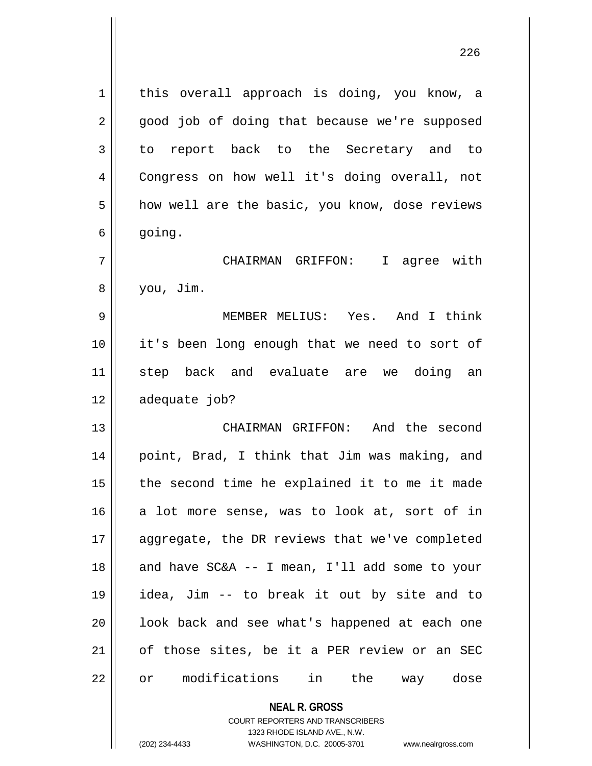this overall approach is doing, you know, a good job of doing that because we're supposed to report back to the Secretary and to Congress on how well it's doing overall, not how well are the basic, you know, dose reviews going.

CHAIRMAN GRIFFON: I agree with you, Jim.

MEMBER MELIUS: Yes. And I think it's been long enough that we need to sort of step back and evaluate are we doing an adequate job?

CHAIRMAN GRIFFON: And the second point, Brad, I think that Jim was making, and the second time he explained it to me it made a lot more sense, was to look at, sort of in aggregate, the DR reviews that we've completed and have SC&A -- I mean, I'll add some to your idea, Jim -- to break it out by site and to look back and see what's happened at each one of those sites, be it a PER review or an SEC or modifications in the way dose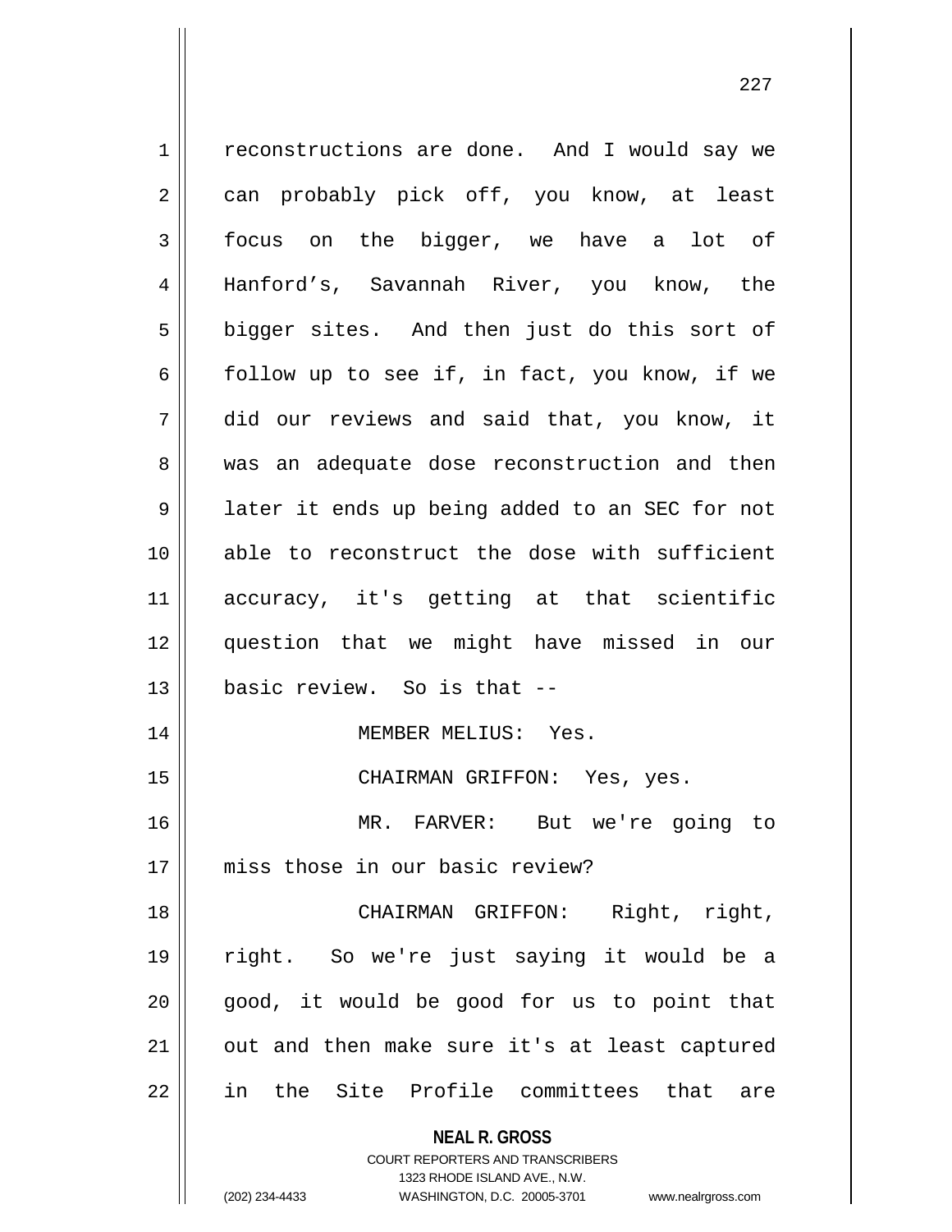reconstructions are done. And I would say we can probably pick off, you know, at least focus on the bigger, we have a lot of Hanford's, Savannah River, you know, the bigger sites. And then just do this sort of follow up to see if, in fact, you know, if we did our reviews and said that, you know, it was an adequate dose reconstruction and then later it ends up being added to an SEC for not able to reconstruct the dose with sufficient accuracy, it's getting at that scientific question that we might have missed in our basic review. So is that --

MEMBER MELIUS: Yes.

CHAIRMAN GRIFFON: Yes, yes.

MR. FARVER: But we're going to miss those in our basic review?

CHAIRMAN GRIFFON: Right, right, right. So we're just saying it would be a good, it would be good for us to point that out and then make sure it's at least captured in the Site Profile committees that are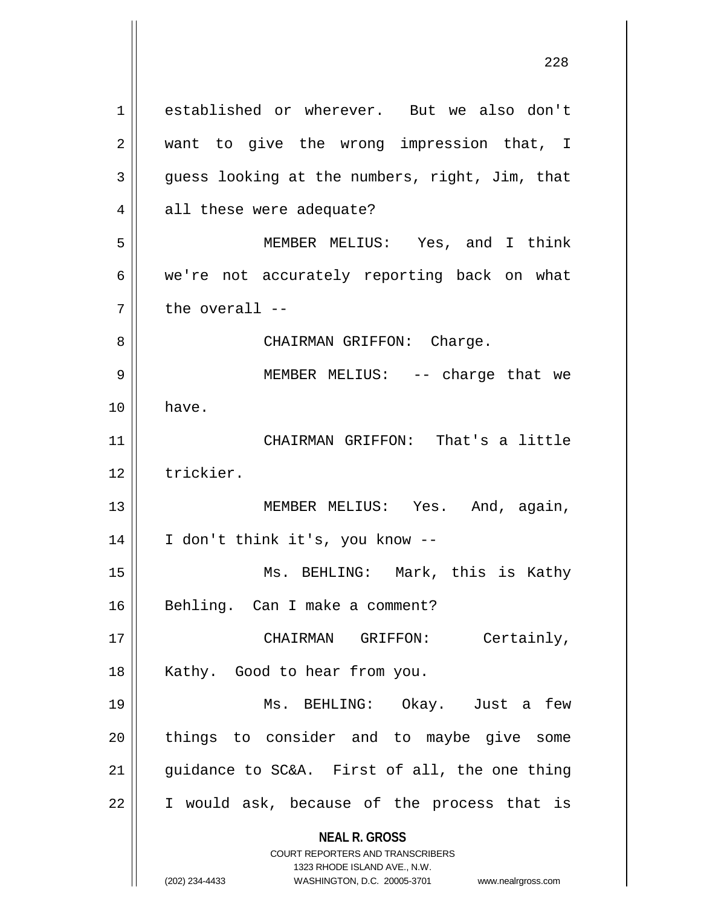established or wherever. But we also don't want to give the wrong impression that, I guess looking at the numbers, right, Jim, that all these were adequate?

MEMBER MELIUS: Yes, and I think we're not accurately reporting back on what the overall --

CHAIRMAN GRIFFON: Charge.

MEMBER MELIUS: -- charge that we have.

CHAIRMAN GRIFFON: That's a little trickier.

MEMBER MELIUS: Yes. And, again, I don't think it's, you know --

Ms. BEHLING: Mark, this is Kathy Behling. Can I make a comment?

CHAIRMAN GRIFFON: Certainly, Kathy. Good to hear from you.

Ms. BEHLING: Okay. Just a few things to consider and to maybe give some guidance to SC&A. First of all, the one thing I would ask, because of the process that is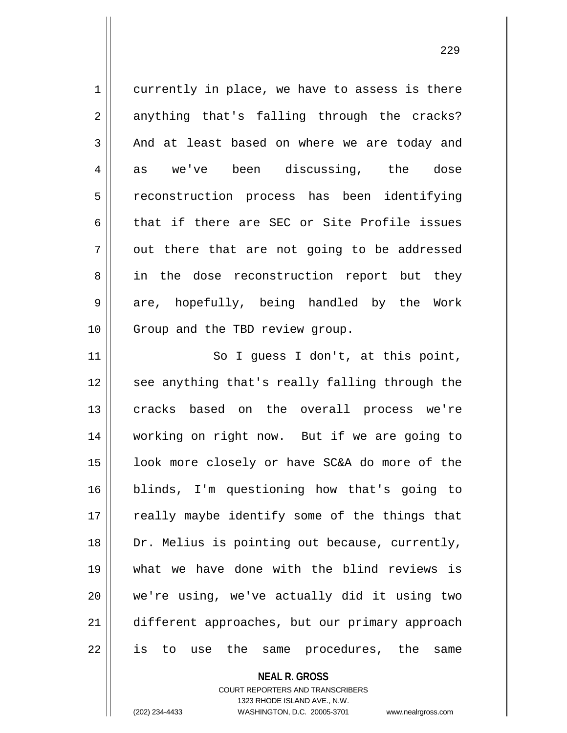currently in place, we have to assess is there anything that's falling through the cracks? And at least based on where we are today and as we've been discussing, the dose reconstruction process has been identifying that if there are SEC or Site Profile issues out there that are not going to be addressed in the dose reconstruction report but they are, hopefully, being handled by the Work Group and the TBD review group.

So I guess I don't, at this point, see anything that's really falling through the cracks based on the overall process we're working on right now. But if we are going to look more closely or have SC&A do more of the blinds, I'm questioning how that's going to really maybe identify some of the things that Dr. Melius is pointing out because, currently, what we have done with the blind reviews is we're using, we've actually did it using two different approaches, but our primary approach is to use the same procedures, the same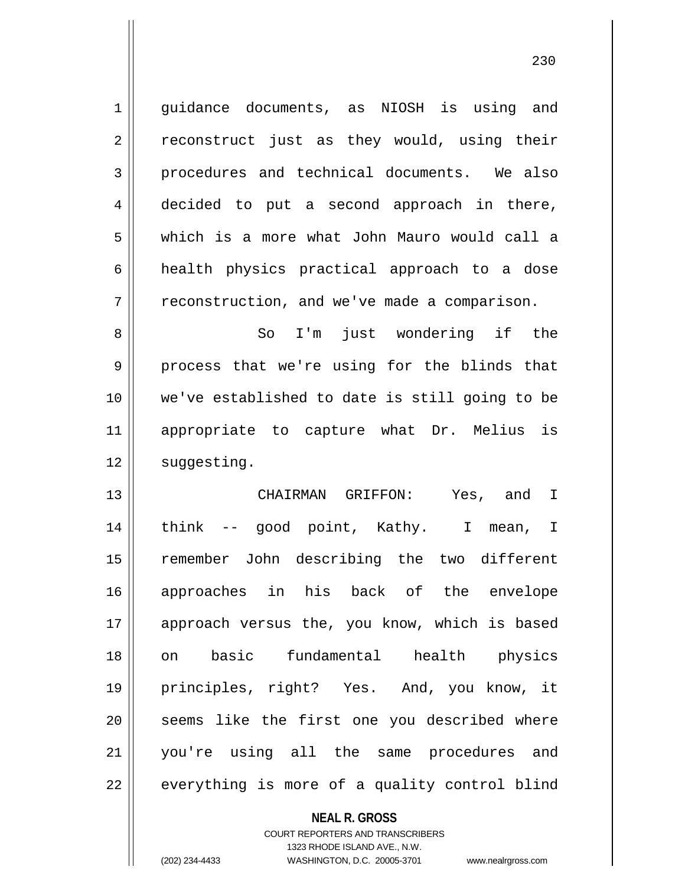guidance documents, as NIOSH is using and reconstruct just as they would, using their procedures and technical documents. We also decided to put a second approach in there, which is a more what John Mauro would call a health physics practical approach to a dose reconstruction, and we've made a comparison.

So I'm just wondering if the process that we're using for the blinds that we've established to date is still going to be appropriate to capture what Dr. Melius is suggesting.

CHAIRMAN GRIFFON: Yes, and I think -- good point, Kathy. I mean, I remember John describing the two different approaches in his back of the envelope approach versus the, you know, which is based on basic fundamental health physics principles, right? Yes. And, you know, it seems like the first one you described where you're using all the same procedures and everything is more of a quality control blind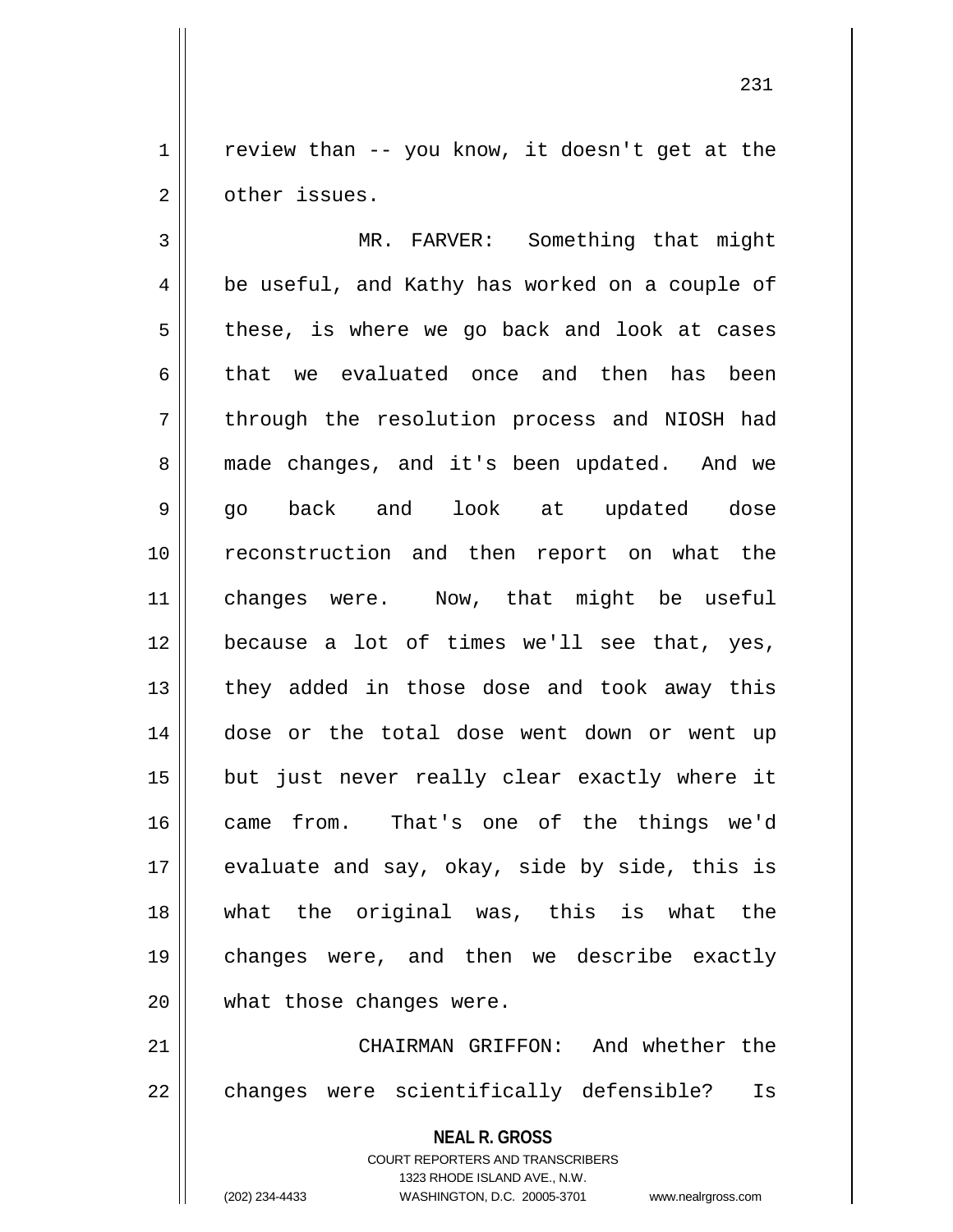review than -- you know, it doesn't get at the other issues.

MR. FARVER: Something that might be useful, and Kathy has worked on a couple of these, is where we go back and look at cases that we evaluated once and then has been through the resolution process and NIOSH had made changes, and it's been updated. And we go back and look at updated dose reconstruction and then report on what the changes were. Now, that might be useful because a lot of times we'll see that, yes, they added in those dose and took away this dose or the total dose went down or went up but just never really clear exactly where it came from. That's one of the things we'd evaluate and say, okay, side by side, this is what the original was, this is what the changes were, and then we describe exactly what those changes were.

CHAIRMAN GRIFFON: And whether the changes were scientifically defensible? Is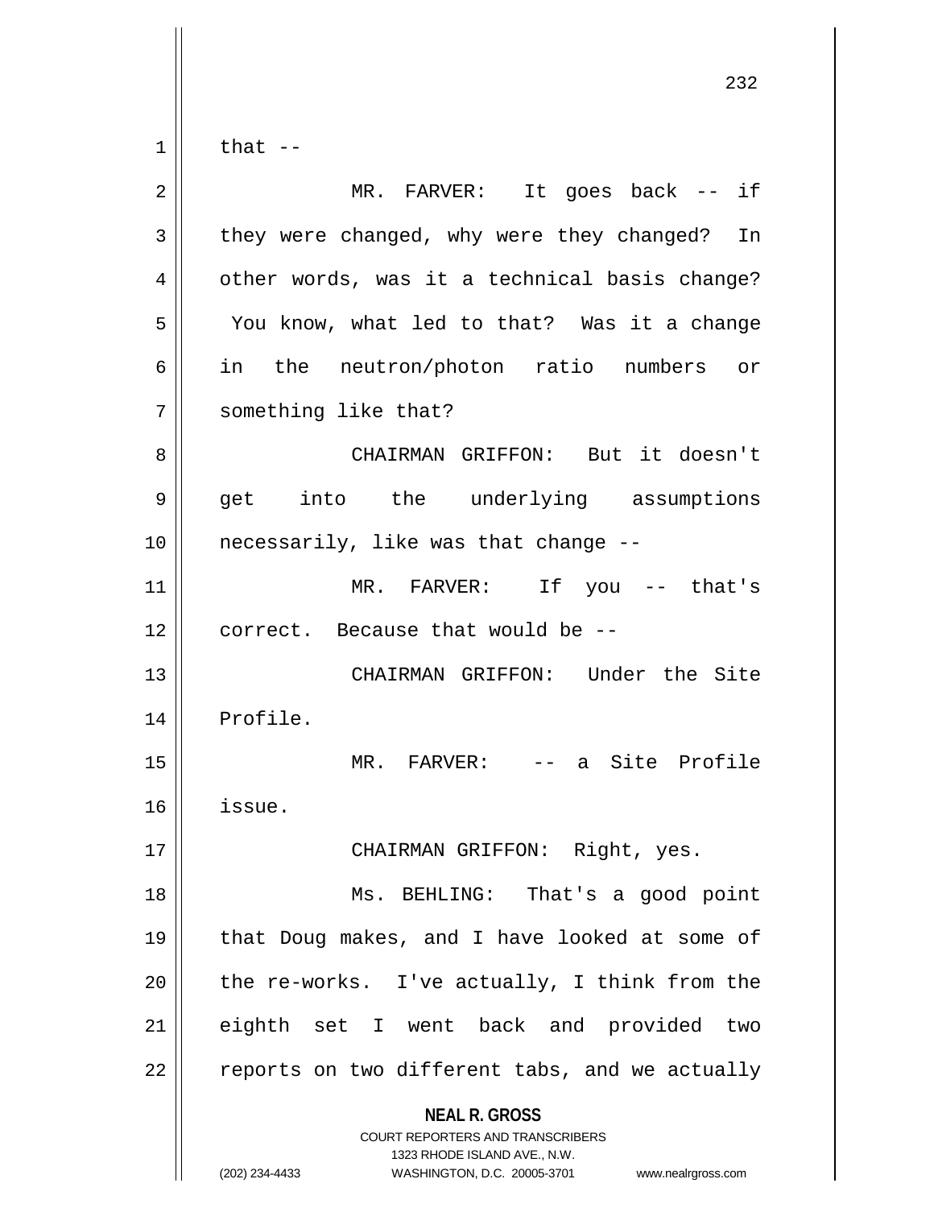that --

MR. FARVER: It goes back -- if they were changed, why were they changed? In other words, was it a technical basis change? You know, what led to that? Was it a change in the neutron/photon ratio numbers or something like that?

CHAIRMAN GRIFFON: But it doesn't get into the underlying assumptions necessarily, like was that change --

MR. FARVER: If you -- that's correct. Because that would be --

CHAIRMAN GRIFFON: Under the Site Profile.

MR. FARVER: -- a Site Profile issue.

CHAIRMAN GRIFFON: Right, yes.

Ms. BEHLING: That's a good point that Doug makes, and I have looked at some of the re-works. I've actually, I think from the eighth set I went back and provided two reports on two different tabs, and we actually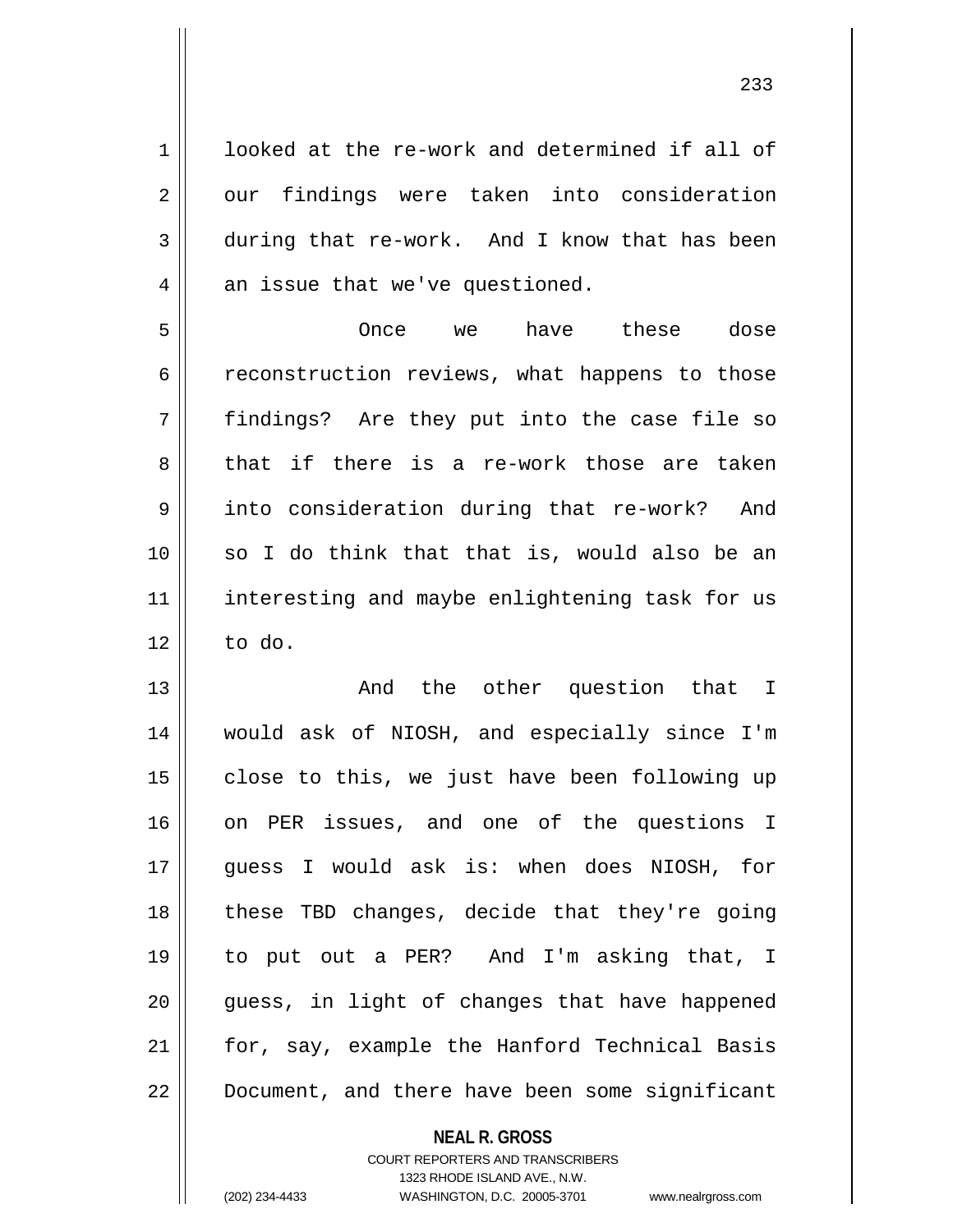looked at the re-work and determined if all of our findings were taken into consideration during that re-work. And I know that has been an issue that we've questioned.

Once we have these dose reconstruction reviews, what happens to those findings? Are they put into the case file so that if there is a re-work those are taken into consideration during that re-work? And so I do think that that is, would also be an interesting and maybe enlightening task for us to do.

And the other question that I would ask of NIOSH, and especially since I'm close to this, we just have been following up on PER issues, and one of the questions I guess I would ask is: when does NIOSH, for these TBD changes, decide that they're going to put out a PER? And I'm asking that, I guess, in light of changes that have happened for, say, example the Hanford Technical Basis Document, and there have been some significant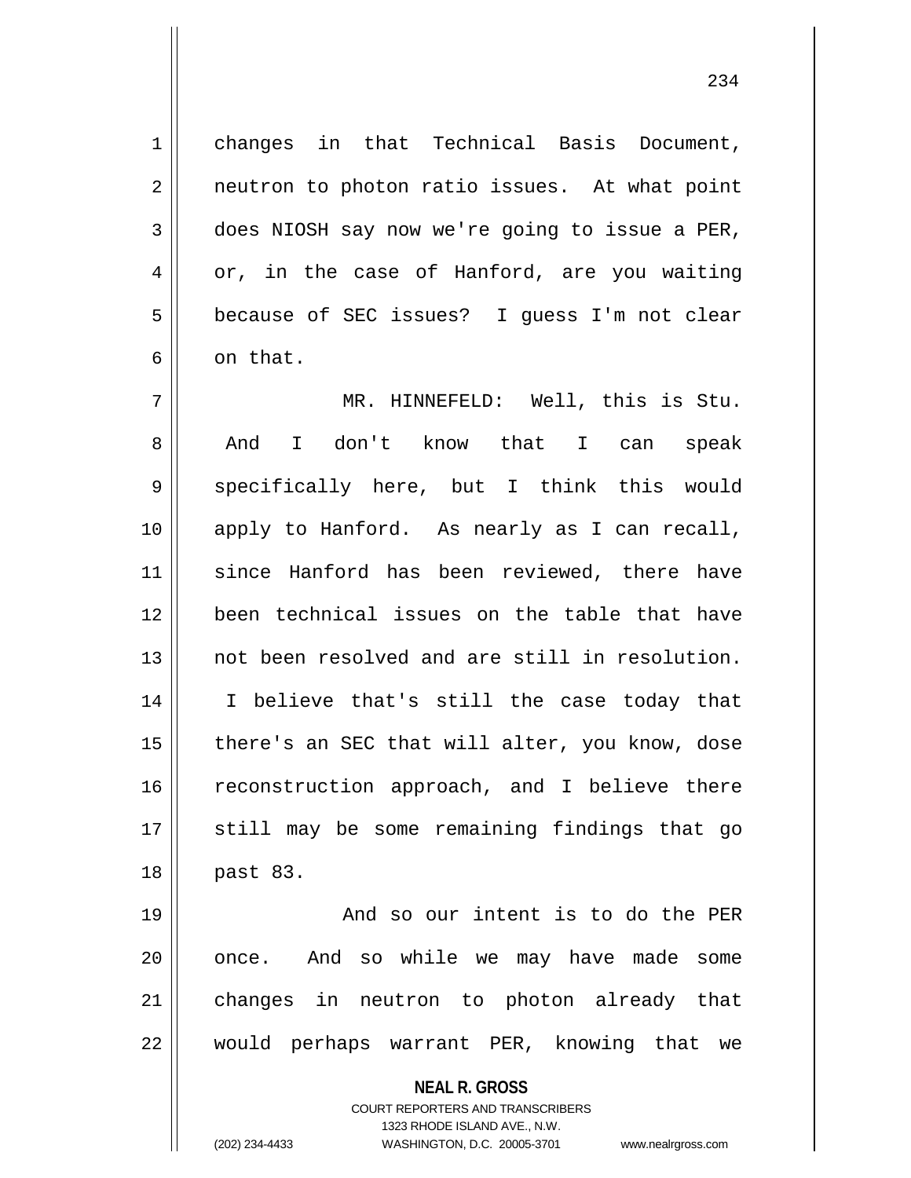changes in that Technical Basis Document, neutron to photon ratio issues. At what point does NIOSH say now we're going to issue a PER, or, in the case of Hanford, are you waiting because of SEC issues? I guess I'm not clear on that.

MR. HINNEFELD: Well, this is Stu. And I don't know that I can speak specifically here, but I think this would apply to Hanford. As nearly as I can recall, since Hanford has been reviewed, there have been technical issues on the table that have not been resolved and are still in resolution. I believe that's still the case today that there's an SEC that will alter, you know, dose reconstruction approach, and I believe there still may be some remaining findings that go past 83.

And so our intent is to do the PER once. And so while we may have made some changes in neutron to photon already that would perhaps warrant PER, knowing that we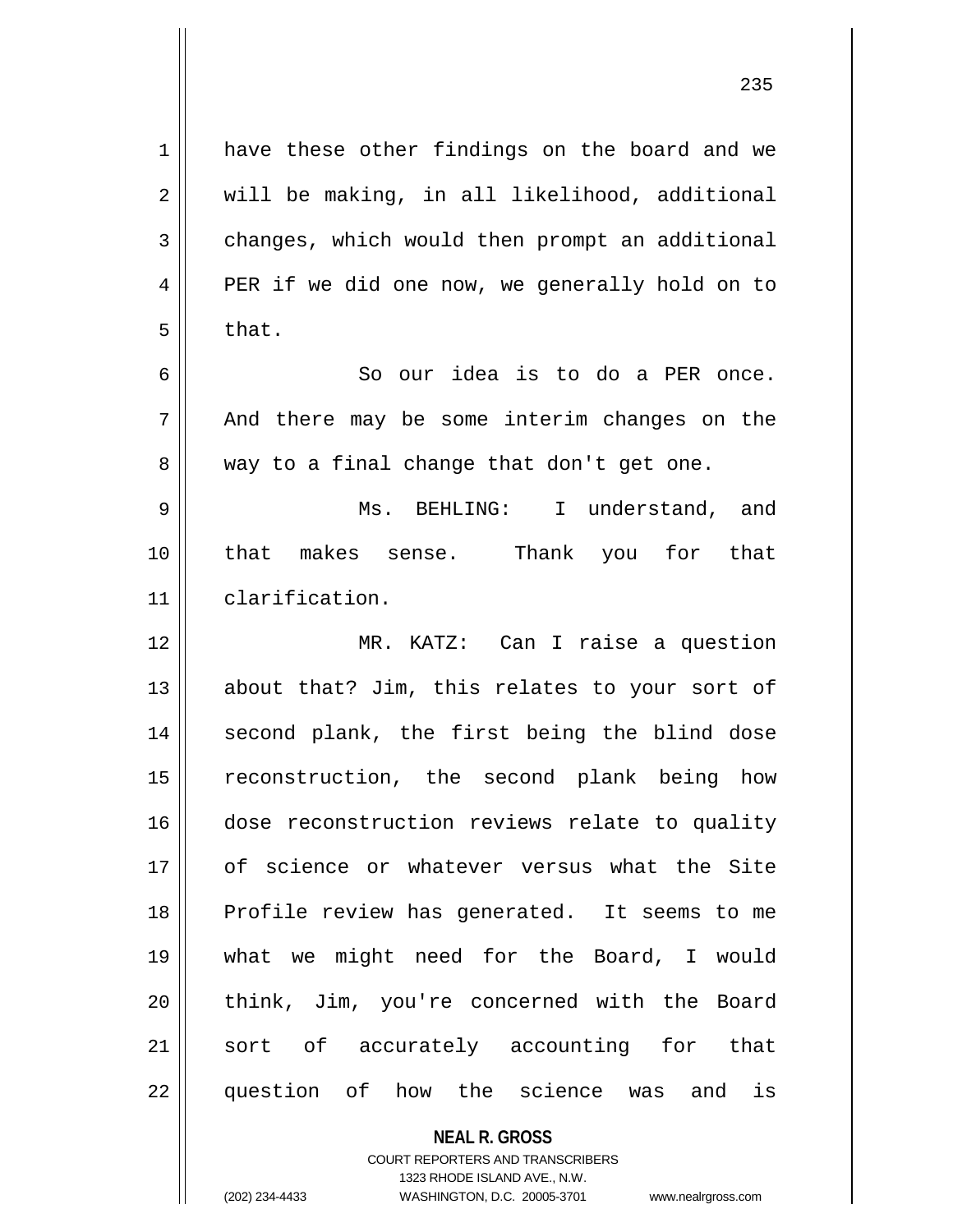have these other findings on the board and we will be making, in all likelihood, additional changes, which would then prompt an additional PER if we did one now, we generally hold on to that.

So our idea is to do a PER once. And there may be some interim changes on the way to a final change that don't get one.

Ms. BEHLING: I understand, and that makes sense. Thank you for that clarification.

MR. KATZ: Can I raise a question about that? Jim, this relates to your sort of second plank, the first being the blind dose reconstruction, the second plank being how dose reconstruction reviews relate to quality of science or whatever versus what the Site Profile review has generated. It seems to me what we might need for the Board, I would think, Jim, you're concerned with the Board sort of accurately accounting for that question of how the science was and is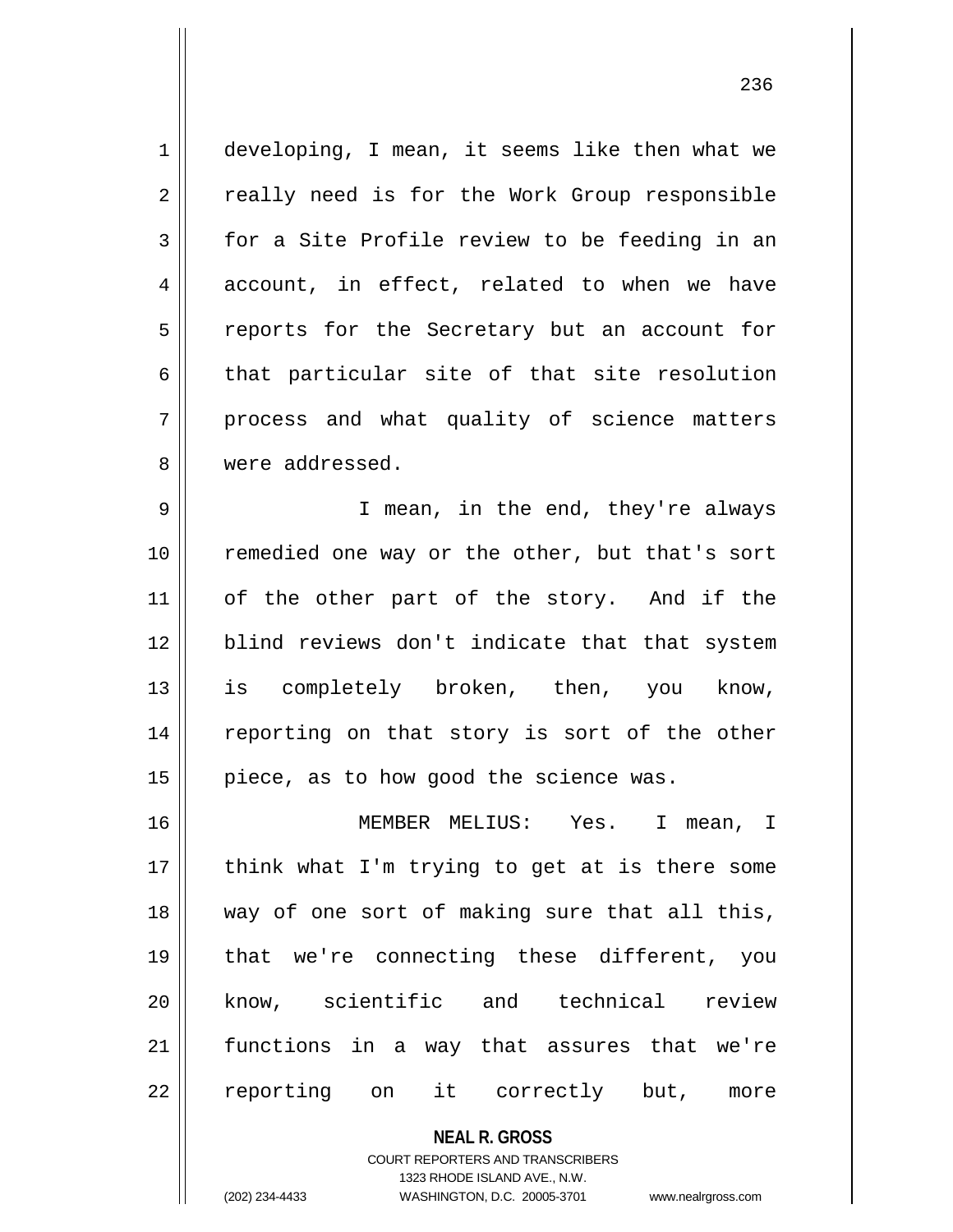developing, I mean, it seems like then what we really need is for the Work Group responsible for a Site Profile review to be feeding in an account, in effect, related to when we have reports for the Secretary but an account for that particular site of that site resolution process and what quality of science matters were addressed.

I mean, in the end, they're always remedied one way or the other, but that's sort of the other part of the story. And if the blind reviews don't indicate that that system is completely broken, then, you know, reporting on that story is sort of the other piece, as to how good the science was.

MEMBER MELIUS: Yes. I mean, I think what I'm trying to get at is there some way of one sort of making sure that all this, that we're connecting these different, you know, scientific and technical review functions in a way that assures that we're reporting on it correctly but, more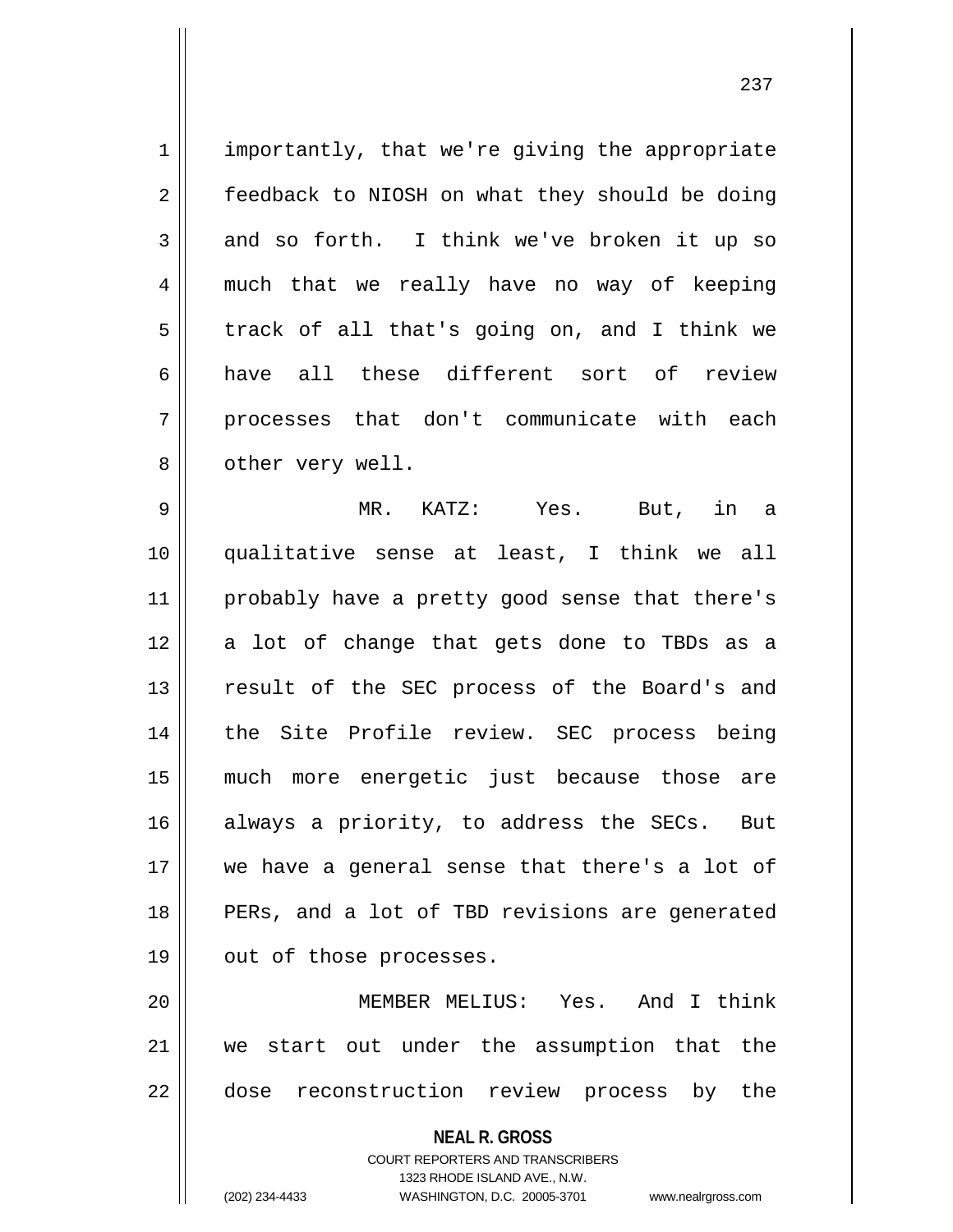importantly, that we're giving the appropriate feedback to NIOSH on what they should be doing and so forth. I think we've broken it up so much that we really have no way of keeping track of all that's going on, and I think we have all these different sort of review processes that don't communicate with each other very well.

MR. KATZ: Yes. But, in a qualitative sense at least, I think we all probably have a pretty good sense that there's a lot of change that gets done to TBDs as a result of the SEC process of the Board's and the Site Profile review. SEC process being much more energetic just because those are always a priority, to address the SECs. But we have a general sense that there's a lot of PERs, and a lot of TBD revisions are generated out of those processes.

MEMBER MELIUS: Yes. And I think we start out under the assumption that the dose reconstruction review process by the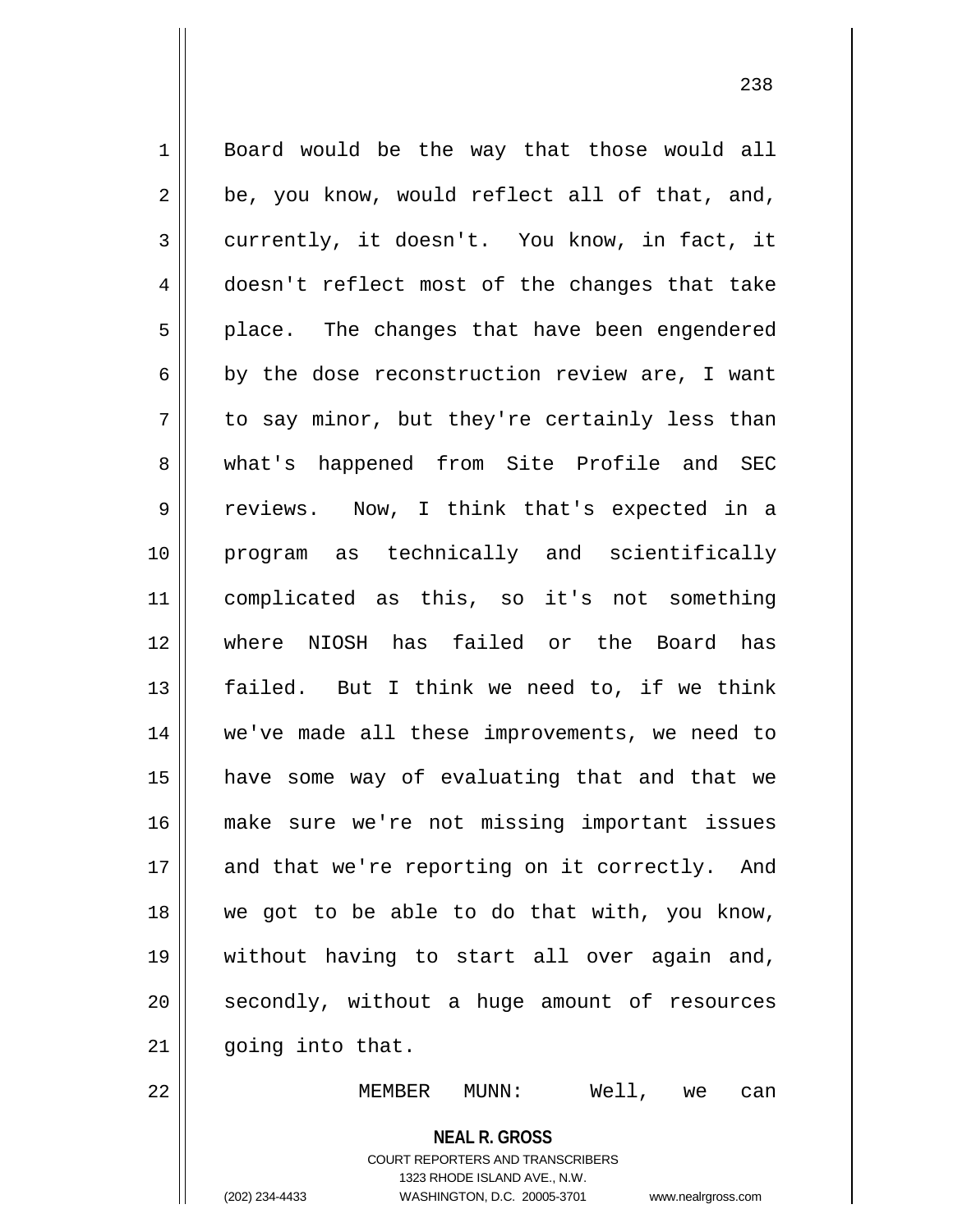Board would be the way that those would all be, you know, would reflect all of that, and, currently, it doesn't. You know, in fact, it doesn't reflect most of the changes that take place. The changes that have been engendered by the dose reconstruction review are, I want to say minor, but they're certainly less than what's happened from Site Profile and SEC reviews. Now, I think that's expected in a program as technically and scientifically complicated as this, so it's not something where NIOSH has failed or the Board has failed. But I think we need to, if we think we've made all these improvements, we need to have some way of evaluating that and that we make sure we're not missing important issues and that we're reporting on it correctly. And we got to be able to do that with, you know, without having to start all over again and, secondly, without a huge amount of resources going into that.

MEMBER MUNN: Well, we can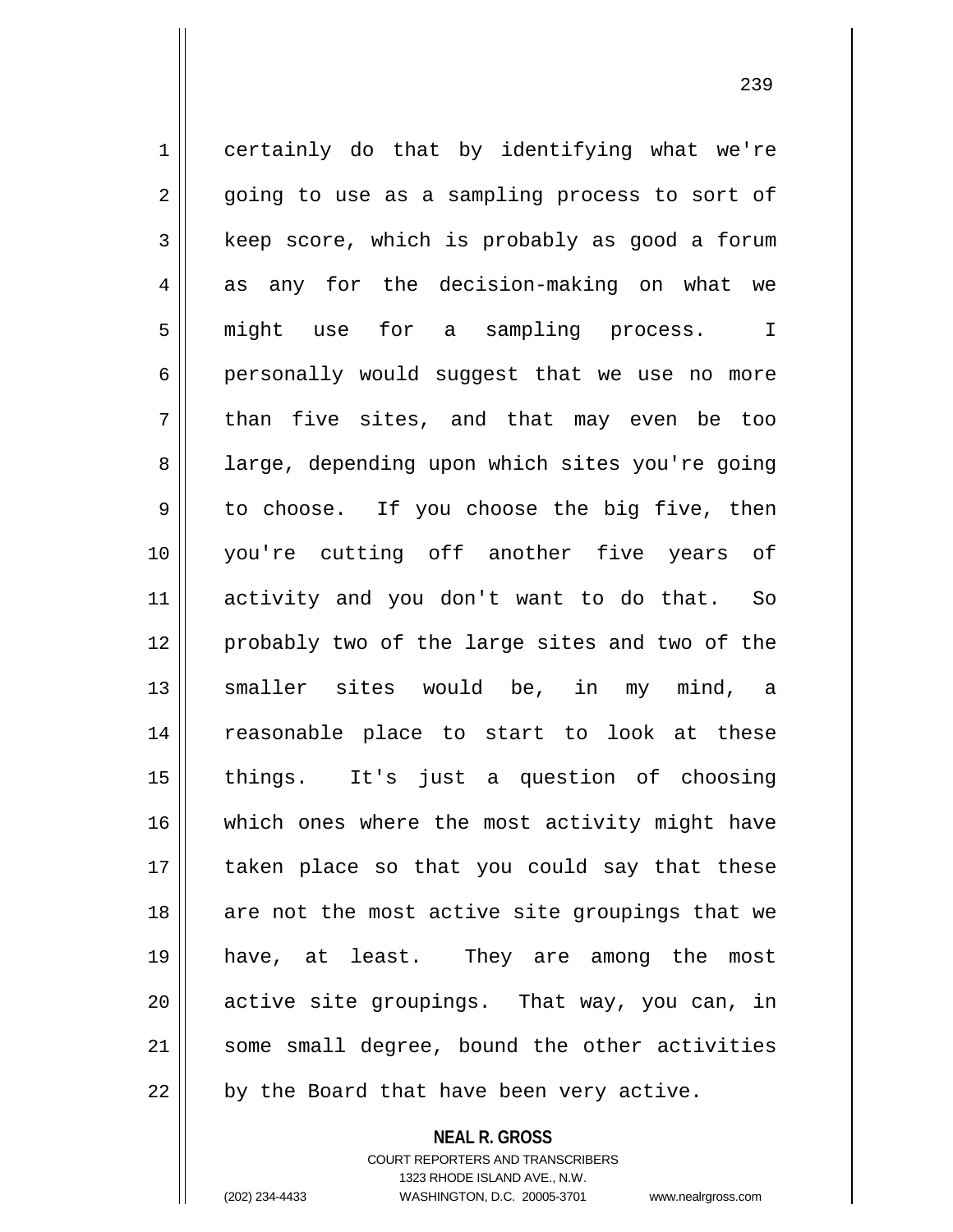certainly do that by identifying what we're going to use as a sampling process to sort of keep score, which is probably as good a forum as any for the decision-making on what we might use for a sampling process. I personally would suggest that we use no more than five sites, and that may even be too large, depending upon which sites you're going to choose. If you choose the big five, then you're cutting off another five years of activity and you don't want to do that. So probably two of the large sites and two of the smaller sites would be, in my mind, a reasonable place to start to look at these things. It's just a question of choosing which ones where the most activity might have taken place so that you could say that these are not the most active site groupings that we have, at least. They are among the most active site groupings. That way, you can, in some small degree, bound the other activities by the Board that have been very active.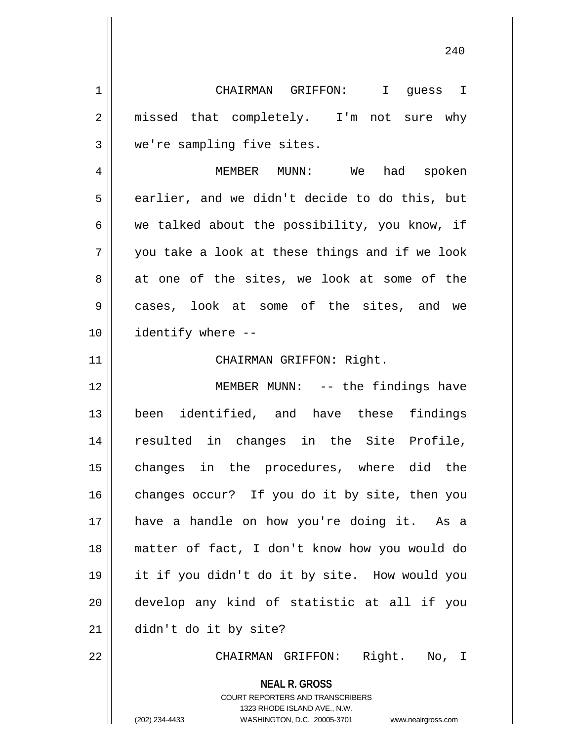CHAIRMAN GRIFFON: I guess I missed that completely. I'm not sure why we're sampling five sites.

MEMBER MUNN: We had spoken earlier, and we didn't decide to do this, but we talked about the possibility, you know, if you take a look at these things and if we look at one of the sites, we look at some of the cases, look at some of the sites, and we identify where --

CHAIRMAN GRIFFON: Right.

MEMBER MUNN: -- the findings have been identified, and have these findings resulted in changes in the Site Profile, changes in the procedures, where did the changes occur? If you do it by site, then you have a handle on how you're doing it. As a matter of fact, I don't know how you would do it if you didn't do it by site. How would you develop any kind of statistic at all if you didn't do it by site?

CHAIRMAN GRIFFON: Right. No, I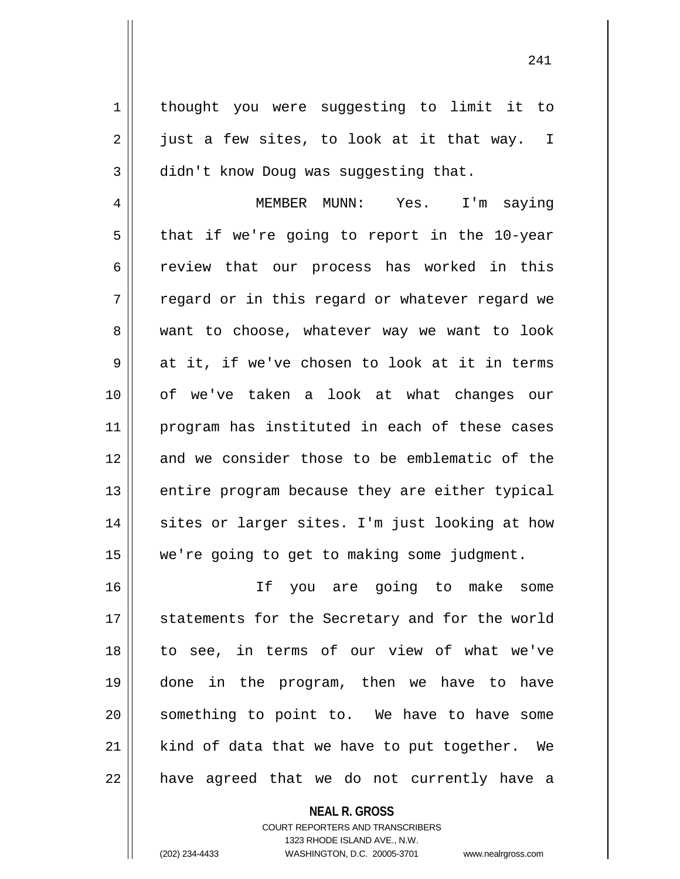thought you were suggesting to limit it to just a few sites, to look at it that way. I didn't know Doug was suggesting that.

MEMBER MUNN: Yes. I'm saying that if we're going to report in the 10-year review that our process has worked in this regard or in this regard or whatever regard we want to choose, whatever way we want to look at it, if we've chosen to look at it in terms of we've taken a look at what changes our program has instituted in each of these cases and we consider those to be emblematic of the entire program because they are either typical sites or larger sites. I'm just looking at how we're going to get to making some judgment.

If you are going to make some statements for the Secretary and for the world to see, in terms of our view of what we've done in the program, then we have to have something to point to. We have to have some kind of data that we have to put together. We have agreed that we do not currently have a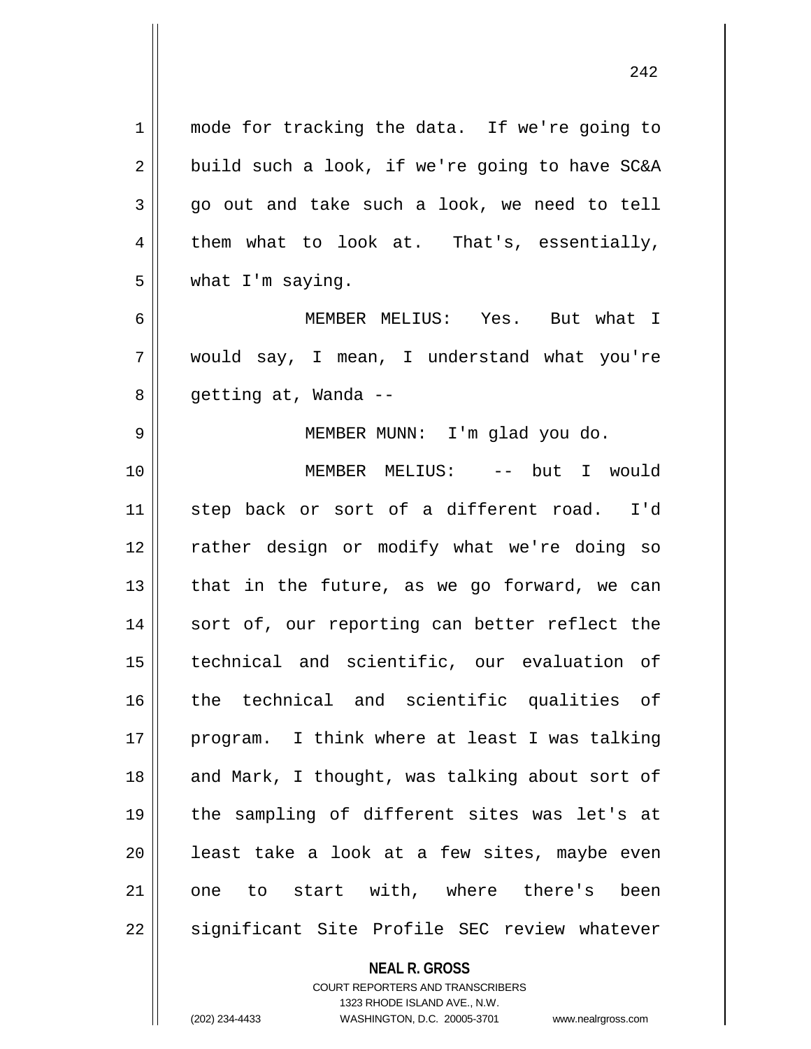mode for tracking the data. If we're going to build such a look, if we're going to have SC&A go out and take such a look, we need to tell them what to look at. That's, essentially, what I'm saying.

MEMBER MELIUS: Yes. But what I would say, I mean, I understand what you're getting at, Wanda --

MEMBER MUNN: I'm glad you do.

MEMBER MELIUS: -- but I would step back or sort of a different road. I'd rather design or modify what we're doing so that in the future, as we go forward, we can sort of, our reporting can better reflect the technical and scientific, our evaluation of the technical and scientific qualities of program. I think where at least I was talking and Mark, I thought, was talking about sort of the sampling of different sites was let's at least take a look at a few sites, maybe even one to start with, where there's been significant Site Profile SEC review whatever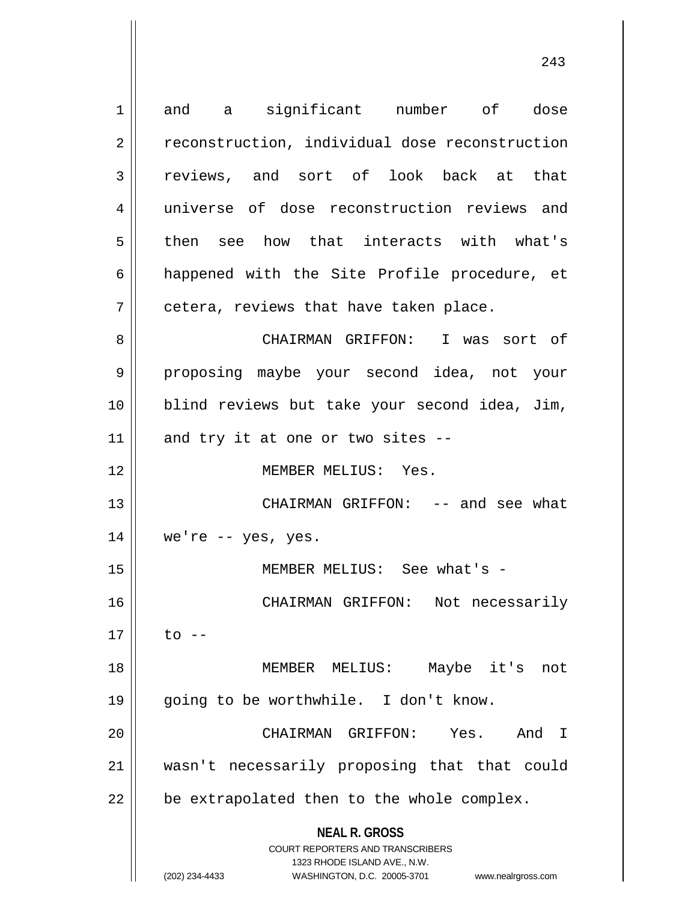and a significant number of dose reconstruction, individual dose reconstruction reviews, and sort of look back at that universe of dose reconstruction reviews and then see how that interacts with what's happened with the Site Profile procedure, et cetera, reviews that have taken place.

CHAIRMAN GRIFFON: I was sort of proposing maybe your second idea, not your blind reviews but take your second idea, Jim, and try it at one or two sites --

MEMBER MELIUS: Yes.

CHAIRMAN GRIFFON: -- and see what we're -- yes, yes.

MEMBER MELIUS: See what's -

CHAIRMAN GRIFFON: Not necessarily to --

MEMBER MELIUS: Maybe it's not going to be worthwhile. I don't know.

CHAIRMAN GRIFFON: Yes. And I wasn't necessarily proposing that that could be extrapolated then to the whole complex.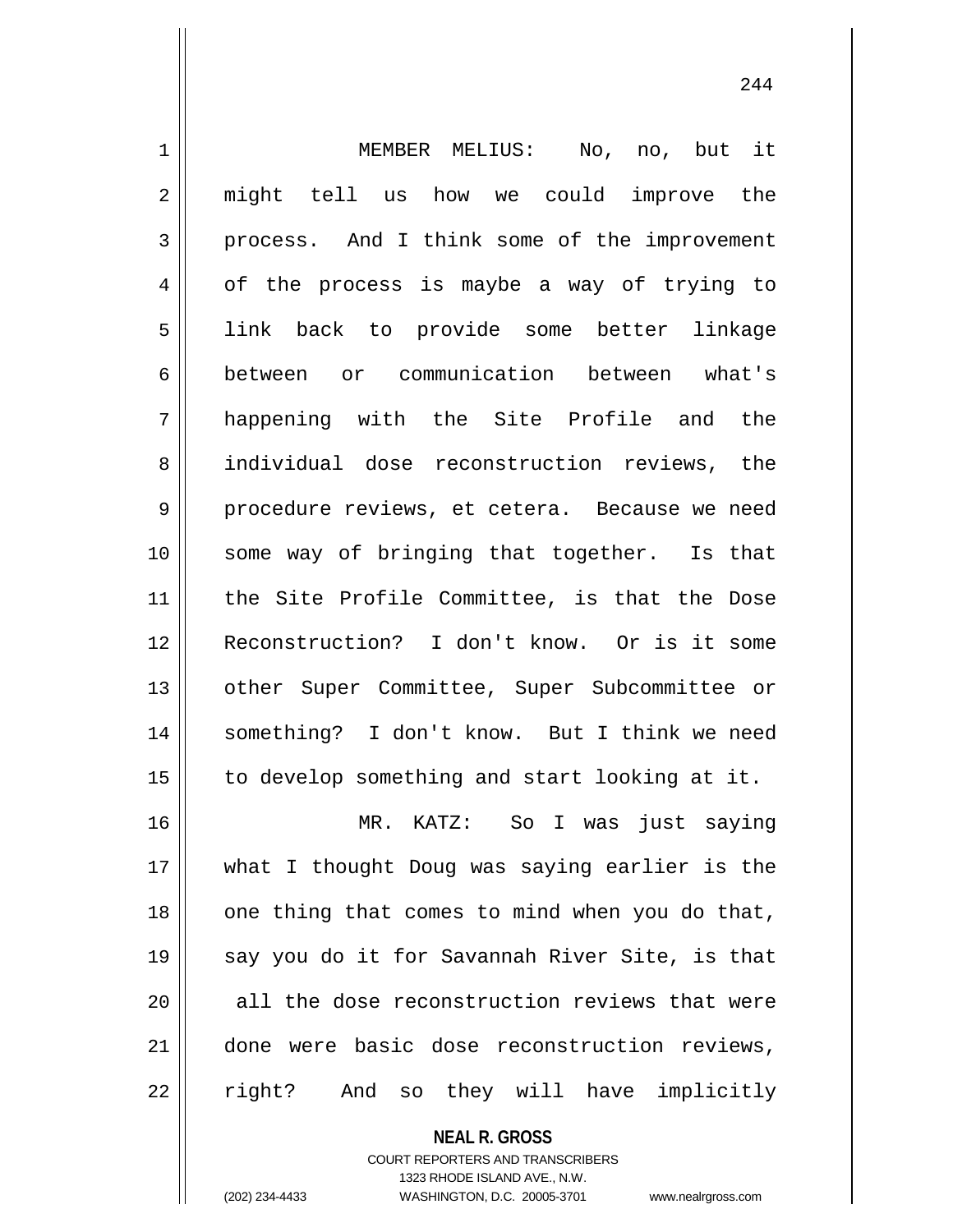MEMBER MELIUS: No, no, but it might tell us how we could improve the process. And I think some of the improvement of the process is maybe a way of trying to link back to provide some better linkage between or communication between what's happening with the Site Profile and the individual dose reconstruction reviews, the procedure reviews, et cetera. Because we need some way of bringing that together. Is that the Site Profile Committee, is that the Dose Reconstruction? I don't know. Or is it some other Super Committee, Super Subcommittee or something? I don't know. But I think we need to develop something and start looking at it.

MR. KATZ: So I was just saying what I thought Doug was saying earlier is the one thing that comes to mind when you do that, say you do it for Savannah River Site, is that all the dose reconstruction reviews that were done were basic dose reconstruction reviews, right? And so they will have implicitly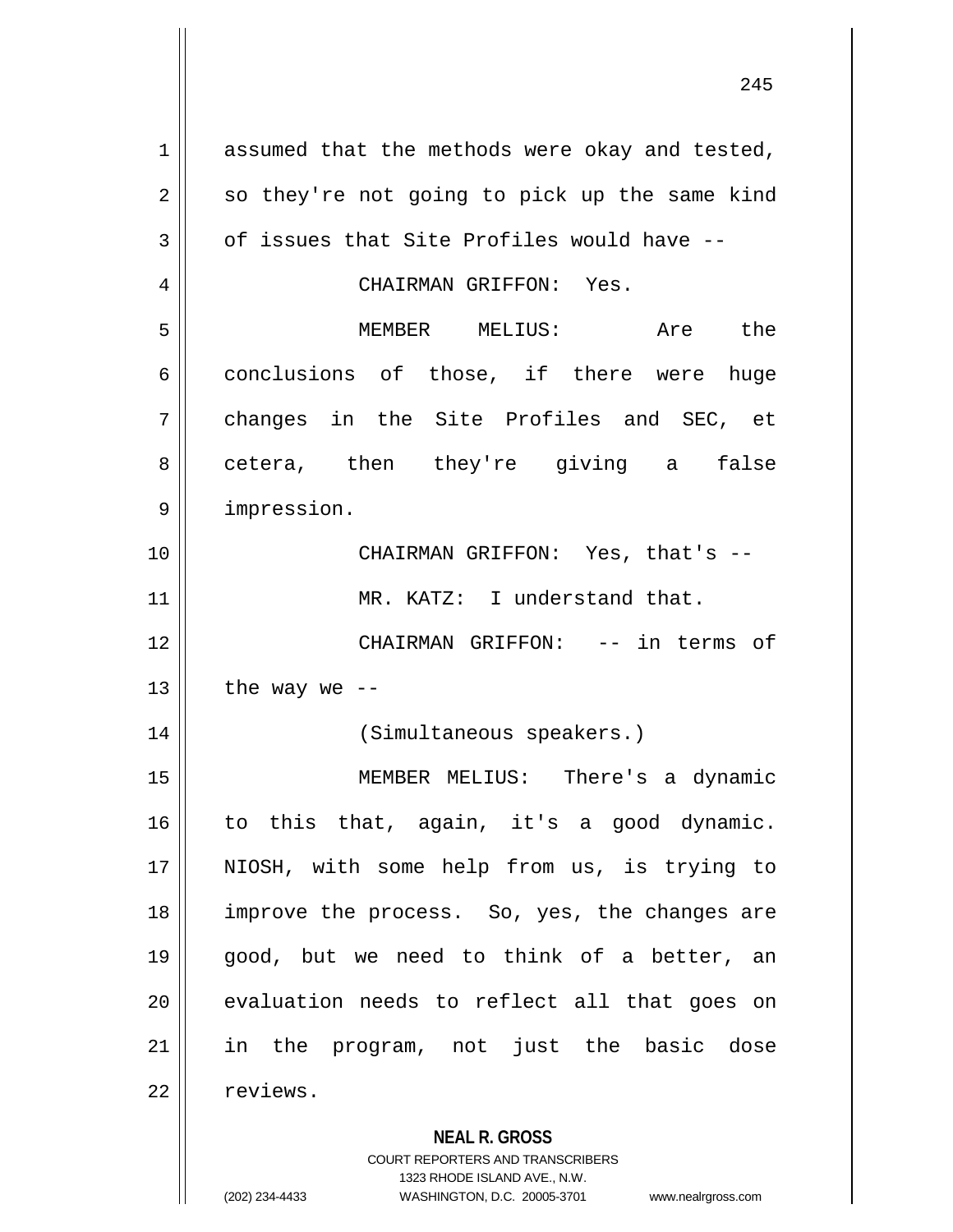assumed that the methods were okay and tested, so they're not going to pick up the same kind of issues that Site Profiles would have --

CHAIRMAN GRIFFON: Yes.

MEMBER MELIUS: Are the conclusions of those, if there were huge changes in the Site Profiles and SEC, et cetera, then they're giving a false impression.

CHAIRMAN GRIFFON: Yes, that's --

MR. KATZ: I understand that.

CHAIRMAN GRIFFON: -- in terms of the way we --

(Simultaneous speakers.)

MEMBER MELIUS: There's a dynamic to this that, again, it's a good dynamic. NIOSH, with some help from us, is trying to improve the process. So, yes, the changes are good, but we need to think of a better, an evaluation needs to reflect all that goes on in the program, not just the basic dose reviews.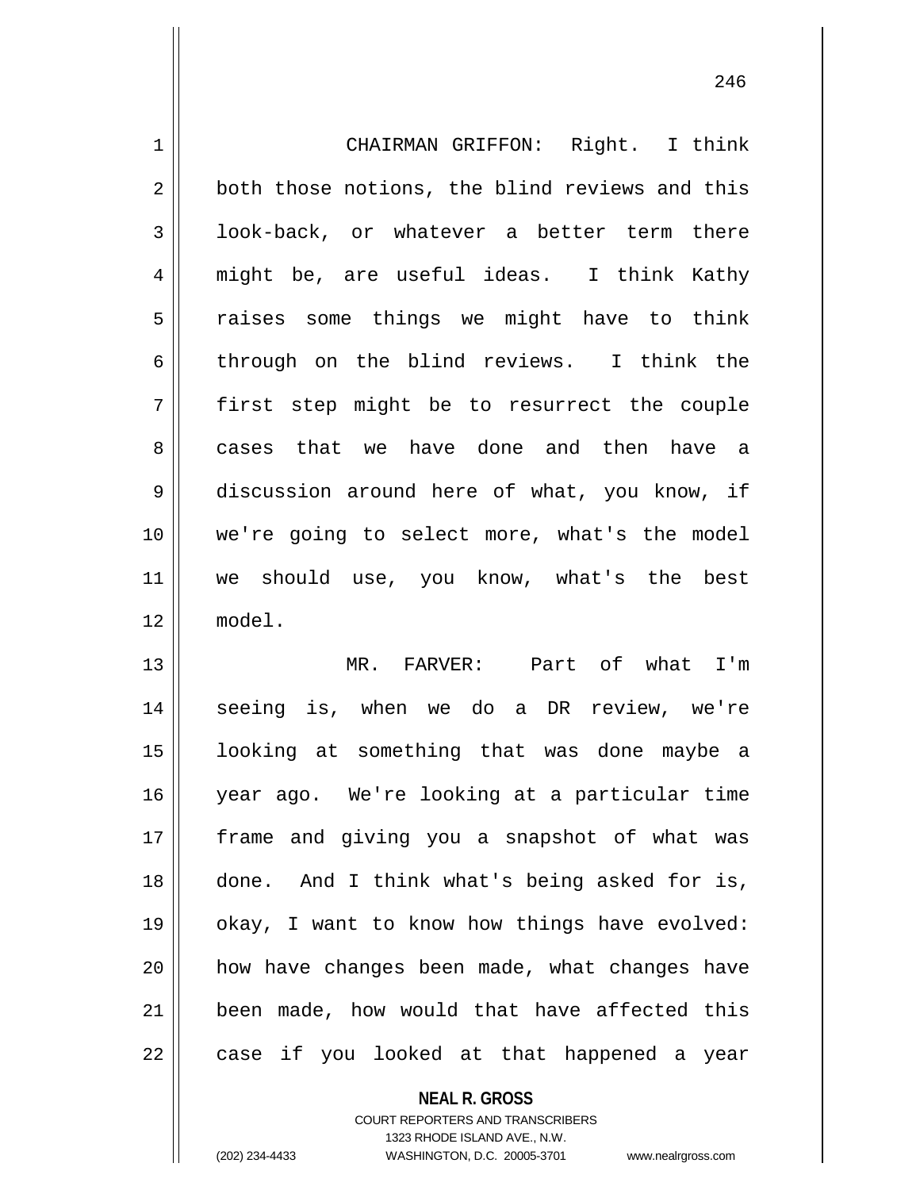CHAIRMAN GRIFFON: Right. I think both those notions, the blind reviews and this look-back, or whatever a better term there might be, are useful ideas. I think Kathy raises some things we might have to think through on the blind reviews. I think the first step might be to resurrect the couple cases that we have done and then have a discussion around here of what, you know, if we're going to select more, what's the model we should use, you know, what's the best model.

MR. FARVER: Part of what I'm seeing is, when we do a DR review, we're looking at something that was done maybe a year ago. We're looking at a particular time frame and giving you a snapshot of what was done. And I think what's being asked for is, okay, I want to know how things have evolved: how have changes been made, what changes have been made, how would that have affected this case if you looked at that happened a year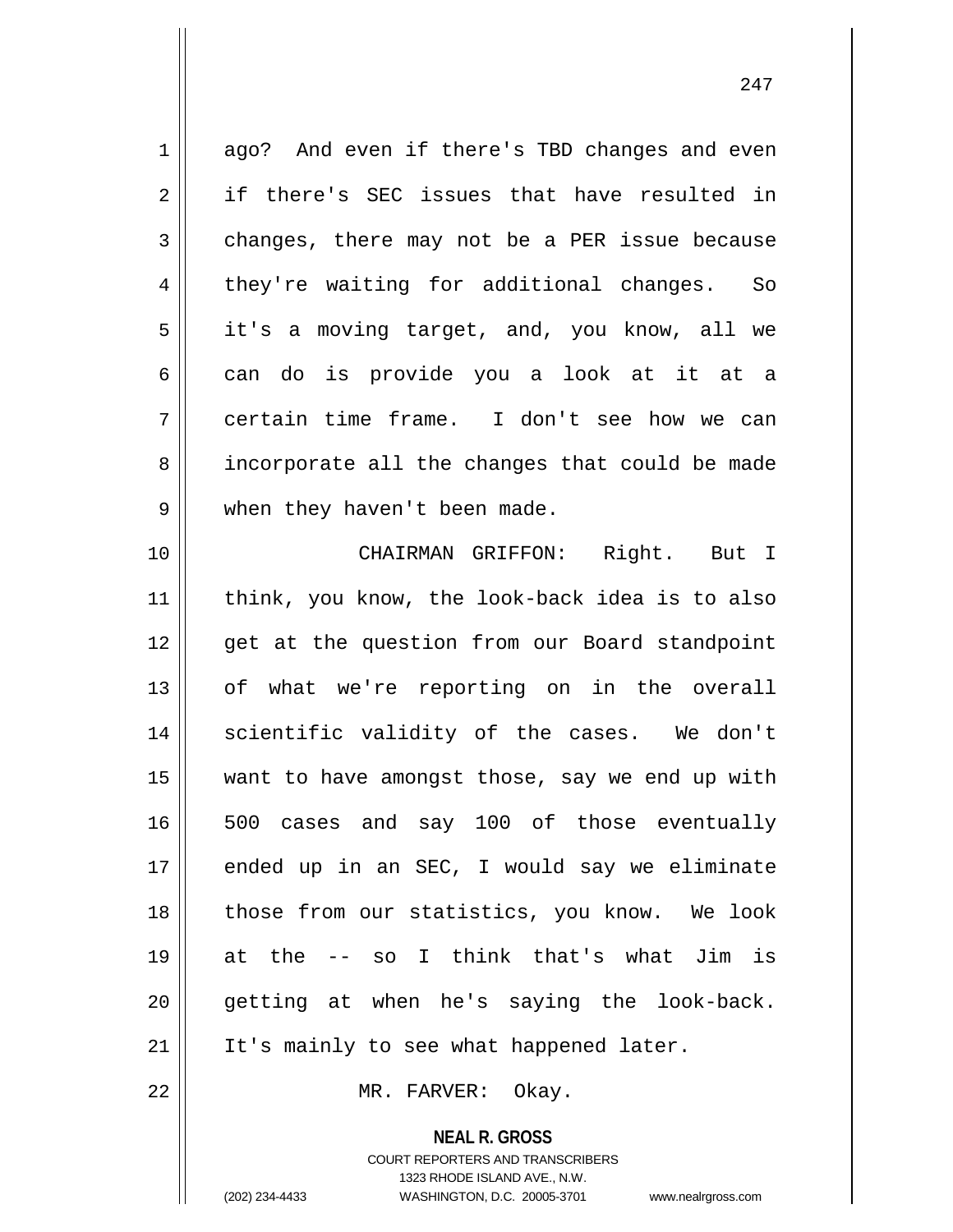ago? And even if there's TBD changes and even if there's SEC issues that have resulted in changes, there may not be a PER issue because they're waiting for additional changes. So it's a moving target, and, you know, all we can do is provide you a look at it at a certain time frame. I don't see how we can incorporate all the changes that could be made when they haven't been made.

CHAIRMAN GRIFFON: Right. But I think, you know, the look-back idea is to also get at the question from our Board standpoint of what we're reporting on in the overall scientific validity of the cases. We don't want to have amongst those, say we end up with 500 cases and say 100 of those eventually ended up in an SEC, I would say we eliminate those from our statistics, you know. We look at the -- so I think that's what Jim is getting at when he's saying the look-back. It's mainly to see what happened later.

MR. FARVER: Okay.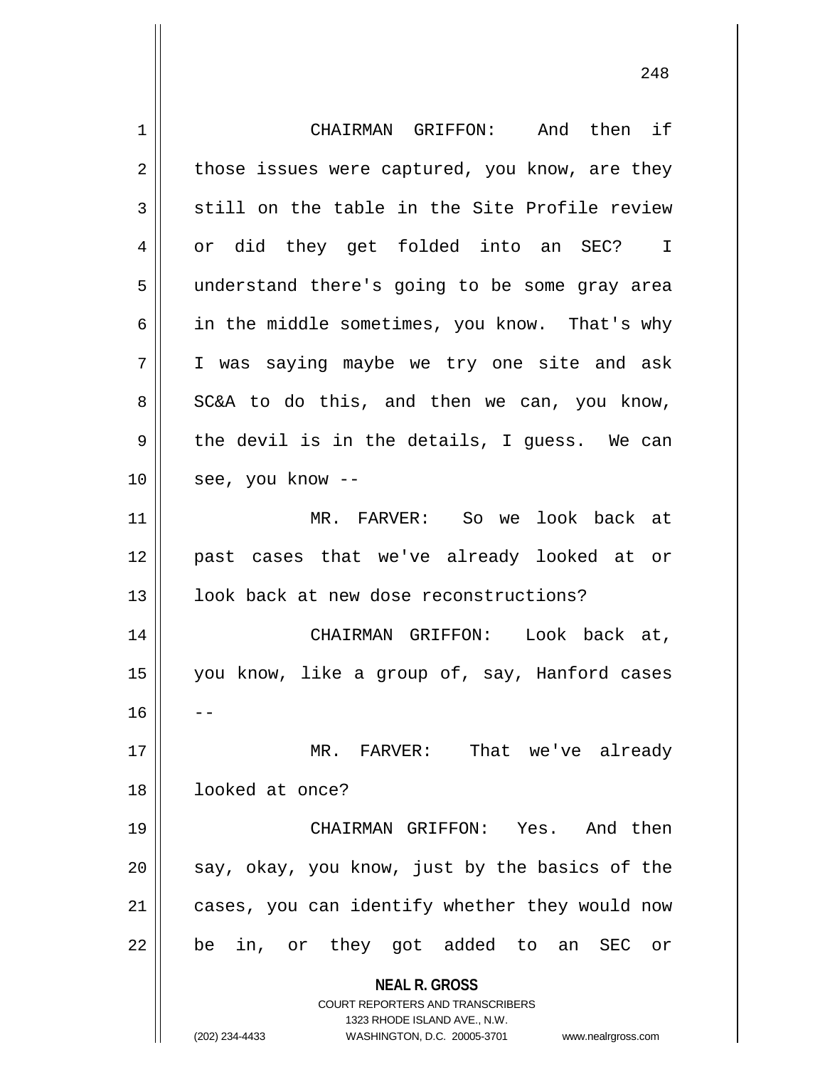CHAIRMAN GRIFFON: And then if those issues were captured, you know, are they still on the table in the Site Profile review or did they get folded into an SEC? I understand there's going to be some gray area in the middle sometimes, you know. That's why I was saying maybe we try one site and ask SC&A to do this, and then we can, you know, the devil is in the details, I guess. We can see, you know --

MR. FARVER: So we look back at past cases that we've already looked at or look back at new dose reconstructions?

CHAIRMAN GRIFFON: Look back at, you know, like a group of, say, Hanford cases --

MR. FARVER: That we've already looked at once?

CHAIRMAN GRIFFON: Yes. And then say, okay, you know, just by the basics of the cases, you can identify whether they would now be in, or they got added to an SEC or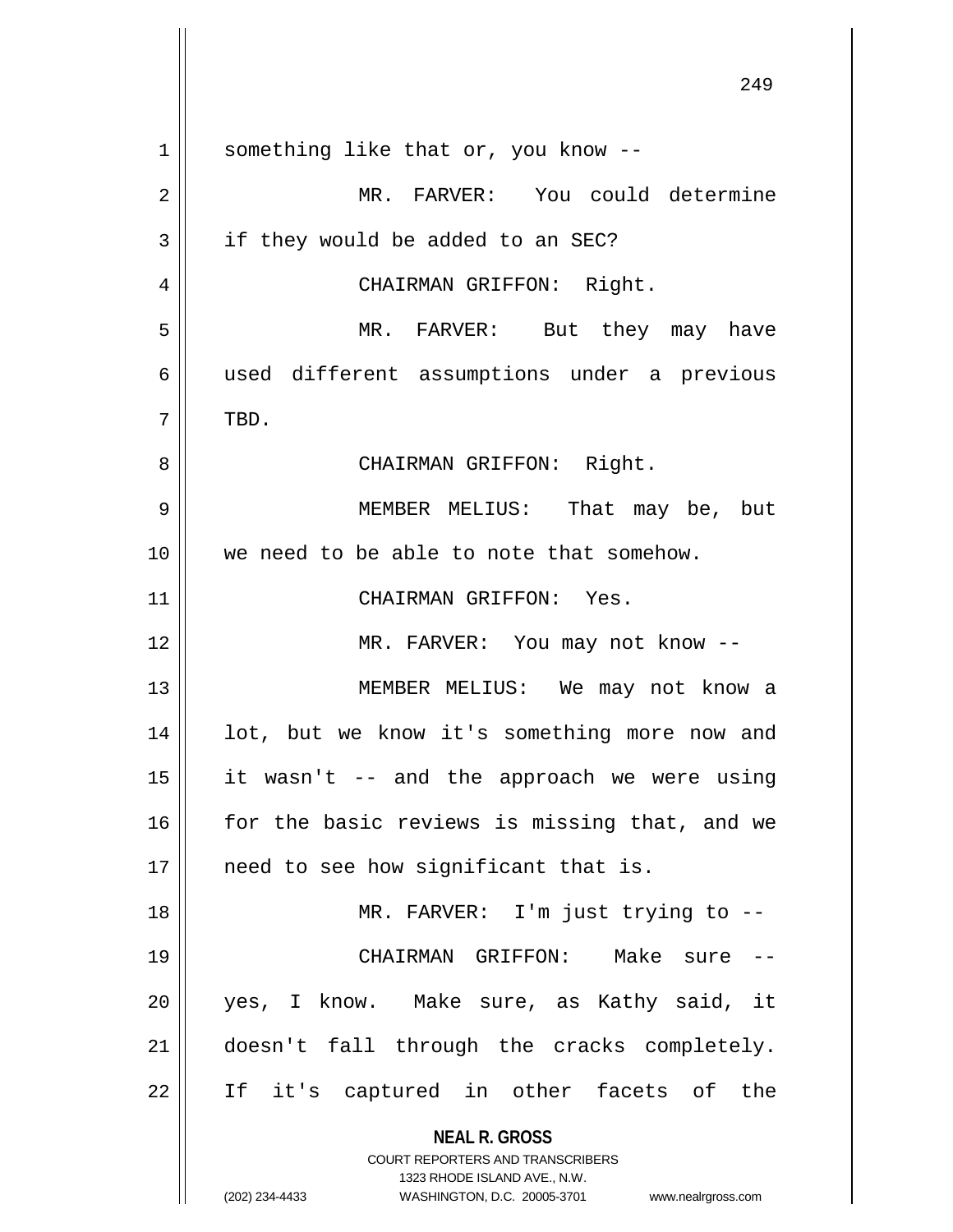something like that or, you know --

MR. FARVER: You could determine if they would be added to an SEC?

CHAIRMAN GRIFFON: Right.

MR. FARVER: But they may have used different assumptions under a previous TBD.

CHAIRMAN GRIFFON: Right.

MEMBER MELIUS: That may be, but we need to be able to note that somehow.

CHAIRMAN GRIFFON: Yes.

MR. FARVER: You may not know --

MEMBER MELIUS: We may not know a lot, but we know it's something more now and it wasn't -- and the approach we were using for the basic reviews is missing that, and we need to see how significant that is.

MR. FARVER: I'm just trying to --

CHAIRMAN GRIFFON: Make sure -- yes, I know. Make sure, as Kathy said, it doesn't fall through the cracks completely. If it's captured in other facets of the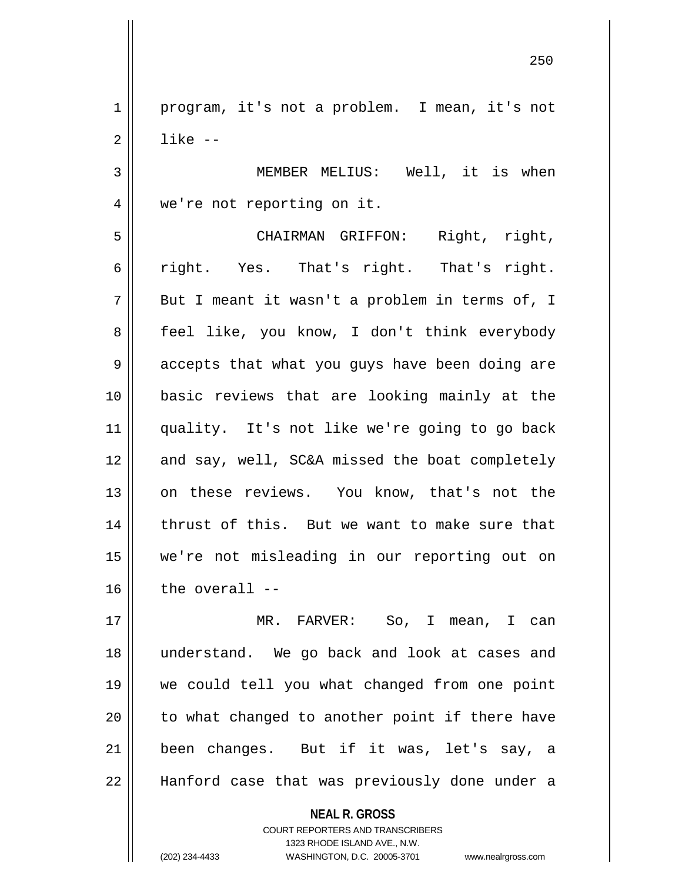program, it's not a problem. I mean, it's not like --

MEMBER MELIUS: Well, it is when we're not reporting on it.

CHAIRMAN GRIFFON: Right, right, right. Yes. That's right. That's right. But I meant it wasn't a problem in terms of, I feel like, you know, I don't think everybody accepts that what you guys have been doing are basic reviews that are looking mainly at the quality. It's not like we're going to go back and say, well, SC&A missed the boat completely on these reviews. You know, that's not the thrust of this. But we want to make sure that we're not misleading in our reporting out on the overall --

MR. FARVER: So, I mean, I can understand. We go back and look at cases and we could tell you what changed from one point to what changed to another point if there have been changes. But if it was, let's say, a Hanford case that was previously done under a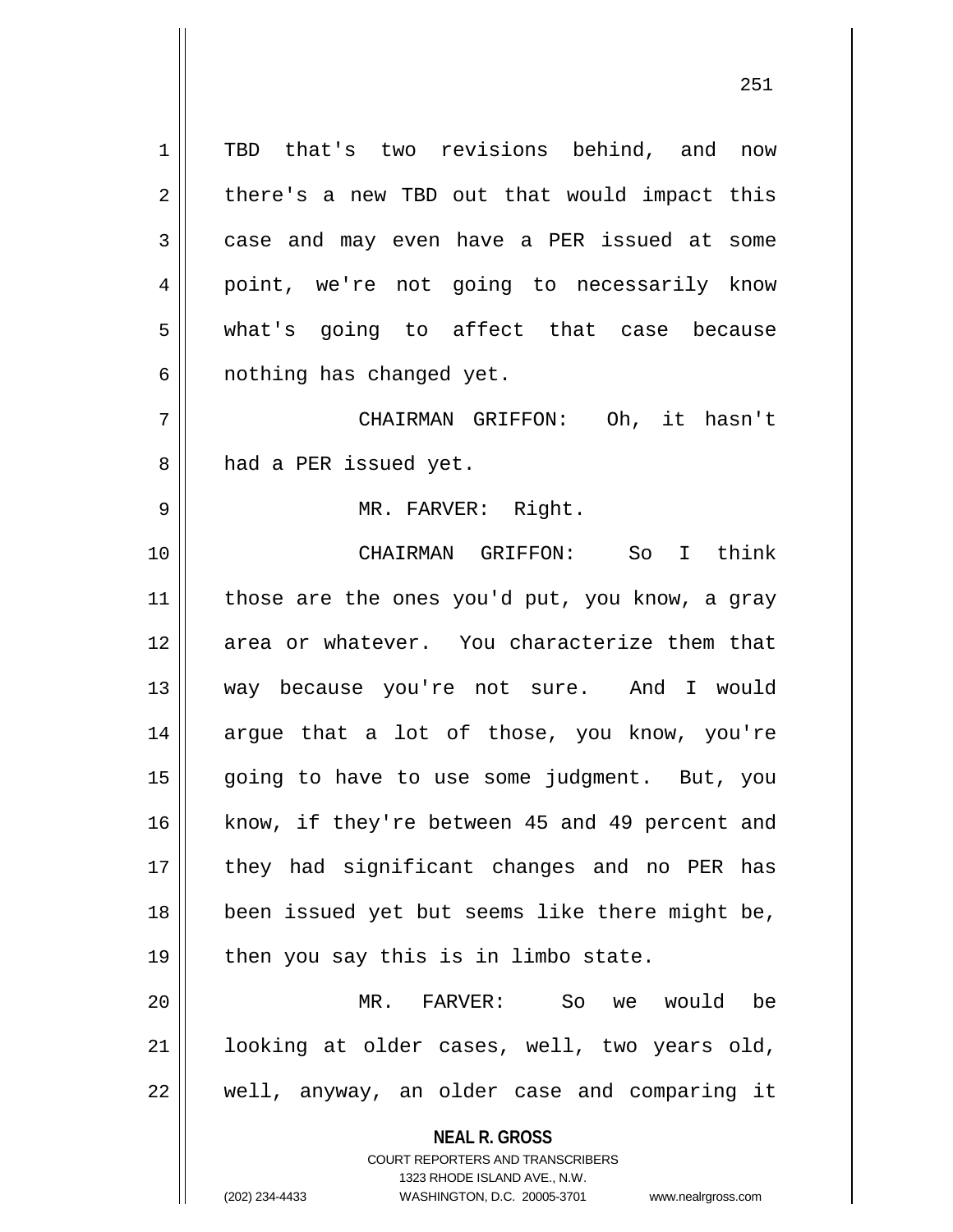TBD that's two revisions behind, and now there's a new TBD out that would impact this case and may even have a PER issued at some point, we're not going to necessarily know what's going to affect that case because nothing has changed yet.

CHAIRMAN GRIFFON: Oh, it hasn't had a PER issued yet.

MR. FARVER: Right.

CHAIRMAN GRIFFON: So I think those are the ones you'd put, you know, a gray area or whatever. You characterize them that way because you're not sure. And I would argue that a lot of those, you know, you're going to have to use some judgment. But, you know, if they're between 45 and 49 percent and they had significant changes and no PER has been issued yet but seems like there might be, then you say this is in limbo state.

MR. FARVER: So we would be looking at older cases, well, two years old, well, anyway, an older case and comparing it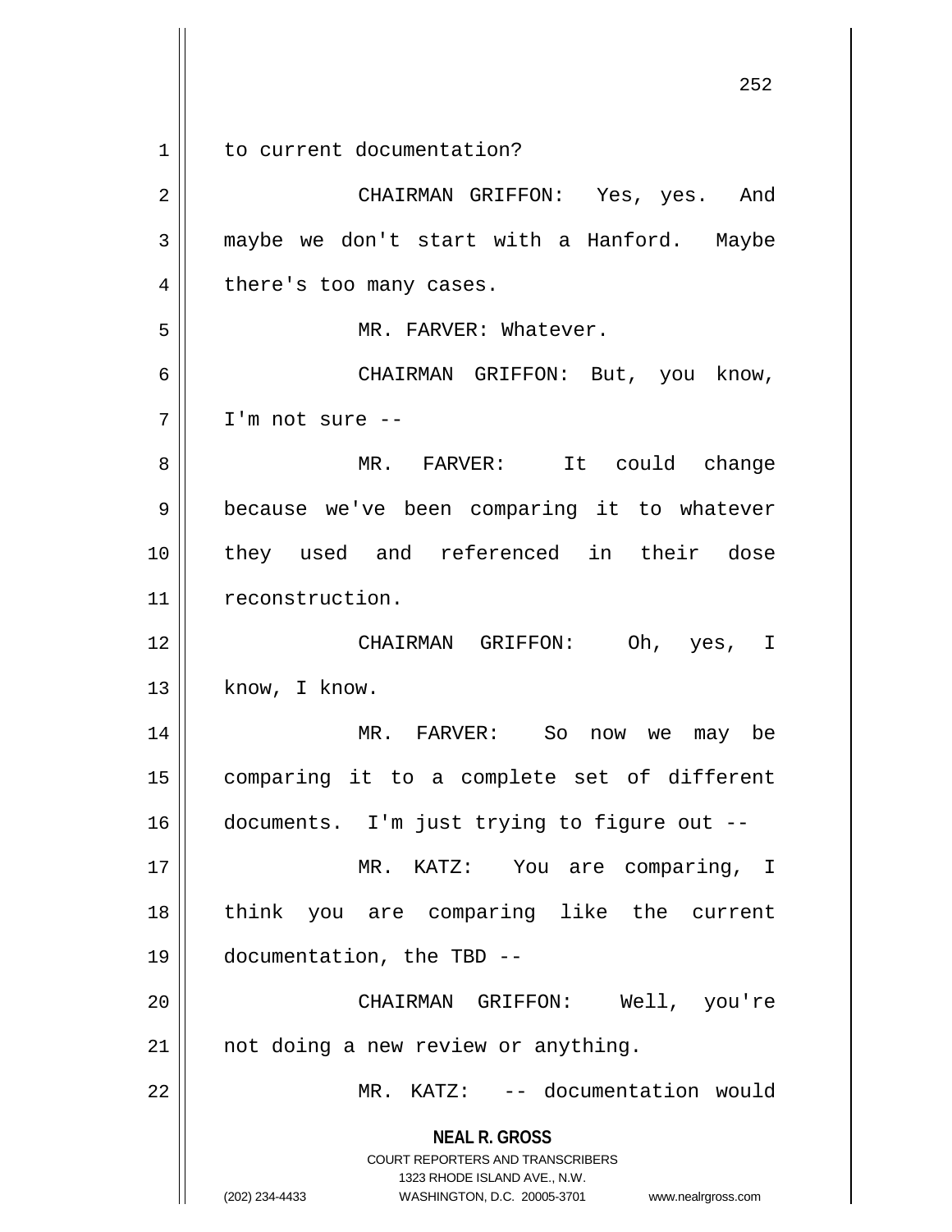to current documentation?

CHAIRMAN GRIFFON: Yes, yes. And maybe we don't start with a Hanford. Maybe there's too many cases.

MR. FARVER: Whatever.

CHAIRMAN GRIFFON: But, you know, I'm not sure --

MR. FARVER: It could change because we've been comparing it to whatever they used and referenced in their dose reconstruction.

CHAIRMAN GRIFFON: Oh, yes, I know, I know.

MR. FARVER: So now we may be comparing it to a complete set of different documents. I'm just trying to figure out --

MR. KATZ: You are comparing, I think you are comparing like the current documentation, the TBD --

CHAIRMAN GRIFFON: Well, you're not doing a new review or anything.

MR. KATZ: -- documentation would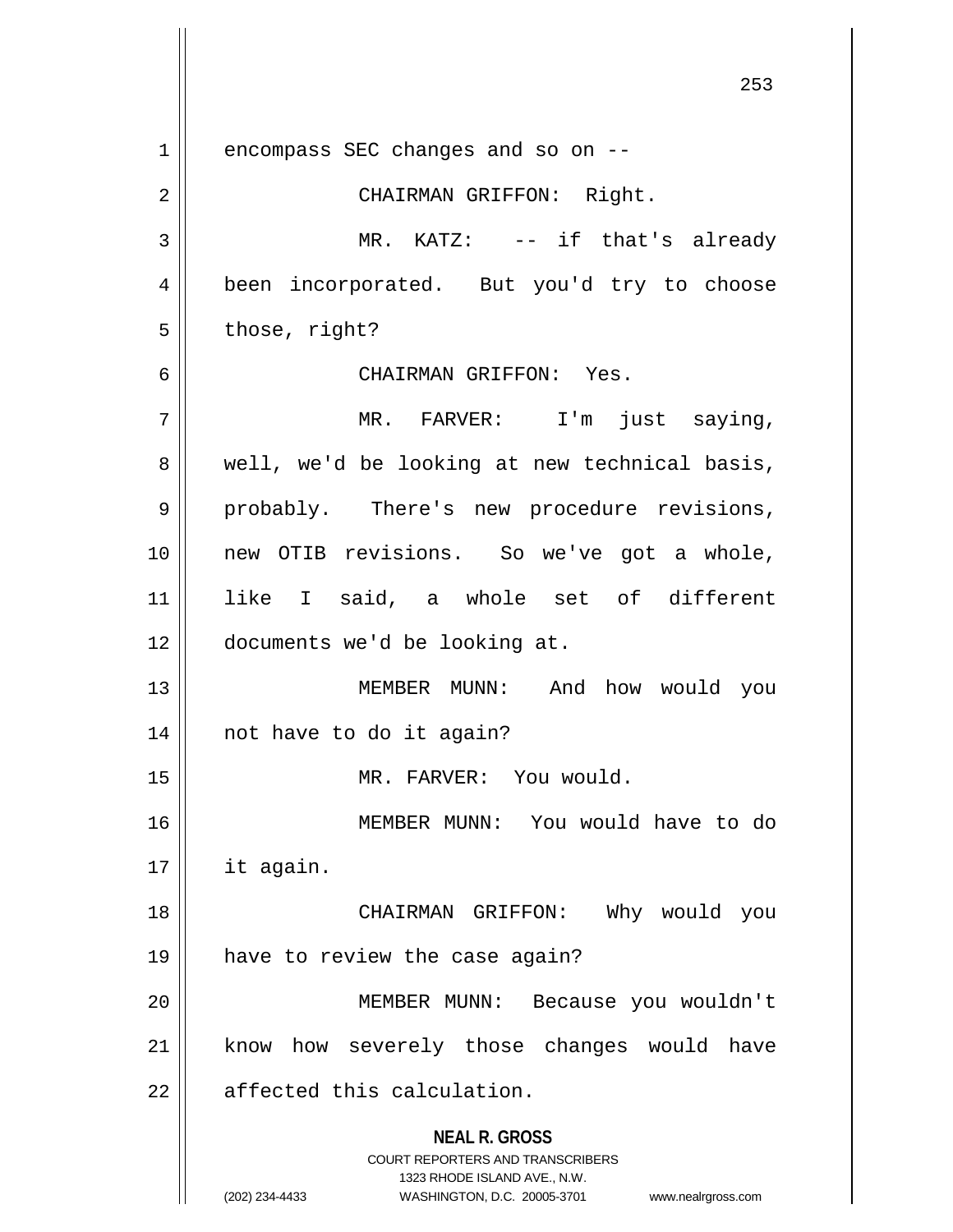encompass SEC changes and so on --

CHAIRMAN GRIFFON: Right.

MR. KATZ: -- if that's already been incorporated. But you'd try to choose those, right?

CHAIRMAN GRIFFON: Yes.

MR. FARVER: I'm just saying, well, we'd be looking at new technical basis, probably. There's new procedure revisions, new OTIB revisions. So we've got a whole, like I said, a whole set of different documents we'd be looking at.

MEMBER MUNN: And how would you not have to do it again?

MR. FARVER: You would.

MEMBER MUNN: You would have to do it again.

CHAIRMAN GRIFFON: Why would you have to review the case again?

MEMBER MUNN: Because you wouldn't know how severely those changes would have affected this calculation.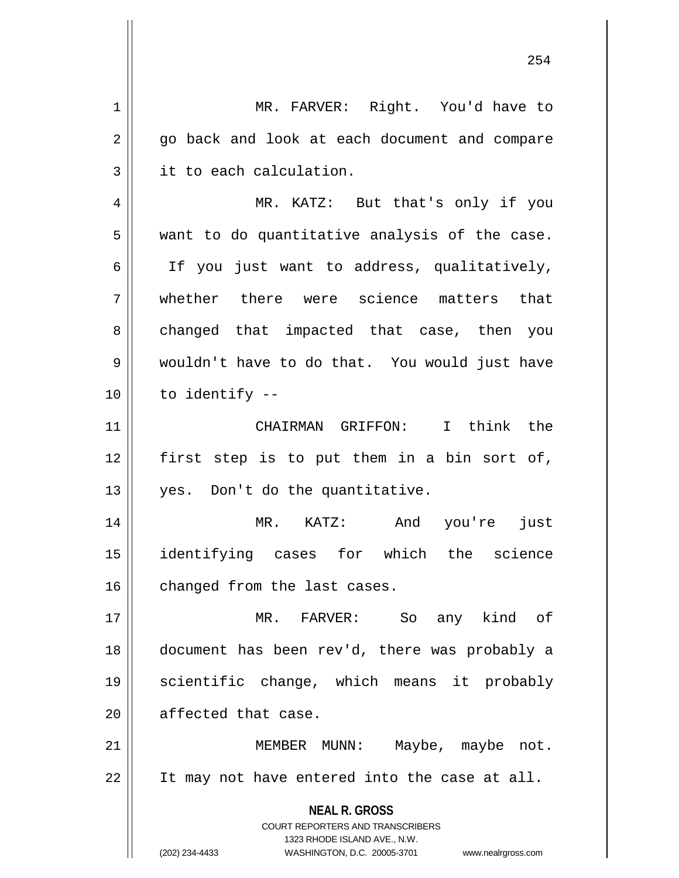MR. FARVER: Right. You'd have to go back and look at each document and compare it to each calculation.

MR. KATZ: But that's only if you want to do quantitative analysis of the case. If you just want to address, qualitatively, whether there were science matters that changed that impacted that case, then you wouldn't have to do that. You would just have to identify --

CHAIRMAN GRIFFON: I think the first step is to put them in a bin sort of, yes. Don't do the quantitative.

MR. KATZ: And you're just identifying cases for which the science changed from the last cases.

MR. FARVER: So any kind of document has been rev'd, there was probably a scientific change, which means it probably affected that case.

MEMBER MUNN: Maybe, maybe not. It may not have entered into the case at all.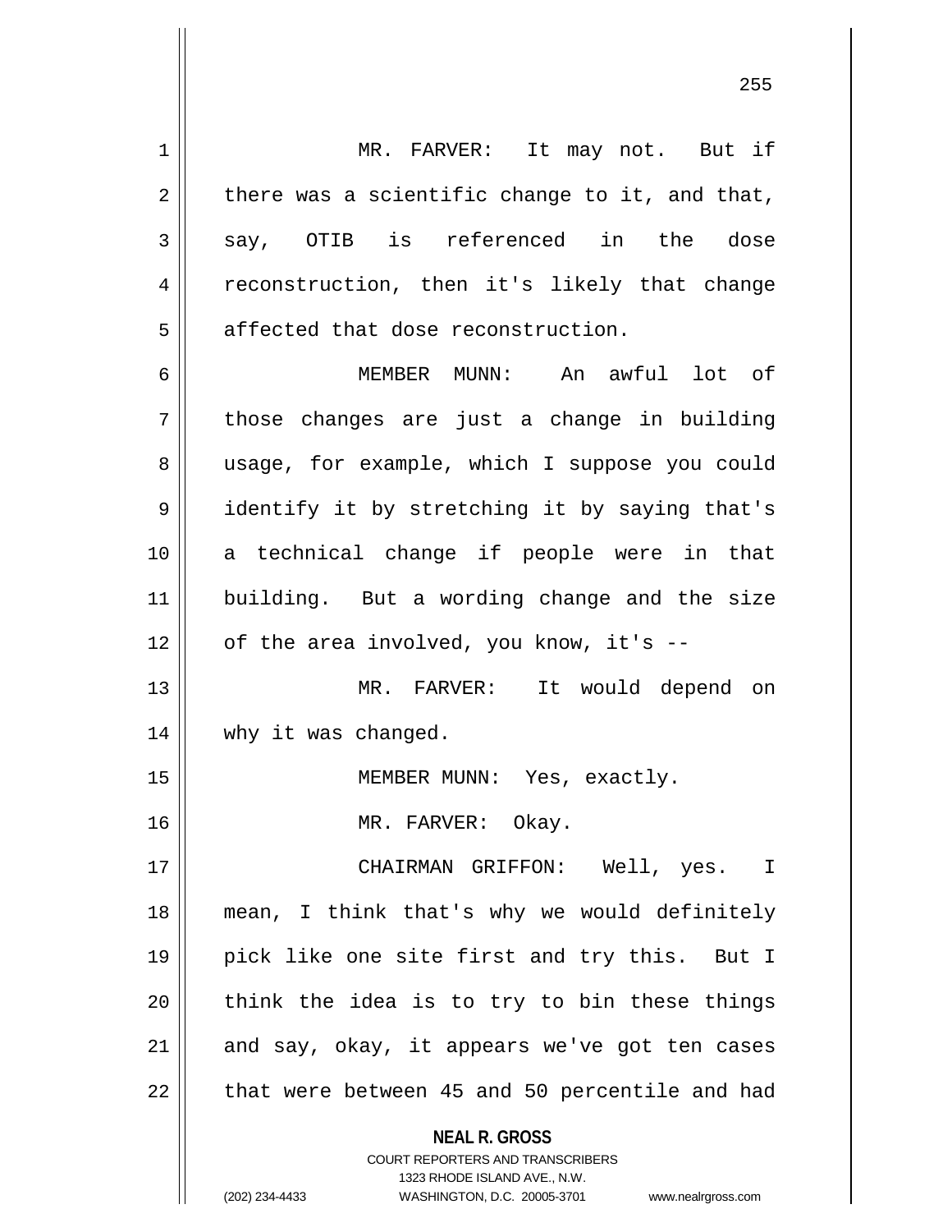MR. FARVER: It may not. But if there was a scientific change to it, and that, say, OTIB is referenced in the dose reconstruction, then it's likely that change affected that dose reconstruction.

MEMBER MUNN: An awful lot of those changes are just a change in building usage, for example, which I suppose you could identify it by stretching it by saying that's a technical change if people were in that building. But a wording change and the size of the area involved, you know, it's --

MR. FARVER: It would depend on why it was changed.

MEMBER MUNN: Yes, exactly.

MR. FARVER: Okay.

CHAIRMAN GRIFFON: Well, yes. I mean, I think that's why we would definitely pick like one site first and try this. But I think the idea is to try to bin these things and say, okay, it appears we've got ten cases that were between 45 and 50 percentile and had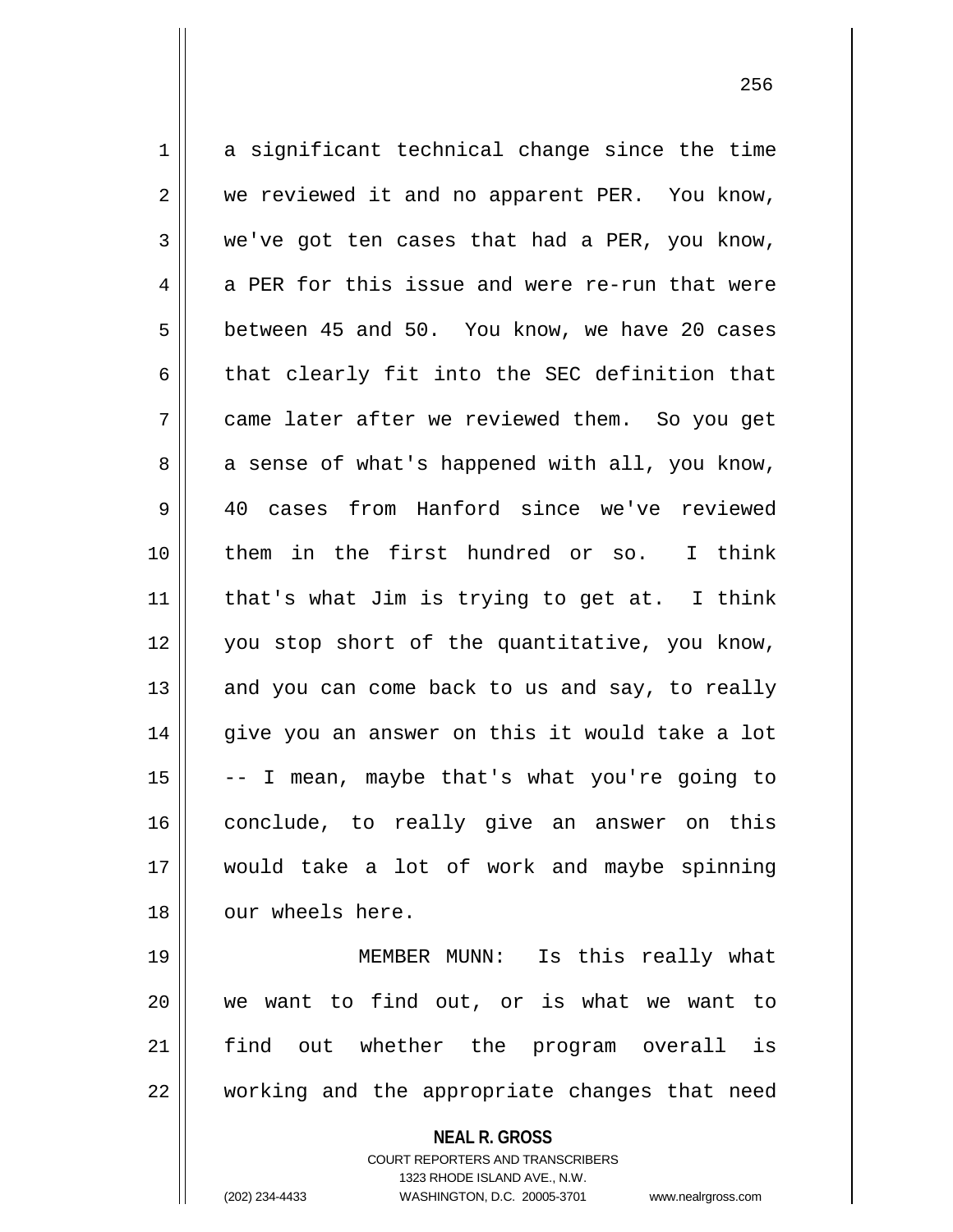a significant technical change since the time we reviewed it and no apparent PER. You know, we've got ten cases that had a PER, you know, a PER for this issue and were re-run that were between 45 and 50. You know, we have 20 cases that clearly fit into the SEC definition that came later after we reviewed them. So you get a sense of what's happened with all, you know, 40 cases from Hanford since we've reviewed them in the first hundred or so. I think that's what Jim is trying to get at. I think you stop short of the quantitative, you know, and you can come back to us and say, to really give you an answer on this it would take a lot -- I mean, maybe that's what you're going to conclude, to really give an answer on this would take a lot of work and maybe spinning our wheels here.

MEMBER MUNN: Is this really what we want to find out, or is what we want to find out whether the program overall is working and the appropriate changes that need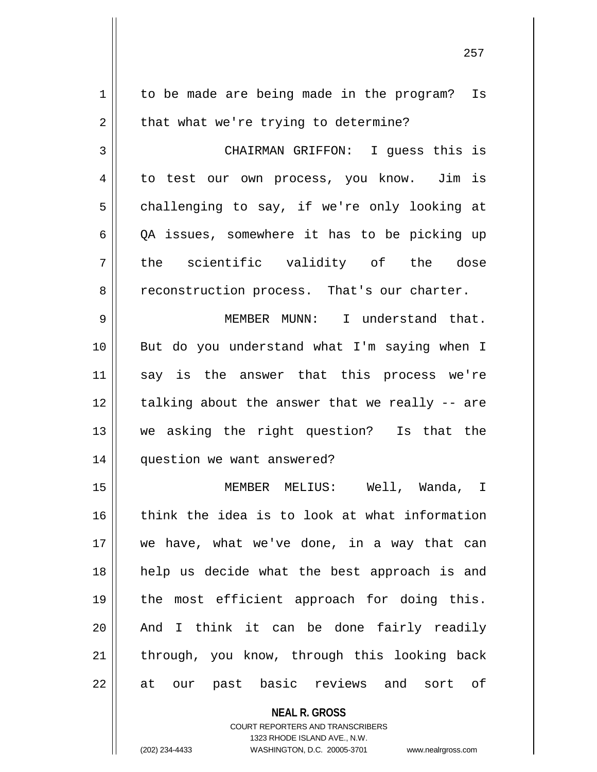to be made are being made in the program? Is that what we're trying to determine?

CHAIRMAN GRIFFON: I guess this is to test our own process, you know. Jim is challenging to say, if we're only looking at QA issues, somewhere it has to be picking up the scientific validity of the dose reconstruction process. That's our charter.

MEMBER MUNN: I understand that. But do you understand what I'm saying when I say is the answer that this process we're talking about the answer that we really -- are we asking the right question? Is that the question we want answered?

MEMBER MELIUS: Well, Wanda, I think the idea is to look at what information we have, what we've done, in a way that can help us decide what the best approach is and the most efficient approach for doing this. And I think it can be done fairly readily through, you know, through this looking back at our past basic reviews and sort of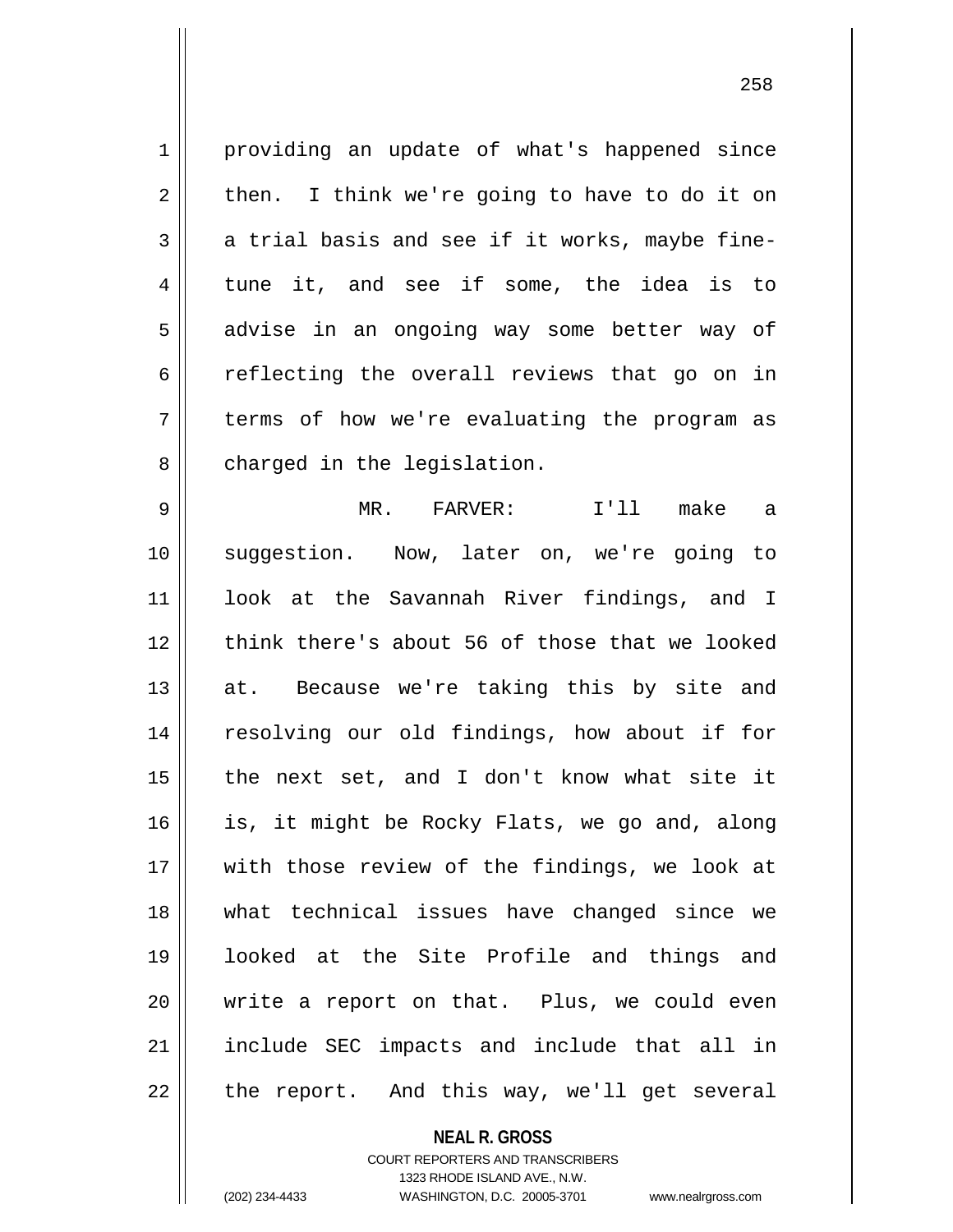providing an update of what's happened since then. I think we're going to have to do it on a trial basis and see if it works, maybe fine-tune it, and see if some, the idea is to advise in an ongoing way some better way of reflecting the overall reviews that go on in terms of how we're evaluating the program as charged in the legislation.

MR. FARVER: I'll make a suggestion. Now, later on, we're going to look at the Savannah River findings, and I think there's about 56 of those that we looked at. Because we're taking this by site and resolving our old findings, how about if for the next set, and I don't know what site it is, it might be Rocky Flats, we go and, along with those review of the findings, we look at what technical issues have changed since we looked at the Site Profile and things and write a report on that. Plus, we could even include SEC impacts and include that all in the report. And this way, we'll get several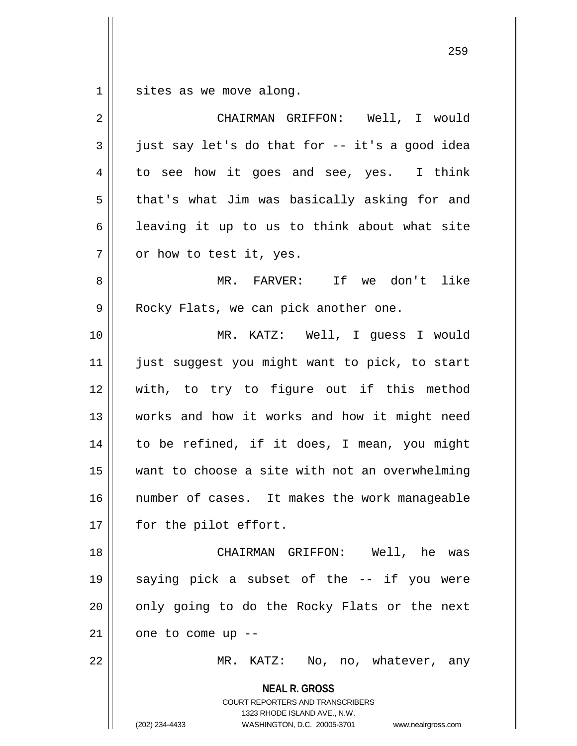sites as we move along.

CHAIRMAN GRIFFON: Well, I would just say let's do that for -- it's a good idea to see how it goes and see, yes. I think that's what Jim was basically asking for and leaving it up to us to think about what site or how to test it, yes.

MR. FARVER: If we don't like Rocky Flats, we can pick another one.

MR. KATZ: Well, I guess I would just suggest you might want to pick, to start with, to try to figure out if this method works and how it works and how it might need to be refined, if it does, I mean, you might want to choose a site with not an overwhelming number of cases. It makes the work manageable for the pilot effort.

CHAIRMAN GRIFFON: Well, he was saying pick a subset of the -- if you were only going to do the Rocky Flats or the next one to come up --

MR. KATZ: No, no, whatever, any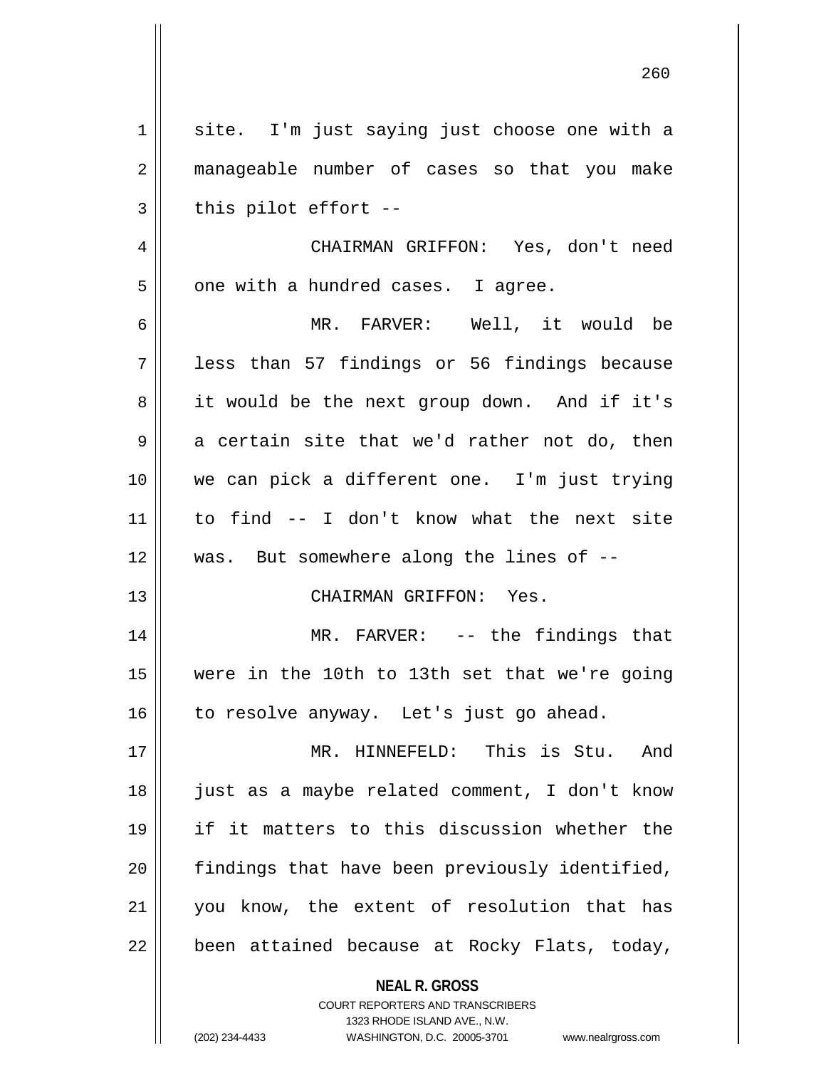site. I'm just saying just choose one with a manageable number of cases so that you make this pilot effort --

CHAIRMAN GRIFFON: Yes, don't need one with a hundred cases. I agree.

MR. FARVER: Well, it would be less than 57 findings or 56 findings because it would be the next group down. And if it's a certain site that we'd rather not do, then we can pick a different one. I'm just trying to find -- I don't know what the next site was. But somewhere along the lines of --

CHAIRMAN GRIFFON: Yes.

MR. FARVER: -- the findings that were in the 10th to 13th set that we're going to resolve anyway. Let's just go ahead.

MR. HINNEFELD: This is Stu. And just as a maybe related comment, I don't know if it matters to this discussion whether the findings that have been previously identified, you know, the extent of resolution that has been attained because at Rocky Flats, today,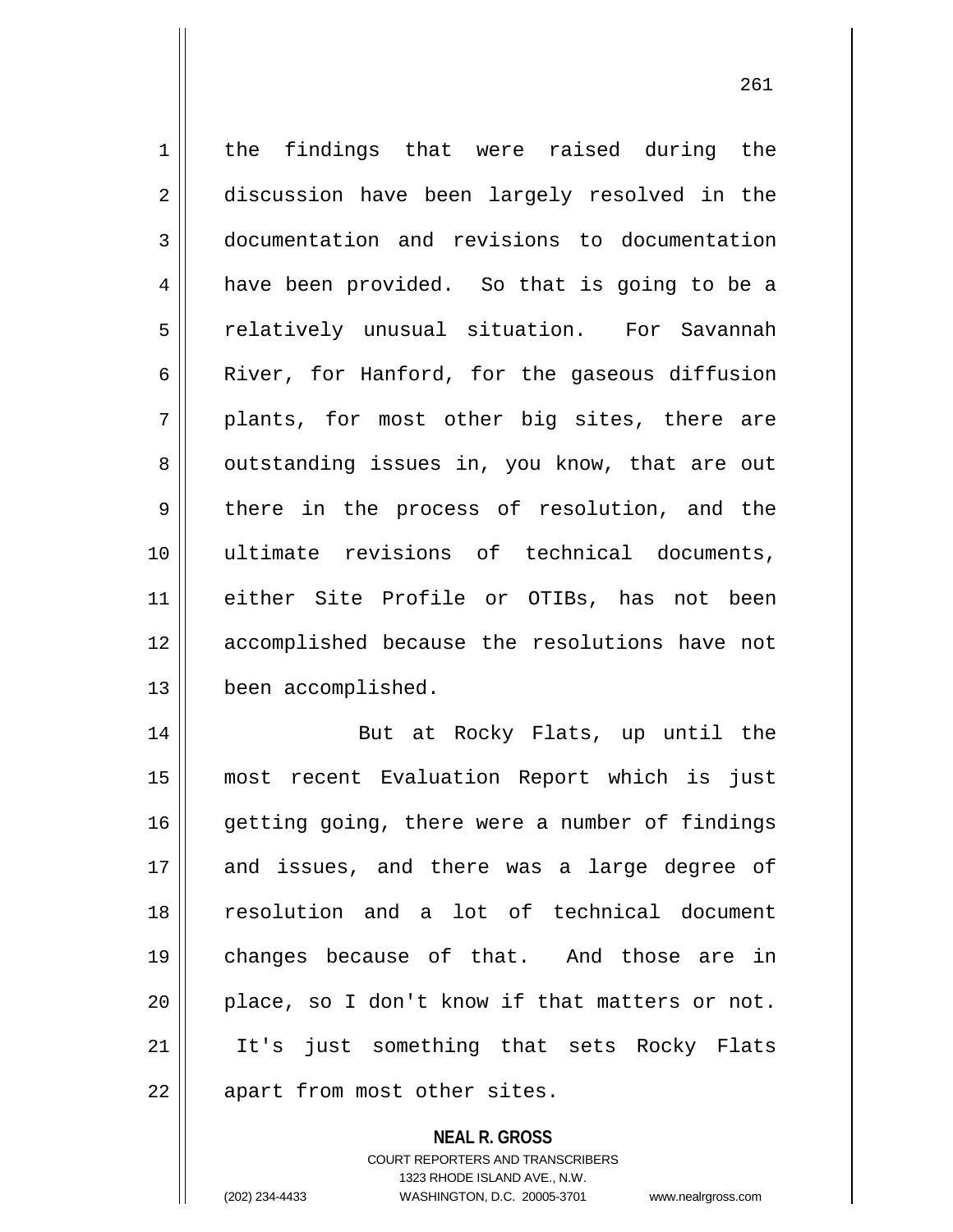the findings that were raised during the discussion have been largely resolved in the documentation and revisions to documentation have been provided. So that is going to be a relatively unusual situation. For Savannah River, for Hanford, for the gaseous diffusion plants, for most other big sites, there are outstanding issues in, you know, that are out there in the process of resolution, and the ultimate revisions of technical documents, either Site Profile or OTIBs, has not been accomplished because the resolutions have not been accomplished.

But at Rocky Flats, up until the most recent Evaluation Report which is just getting going, there were a number of findings and issues, and there was a large degree of resolution and a lot of technical document changes because of that. And those are in place, so I don't know if that matters or not. It's just something that sets Rocky Flats apart from most other sites.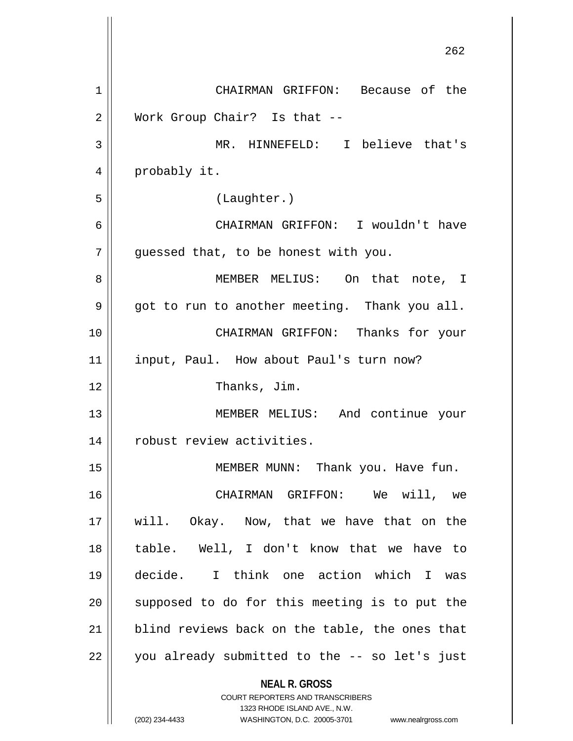CHAIRMAN GRIFFON: Because of the Work Group Chair? Is that --

MR. HINNEFELD: I believe that's probably it.

(Laughter.)

CHAIRMAN GRIFFON: I wouldn't have guessed that, to be honest with you.

MEMBER MELIUS: On that note, I got to run to another meeting. Thank you all.

CHAIRMAN GRIFFON: Thanks for your input, Paul. How about Paul's turn now?

Thanks, Jim.

MEMBER MELIUS: And continue your robust review activities.

MEMBER MUNN: Thank you. Have fun.

CHAIRMAN GRIFFON: We will, we will. Okay. Now, that we have that on the table. Well, I don't know that we have to decide. I think one action which I was supposed to do for this meeting is to put the blind reviews back on the table, the ones that you already submitted to the -- so let's just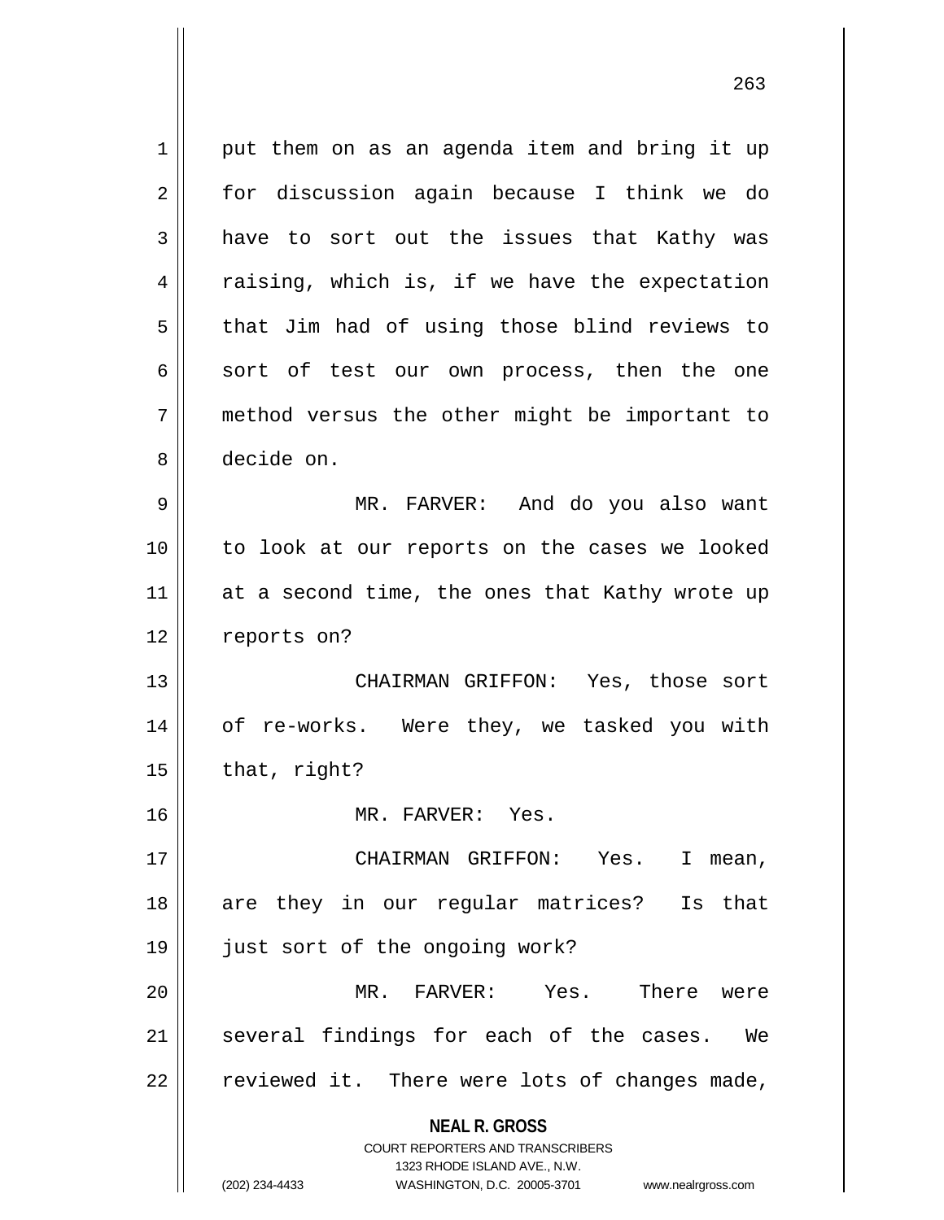put them on as an agenda item and bring it up for discussion again because I think we do have to sort out the issues that Kathy was raising, which is, if we have the expectation that Jim had of using those blind reviews to sort of test our own process, then the one method versus the other might be important to decide on.

MR. FARVER: And do you also want to look at our reports on the cases we looked at a second time, the ones that Kathy wrote up reports on?

CHAIRMAN GRIFFON: Yes, those sort of re-works. Were they, we tasked you with that, right?

MR. FARVER: Yes.

CHAIRMAN GRIFFON: Yes. I mean, are they in our regular matrices? Is that just sort of the ongoing work?

MR. FARVER: Yes. There were several findings for each of the cases. We reviewed it. There were lots of changes made,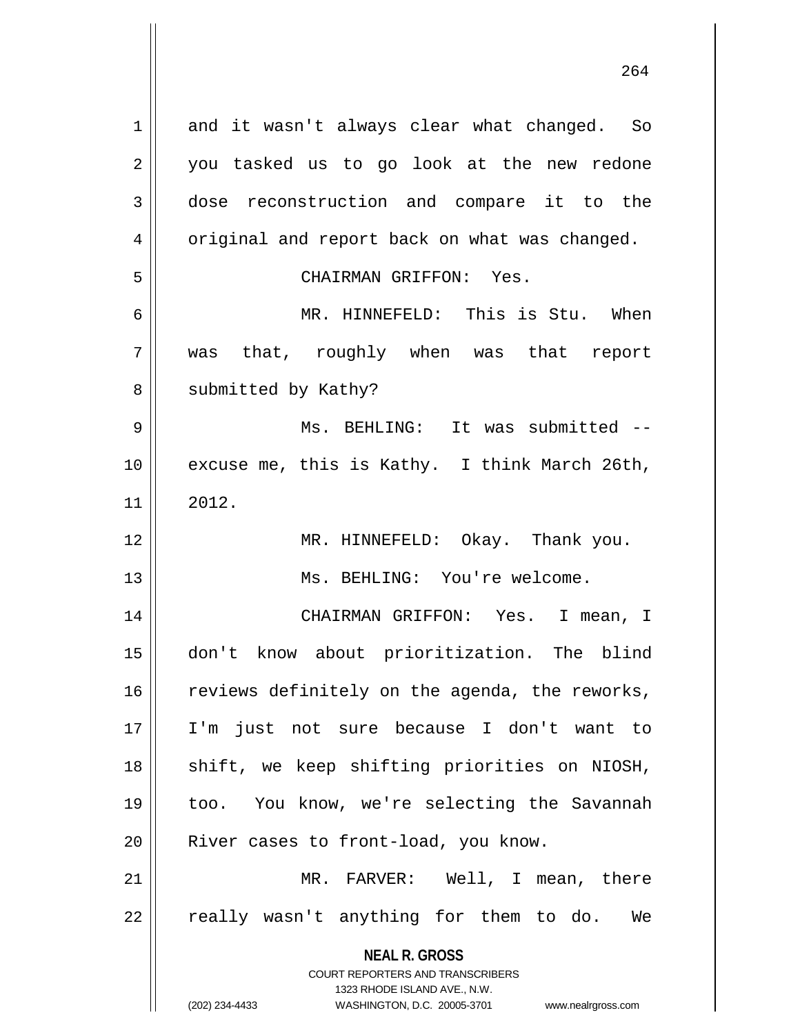and it wasn't always clear what changed. So you tasked us to go look at the new redone dose reconstruction and compare it to the original and report back on what was changed.

CHAIRMAN GRIFFON: Yes.

MR. HINNEFELD: This is Stu. When was that, roughly when was that report submitted by Kathy?

Ms. BEHLING: It was submitted -- excuse me, this is Kathy. I think March 26th, 2012.

MR. HINNEFELD: Okay. Thank you.

Ms. BEHLING: You're welcome.

CHAIRMAN GRIFFON: Yes. I mean, I don't know about prioritization. The blind reviews definitely on the agenda, the reworks, I'm just not sure because I don't want to shift, we keep shifting priorities on NIOSH, too. You know, we're selecting the Savannah River cases to front-load, you know.

MR. FARVER: Well, I mean, there really wasn't anything for them to do. We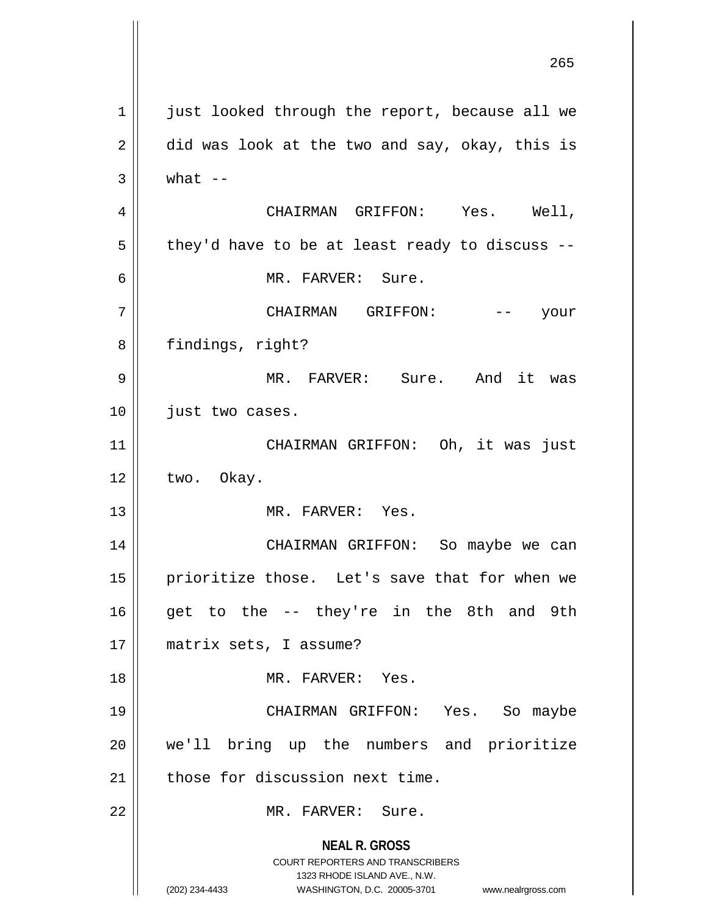just looked through the report, because all we did was look at the two and say, okay, this is what --

CHAIRMAN GRIFFON: Yes. Well, they'd have to be at least ready to discuss --

MR. FARVER: Sure.

CHAIRMAN GRIFFON: -- your findings, right?

MR. FARVER: Sure. And it was just two cases.

CHAIRMAN GRIFFON: Oh, it was just two. Okay.

MR. FARVER: Yes.

CHAIRMAN GRIFFON: So maybe we can prioritize those. Let's save that for when we get to the -- they're in the 8th and 9th matrix sets, I assume?

MR. FARVER: Yes.

CHAIRMAN GRIFFON: Yes. So maybe we'll bring up the numbers and prioritize those for discussion next time.

MR. FARVER: Sure.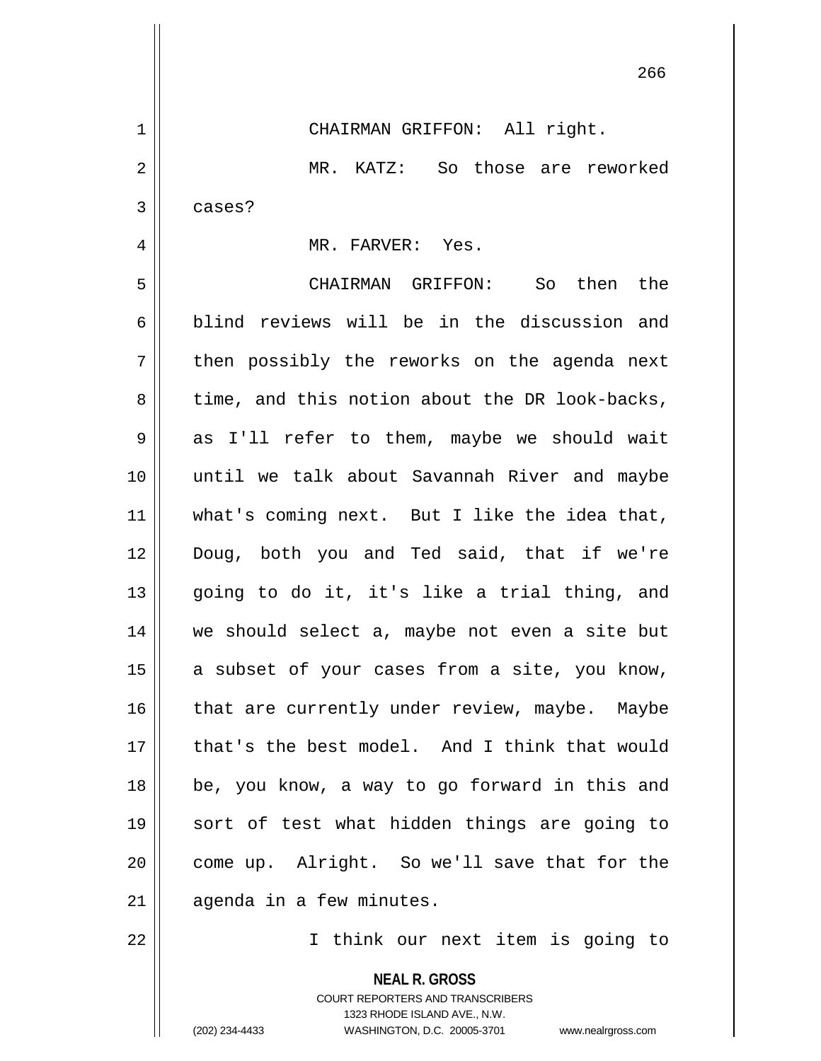CHAIRMAN GRIFFON: All right.

MR. KATZ: So those are reworked cases?

MR. FARVER: Yes.

CHAIRMAN GRIFFON: So then the blind reviews will be in the discussion and then possibly the reworks on the agenda next time, and this notion about the DR look-backs, as I'll refer to them, maybe we should wait until we talk about Savannah River and maybe what's coming next. But I like the idea that, Doug, both you and Ted said, that if we're going to do it, it's like a trial thing, and we should select a, maybe not even a site but a subset of your cases from a site, you know, that are currently under review, maybe. Maybe that's the best model. And I think that would be, you know, a way to go forward in this and sort of test what hidden things are going to come up. Alright. So we'll save that for the agenda in a few minutes.

I think our next item is going to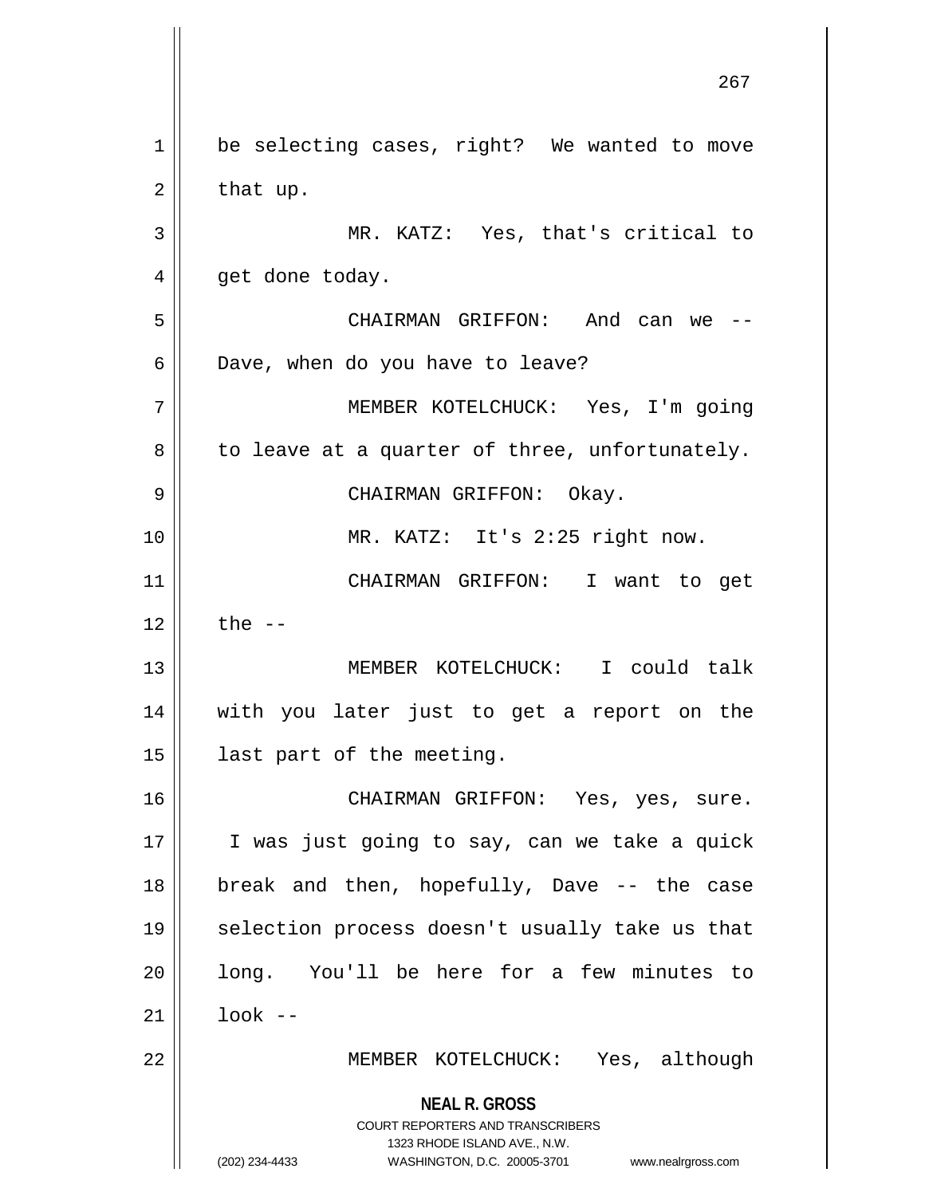be selecting cases, right? We wanted to move that up.

MR. KATZ: Yes, that's critical to get done today.

CHAIRMAN GRIFFON: And can we -- Dave, when do you have to leave?

MEMBER KOTELCHUCK: Yes, I'm going to leave at a quarter of three, unfortunately.

CHAIRMAN GRIFFON: Okay.

MR. KATZ: It's 2:25 right now.

CHAIRMAN GRIFFON: I want to get the --

MEMBER KOTELCHUCK: I could talk with you later just to get a report on the last part of the meeting.

CHAIRMAN GRIFFON: Yes, yes, sure. I was just going to say, can we take a quick break and then, hopefully, Dave -- the case selection process doesn't usually take us that long. You'll be here for a few minutes to look --

MEMBER KOTELCHUCK: Yes, although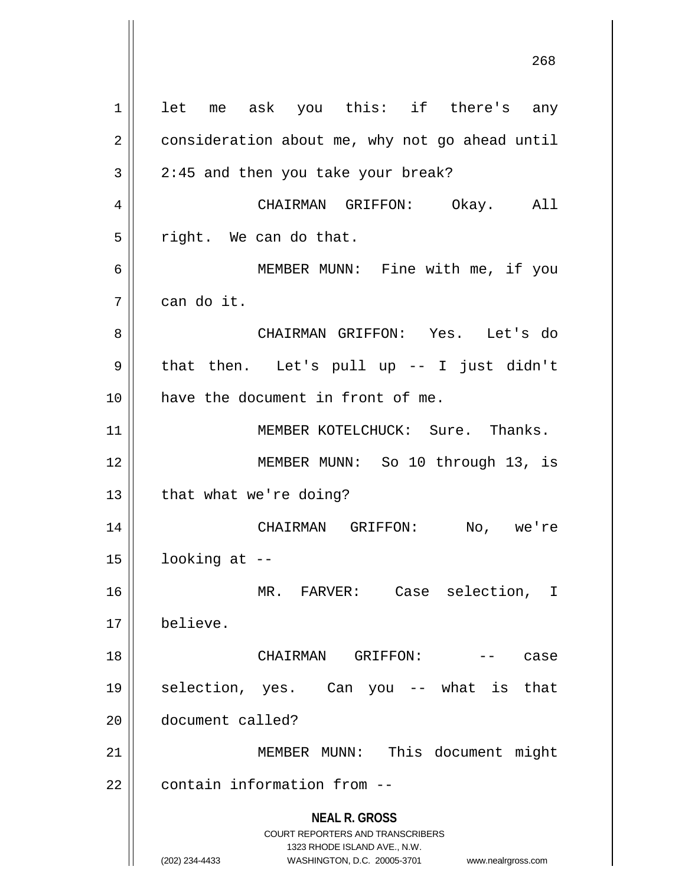let me ask you this: if there's any consideration about me, why not go ahead until 2:45 and then you take your break?

CHAIRMAN GRIFFON: Okay. All right. We can do that.

MEMBER MUNN: Fine with me, if you can do it.

CHAIRMAN GRIFFON: Yes. Let's do that then. Let's pull up -- I just didn't have the document in front of me.

MEMBER KOTELCHUCK: Sure. Thanks.

MEMBER MUNN: So 10 through 13, is that what we're doing?

CHAIRMAN GRIFFON: No, we're looking at --

MR. FARVER: Case selection, I believe.

CHAIRMAN GRIFFON: -- case selection, yes. Can you -- what is that document called?

MEMBER MUNN: This document might contain information from --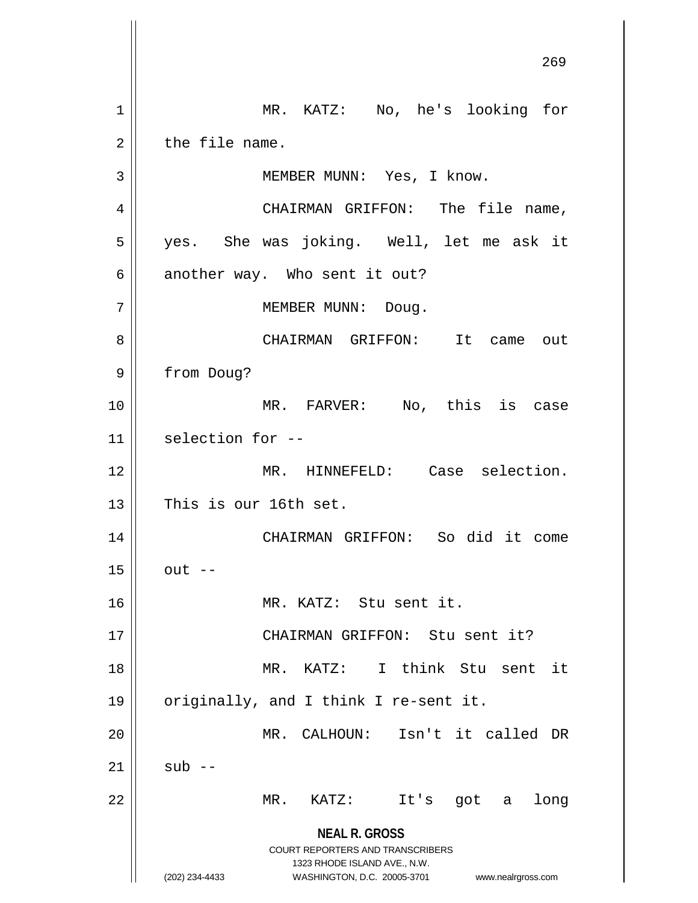MR. KATZ: No, he's looking for the file name.

MEMBER MUNN: Yes, I know.

CHAIRMAN GRIFFON: The file name, yes. She was joking. Well, let me ask it another way. Who sent it out?

MEMBER MUNN: Doug.

CHAIRMAN GRIFFON: It came out from Doug?

MR. FARVER: No, this is case selection for --

MR. HINNEFELD: Case selection. This is our 16th set.

CHAIRMAN GRIFFON: So did it come out --

MR. KATZ: Stu sent it.

CHAIRMAN GRIFFON: Stu sent it?

MR. KATZ: I think Stu sent it originally, and I think I re-sent it.

MR. CALHOUN: Isn't it called DR sub --

MR. KATZ: It's got a long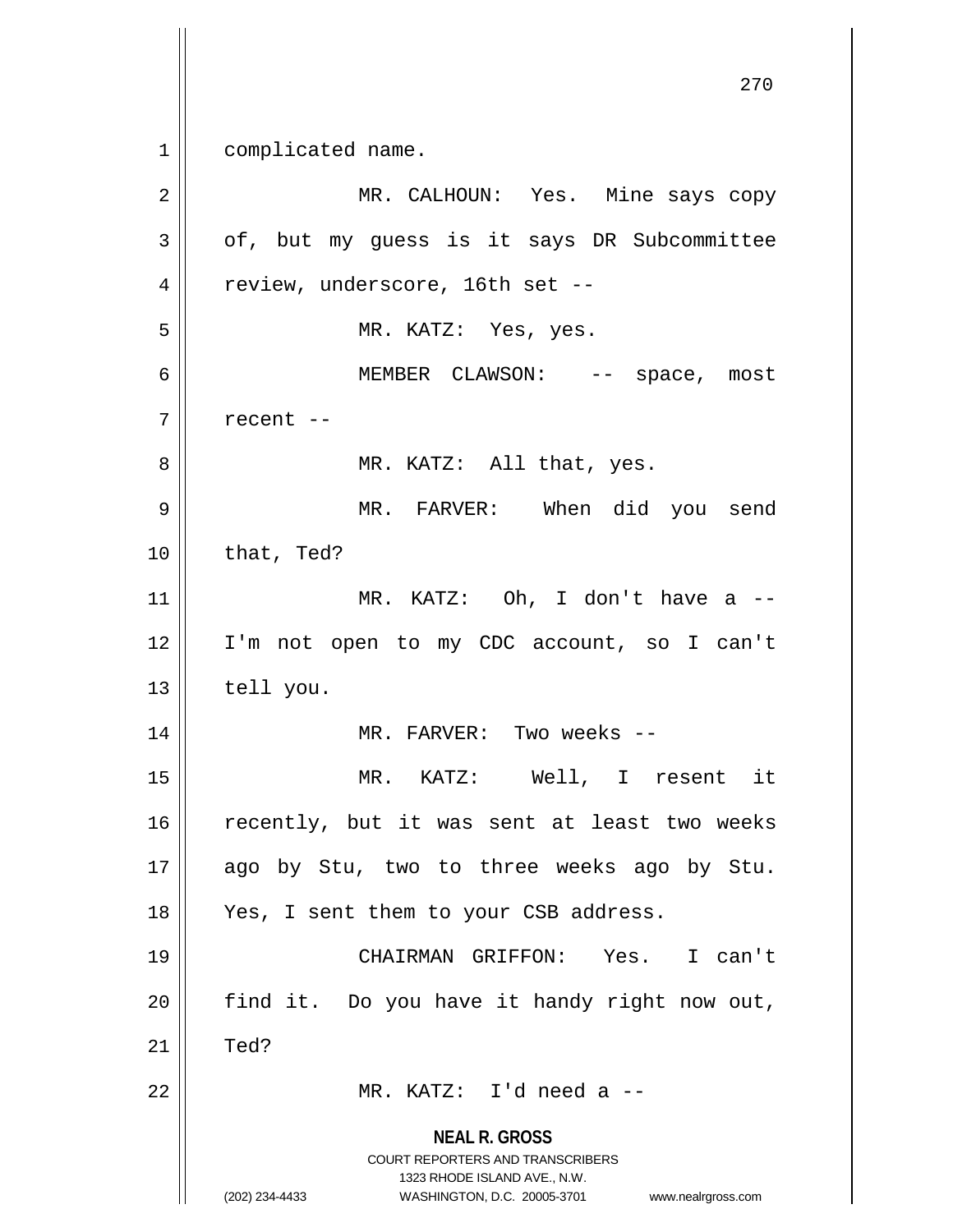complicated name.

MR. CALHOUN: Yes. Mine says copy of, but my guess is it says DR Subcommittee review, underscore, 16th set --

MR. KATZ: Yes, yes.

MEMBER CLAWSON: -- space, most recent --

MR. KATZ: All that, yes.

MR. FARVER: When did you send that, Ted?

MR. KATZ: Oh, I don't have a -- I'm not open to my CDC account, so I can't tell you.

MR. FARVER: Two weeks --

MR. KATZ: Well, I resent it recently, but it was sent at least two weeks ago by Stu, two to three weeks ago by Stu. Yes, I sent them to your CSB address.

CHAIRMAN GRIFFON: Yes. I can't find it. Do you have it handy right now out, Ted?

MR. KATZ: I'd need a --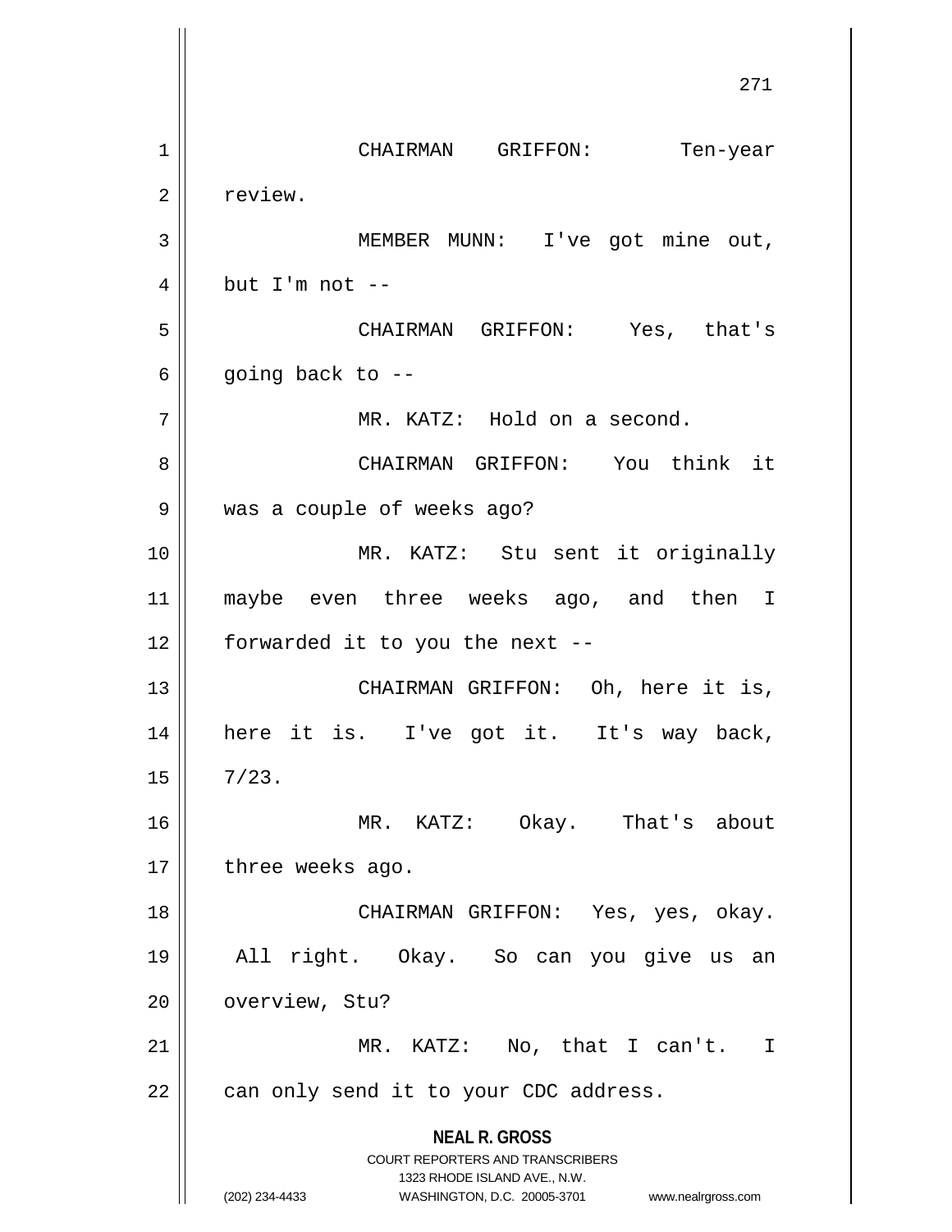CHAIRMAN GRIFFON: Ten-year review.

MEMBER MUNN: I've got mine out, but I'm not --

CHAIRMAN GRIFFON: Yes, that's going back to --

MR. KATZ: Hold on a second.

CHAIRMAN GRIFFON: You think it was a couple of weeks ago?

MR. KATZ: Stu sent it originally maybe even three weeks ago, and then I forwarded it to you the next --

CHAIRMAN GRIFFON: Oh, here it is, here it is. I've got it. It's way back, 7/23.

MR. KATZ: Okay. That's about three weeks ago.

CHAIRMAN GRIFFON: Yes, yes, okay. All right. Okay. So can you give us an overview, Stu?

MR. KATZ: No, that I can't. I can only send it to your CDC address.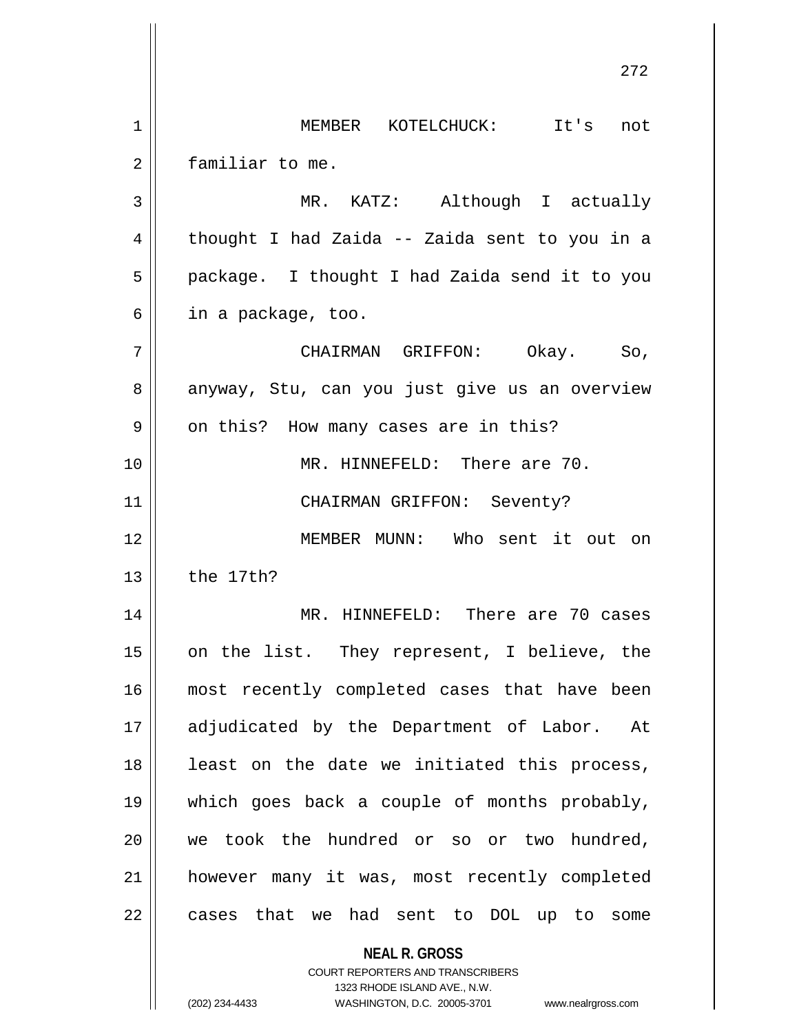MEMBER KOTELCHUCK: It's not familiar to me.

MR. KATZ: Although I actually thought I had Zaida -- Zaida sent to you in a package. I thought I had Zaida send it to you in a package, too.

CHAIRMAN GRIFFON: Okay. So, anyway, Stu, can you just give us an overview on this? How many cases are in this?

MR. HINNEFELD: There are 70.

CHAIRMAN GRIFFON: Seventy?

MEMBER MUNN: Who sent it out on the 17th?

MR. HINNEFELD: There are 70 cases on the list. They represent, I believe, the most recently completed cases that have been adjudicated by the Department of Labor. At least on the date we initiated this process, which goes back a couple of months probably, we took the hundred or so or two hundred, however many it was, most recently completed cases that we had sent to DOL up to some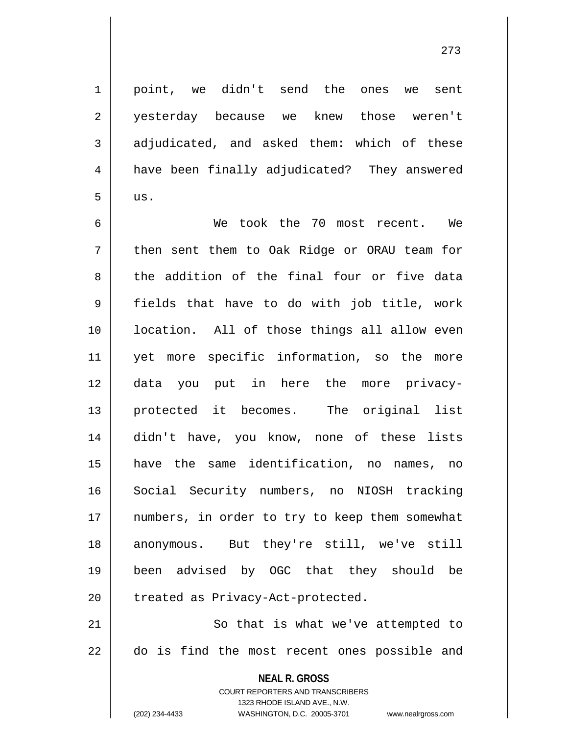point, we didn't send the ones we sent yesterday because we knew those weren't adjudicated, and asked them: which of these have been finally adjudicated? They answered us.

We took the 70 most recent. We then sent them to Oak Ridge or ORAU team for the addition of the final four or five data fields that have to do with job title, work location. All of those things all allow even yet more specific information, so the more data you put in here the more privacy-protected it becomes. The original list didn't have, you know, none of these lists have the same identification, no names, no Social Security numbers, no NIOSH tracking numbers, in order to try to keep them somewhat anonymous. But they're still, we've still been advised by OGC that they should be treated as Privacy-Act-protected.

So that is what we've attempted to do is find the most recent ones possible and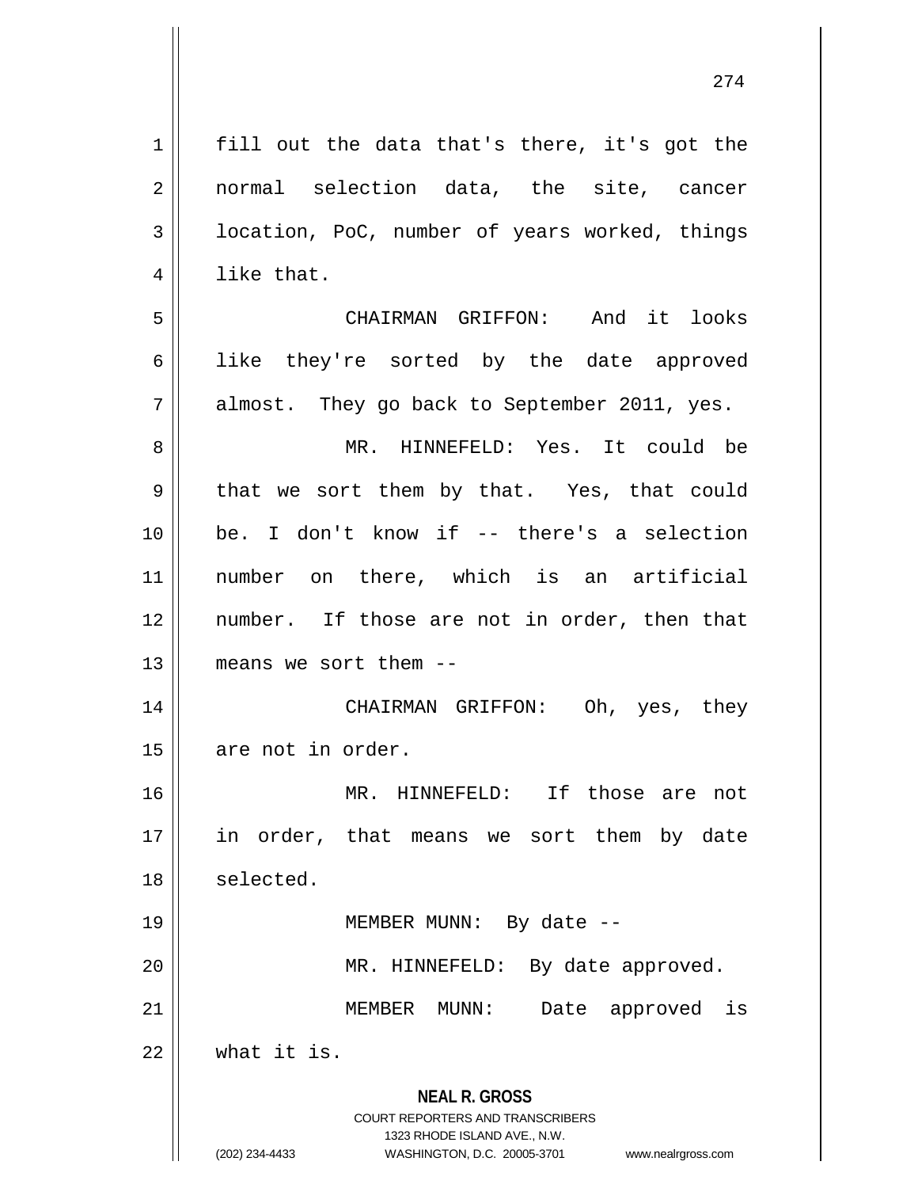fill out the data that's there, it's got the normal selection data, the site, cancer location, PoC, number of years worked, things like that.

CHAIRMAN GRIFFON: And it looks like they're sorted by the date approved almost. They go back to September 2011, yes.

MR. HINNEFELD: Yes. It could be that we sort them by that. Yes, that could be. I don't know if -- there's a selection number on there, which is an artificial number. If those are not in order, then that means we sort them --

CHAIRMAN GRIFFON: Oh, yes, they are not in order.

MR. HINNEFELD: If those are not in order, that means we sort them by date selected.

MEMBER MUNN: By date --

MR. HINNEFELD: By date approved.

MEMBER MUNN: Date approved is what it is.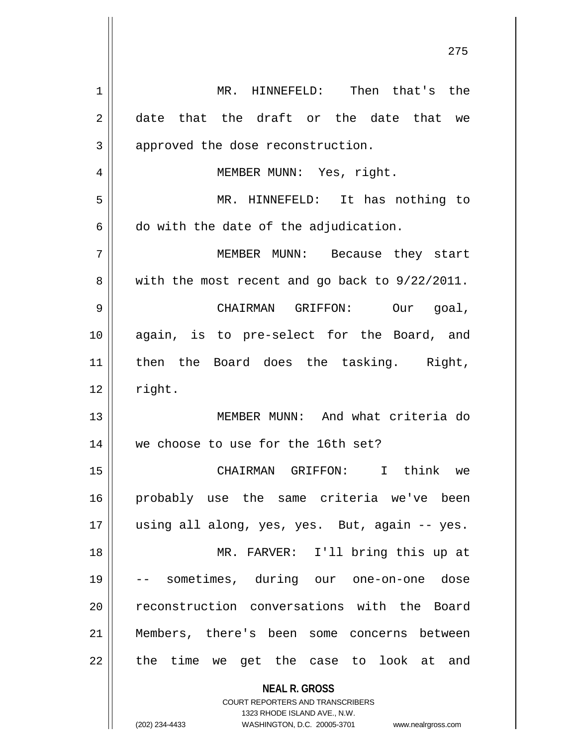MR. HINNEFELD: Then that's the date that the draft or the date that we approved the dose reconstruction.

MEMBER MUNN: Yes, right.

MR. HINNEFELD: It has nothing to do with the date of the adjudication.

MEMBER MUNN: Because they start with the most recent and go back to 9/22/2011.

CHAIRMAN GRIFFON: Our goal, again, is to pre-select for the Board, and then the Board does the tasking. Right, right.

MEMBER MUNN: And what criteria do we choose to use for the 16th set?

CHAIRMAN GRIFFON: I think we probably use the same criteria we've been using all along, yes, yes. But, again -- yes.

MR. FARVER: I'll bring this up at -- sometimes, during our one-on-one dose reconstruction conversations with the Board Members, there's been some concerns between the time we get the case to look at and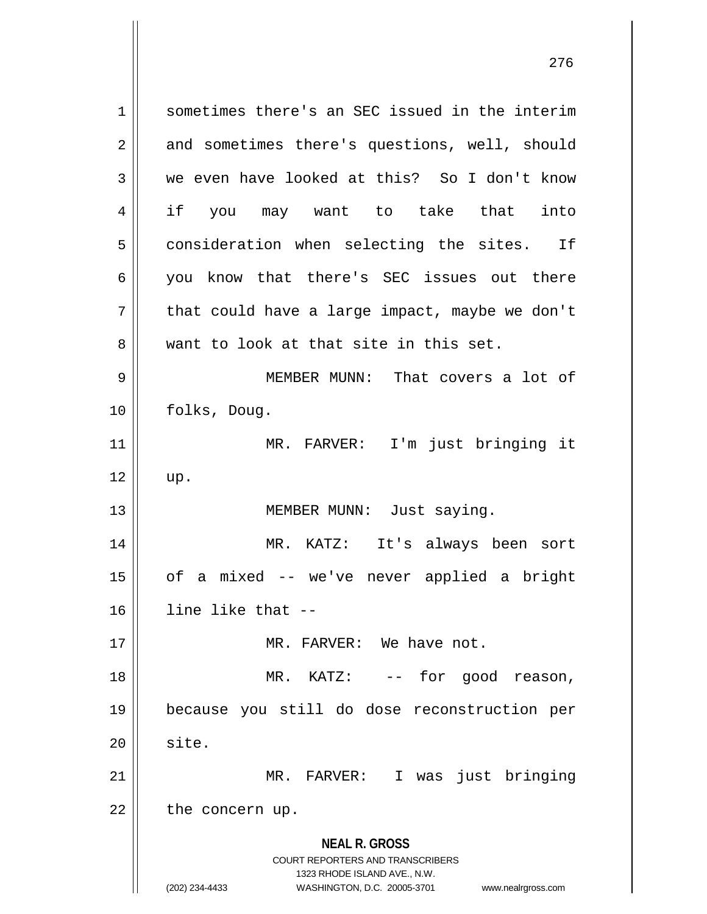sometimes there's an SEC issued in the interim and sometimes there's questions, well, should we even have looked at this? So I don't know if you may want to take that into consideration when selecting the sites. If you know that there's SEC issues out there that could have a large impact, maybe we don't want to look at that site in this set.

MEMBER MUNN: That covers a lot of folks, Doug.

MR. FARVER: I'm just bringing it up.

MEMBER MUNN: Just saying.

MR. KATZ: It's always been sort of a mixed -- we've never applied a bright line like that --

MR. FARVER: We have not.

MR. KATZ: -- for good reason, because you still do dose reconstruction per site.

MR. FARVER: I was just bringing the concern up.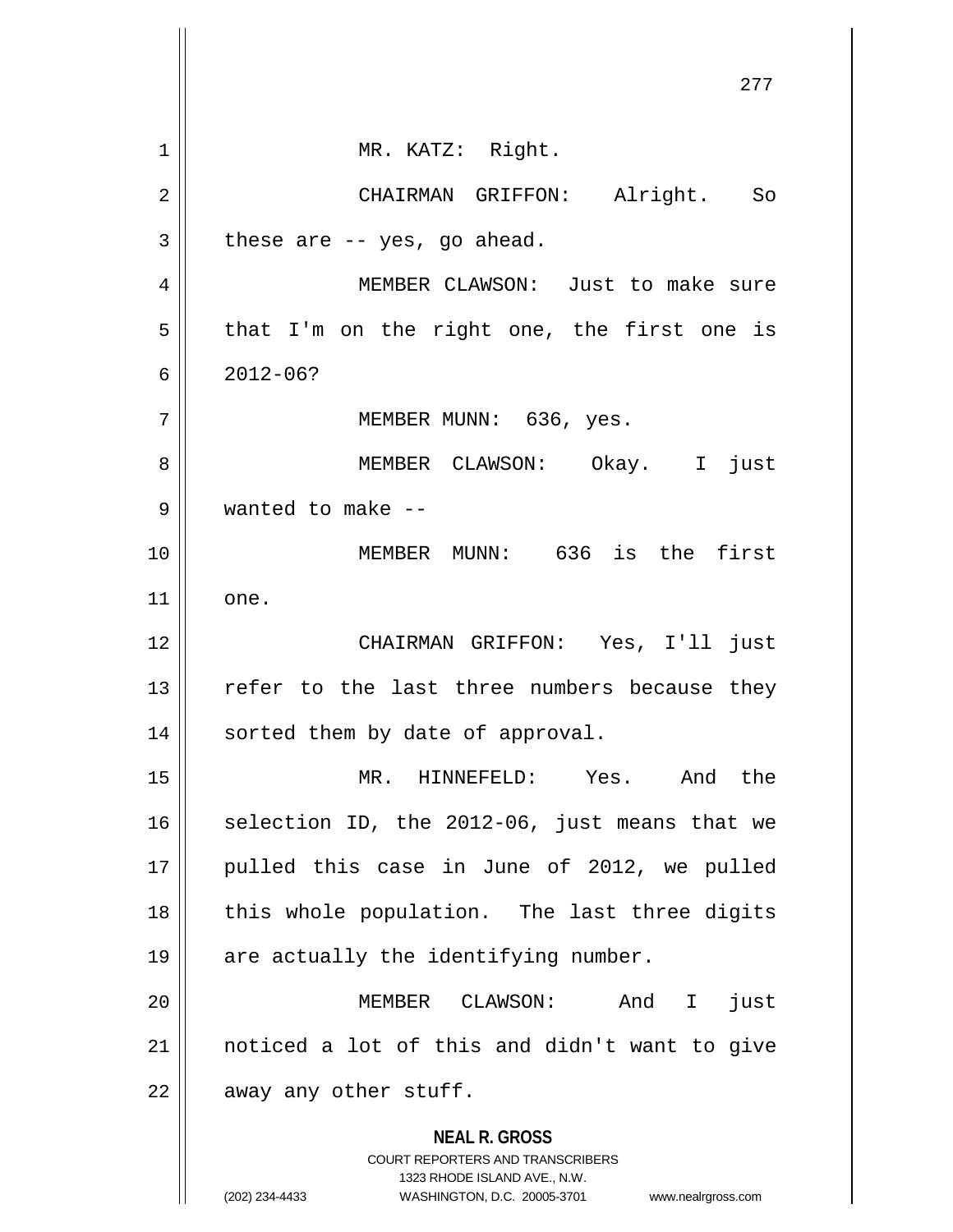MR. KATZ: Right.

CHAIRMAN GRIFFON: Alright. So these are -- yes, go ahead.

MEMBER CLAWSON: Just to make sure that I'm on the right one, the first one is 2012-06?

MEMBER MUNN: 636, yes.

MEMBER CLAWSON: Okay. I just wanted to make --

MEMBER MUNN: 636 is the first one.

CHAIRMAN GRIFFON: Yes, I'll just refer to the last three numbers because they sorted them by date of approval.

MR. HINNEFELD: Yes. And the selection ID, the 2012-06, just means that we pulled this case in June of 2012, we pulled this whole population. The last three digits are actually the identifying number.

MEMBER CLAWSON: And I just noticed a lot of this and didn't want to give away any other stuff.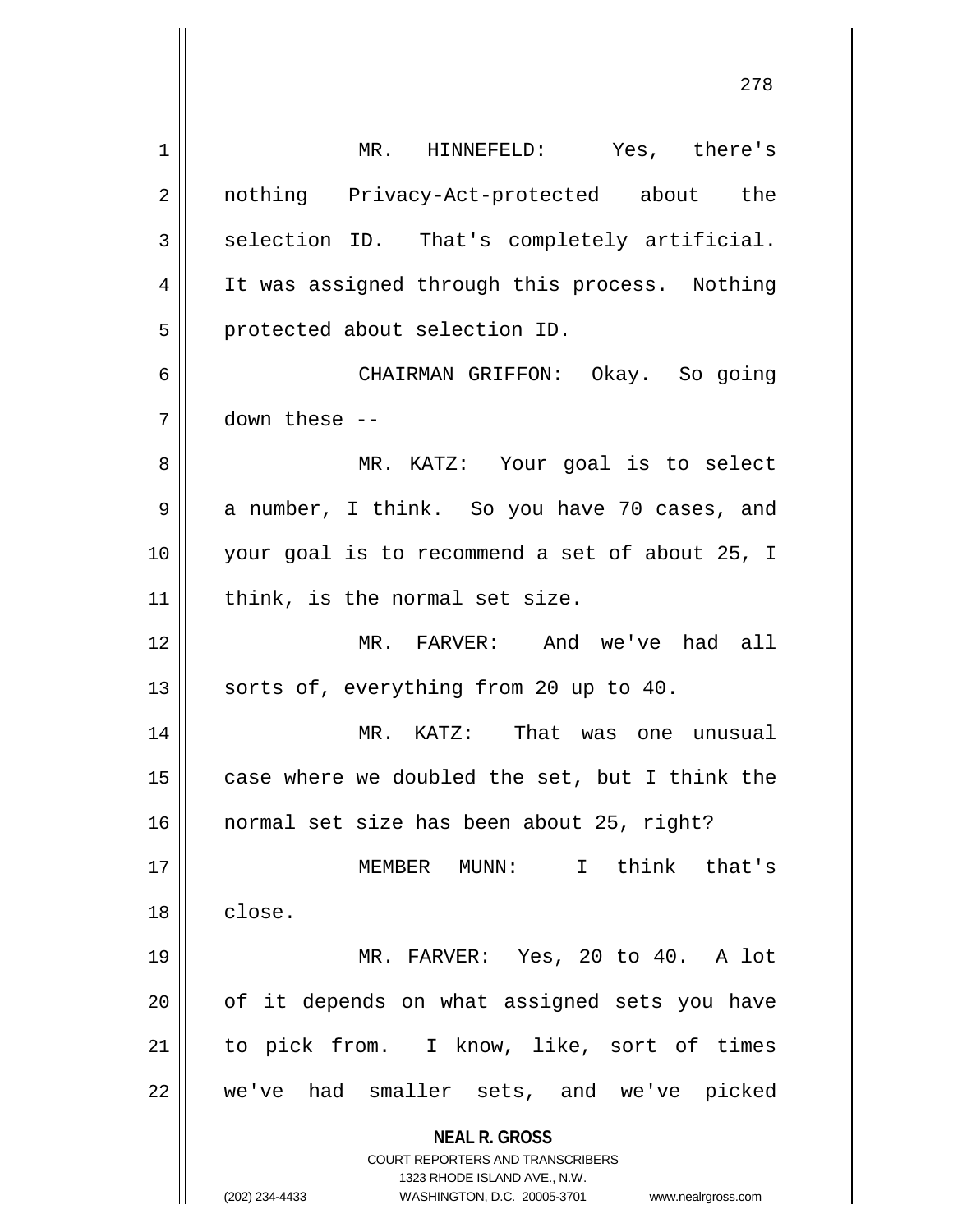MR. HINNEFELD: Yes, there's nothing Privacy-Act-protected about the selection ID. That's completely artificial. It was assigned through this process. Nothing protected about selection ID.

CHAIRMAN GRIFFON: Okay. So going down these --

MR. KATZ: Your goal is to select a number, I think. So you have 70 cases, and your goal is to recommend a set of about 25, I think, is the normal set size.

MR. FARVER: And we've had all sorts of, everything from 20 up to 40.

MR. KATZ: That was one unusual case where we doubled the set, but I think the normal set size has been about 25, right?

MEMBER MUNN: I think that's close.

MR. FARVER: Yes, 20 to 40. A lot of it depends on what assigned sets you have to pick from. I know, like, sort of times we've had smaller sets, and we've picked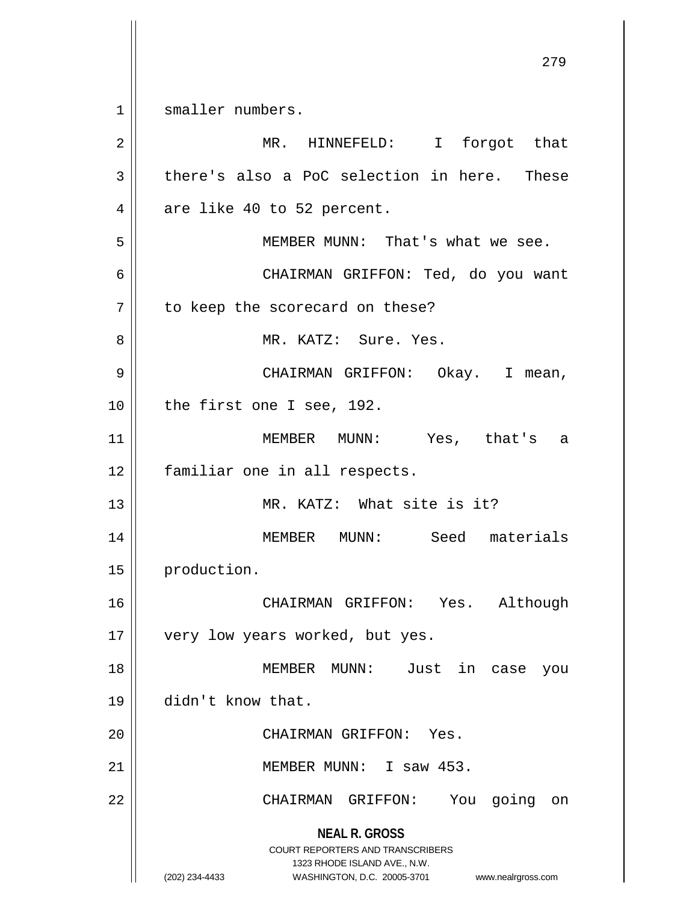smaller numbers.

MR. HINNEFELD: I forgot that there's also a PoC selection in here. These are like 40 to 52 percent.

MEMBER MUNN: That's what we see.

CHAIRMAN GRIFFON: Ted, do you want to keep the scorecard on these?

MR. KATZ: Sure. Yes.

CHAIRMAN GRIFFON: Okay. I mean, the first one I see, 192.

MEMBER MUNN: Yes, that's a familiar one in all respects.

MR. KATZ: What site is it?

MEMBER MUNN: Seed materials production.

CHAIRMAN GRIFFON: Yes. Although very low years worked, but yes.

MEMBER MUNN: Just in case you didn't know that.

CHAIRMAN GRIFFON: Yes.

MEMBER MUNN: I saw 453.

CHAIRMAN GRIFFON: You going on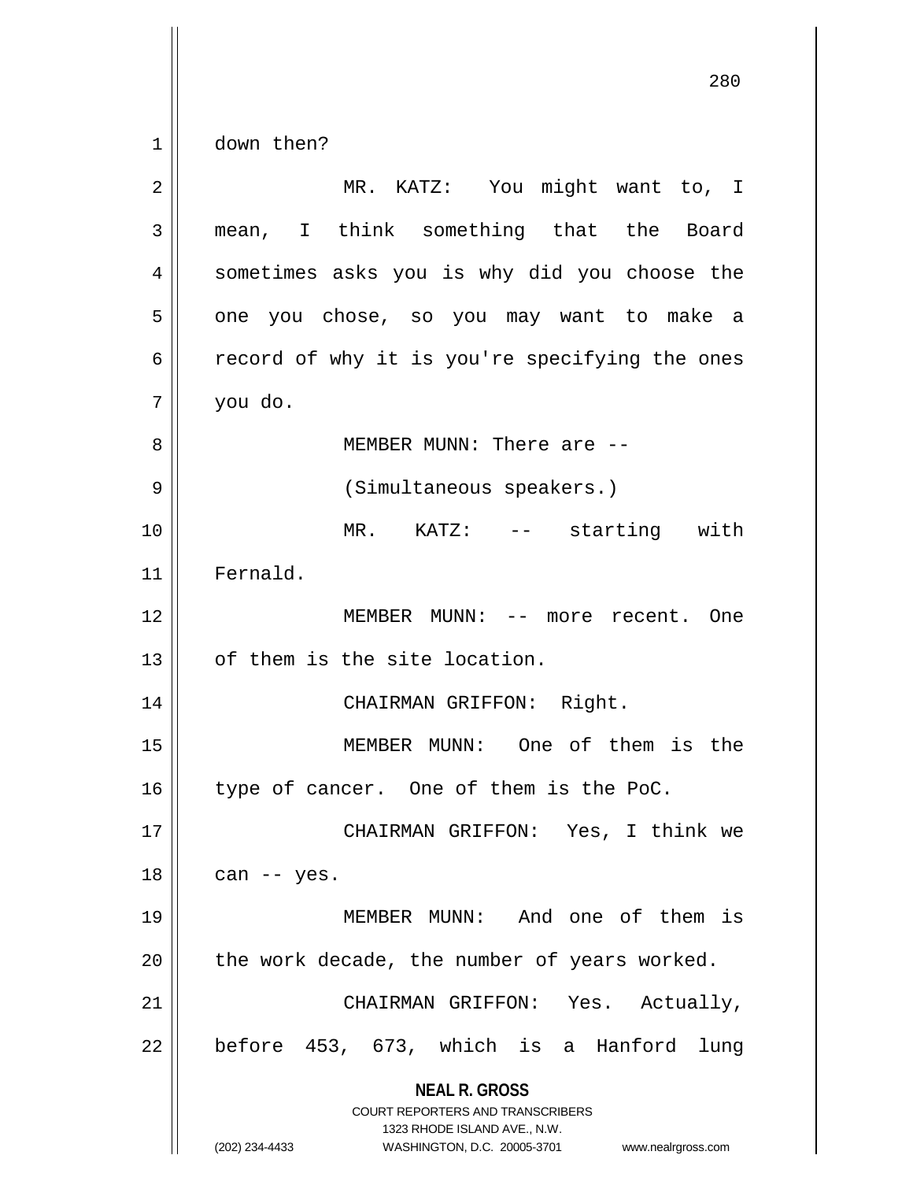down then?

MR. KATZ: You might want to, I mean, I think something that the Board sometimes asks you is why did you choose the one you chose, so you may want to make a record of why it is you're specifying the ones you do.

MEMBER MUNN: There are --

(Simultaneous speakers.)

MR. KATZ: -- starting with Fernald.

MEMBER MUNN: -- more recent. One of them is the site location.

CHAIRMAN GRIFFON: Right.

MEMBER MUNN: One of them is the type of cancer. One of them is the PoC.

CHAIRMAN GRIFFON: Yes, I think we can -- yes.

MEMBER MUNN: And one of them is the work decade, the number of years worked.

CHAIRMAN GRIFFON: Yes. Actually, before 453, 673, which is a Hanford lung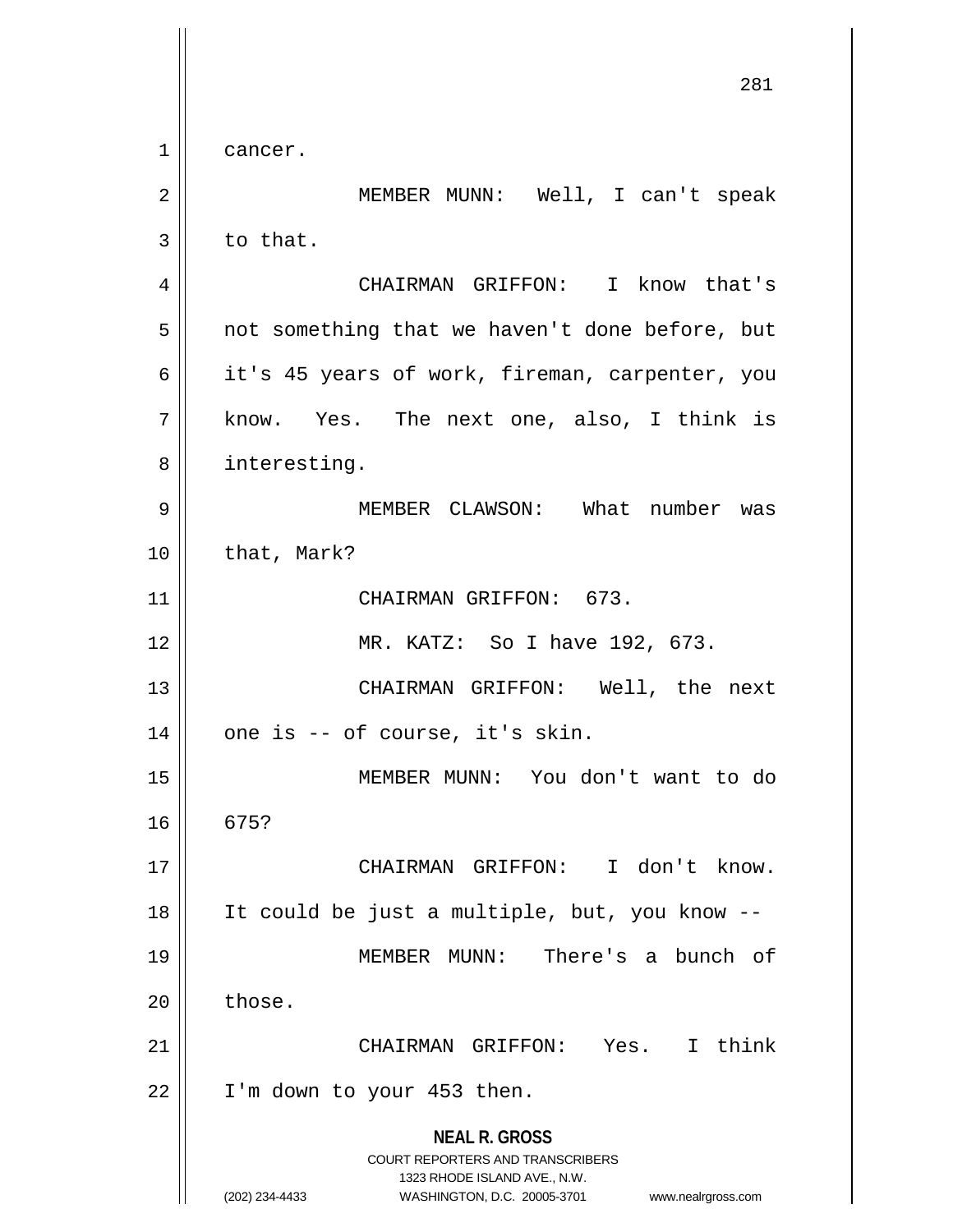cancer.

MEMBER MUNN: Well, I can't speak to that.

CHAIRMAN GRIFFON: I know that's not something that we haven't done before, but it's 45 years of work, fireman, carpenter, you know. Yes. The next one, also, I think is interesting.

MEMBER CLAWSON: What number was that, Mark?

CHAIRMAN GRIFFON: 673.

MR. KATZ: So I have 192, 673.

CHAIRMAN GRIFFON: Well, the next one is -- of course, it's skin.

MEMBER MUNN: You don't want to do 675?

CHAIRMAN GRIFFON: I don't know. It could be just a multiple, but, you know --

MEMBER MUNN: There's a bunch of those.

CHAIRMAN GRIFFON: Yes. I think I'm down to your 453 then.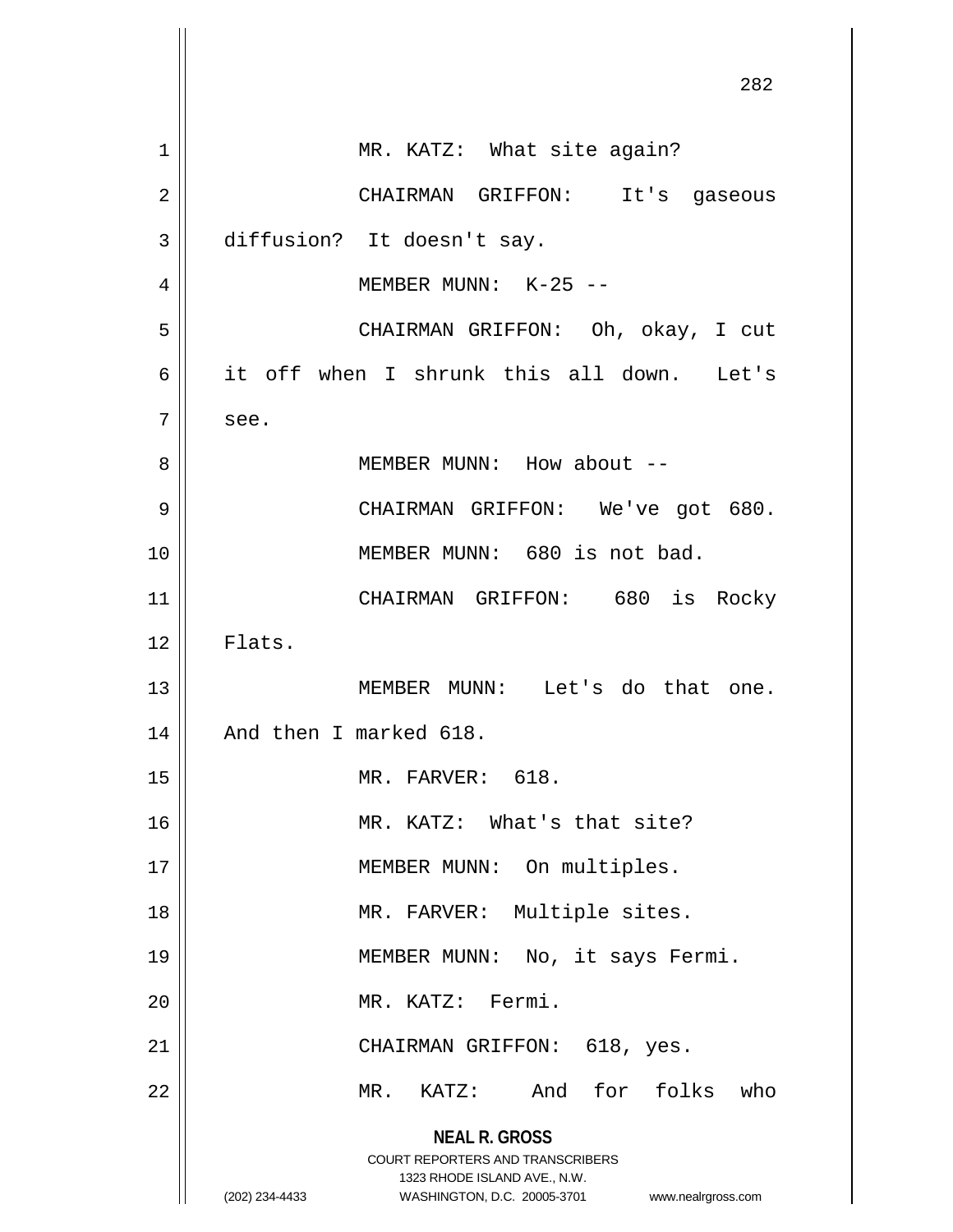MR. KATZ: What site again?

CHAIRMAN GRIFFON: It's gaseous diffusion? It doesn't say.

MEMBER MUNN: K-25 --

CHAIRMAN GRIFFON: Oh, okay, I cut it off when I shrunk this all down. Let's see.

MEMBER MUNN: How about --

CHAIRMAN GRIFFON: We've got 680.

MEMBER MUNN: 680 is not bad.

CHAIRMAN GRIFFON: 680 is Rocky Flats.

MEMBER MUNN: Let's do that one. And then I marked 618.

MR. FARVER: 618.

MR. KATZ: What's that site?

MEMBER MUNN: On multiples.

MR. FARVER: Multiple sites.

MEMBER MUNN: No, it says Fermi.

MR. KATZ: Fermi.

CHAIRMAN GRIFFON: 618, yes.

MR. KATZ: And for folks who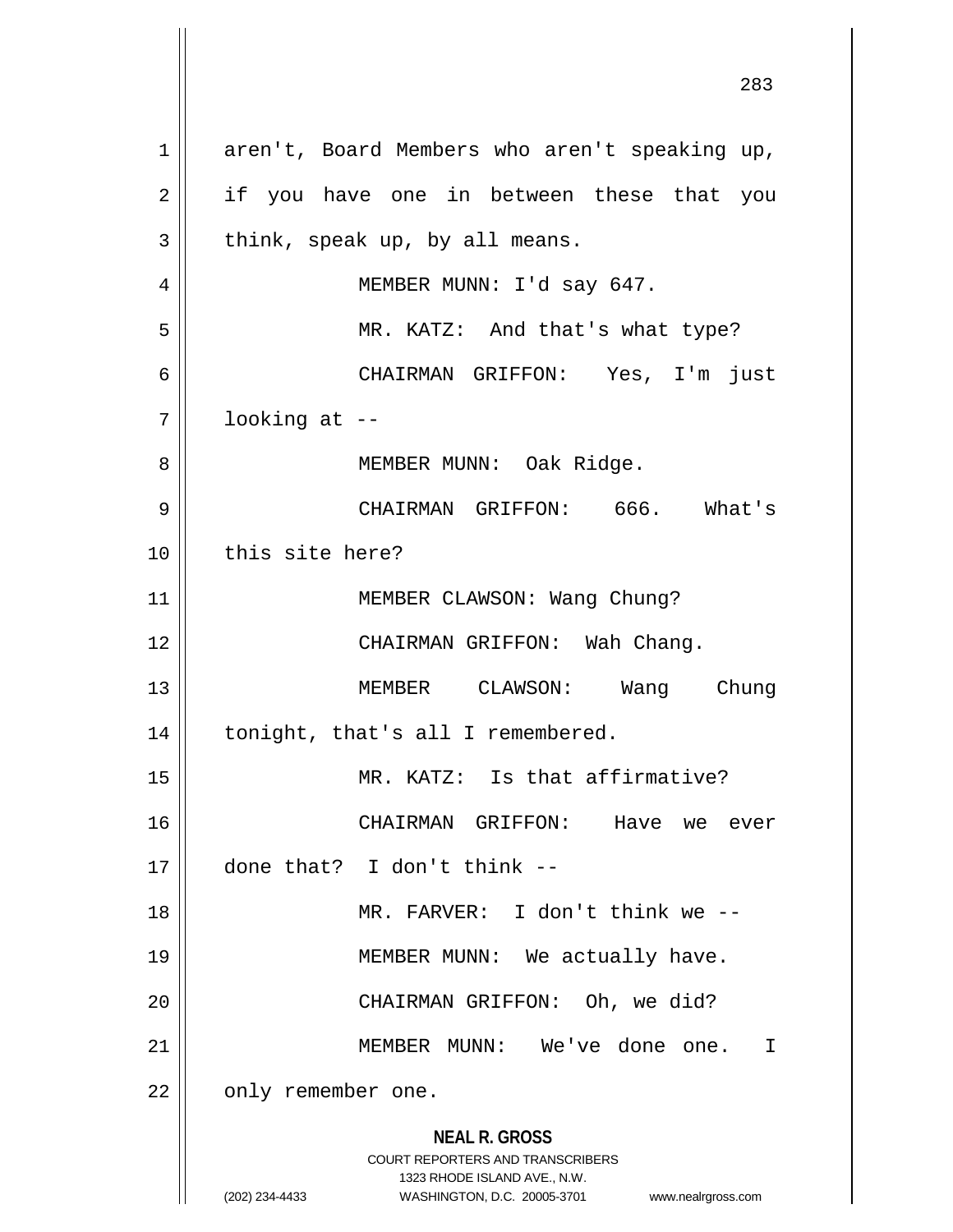aren't, Board Members who aren't speaking up, if you have one in between these that you think, speak up, by all means.

MEMBER MUNN: I'd say 647.

MR. KATZ: And that's what type?

CHAIRMAN GRIFFON: Yes, I'm just looking at --

MEMBER MUNN: Oak Ridge.

CHAIRMAN GRIFFON: 666. What's this site here?

MEMBER CLAWSON: Wang Chung?

CHAIRMAN GRIFFON: Wah Chang.

MEMBER CLAWSON: Wang Chung tonight, that's all I remembered.

MR. KATZ: Is that affirmative?

CHAIRMAN GRIFFON: Have we ever done that? I don't think --

MR. FARVER: I don't think we --

MEMBER MUNN: We actually have.

CHAIRMAN GRIFFON: Oh, we did?

MEMBER MUNN: We've done one. I only remember one.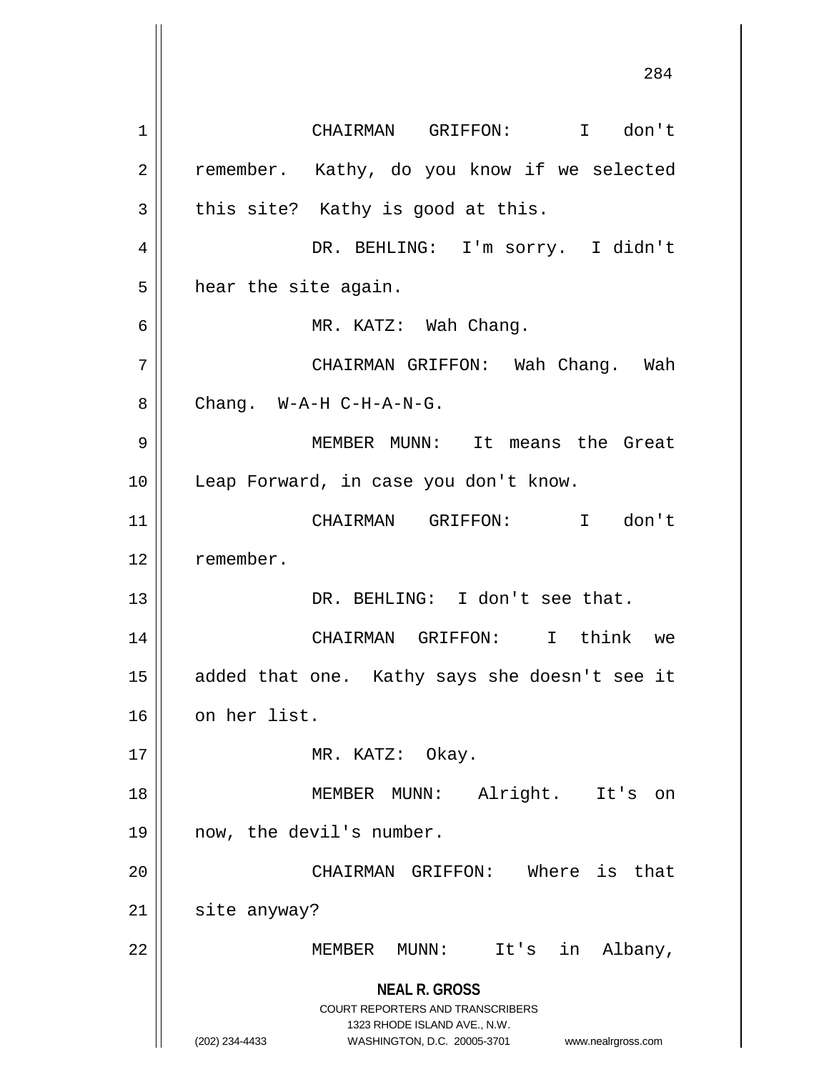CHAIRMAN GRIFFON: I don't remember. Kathy, do you know if we selected this site? Kathy is good at this.

DR. BEHLING: I'm sorry. I didn't hear the site again.

MR. KATZ: Wah Chang.

CHAIRMAN GRIFFON: Wah Chang. Wah Chang. W-A-H C-H-A-N-G.

MEMBER MUNN: It means the Great Leap Forward, in case you don't know.

CHAIRMAN GRIFFON: I don't remember.

DR. BEHLING: I don't see that.

CHAIRMAN GRIFFON: I think we added that one. Kathy says she doesn't see it on her list.

MR. KATZ: Okay.

MEMBER MUNN: Alright. It's on now, the devil's number.

CHAIRMAN GRIFFON: Where is that site anyway?

MEMBER MUNN: It's in Albany,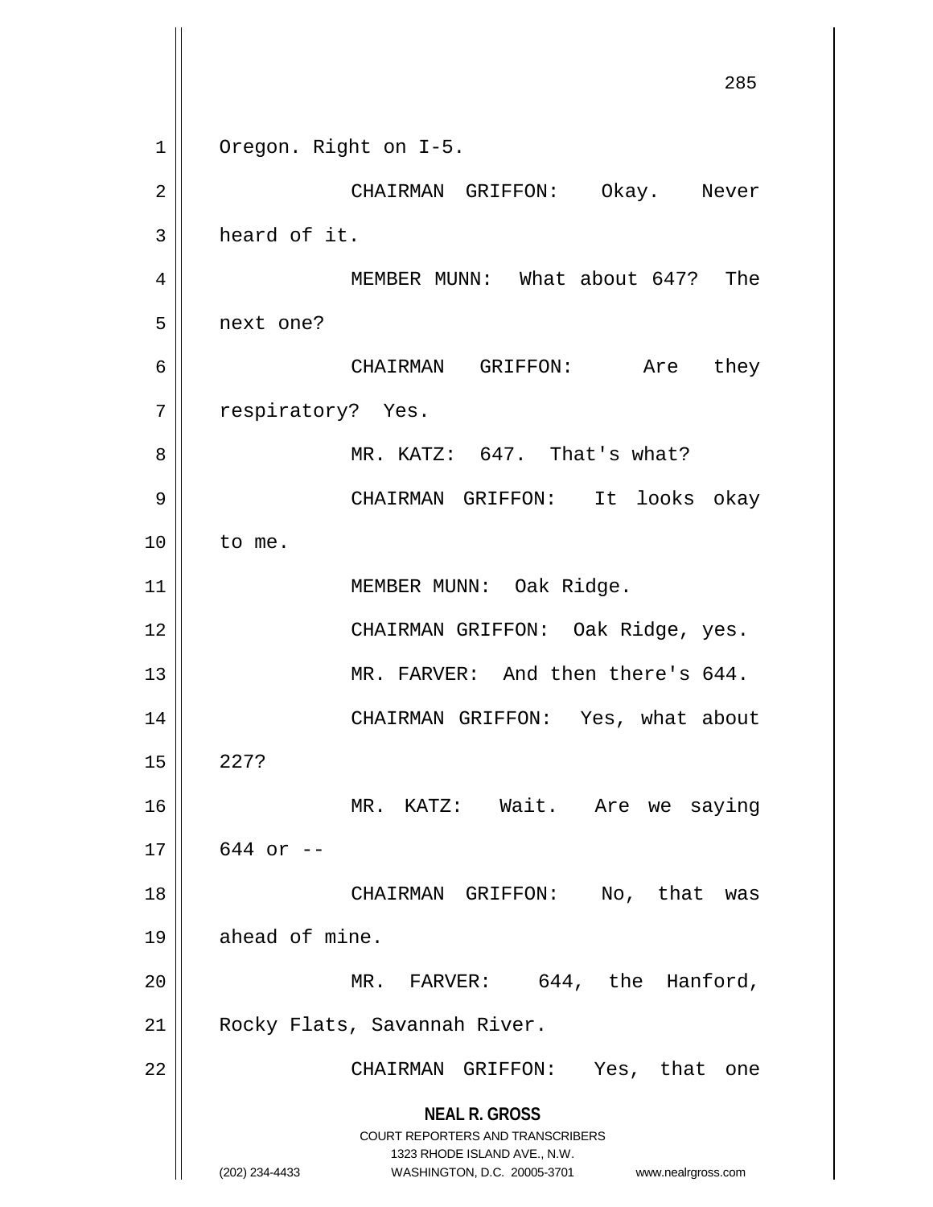Oregon. Right on I-5.

CHAIRMAN GRIFFON: Okay. Never heard of it.

MEMBER MUNN: What about 647? The next one?

CHAIRMAN GRIFFON: Are they respiratory? Yes.

MR. KATZ: 647. That's what?

CHAIRMAN GRIFFON: It looks okay to me.

MEMBER MUNN: Oak Ridge.

CHAIRMAN GRIFFON: Oak Ridge, yes.

MR. FARVER: And then there's 644.

CHAIRMAN GRIFFON: Yes, what about 227?

MR. KATZ: Wait. Are we saying 644 or --

CHAIRMAN GRIFFON: No, that was ahead of mine.

MR. FARVER: 644, the Hanford, Rocky Flats, Savannah River.

CHAIRMAN GRIFFON: Yes, that one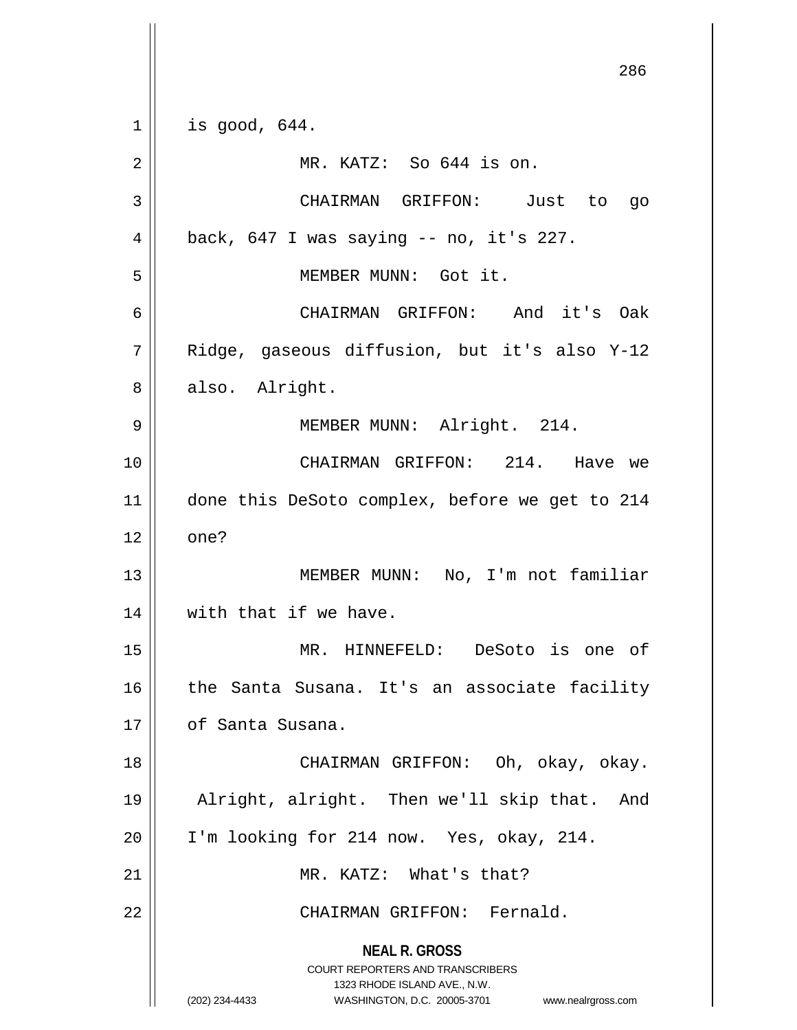is good, 644.

MR. KATZ: So 644 is on.

CHAIRMAN GRIFFON: Just to go back, 647 I was saying -- no, it's 227.

MEMBER MUNN: Got it.

CHAIRMAN GRIFFON: And it's Oak Ridge, gaseous diffusion, but it's also Y-12 also. Alright.

MEMBER MUNN: Alright. 214.

CHAIRMAN GRIFFON: 214. Have we done this DeSoto complex, before we get to 214 one?

MEMBER MUNN: No, I'm not familiar with that if we have.

MR. HINNEFELD: DeSoto is one of the Santa Susana. It's an associate facility of Santa Susana.

CHAIRMAN GRIFFON: Oh, okay, okay. Alright, alright. Then we'll skip that. And I'm looking for 214 now. Yes, okay, 214.

MR. KATZ: What's that?

CHAIRMAN GRIFFON: Fernald.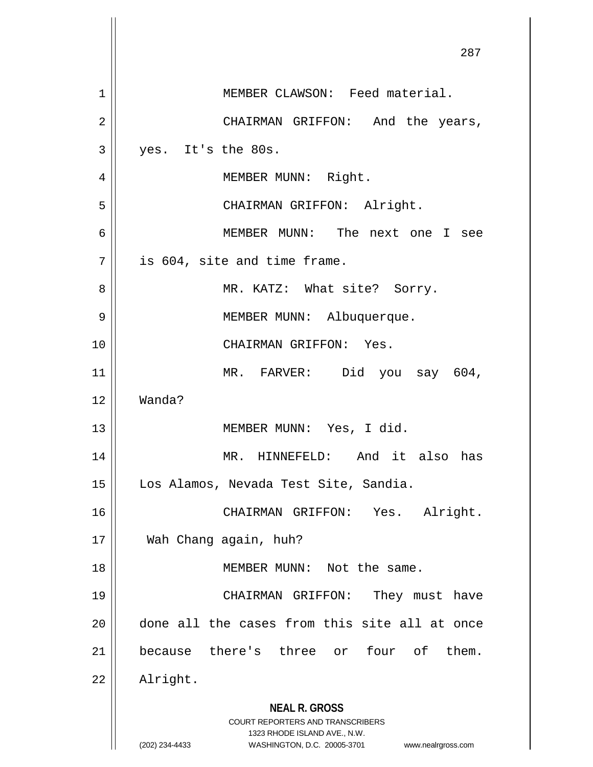MEMBER CLAWSON: Feed material.

CHAIRMAN GRIFFON: And the years, yes. It's the 80s.

MEMBER MUNN: Right.

CHAIRMAN GRIFFON: Alright.

MEMBER MUNN: The next one I see is 604, site and time frame.

MR. KATZ: What site? Sorry.

MEMBER MUNN: Albuquerque.

CHAIRMAN GRIFFON: Yes.

MR. FARVER: Did you say 604, Wanda?

MEMBER MUNN: Yes, I did.

MR. HINNEFELD: And it also has Los Alamos, Nevada Test Site, Sandia.

CHAIRMAN GRIFFON: Yes. Alright. Wah Chang again, huh?

MEMBER MUNN: Not the same.

CHAIRMAN GRIFFON: They must have done all the cases from this site all at once because there's three or four of them. Alright.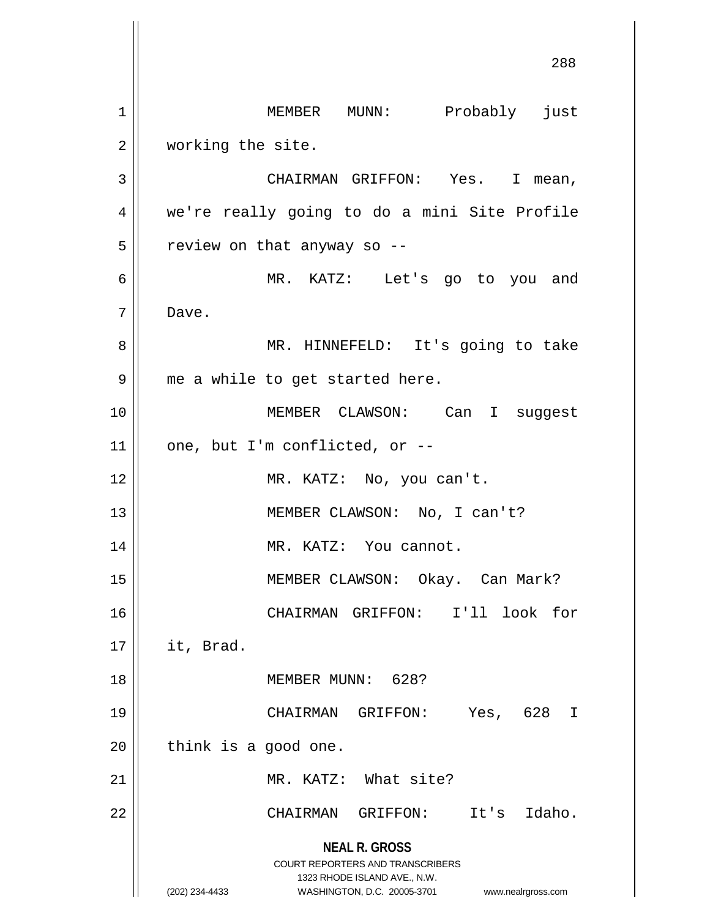MEMBER MUNN: Probably just working the site.

CHAIRMAN GRIFFON: Yes. I mean, we're really going to do a mini Site Profile review on that anyway so --

MR. KATZ: Let's go to you and Dave.

MR. HINNEFELD: It's going to take me a while to get started here.

MEMBER CLAWSON: Can I suggest one, but I'm conflicted, or --

MR. KATZ: No, you can't.

MEMBER CLAWSON: No, I can't?

MR. KATZ: You cannot.

MEMBER CLAWSON: Okay. Can Mark?

CHAIRMAN GRIFFON: I'll look for it, Brad.

MEMBER MUNN: 628?

CHAIRMAN GRIFFON: Yes, 628 I think is a good one.

MR. KATZ: What site?

CHAIRMAN GRIFFON: It's Idaho.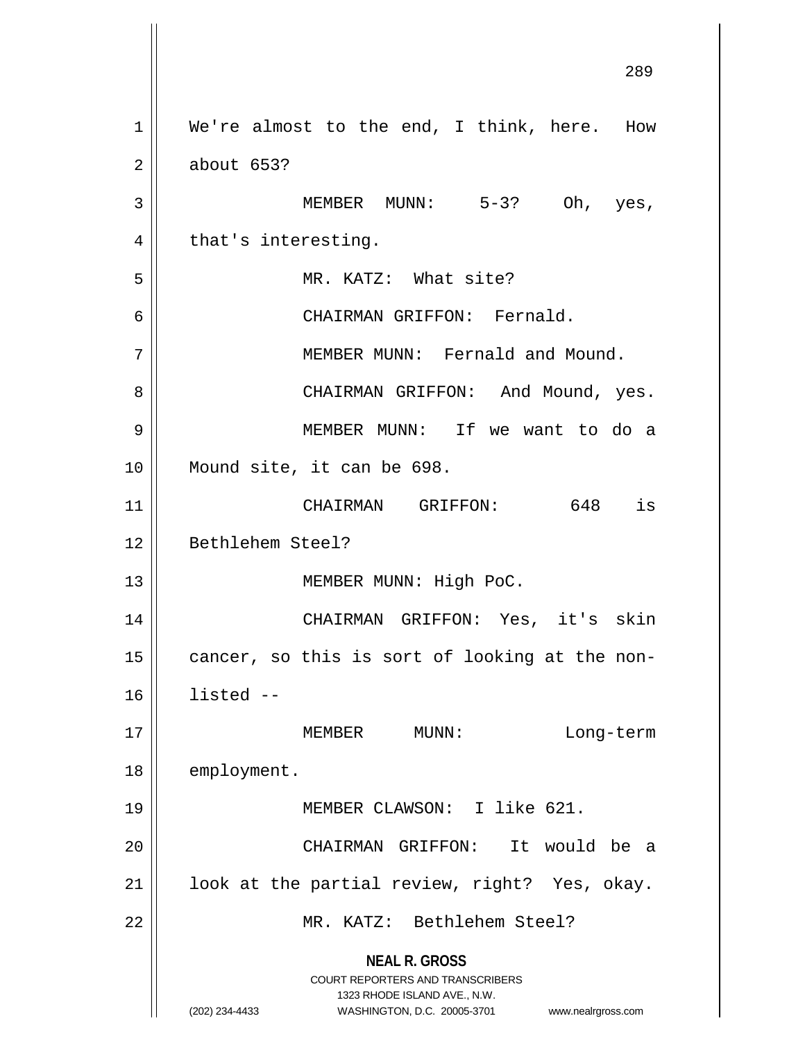We're almost to the end, I think, here. How about 653?

MEMBER MUNN: 5-3? Oh, yes, that's interesting.

MR. KATZ: What site?

CHAIRMAN GRIFFON: Fernald.

MEMBER MUNN: Fernald and Mound.

CHAIRMAN GRIFFON: And Mound, yes.

MEMBER MUNN: If we want to do a Mound site, it can be 698.

CHAIRMAN GRIFFON: 648 is Bethlehem Steel?

MEMBER MUNN: High PoC.

CHAIRMAN GRIFFON: Yes, it's skin cancer, so this is sort of looking at the non-listed --

MEMBER MUNN: Long-term employment.

MEMBER CLAWSON: I like 621.

CHAIRMAN GRIFFON: It would be a look at the partial review, right? Yes, okay.

MR. KATZ: Bethlehem Steel?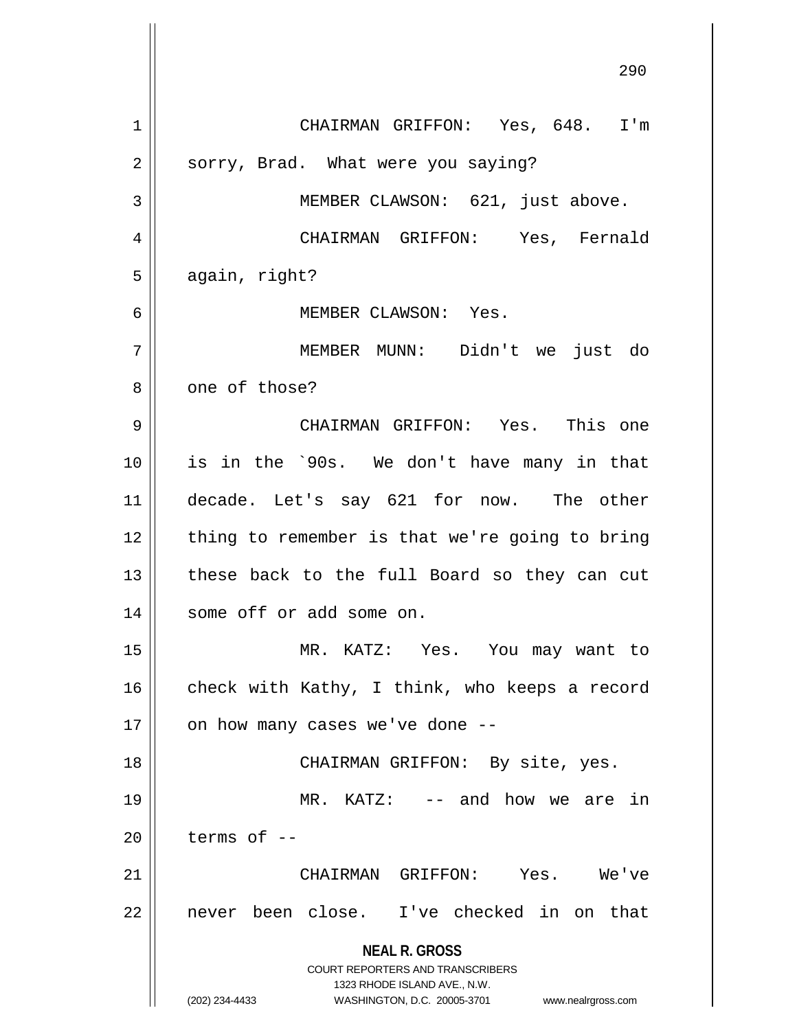CHAIRMAN GRIFFON: Yes, 648. I'm sorry, Brad. What were you saying?

MEMBER CLAWSON: 621, just above.

CHAIRMAN GRIFFON: Yes, Fernald again, right?

MEMBER CLAWSON: Yes.

MEMBER MUNN: Didn't we just do one of those?

CHAIRMAN GRIFFON: Yes. This one is in the `90s. We don't have many in that decade. Let's say 621 for now. The other thing to remember is that we're going to bring these back to the full Board so they can cut some off or add some on.

MR. KATZ: Yes. You may want to check with Kathy, I think, who keeps a record on how many cases we've done --

CHAIRMAN GRIFFON: By site, yes.

MR. KATZ: -- and how we are in terms of --

CHAIRMAN GRIFFON: Yes. We've never been close. I've checked in on that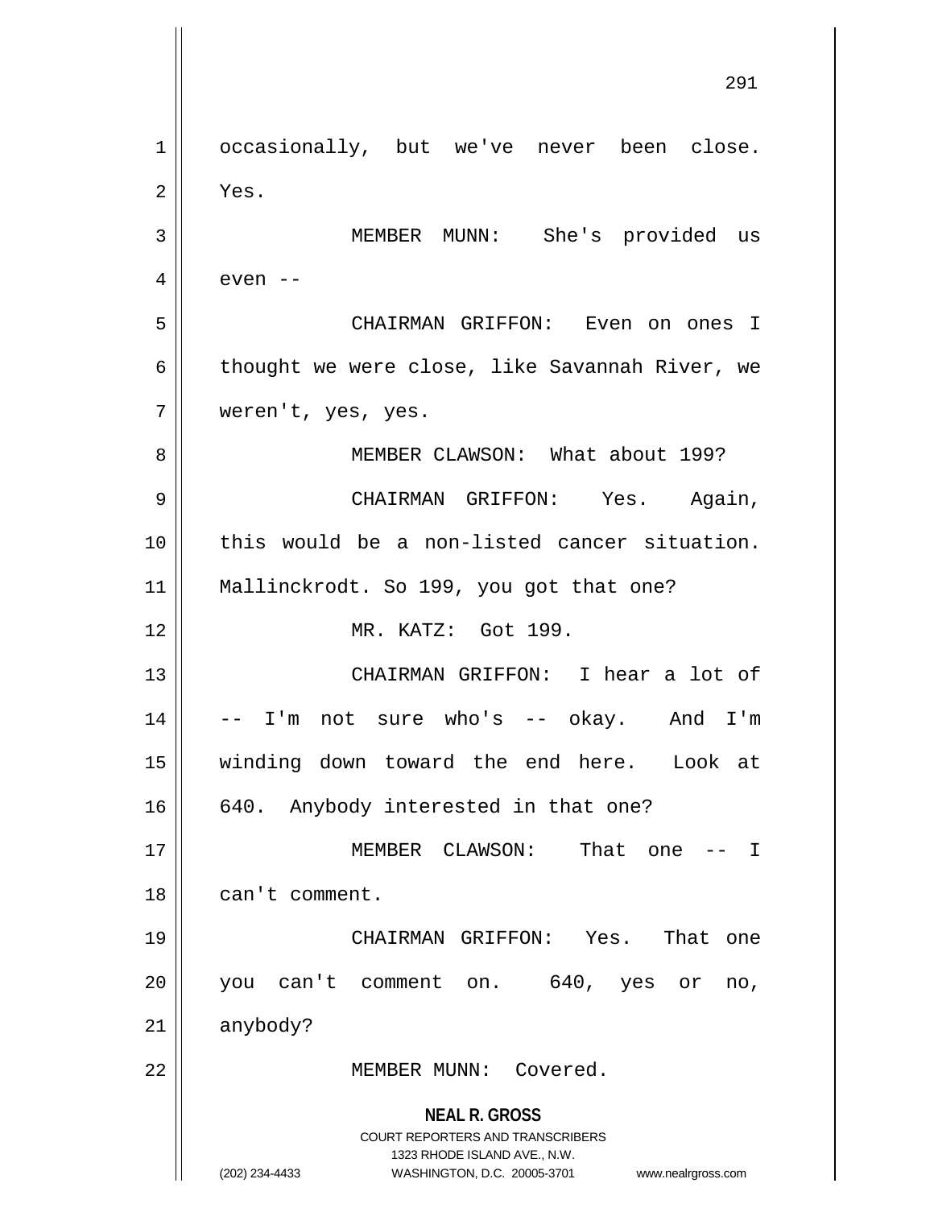occasionally, but we've never been close. Yes.

MEMBER MUNN: She's provided us even --

CHAIRMAN GRIFFON: Even on ones I thought we were close, like Savannah River, we weren't, yes, yes.

MEMBER CLAWSON: What about 199?

CHAIRMAN GRIFFON: Yes. Again, this would be a non-listed cancer situation. Mallinckrodt. So 199, you got that one?

MR. KATZ: Got 199.

CHAIRMAN GRIFFON: I hear a lot of -- I'm not sure who's -- okay. And I'm winding down toward the end here. Look at 640. Anybody interested in that one?

MEMBER CLAWSON: That one -- I can't comment.

CHAIRMAN GRIFFON: Yes. That one you can't comment on. 640, yes or no, anybody?

MEMBER MUNN: Covered.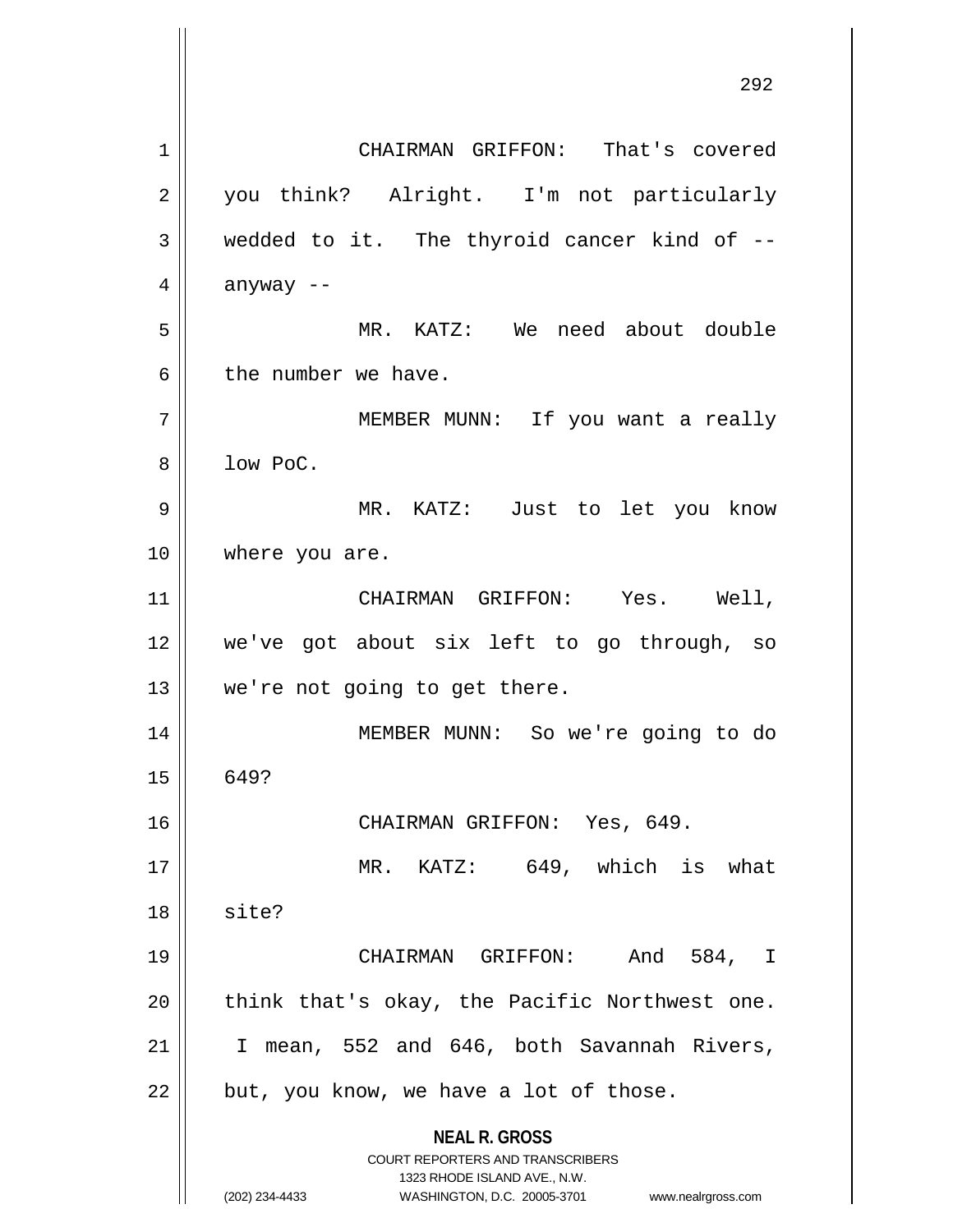CHAIRMAN GRIFFON: That's covered you think? Alright. I'm not particularly wedded to it. The thyroid cancer kind of -- anyway --

MR. KATZ: We need about double the number we have.

MEMBER MUNN: If you want a really low PoC.

MR. KATZ: Just to let you know where you are.

CHAIRMAN GRIFFON: Yes. Well, we've got about six left to go through, so we're not going to get there.

MEMBER MUNN: So we're going to do 649?

CHAIRMAN GRIFFON: Yes, 649.

MR. KATZ: 649, which is what site?

CHAIRMAN GRIFFON: And 584, I think that's okay, the Pacific Northwest one. I mean, 552 and 646, both Savannah Rivers, but, you know, we have a lot of those.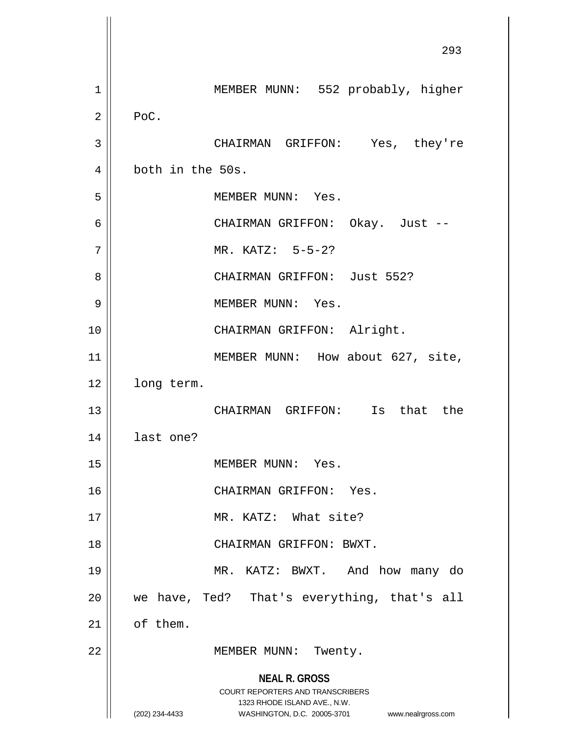MEMBER MUNN: 552 probably, higher PoC.

CHAIRMAN GRIFFON: Yes, they're both in the 50s.

MEMBER MUNN: Yes.

CHAIRMAN GRIFFON: Okay. Just --

MR. KATZ: 5-5-2?

CHAIRMAN GRIFFON: Just 552?

MEMBER MUNN: Yes.

CHAIRMAN GRIFFON: Alright.

MEMBER MUNN: How about 627, site, long term.

CHAIRMAN GRIFFON: Is that the last one?

MEMBER MUNN: Yes.

CHAIRMAN GRIFFON: Yes.

MR. KATZ: What site?

CHAIRMAN GRIFFON: BWXT.

MR. KATZ: BWXT. And how many do we have, Ted? That's everything, that's all of them.

MEMBER MUNN: Twenty.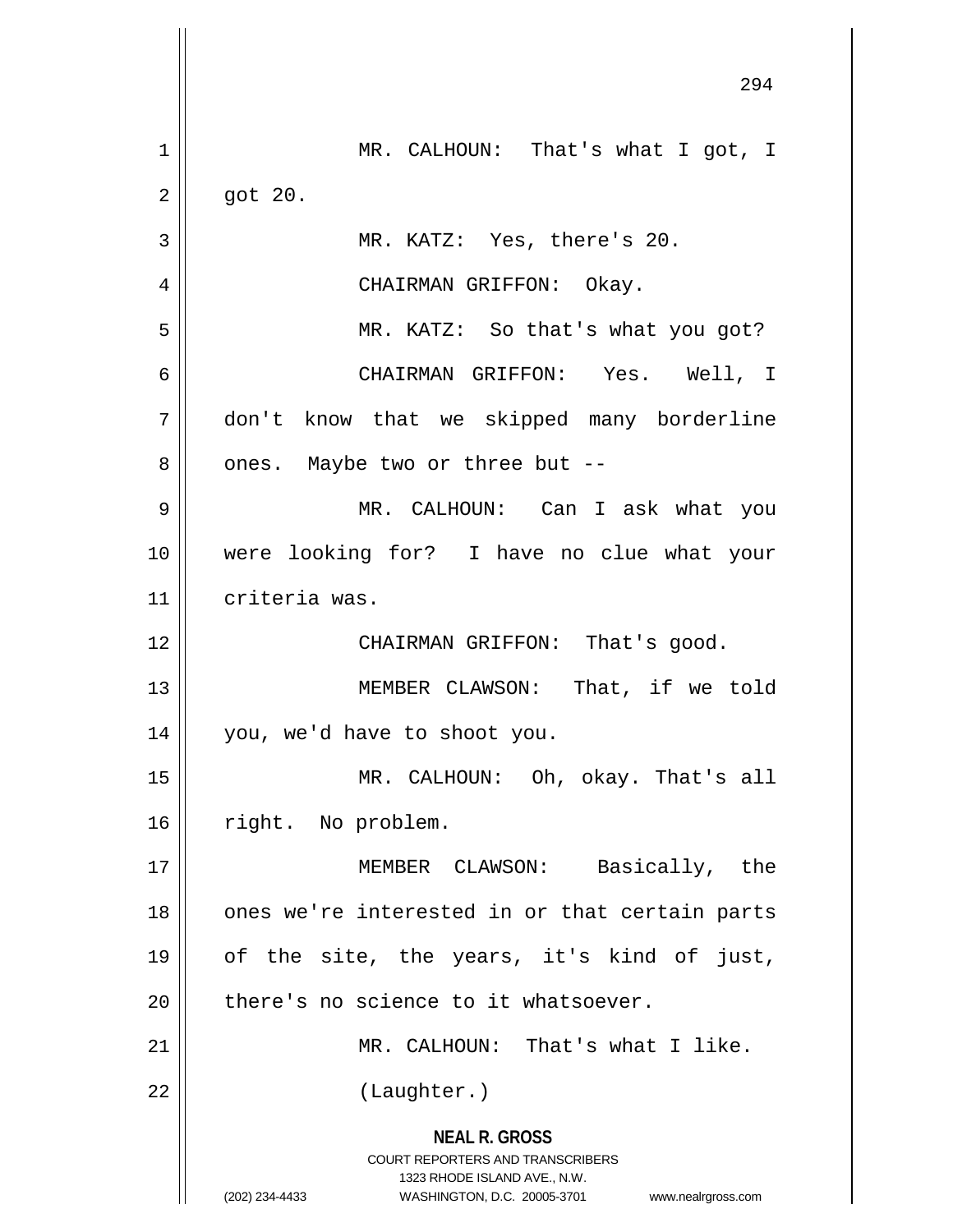MR. CALHOUN: That's what I got, I got 20.

MR. KATZ: Yes, there's 20.

CHAIRMAN GRIFFON: Okay.

MR. KATZ: So that's what you got?

CHAIRMAN GRIFFON: Yes. Well, I don't know that we skipped many borderline ones. Maybe two or three but --

MR. CALHOUN: Can I ask what you were looking for? I have no clue what your criteria was.

CHAIRMAN GRIFFON: That's good.

MEMBER CLAWSON: That, if we told you, we'd have to shoot you.

MR. CALHOUN: Oh, okay. That's all right. No problem.

MEMBER CLAWSON: Basically, the ones we're interested in or that certain parts of the site, the years, it's kind of just, there's no science to it whatsoever.

MR. CALHOUN: That's what I like.

(Laughter.)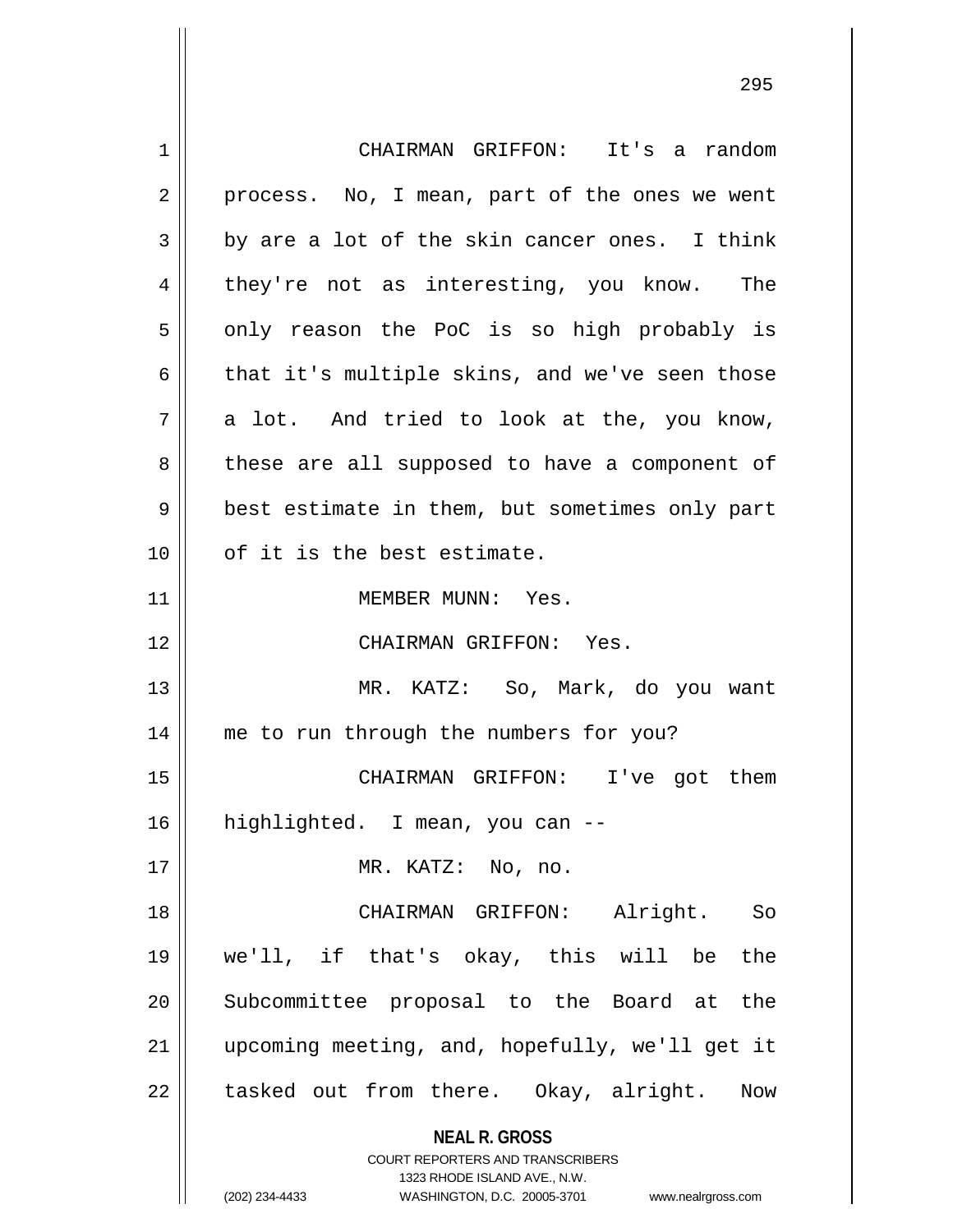CHAIRMAN GRIFFON: It's a random process. No, I mean, part of the ones we went by are a lot of the skin cancer ones. I think they're not as interesting, you know. The only reason the PoC is so high probably is that it's multiple skins, and we've seen those a lot. And tried to look at the, you know, these are all supposed to have a component of best estimate in them, but sometimes only part of it is the best estimate.

MEMBER MUNN: Yes.

CHAIRMAN GRIFFON: Yes.

MR. KATZ: So, Mark, do you want me to run through the numbers for you?

CHAIRMAN GRIFFON: I've got them highlighted. I mean, you can --

MR. KATZ: No, no.

CHAIRMAN GRIFFON: Alright. So we'll, if that's okay, this will be the Subcommittee proposal to the Board at the upcoming meeting, and, hopefully, we'll get it tasked out from there. Okay, alright. Now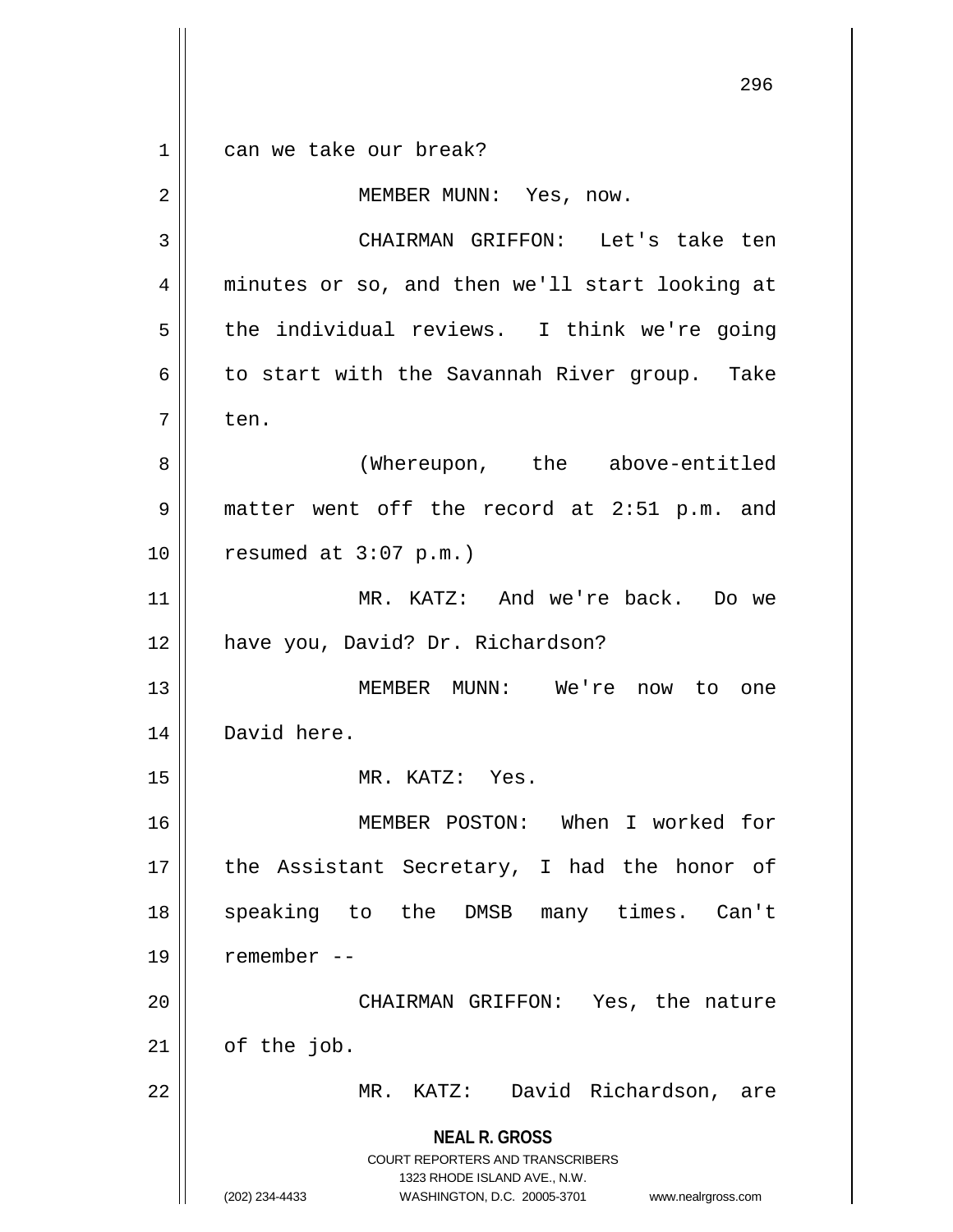can we take our break?

MEMBER MUNN: Yes, now.

CHAIRMAN GRIFFON: Let's take ten minutes or so, and then we'll start looking at the individual reviews. I think we're going to start with the Savannah River group. Take ten.

(Whereupon, the above-entitled matter went off the record at 2:51 p.m. and resumed at 3:07 p.m.)

MR. KATZ: And we're back. Do we have you, David? Dr. Richardson?

MEMBER MUNN: We're now to one David here.

MR. KATZ: Yes.

MEMBER POSTON: When I worked for the Assistant Secretary, I had the honor of speaking to the DMSB many times. Can't remember --

CHAIRMAN GRIFFON: Yes, the nature of the job.

MR. KATZ: David Richardson, are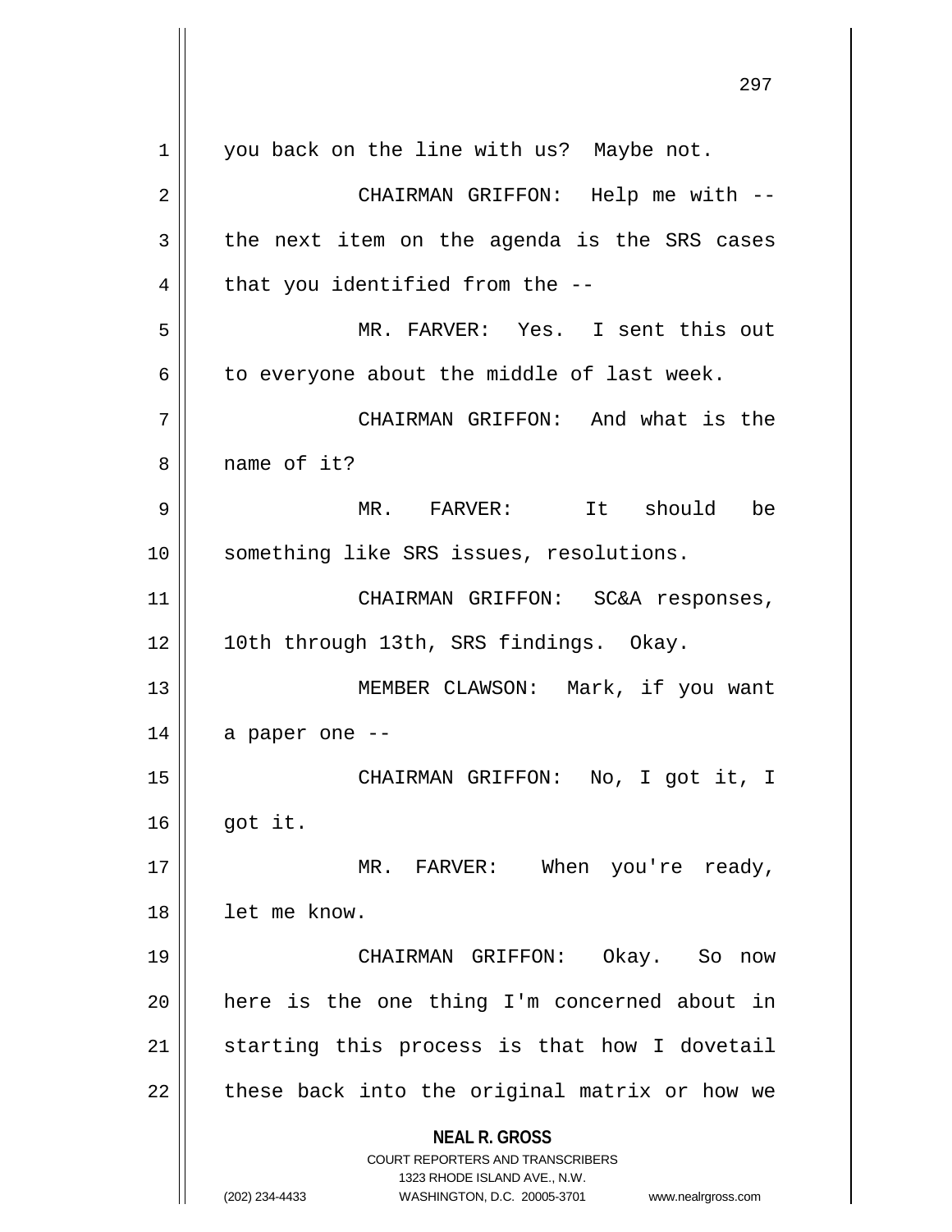you back on the line with us? Maybe not.

CHAIRMAN GRIFFON: Help me with -- the next item on the agenda is the SRS cases that you identified from the --

MR. FARVER: Yes. I sent this out to everyone about the middle of last week.

CHAIRMAN GRIFFON: And what is the name of it?

MR. FARVER: It should be something like SRS issues, resolutions.

CHAIRMAN GRIFFON: SC&A responses, 10th through 13th, SRS findings. Okay.

MEMBER CLAWSON: Mark, if you want a paper one --

CHAIRMAN GRIFFON: No, I got it, I got it.

MR. FARVER: When you're ready, let me know.

CHAIRMAN GRIFFON: Okay. So now here is the one thing I'm concerned about in starting this process is that how I dovetail these back into the original matrix or how we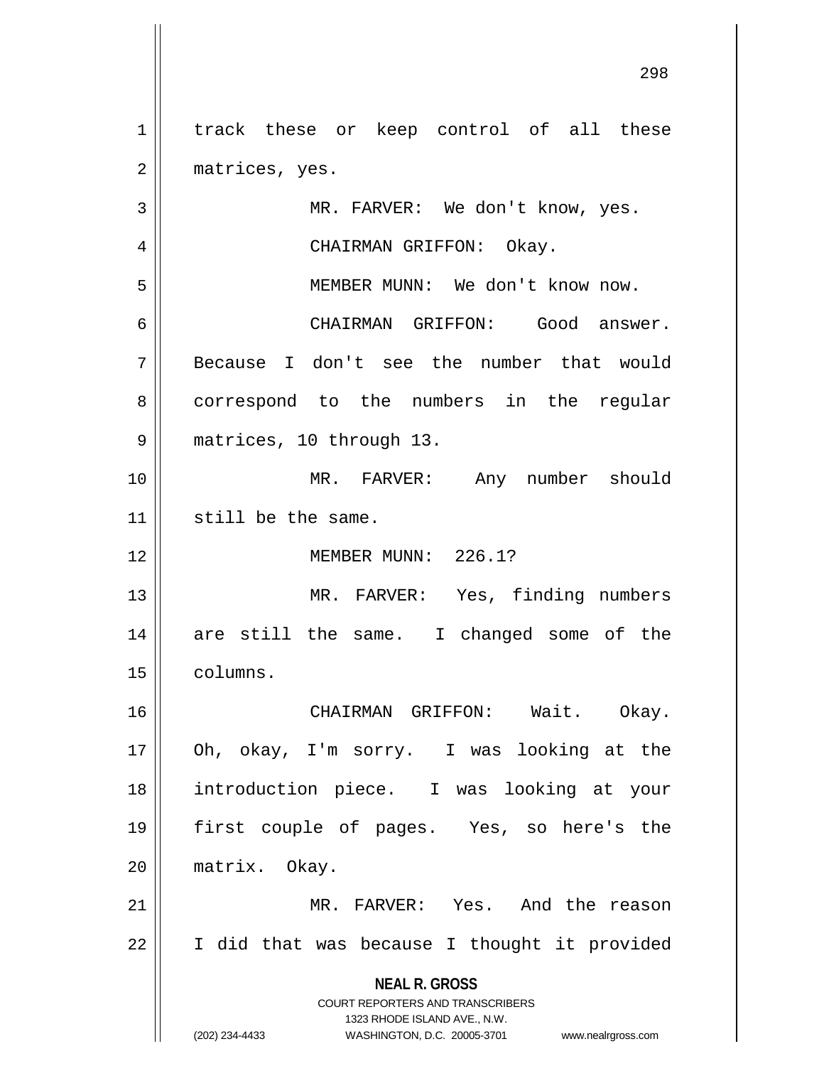track these or keep control of all these matrices, yes.

MR. FARVER: We don't know, yes.

CHAIRMAN GRIFFON: Okay.

MEMBER MUNN: We don't know now.

CHAIRMAN GRIFFON: Good answer. Because I don't see the number that would correspond to the numbers in the regular matrices, 10 through 13.

MR. FARVER: Any number should still be the same.

MEMBER MUNN: 226.1?

MR. FARVER: Yes, finding numbers are still the same. I changed some of the columns.

CHAIRMAN GRIFFON: Wait. Okay. Oh, okay, I'm sorry. I was looking at the introduction piece. I was looking at your first couple of pages. Yes, so here's the matrix. Okay.

MR. FARVER: Yes. And the reason I did that was because I thought it provided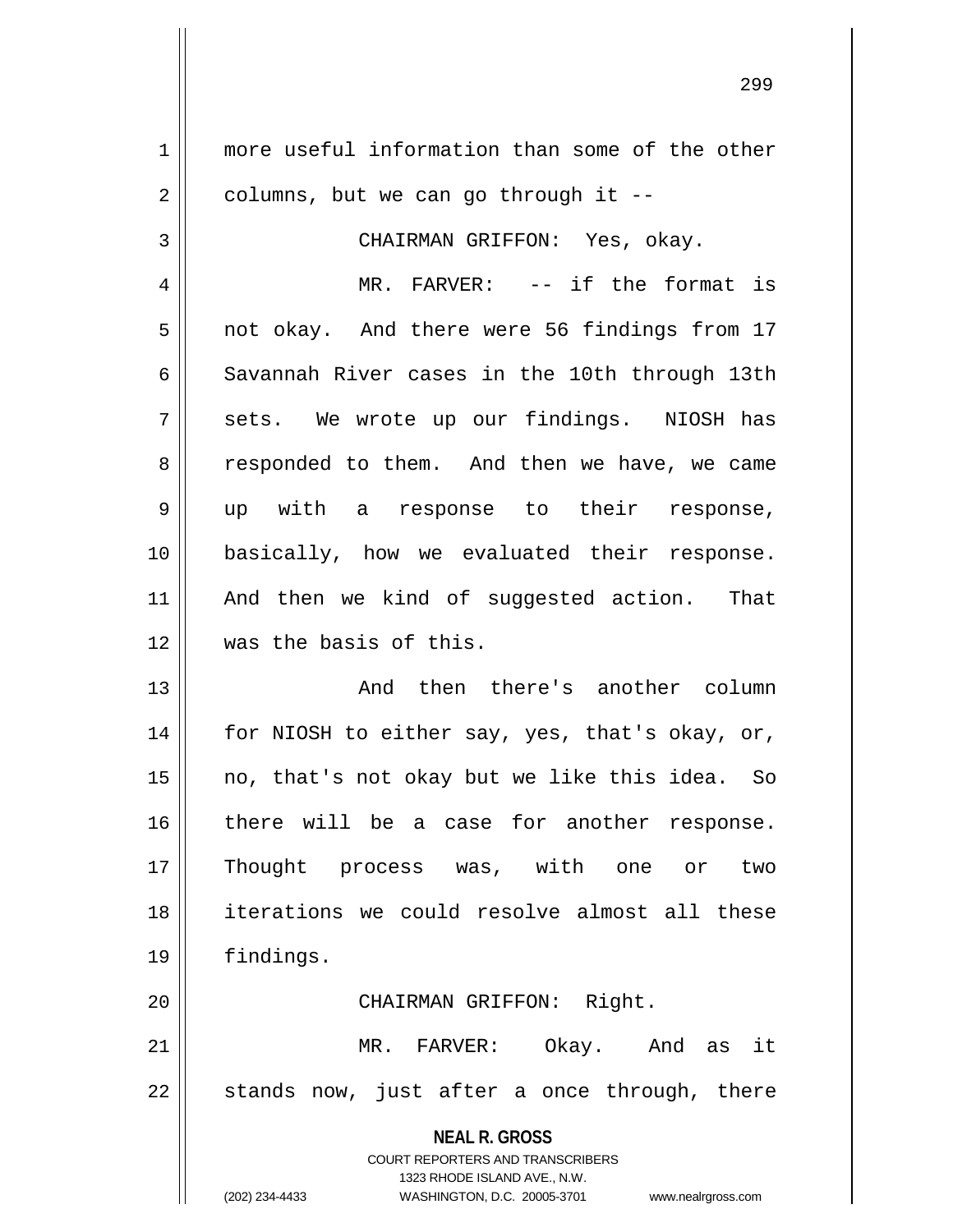more useful information than some of the other columns, but we can go through it --

CHAIRMAN GRIFFON: Yes, okay.

MR. FARVER: -- if the format is not okay. And there were 56 findings from 17 Savannah River cases in the 10th through 13th sets. We wrote up our findings. NIOSH has responded to them. And then we have, we came up with a response to their response, basically, how we evaluated their response. And then we kind of suggested action. That was the basis of this.

And then there's another column for NIOSH to either say, yes, that's okay, or, no, that's not okay but we like this idea. So there will be a case for another response. Thought process was, with one or two iterations we could resolve almost all these findings.

CHAIRMAN GRIFFON: Right.

MR. FARVER: Okay. And as it stands now, just after a once through, there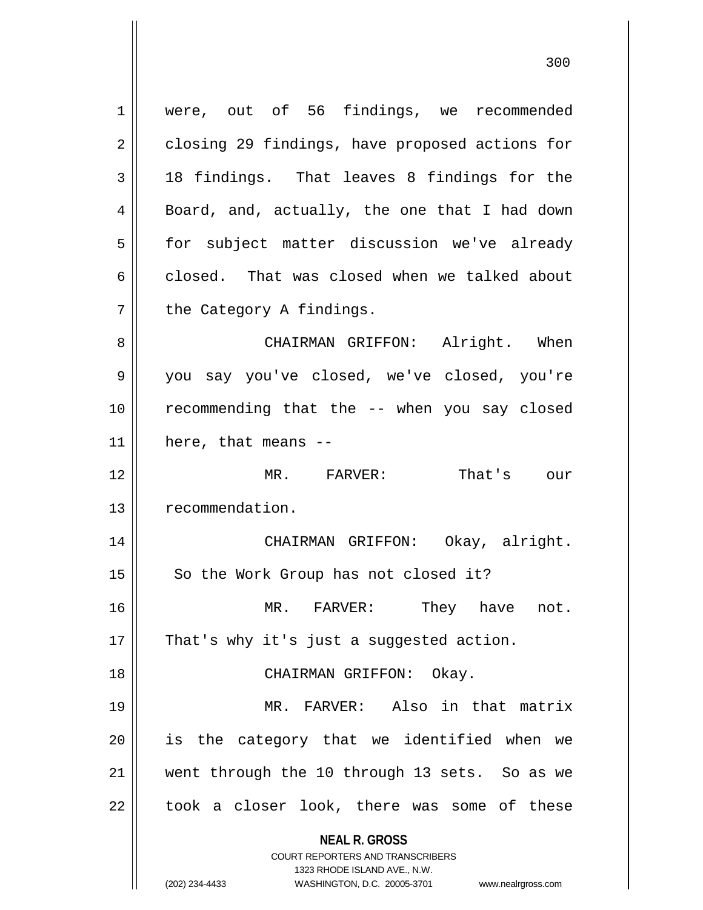were, out of 56 findings, we recommended closing 29 findings, have proposed actions for 18 findings. That leaves 8 findings for the Board, and, actually, the one that I had down for subject matter discussion we've already closed. That was closed when we talked about the Category A findings.

CHAIRMAN GRIFFON: Alright. When you say you've closed, we've closed, you're recommending that the -- when you say closed here, that means --

MR. FARVER: That's our recommendation.

CHAIRMAN GRIFFON: Okay, alright. So the Work Group has not closed it?

MR. FARVER: They have not. That's why it's just a suggested action.

CHAIRMAN GRIFFON: Okay.

MR. FARVER: Also in that matrix is the category that we identified when we went through the 10 through 13 sets. So as we took a closer look, there was some of these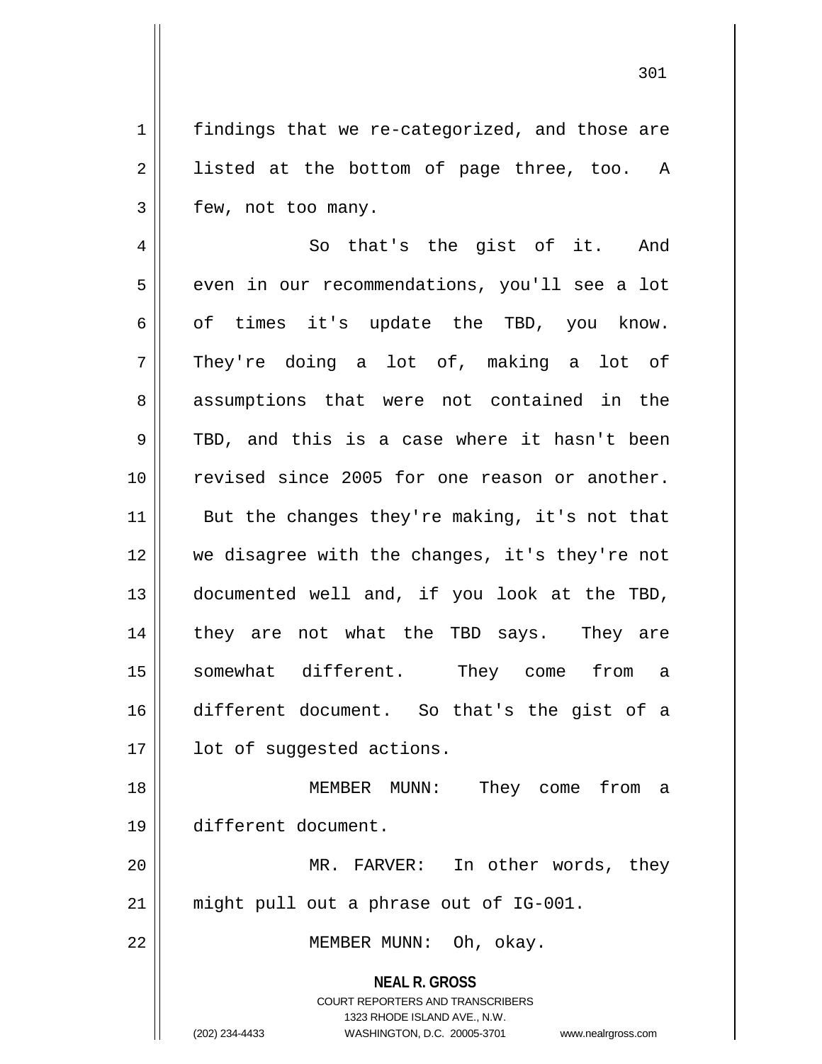findings that we re-categorized, and those are listed at the bottom of page three, too. A few, not too many.

So that's the gist of it. And even in our recommendations, you'll see a lot of times it's update the TBD, you know. They're doing a lot of, making a lot of assumptions that were not contained in the TBD, and this is a case where it hasn't been revised since 2005 for one reason or another. But the changes they're making, it's not that we disagree with the changes, it's they're not documented well and, if you look at the TBD, they are not what the TBD says. They are somewhat different. They come from a different document. So that's the gist of a lot of suggested actions.

MEMBER MUNN: They come from a different document.

MR. FARVER: In other words, they might pull out a phrase out of IG-001.

MEMBER MUNN: Oh, okay.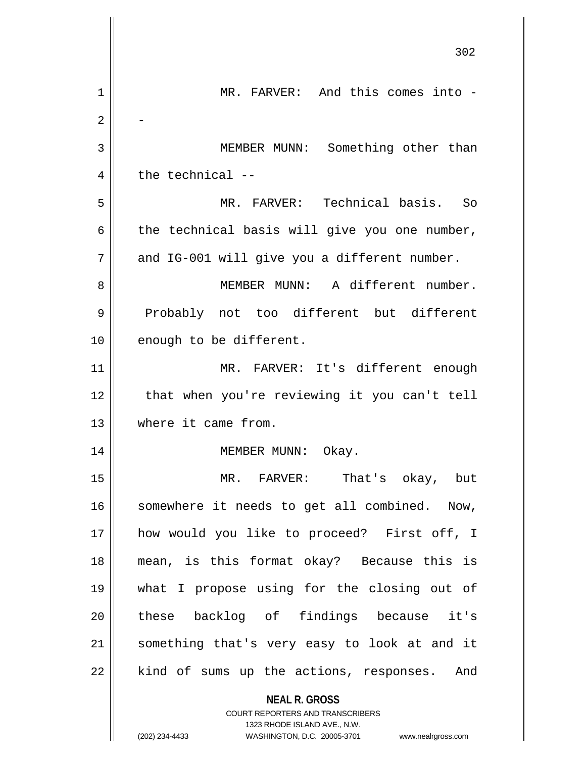MR. FARVER: And this comes into --

MEMBER MUNN: Something other than the technical --

MR. FARVER: Technical basis. So the technical basis will give you one number, and IG-001 will give you a different number.

MEMBER MUNN: A different number. Probably not too different but different enough to be different.

MR. FARVER: It's different enough that when you're reviewing it you can't tell where it came from.

MEMBER MUNN: Okay.

MR. FARVER: That's okay, but somewhere it needs to get all combined. Now, how would you like to proceed? First off, I mean, is this format okay? Because this is what I propose using for the closing out of these backlog of findings because it's something that's very easy to look at and it kind of sums up the actions, responses. And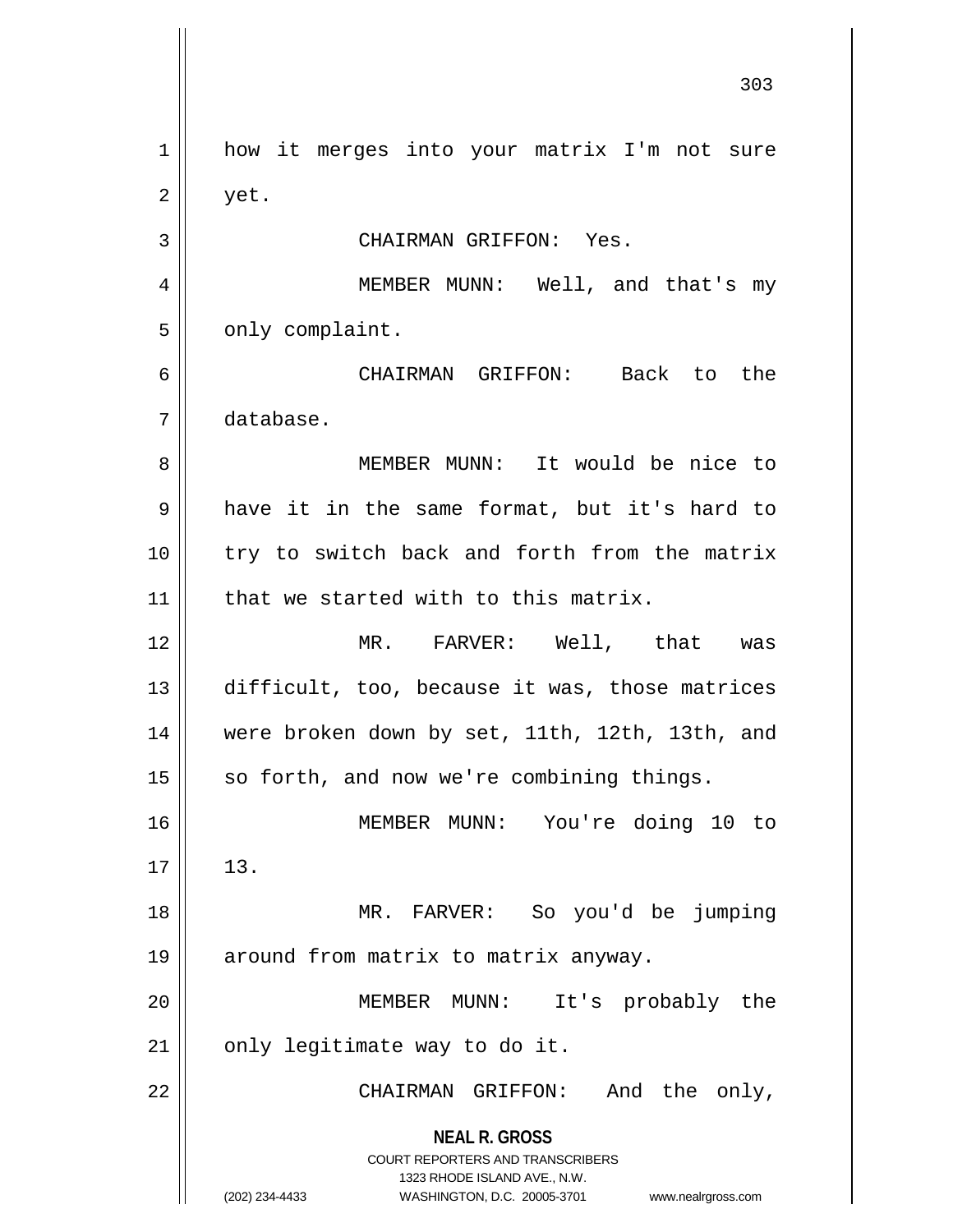how it merges into your matrix I'm not sure yet.

CHAIRMAN GRIFFON: Yes.

MEMBER MUNN: Well, and that's my only complaint.

CHAIRMAN GRIFFON: Back to the database.

MEMBER MUNN: It would be nice to have it in the same format, but it's hard to try to switch back and forth from the matrix that we started with to this matrix.

MR. FARVER: Well, that was difficult, too, because it was, those matrices were broken down by set, 11th, 12th, 13th, and so forth, and now we're combining things.

MEMBER MUNN: You're doing 10 to 13.

MR. FARVER: So you'd be jumping around from matrix to matrix anyway.

MEMBER MUNN: It's probably the only legitimate way to do it.

CHAIRMAN GRIFFON: And the only,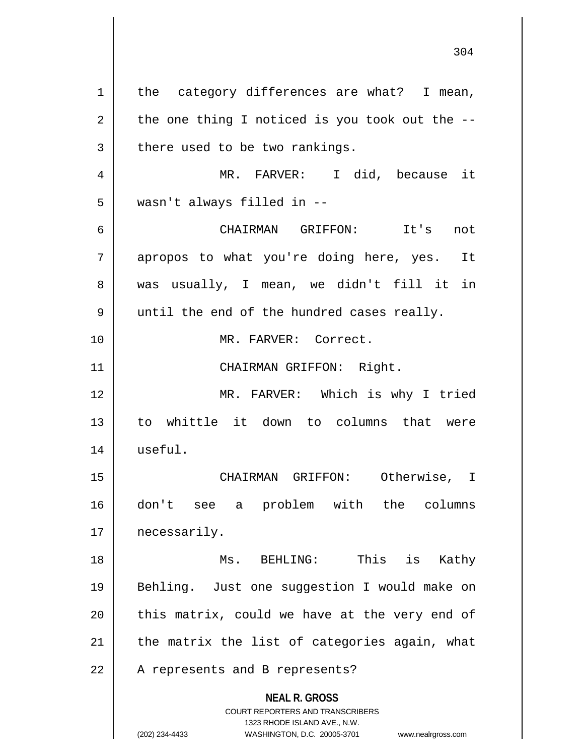the category differences are what? I mean, the one thing I noticed is you took out the -- there used to be two rankings.

MR. FARVER: I did, because it wasn't always filled in --

CHAIRMAN GRIFFON: It's not apropos to what you're doing here, yes. It was usually, I mean, we didn't fill it in until the end of the hundred cases really.

MR. FARVER: Correct.

CHAIRMAN GRIFFON: Right.

MR. FARVER: Which is why I tried to whittle it down to columns that were useful.

CHAIRMAN GRIFFON: Otherwise, I don't see a problem with the columns necessarily.

Ms. BEHLING: This is Kathy Behling. Just one suggestion I would make on this matrix, could we have at the very end of the matrix the list of categories again, what A represents and B represents?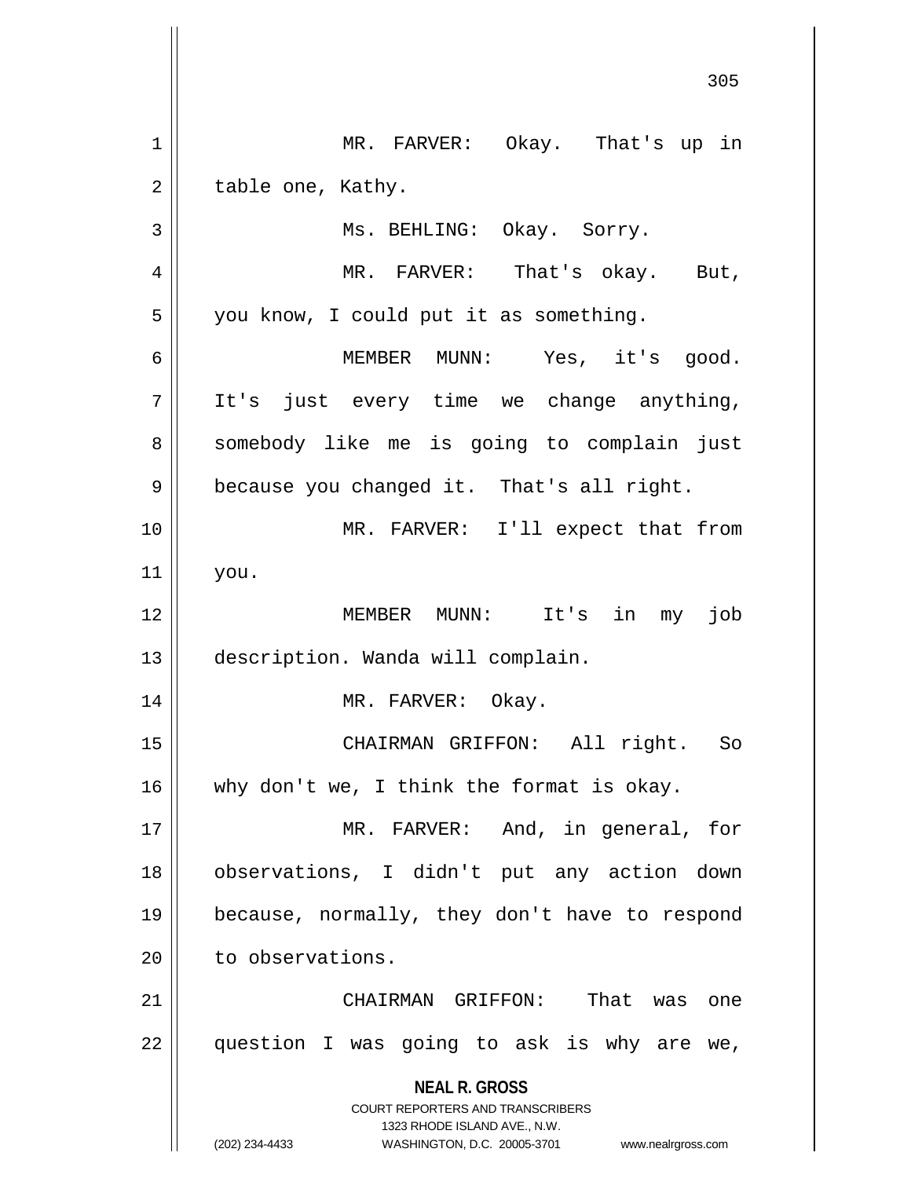MR. FARVER: Okay. That's up in table one, Kathy.

Ms. BEHLING: Okay. Sorry.

MR. FARVER: That's okay. But, you know, I could put it as something.

MEMBER MUNN: Yes, it's good. It's just every time we change anything, somebody like me is going to complain just because you changed it. That's all right.

MR. FARVER: I'll expect that from you.

MEMBER MUNN: It's in my job description. Wanda will complain.

MR. FARVER: Okay.

CHAIRMAN GRIFFON: All right. So why don't we, I think the format is okay.

MR. FARVER: And, in general, for observations, I didn't put any action down because, normally, they don't have to respond to observations.

CHAIRMAN GRIFFON: That was one question I was going to ask is why are we,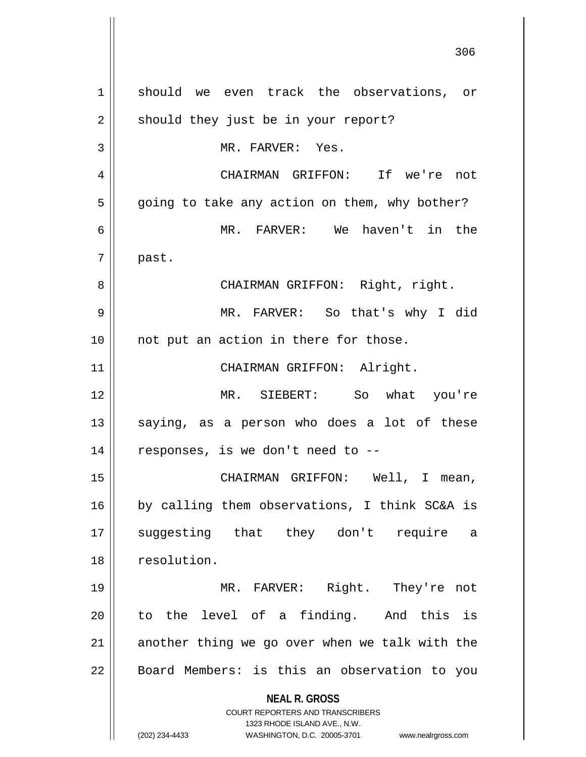should we even track the observations, or should they just be in your report?

MR. FARVER: Yes.

CHAIRMAN GRIFFON: If we're not going to take any action on them, why bother?

MR. FARVER: We haven't in the past.

CHAIRMAN GRIFFON: Right, right.

MR. FARVER: So that's why I did not put an action in there for those.

CHAIRMAN GRIFFON: Alright.

MR. SIEBERT: So what you're saying, as a person who does a lot of these responses, is we don't need to --

CHAIRMAN GRIFFON: Well, I mean, by calling them observations, I think SC&A is suggesting that they don't require a resolution.

MR. FARVER: Right. They're not to the level of a finding. And this is another thing we go over when we talk with the Board Members: is this an observation to you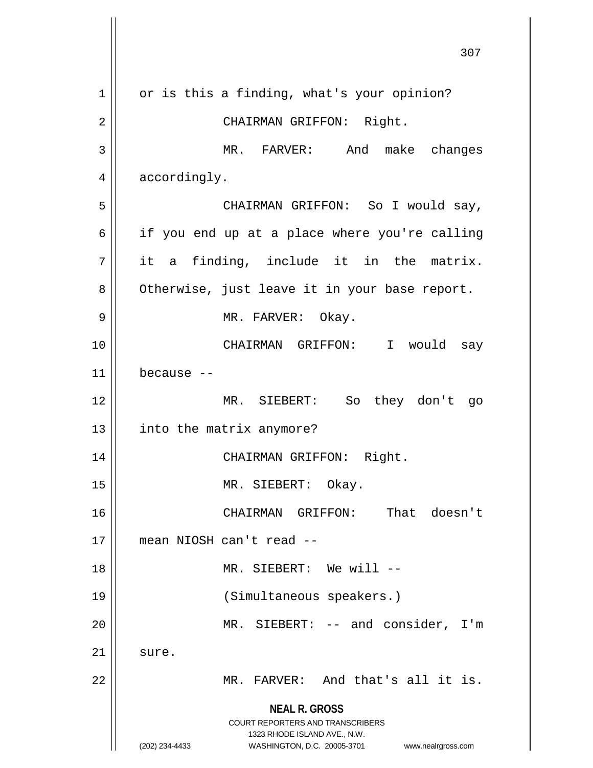or is this a finding, what's your opinion?

CHAIRMAN GRIFFON: Right.

MR. FARVER: And make changes accordingly.

CHAIRMAN GRIFFON: So I would say, if you end up at a place where you're calling it a finding, include it in the matrix. Otherwise, just leave it in your base report.

MR. FARVER: Okay.

CHAIRMAN GRIFFON: I would say because --

MR. SIEBERT: So they don't go into the matrix anymore?

CHAIRMAN GRIFFON: Right.

MR. SIEBERT: Okay.

CHAIRMAN GRIFFON: That doesn't mean NIOSH can't read --

MR. SIEBERT: We will --

(Simultaneous speakers.)

MR. SIEBERT: -- and consider, I'm sure.

MR. FARVER: And that's all it is.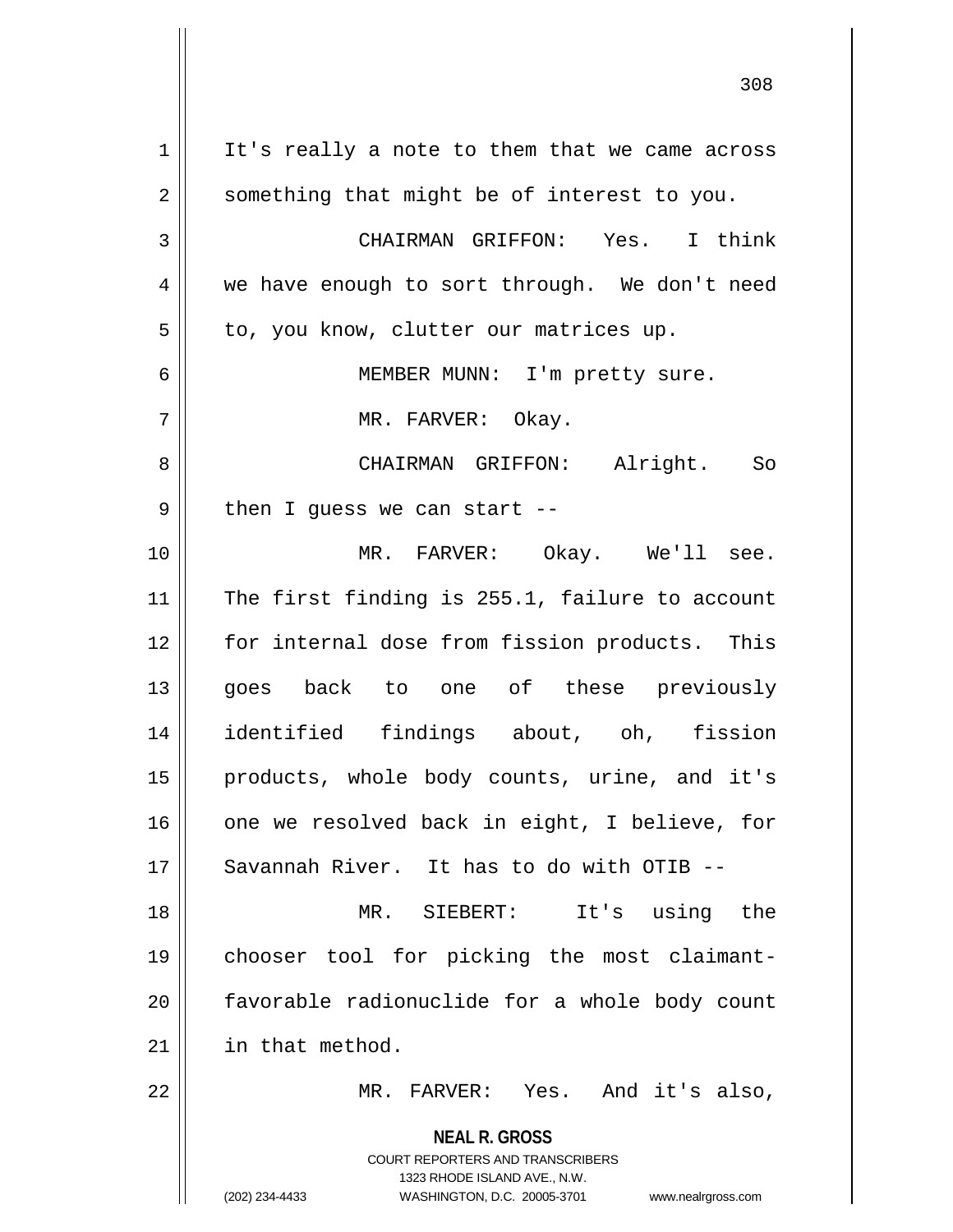It's really a note to them that we came across something that might be of interest to you.

CHAIRMAN GRIFFON: Yes. I think we have enough to sort through. We don't need to, you know, clutter our matrices up.

MEMBER MUNN: I'm pretty sure.

MR. FARVER: Okay.

CHAIRMAN GRIFFON: Alright. So then I guess we can start --

MR. FARVER: Okay. We'll see. The first finding is 255.1, failure to account for internal dose from fission products. This goes back to one of these previously identified findings about, oh, fission products, whole body counts, urine, and it's one we resolved back in eight, I believe, for Savannah River. It has to do with OTIB --

MR. SIEBERT: It's using the chooser tool for picking the most claimant-favorable radionuclide for a whole body count in that method.

MR. FARVER: Yes. And it's also,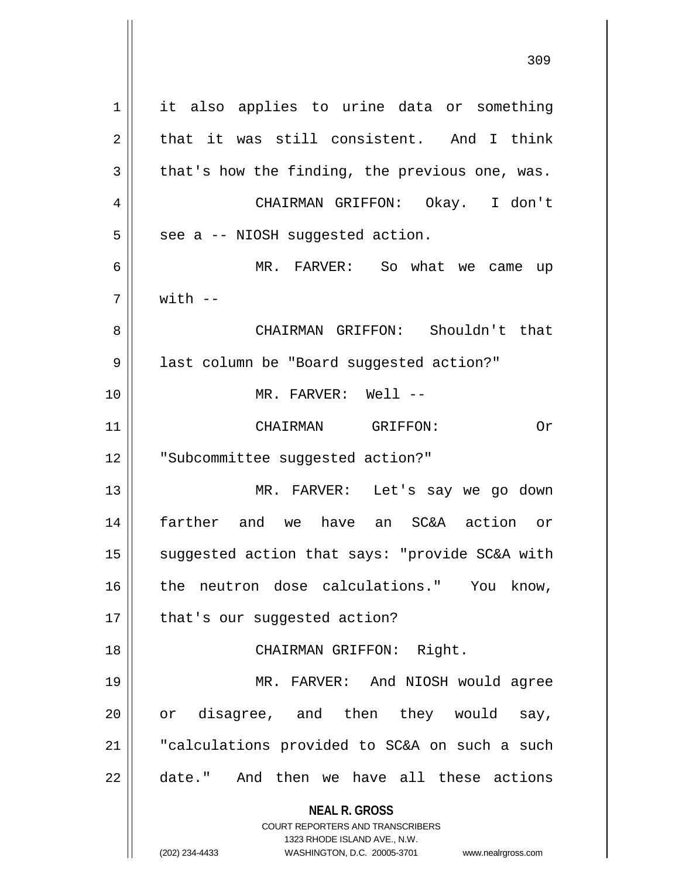it also applies to urine data or something that it was still consistent. And I think that's how the finding, the previous one, was.

CHAIRMAN GRIFFON: Okay. I don't see a -- NIOSH suggested action.

MR. FARVER: So what we came up with --

CHAIRMAN GRIFFON: Shouldn't that last column be "Board suggested action?"

MR. FARVER: Well --

CHAIRMAN GRIFFON: Or "Subcommittee suggested action?"

MR. FARVER: Let's say we go down farther and we have an SC&A action or suggested action that says: "provide SC&A with the neutron dose calculations." You know, that's our suggested action?

CHAIRMAN GRIFFON: Right.

MR. FARVER: And NIOSH would agree or disagree, and then they would say, "calculations provided to SC&A on such a such date." And then we have all these actions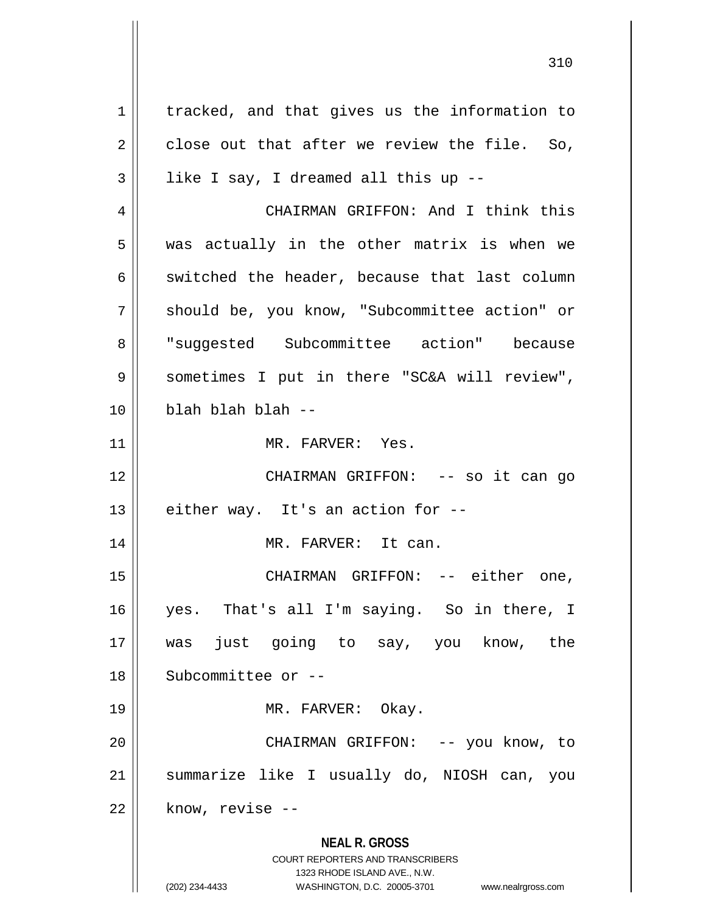tracked, and that gives us the information to close out that after we review the file. So, like I say, I dreamed all this up --

CHAIRMAN GRIFFON: And I think this was actually in the other matrix is when we switched the header, because that last column should be, you know, "Subcommittee action" or "suggested Subcommittee action" because sometimes I put in there "SC&A will review", blah blah blah --

MR. FARVER: Yes.

CHAIRMAN GRIFFON: -- so it can go either way. It's an action for --

MR. FARVER: It can.

CHAIRMAN GRIFFON: -- either one, yes. That's all I'm saying. So in there, I was just going to say, you know, the Subcommittee or --

MR. FARVER: Okay.

CHAIRMAN GRIFFON: -- you know, to summarize like I usually do, NIOSH can, you know, revise --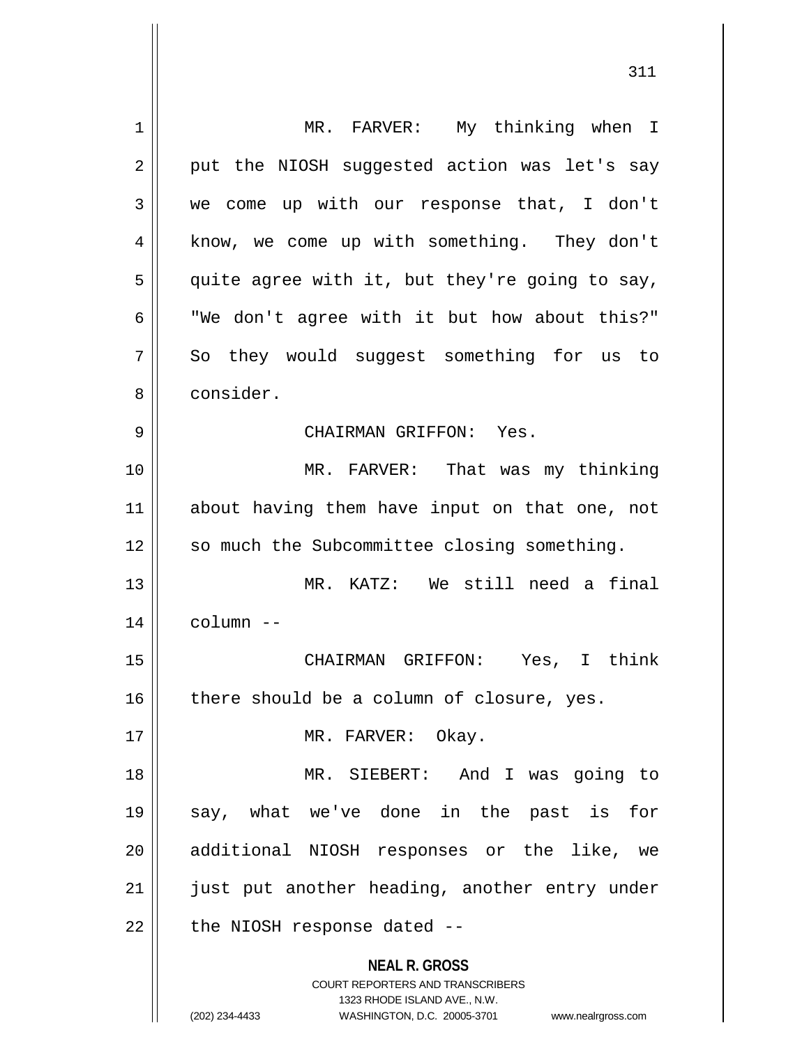MR. FARVER: My thinking when I put the NIOSH suggested action was let's say we come up with our response that, I don't know, we come up with something. They don't quite agree with it, but they're going to say, "We don't agree with it but how about this?" So they would suggest something for us to consider.

CHAIRMAN GRIFFON: Yes.

MR. FARVER: That was my thinking about having them have input on that one, not so much the Subcommittee closing something.

MR. KATZ: We still need a final column --

CHAIRMAN GRIFFON: Yes, I think there should be a column of closure, yes.

MR. FARVER: Okay.

MR. SIEBERT: And I was going to say, what we've done in the past is for additional NIOSH responses or the like, we just put another heading, another entry under the NIOSH response dated --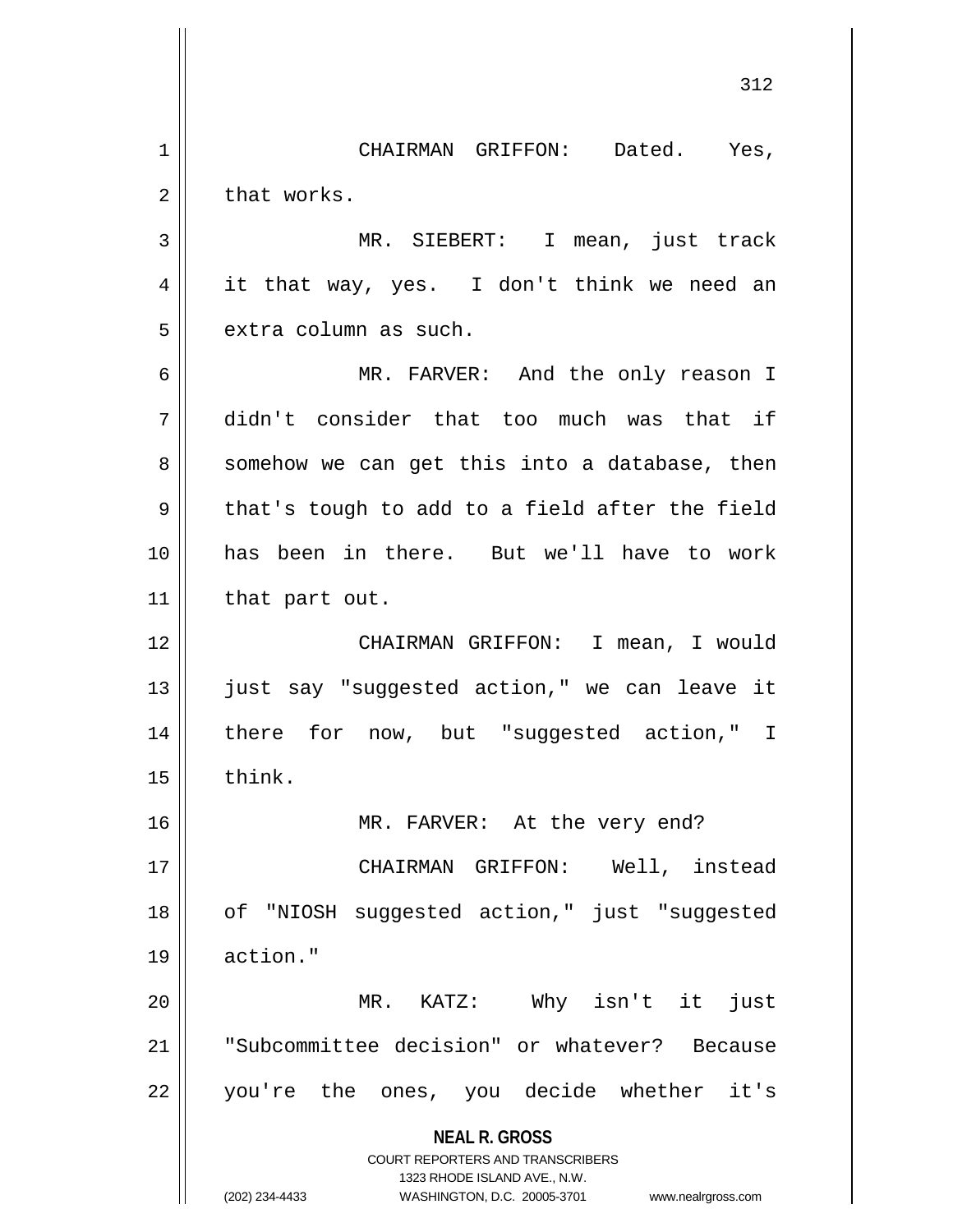CHAIRMAN GRIFFON: Dated. Yes, that works.

MR. SIEBERT: I mean, just track it that way, yes. I don't think we need an extra column as such.

MR. FARVER: And the only reason I didn't consider that too much was that if somehow we can get this into a database, then that's tough to add to a field after the field has been in there. But we'll have to work that part out.

CHAIRMAN GRIFFON: I mean, I would just say "suggested action," we can leave it there for now, but "suggested action," I think.

MR. FARVER: At the very end?

CHAIRMAN GRIFFON: Well, instead of "NIOSH suggested action," just "suggested action."

MR. KATZ: Why isn't it just "Subcommittee decision" or whatever? Because you're the ones, you decide whether it's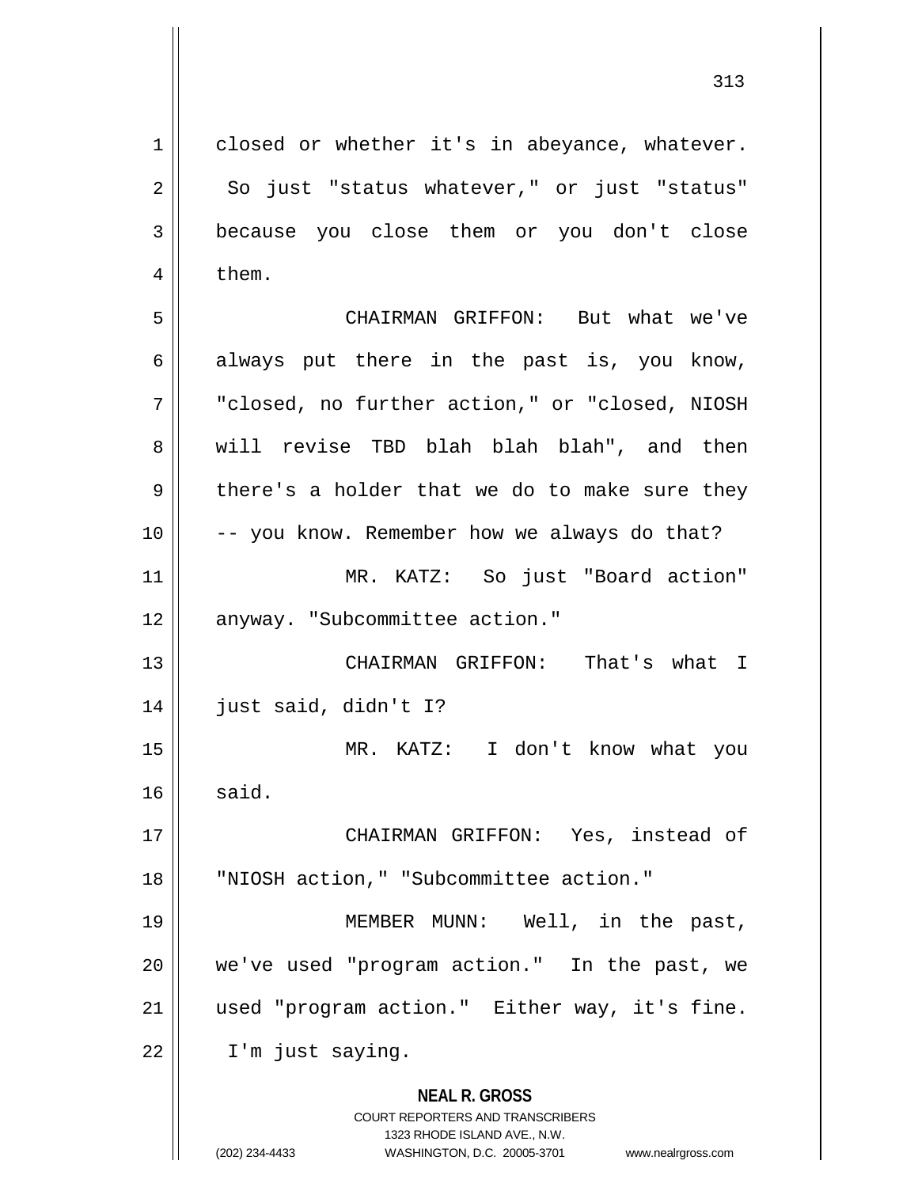closed or whether it's in abeyance, whatever. So just "status whatever," or just "status" because you close them or you don't close them.

CHAIRMAN GRIFFON: But what we've always put there in the past is, you know, "closed, no further action," or "closed, NIOSH will revise TBD blah blah blah", and then there's a holder that we do to make sure they -- you know. Remember how we always do that?

MR. KATZ: So just "Board action" anyway. "Subcommittee action."

CHAIRMAN GRIFFON: That's what I just said, didn't I?

MR. KATZ: I don't know what you said.

CHAIRMAN GRIFFON: Yes, instead of "NIOSH action," "Subcommittee action."

MEMBER MUNN: Well, in the past, we've used "program action." In the past, we used "program action." Either way, it's fine. I'm just saying.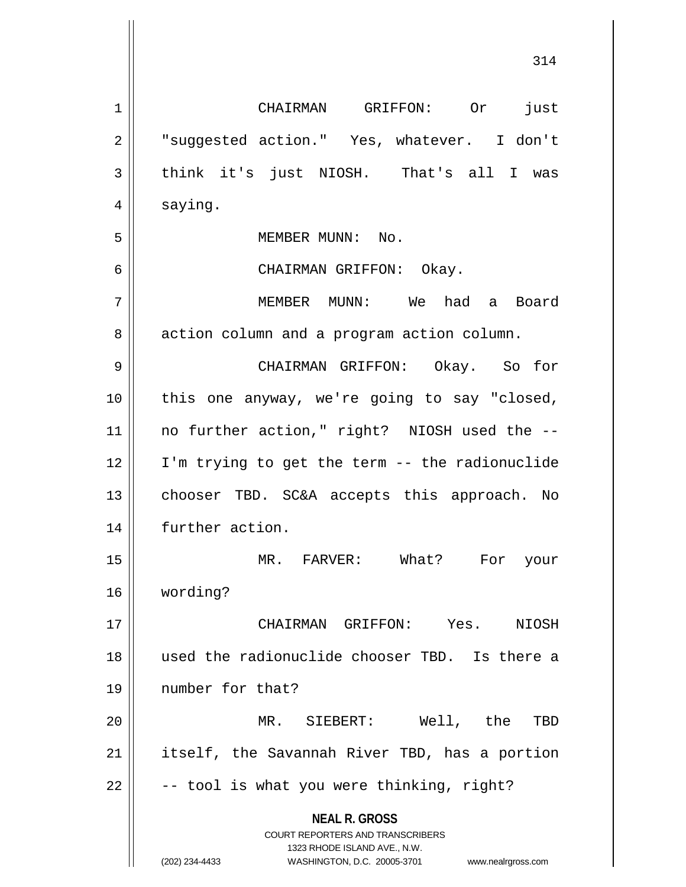CHAIRMAN GRIFFON: Or just "suggested action." Yes, whatever. I don't think it's just NIOSH. That's all I was saying.

MEMBER MUNN: No.

CHAIRMAN GRIFFON: Okay.

MEMBER MUNN: We had a Board action column and a program action column.

CHAIRMAN GRIFFON: Okay. So for this one anyway, we're going to say "closed, no further action," right? NIOSH used the -- I'm trying to get the term -- the radionuclide chooser TBD. SC&A accepts this approach. No further action.

MR. FARVER: What? For your wording?

CHAIRMAN GRIFFON: Yes. NIOSH used the radionuclide chooser TBD. Is there a number for that?

MR. SIEBERT: Well, the TBD itself, the Savannah River TBD, has a portion -- tool is what you were thinking, right?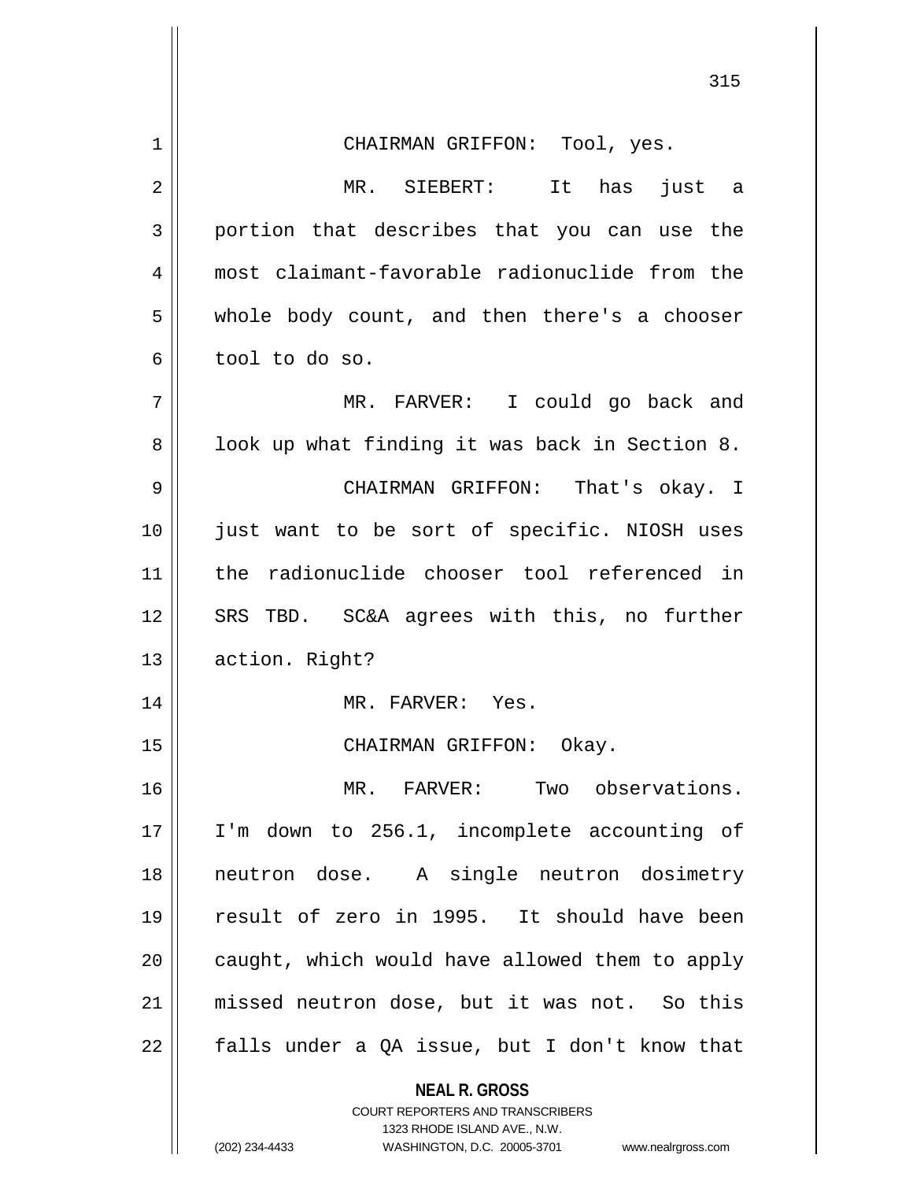CHAIRMAN GRIFFON: Tool, yes.

MR. SIEBERT: It has just a portion that describes that you can use the most claimant-favorable radionuclide from the whole body count, and then there's a chooser tool to do so.

MR. FARVER: I could go back and look up what finding it was back in Section 8.

CHAIRMAN GRIFFON: That's okay. I just want to be sort of specific. NIOSH uses the radionuclide chooser tool referenced in SRS TBD. SC&A agrees with this, no further action. Right?

MR. FARVER: Yes.

CHAIRMAN GRIFFON: Okay.

MR. FARVER: Two observations. I'm down to 256.1, incomplete accounting of neutron dose. A single neutron dosimetry result of zero in 1995. It should have been caught, which would have allowed them to apply missed neutron dose, but it was not. So this falls under a QA issue, but I don't know that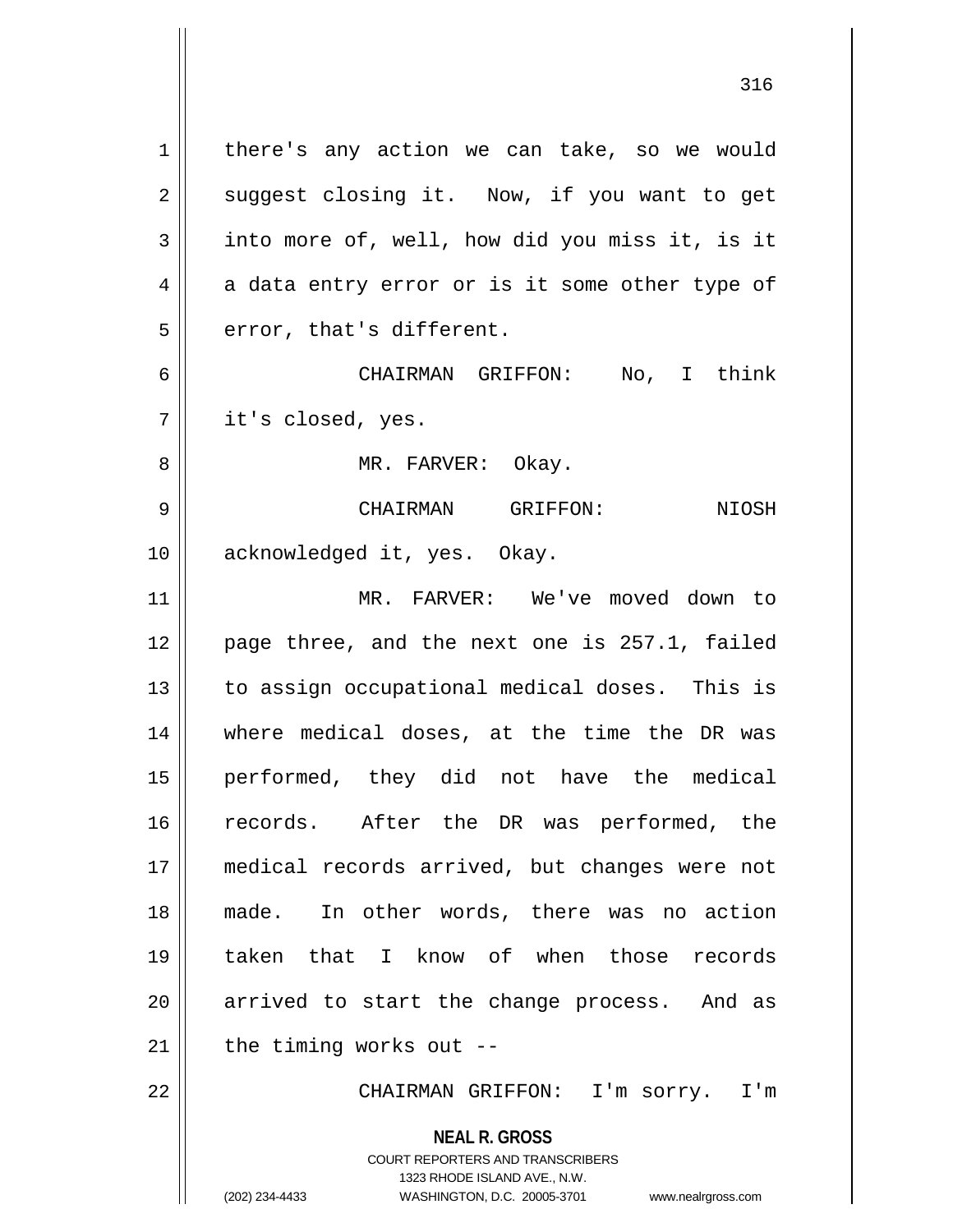there's any action we can take, so we would suggest closing it. Now, if you want to get into more of, well, how did you miss it, is it a data entry error or is it some other type of error, that's different.

CHAIRMAN GRIFFON: No, I think it's closed, yes.

MR. FARVER: Okay.

CHAIRMAN GRIFFON: NIOSH acknowledged it, yes. Okay.

MR. FARVER: We've moved down to page three, and the next one is 257.1, failed to assign occupational medical doses. This is where medical doses, at the time the DR was performed, they did not have the medical records. After the DR was performed, the medical records arrived, but changes were not made. In other words, there was no action taken that I know of when those records arrived to start the change process. And as the timing works out --

CHAIRMAN GRIFFON: I'm sorry. I'm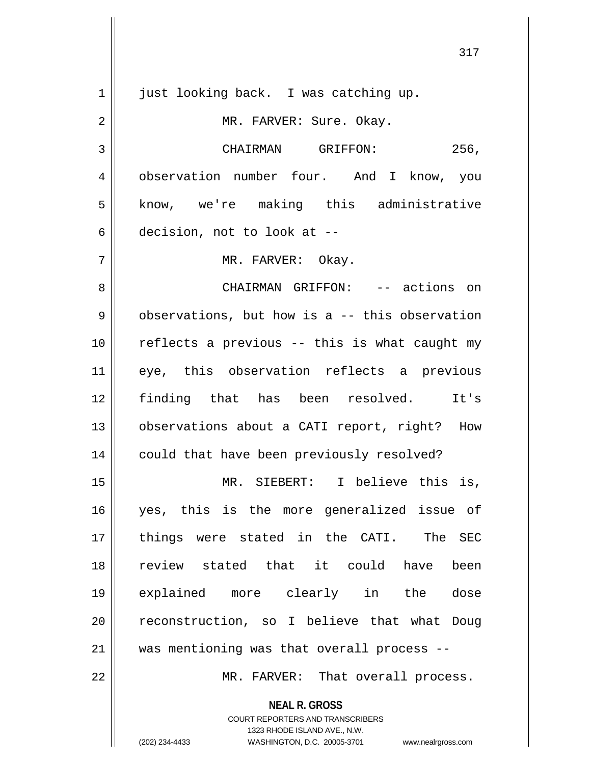just looking back. I was catching up.

MR. FARVER: Sure. Okay.

CHAIRMAN GRIFFON: 256, observation number four. And I know, you know, we're making this administrative decision, not to look at --

MR. FARVER: Okay.

CHAIRMAN GRIFFON: -- actions on observations, but how is a -- this observation reflects a previous -- this is what caught my eye, this observation reflects a previous finding that has been resolved. It's observations about a CATI report, right? How could that have been previously resolved?

MR. SIEBERT: I believe this is, yes, this is the more generalized issue of things were stated in the CATI. The SEC review stated that it could have been explained more clearly in the dose reconstruction, so I believe that what Doug was mentioning was that overall process --

MR. FARVER: That overall process.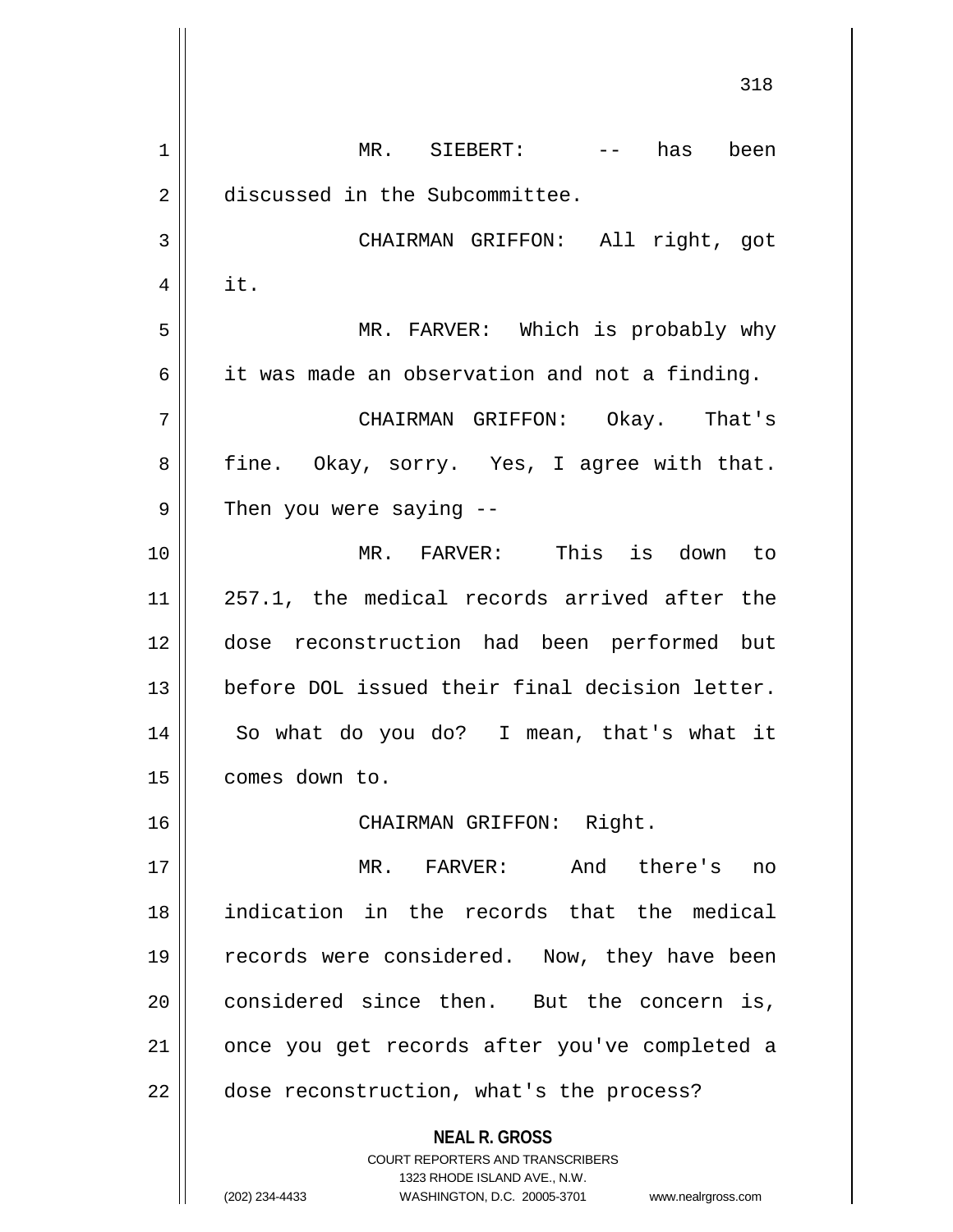MR. SIEBERT: -- has been discussed in the Subcommittee.

CHAIRMAN GRIFFON: All right, got it.

MR. FARVER: Which is probably why it was made an observation and not a finding.

CHAIRMAN GRIFFON: Okay. That's fine. Okay, sorry. Yes, I agree with that. Then you were saying --

MR. FARVER: This is down to 257.1, the medical records arrived after the dose reconstruction had been performed but before DOL issued their final decision letter. So what do you do? I mean, that's what it comes down to.

CHAIRMAN GRIFFON: Right.

MR. FARVER: And there's no indication in the records that the medical records were considered. Now, they have been considered since then. But the concern is, once you get records after you've completed a dose reconstruction, what's the process?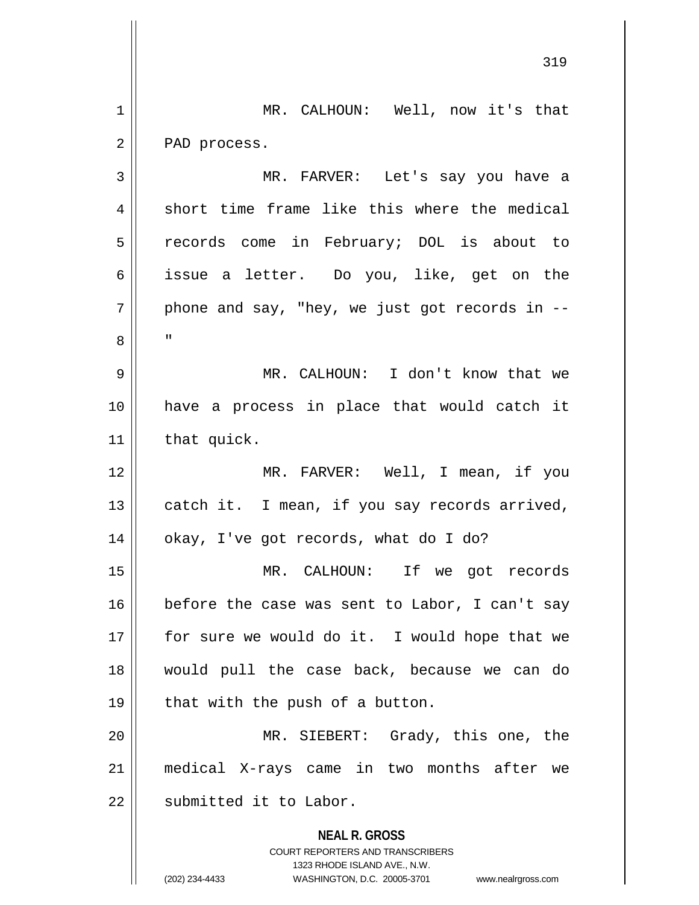MR. CALHOUN: Well, now it's that PAD process.

MR. FARVER: Let's say you have a short time frame like this where the medical records come in February; DOL is about to issue a letter. Do you, like, get on the phone and say, "hey, we just got records in -- "

MR. CALHOUN: I don't know that we have a process in place that would catch it that quick.

MR. FARVER: Well, I mean, if you catch it. I mean, if you say records arrived, okay, I've got records, what do I do?

MR. CALHOUN: If we got records before the case was sent to Labor, I can't say for sure we would do it. I would hope that we would pull the case back, because we can do that with the push of a button.

MR. SIEBERT: Grady, this one, the medical X-rays came in two months after we submitted it to Labor.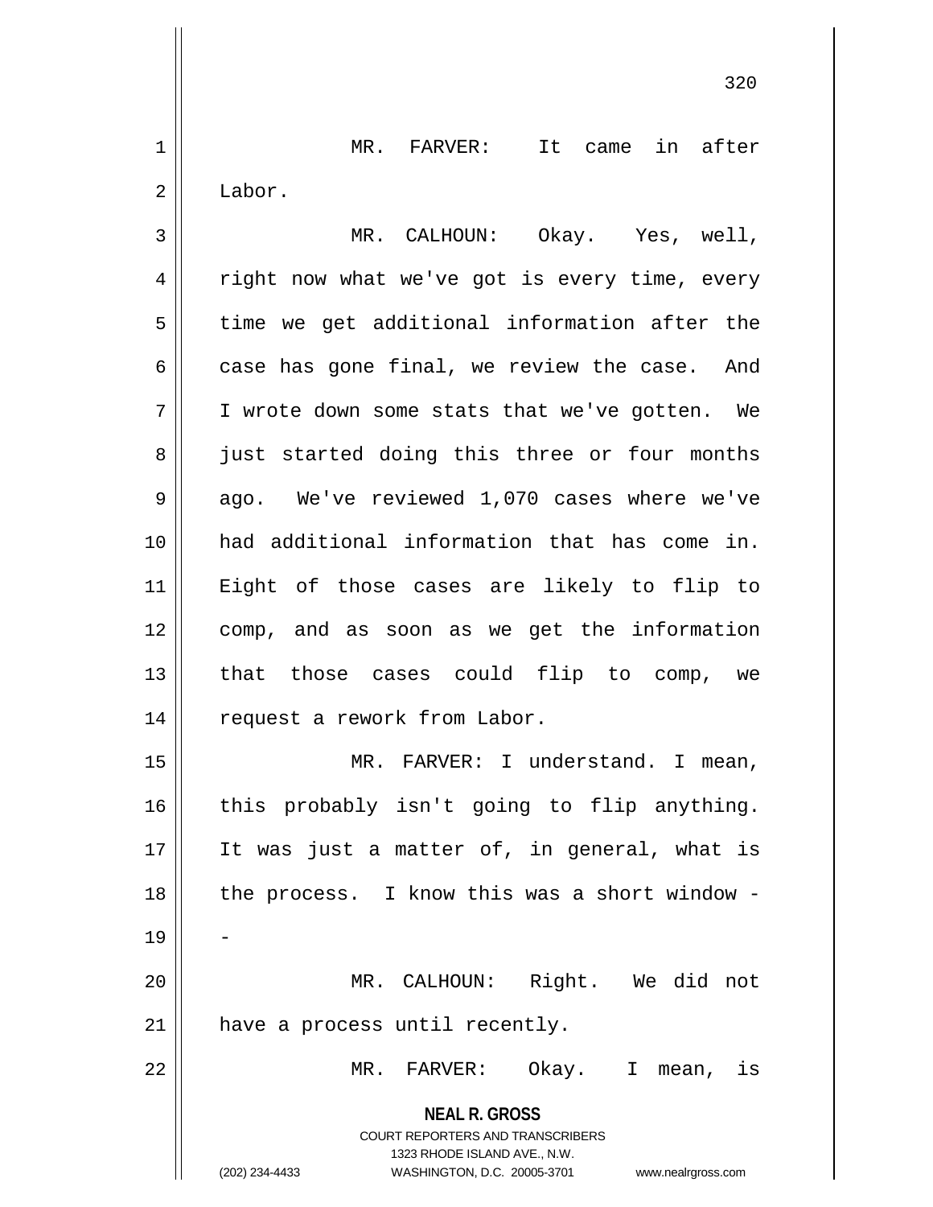MR. FARVER: It came in after Labor.

MR. CALHOUN: Okay. Yes, well, right now what we've got is every time, every time we get additional information after the case has gone final, we review the case. And I wrote down some stats that we've gotten. We just started doing this three or four months ago. We've reviewed 1,070 cases where we've had additional information that has come in. Eight of those cases are likely to flip to comp, and as soon as we get the information that those cases could flip to comp, we request a rework from Labor.

MR. FARVER: I understand. I mean, this probably isn't going to flip anything. It was just a matter of, in general, what is the process. I know this was a short window --

MR. CALHOUN: Right. We did not have a process until recently.

MR. FARVER: Okay. I mean, is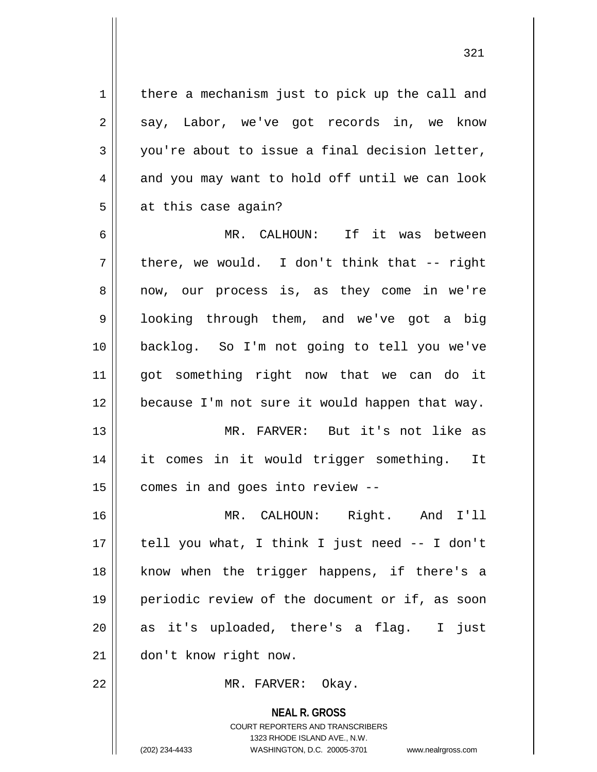there a mechanism just to pick up the call and say, Labor, we've got records in, we know you're about to issue a final decision letter, and you may want to hold off until we can look at this case again?

MR. CALHOUN: If it was between there, we would. I don't think that -- right now, our process is, as they come in we're looking through them, and we've got a big backlog. So I'm not going to tell you we've got something right now that we can do it because I'm not sure it would happen that way.

MR. FARVER: But it's not like as it comes in it would trigger something. It comes in and goes into review --

MR. CALHOUN: Right. And I'll tell you what, I think I just need -- I don't know when the trigger happens, if there's a periodic review of the document or if, as soon as it's uploaded, there's a flag. I just don't know right now.

MR. FARVER: Okay.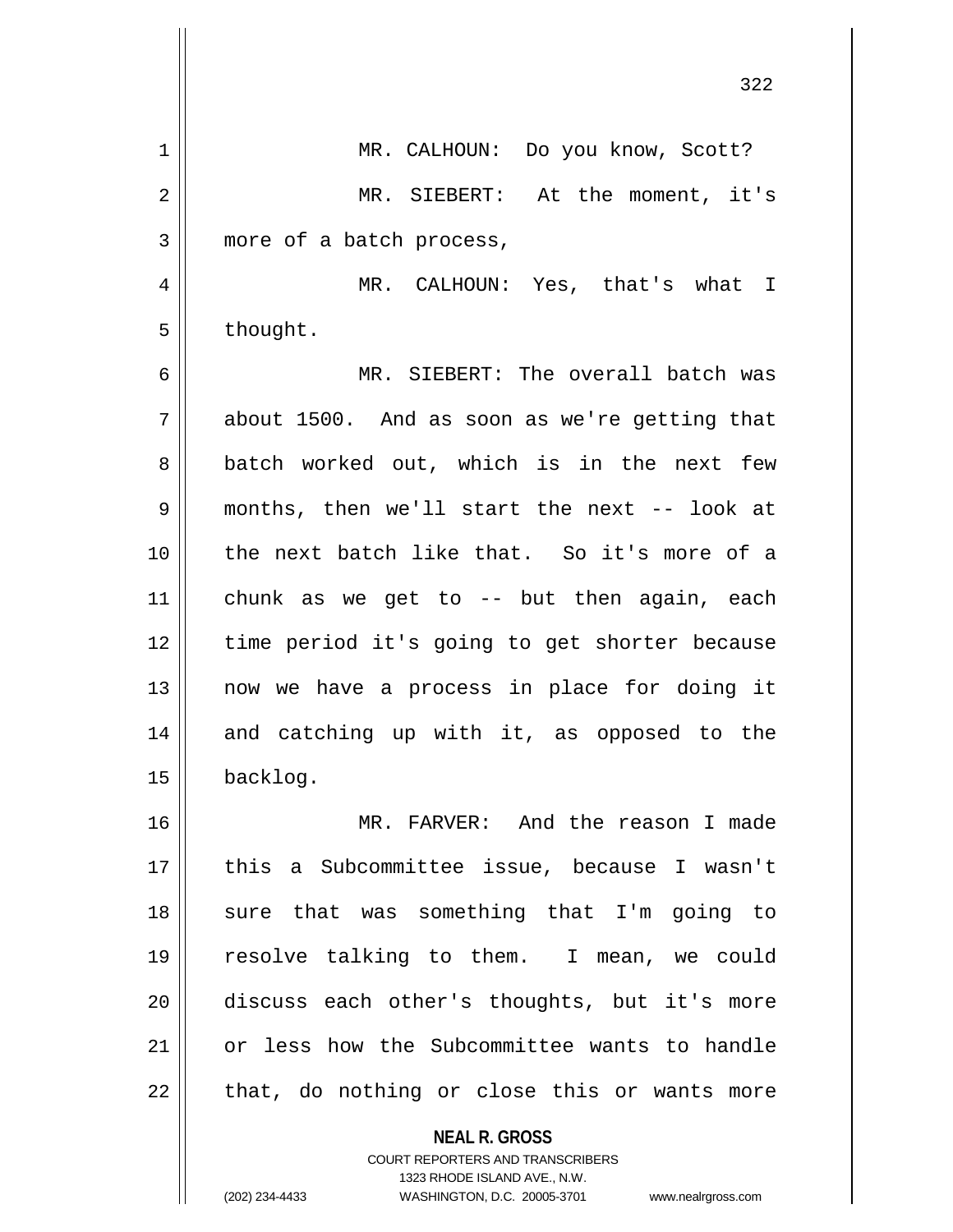MR. CALHOUN: Do you know, Scott?

MR. SIEBERT: At the moment, it's more of a batch process,

MR. CALHOUN: Yes, that's what I thought.

MR. SIEBERT: The overall batch was about 1500. And as soon as we're getting that batch worked out, which is in the next few months, then we'll start the next -- look at the next batch like that. So it's more of a chunk as we get to -- but then again, each time period it's going to get shorter because now we have a process in place for doing it and catching up with it, as opposed to the backlog.

MR. FARVER: And the reason I made this a Subcommittee issue, because I wasn't sure that was something that I'm going to resolve talking to them. I mean, we could discuss each other's thoughts, but it's more or less how the Subcommittee wants to handle that, do nothing or close this or wants more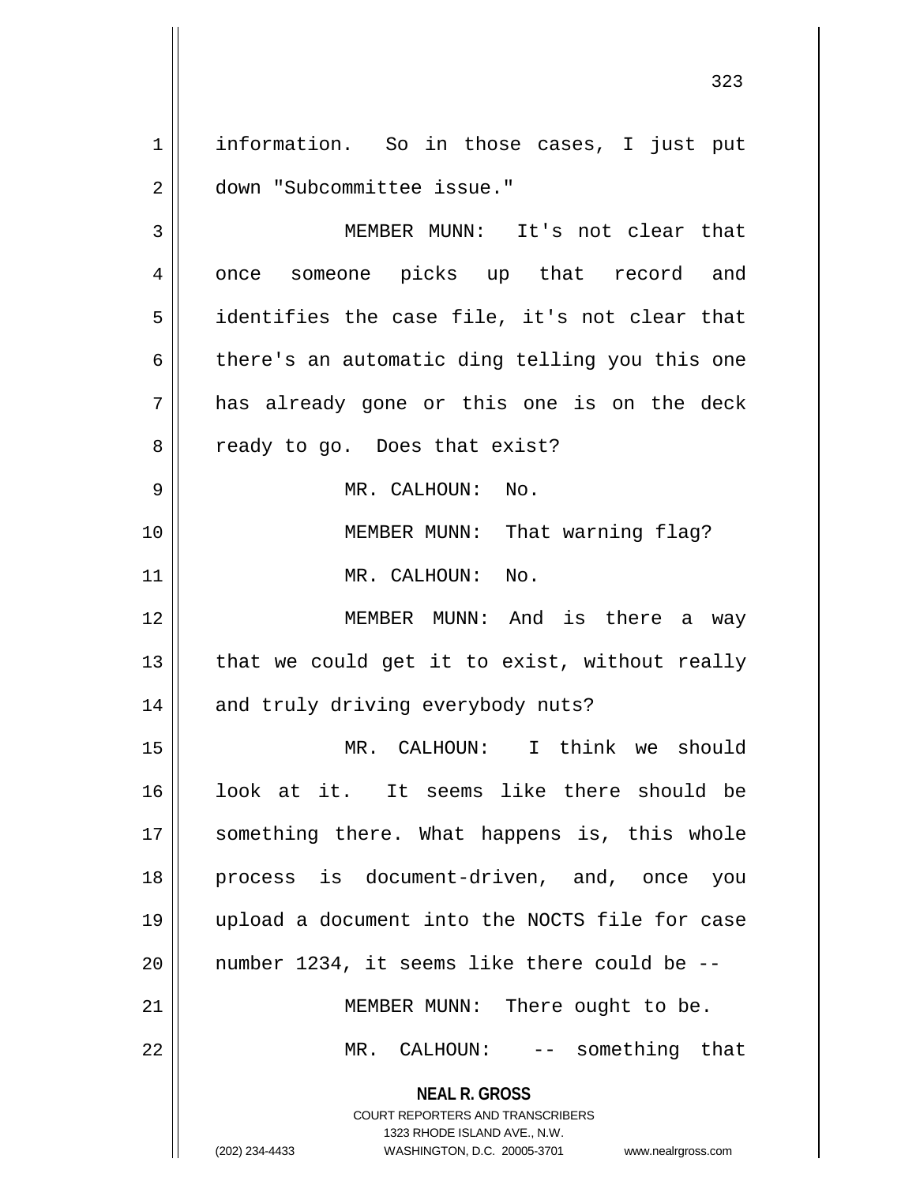information. So in those cases, I just put down "Subcommittee issue."

MEMBER MUNN: It's not clear that once someone picks up that record and identifies the case file, it's not clear that there's an automatic ding telling you this one has already gone or this one is on the deck ready to go. Does that exist?

MR. CALHOUN: No.

MEMBER MUNN: That warning flag?

MR. CALHOUN: No.

MEMBER MUNN: And is there a way that we could get it to exist, without really and truly driving everybody nuts?

MR. CALHOUN: I think we should look at it. It seems like there should be something there. What happens is, this whole process is document-driven, and, once you upload a document into the NOCTS file for case number 1234, it seems like there could be --

MEMBER MUNN: There ought to be.

MR. CALHOUN: -- something that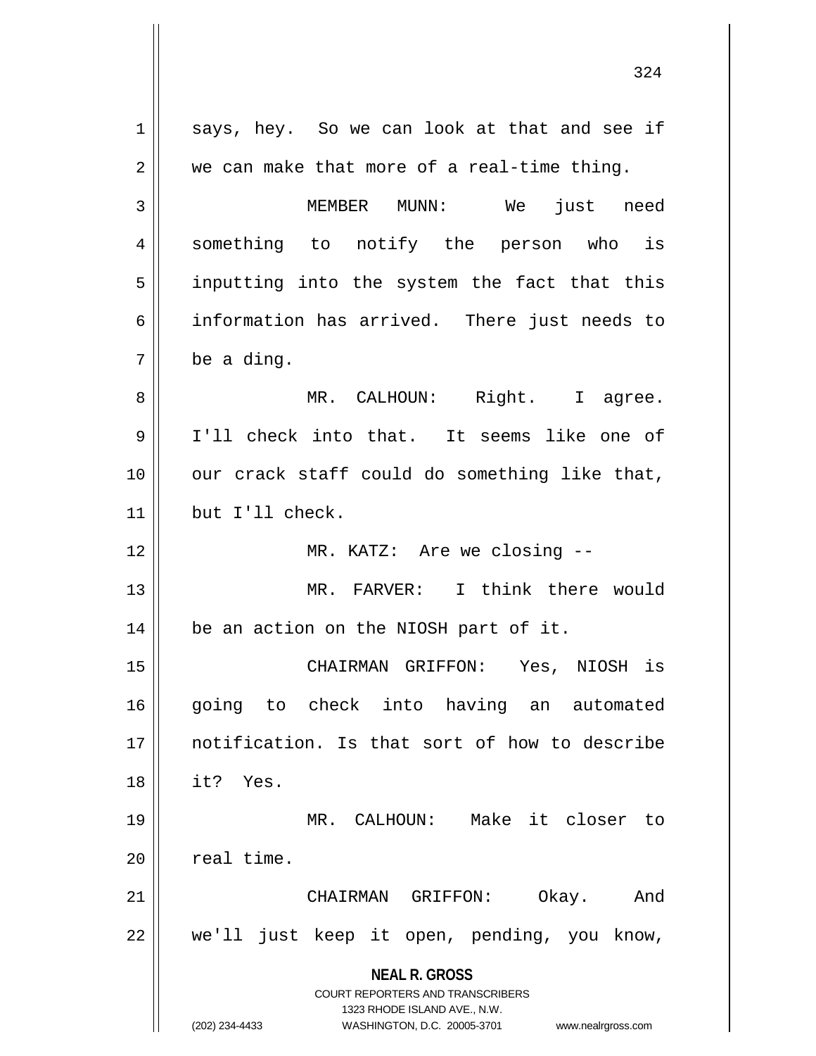says, hey. So we can look at that and see if we can make that more of a real-time thing.

MEMBER MUNN: We just need something to notify the person who is inputting into the system the fact that this information has arrived. There just needs to be a ding.

MR. CALHOUN: Right. I agree. I'll check into that. It seems like one of our crack staff could do something like that, but I'll check.

MR. KATZ: Are we closing --

MR. FARVER: I think there would be an action on the NIOSH part of it.

CHAIRMAN GRIFFON: Yes, NIOSH is going to check into having an automated notification. Is that sort of how to describe it? Yes.

MR. CALHOUN: Make it closer to real time.

CHAIRMAN GRIFFON: Okay. And we'll just keep it open, pending, you know,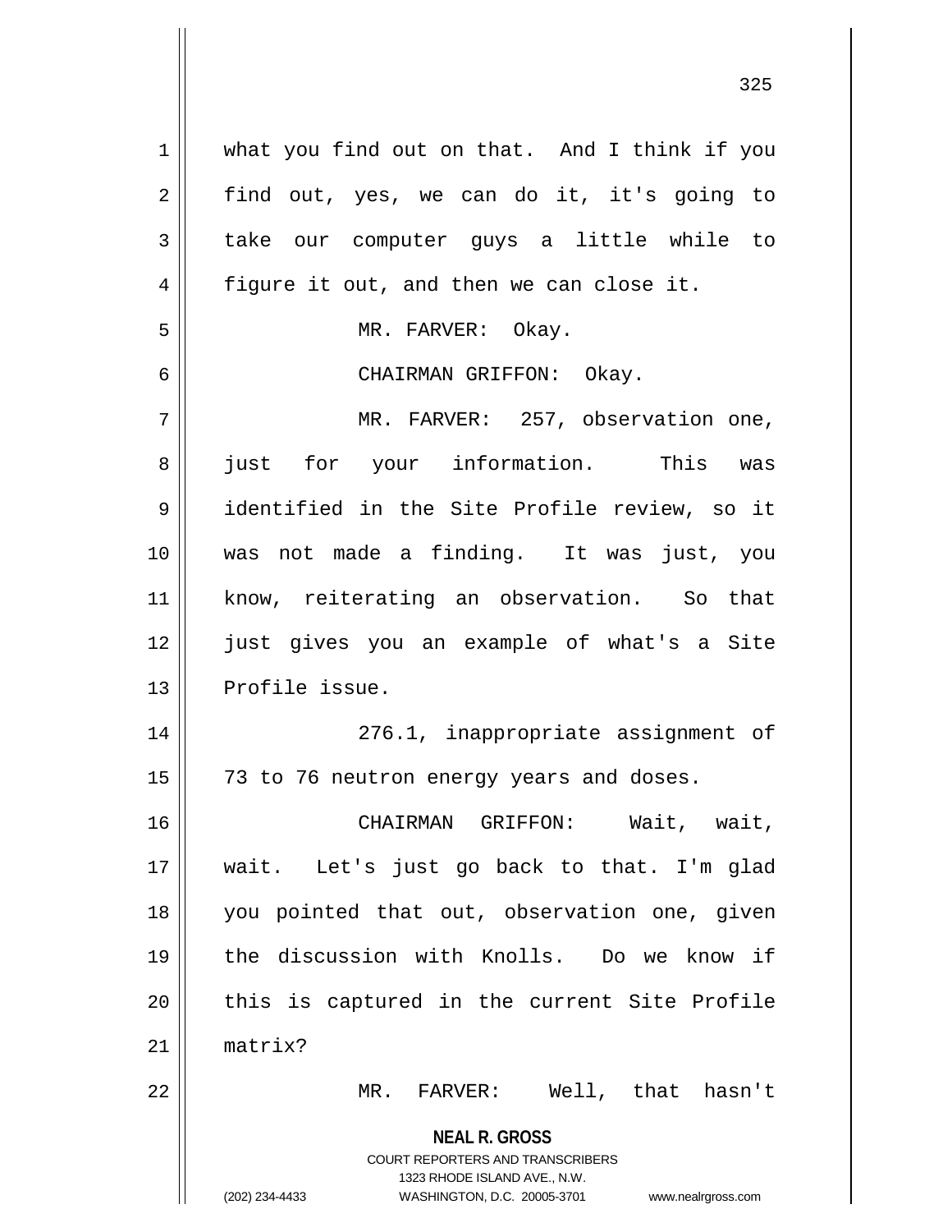what you find out on that. And I think if you find out, yes, we can do it, it's going to take our computer guys a little while to figure it out, and then we can close it.

MR. FARVER: Okay.

CHAIRMAN GRIFFON: Okay.

MR. FARVER: 257, observation one, just for your information. This was identified in the Site Profile review, so it was not made a finding. It was just, you know, reiterating an observation. So that just gives you an example of what's a Site Profile issue.

276.1, inappropriate assignment of 73 to 76 neutron energy years and doses.

CHAIRMAN GRIFFON: Wait, wait, wait. Let's just go back to that. I'm glad you pointed that out, observation one, given the discussion with Knolls. Do we know if this is captured in the current Site Profile matrix?

MR. FARVER: Well, that hasn't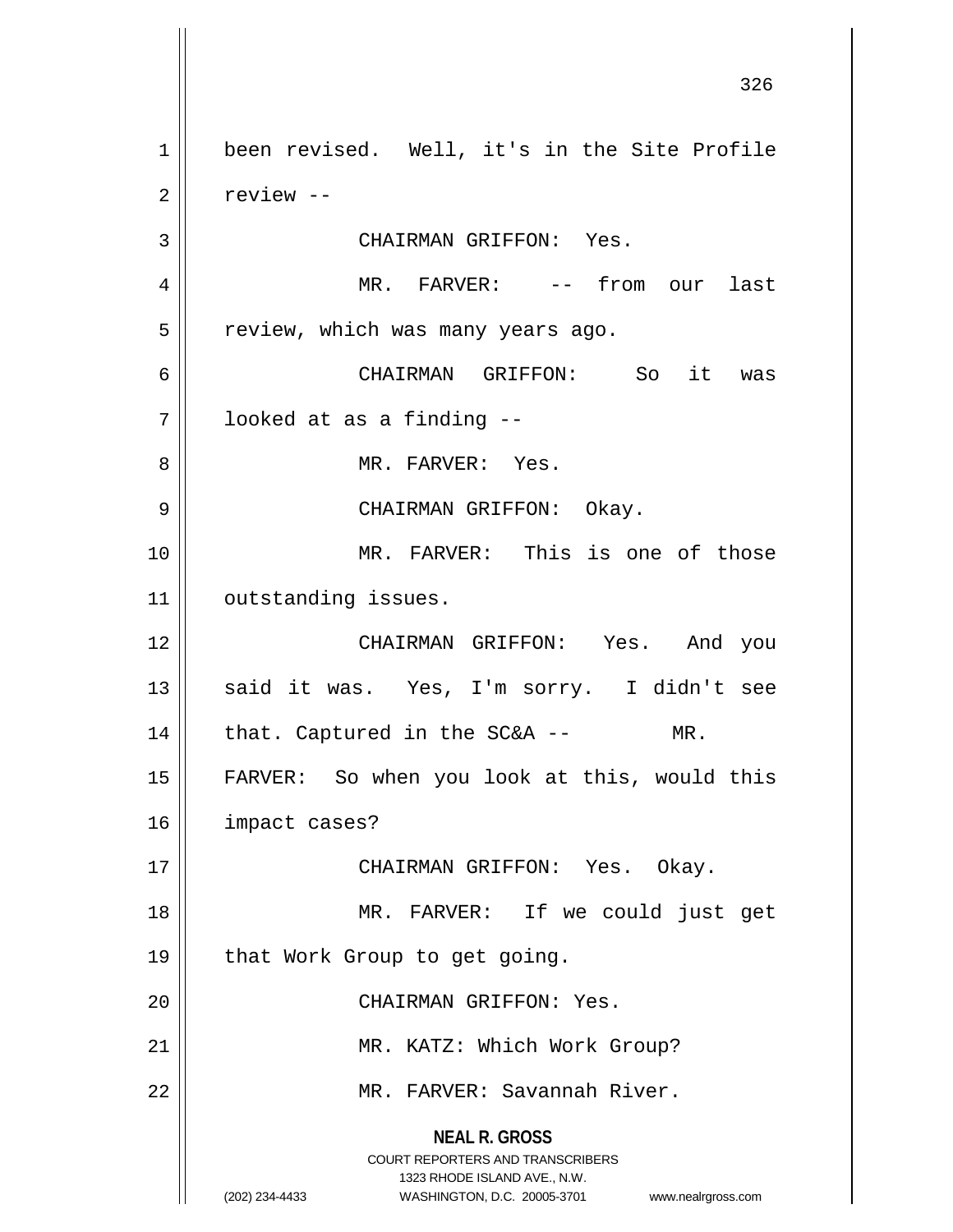been revised. Well, it's in the Site Profile review --

CHAIRMAN GRIFFON: Yes.

MR. FARVER: -- from our last review, which was many years ago.

CHAIRMAN GRIFFON: So it was looked at as a finding --

MR. FARVER: Yes.

CHAIRMAN GRIFFON: Okay.

MR. FARVER: This is one of those outstanding issues.

CHAIRMAN GRIFFON: Yes. And you said it was. Yes, I'm sorry. I didn't see that. Captured in the SC&A -- MR. FARVER: So when you look at this, would this impact cases?

CHAIRMAN GRIFFON: Yes. Okay.

MR. FARVER: If we could just get that Work Group to get going.

CHAIRMAN GRIFFON: Yes.

MR. KATZ: Which Work Group?

MR. FARVER: Savannah River.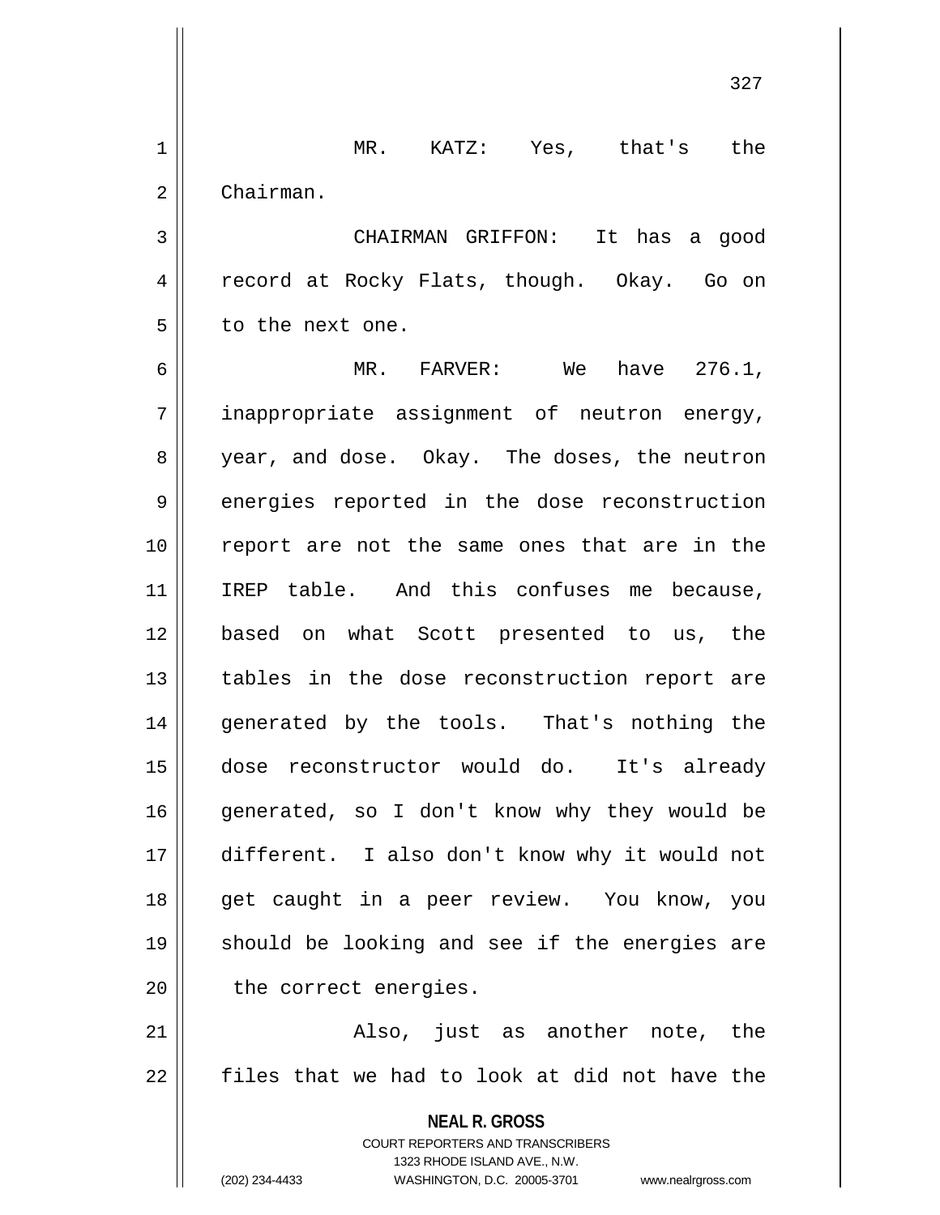MR. KATZ: Yes, that's the Chairman.

CHAIRMAN GRIFFON: It has a good record at Rocky Flats, though. Okay. Go on to the next one.

MR. FARVER: We have 276.1, inappropriate assignment of neutron energy, year, and dose. Okay. The doses, the neutron energies reported in the dose reconstruction report are not the same ones that are in the IREP table. And this confuses me because, based on what Scott presented to us, the tables in the dose reconstruction report are generated by the tools. That's nothing the dose reconstructor would do. It's already generated, so I don't know why they would be different. I also don't know why it would not get caught in a peer review. You know, you should be looking and see if the energies are the correct energies.

Also, just as another note, the files that we had to look at did not have the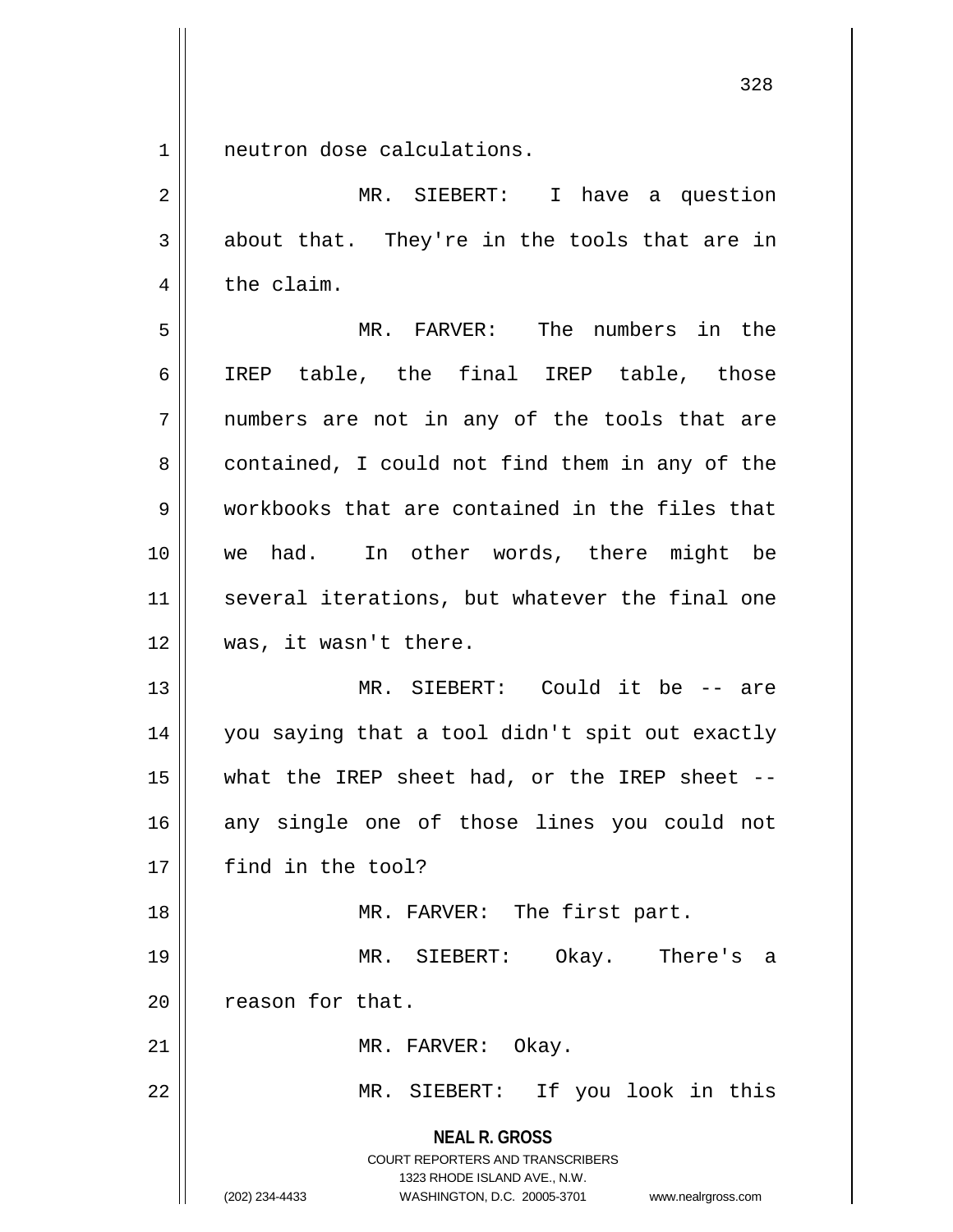neutron dose calculations.

MR. SIEBERT: I have a question about that. They're in the tools that are in the claim.

MR. FARVER: The numbers in the IREP table, the final IREP table, those numbers are not in any of the tools that are contained, I could not find them in any of the workbooks that are contained in the files that we had. In other words, there might be several iterations, but whatever the final one was, it wasn't there.

MR. SIEBERT: Could it be -- are you saying that a tool didn't spit out exactly what the IREP sheet had, or the IREP sheet -- any single one of those lines you could not find in the tool?

MR. FARVER: The first part.

MR. SIEBERT: Okay. There's a reason for that.

MR. FARVER: Okay.

MR. SIEBERT: If you look in this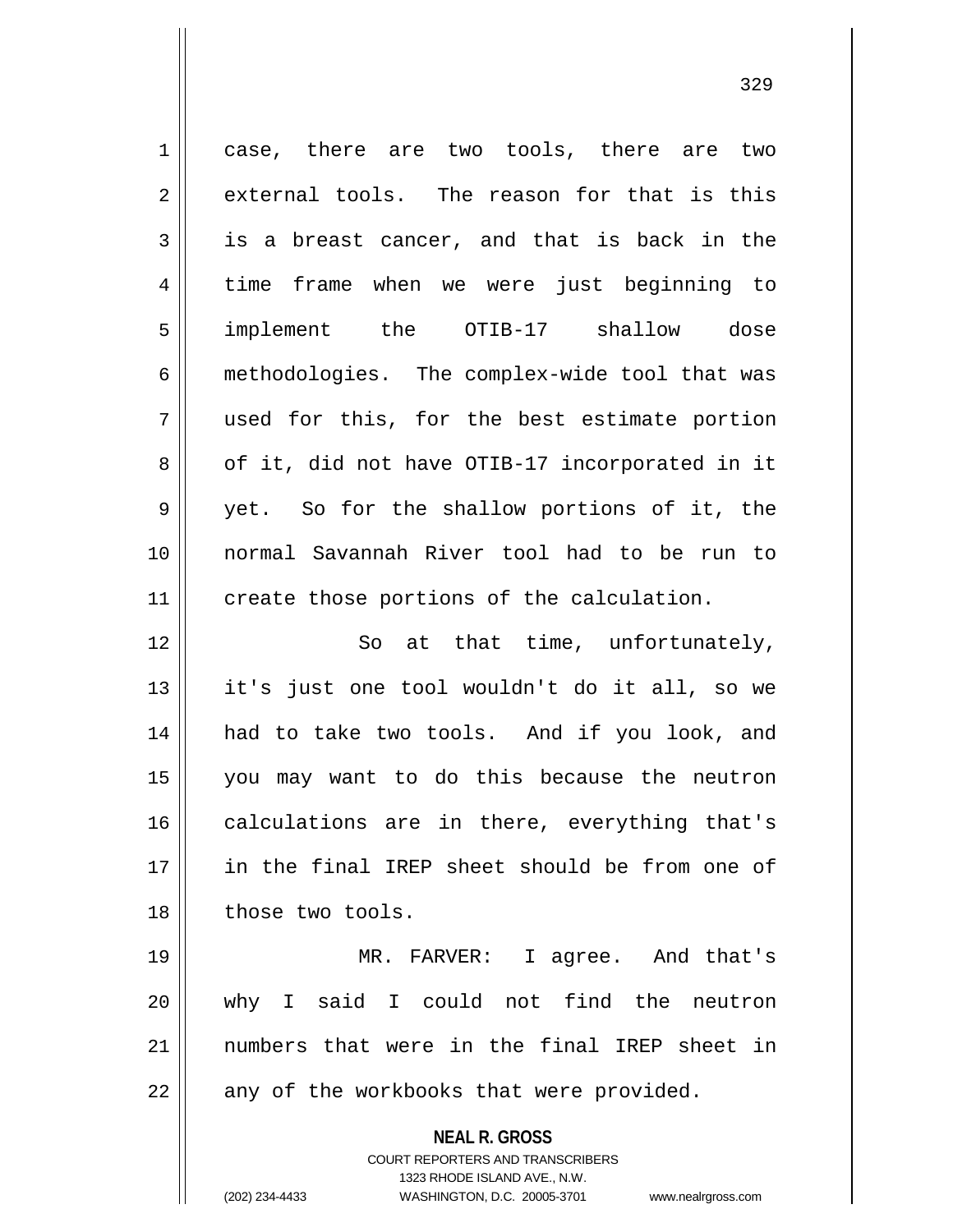case, there are two tools, there are two external tools. The reason for that is this is a breast cancer, and that is back in the time frame when we were just beginning to implement the OTIB-17 shallow dose methodologies. The complex-wide tool that was used for this, for the best estimate portion of it, did not have OTIB-17 incorporated in it yet. So for the shallow portions of it, the normal Savannah River tool had to be run to create those portions of the calculation.

So at that time, unfortunately, it's just one tool wouldn't do it all, so we had to take two tools. And if you look, and you may want to do this because the neutron calculations are in there, everything that's in the final IREP sheet should be from one of those two tools.

MR. FARVER: I agree. And that's why I said I could not find the neutron numbers that were in the final IREP sheet in any of the workbooks that were provided.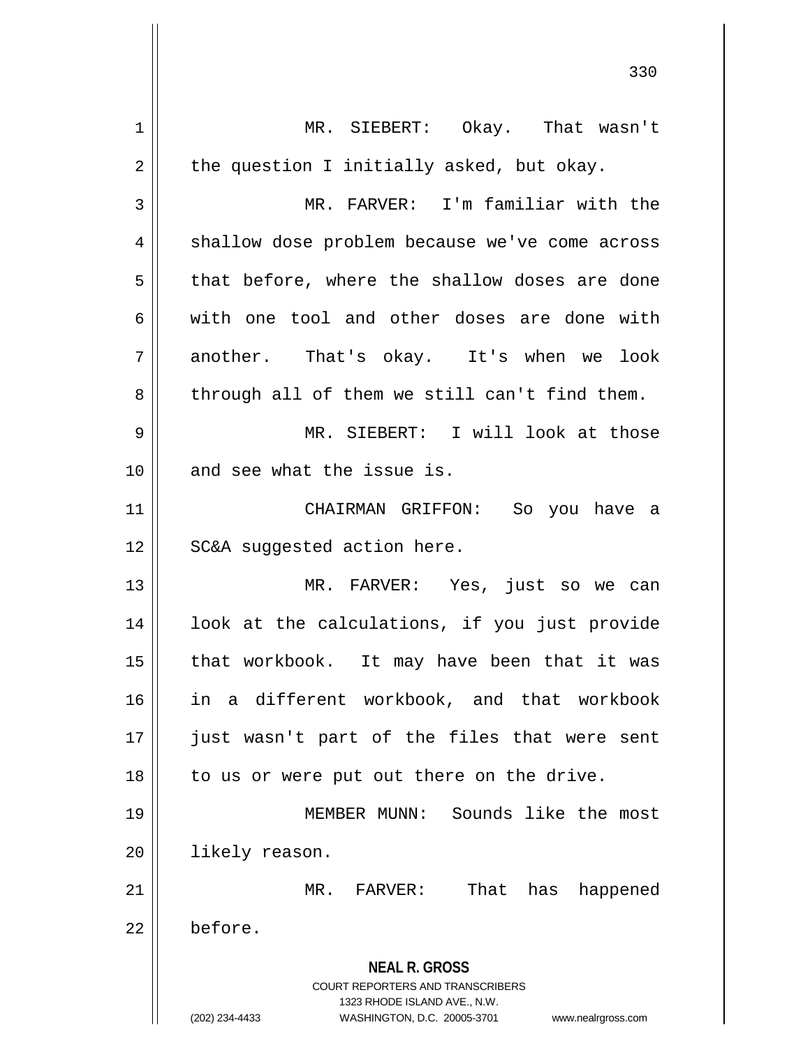MR. SIEBERT: Okay. That wasn't the question I initially asked, but okay.

MR. FARVER: I'm familiar with the shallow dose problem because we've come across that before, where the shallow doses are done with one tool and other doses are done with another. That's okay. It's when we look through all of them we still can't find them.

MR. SIEBERT: I will look at those and see what the issue is.

CHAIRMAN GRIFFON: So you have a SC&A suggested action here.

MR. FARVER: Yes, just so we can look at the calculations, if you just provide that workbook. It may have been that it was in a different workbook, and that workbook just wasn't part of the files that were sent to us or were put out there on the drive.

MEMBER MUNN: Sounds like the most likely reason.

MR. FARVER: That has happened before.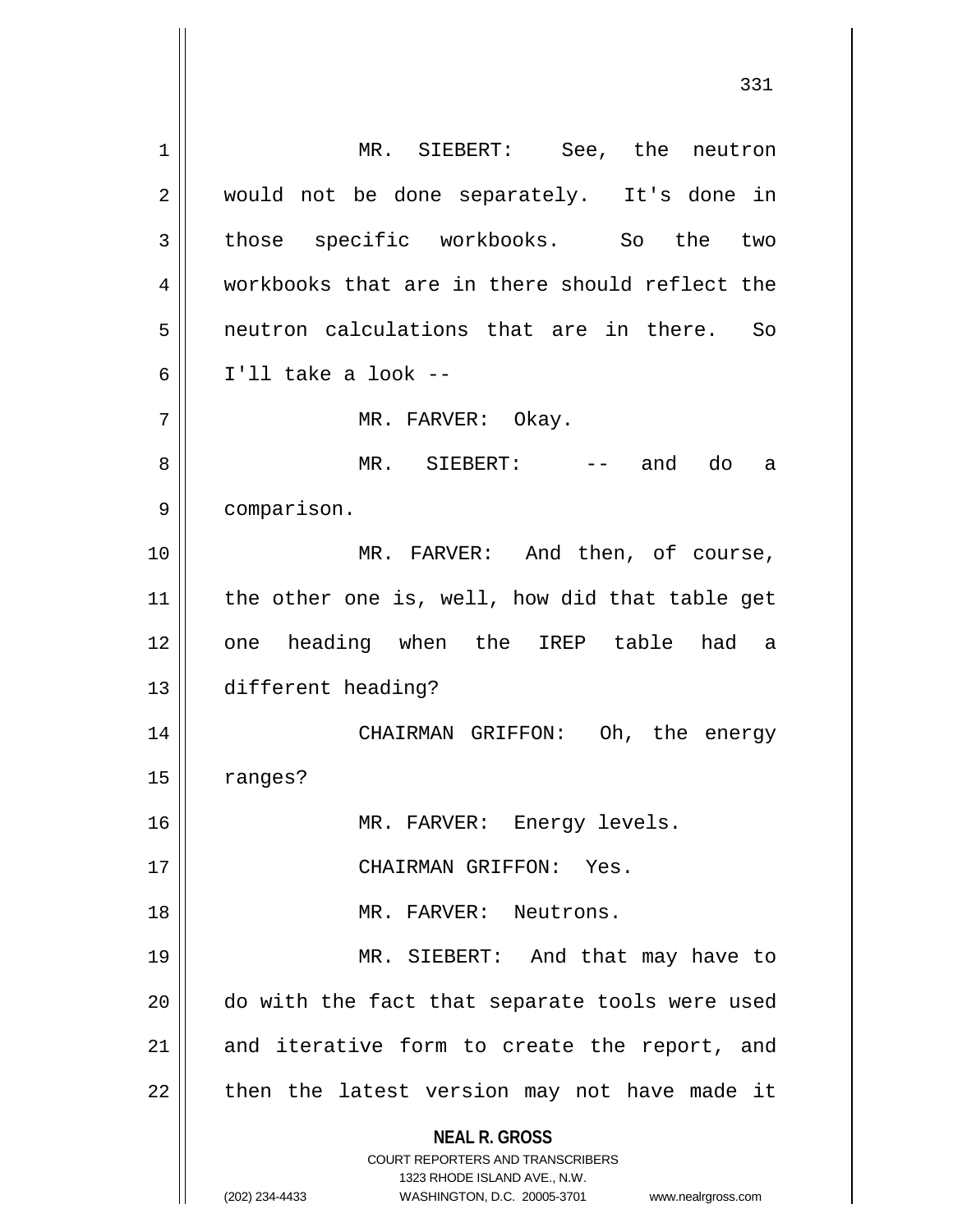MR. SIEBERT: See, the neutron would not be done separately. It's done in those specific workbooks. So the two workbooks that are in there should reflect the neutron calculations that are in there. So I'll take a look --

MR. FARVER: Okay.

MR. SIEBERT: -- and do a comparison.

MR. FARVER: And then, of course, the other one is, well, how did that table get one heading when the IREP table had a different heading?

CHAIRMAN GRIFFON: Oh, the energy ranges?

MR. FARVER: Energy levels.

CHAIRMAN GRIFFON: Yes.

MR. FARVER: Neutrons.

MR. SIEBERT: And that may have to do with the fact that separate tools were used and iterative form to create the report, and then the latest version may not have made it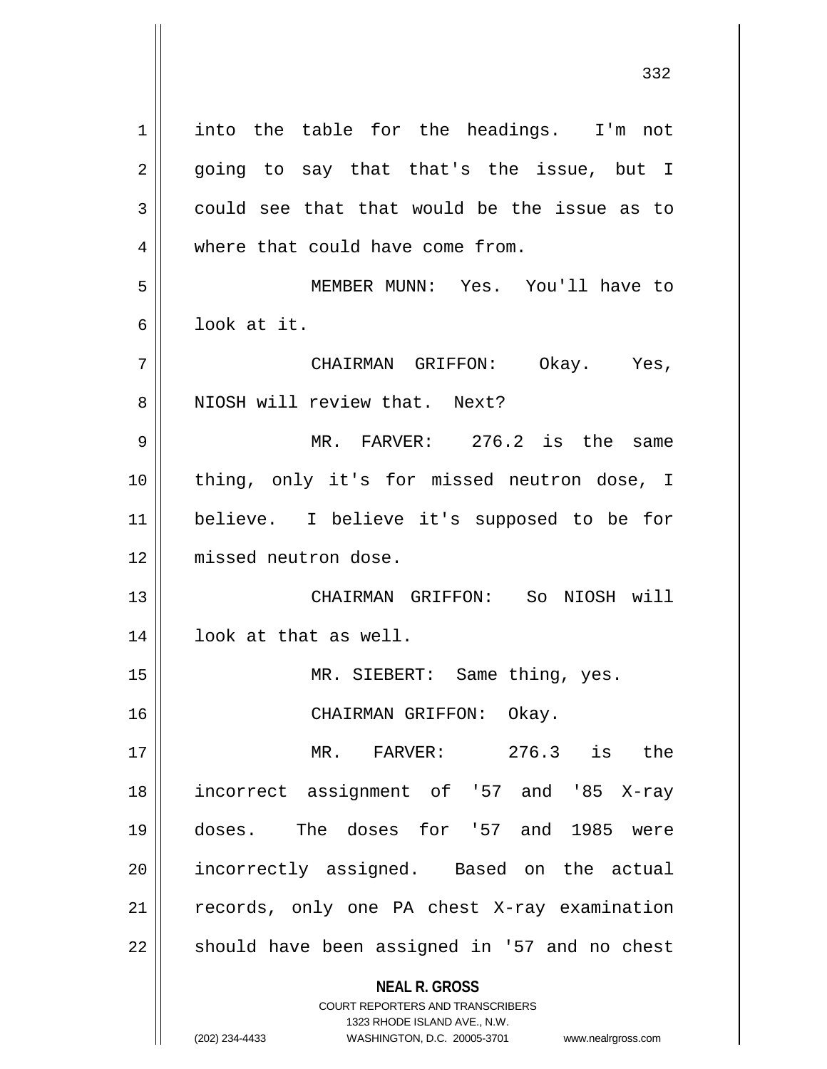into the table for the headings. I'm not going to say that that's the issue, but I could see that that would be the issue as to where that could have come from.

MEMBER MUNN: Yes. You'll have to look at it.

CHAIRMAN GRIFFON: Okay. Yes, NIOSH will review that. Next?

MR. FARVER: 276.2 is the same thing, only it's for missed neutron dose, I believe. I believe it's supposed to be for missed neutron dose.

CHAIRMAN GRIFFON: So NIOSH will look at that as well.

MR. SIEBERT: Same thing, yes.

CHAIRMAN GRIFFON: Okay.

MR. FARVER: 276.3 is the incorrect assignment of '57 and '85 X-ray doses. The doses for '57 and 1985 were incorrectly assigned. Based on the actual records, only one PA chest X-ray examination should have been assigned in '57 and no chest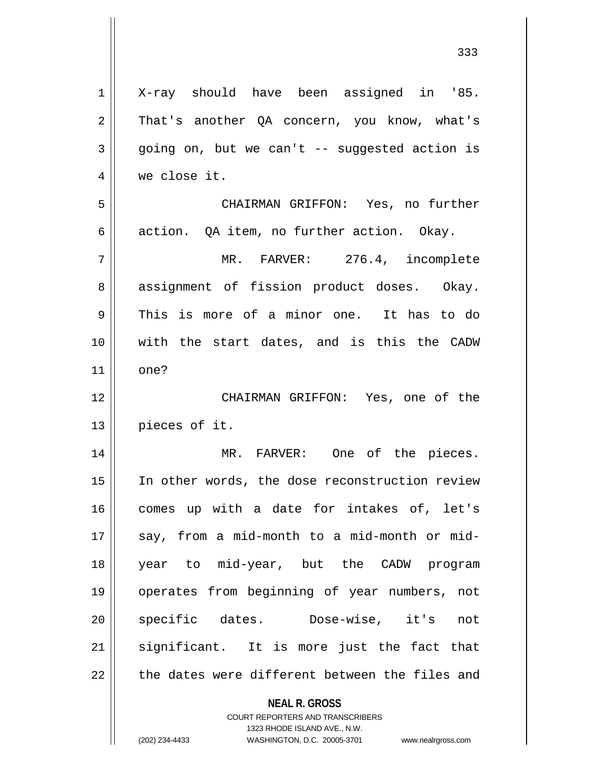X-ray should have been assigned in '85. That's another QA concern, you know, what's going on, but we can't -- suggested action is we close it.

CHAIRMAN GRIFFON: Yes, no further action. QA item, no further action. Okay.

MR. FARVER: 276.4, incomplete assignment of fission product doses. Okay. This is more of a minor one. It has to do with the start dates, and is this the CADW one?

CHAIRMAN GRIFFON: Yes, one of the pieces of it.

MR. FARVER: One of the pieces. In other words, the dose reconstruction review comes up with a date for intakes of, let's say, from a mid-month to a mid-month or mid-year to mid-year, but the CADW program operates from beginning of year numbers, not specific dates. Dose-wise, it's not significant. It is more just the fact that the dates were different between the files and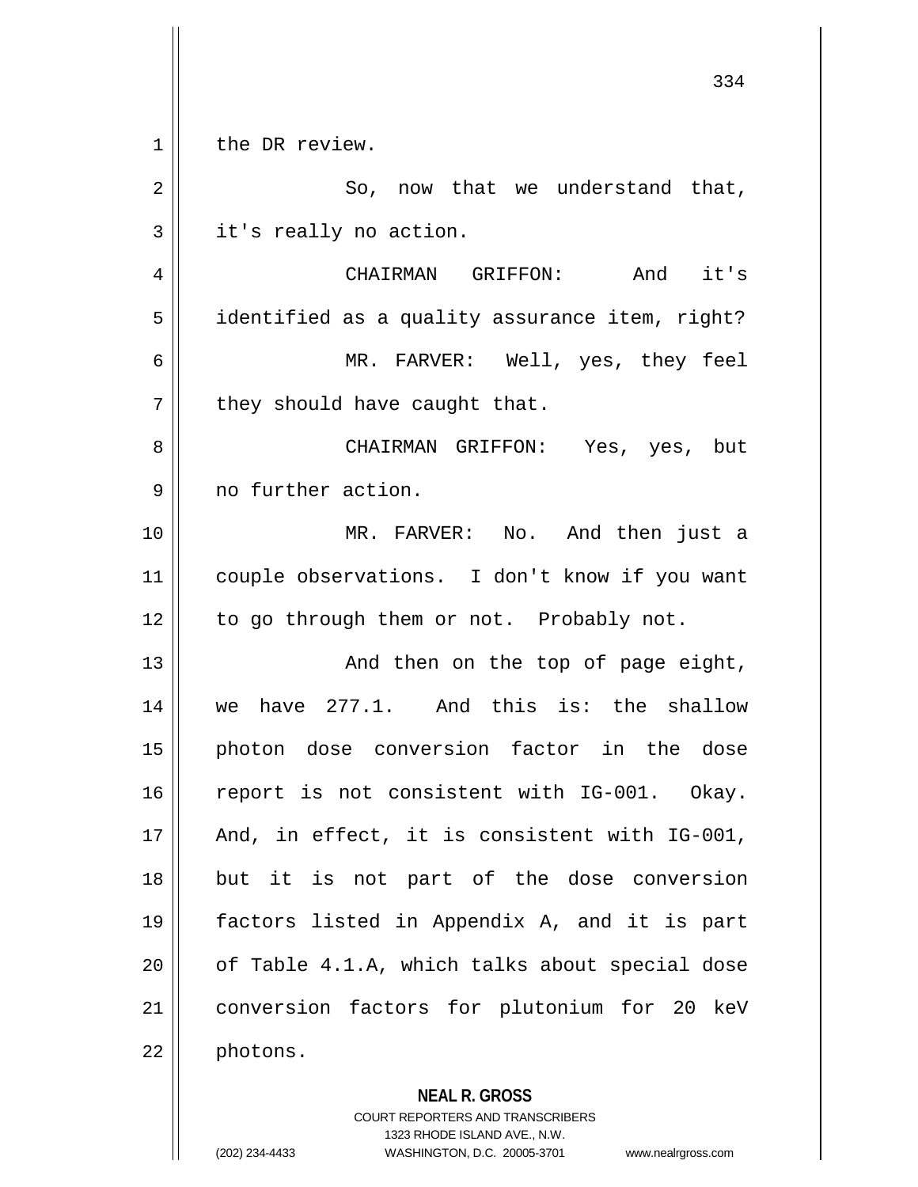the DR review.

So, now that we understand that, it's really no action.

CHAIRMAN GRIFFON: And it's identified as a quality assurance item, right?

MR. FARVER: Well, yes, they feel they should have caught that.

CHAIRMAN GRIFFON: Yes, yes, but no further action.

MR. FARVER: No. And then just a couple observations. I don't know if you want to go through them or not. Probably not.

And then on the top of page eight, we have 277.1. And this is: the shallow photon dose conversion factor in the dose report is not consistent with IG-001. Okay. And, in effect, it is consistent with IG-001, but it is not part of the dose conversion factors listed in Appendix A, and it is part of Table 4.1.A, which talks about special dose conversion factors for plutonium for 20 keV photons.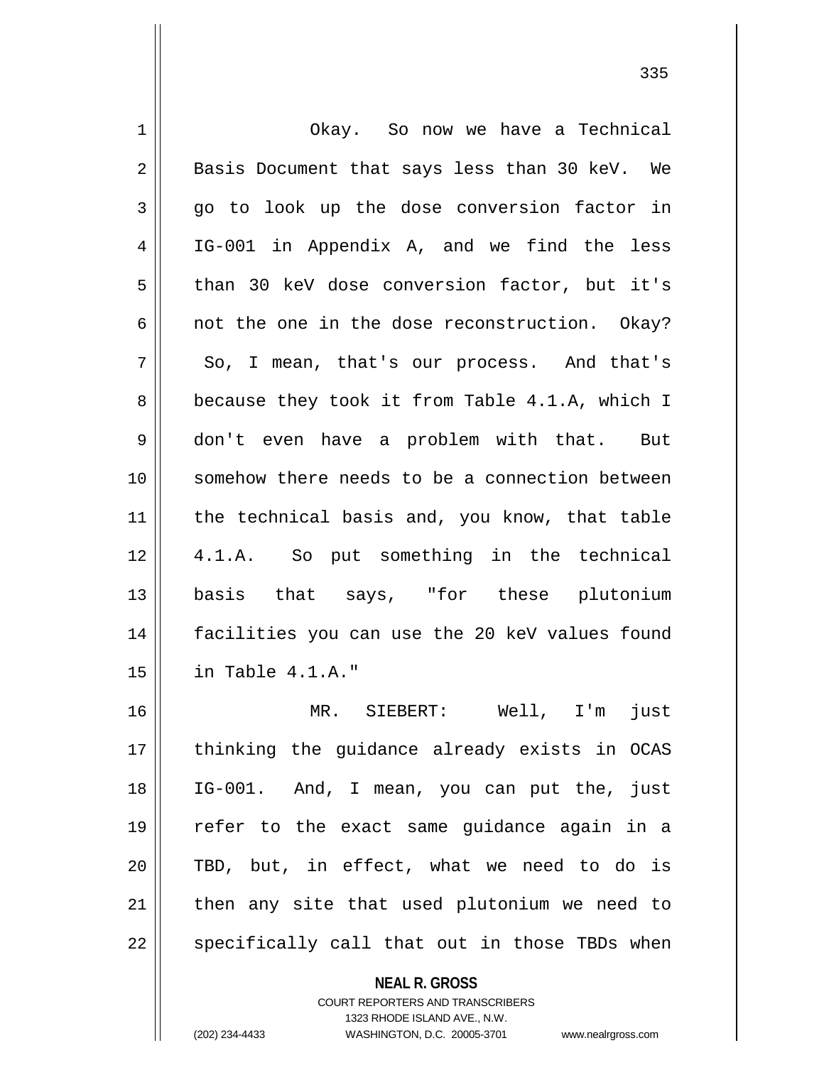Okay. So now we have a Technical Basis Document that says less than 30 keV. We go to look up the dose conversion factor in IG-001 in Appendix A, and we find the less than 30 keV dose conversion factor, but it's not the one in the dose reconstruction. Okay? So, I mean, that's our process. And that's because they took it from Table 4.1.A, which I don't even have a problem with that. But somehow there needs to be a connection between the technical basis and, you know, that table 4.1.A. So put something in the technical basis that says, "for these plutonium facilities you can use the 20 keV values found in Table 4.1.A."

MR. SIEBERT: Well, I'm just thinking the guidance already exists in OCAS IG-001. And, I mean, you can put the, just refer to the exact same guidance again in a TBD, but, in effect, what we need to do is then any site that used plutonium we need to specifically call that out in those TBDs when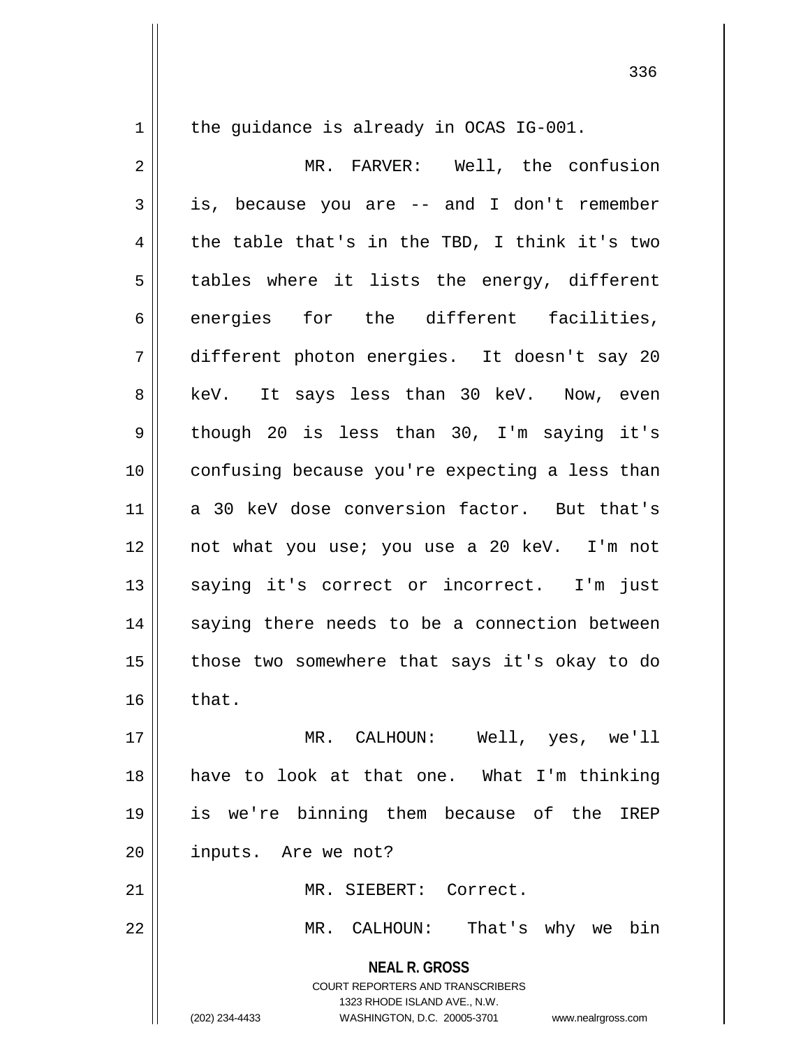the guidance is already in OCAS IG-001.

MR. FARVER: Well, the confusion is, because you are -- and I don't remember the table that's in the TBD, I think it's two tables where it lists the energy, different energies for the different facilities, different photon energies. It doesn't say 20 keV. It says less than 30 keV. Now, even though 20 is less than 30, I'm saying it's confusing because you're expecting a less than a 30 keV dose conversion factor. But that's not what you use; you use a 20 keV. I'm not saying it's correct or incorrect. I'm just saying there needs to be a connection between those two somewhere that says it's okay to do that.

MR. CALHOUN: Well, yes, we'll have to look at that one. What I'm thinking is we're binning them because of the IREP inputs. Are we not?

MR. SIEBERT: Correct.

MR. CALHOUN: That's why we bin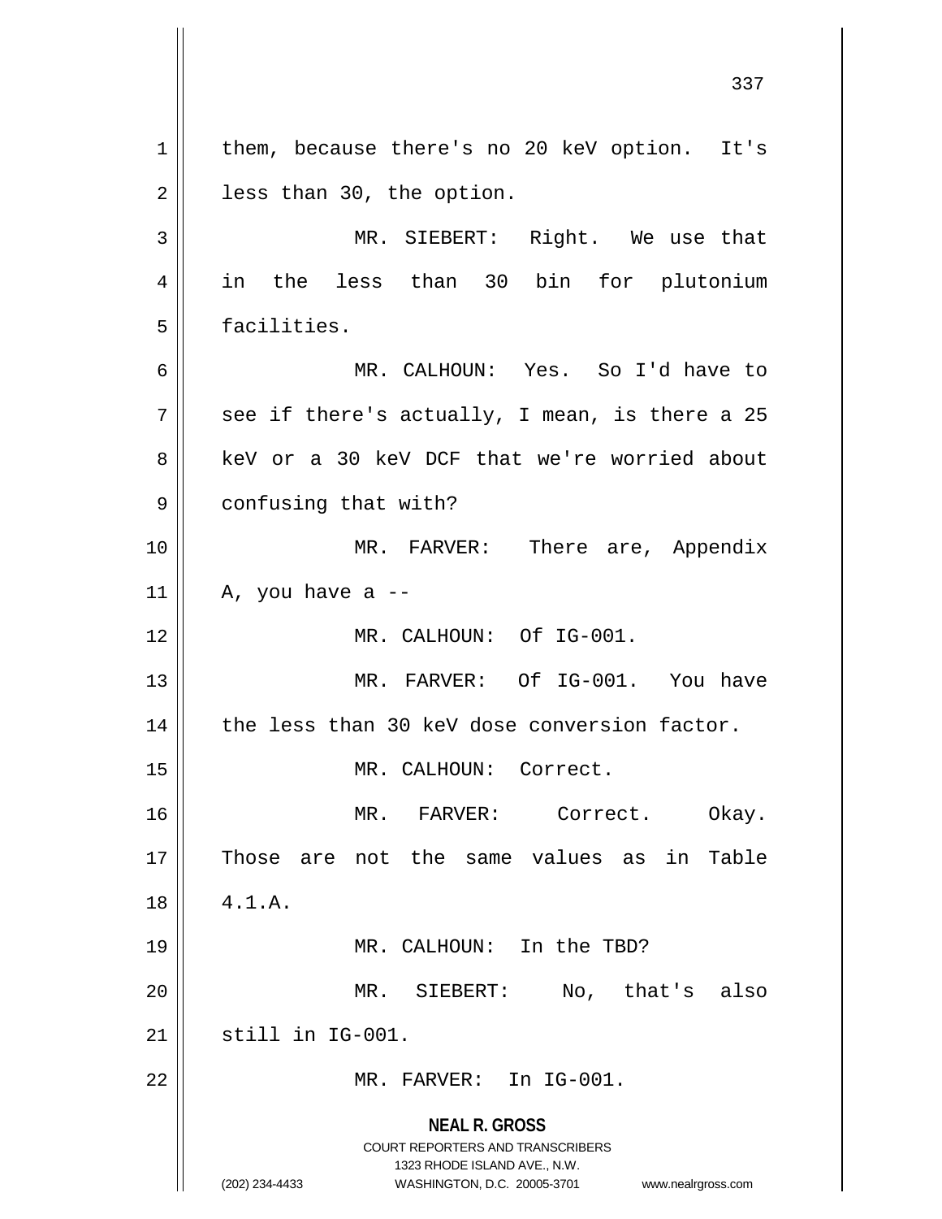them, because there's no 20 keV option. It's less than 30, the option.

MR. SIEBERT: Right. We use that in the less than 30 bin for plutonium facilities.

MR. CALHOUN: Yes. So I'd have to see if there's actually, I mean, is there a 25 keV or a 30 keV DCF that we're worried about confusing that with?

MR. FARVER: There are, Appendix A, you have a --

MR. CALHOUN: Of IG-001.

MR. FARVER: Of IG-001. You have the less than 30 keV dose conversion factor.

MR. CALHOUN: Correct.

MR. FARVER: Correct. Okay. Those are not the same values as in Table 4.1.A.

MR. CALHOUN: In the TBD?

MR. SIEBERT: No, that's also still in IG-001.

MR. FARVER: In IG-001.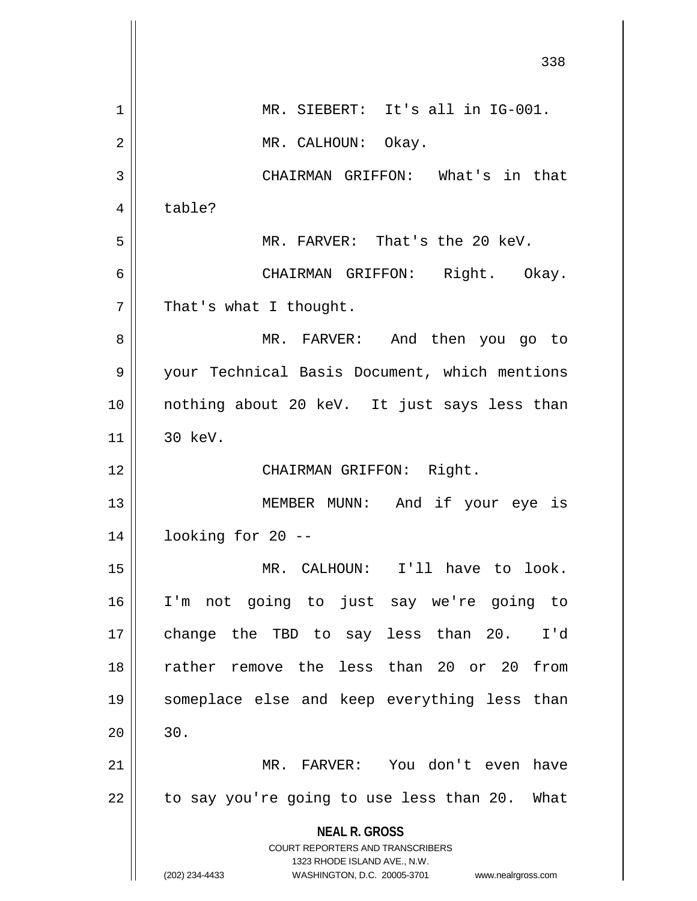MR. SIEBERT: It's all in IG-001.

MR. CALHOUN: Okay.

CHAIRMAN GRIFFON: What's in that table?

MR. FARVER: That's the 20 keV.

CHAIRMAN GRIFFON: Right. Okay. That's what I thought.

MR. FARVER: And then you go to your Technical Basis Document, which mentions nothing about 20 keV. It just says less than 30 keV.

CHAIRMAN GRIFFON: Right.

MEMBER MUNN: And if your eye is looking for 20 --

MR. CALHOUN: I'll have to look. I'm not going to just say we're going to change the TBD to say less than 20. I'd rather remove the less than 20 or 20 from someplace else and keep everything less than 30.

MR. FARVER: You don't even have to say you're going to use less than 20. What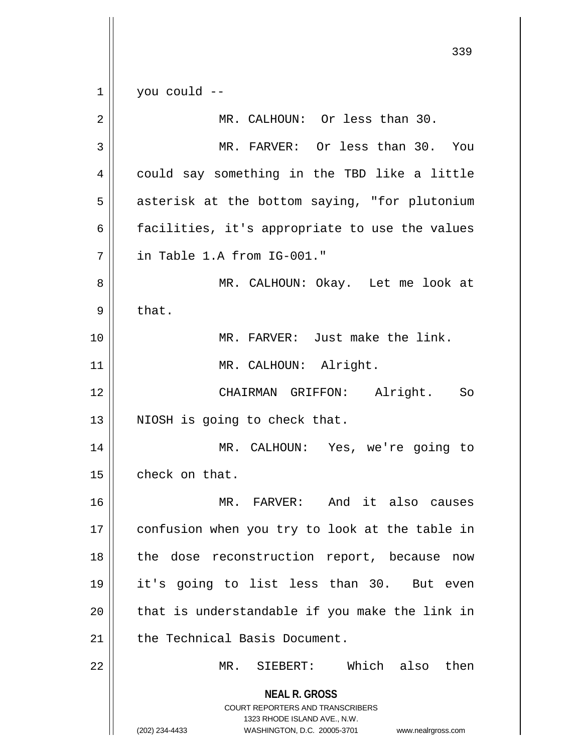you could --

MR. CALHOUN: Or less than 30.

MR. FARVER: Or less than 30. You could say something in the TBD like a little asterisk at the bottom saying, "for plutonium facilities, it's appropriate to use the values in Table 1.A from IG-001."

MR. CALHOUN: Okay. Let me look at that.

MR. FARVER: Just make the link.

MR. CALHOUN: Alright.

CHAIRMAN GRIFFON: Alright. So NIOSH is going to check that.

MR. CALHOUN: Yes, we're going to check on that.

MR. FARVER: And it also causes confusion when you try to look at the table in the dose reconstruction report, because now it's going to list less than 30. But even that is understandable if you make the link in the Technical Basis Document.

MR. SIEBERT: Which also then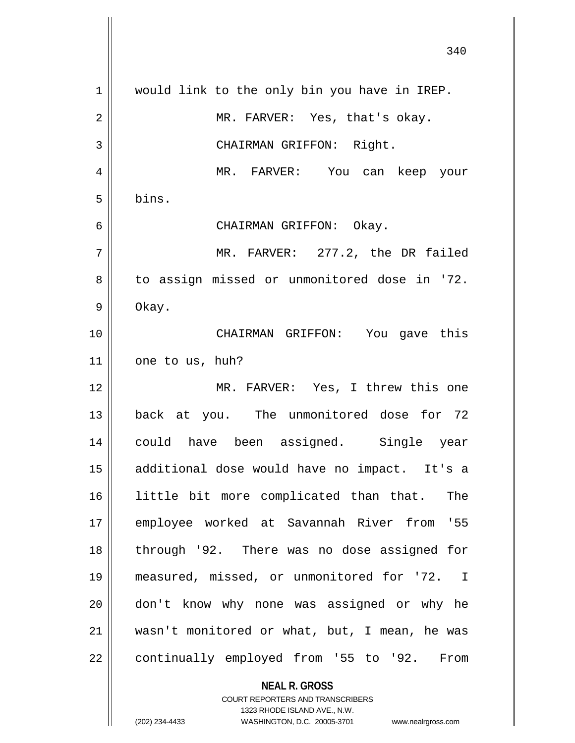would link to the only bin you have in IREP.

MR. FARVER: Yes, that's okay.

CHAIRMAN GRIFFON: Right.

MR. FARVER: You can keep your bins.

CHAIRMAN GRIFFON: Okay.

MR. FARVER: 277.2, the DR failed to assign missed or unmonitored dose in '72. Okay.

CHAIRMAN GRIFFON: You gave this one to us, huh?

MR. FARVER: Yes, I threw this one back at you. The unmonitored dose for 72 could have been assigned. Single year additional dose would have no impact. It's a little bit more complicated than that. The employee worked at Savannah River from '55 through '92. There was no dose assigned for measured, missed, or unmonitored for '72. I don't know why none was assigned or why he wasn't monitored or what, but, I mean, he was continually employed from '55 to '92. From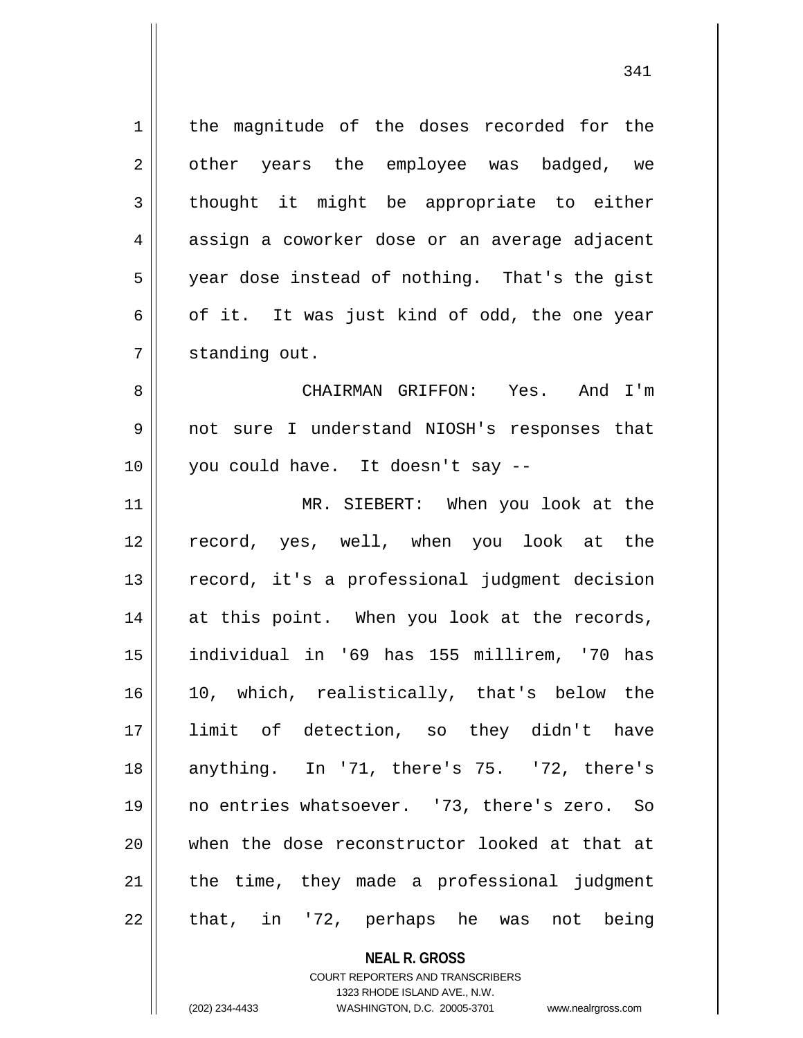the magnitude of the doses recorded for the other years the employee was badged, we thought it might be appropriate to either assign a coworker dose or an average adjacent year dose instead of nothing. That's the gist of it. It was just kind of odd, the one year standing out.

CHAIRMAN GRIFFON: Yes. And I'm not sure I understand NIOSH's responses that you could have. It doesn't say --

MR. SIEBERT: When you look at the record, yes, well, when you look at the record, it's a professional judgment decision at this point. When you look at the records, individual in '69 has 155 millirem, '70 has 10, which, realistically, that's below the limit of detection, so they didn't have anything. In '71, there's 75. '72, there's no entries whatsoever. '73, there's zero. So when the dose reconstructor looked at that at the time, they made a professional judgment that, in '72, perhaps he was not being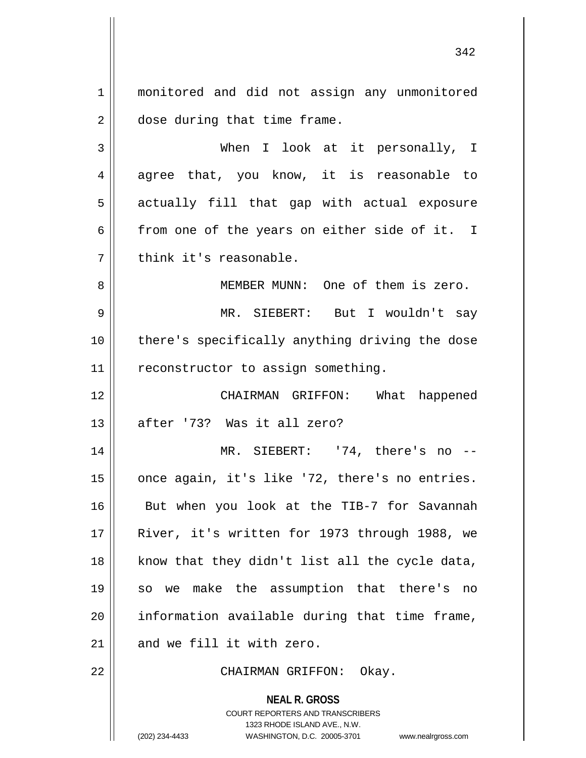monitored and did not assign any unmonitored dose during that time frame.

When I look at it personally, I agree that, you know, it is reasonable to actually fill that gap with actual exposure from one of the years on either side of it. I think it's reasonable.

MEMBER MUNN: One of them is zero.

MR. SIEBERT: But I wouldn't say there's specifically anything driving the dose reconstructor to assign something.

CHAIRMAN GRIFFON: What happened after '73? Was it all zero?

MR. SIEBERT: '74, there's no -- once again, it's like '72, there's no entries. But when you look at the TIB-7 for Savannah River, it's written for 1973 through 1988, we know that they didn't list all the cycle data, so we make the assumption that there's no information available during that time frame, and we fill it with zero.

CHAIRMAN GRIFFON: Okay.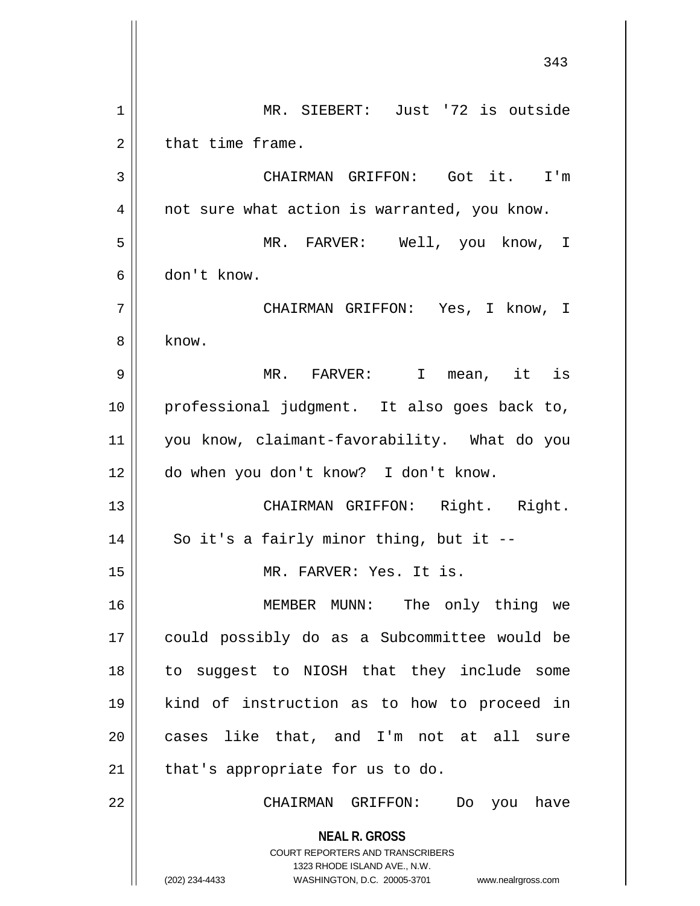MR. SIEBERT: Just '72 is outside that time frame.

CHAIRMAN GRIFFON: Got it. I'm not sure what action is warranted, you know.

MR. FARVER: Well, you know, I don't know.

CHAIRMAN GRIFFON: Yes, I know, I know.

MR. FARVER: I mean, it is professional judgment. It also goes back to, you know, claimant-favorability. What do you do when you don't know? I don't know.

CHAIRMAN GRIFFON: Right. Right. So it's a fairly minor thing, but it --

MR. FARVER: Yes. It is.

MEMBER MUNN: The only thing we could possibly do as a Subcommittee would be to suggest to NIOSH that they include some kind of instruction as to how to proceed in cases like that, and I'm not at all sure that's appropriate for us to do.

CHAIRMAN GRIFFON: Do you have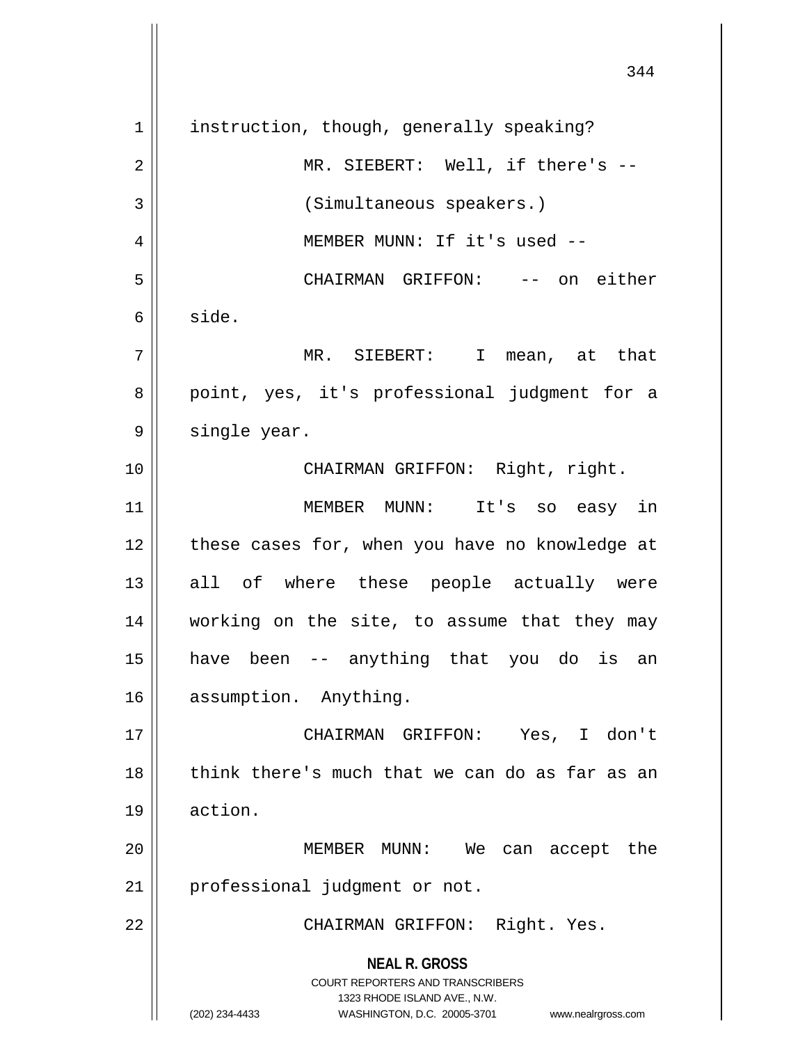instruction, though, generally speaking?

MR. SIEBERT: Well, if there's --

(Simultaneous speakers.)

MEMBER MUNN: If it's used --

CHAIRMAN GRIFFON: -- on either side.

MR. SIEBERT: I mean, at that point, yes, it's professional judgment for a single year.

CHAIRMAN GRIFFON: Right, right.

MEMBER MUNN: It's so easy in these cases for, when you have no knowledge at all of where these people actually were working on the site, to assume that they may have been -- anything that you do is an assumption. Anything.

CHAIRMAN GRIFFON: Yes, I don't think there's much that we can do as far as an action.

MEMBER MUNN: We can accept the professional judgment or not.

CHAIRMAN GRIFFON: Right. Yes.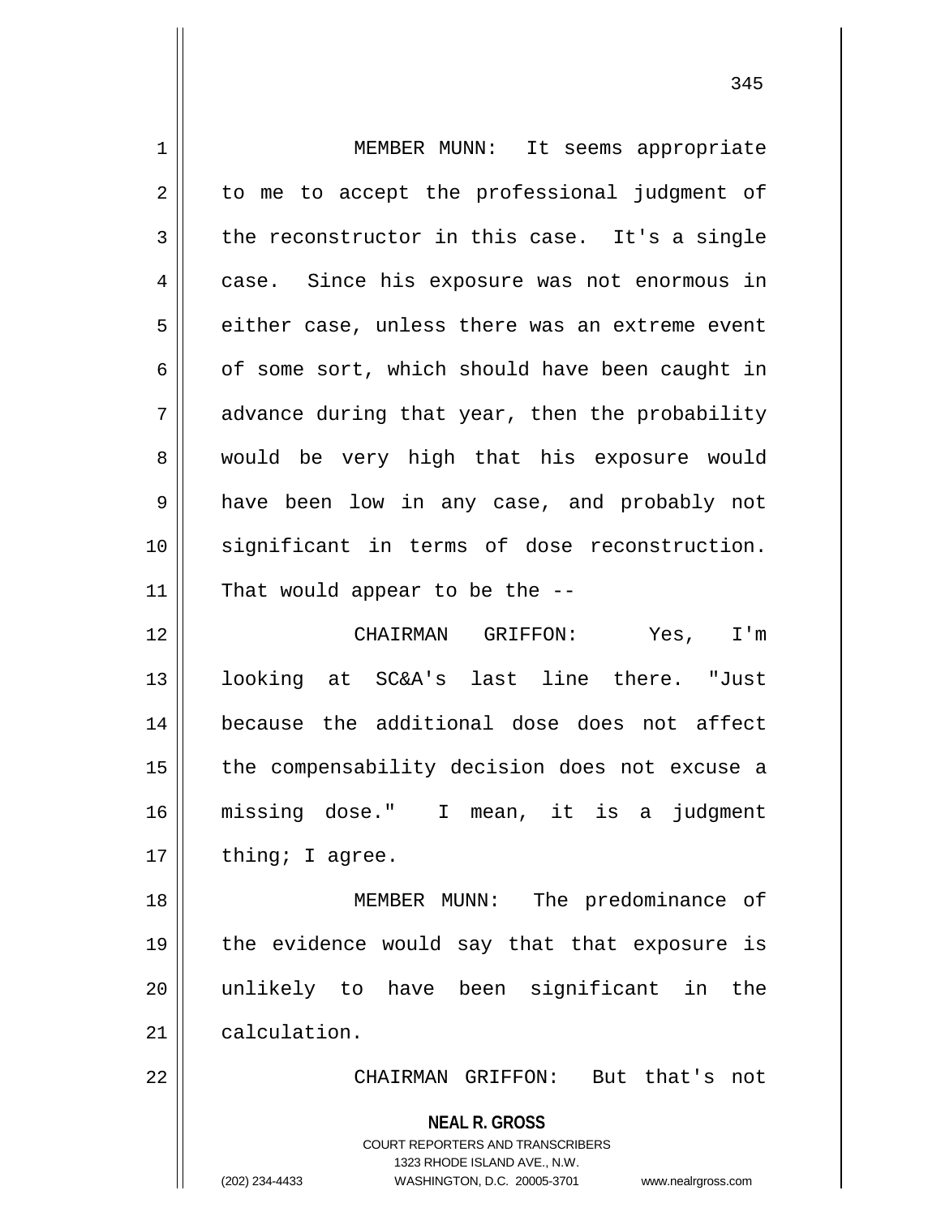MEMBER MUNN: It seems appropriate to me to accept the professional judgment of the reconstructor in this case. It's a single case. Since his exposure was not enormous in either case, unless there was an extreme event of some sort, which should have been caught in advance during that year, then the probability would be very high that his exposure would have been low in any case, and probably not significant in terms of dose reconstruction. That would appear to be the --

CHAIRMAN GRIFFON: Yes, I'm looking at SC&A's last line there. "Just because the additional dose does not affect the compensability decision does not excuse a missing dose." I mean, it is a judgment thing; I agree.

MEMBER MUNN: The predominance of the evidence would say that that exposure is unlikely to have been significant in the calculation.

CHAIRMAN GRIFFON: But that's not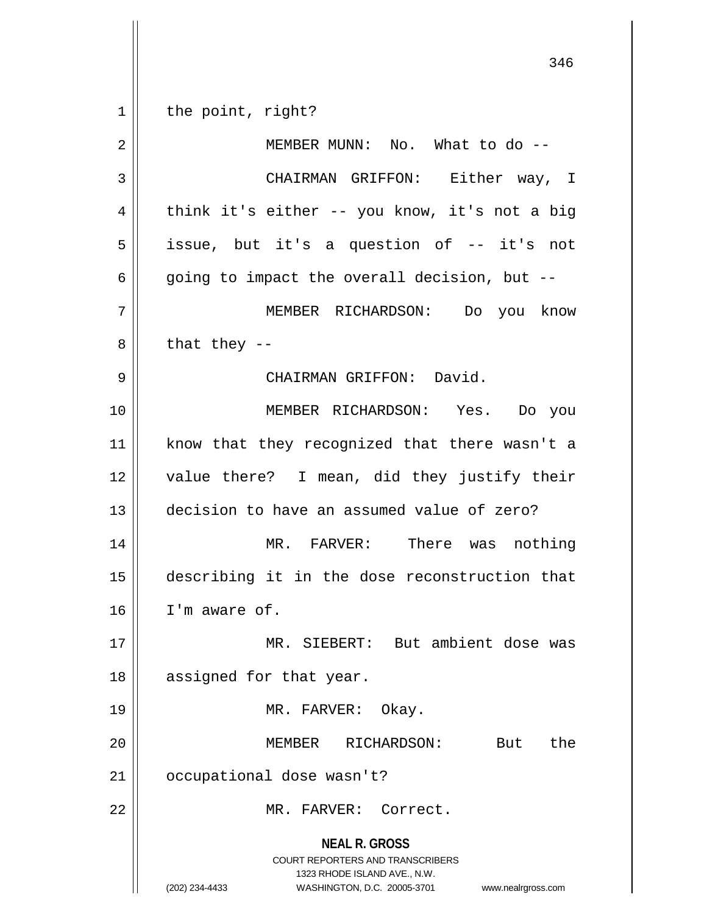the point, right?

MEMBER MUNN: No. What to do --

CHAIRMAN GRIFFON: Either way, I think it's either -- you know, it's not a big issue, but it's a question of -- it's not going to impact the overall decision, but --

MEMBER RICHARDSON: Do you know that they --

CHAIRMAN GRIFFON: David.

MEMBER RICHARDSON: Yes. Do you know that they recognized that there wasn't a value there? I mean, did they justify their decision to have an assumed value of zero?

MR. FARVER: There was nothing describing it in the dose reconstruction that I'm aware of.

MR. SIEBERT: But ambient dose was assigned for that year.

MR. FARVER: Okay.

MEMBER RICHARDSON: But the occupational dose wasn't?

MR. FARVER: Correct.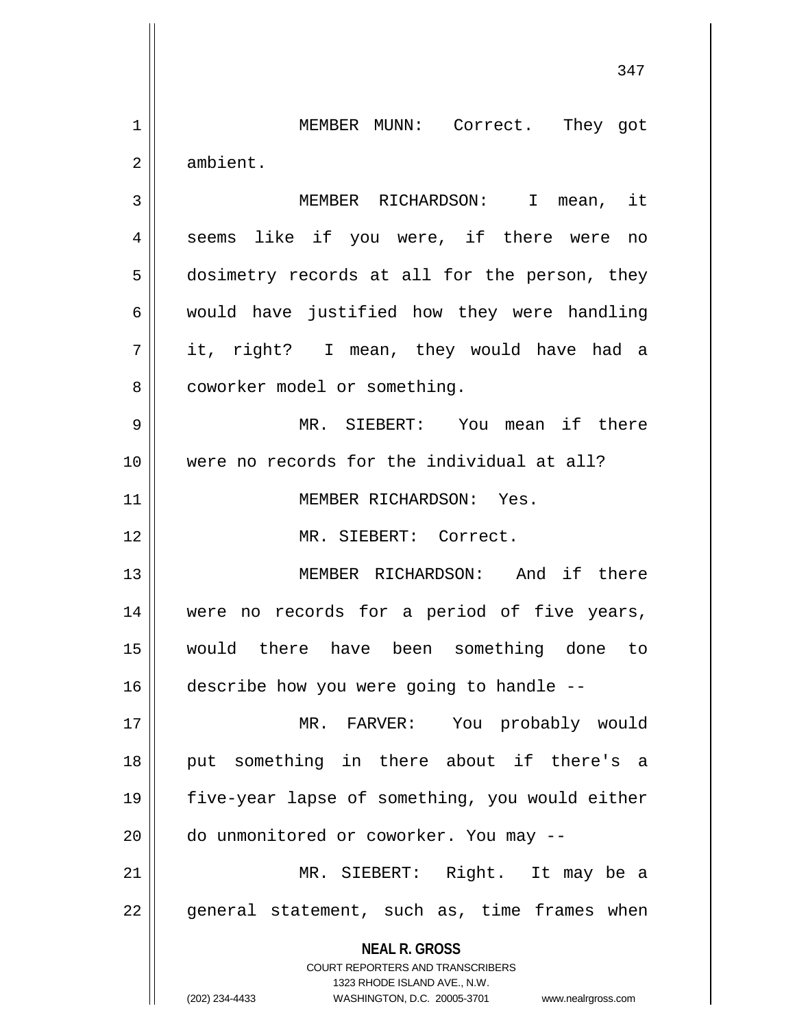MEMBER MUNN: Correct. They got ambient.

MEMBER RICHARDSON: I mean, it seems like if you were, if there were no dosimetry records at all for the person, they would have justified how they were handling it, right? I mean, they would have had a coworker model or something.

MR. SIEBERT: You mean if there were no records for the individual at all?

MEMBER RICHARDSON: Yes.

MR. SIEBERT: Correct.

MEMBER RICHARDSON: And if there were no records for a period of five years, would there have been something done to describe how you were going to handle --

MR. FARVER: You probably would put something in there about if there's a five-year lapse of something, you would either do unmonitored or coworker. You may --

MR. SIEBERT: Right. It may be a general statement, such as, time frames when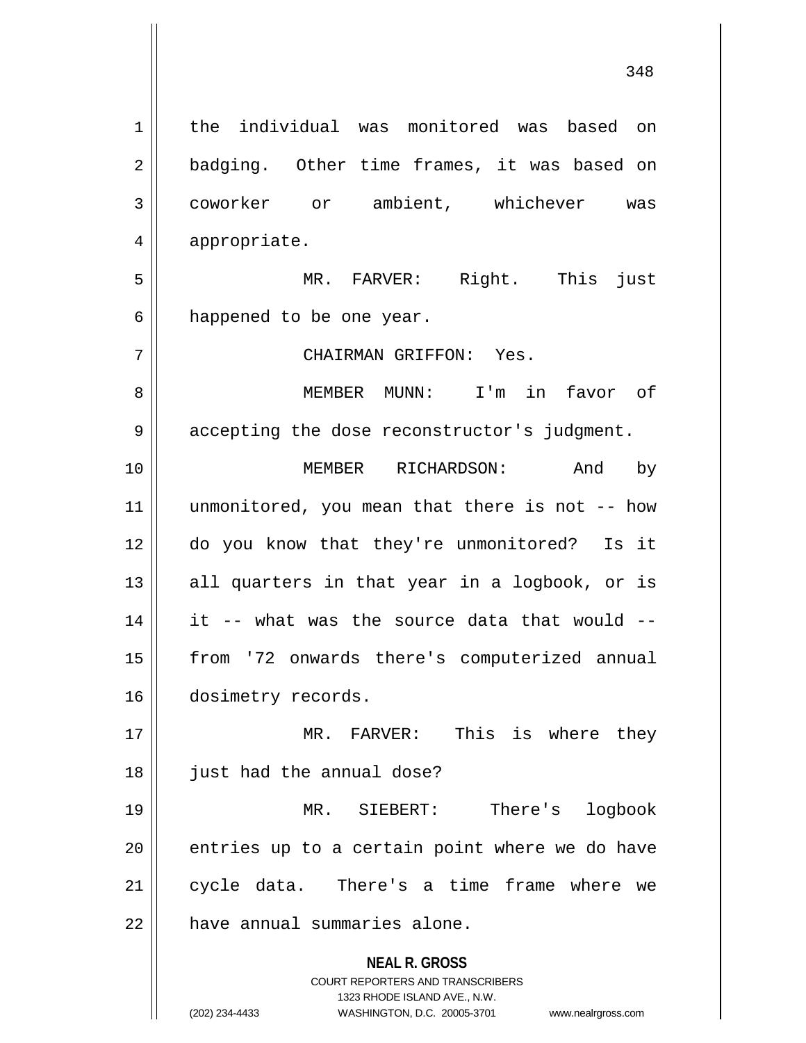the individual was monitored was based on badging. Other time frames, it was based on coworker or ambient, whichever was appropriate.

MR. FARVER: Right. This just happened to be one year.

CHAIRMAN GRIFFON: Yes.

MEMBER MUNN: I'm in favor of accepting the dose reconstructor's judgment.

MEMBER RICHARDSON: And by unmonitored, you mean that there is not -- how do you know that they're unmonitored? Is it all quarters in that year in a logbook, or is it -- what was the source data that would -- from '72 onwards there's computerized annual dosimetry records.

MR. FARVER: This is where they just had the annual dose?

MR. SIEBERT: There's logbook entries up to a certain point where we do have cycle data. There's a time frame where we have annual summaries alone.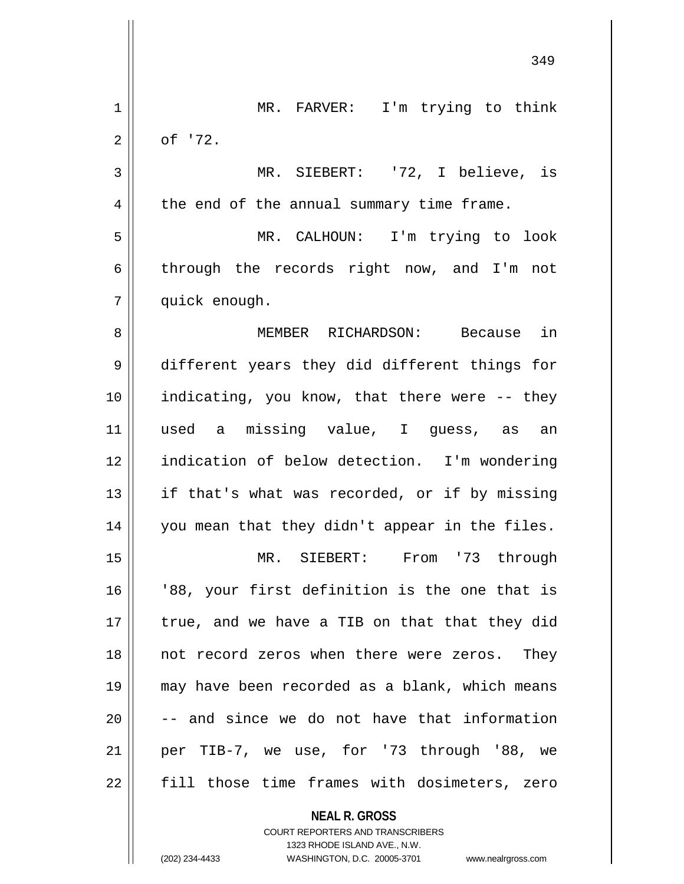MR. FARVER: I'm trying to think of '72.

MR. SIEBERT: '72, I believe, is the end of the annual summary time frame.

MR. CALHOUN: I'm trying to look through the records right now, and I'm not quick enough.

MEMBER RICHARDSON: Because in different years they did different things for indicating, you know, that there were -- they used a missing value, I guess, as an indication of below detection. I'm wondering if that's what was recorded, or if by missing you mean that they didn't appear in the files.

MR. SIEBERT: From '73 through '88, your first definition is the one that is true, and we have a TIB on that that they did not record zeros when there were zeros. They may have been recorded as a blank, which means -- and since we do not have that information per TIB-7, we use, for '73 through '88, we fill those time frames with dosimeters, zero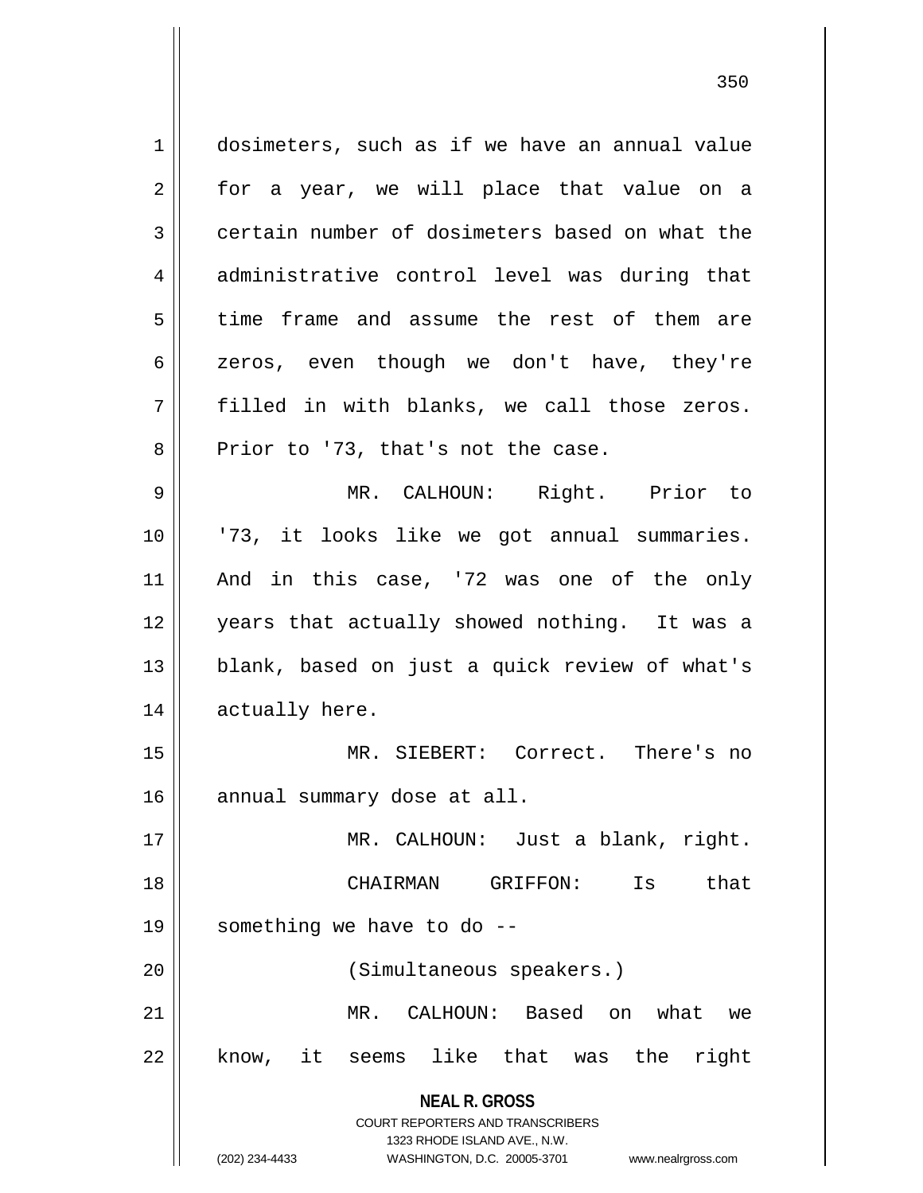dosimeters, such as if we have an annual value for a year, we will place that value on a certain number of dosimeters based on what the administrative control level was during that time frame and assume the rest of them are zeros, even though we don't have, they're filled in with blanks, we call those zeros. Prior to '73, that's not the case.

MR. CALHOUN: Right. Prior to '73, it looks like we got annual summaries. And in this case, '72 was one of the only years that actually showed nothing. It was a blank, based on just a quick review of what's actually here.

MR. SIEBERT: Correct. There's no annual summary dose at all.

MR. CALHOUN: Just a blank, right.

CHAIRMAN GRIFFON: Is that something we have to do --

(Simultaneous speakers.)

MR. CALHOUN: Based on what we know, it seems like that was the right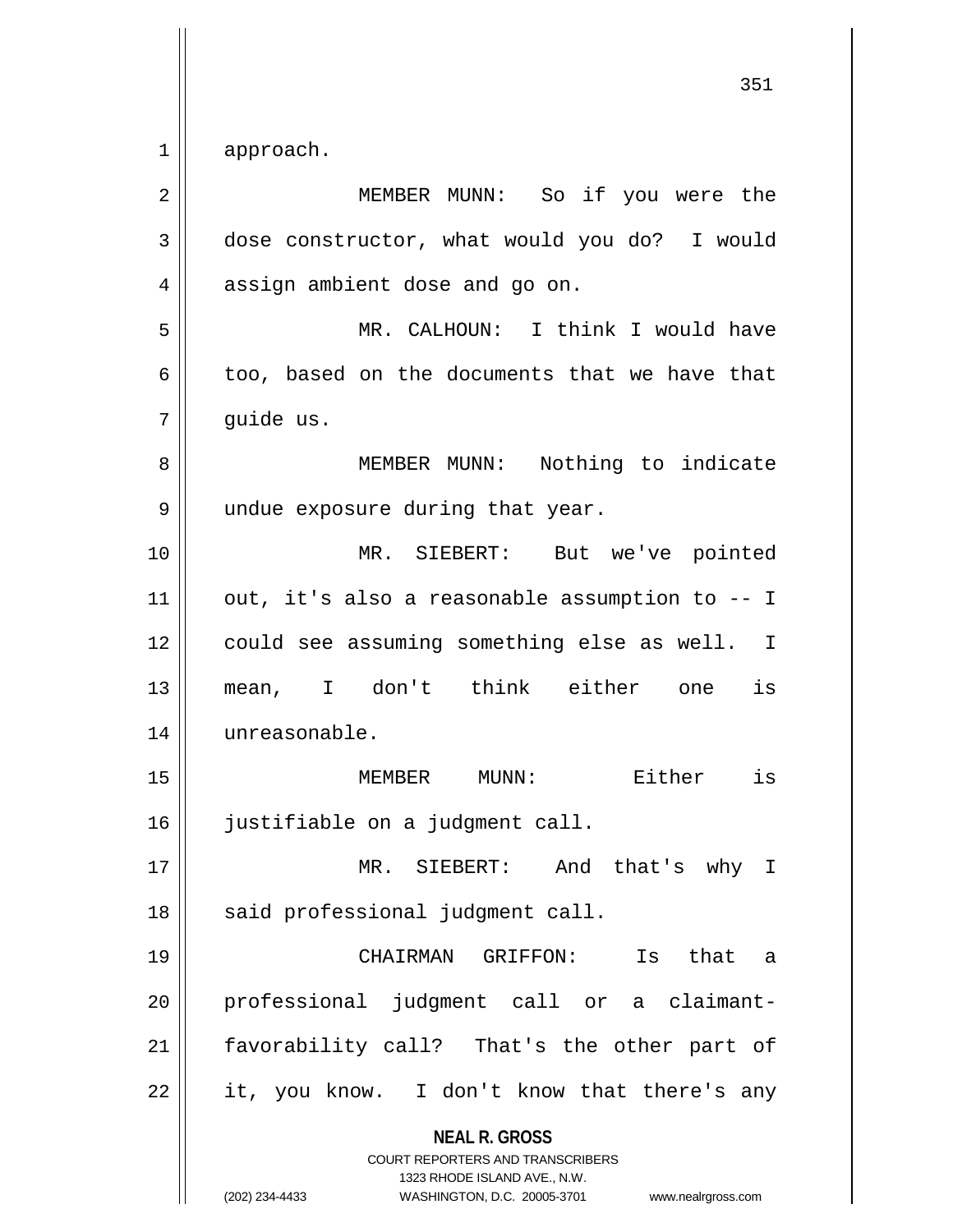approach.

MEMBER MUNN: So if you were the dose constructor, what would you do? I would assign ambient dose and go on.

MR. CALHOUN: I think I would have too, based on the documents that we have that guide us.

MEMBER MUNN: Nothing to indicate undue exposure during that year.

MR. SIEBERT: But we've pointed out, it's also a reasonable assumption to -- I could see assuming something else as well. I mean, I don't think either one is unreasonable.

MEMBER MUNN: Either is justifiable on a judgment call.

MR. SIEBERT: And that's why I said professional judgment call.

CHAIRMAN GRIFFON: Is that a professional judgment call or a claimant-favorability call? That's the other part of it, you know. I don't know that there's any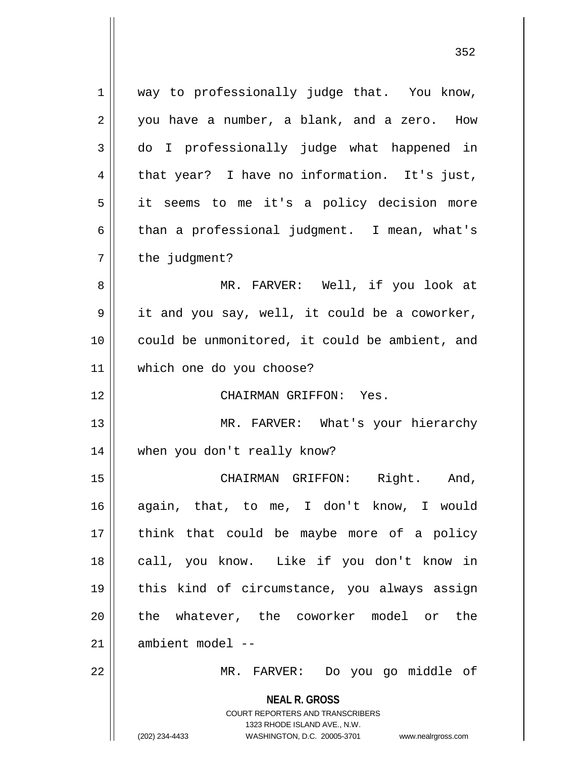way to professionally judge that. You know, you have a number, a blank, and a zero. How do I professionally judge what happened in that year? I have no information. It's just, it seems to me it's a policy decision more than a professional judgment. I mean, what's the judgment?

MR. FARVER: Well, if you look at it and you say, well, it could be a coworker, could be unmonitored, it could be ambient, and which one do you choose?

CHAIRMAN GRIFFON: Yes.

MR. FARVER: What's your hierarchy when you don't really know?

CHAIRMAN GRIFFON: Right. And, again, that, to me, I don't know, I would think that could be maybe more of a policy call, you know. Like if you don't know in this kind of circumstance, you always assign the whatever, the coworker model or the ambient model --

MR. FARVER: Do you go middle of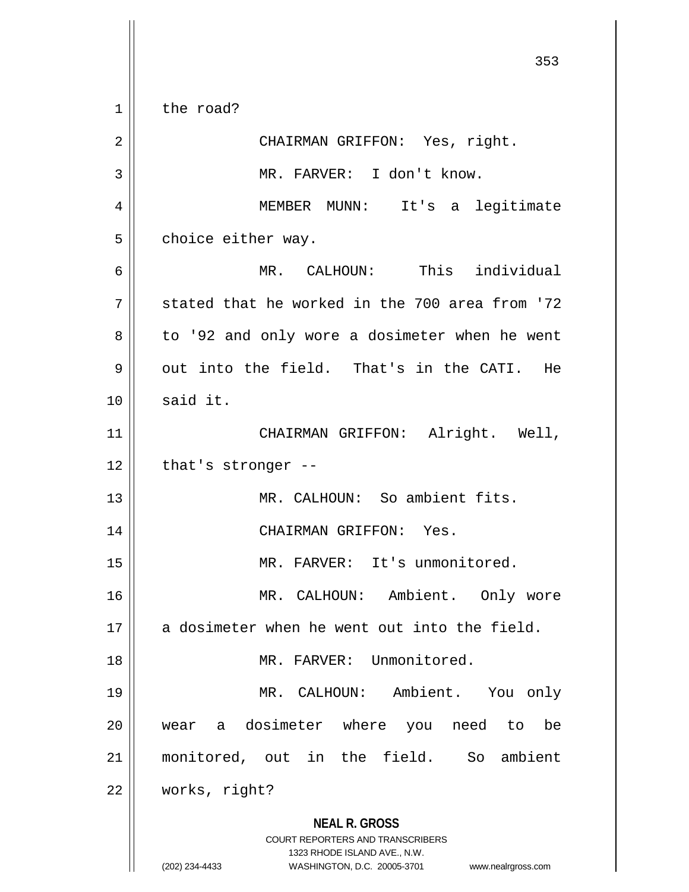the road?

CHAIRMAN GRIFFON: Yes, right.

MR. FARVER: I don't know.

MEMBER MUNN: It's a legitimate choice either way.

MR. CALHOUN: This individual stated that he worked in the 700 area from '72 to '92 and only wore a dosimeter when he went out into the field. That's in the CATI. He said it.

CHAIRMAN GRIFFON: Alright. Well, that's stronger --

MR. CALHOUN: So ambient fits.

CHAIRMAN GRIFFON: Yes.

MR. FARVER: It's unmonitored.

MR. CALHOUN: Ambient. Only wore a dosimeter when he went out into the field.

MR. FARVER: Unmonitored.

MR. CALHOUN: Ambient. You only wear a dosimeter where you need to be monitored, out in the field. So ambient works, right?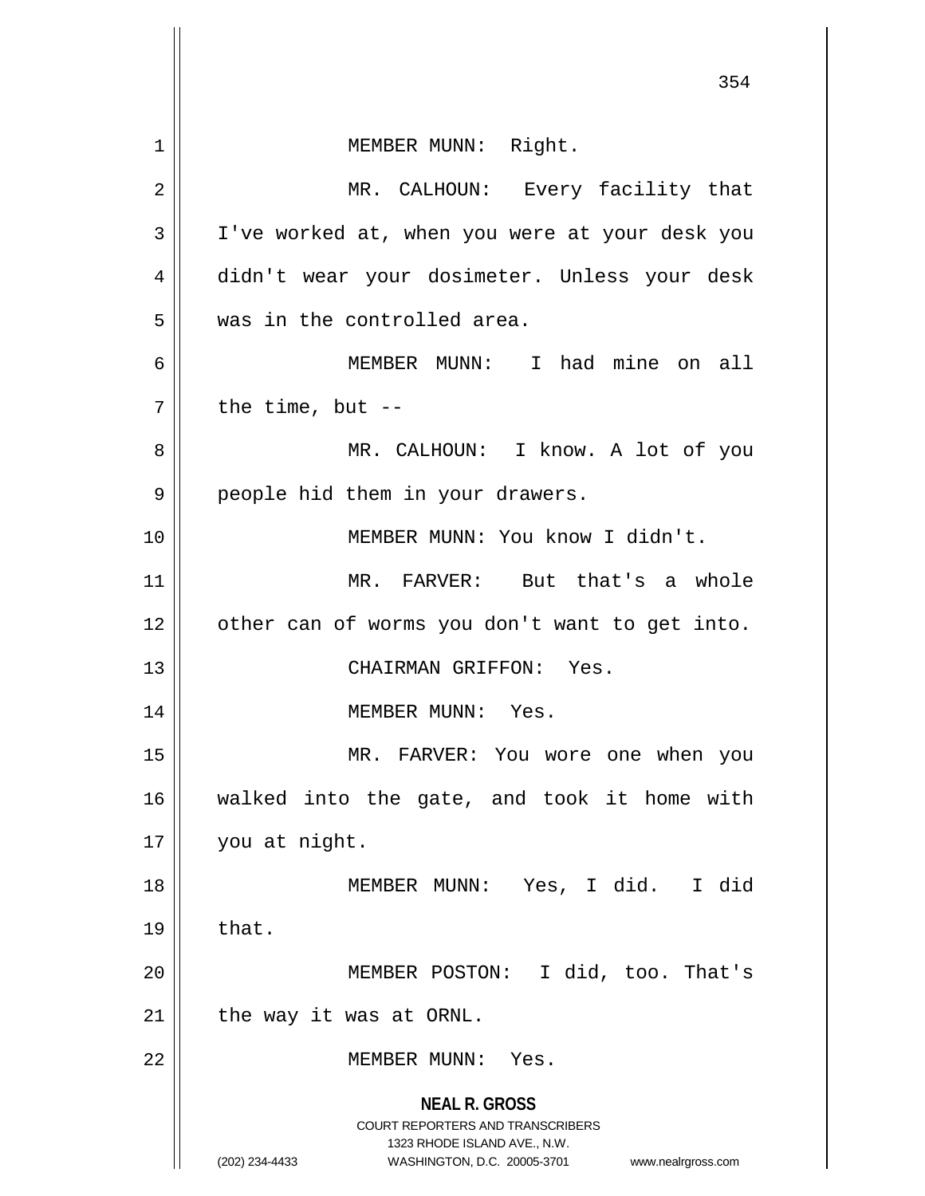MEMBER MUNN: Right.

MR. CALHOUN: Every facility that I've worked at, when you were at your desk you didn't wear your dosimeter. Unless your desk was in the controlled area.

MEMBER MUNN: I had mine on all the time, but --

MR. CALHOUN: I know. A lot of you people hid them in your drawers.

MEMBER MUNN: You know I didn't.

MR. FARVER: But that's a whole other can of worms you don't want to get into.

CHAIRMAN GRIFFON: Yes.

MEMBER MUNN: Yes.

MR. FARVER: You wore one when you walked into the gate, and took it home with you at night.

MEMBER MUNN: Yes, I did. I did that.

MEMBER POSTON: I did, too. That's the way it was at ORNL.

MEMBER MUNN: Yes.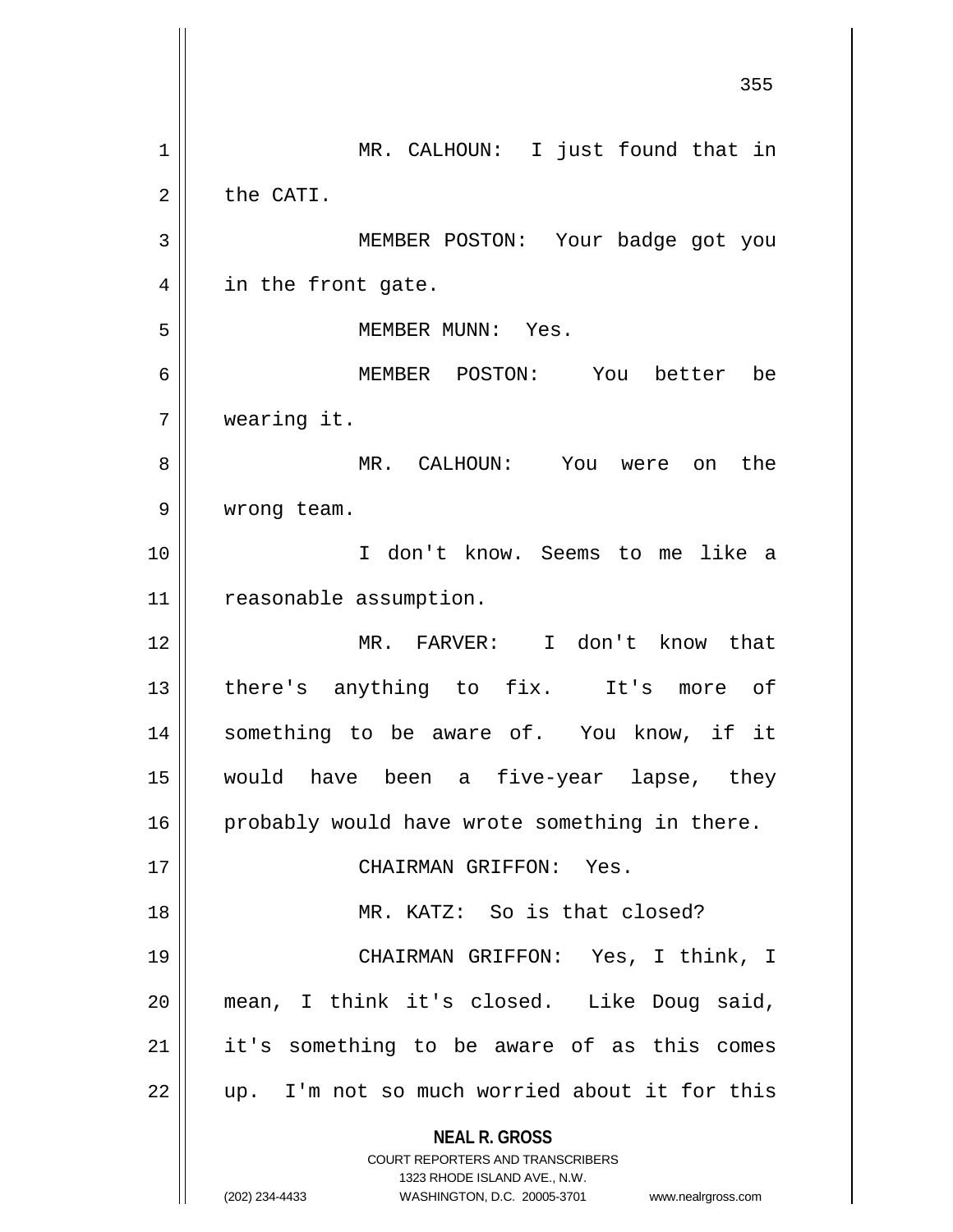MR. CALHOUN: I just found that in the CATI.

MEMBER POSTON: Your badge got you in the front gate.

MEMBER MUNN: Yes.

MEMBER POSTON: You better be wearing it.

MR. CALHOUN: You were on the wrong team.

I don't know. Seems to me like a reasonable assumption.

MR. FARVER: I don't know that there's anything to fix. It's more of something to be aware of. You know, if it would have been a five-year lapse, they probably would have wrote something in there.

CHAIRMAN GRIFFON: Yes.

MR. KATZ: So is that closed?

CHAIRMAN GRIFFON: Yes, I think, I mean, I think it's closed. Like Doug said, it's something to be aware of as this comes up. I'm not so much worried about it for this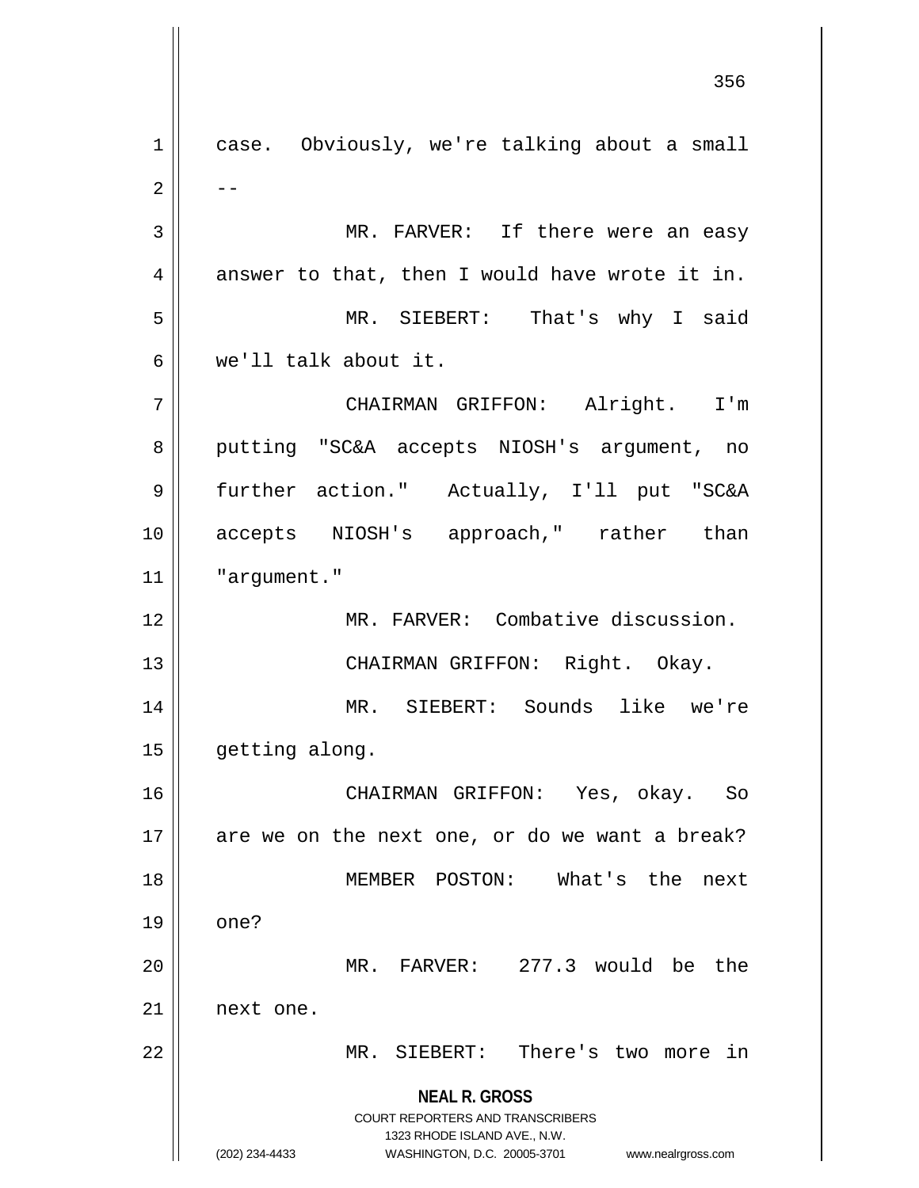case. Obviously, we're talking about a small --

MR. FARVER: If there were an easy answer to that, then I would have wrote it in.

MR. SIEBERT: That's why I said we'll talk about it.

CHAIRMAN GRIFFON: Alright. I'm putting "SC&A accepts NIOSH's argument, no further action." Actually, I'll put "SC&A accepts NIOSH's approach," rather than "argument."

MR. FARVER: Combative discussion.

CHAIRMAN GRIFFON: Right. Okay.

MR. SIEBERT: Sounds like we're getting along.

CHAIRMAN GRIFFON: Yes, okay. So are we on the next one, or do we want a break?

MEMBER POSTON: What's the next one?

MR. FARVER: 277.3 would be the next one.

MR. SIEBERT: There's two more in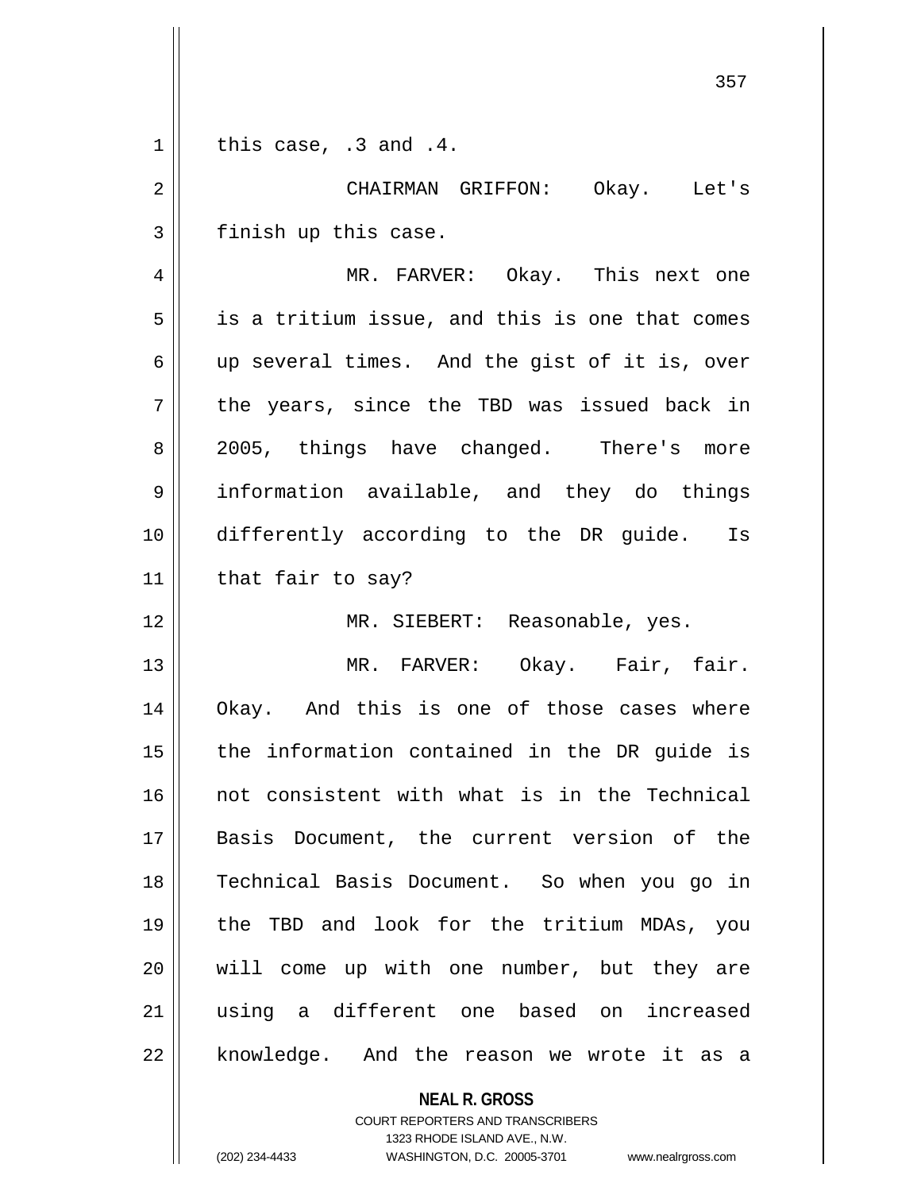this case, .3 and .4.

CHAIRMAN GRIFFON: Okay. Let's finish up this case.

MR. FARVER: Okay. This next one is a tritium issue, and this is one that comes up several times. And the gist of it is, over the years, since the TBD was issued back in 2005, things have changed. There's more information available, and they do things differently according to the DR guide. Is that fair to say?

MR. SIEBERT: Reasonable, yes.

MR. FARVER: Okay. Fair, fair. Okay. And this is one of those cases where the information contained in the DR guide is not consistent with what is in the Technical Basis Document, the current version of the Technical Basis Document. So when you go in the TBD and look for the tritium MDAs, you will come up with one number, but they are using a different one based on increased knowledge. And the reason we wrote it as a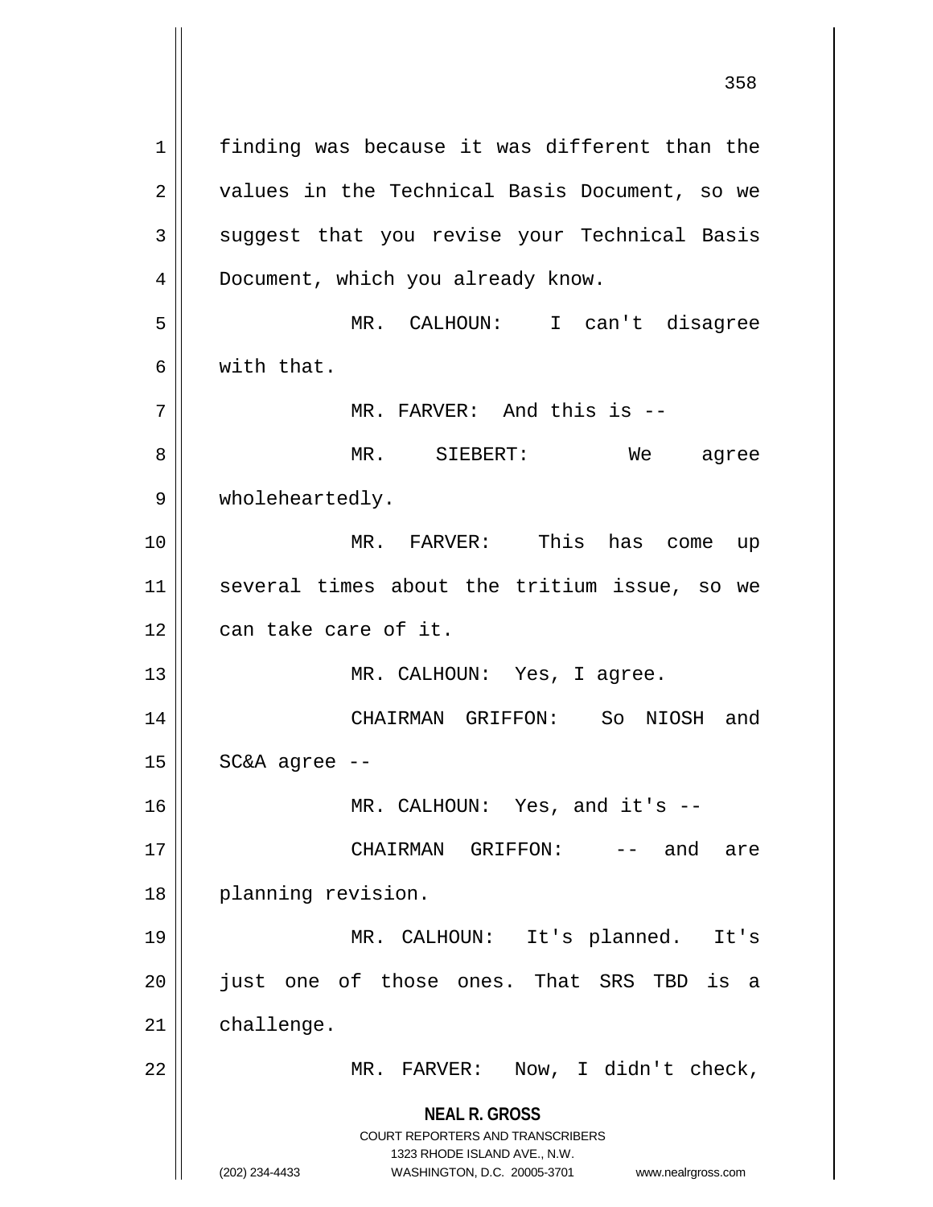finding was because it was different than the values in the Technical Basis Document, so we suggest that you revise your Technical Basis Document, which you already know.

MR. CALHOUN: I can't disagree with that.

MR. FARVER: And this is --

MR. SIEBERT: We agree wholeheartedly.

MR. FARVER: This has come up several times about the tritium issue, so we can take care of it.

MR. CALHOUN: Yes, I agree.

CHAIRMAN GRIFFON: So NIOSH and SC&A agree --

MR. CALHOUN: Yes, and it's --

CHAIRMAN GRIFFON: -- and are planning revision.

MR. CALHOUN: It's planned. It's just one of those ones. That SRS TBD is a challenge.

MR. FARVER: Now, I didn't check,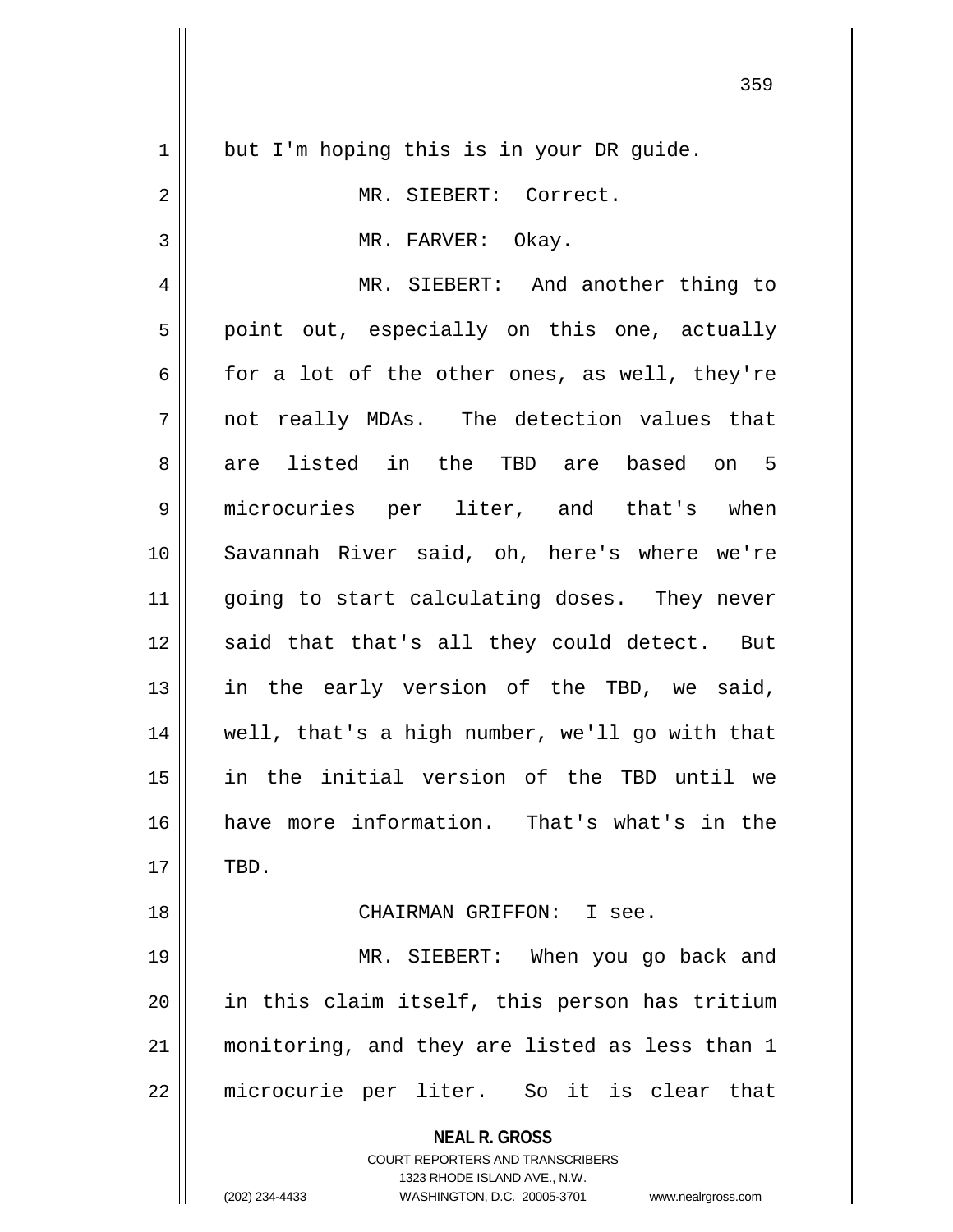but I'm hoping this is in your DR guide.

MR. SIEBERT: Correct.

MR. FARVER: Okay.

MR. SIEBERT: And another thing to point out, especially on this one, actually for a lot of the other ones, as well, they're not really MDAs. The detection values that are listed in the TBD are based on 5 microcuries per liter, and that's when Savannah River said, oh, here's where we're going to start calculating doses. They never said that that's all they could detect. But in the early version of the TBD, we said, well, that's a high number, we'll go with that in the initial version of the TBD until we have more information. That's what's in the TBD.

CHAIRMAN GRIFFON: I see.

MR. SIEBERT: When you go back and in this claim itself, this person has tritium monitoring, and they are listed as less than 1 microcurie per liter. So it is clear that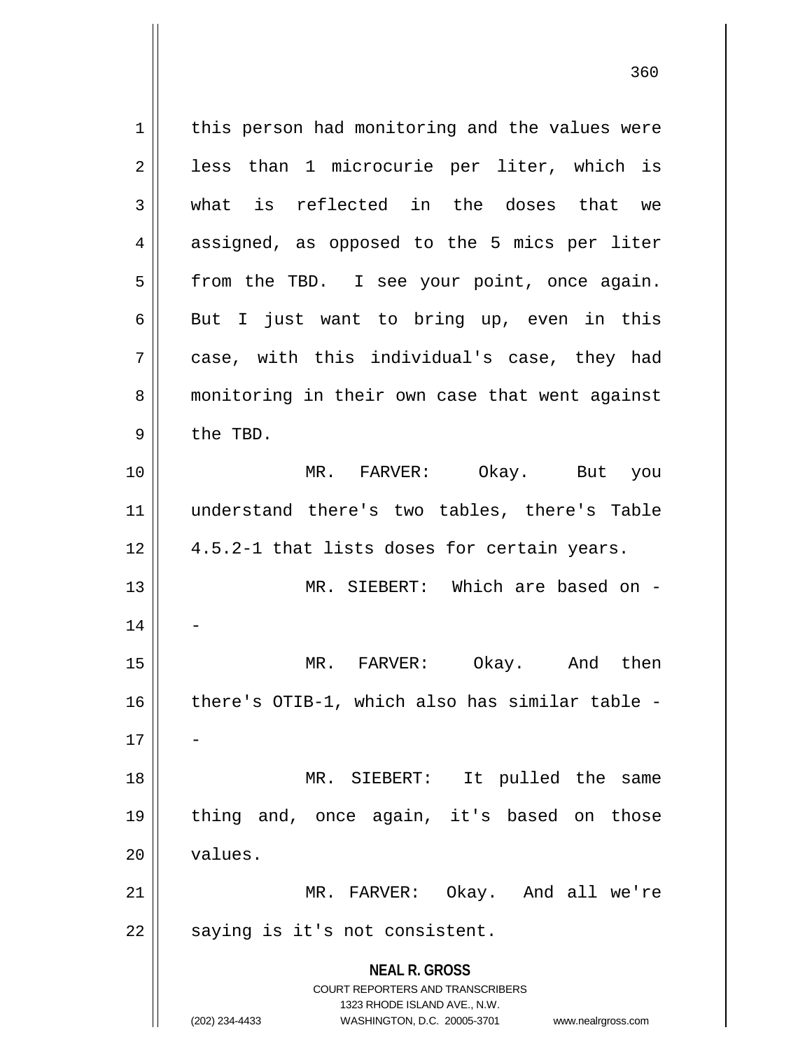this person had monitoring and the values were less than 1 microcurie per liter, which is what is reflected in the doses that we assigned, as opposed to the 5 mics per liter from the TBD. I see your point, once again. But I just want to bring up, even in this case, with this individual's case, they had monitoring in their own case that went against the TBD.

MR. FARVER: Okay. But you understand there's two tables, there's Table 4.5.2-1 that lists doses for certain years.

MR. SIEBERT: Which are based on --

MR. FARVER: Okay. And then there's OTIB-1, which also has similar table --

MR. SIEBERT: It pulled the same thing and, once again, it's based on those values.

MR. FARVER: Okay. And all we're saying is it's not consistent.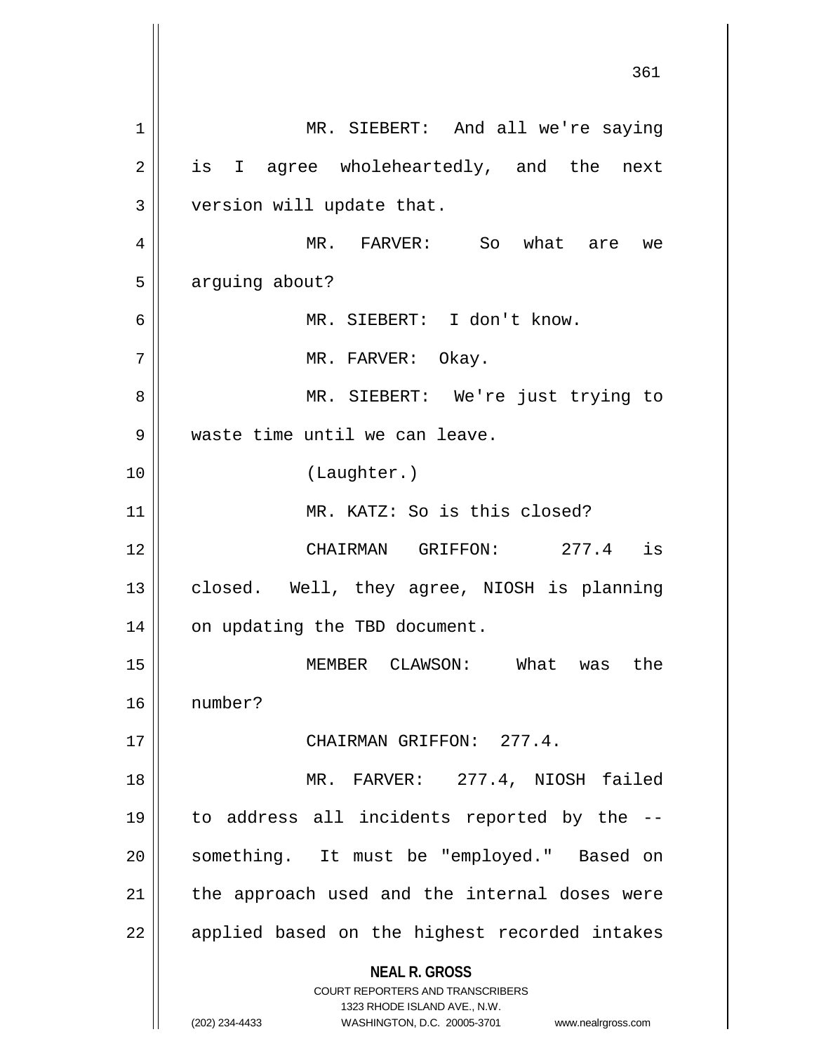MR. SIEBERT: And all we're saying is I agree wholeheartedly, and the next version will update that.

MR. FARVER: So what are we arguing about?

MR. SIEBERT: I don't know.

MR. FARVER: Okay.

MR. SIEBERT: We're just trying to waste time until we can leave.

(Laughter.)

MR. KATZ: So is this closed?

CHAIRMAN GRIFFON: 277.4 is closed. Well, they agree, NIOSH is planning on updating the TBD document.

MEMBER CLAWSON: What was the number?

CHAIRMAN GRIFFON: 277.4.

MR. FARVER: 277.4, NIOSH failed to address all incidents reported by the -- something. It must be "employed." Based on the approach used and the internal doses were applied based on the highest recorded intakes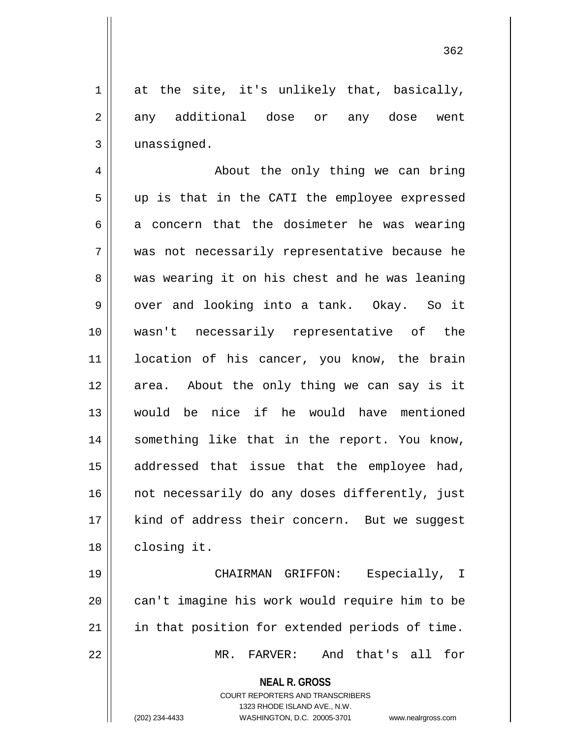at the site, it's unlikely that, basically, any additional dose or any dose went unassigned.

About the only thing we can bring up is that in the CATI the employee expressed a concern that the dosimeter he was wearing was not necessarily representative because he was wearing it on his chest and he was leaning over and looking into a tank. Okay. So it wasn't necessarily representative of the location of his cancer, you know, the brain area. About the only thing we can say is it would be nice if he would have mentioned something like that in the report. You know, addressed that issue that the employee had, not necessarily do any doses differently, just kind of address their concern. But we suggest closing it.

CHAIRMAN GRIFFON: Especially, I can't imagine his work would require him to be in that position for extended periods of time.

MR. FARVER: And that's all for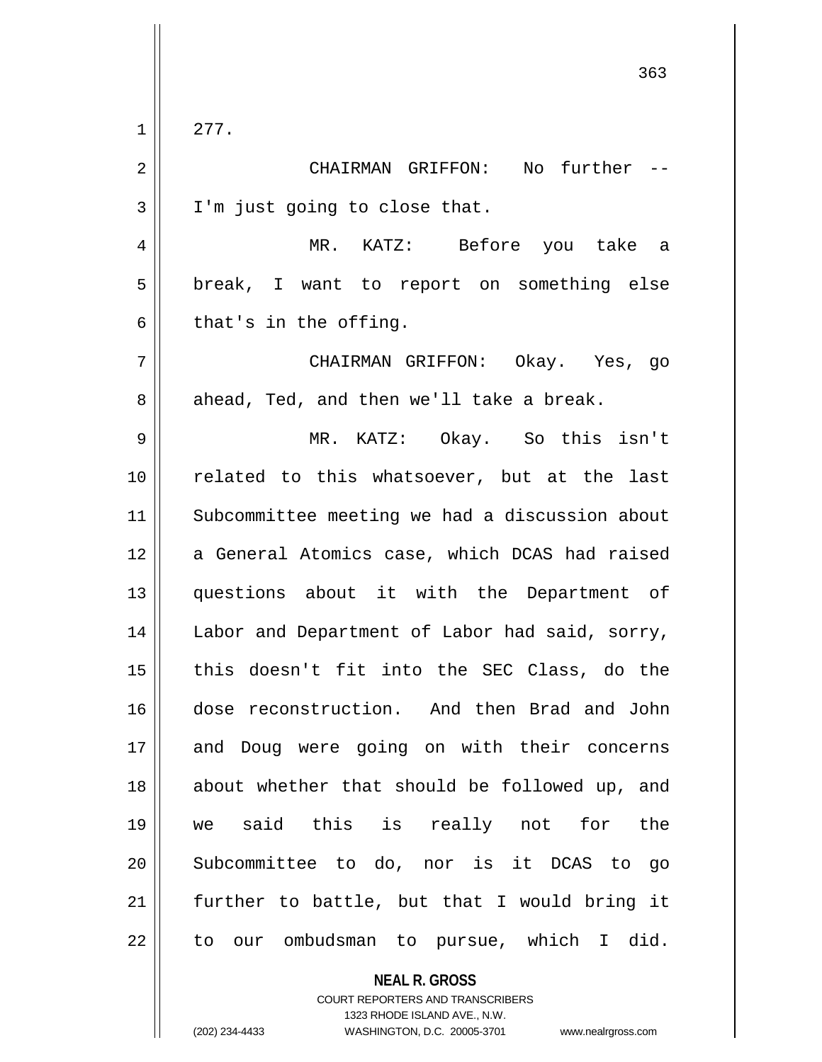277.

CHAIRMAN GRIFFON: No further -- I'm just going to close that.

MR. KATZ: Before you take a break, I want to report on something else that's in the offing.

CHAIRMAN GRIFFON: Okay. Yes, go ahead, Ted, and then we'll take a break.

MR. KATZ: Okay. So this isn't related to this whatsoever, but at the last Subcommittee meeting we had a discussion about a General Atomics case, which DCAS had raised questions about it with the Department of Labor and Department of Labor had said, sorry, this doesn't fit into the SEC Class, do the dose reconstruction. And then Brad and John and Doug were going on with their concerns about whether that should be followed up, and we said this is really not for the Subcommittee to do, nor is it DCAS to go further to battle, but that I would bring it to our ombudsman to pursue, which I did.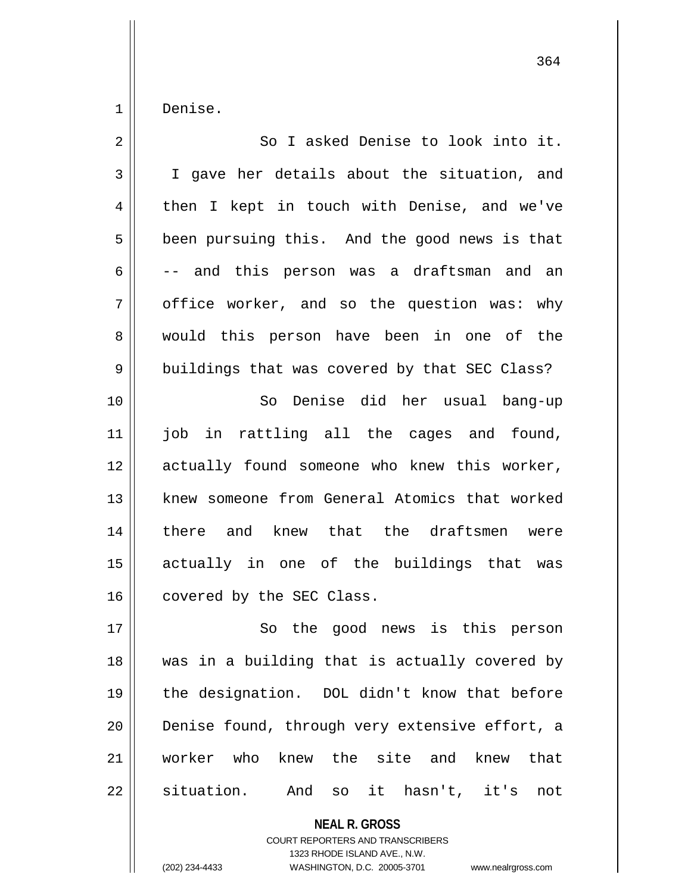Denise.

So I asked Denise to look into it. I gave her details about the situation, and then I kept in touch with Denise, and we've been pursuing this. And the good news is that -- and this person was a draftsman and an office worker, and so the question was: why would this person have been in one of the buildings that was covered by that SEC Class?

So Denise did her usual bang-up job in rattling all the cages and found, actually found someone who knew this worker, knew someone from General Atomics that worked there and knew that the draftsmen were actually in one of the buildings that was covered by the SEC Class.

So the good news is this person was in a building that is actually covered by the designation. DOL didn't know that before Denise found, through very extensive effort, a worker who knew the site and knew that situation. And so it hasn't, it's not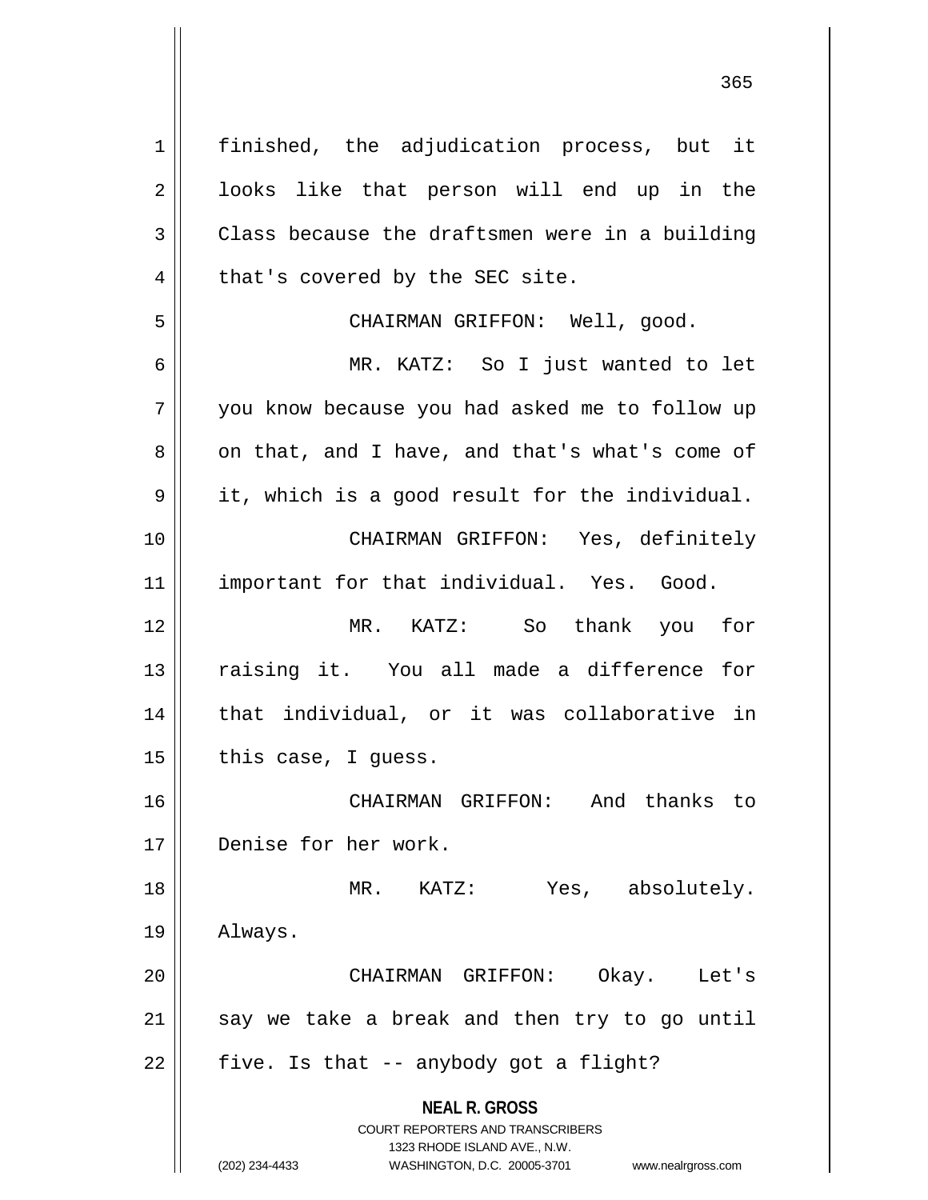finished, the adjudication process, but it looks like that person will end up in the Class because the draftsmen were in a building that's covered by the SEC site.

CHAIRMAN GRIFFON: Well, good.

MR. KATZ: So I just wanted to let you know because you had asked me to follow up on that, and I have, and that's what's come of it, which is a good result for the individual.

CHAIRMAN GRIFFON: Yes, definitely important for that individual. Yes. Good.

MR. KATZ: So thank you for raising it. You all made a difference for that individual, or it was collaborative in this case, I guess.

CHAIRMAN GRIFFON: And thanks to Denise for her work.

MR. KATZ: Yes, absolutely. Always.

CHAIRMAN GRIFFON: Okay. Let's say we take a break and then try to go until five. Is that -- anybody got a flight?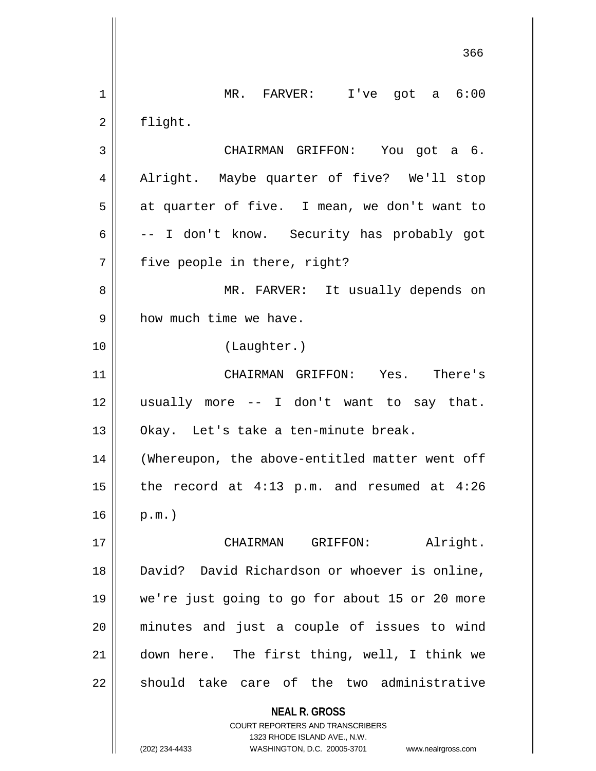MR. FARVER: I've got a 6:00 flight.

CHAIRMAN GRIFFON: You got a 6. Alright. Maybe quarter of five? We'll stop at quarter of five. I mean, we don't want to -- I don't know. Security has probably got five people in there, right?

MR. FARVER: It usually depends on how much time we have.

(Laughter.)

CHAIRMAN GRIFFON: Yes. There's usually more -- I don't want to say that. Okay. Let's take a ten-minute break.

(Whereupon, the above-entitled matter went off the record at 4:13 p.m. and resumed at 4:26 p.m.)

CHAIRMAN GRIFFON: Alright. David? David Richardson or whoever is online, we're just going to go for about 15 or 20 more minutes and just a couple of issues to wind down here. The first thing, well, I think we should take care of the two administrative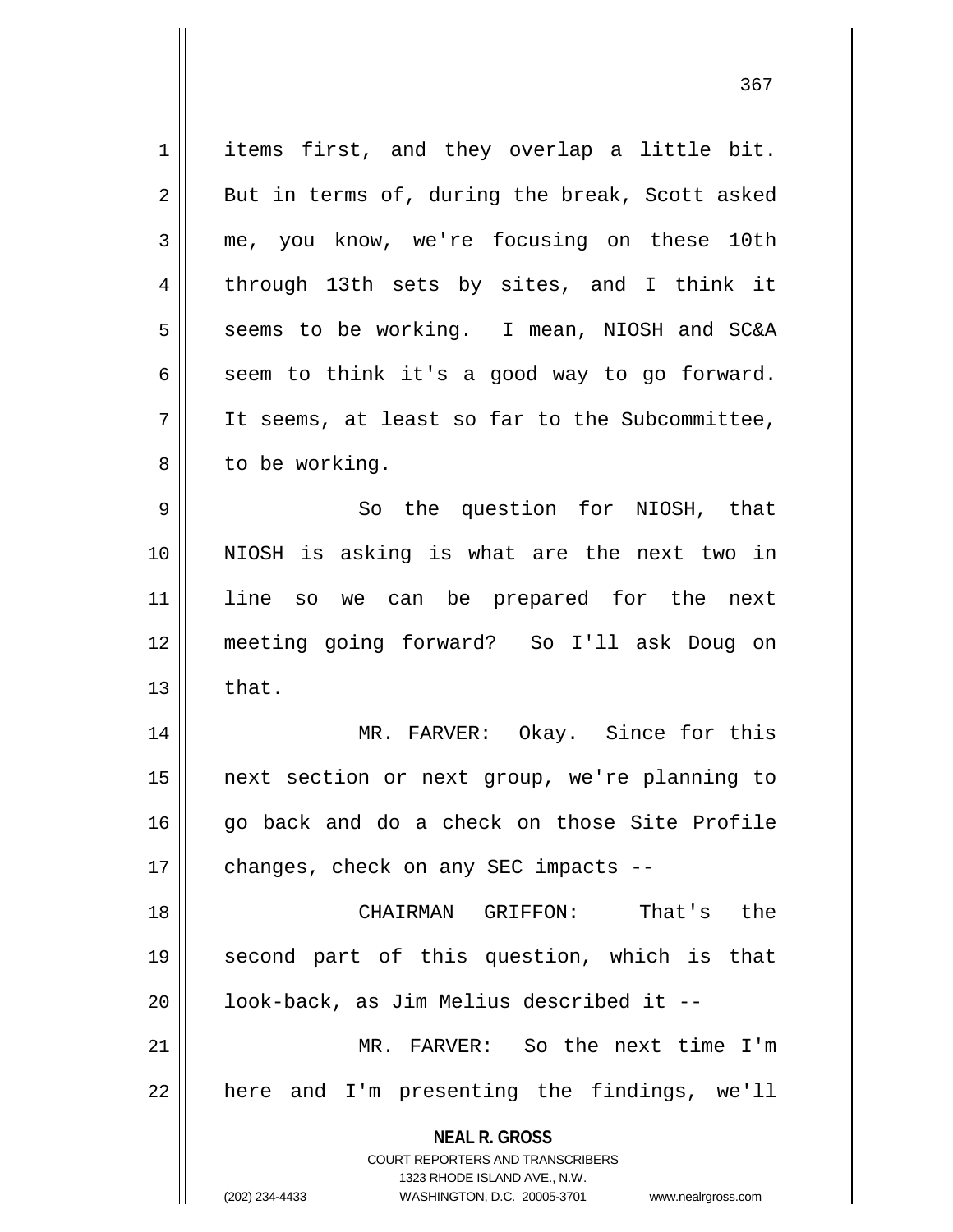items first, and they overlap a little bit. But in terms of, during the break, Scott asked me, you know, we're focusing on these 10th through 13th sets by sites, and I think it seems to be working. I mean, NIOSH and SC&A seem to think it's a good way to go forward. It seems, at least so far to the Subcommittee, to be working.

So the question for NIOSH, that NIOSH is asking is what are the next two in line so we can be prepared for the next meeting going forward? So I'll ask Doug on that.

MR. FARVER: Okay. Since for this next section or next group, we're planning to go back and do a check on those Site Profile changes, check on any SEC impacts --

CHAIRMAN GRIFFON: That's the second part of this question, which is that look-back, as Jim Melius described it --

MR. FARVER: So the next time I'm here and I'm presenting the findings, we'll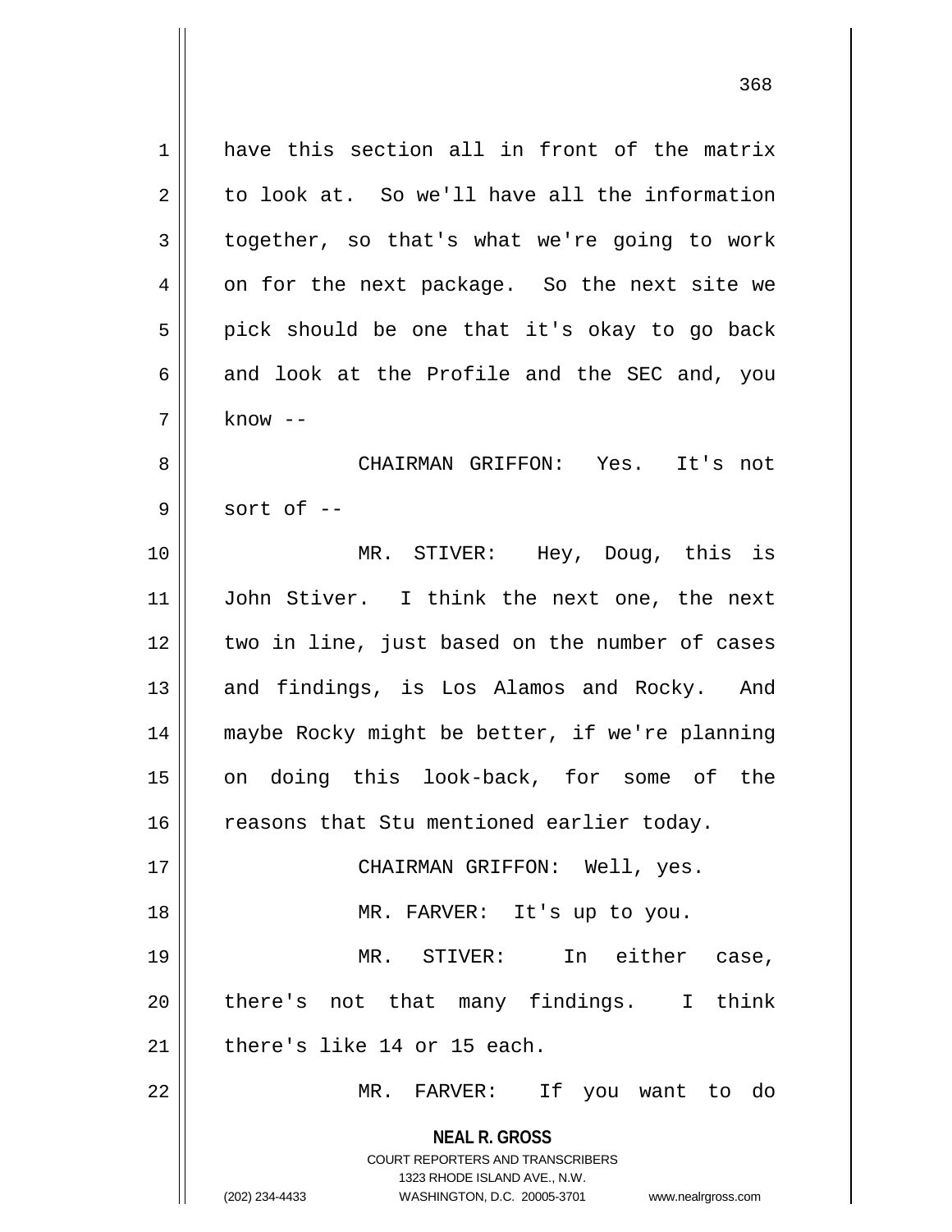have this section all in front of the matrix to look at. So we'll have all the information together, so that's what we're going to work on for the next package. So the next site we pick should be one that it's okay to go back and look at the Profile and the SEC and, you know --

CHAIRMAN GRIFFON: Yes. It's not sort of --

MR. STIVER: Hey, Doug, this is John Stiver. I think the next one, the next two in line, just based on the number of cases and findings, is Los Alamos and Rocky. And maybe Rocky might be better, if we're planning on doing this look-back, for some of the reasons that Stu mentioned earlier today.

CHAIRMAN GRIFFON: Well, yes.

MR. FARVER: It's up to you.

MR. STIVER: In either case, there's not that many findings. I think there's like 14 or 15 each.

MR. FARVER: If you want to do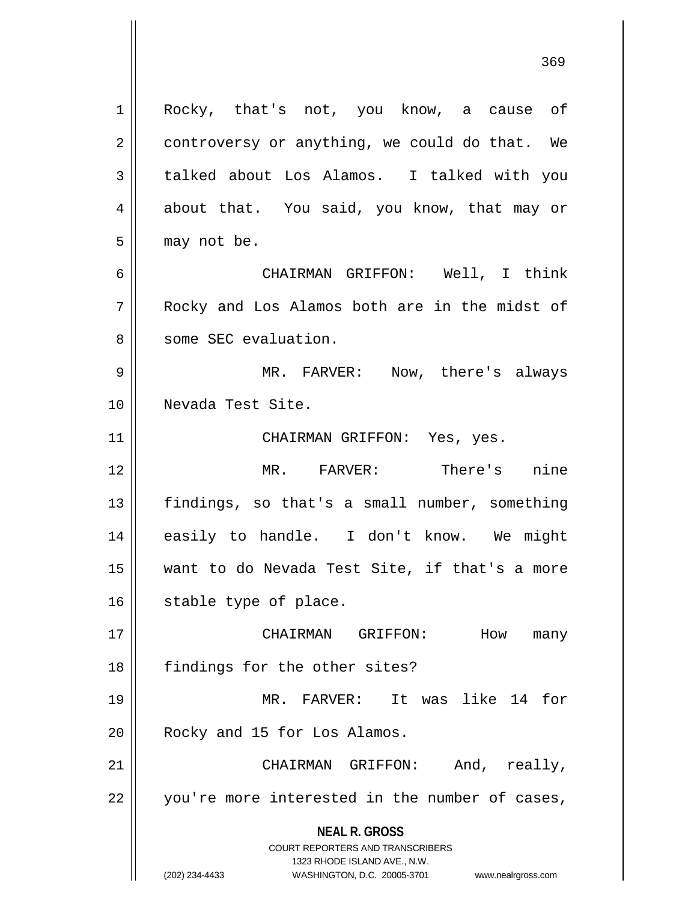Rocky, that's not, you know, a cause of controversy or anything, we could do that. We talked about Los Alamos. I talked with you about that. You said, you know, that may or may not be.

CHAIRMAN GRIFFON: Well, I think Rocky and Los Alamos both are in the midst of some SEC evaluation.

MR. FARVER: Now, there's always Nevada Test Site.

CHAIRMAN GRIFFON: Yes, yes.

MR. FARVER: There's nine findings, so that's a small number, something easily to handle. I don't know. We might want to do Nevada Test Site, if that's a more stable type of place.

CHAIRMAN GRIFFON: How many findings for the other sites?

MR. FARVER: It was like 14 for Rocky and 15 for Los Alamos.

CHAIRMAN GRIFFON: And, really, you're more interested in the number of cases,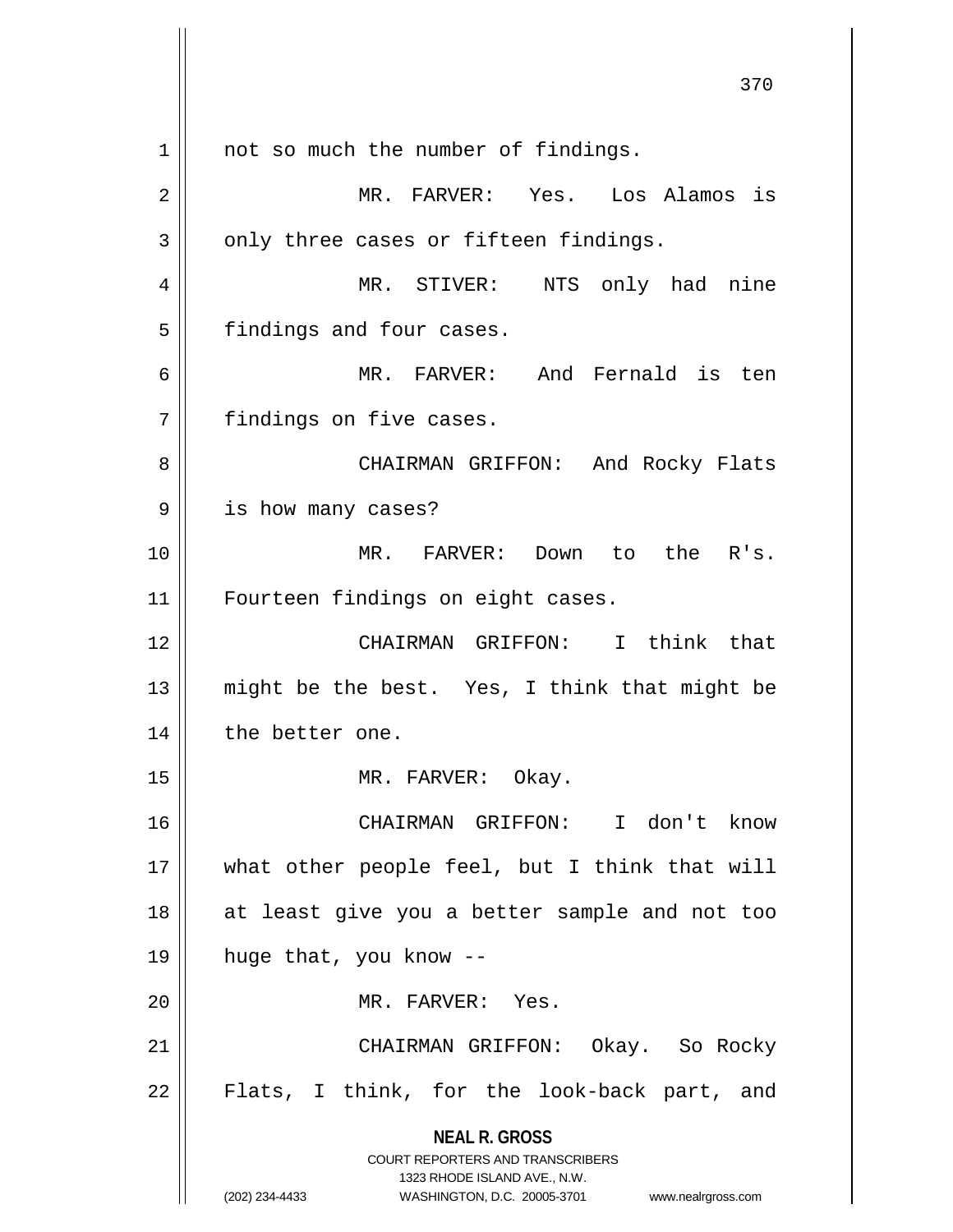not so much the number of findings.

MR. FARVER: Yes. Los Alamos is only three cases or fifteen findings.

MR. STIVER: NTS only had nine findings and four cases.

MR. FARVER: And Fernald is ten findings on five cases.

CHAIRMAN GRIFFON: And Rocky Flats is how many cases?

MR. FARVER: Down to the R's. Fourteen findings on eight cases.

CHAIRMAN GRIFFON: I think that might be the best. Yes, I think that might be the better one.

MR. FARVER: Okay.

CHAIRMAN GRIFFON: I don't know what other people feel, but I think that will at least give you a better sample and not too huge that, you know --

MR. FARVER: Yes.

CHAIRMAN GRIFFON: Okay. So Rocky Flats, I think, for the look-back part, and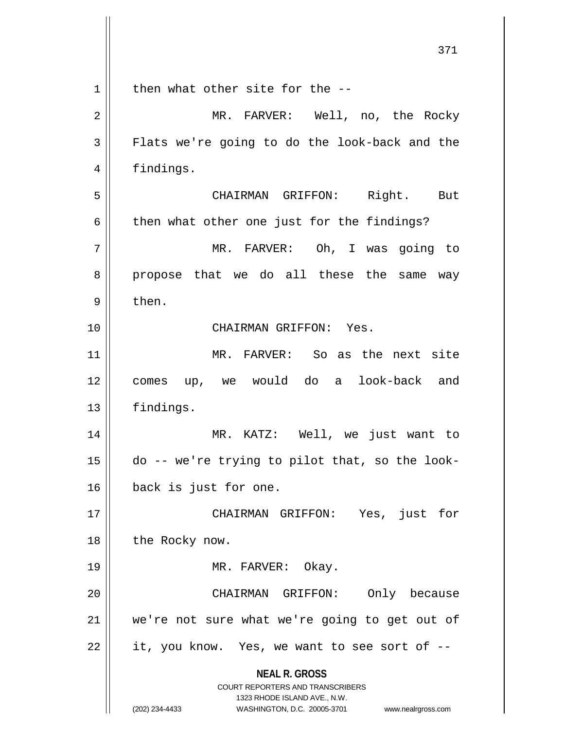then what other site for the --

MR. FARVER: Well, no, the Rocky Flats we're going to do the look-back and the findings.

CHAIRMAN GRIFFON: Right. But then what other one just for the findings?

MR. FARVER: Oh, I was going to propose that we do all these the same way then.

CHAIRMAN GRIFFON: Yes.

MR. FARVER: So as the next site comes up, we would do a look-back and findings.

MR. KATZ: Well, we just want to do -- we're trying to pilot that, so the look-back is just for one.

CHAIRMAN GRIFFON: Yes, just for the Rocky now.

MR. FARVER: Okay.

CHAIRMAN GRIFFON: Only because we're not sure what we're going to get out of it, you know. Yes, we want to see sort of --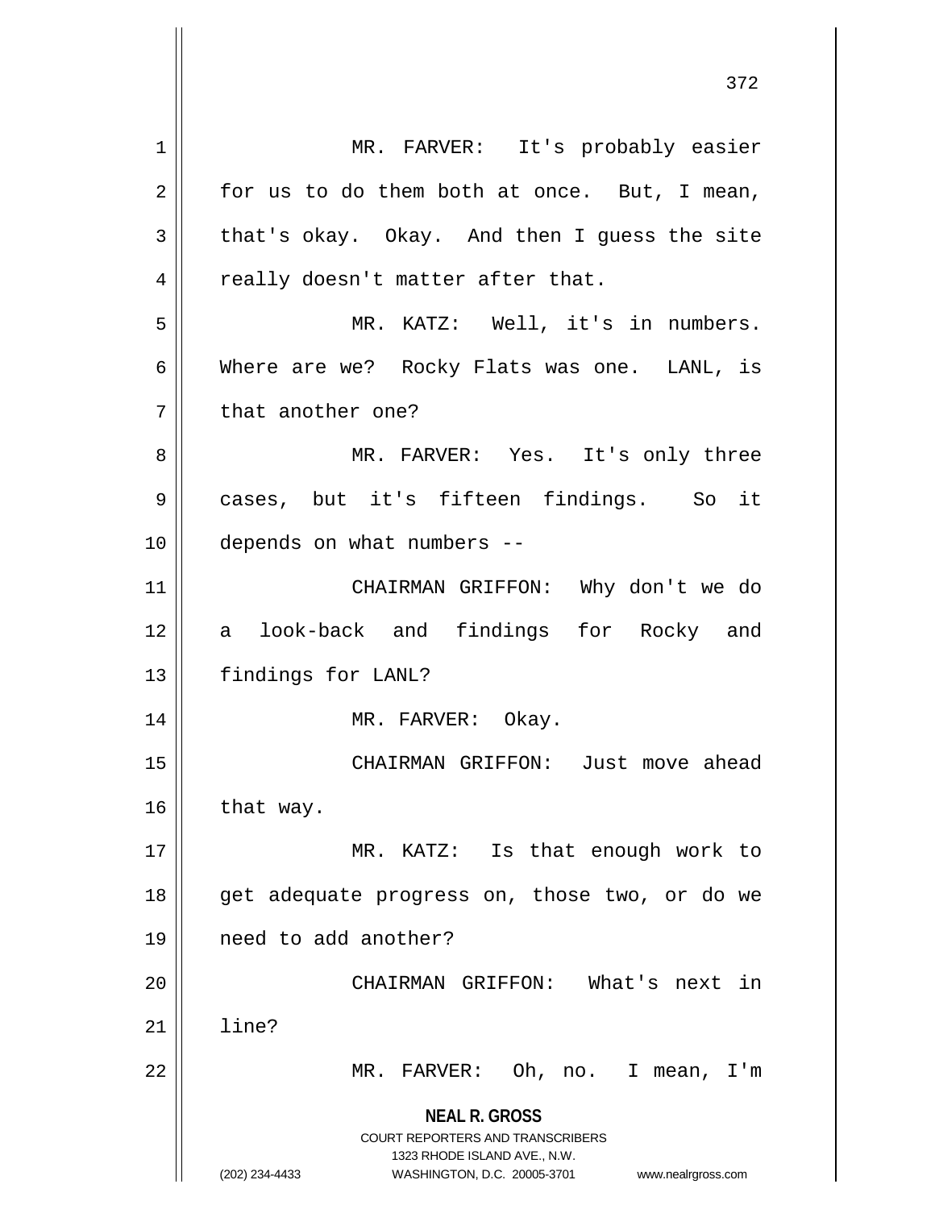MR. FARVER: It's probably easier for us to do them both at once. But, I mean, that's okay. Okay. And then I guess the site really doesn't matter after that.

MR. KATZ: Well, it's in numbers. Where are we? Rocky Flats was one. LANL, is that another one?

MR. FARVER: Yes. It's only three cases, but it's fifteen findings. So it depends on what numbers --

CHAIRMAN GRIFFON: Why don't we do a look-back and findings for Rocky and findings for LANL?

MR. FARVER: Okay.

CHAIRMAN GRIFFON: Just move ahead that way.

MR. KATZ: Is that enough work to get adequate progress on, those two, or do we need to add another?

CHAIRMAN GRIFFON: What's next in line?

MR. FARVER: Oh, no. I mean, I'm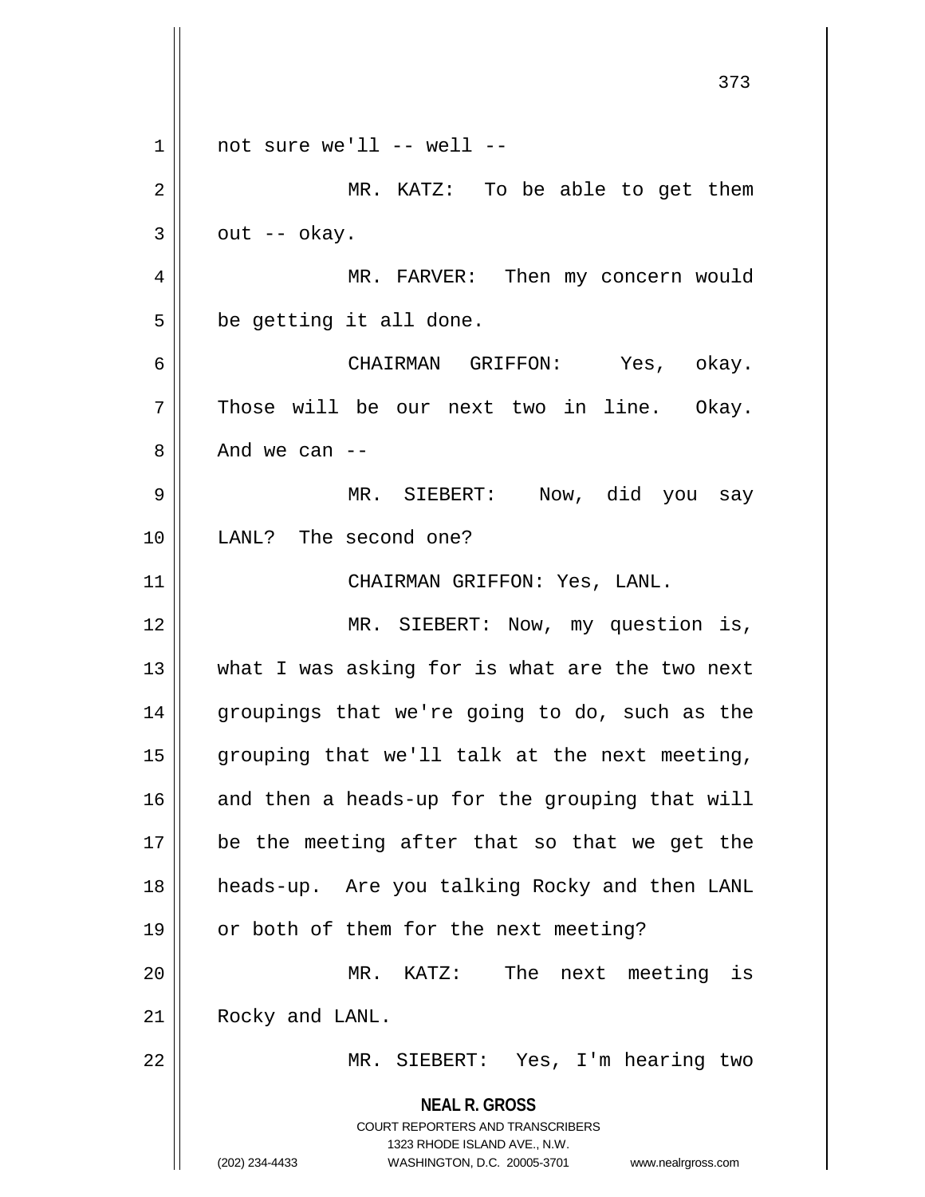not sure we'll -- well --

MR. KATZ: To be able to get them out -- okay.

MR. FARVER: Then my concern would be getting it all done.

CHAIRMAN GRIFFON: Yes, okay. Those will be our next two in line. Okay. And we can --

MR. SIEBERT: Now, did you say LANL? The second one?

CHAIRMAN GRIFFON: Yes, LANL.

MR. SIEBERT: Now, my question is, what I was asking for is what are the two next groupings that we're going to do, such as the grouping that we'll talk at the next meeting, and then a heads-up for the grouping that will be the meeting after that so that we get the heads-up. Are you talking Rocky and then LANL or both of them for the next meeting?

MR. KATZ: The next meeting is Rocky and LANL.

MR. SIEBERT: Yes, I'm hearing two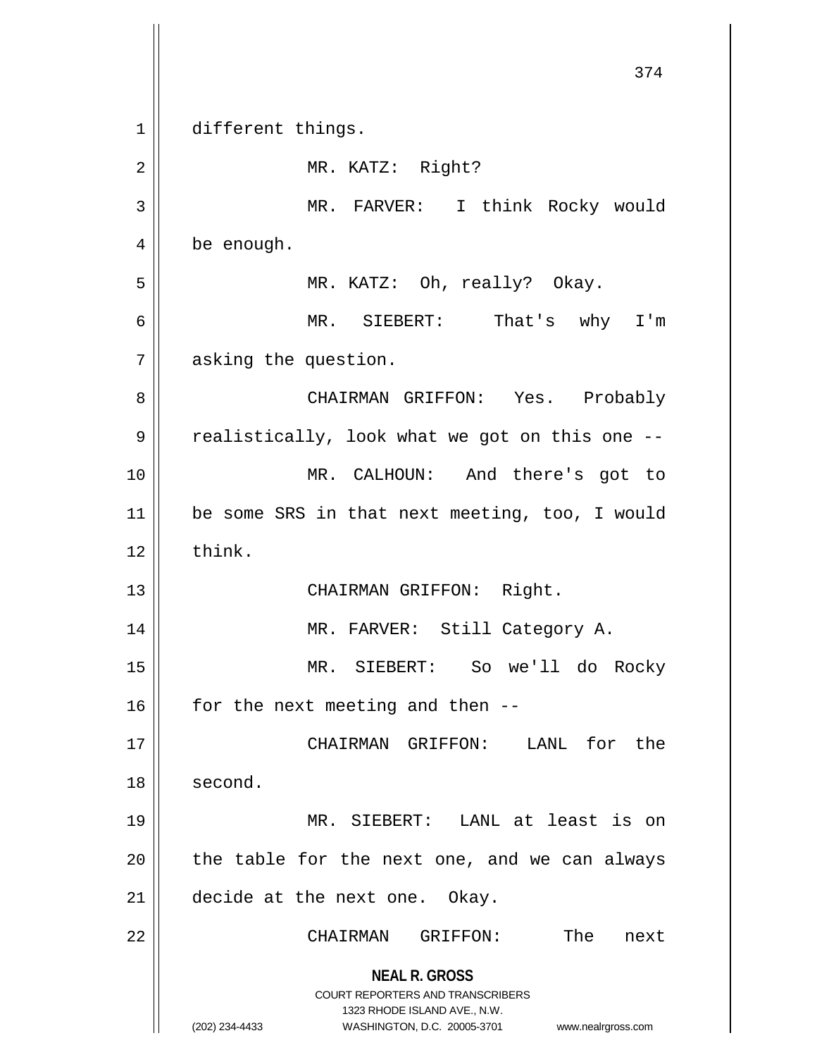different things.

MR. KATZ: Right?

MR. FARVER: I think Rocky would be enough.

MR. KATZ: Oh, really? Okay.

MR. SIEBERT: That's why I'm asking the question.

CHAIRMAN GRIFFON: Yes. Probably realistically, look what we got on this one --

MR. CALHOUN: And there's got to be some SRS in that next meeting, too, I would think.

CHAIRMAN GRIFFON: Right.

MR. FARVER: Still Category A.

MR. SIEBERT: So we'll do Rocky for the next meeting and then --

CHAIRMAN GRIFFON: LANL for the second.

MR. SIEBERT: LANL at least is on the table for the next one, and we can always decide at the next one. Okay.

CHAIRMAN GRIFFON: The next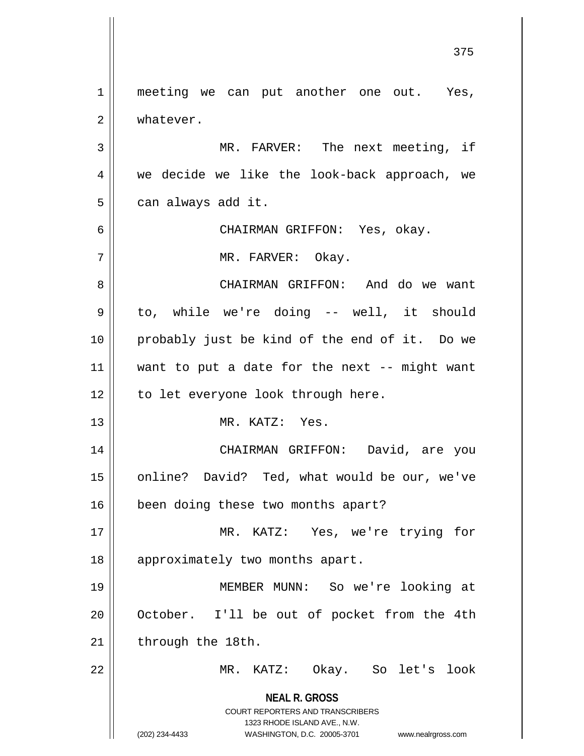meeting we can put another one out. Yes, whatever.

MR. FARVER: The next meeting, if we decide we like the look-back approach, we can always add it.

CHAIRMAN GRIFFON: Yes, okay.

MR. FARVER: Okay.

CHAIRMAN GRIFFON: And do we want to, while we're doing -- well, it should probably just be kind of the end of it. Do we want to put a date for the next -- might want to let everyone look through here.

MR. KATZ: Yes.

CHAIRMAN GRIFFON: David, are you online? David? Ted, what would be our, we've been doing these two months apart?

MR. KATZ: Yes, we're trying for approximately two months apart.

MEMBER MUNN: So we're looking at October. I'll be out of pocket from the 4th through the 18th.

MR. KATZ: Okay. So let's look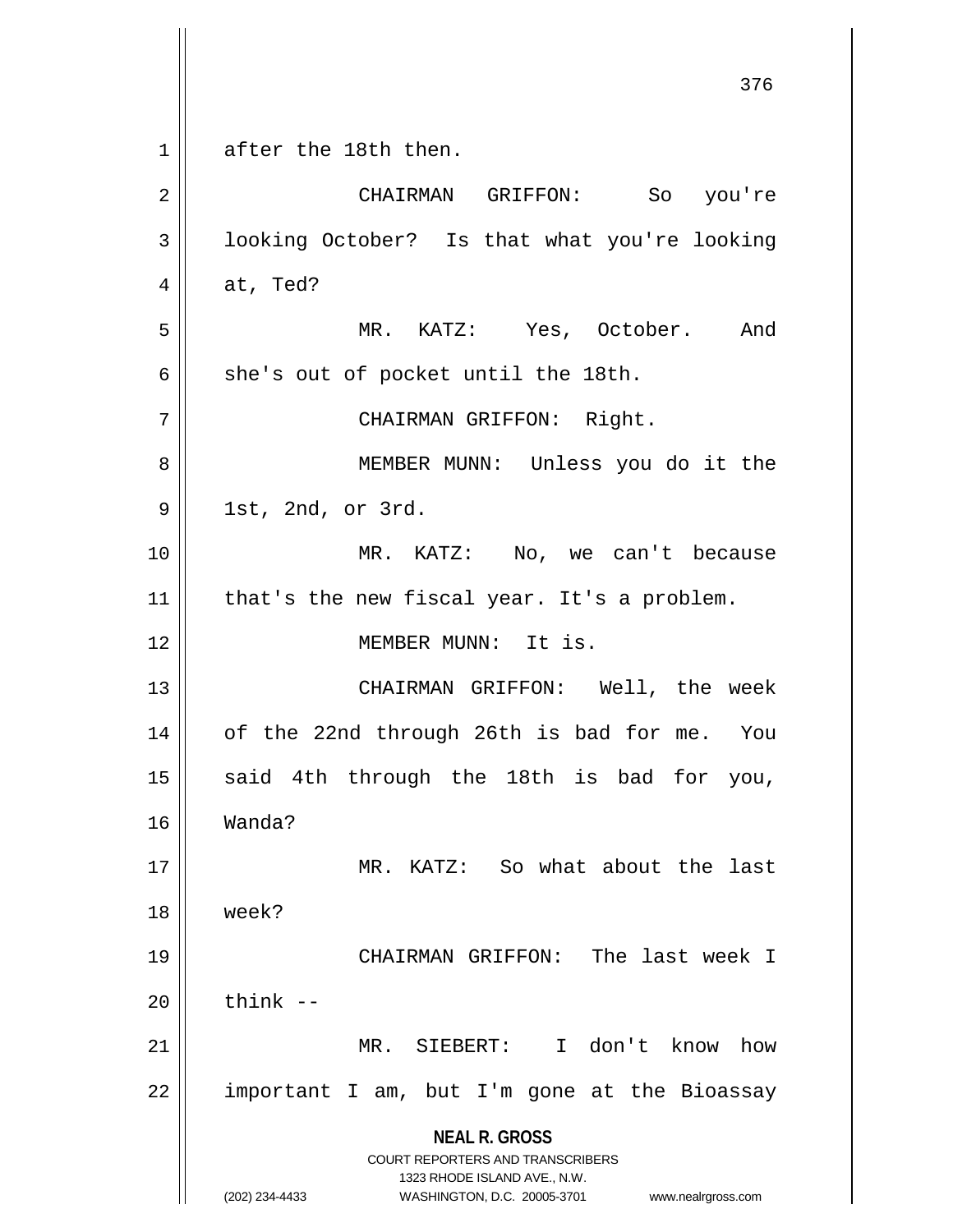after the 18th then.

CHAIRMAN GRIFFON: So you're looking October? Is that what you're looking at, Ted?

MR. KATZ: Yes, October. And she's out of pocket until the 18th.

CHAIRMAN GRIFFON: Right.

MEMBER MUNN: Unless you do it the 1st, 2nd, or 3rd.

MR. KATZ: No, we can't because that's the new fiscal year. It's a problem.

MEMBER MUNN: It is.

CHAIRMAN GRIFFON: Well, the week of the 22nd through 26th is bad for me. You said 4th through the 18th is bad for you, Wanda?

MR. KATZ: So what about the last week?

CHAIRMAN GRIFFON: The last week I think --

MR. SIEBERT: I don't know how important I am, but I'm gone at the Bioassay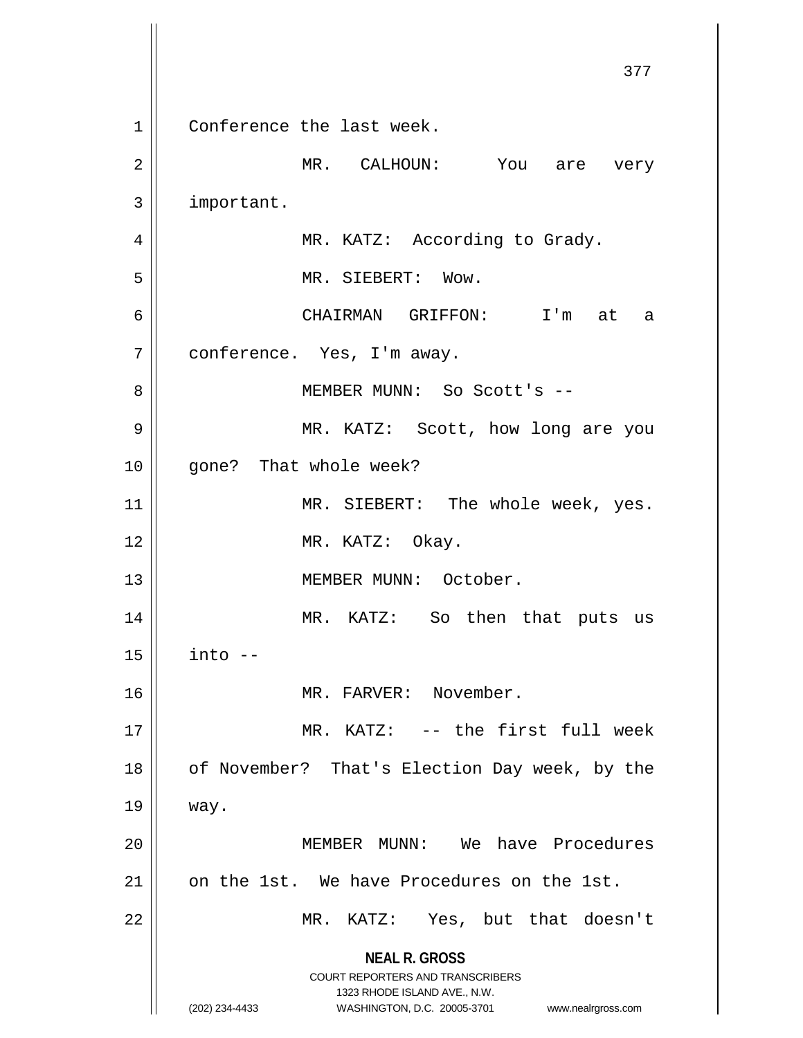Conference the last week.

MR. CALHOUN: You are very important.

MR. KATZ: According to Grady.

MR. SIEBERT: Wow.

CHAIRMAN GRIFFON: I'm at a conference. Yes, I'm away.

MEMBER MUNN: So Scott's --

MR. KATZ: Scott, how long are you gone? That whole week?

MR. SIEBERT: The whole week, yes.

MR. KATZ: Okay.

MEMBER MUNN: October.

MR. KATZ: So then that puts us into --

MR. FARVER: November.

MR. KATZ: -- the first full week of November? That's Election Day week, by the way.

MEMBER MUNN: We have Procedures on the 1st. We have Procedures on the 1st.

MR. KATZ: Yes, but that doesn't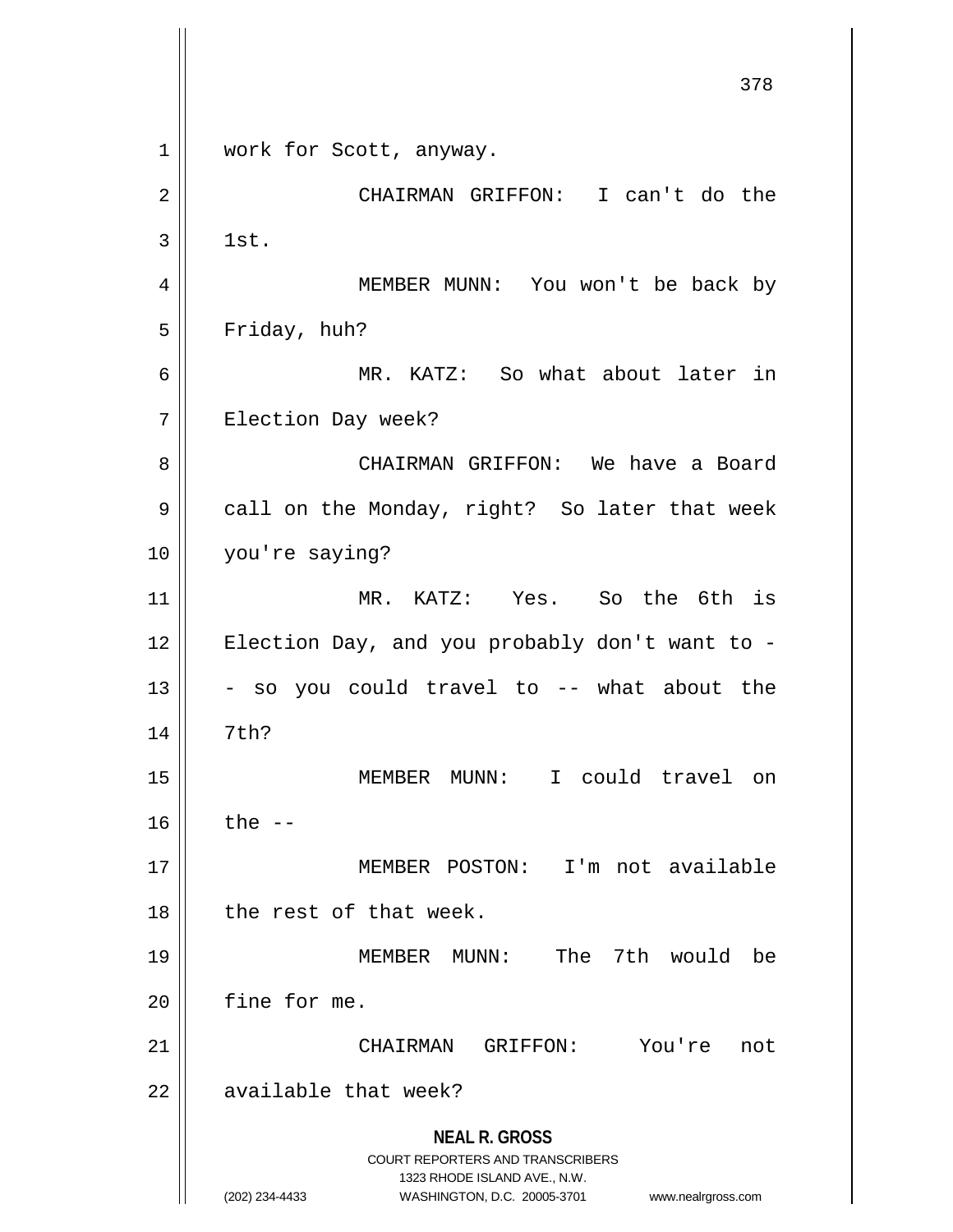work for Scott, anyway.

CHAIRMAN GRIFFON: I can't do the 1st.

MEMBER MUNN: You won't be back by Friday, huh?

MR. KATZ: So what about later in Election Day week?

CHAIRMAN GRIFFON: We have a Board call on the Monday, right? So later that week you're saying?

MR. KATZ: Yes. So the 6th is Election Day, and you probably don't want to -- so you could travel to -- what about the 7th?

MEMBER MUNN: I could travel on the --

MEMBER POSTON: I'm not available the rest of that week.

MEMBER MUNN: The 7th would be fine for me.

CHAIRMAN GRIFFON: You're not available that week?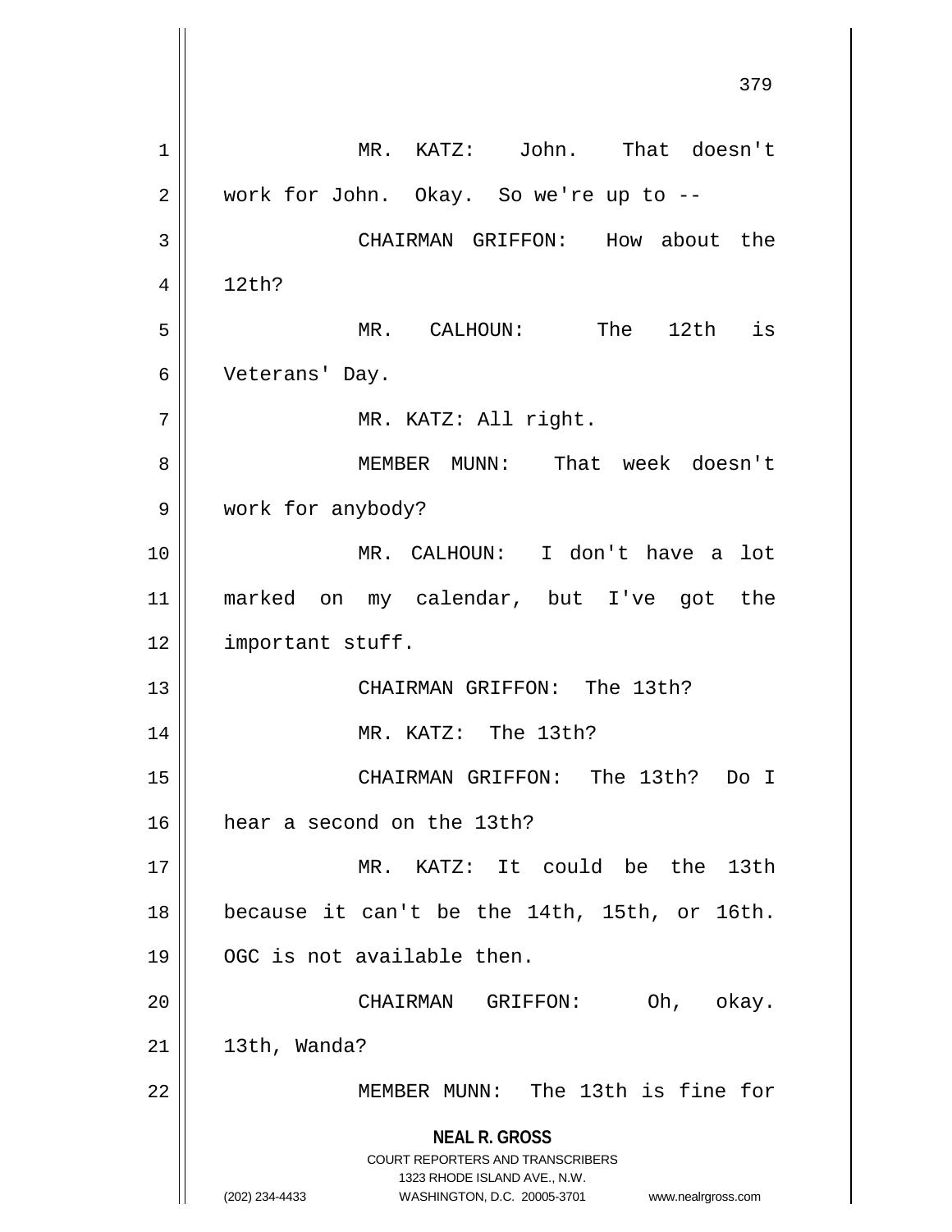MR. KATZ: John. That doesn't work for John. Okay. So we're up to --

CHAIRMAN GRIFFON: How about the 12th?

MR. CALHOUN: The 12th is Veterans' Day.

MR. KATZ: All right.

MEMBER MUNN: That week doesn't work for anybody?

MR. CALHOUN: I don't have a lot marked on my calendar, but I've got the important stuff.

CHAIRMAN GRIFFON: The 13th?

MR. KATZ: The 13th?

CHAIRMAN GRIFFON: The 13th? Do I hear a second on the 13th?

MR. KATZ: It could be the 13th because it can't be the 14th, 15th, or 16th. OGC is not available then.

CHAIRMAN GRIFFON: Oh, okay. 13th, Wanda?

MEMBER MUNN: The 13th is fine for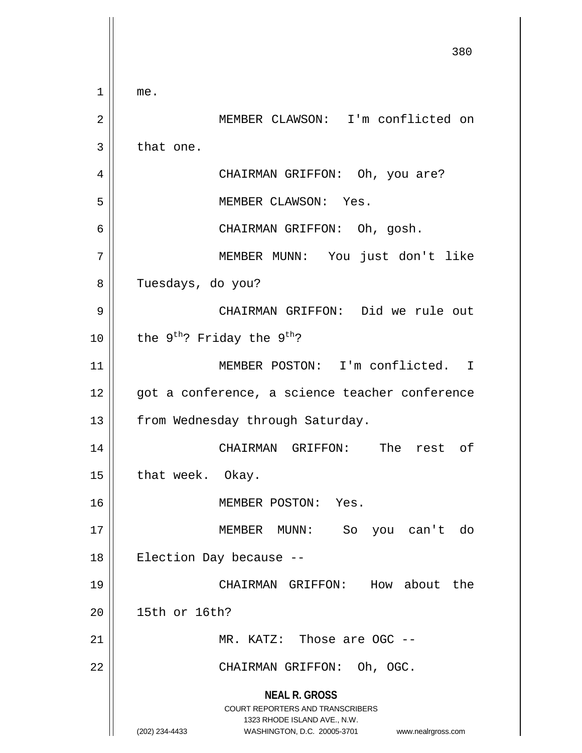me.

MEMBER CLAWSON: I'm conflicted on that one.

CHAIRMAN GRIFFON: Oh, you are?

MEMBER CLAWSON: Yes.

CHAIRMAN GRIFFON: Oh, gosh.

MEMBER MUNN: You just don't like Tuesdays, do you?

CHAIRMAN GRIFFON: Did we rule out the 9th? Friday the 9th?

MEMBER POSTON: I'm conflicted. I got a conference, a science teacher conference from Wednesday through Saturday.

CHAIRMAN GRIFFON: The rest of that week. Okay.

MEMBER POSTON: Yes.

MEMBER MUNN: So you can't do Election Day because --

CHAIRMAN GRIFFON: How about the 15th or 16th?

MR. KATZ: Those are OGC --

CHAIRMAN GRIFFON: Oh, OGC.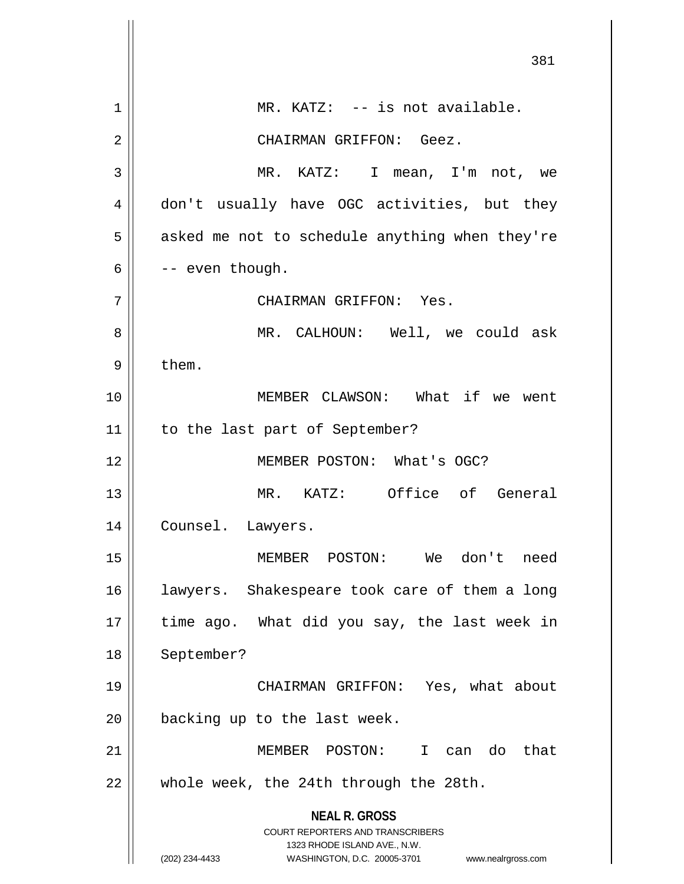MR. KATZ: -- is not available.

CHAIRMAN GRIFFON: Geez.

MR. KATZ: I mean, I'm not, we don't usually have OGC activities, but they asked me not to schedule anything when they're -- even though.

CHAIRMAN GRIFFON: Yes.

MR. CALHOUN: Well, we could ask them.

MEMBER CLAWSON: What if we went to the last part of September?

MEMBER POSTON: What's OGC?

MR. KATZ: Office of General Counsel. Lawyers.

MEMBER POSTON: We don't need lawyers. Shakespeare took care of them a long time ago. What did you say, the last week in September?

CHAIRMAN GRIFFON: Yes, what about backing up to the last week.

MEMBER POSTON: I can do that whole week, the 24th through the 28th.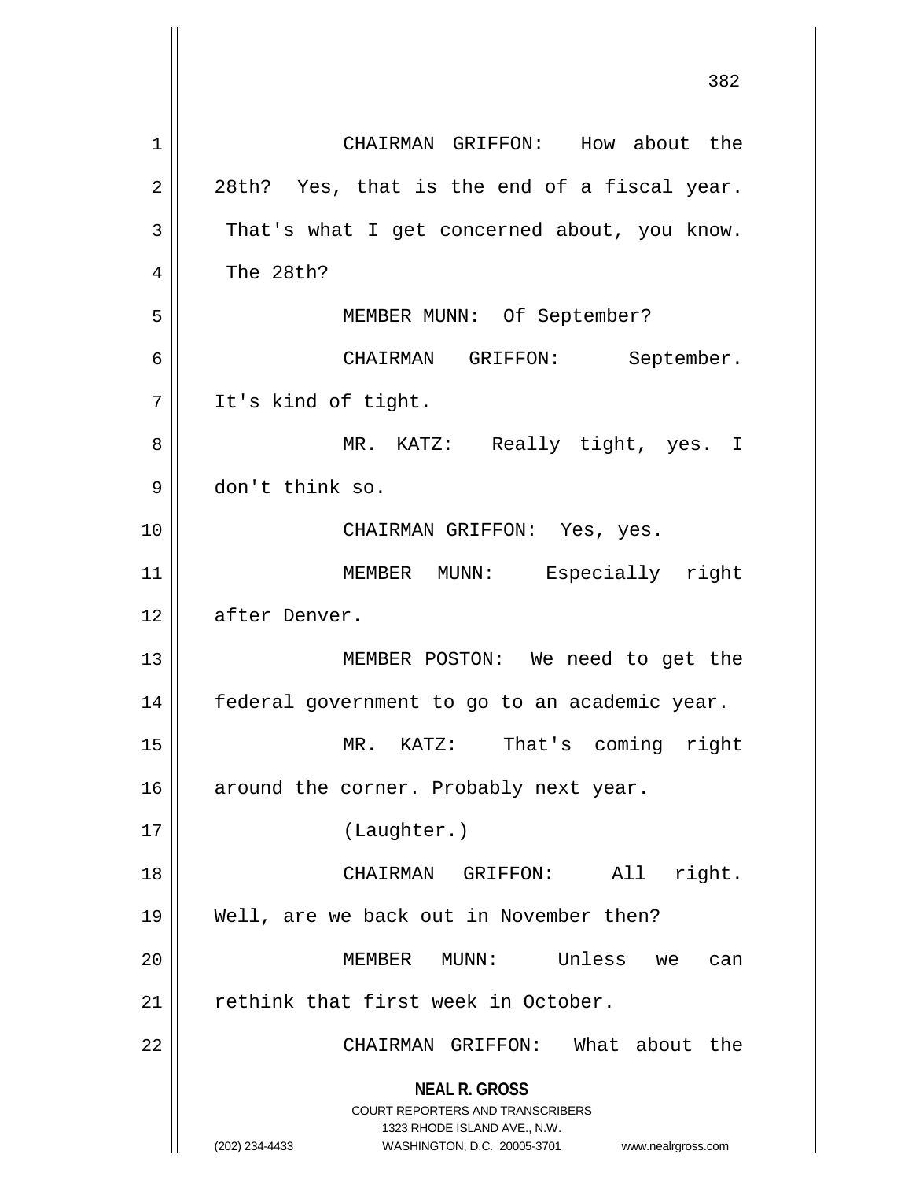CHAIRMAN GRIFFON: How about the 28th? Yes, that is the end of a fiscal year. That's what I get concerned about, you know. The 28th?

MEMBER MUNN: Of September?

CHAIRMAN GRIFFON: September. It's kind of tight.

MR. KATZ: Really tight, yes. I don't think so.

CHAIRMAN GRIFFON: Yes, yes.

MEMBER MUNN: Especially right after Denver.

MEMBER POSTON: We need to get the federal government to go to an academic year.

MR. KATZ: That's coming right around the corner. Probably next year.

(Laughter.)

CHAIRMAN GRIFFON: All right. Well, are we back out in November then?

MEMBER MUNN: Unless we can rethink that first week in October.

CHAIRMAN GRIFFON: What about the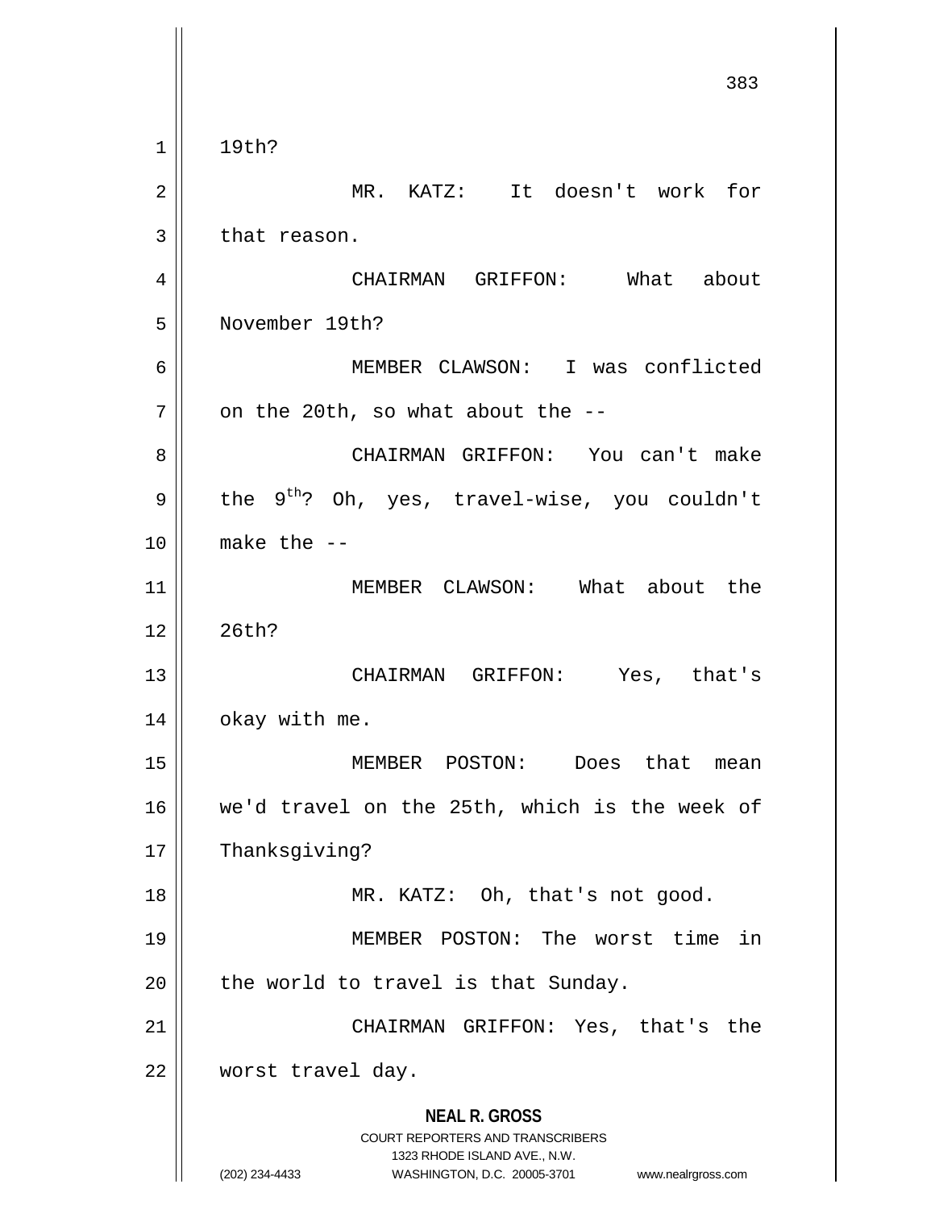19th?

MR. KATZ: It doesn't work for that reason.

CHAIRMAN GRIFFON: What about November 19th?

MEMBER CLAWSON: I was conflicted on the 20th, so what about the --

CHAIRMAN GRIFFON: You can't make the 9th? Oh, yes, travel-wise, you couldn't make the --

MEMBER CLAWSON: What about the 26th?

CHAIRMAN GRIFFON: Yes, that's okay with me.

MEMBER POSTON: Does that mean we'd travel on the 25th, which is the week of Thanksgiving?

MR. KATZ: Oh, that's not good.

MEMBER POSTON: The worst time in the world to travel is that Sunday.

CHAIRMAN GRIFFON: Yes, that's the worst travel day.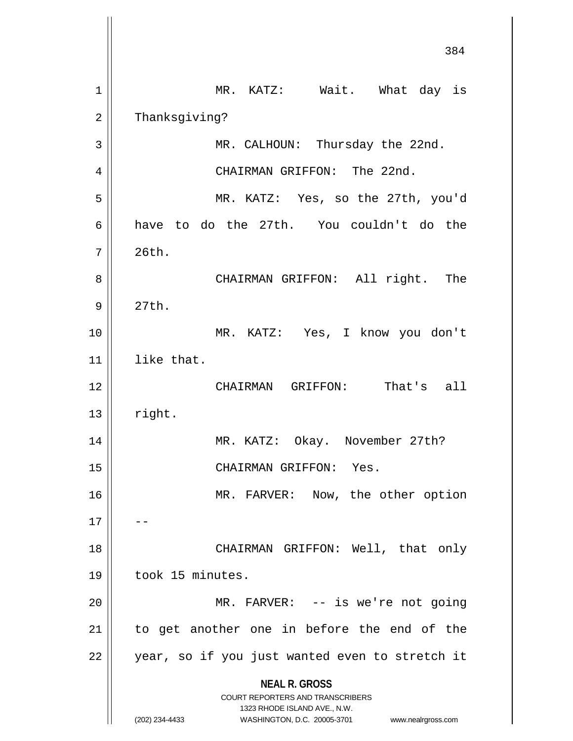MR. KATZ: Wait. What day is Thanksgiving?

MR. CALHOUN: Thursday the 22nd.

CHAIRMAN GRIFFON: The 22nd.

MR. KATZ: Yes, so the 27th, you'd have to do the 27th. You couldn't do the 26th.

CHAIRMAN GRIFFON: All right. The 27th.

MR. KATZ: Yes, I know you don't like that.

CHAIRMAN GRIFFON: That's all right.

MR. KATZ: Okay. November 27th?

CHAIRMAN GRIFFON: Yes.

MR. FARVER: Now, the other option --

CHAIRMAN GRIFFON: Well, that only took 15 minutes.

MR. FARVER: -- is we're not going to get another one in before the end of the year, so if you just wanted even to stretch it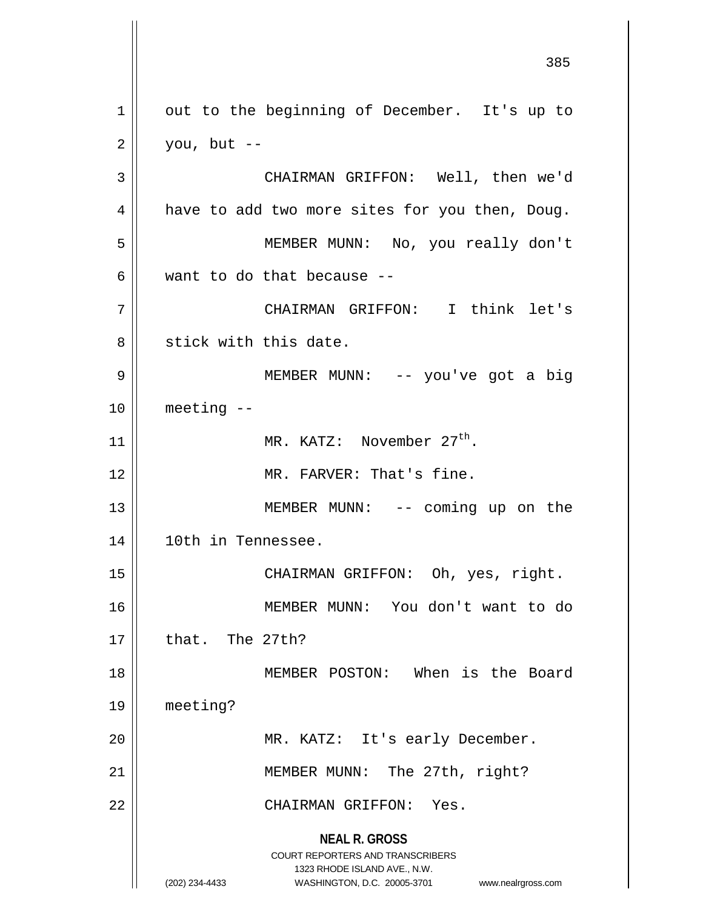out to the beginning of December. It's up to you, but --

CHAIRMAN GRIFFON: Well, then we'd have to add two more sites for you then, Doug.

MEMBER MUNN: No, you really don't want to do that because --

CHAIRMAN GRIFFON: I think let's stick with this date.

MEMBER MUNN: -- you've got a big meeting --

MR. KATZ: November $27^{th}$.

MR. FARVER: That's fine.

MEMBER MUNN: -- coming up on the 10th in Tennessee.

CHAIRMAN GRIFFON: Oh, yes, right.

MEMBER MUNN: You don't want to do that. The 27th?

MEMBER POSTON: When is the Board meeting?

MR. KATZ: It's early December.

MEMBER MUNN: The 27th, right?

CHAIRMAN GRIFFON: Yes.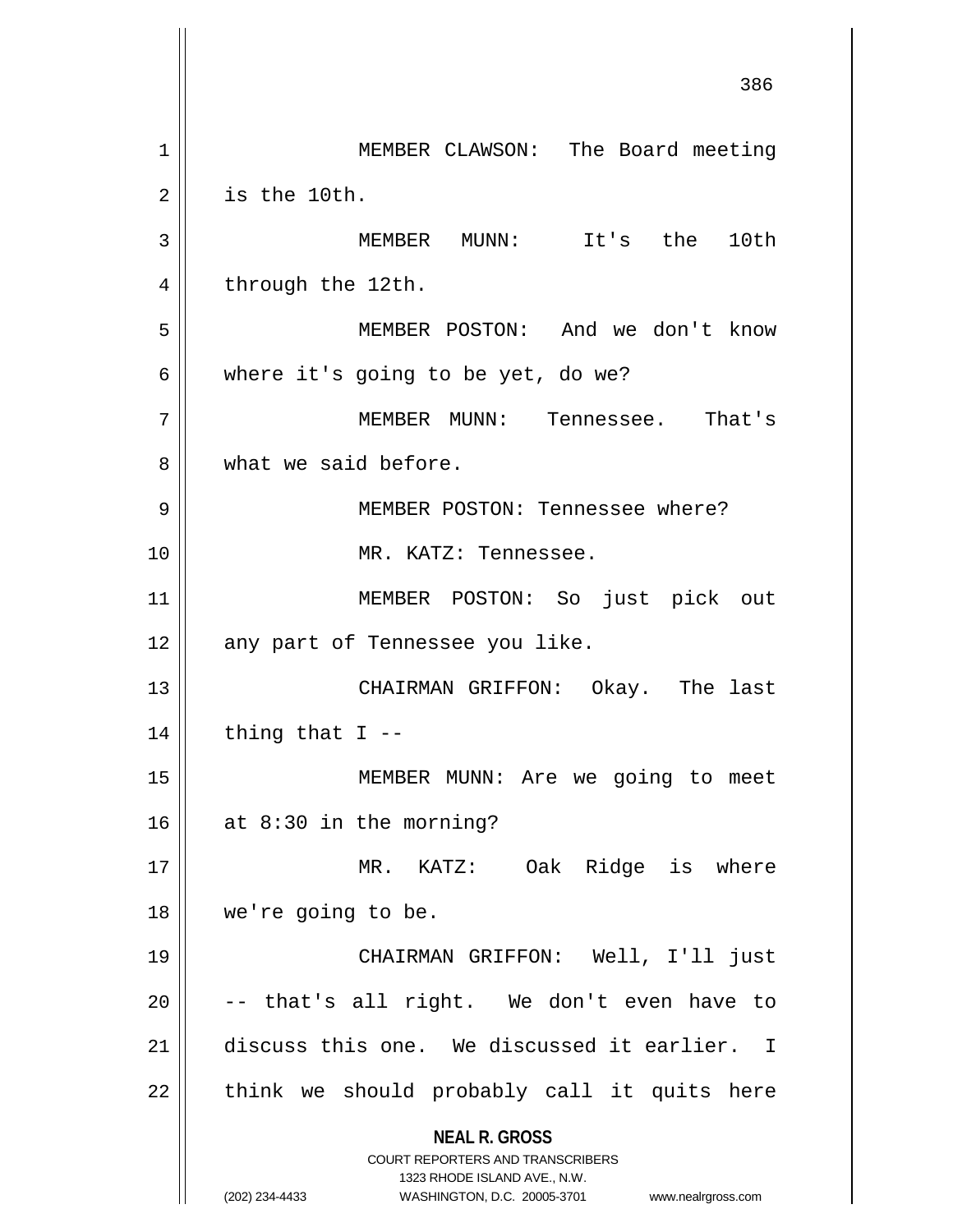MEMBER CLAWSON: The Board meeting is the 10th.

MEMBER MUNN: It's the 10th through the 12th.

MEMBER POSTON: And we don't know where it's going to be yet, do we?

MEMBER MUNN: Tennessee. That's what we said before.

MEMBER POSTON: Tennessee where?

MR. KATZ: Tennessee.

MEMBER POSTON: So just pick out any part of Tennessee you like.

CHAIRMAN GRIFFON: Okay. The last thing that I --

MEMBER MUNN: Are we going to meet at 8:30 in the morning?

MR. KATZ: Oak Ridge is where we're going to be.

CHAIRMAN GRIFFON: Well, I'll just -- that's all right. We don't even have to discuss this one. We discussed it earlier. I think we should probably call it quits here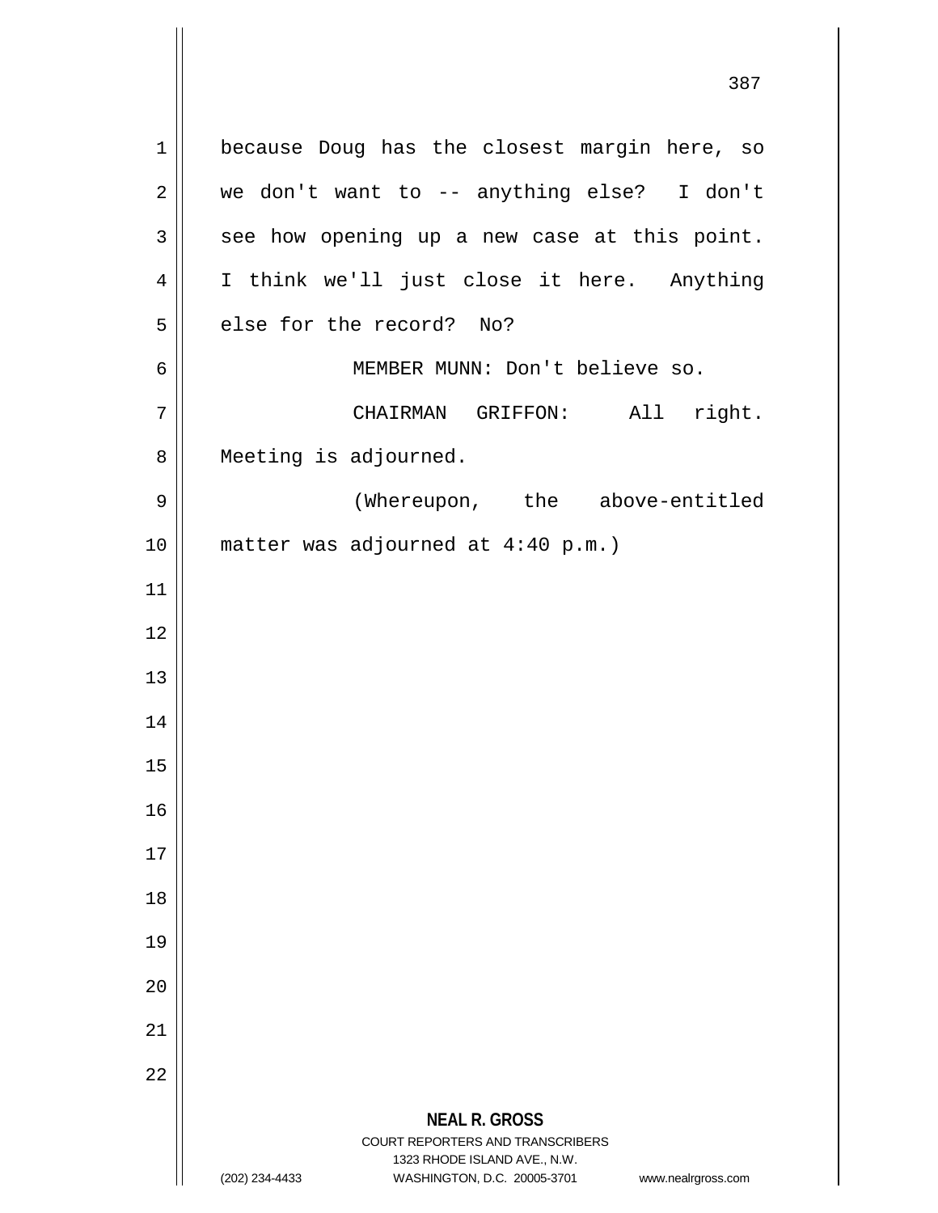because Doug has the closest margin here, so we don't want to -- anything else? I don't see how opening up a new case at this point. I think we'll just close it here. Anything else for the record? No?

MEMBER MUNN: Don't believe so.

CHAIRMAN GRIFFON: All right. Meeting is adjourned.

(Whereupon, the above-entitled matter was adjourned at 4:40 p.m.)